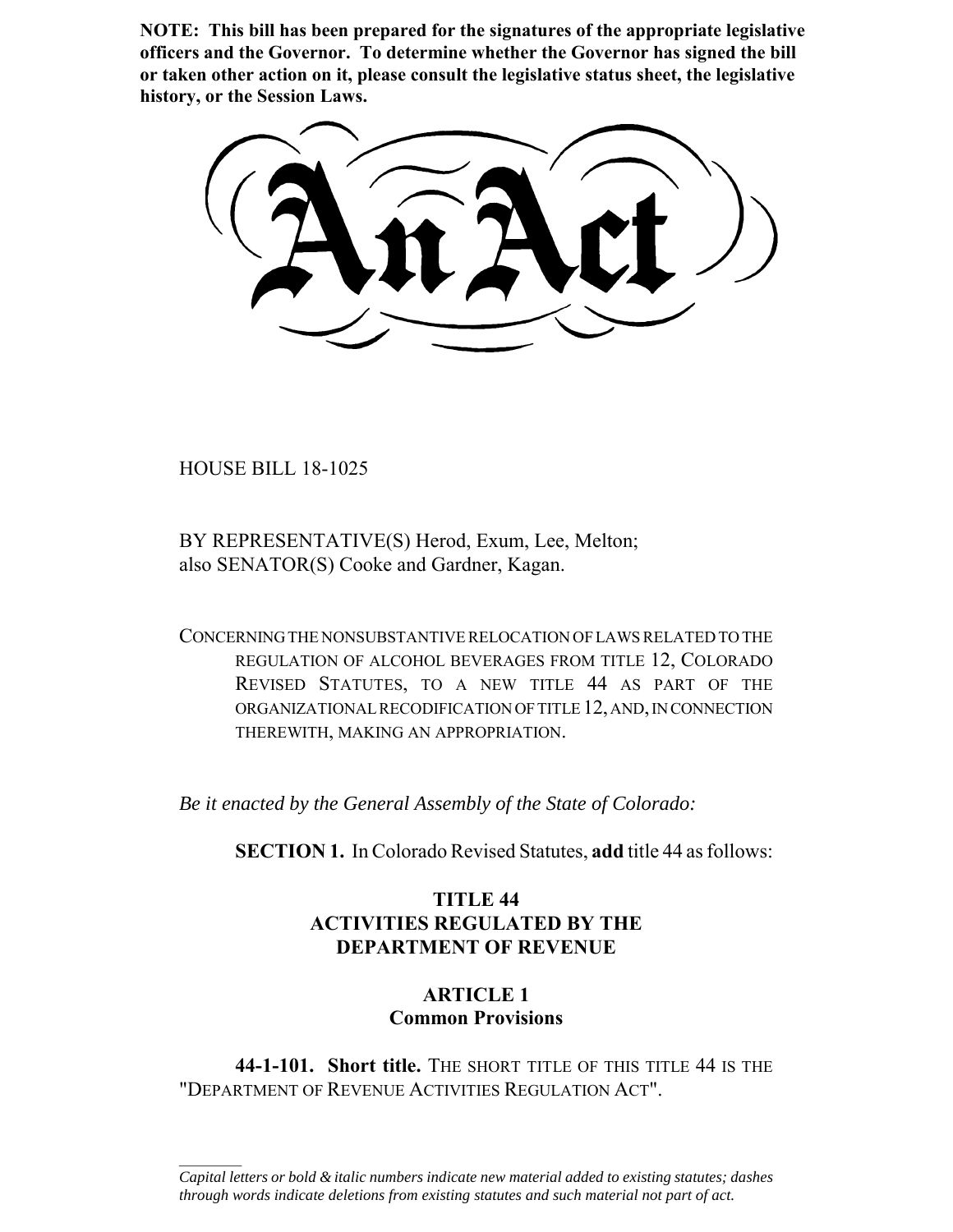**NOTE: This bill has been prepared for the signatures of the appropriate legislative officers and the Governor. To determine whether the Governor has signed the bill or taken other action on it, please consult the legislative status sheet, the legislative history, or the Session Laws.**

# An Act

HOUSE BILL 18-1025

BY REPRESENTATIVE(S) Herod, Exum, Lee, Melton;
also SENATOR(S) Cooke and Gardner, Kagan.

CONCERNING THE NONSUBSTANTIVE RELOCATION OF LAWS RELATED TO THE REGULATION OF ALCOHOL BEVERAGES FROM TITLE 12, COLORADO REVISED STATUTES, TO A NEW TITLE 44 AS PART OF THE ORGANIZATIONAL RECODIFICATION OF TITLE 12, AND, IN CONNECTION THEREWITH, MAKING AN APPROPRIATION.

*Be it enacted by the General Assembly of the State of Colorado:*

**SECTION 1.** In Colorado Revised Statutes, **add** title 44 as follows:

## TITLE 44
## ACTIVITIES REGULATED BY THE DEPARTMENT OF REVENUE

### ARTICLE 1
### Common Provisions

**44-1-101. Short title.** THE SHORT TITLE OF THIS TITLE 44 IS THE "DEPARTMENT OF REVENUE ACTIVITIES REGULATION ACT".

---

*Capital letters or bold & italic numbers indicate new material added to existing statutes; dashes through words indicate deletions from existing statutes and such material not part of act.*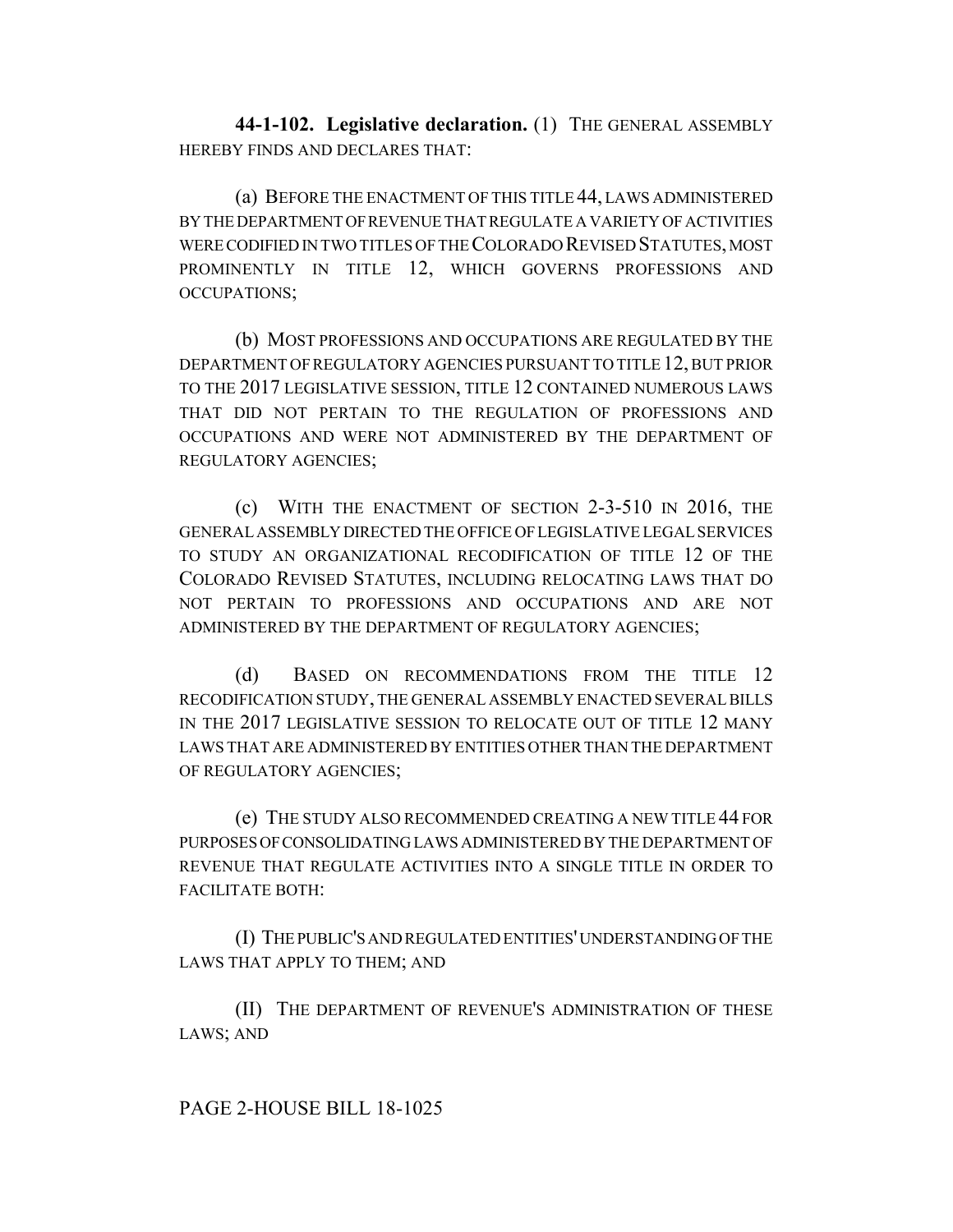**44-1-102. Legislative declaration.** (1) THE GENERAL ASSEMBLY HEREBY FINDS AND DECLARES THAT:

(a) BEFORE THE ENACTMENT OF THIS TITLE 44, LAWS ADMINISTERED BY THE DEPARTMENT OF REVENUE THAT REGULATE A VARIETY OF ACTIVITIES WERE CODIFIED IN TWO TITLES OF THE COLORADO REVISED STATUTES, MOST PROMINENTLY IN TITLE 12, WHICH GOVERNS PROFESSIONS AND OCCUPATIONS;

(b) MOST PROFESSIONS AND OCCUPATIONS ARE REGULATED BY THE DEPARTMENT OF REGULATORY AGENCIES PURSUANT TO TITLE 12, BUT PRIOR TO THE 2017 LEGISLATIVE SESSION, TITLE 12 CONTAINED NUMEROUS LAWS THAT DID NOT PERTAIN TO THE REGULATION OF PROFESSIONS AND OCCUPATIONS AND WERE NOT ADMINISTERED BY THE DEPARTMENT OF REGULATORY AGENCIES;

(c) WITH THE ENACTMENT OF SECTION 2-3-510 IN 2016, THE GENERAL ASSEMBLY DIRECTED THE OFFICE OF LEGISLATIVE LEGAL SERVICES TO STUDY AN ORGANIZATIONAL RECODIFICATION OF TITLE 12 OF THE COLORADO REVISED STATUTES, INCLUDING RELOCATING LAWS THAT DO NOT PERTAIN TO PROFESSIONS AND OCCUPATIONS AND ARE NOT ADMINISTERED BY THE DEPARTMENT OF REGULATORY AGENCIES;

(d) BASED ON RECOMMENDATIONS FROM THE TITLE 12 RECODIFICATION STUDY, THE GENERAL ASSEMBLY ENACTED SEVERAL BILLS IN THE 2017 LEGISLATIVE SESSION TO RELOCATE OUT OF TITLE 12 MANY LAWS THAT ARE ADMINISTERED BY ENTITIES OTHER THAN THE DEPARTMENT OF REGULATORY AGENCIES;

(e) THE STUDY ALSO RECOMMENDED CREATING A NEW TITLE 44 FOR PURPOSES OF CONSOLIDATING LAWS ADMINISTERED BY THE DEPARTMENT OF REVENUE THAT REGULATE ACTIVITIES INTO A SINGLE TITLE IN ORDER TO FACILITATE BOTH:

(I) THE PUBLIC'S AND REGULATED ENTITIES' UNDERSTANDING OF THE LAWS THAT APPLY TO THEM; AND

(II) THE DEPARTMENT OF REVENUE'S ADMINISTRATION OF THESE LAWS; AND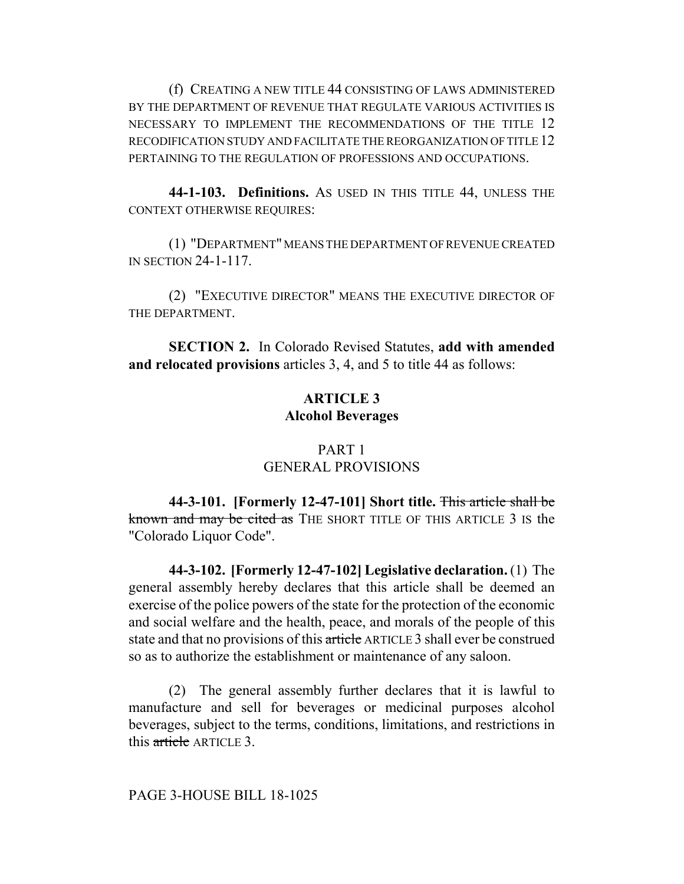(f) CREATING A NEW TITLE 44 CONSISTING OF LAWS ADMINISTERED BY THE DEPARTMENT OF REVENUE THAT REGULATE VARIOUS ACTIVITIES IS NECESSARY TO IMPLEMENT THE RECOMMENDATIONS OF THE TITLE 12 RECODIFICATION STUDY AND FACILITATE THE REORGANIZATION OF TITLE 12 PERTAINING TO THE REGULATION OF PROFESSIONS AND OCCUPATIONS.

**44-1-103. Definitions.** AS USED IN THIS TITLE 44, UNLESS THE CONTEXT OTHERWISE REQUIRES:

(1) "DEPARTMENT" MEANS THE DEPARTMENT OF REVENUE CREATED IN SECTION 24-1-117.

(2) "EXECUTIVE DIRECTOR" MEANS THE EXECUTIVE DIRECTOR OF THE DEPARTMENT.

**SECTION 2.** In Colorado Revised Statutes, **add with amended and relocated provisions** articles 3, 4, and 5 to title 44 as follows:

**ARTICLE 3**
**Alcohol Beverages**

PART 1
GENERAL PROVISIONS

**44-3-101. [Formerly 12-47-101] Short title.** ~~This article shall be known and may be cited as~~ THE SHORT TITLE OF THIS ARTICLE 3 IS the "Colorado Liquor Code".

**44-3-102. [Formerly 12-47-102] Legislative declaration.** (1) The general assembly hereby declares that this article shall be deemed an exercise of the police powers of the state for the protection of the economic and social welfare and the health, peace, and morals of the people of this state and that no provisions of this ~~article~~ ARTICLE 3 shall ever be construed so as to authorize the establishment or maintenance of any saloon.

(2) The general assembly further declares that it is lawful to manufacture and sell for beverages or medicinal purposes alcohol beverages, subject to the terms, conditions, limitations, and restrictions in this ~~article~~ ARTICLE 3.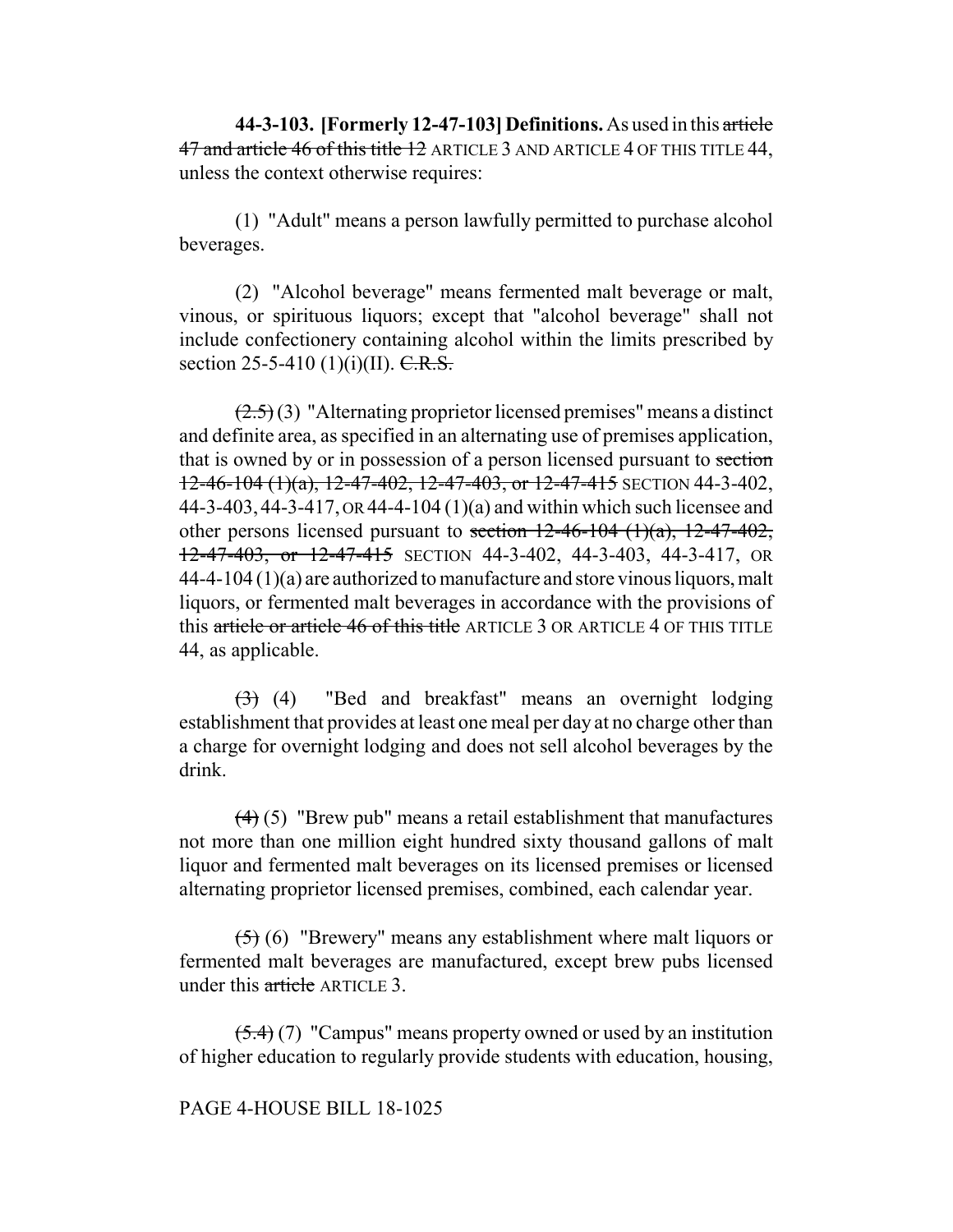**44-3-103. [Formerly 12-47-103] Definitions.** As used in this ~~article 47 and article 46 of this title 12~~ ARTICLE 3 AND ARTICLE 4 OF THIS TITLE 44, unless the context otherwise requires:

(1) "Adult" means a person lawfully permitted to purchase alcohol beverages.

(2) "Alcohol beverage" means fermented malt beverage or malt, vinous, or spirituous liquors; except that "alcohol beverage" shall not include confectionery containing alcohol within the limits prescribed by section 25-5-410 (1)(i)(II). ~~C.R.S.~~

~~(2.5)~~ (3) "Alternating proprietor licensed premises" means a distinct and definite area, as specified in an alternating use of premises application, that is owned by or in possession of a person licensed pursuant to ~~section 12-46-104 (1)(a), 12-47-402, 12-47-403, or 12-47-415~~ SECTION 44-3-402, 44-3-403, 44-3-417, OR 44-4-104 (1)(a) and within which such licensee and other persons licensed pursuant to ~~section 12-46-104 (1)(a), 12-47-402, 12-47-403, or 12-47-415~~ SECTION 44-3-402, 44-3-403, 44-3-417, OR 44-4-104 (1)(a) are authorized to manufacture and store vinous liquors, malt liquors, or fermented malt beverages in accordance with the provisions of this ~~article or article 46 of this title~~ ARTICLE 3 OR ARTICLE 4 OF THIS TITLE 44, as applicable.

~~(3)~~ (4) "Bed and breakfast" means an overnight lodging establishment that provides at least one meal per day at no charge other than a charge for overnight lodging and does not sell alcohol beverages by the drink.

~~(4)~~ (5) "Brew pub" means a retail establishment that manufactures not more than one million eight hundred sixty thousand gallons of malt liquor and fermented malt beverages on its licensed premises or licensed alternating proprietor licensed premises, combined, each calendar year.

~~(5)~~ (6) "Brewery" means any establishment where malt liquors or fermented malt beverages are manufactured, except brew pubs licensed under this ~~article~~ ARTICLE 3.

~~(5.4)~~ (7) "Campus" means property owned or used by an institution of higher education to regularly provide students with education, housing,

PAGE 4-HOUSE BILL 18-1025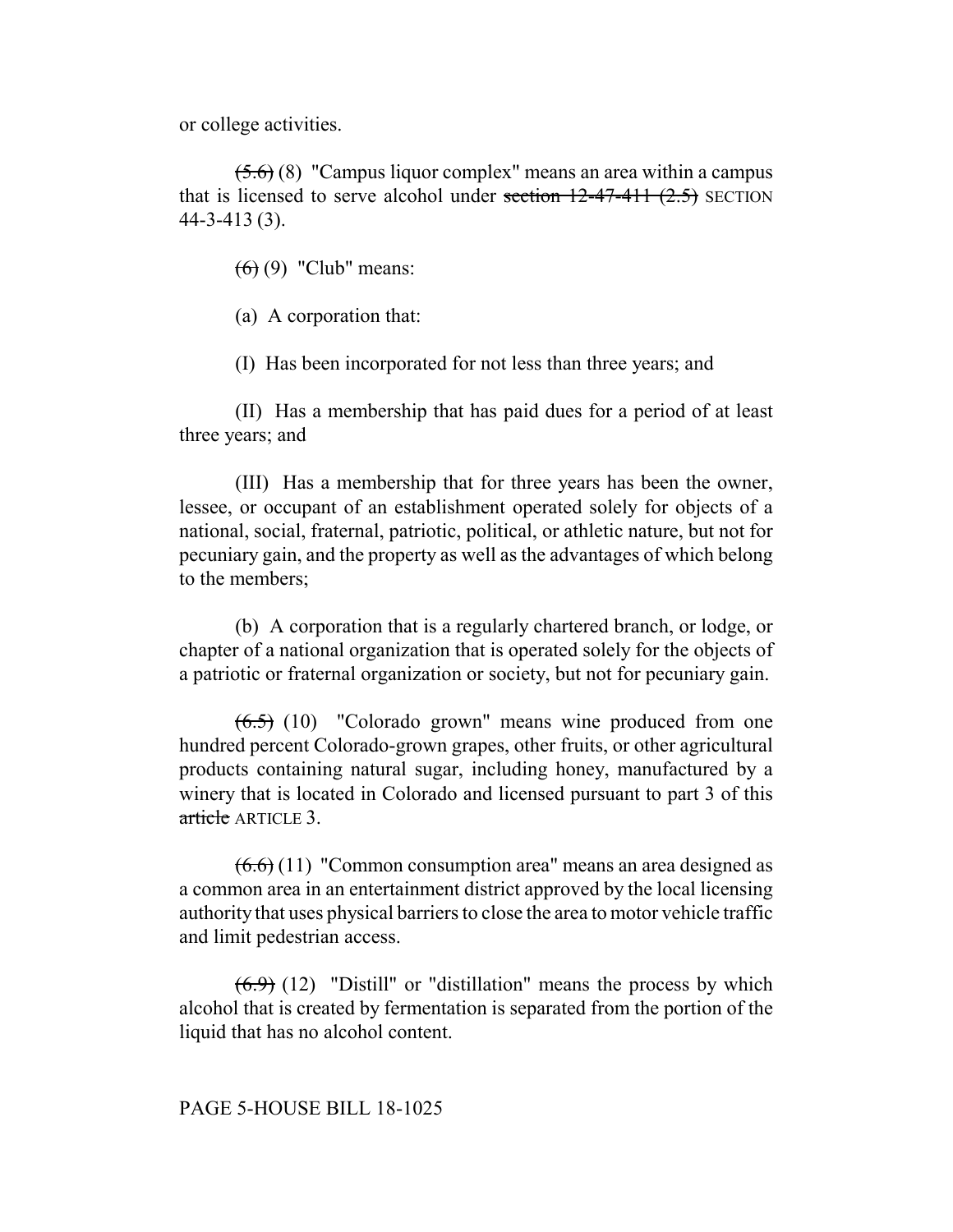or college activities.

~~(5.6)~~ (8) "Campus liquor complex" means an area within a campus that is licensed to serve alcohol under ~~section 12-47-411 (2.5)~~ SECTION 44-3-413 (3).

~~(6)~~ (9) "Club" means:

(a) A corporation that:

(I) Has been incorporated for not less than three years; and

(II) Has a membership that has paid dues for a period of at least three years; and

(III) Has a membership that for three years has been the owner, lessee, or occupant of an establishment operated solely for objects of a national, social, fraternal, patriotic, political, or athletic nature, but not for pecuniary gain, and the property as well as the advantages of which belong to the members;

(b) A corporation that is a regularly chartered branch, or lodge, or chapter of a national organization that is operated solely for the objects of a patriotic or fraternal organization or society, but not for pecuniary gain.

~~(6.5)~~ (10) "Colorado grown" means wine produced from one hundred percent Colorado-grown grapes, other fruits, or other agricultural products containing natural sugar, including honey, manufactured by a winery that is located in Colorado and licensed pursuant to part 3 of this ~~article~~ ARTICLE 3.

~~(6.6)~~ (11) "Common consumption area" means an area designed as a common area in an entertainment district approved by the local licensing authority that uses physical barriers to close the area to motor vehicle traffic and limit pedestrian access.

~~(6.9)~~ (12) "Distill" or "distillation" means the process by which alcohol that is created by fermentation is separated from the portion of the liquid that has no alcohol content.

PAGE 5-HOUSE BILL 18-1025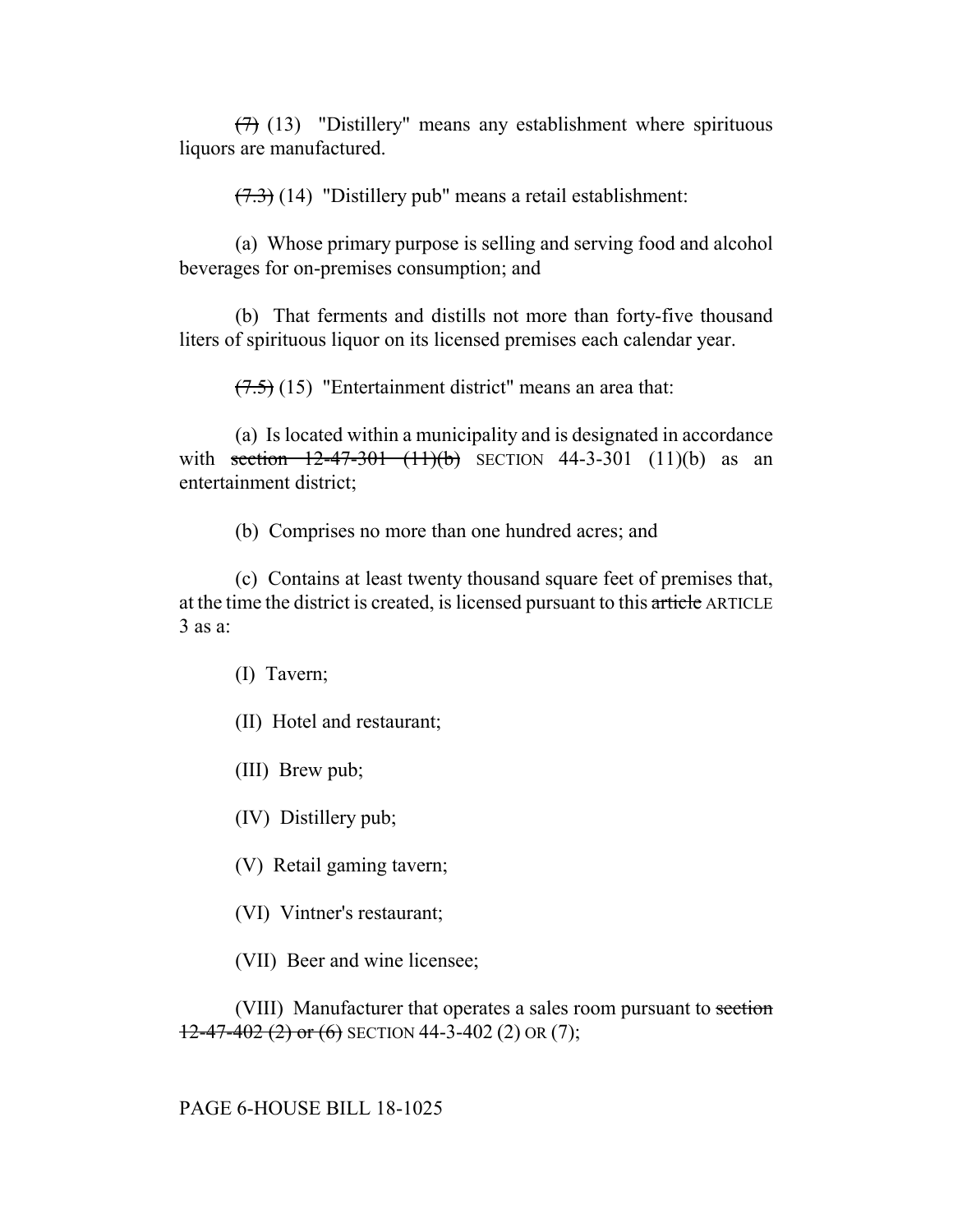~~(7)~~ (13) "Distillery" means any establishment where spirituous liquors are manufactured.

~~(7.3)~~ (14) "Distillery pub" means a retail establishment:

(a) Whose primary purpose is selling and serving food and alcohol beverages for on-premises consumption; and

(b) That ferments and distills not more than forty-five thousand liters of spirituous liquor on its licensed premises each calendar year.

~~(7.5)~~ (15) "Entertainment district" means an area that:

(a) Is located within a municipality and is designated in accordance with ~~section 12-47-301 (11)(b)~~ SECTION 44-3-301 (11)(b) as an entertainment district;

(b) Comprises no more than one hundred acres; and

(c) Contains at least twenty thousand square feet of premises that, at the time the district is created, is licensed pursuant to this ~~article~~ ARTICLE 3 as a:

(I) Tavern;

(II) Hotel and restaurant;

(III) Brew pub;

(IV) Distillery pub;

(V) Retail gaming tavern;

(VI) Vintner's restaurant;

(VII) Beer and wine licensee;

(VIII) Manufacturer that operates a sales room pursuant to ~~section 12-47-402 (2) or (6)~~ SECTION 44-3-402 (2) OR (7);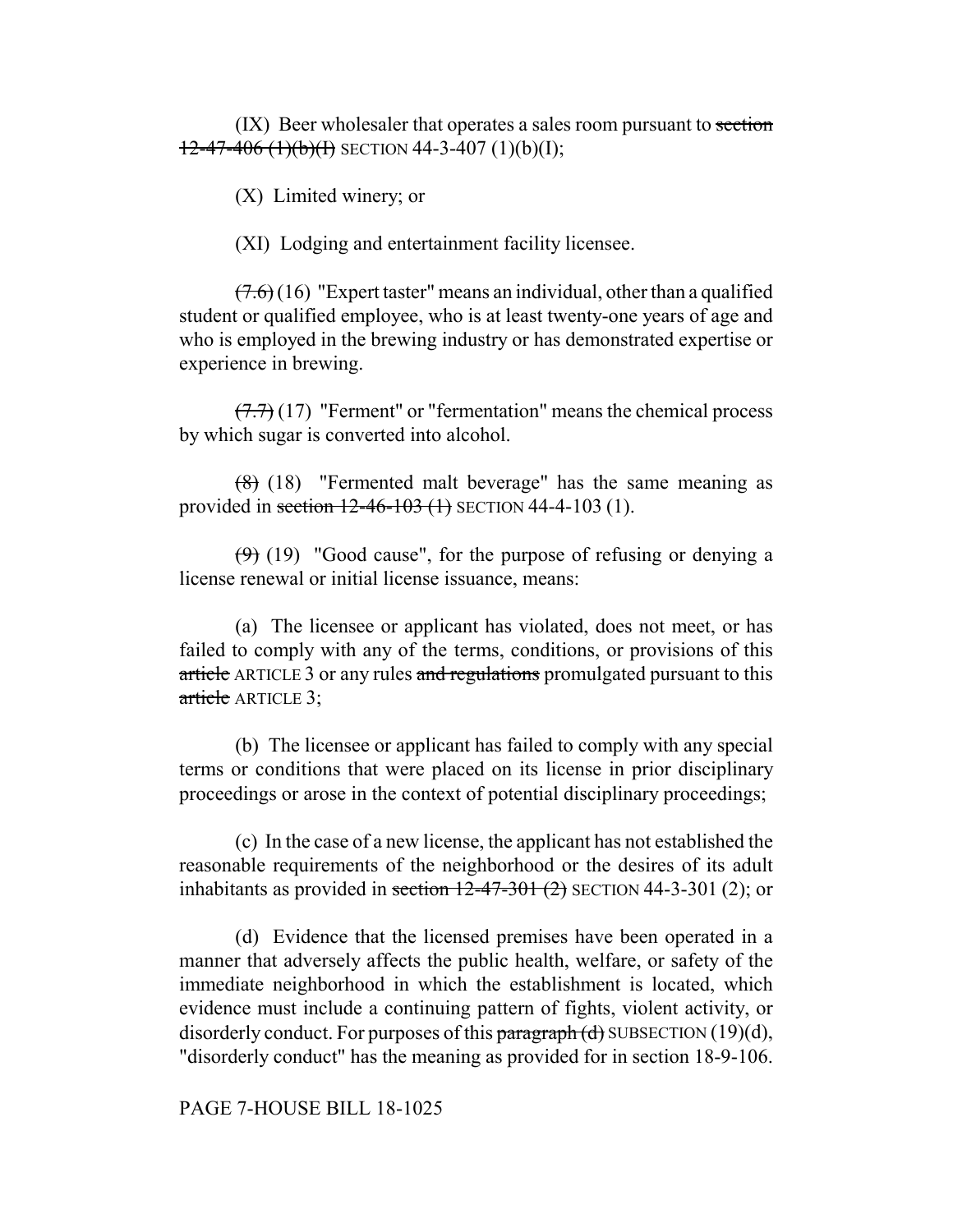(IX) Beer wholesaler that operates a sales room pursuant to ~~section 12-47-406 (1)(b)(I)~~ SECTION 44-3-407 (1)(b)(I);

(X) Limited winery; or

(XI) Lodging and entertainment facility licensee.

~~(7.6)~~ (16) "Expert taster" means an individual, other than a qualified student or qualified employee, who is at least twenty-one years of age and who is employed in the brewing industry or has demonstrated expertise or experience in brewing.

~~(7.7)~~ (17) "Ferment" or "fermentation" means the chemical process by which sugar is converted into alcohol.

~~(8)~~ (18) "Fermented malt beverage" has the same meaning as provided in ~~section 12-46-103 (1)~~ SECTION 44-4-103 (1).

~~(9)~~ (19) "Good cause", for the purpose of refusing or denying a license renewal or initial license issuance, means:

(a) The licensee or applicant has violated, does not meet, or has failed to comply with any of the terms, conditions, or provisions of this ~~article~~ ARTICLE 3 or any rules ~~and regulations~~ promulgated pursuant to this ~~article~~ ARTICLE 3;

(b) The licensee or applicant has failed to comply with any special terms or conditions that were placed on its license in prior disciplinary proceedings or arose in the context of potential disciplinary proceedings;

(c) In the case of a new license, the applicant has not established the reasonable requirements of the neighborhood or the desires of its adult inhabitants as provided in ~~section 12-47-301 (2)~~ SECTION 44-3-301 (2); or

(d) Evidence that the licensed premises have been operated in a manner that adversely affects the public health, welfare, or safety of the immediate neighborhood in which the establishment is located, which evidence must include a continuing pattern of fights, violent activity, or disorderly conduct. For purposes of this ~~paragraph (d)~~ SUBSECTION (19)(d), "disorderly conduct" has the meaning as provided for in section 18-9-106.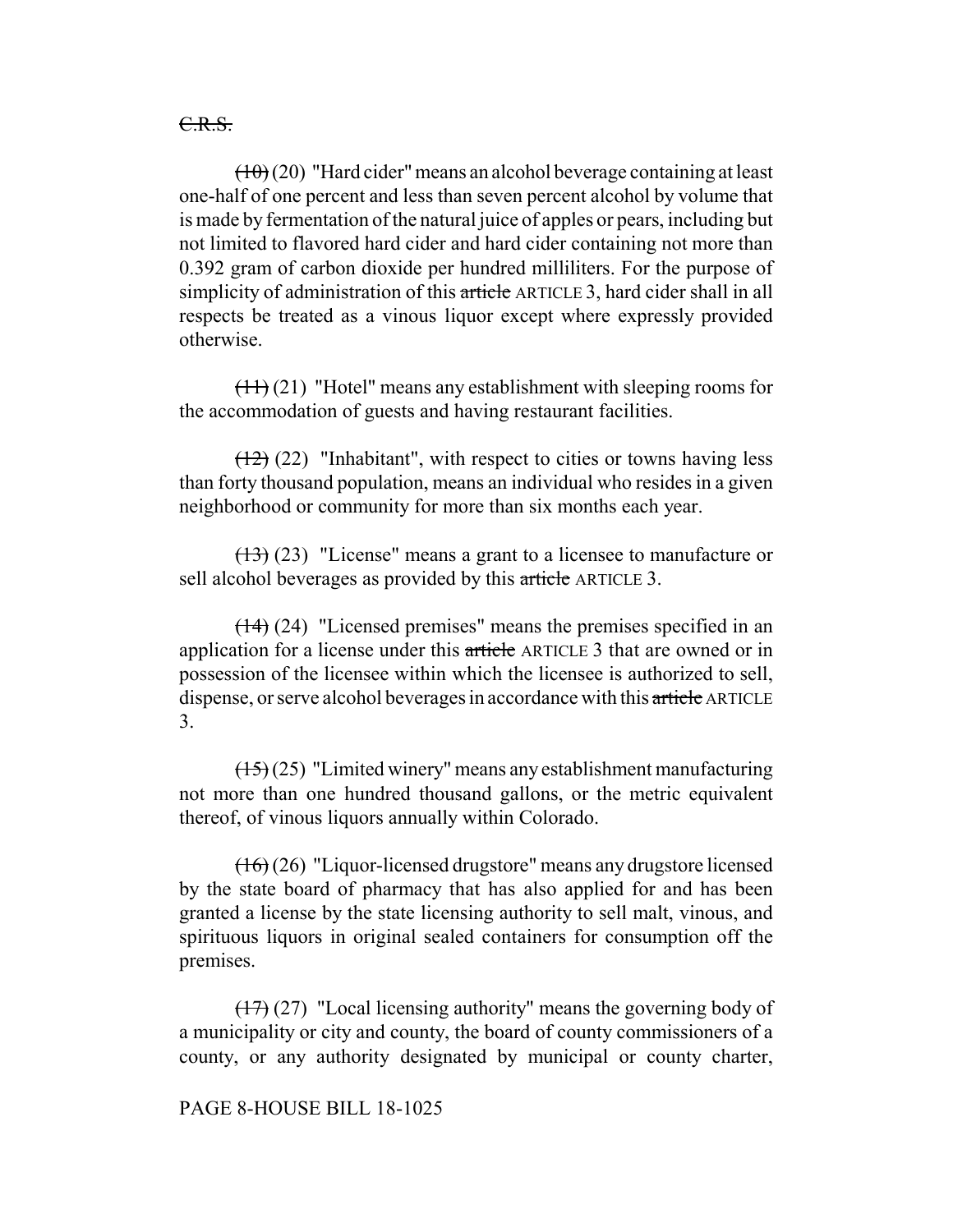~~C.R.S.~~

~~(10)~~ (20) "Hard cider" means an alcohol beverage containing at least one-half of one percent and less than seven percent alcohol by volume that is made by fermentation of the natural juice of apples or pears, including but not limited to flavored hard cider and hard cider containing not more than 0.392 gram of carbon dioxide per hundred milliliters. For the purpose of simplicity of administration of this ~~article~~ ARTICLE 3, hard cider shall in all respects be treated as a vinous liquor except where expressly provided otherwise.

~~(11)~~ (21) "Hotel" means any establishment with sleeping rooms for the accommodation of guests and having restaurant facilities.

~~(12)~~ (22) "Inhabitant", with respect to cities or towns having less than forty thousand population, means an individual who resides in a given neighborhood or community for more than six months each year.

~~(13)~~ (23) "License" means a grant to a licensee to manufacture or sell alcohol beverages as provided by this ~~article~~ ARTICLE 3.

~~(14)~~ (24) "Licensed premises" means the premises specified in an application for a license under this ~~article~~ ARTICLE 3 that are owned or in possession of the licensee within which the licensee is authorized to sell, dispense, or serve alcohol beverages in accordance with this ~~article~~ ARTICLE 3.

~~(15)~~ (25) "Limited winery" means any establishment manufacturing not more than one hundred thousand gallons, or the metric equivalent thereof, of vinous liquors annually within Colorado.

~~(16)~~ (26) "Liquor-licensed drugstore" means any drugstore licensed by the state board of pharmacy that has also applied for and has been granted a license by the state licensing authority to sell malt, vinous, and spirituous liquors in original sealed containers for consumption off the premises.

~~(17)~~ (27) "Local licensing authority" means the governing body of a municipality or city and county, the board of county commissioners of a county, or any authority designated by municipal or county charter,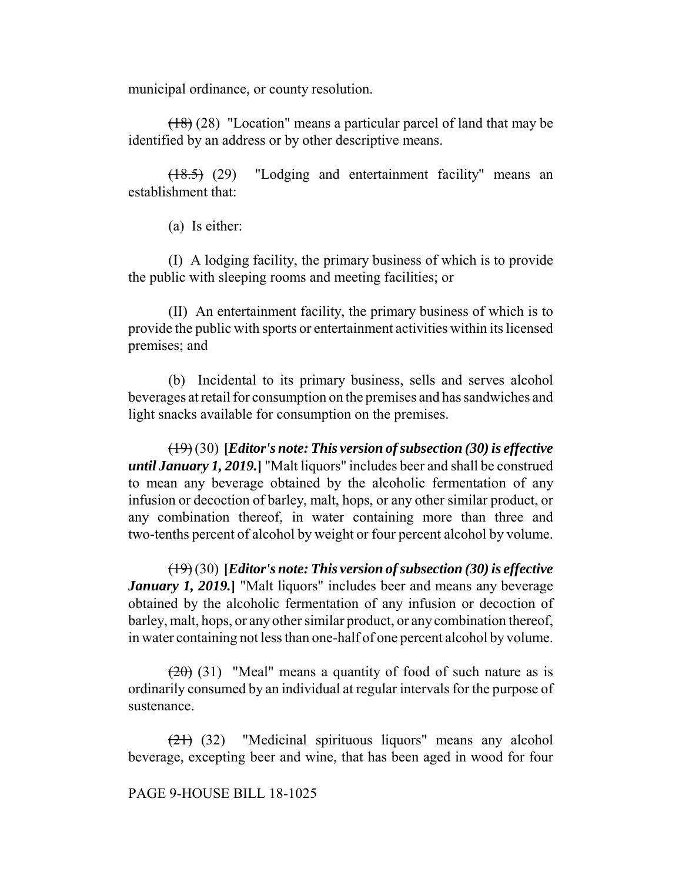municipal ordinance, or county resolution.

~~(18)~~ (28) "Location" means a particular parcel of land that may be identified by an address or by other descriptive means.

~~(18.5)~~ (29) "Lodging and entertainment facility" means an establishment that:

(a) Is either:

(I) A lodging facility, the primary business of which is to provide the public with sleeping rooms and meeting facilities; or

(II) An entertainment facility, the primary business of which is to provide the public with sports or entertainment activities within its licensed premises; and

(b) Incidental to its primary business, sells and serves alcohol beverages at retail for consumption on the premises and has sandwiches and light snacks available for consumption on the premises.

~~(19)~~ (30) **[*Editor's note: This version of subsection (30) is effective until January 1, 2019.*]** "Malt liquors" includes beer and shall be construed to mean any beverage obtained by the alcoholic fermentation of any infusion or decoction of barley, malt, hops, or any other similar product, or any combination thereof, in water containing more than three and two-tenths percent of alcohol by weight or four percent alcohol by volume.

~~(19)~~ (30) **[*Editor's note: This version of subsection (30) is effective January 1, 2019.*]** "Malt liquors" includes beer and means any beverage obtained by the alcoholic fermentation of any infusion or decoction of barley, malt, hops, or any other similar product, or any combination thereof, in water containing not less than one-half of one percent alcohol by volume.

~~(20)~~ (31) "Meal" means a quantity of food of such nature as is ordinarily consumed by an individual at regular intervals for the purpose of sustenance.

~~(21)~~ (32) "Medicinal spirituous liquors" means any alcohol beverage, excepting beer and wine, that has been aged in wood for four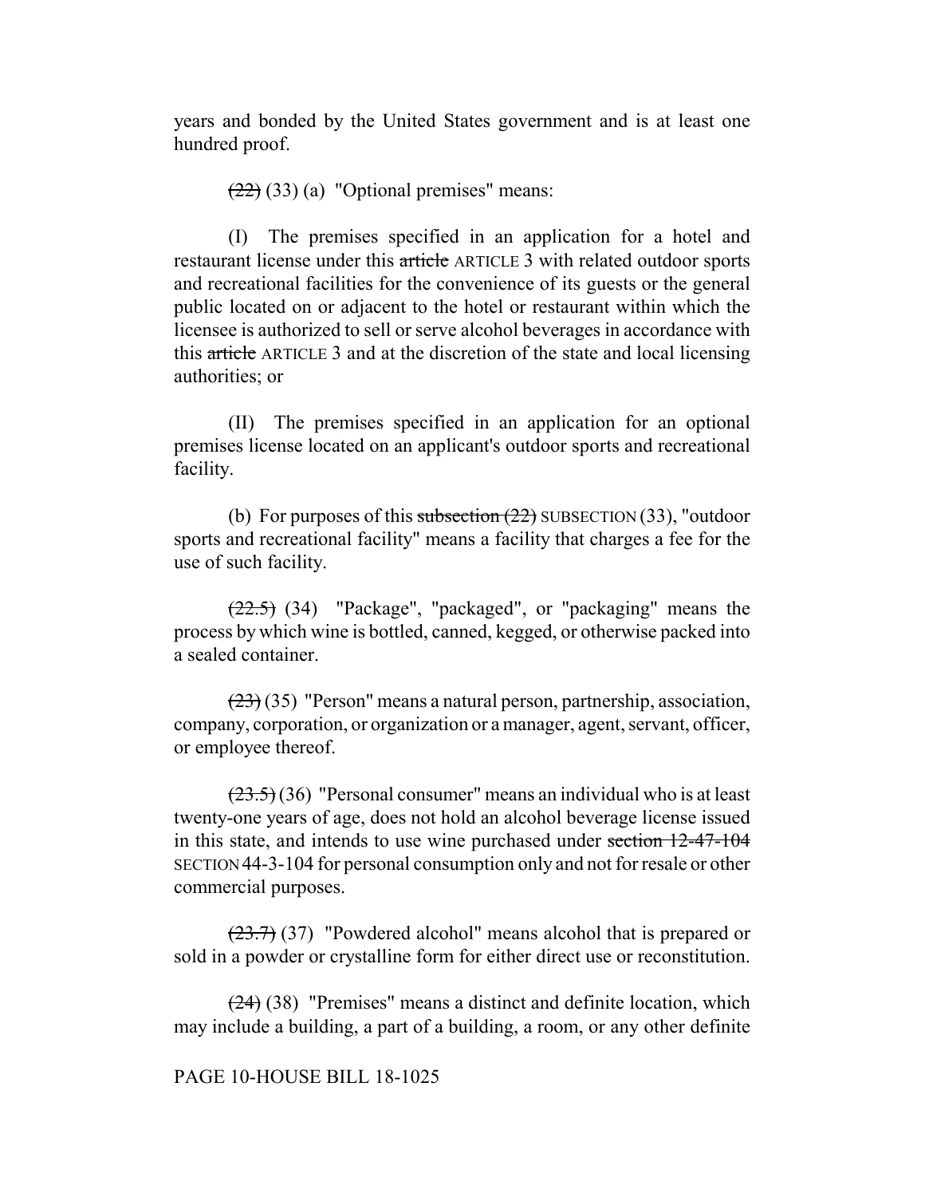years and bonded by the United States government and is at least one hundred proof.

~~(22)~~ (33) (a) "Optional premises" means:

(I) The premises specified in an application for a hotel and restaurant license under this ~~article~~ ARTICLE 3 with related outdoor sports and recreational facilities for the convenience of its guests or the general public located on or adjacent to the hotel or restaurant within which the licensee is authorized to sell or serve alcohol beverages in accordance with this ~~article~~ ARTICLE 3 and at the discretion of the state and local licensing authorities; or

(II) The premises specified in an application for an optional premises license located on an applicant's outdoor sports and recreational facility.

(b) For purposes of this ~~subsection (22)~~ SUBSECTION (33), "outdoor sports and recreational facility" means a facility that charges a fee for the use of such facility.

~~(22.5)~~ (34) "Package", "packaged", or "packaging" means the process by which wine is bottled, canned, kegged, or otherwise packed into a sealed container.

~~(23)~~ (35) "Person" means a natural person, partnership, association, company, corporation, or organization or a manager, agent, servant, officer, or employee thereof.

~~(23.5)~~ (36) "Personal consumer" means an individual who is at least twenty-one years of age, does not hold an alcohol beverage license issued in this state, and intends to use wine purchased under ~~section 12-47-104~~ SECTION 44-3-104 for personal consumption only and not for resale or other commercial purposes.

~~(23.7)~~ (37) "Powdered alcohol" means alcohol that is prepared or sold in a powder or crystalline form for either direct use or reconstitution.

~~(24)~~ (38) "Premises" means a distinct and definite location, which may include a building, a part of a building, a room, or any other definite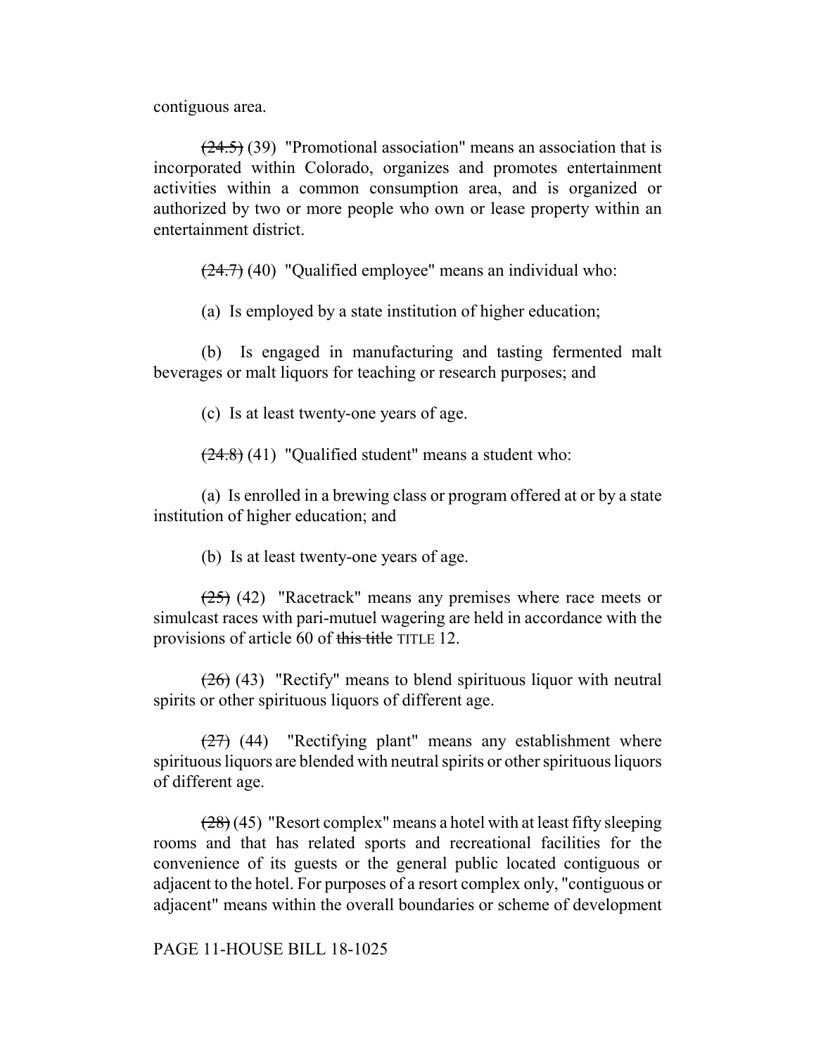contiguous area.

~~(24.5)~~ (39) "Promotional association" means an association that is incorporated within Colorado, organizes and promotes entertainment activities within a common consumption area, and is organized or authorized by two or more people who own or lease property within an entertainment district.

~~(24.7)~~ (40) "Qualified employee" means an individual who:

(a) Is employed by a state institution of higher education;

(b) Is engaged in manufacturing and tasting fermented malt beverages or malt liquors for teaching or research purposes; and

(c) Is at least twenty-one years of age.

~~(24.8)~~ (41) "Qualified student" means a student who:

(a) Is enrolled in a brewing class or program offered at or by a state institution of higher education; and

(b) Is at least twenty-one years of age.

~~(25)~~ (42) "Racetrack" means any premises where race meets or simulcast races with pari-mutuel wagering are held in accordance with the provisions of article 60 of ~~this title~~ TITLE 12.

~~(26)~~ (43) "Rectify" means to blend spirituous liquor with neutral spirits or other spirituous liquors of different age.

~~(27)~~ (44) "Rectifying plant" means any establishment where spirituous liquors are blended with neutral spirits or other spirituous liquors of different age.

~~(28)~~ (45) "Resort complex" means a hotel with at least fifty sleeping rooms and that has related sports and recreational facilities for the convenience of its guests or the general public located contiguous or adjacent to the hotel. For purposes of a resort complex only, "contiguous or adjacent" means within the overall boundaries or scheme of development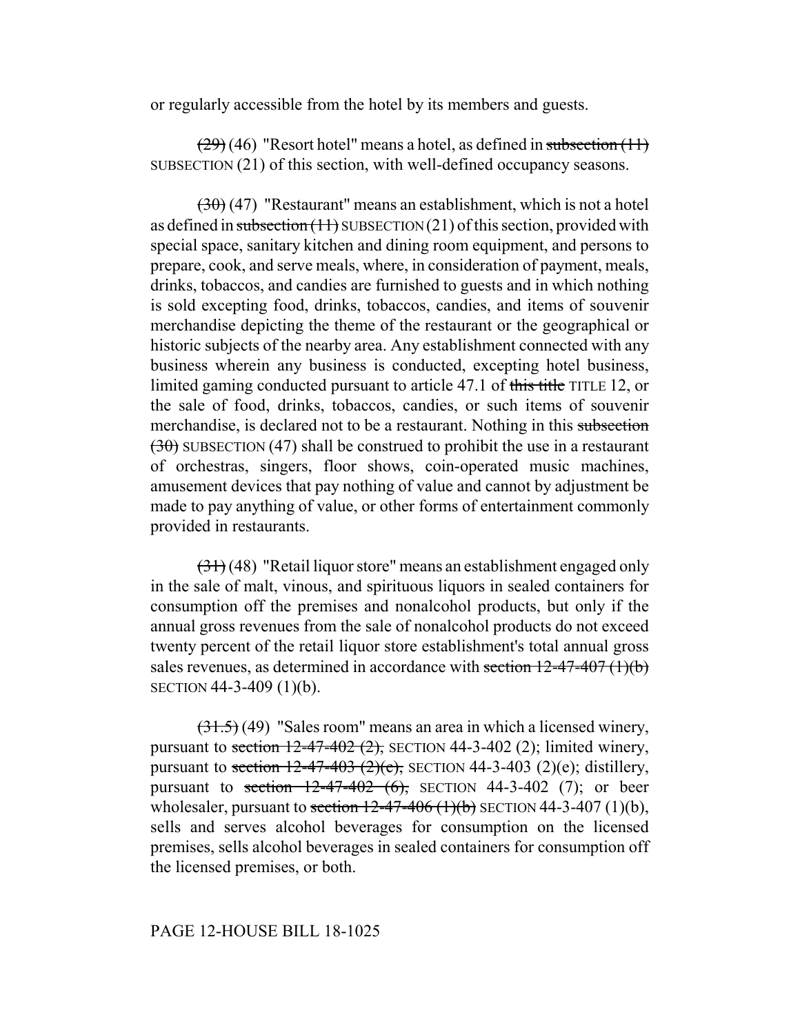or regularly accessible from the hotel by its members and guests.

~~(29)~~ (46) "Resort hotel" means a hotel, as defined in ~~subsection (11)~~ SUBSECTION (21) of this section, with well-defined occupancy seasons.

~~(30)~~ (47) "Restaurant" means an establishment, which is not a hotel as defined in ~~subsection (11)~~ SUBSECTION (21) of this section, provided with special space, sanitary kitchen and dining room equipment, and persons to prepare, cook, and serve meals, where, in consideration of payment, meals, drinks, tobaccos, and candies are furnished to guests and in which nothing is sold excepting food, drinks, tobaccos, candies, and items of souvenir merchandise depicting the theme of the restaurant or the geographical or historic subjects of the nearby area. Any establishment connected with any business wherein any business is conducted, excepting hotel business, limited gaming conducted pursuant to article 47.1 of ~~this title~~ TITLE 12, or the sale of food, drinks, tobaccos, candies, or such items of souvenir merchandise, is declared not to be a restaurant. Nothing in this ~~subsection (30)~~ SUBSECTION (47) shall be construed to prohibit the use in a restaurant of orchestras, singers, floor shows, coin-operated music machines, amusement devices that pay nothing of value and cannot by adjustment be made to pay anything of value, or other forms of entertainment commonly provided in restaurants.

~~(31)~~ (48) "Retail liquor store" means an establishment engaged only in the sale of malt, vinous, and spirituous liquors in sealed containers for consumption off the premises and nonalcohol products, but only if the annual gross revenues from the sale of nonalcohol products do not exceed twenty percent of the retail liquor store establishment's total annual gross sales revenues, as determined in accordance with ~~section 12-47-407 (1)(b)~~ SECTION 44-3-409 (1)(b).

~~(31.5)~~ (49) "Sales room" means an area in which a licensed winery, pursuant to ~~section 12-47-402 (2),~~ SECTION 44-3-402 (2); limited winery, pursuant to ~~section 12-47-403 (2)(e),~~ SECTION 44-3-403 (2)(e); distillery, pursuant to ~~section 12-47-402 (6),~~ SECTION 44-3-402 (7); or beer wholesaler, pursuant to ~~section 12-47-406 (1)(b)~~ SECTION 44-3-407 (1)(b), sells and serves alcohol beverages for consumption on the licensed premises, sells alcohol beverages in sealed containers for consumption off the licensed premises, or both.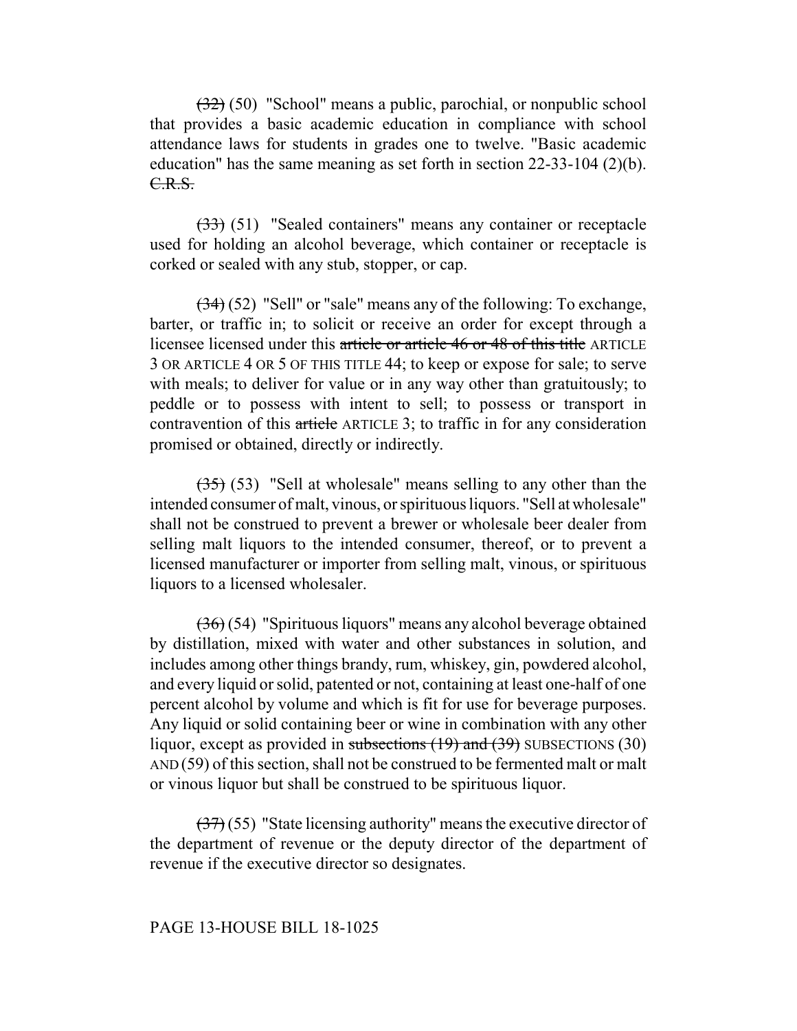~~(32)~~ (50) "School" means a public, parochial, or nonpublic school that provides a basic academic education in compliance with school attendance laws for students in grades one to twelve. "Basic academic education" has the same meaning as set forth in section 22-33-104 (2)(b). ~~C.R.S.~~

~~(33)~~ (51) "Sealed containers" means any container or receptacle used for holding an alcohol beverage, which container or receptacle is corked or sealed with any stub, stopper, or cap.

~~(34)~~ (52) "Sell" or "sale" means any of the following: To exchange, barter, or traffic in; to solicit or receive an order for except through a licensee licensed under this ~~article or article 46 or 48 of this title~~ ARTICLE 3 OR ARTICLE 4 OR 5 OF THIS TITLE 44; to keep or expose for sale; to serve with meals; to deliver for value or in any way other than gratuitously; to peddle or to possess with intent to sell; to possess or transport in contravention of this ~~article~~ ARTICLE 3; to traffic in for any consideration promised or obtained, directly or indirectly.

~~(35)~~ (53) "Sell at wholesale" means selling to any other than the intended consumer of malt, vinous, or spirituous liquors. "Sell at wholesale" shall not be construed to prevent a brewer or wholesale beer dealer from selling malt liquors to the intended consumer, thereof, or to prevent a licensed manufacturer or importer from selling malt, vinous, or spirituous liquors to a licensed wholesaler.

~~(36)~~ (54) "Spirituous liquors" means any alcohol beverage obtained by distillation, mixed with water and other substances in solution, and includes among other things brandy, rum, whiskey, gin, powdered alcohol, and every liquid or solid, patented or not, containing at least one-half of one percent alcohol by volume and which is fit for use for beverage purposes. Any liquid or solid containing beer or wine in combination with any other liquor, except as provided in ~~subsections (19) and (39)~~ SUBSECTIONS (30) AND (59) of this section, shall not be construed to be fermented malt or malt or vinous liquor but shall be construed to be spirituous liquor.

~~(37)~~ (55) "State licensing authority" means the executive director of the department of revenue or the deputy director of the department of revenue if the executive director so designates.

PAGE 13-HOUSE BILL 18-1025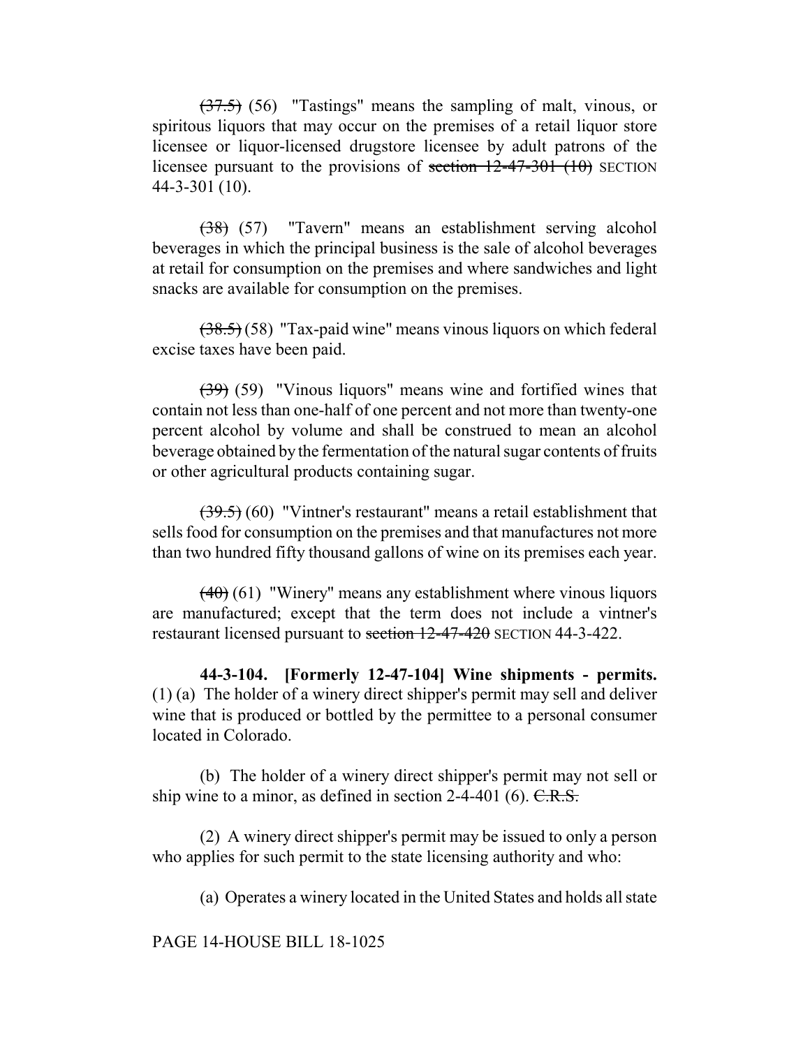~~(37.5)~~ (56) "Tastings" means the sampling of malt, vinous, or spiritous liquors that may occur on the premises of a retail liquor store licensee or liquor-licensed drugstore licensee by adult patrons of the licensee pursuant to the provisions of ~~section 12-47-301 (10)~~ SECTION 44-3-301 (10).

~~(38)~~ (57) "Tavern" means an establishment serving alcohol beverages in which the principal business is the sale of alcohol beverages at retail for consumption on the premises and where sandwiches and light snacks are available for consumption on the premises.

~~(38.5)~~ (58) "Tax-paid wine" means vinous liquors on which federal excise taxes have been paid.

~~(39)~~ (59) "Vinous liquors" means wine and fortified wines that contain not less than one-half of one percent and not more than twenty-one percent alcohol by volume and shall be construed to mean an alcohol beverage obtained by the fermentation of the natural sugar contents of fruits or other agricultural products containing sugar.

~~(39.5)~~ (60) "Vintner's restaurant" means a retail establishment that sells food for consumption on the premises and that manufactures not more than two hundred fifty thousand gallons of wine on its premises each year.

~~(40)~~ (61) "Winery" means any establishment where vinous liquors are manufactured; except that the term does not include a vintner's restaurant licensed pursuant to ~~section 12-47-420~~ SECTION 44-3-422.

**44-3-104. [Formerly 12-47-104] Wine shipments - permits.** (1) (a) The holder of a winery direct shipper's permit may sell and deliver wine that is produced or bottled by the permittee to a personal consumer located in Colorado.

(b) The holder of a winery direct shipper's permit may not sell or ship wine to a minor, as defined in section 2-4-401 (6). ~~C.R.S.~~

(2) A winery direct shipper's permit may be issued to only a person who applies for such permit to the state licensing authority and who:

(a) Operates a winery located in the United States and holds all state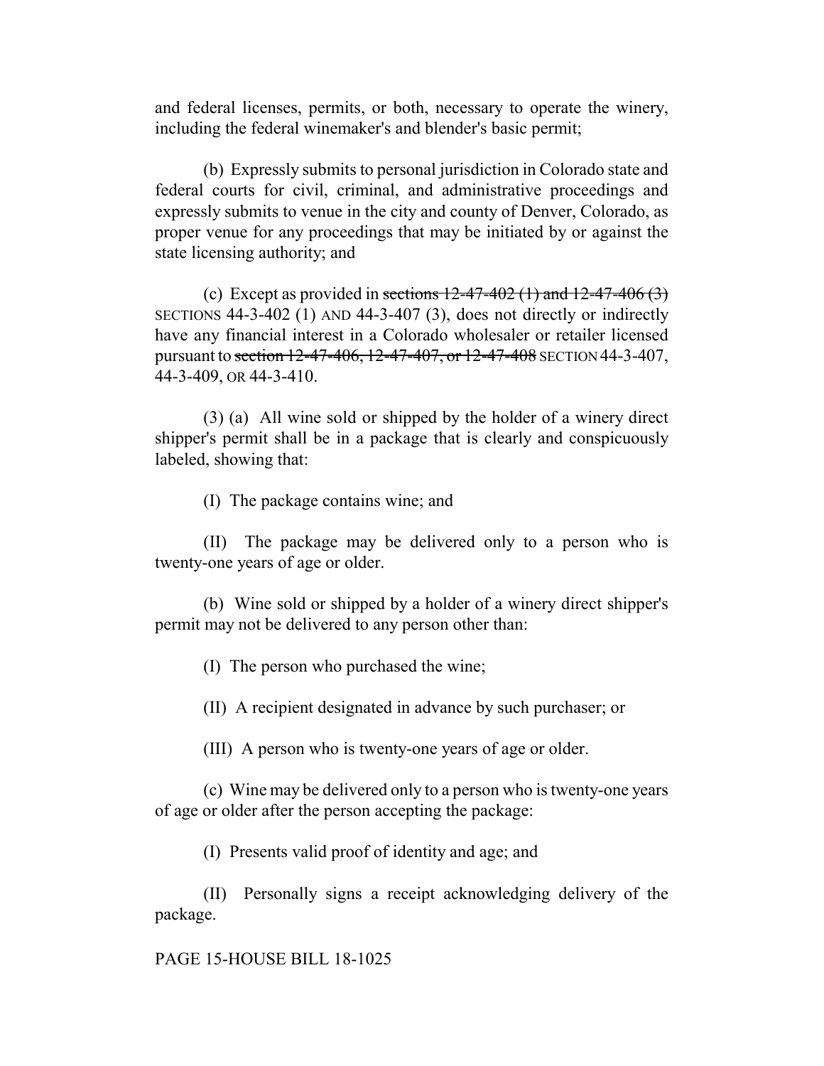and federal licenses, permits, or both, necessary to operate the winery, including the federal winemaker's and blender's basic permit;

(b) Expressly submits to personal jurisdiction in Colorado state and federal courts for civil, criminal, and administrative proceedings and expressly submits to venue in the city and county of Denver, Colorado, as proper venue for any proceedings that may be initiated by or against the state licensing authority; and

(c) Except as provided in ~~sections 12-47-402 (1) and 12-47-406 (3)~~ SECTIONS 44-3-402 (1) AND 44-3-407 (3), does not directly or indirectly have any financial interest in a Colorado wholesaler or retailer licensed pursuant to ~~section 12-47-406, 12-47-407, or 12-47-408~~ SECTION 44-3-407, 44-3-409, OR 44-3-410.

(3) (a) All wine sold or shipped by the holder of a winery direct shipper's permit shall be in a package that is clearly and conspicuously labeled, showing that:

(I) The package contains wine; and

(II) The package may be delivered only to a person who is twenty-one years of age or older.

(b) Wine sold or shipped by a holder of a winery direct shipper's permit may not be delivered to any person other than:

(I) The person who purchased the wine;

(II) A recipient designated in advance by such purchaser; or

(III) A person who is twenty-one years of age or older.

(c) Wine may be delivered only to a person who is twenty-one years of age or older after the person accepting the package:

(I) Presents valid proof of identity and age; and

(II) Personally signs a receipt acknowledging delivery of the package.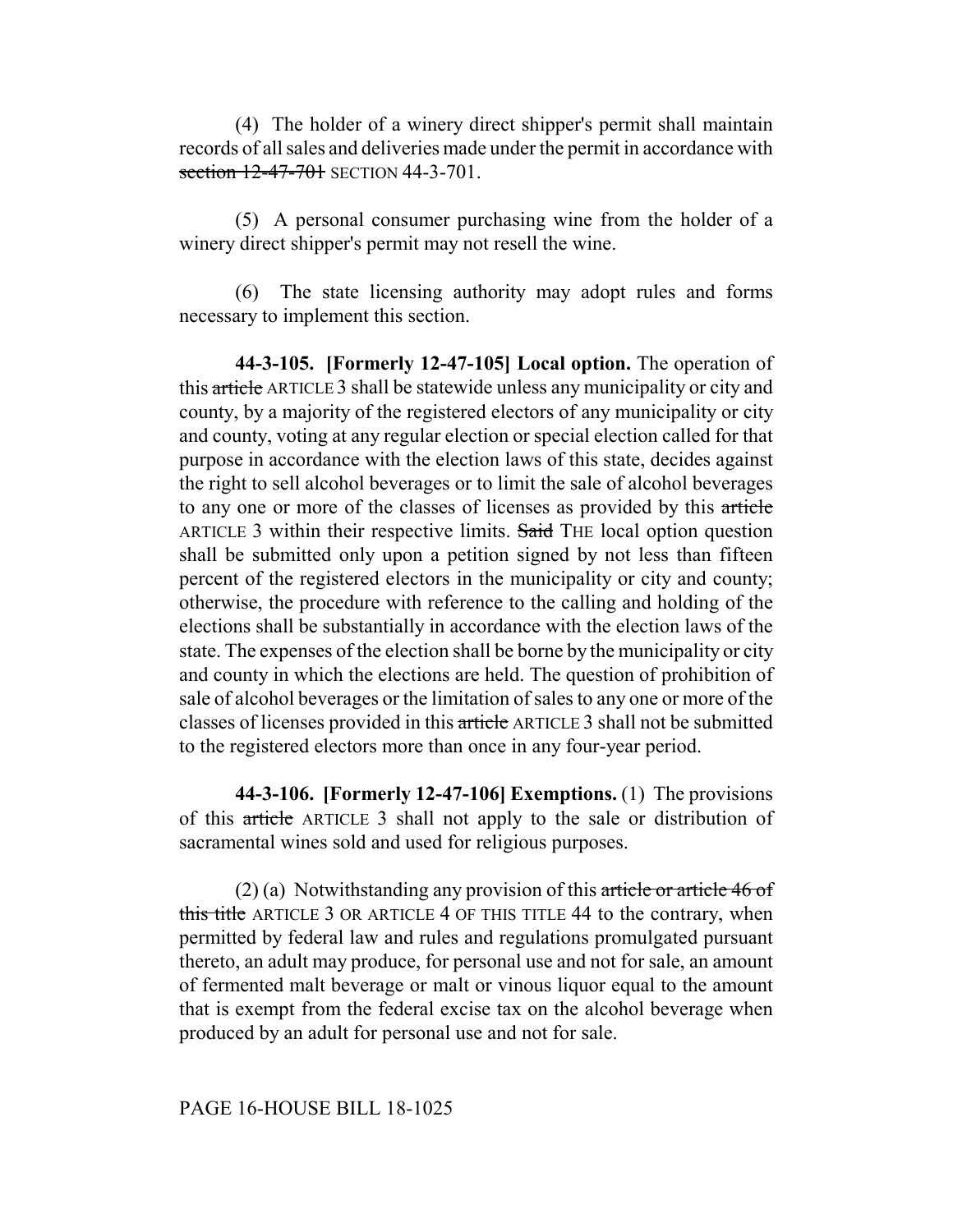(4) The holder of a winery direct shipper's permit shall maintain records of all sales and deliveries made under the permit in accordance with ~~section 12-47-701~~ SECTION 44-3-701.

(5) A personal consumer purchasing wine from the holder of a winery direct shipper's permit may not resell the wine.

(6) The state licensing authority may adopt rules and forms necessary to implement this section.

**44-3-105. [Formerly 12-47-105] Local option.** The operation of this ~~article~~ ARTICLE 3 shall be statewide unless any municipality or city and county, by a majority of the registered electors of any municipality or city and county, voting at any regular election or special election called for that purpose in accordance with the election laws of this state, decides against the right to sell alcohol beverages or to limit the sale of alcohol beverages to any one or more of the classes of licenses as provided by this ~~article~~ ARTICLE 3 within their respective limits. ~~Said~~ THE local option question shall be submitted only upon a petition signed by not less than fifteen percent of the registered electors in the municipality or city and county; otherwise, the procedure with reference to the calling and holding of the elections shall be substantially in accordance with the election laws of the state. The expenses of the election shall be borne by the municipality or city and county in which the elections are held. The question of prohibition of sale of alcohol beverages or the limitation of sales to any one or more of the classes of licenses provided in this ~~article~~ ARTICLE 3 shall not be submitted to the registered electors more than once in any four-year period.

**44-3-106. [Formerly 12-47-106] Exemptions.** (1) The provisions of this ~~article~~ ARTICLE 3 shall not apply to the sale or distribution of sacramental wines sold and used for religious purposes.

(2) (a) Notwithstanding any provision of this ~~article or article 46 of this title~~ ARTICLE 3 OR ARTICLE 4 OF THIS TITLE 44 to the contrary, when permitted by federal law and rules and regulations promulgated pursuant thereto, an adult may produce, for personal use and not for sale, an amount of fermented malt beverage or malt or vinous liquor equal to the amount that is exempt from the federal excise tax on the alcohol beverage when produced by an adult for personal use and not for sale.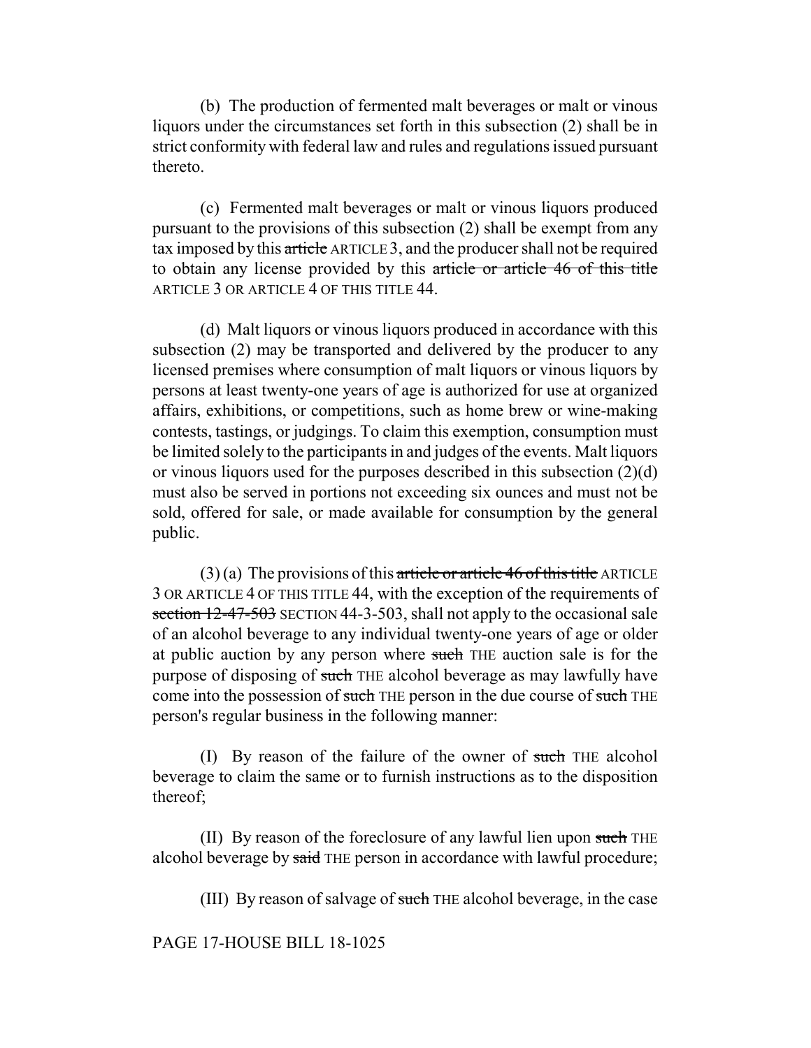(b) The production of fermented malt beverages or malt or vinous liquors under the circumstances set forth in this subsection (2) shall be in strict conformity with federal law and rules and regulations issued pursuant thereto.

(c) Fermented malt beverages or malt or vinous liquors produced pursuant to the provisions of this subsection (2) shall be exempt from any tax imposed by this ~~article~~ ARTICLE 3, and the producer shall not be required to obtain any license provided by this ~~article or article 46 of this title~~ ARTICLE 3 OR ARTICLE 4 OF THIS TITLE 44.

(d) Malt liquors or vinous liquors produced in accordance with this subsection (2) may be transported and delivered by the producer to any licensed premises where consumption of malt liquors or vinous liquors by persons at least twenty-one years of age is authorized for use at organized affairs, exhibitions, or competitions, such as home brew or wine-making contests, tastings, or judgings. To claim this exemption, consumption must be limited solely to the participants in and judges of the events. Malt liquors or vinous liquors used for the purposes described in this subsection (2)(d) must also be served in portions not exceeding six ounces and must not be sold, offered for sale, or made available for consumption by the general public.

(3) (a) The provisions of this ~~article or article 46 of this title~~ ARTICLE 3 OR ARTICLE 4 OF THIS TITLE 44, with the exception of the requirements of ~~section 12-47-503~~ SECTION 44-3-503, shall not apply to the occasional sale of an alcohol beverage to any individual twenty-one years of age or older at public auction by any person where ~~such~~ THE auction sale is for the purpose of disposing of ~~such~~ THE alcohol beverage as may lawfully have come into the possession of ~~such~~ THE person in the due course of ~~such~~ THE person's regular business in the following manner:

(I) By reason of the failure of the owner of ~~such~~ THE alcohol beverage to claim the same or to furnish instructions as to the disposition thereof;

(II) By reason of the foreclosure of any lawful lien upon ~~such~~ THE alcohol beverage by ~~said~~ THE person in accordance with lawful procedure;

(III) By reason of salvage of ~~such~~ THE alcohol beverage, in the case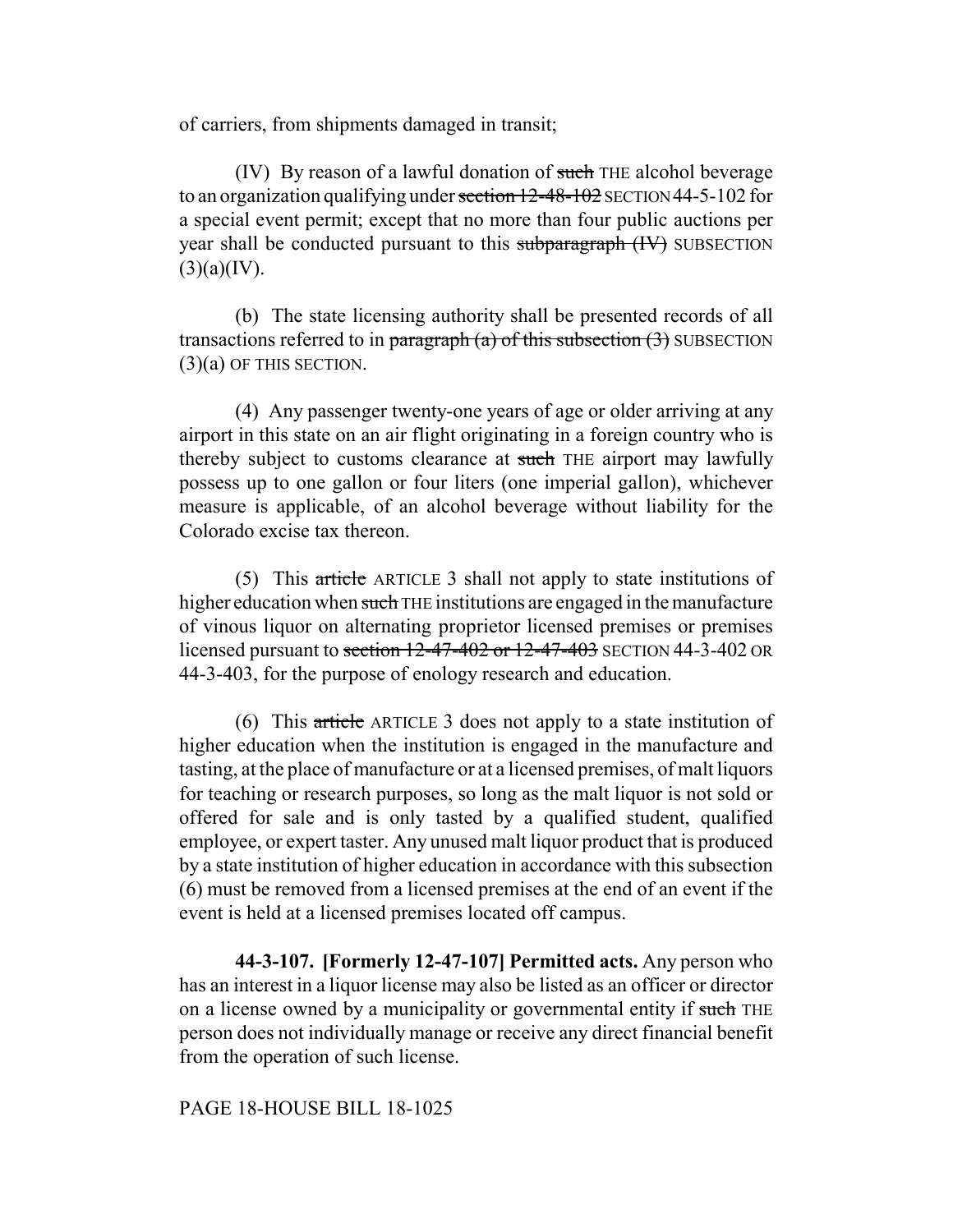of carriers, from shipments damaged in transit;

(IV) By reason of a lawful donation of ~~such~~ THE alcohol beverage to an organization qualifying under ~~section 12-48-102~~ SECTION 44-5-102 for a special event permit; except that no more than four public auctions per year shall be conducted pursuant to this ~~subparagraph (IV)~~ SUBSECTION (3)(a)(IV).

(b) The state licensing authority shall be presented records of all transactions referred to in ~~paragraph (a) of this subsection (3)~~ SUBSECTION (3)(a) OF THIS SECTION.

(4) Any passenger twenty-one years of age or older arriving at any airport in this state on an air flight originating in a foreign country who is thereby subject to customs clearance at ~~such~~ THE airport may lawfully possess up to one gallon or four liters (one imperial gallon), whichever measure is applicable, of an alcohol beverage without liability for the Colorado excise tax thereon.

(5) This ~~article~~ ARTICLE 3 shall not apply to state institutions of higher education when ~~such~~ THE institutions are engaged in the manufacture of vinous liquor on alternating proprietor licensed premises or premises licensed pursuant to ~~section 12-47-402 or 12-47-403~~ SECTION 44-3-402 OR 44-3-403, for the purpose of enology research and education.

(6) This ~~article~~ ARTICLE 3 does not apply to a state institution of higher education when the institution is engaged in the manufacture and tasting, at the place of manufacture or at a licensed premises, of malt liquors for teaching or research purposes, so long as the malt liquor is not sold or offered for sale and is only tasted by a qualified student, qualified employee, or expert taster. Any unused malt liquor product that is produced by a state institution of higher education in accordance with this subsection (6) must be removed from a licensed premises at the end of an event if the event is held at a licensed premises located off campus.

**44-3-107. [Formerly 12-47-107] Permitted acts.** Any person who has an interest in a liquor license may also be listed as an officer or director on a license owned by a municipality or governmental entity if ~~such~~ THE person does not individually manage or receive any direct financial benefit from the operation of such license.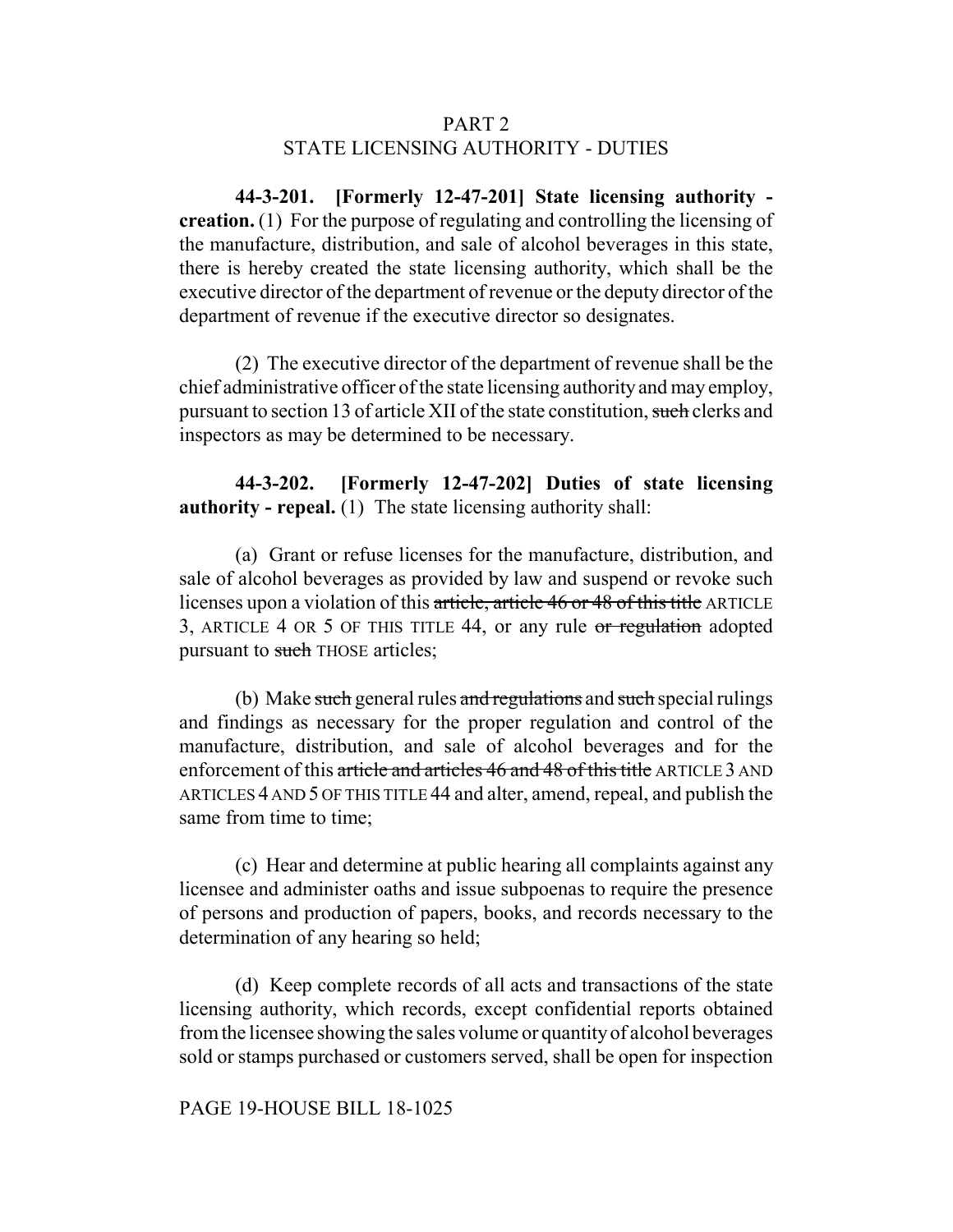PART 2
STATE LICENSING AUTHORITY - DUTIES

**44-3-201. [Formerly 12-47-201] State licensing authority - creation.** (1) For the purpose of regulating and controlling the licensing of the manufacture, distribution, and sale of alcohol beverages in this state, there is hereby created the state licensing authority, which shall be the executive director of the department of revenue or the deputy director of the department of revenue if the executive director so designates.

(2) The executive director of the department of revenue shall be the chief administrative officer of the state licensing authority and may employ, pursuant to section 13 of article XII of the state constitution, ~~such~~ clerks and inspectors as may be determined to be necessary.

**44-3-202. [Formerly 12-47-202] Duties of state licensing authority - repeal.** (1) The state licensing authority shall:

(a) Grant or refuse licenses for the manufacture, distribution, and sale of alcohol beverages as provided by law and suspend or revoke such licenses upon a violation of this ~~article, article 46 or 48 of this title~~ ARTICLE 3, ARTICLE 4 OR 5 OF THIS TITLE 44, or any rule ~~or regulation~~ adopted pursuant to ~~such~~ THOSE articles;

(b) Make ~~such~~ general rules ~~and regulations~~ and ~~such~~ special rulings and findings as necessary for the proper regulation and control of the manufacture, distribution, and sale of alcohol beverages and for the enforcement of this ~~article and articles 46 and 48 of this title~~ ARTICLE 3 AND ARTICLES 4 AND 5 OF THIS TITLE 44 and alter, amend, repeal, and publish the same from time to time;

(c) Hear and determine at public hearing all complaints against any licensee and administer oaths and issue subpoenas to require the presence of persons and production of papers, books, and records necessary to the determination of any hearing so held;

(d) Keep complete records of all acts and transactions of the state licensing authority, which records, except confidential reports obtained from the licensee showing the sales volume or quantity of alcohol beverages sold or stamps purchased or customers served, shall be open for inspection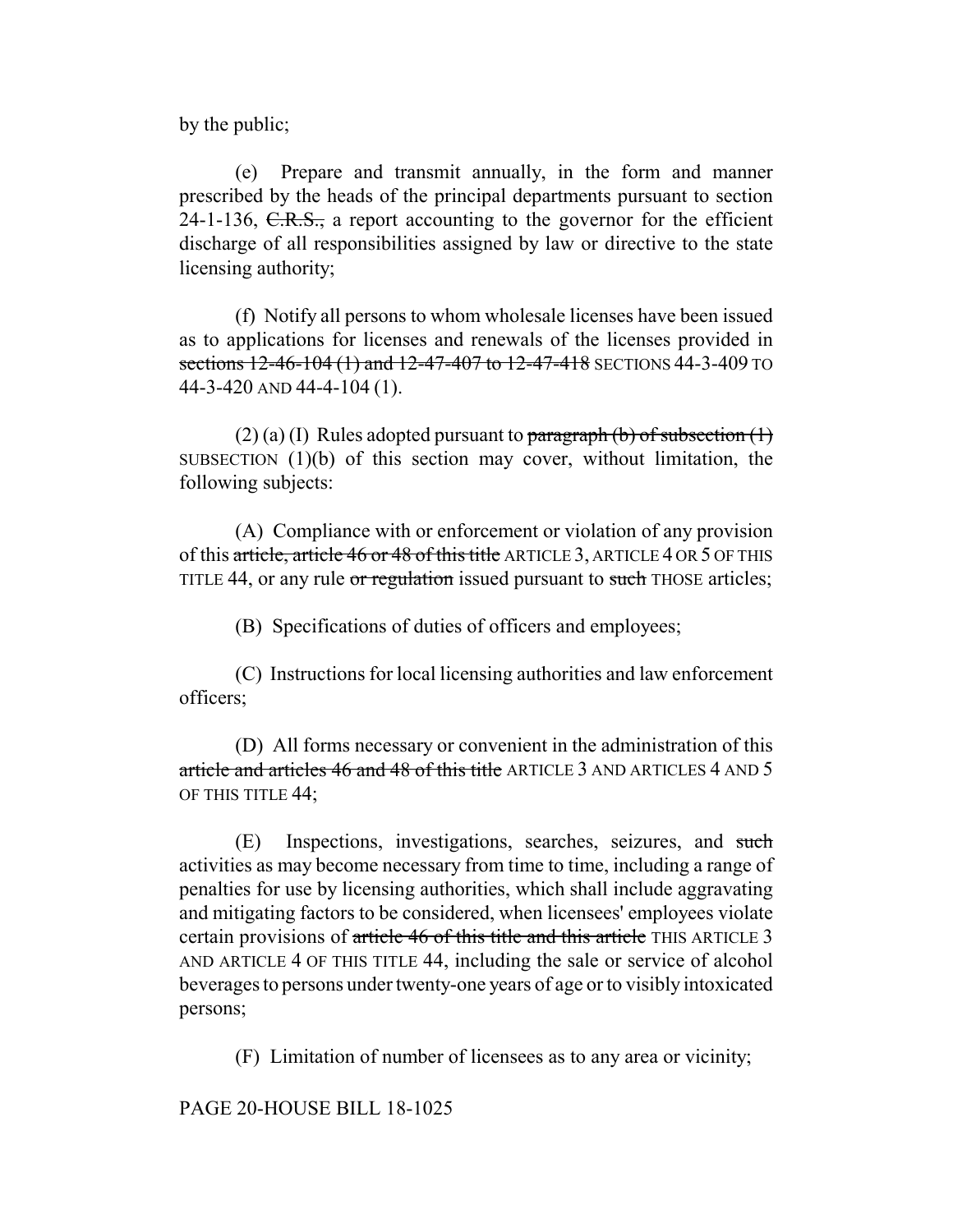by the public;

(e) Prepare and transmit annually, in the form and manner prescribed by the heads of the principal departments pursuant to section 24-1-136, ~~C.R.S.,~~ a report accounting to the governor for the efficient discharge of all responsibilities assigned by law or directive to the state licensing authority;

(f) Notify all persons to whom wholesale licenses have been issued as to applications for licenses and renewals of the licenses provided in ~~sections 12-46-104 (1) and 12-47-407 to 12-47-418~~ SECTIONS 44-3-409 TO 44-3-420 AND 44-4-104 (1).

(2) (a) (I) Rules adopted pursuant to ~~paragraph (b) of subsection (1)~~ SUBSECTION (1)(b) of this section may cover, without limitation, the following subjects:

(A) Compliance with or enforcement or violation of any provision of this ~~article, article 46 or 48 of this title~~ ARTICLE 3, ARTICLE 4 OR 5 OF THIS TITLE 44, or any rule ~~or regulation~~ issued pursuant to ~~such~~ THOSE articles;

(B) Specifications of duties of officers and employees;

(C) Instructions for local licensing authorities and law enforcement officers;

(D) All forms necessary or convenient in the administration of this ~~article and articles 46 and 48 of this title~~ ARTICLE 3 AND ARTICLES 4 AND 5 OF THIS TITLE 44;

(E) Inspections, investigations, searches, seizures, and ~~such~~ activities as may become necessary from time to time, including a range of penalties for use by licensing authorities, which shall include aggravating and mitigating factors to be considered, when licensees' employees violate certain provisions of ~~article 46 of this title and this article~~ THIS ARTICLE 3 AND ARTICLE 4 OF THIS TITLE 44, including the sale or service of alcohol beverages to persons under twenty-one years of age or to visibly intoxicated persons;

(F) Limitation of number of licensees as to any area or vicinity;

PAGE 20-HOUSE BILL 18-1025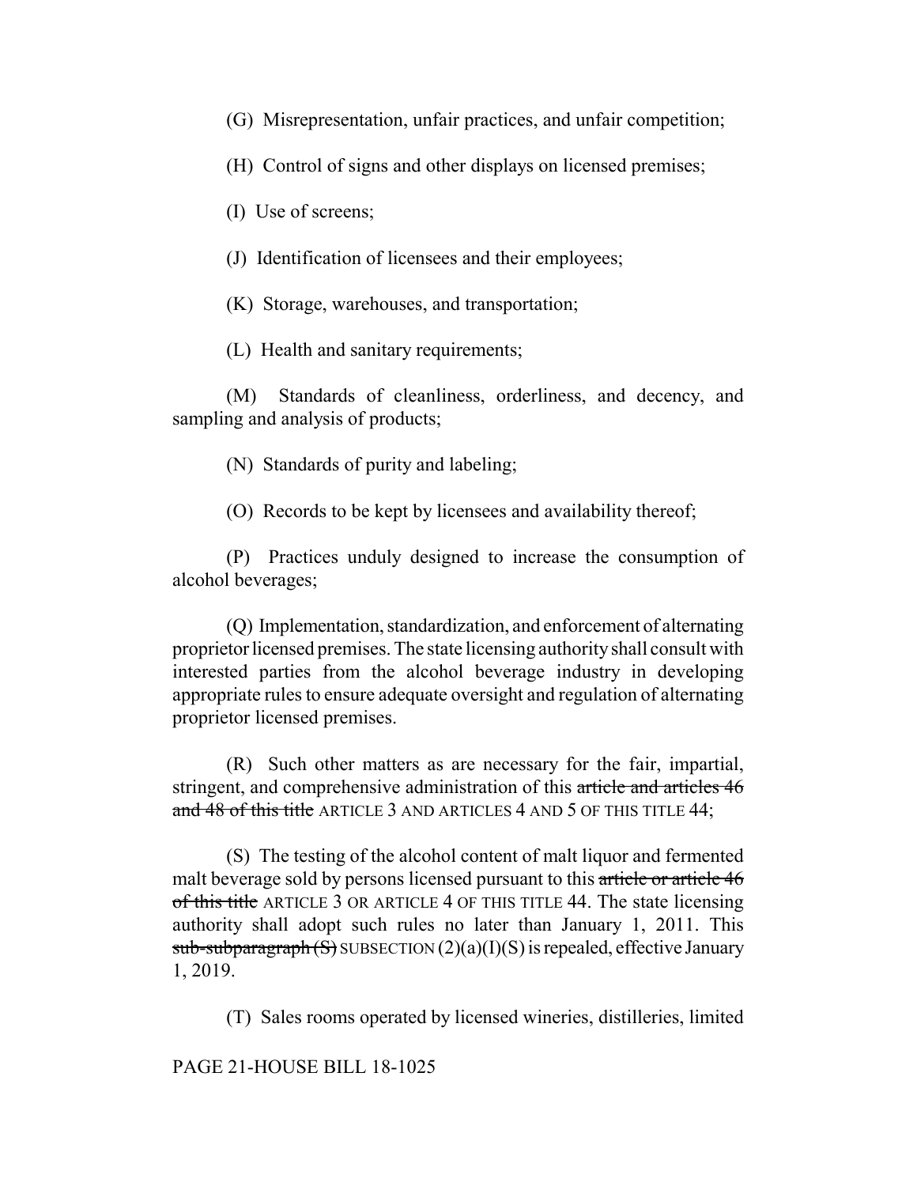(G) Misrepresentation, unfair practices, and unfair competition;

(H) Control of signs and other displays on licensed premises;

(I) Use of screens;

(J) Identification of licensees and their employees;

(K) Storage, warehouses, and transportation;

(L) Health and sanitary requirements;

(M) Standards of cleanliness, orderliness, and decency, and sampling and analysis of products;

(N) Standards of purity and labeling;

(O) Records to be kept by licensees and availability thereof;

(P) Practices unduly designed to increase the consumption of alcohol beverages;

(Q) Implementation, standardization, and enforcement of alternating proprietor licensed premises. The state licensing authority shall consult with interested parties from the alcohol beverage industry in developing appropriate rules to ensure adequate oversight and regulation of alternating proprietor licensed premises.

(R) Such other matters as are necessary for the fair, impartial, stringent, and comprehensive administration of this ~~article and articles 46 and 48 of this title~~ ARTICLE 3 AND ARTICLES 4 AND 5 OF THIS TITLE 44;

(S) The testing of the alcohol content of malt liquor and fermented malt beverage sold by persons licensed pursuant to this ~~article or article 46 of this title~~ ARTICLE 3 OR ARTICLE 4 OF THIS TITLE 44. The state licensing authority shall adopt such rules no later than January 1, 2011. This ~~sub-subparagraph (S)~~ SUBSECTION (2)(a)(I)(S) is repealed, effective January 1, 2019.

(T) Sales rooms operated by licensed wineries, distilleries, limited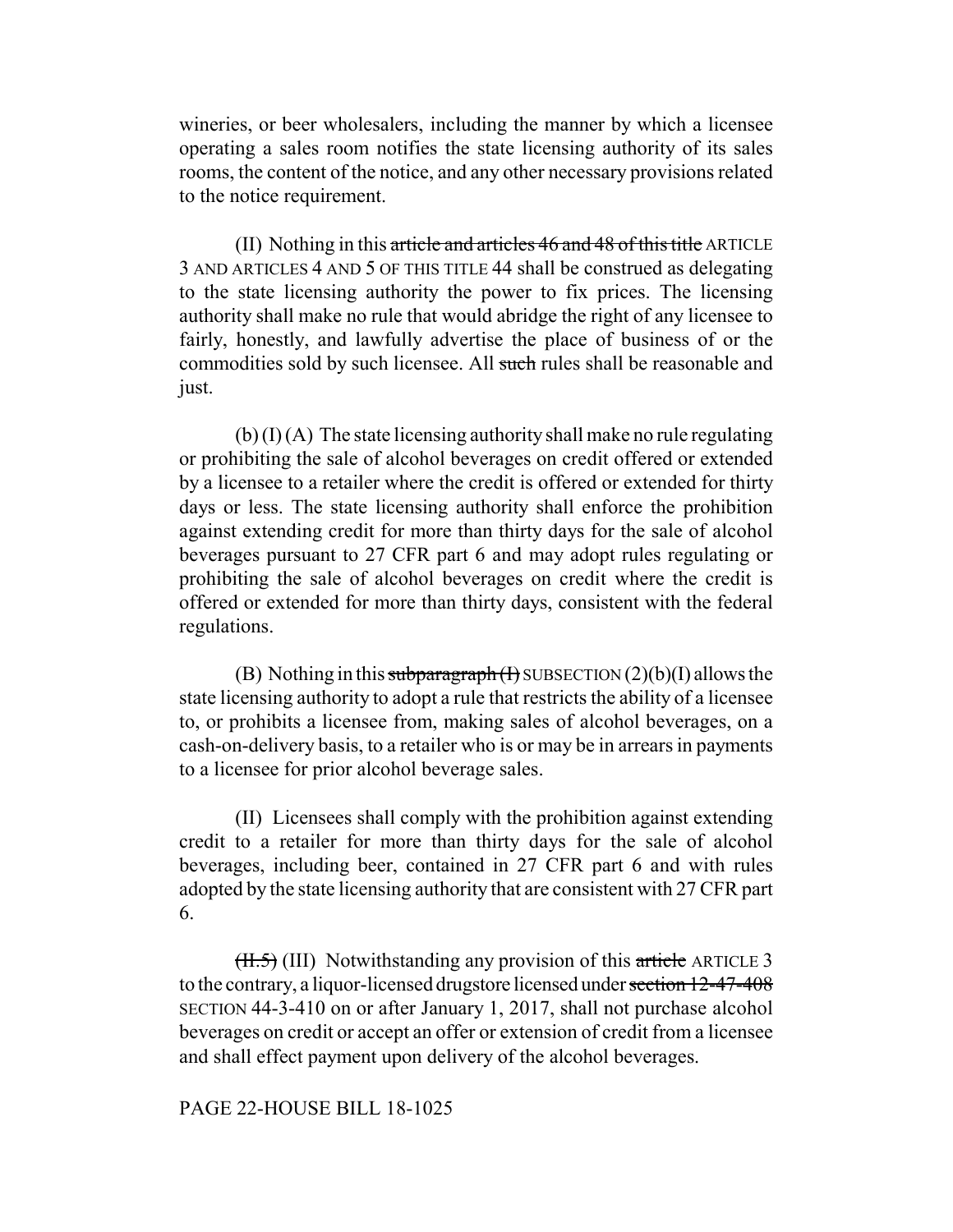wineries, or beer wholesalers, including the manner by which a licensee operating a sales room notifies the state licensing authority of its sales rooms, the content of the notice, and any other necessary provisions related to the notice requirement.

(II) Nothing in this ~~article and articles 46 and 48 of this title~~ ARTICLE 3 AND ARTICLES 4 AND 5 OF THIS TITLE 44 shall be construed as delegating to the state licensing authority the power to fix prices. The licensing authority shall make no rule that would abridge the right of any licensee to fairly, honestly, and lawfully advertise the place of business of or the commodities sold by such licensee. All ~~such~~ rules shall be reasonable and just.

(b) (I) (A) The state licensing authority shall make no rule regulating or prohibiting the sale of alcohol beverages on credit offered or extended by a licensee to a retailer where the credit is offered or extended for thirty days or less. The state licensing authority shall enforce the prohibition against extending credit for more than thirty days for the sale of alcohol beverages pursuant to 27 CFR part 6 and may adopt rules regulating or prohibiting the sale of alcohol beverages on credit where the credit is offered or extended for more than thirty days, consistent with the federal regulations.

(B) Nothing in this ~~subparagraph (I)~~ SUBSECTION (2)(b)(I) allows the state licensing authority to adopt a rule that restricts the ability of a licensee to, or prohibits a licensee from, making sales of alcohol beverages, on a cash-on-delivery basis, to a retailer who is or may be in arrears in payments to a licensee for prior alcohol beverage sales.

(II) Licensees shall comply with the prohibition against extending credit to a retailer for more than thirty days for the sale of alcohol beverages, including beer, contained in 27 CFR part 6 and with rules adopted by the state licensing authority that are consistent with 27 CFR part 6.

~~(II.5)~~ (III) Notwithstanding any provision of this ~~article~~ ARTICLE 3 to the contrary, a liquor-licensed drugstore licensed under ~~section 12-47-408~~ SECTION 44-3-410 on or after January 1, 2017, shall not purchase alcohol beverages on credit or accept an offer or extension of credit from a licensee and shall effect payment upon delivery of the alcohol beverages.

PAGE 22-HOUSE BILL 18-1025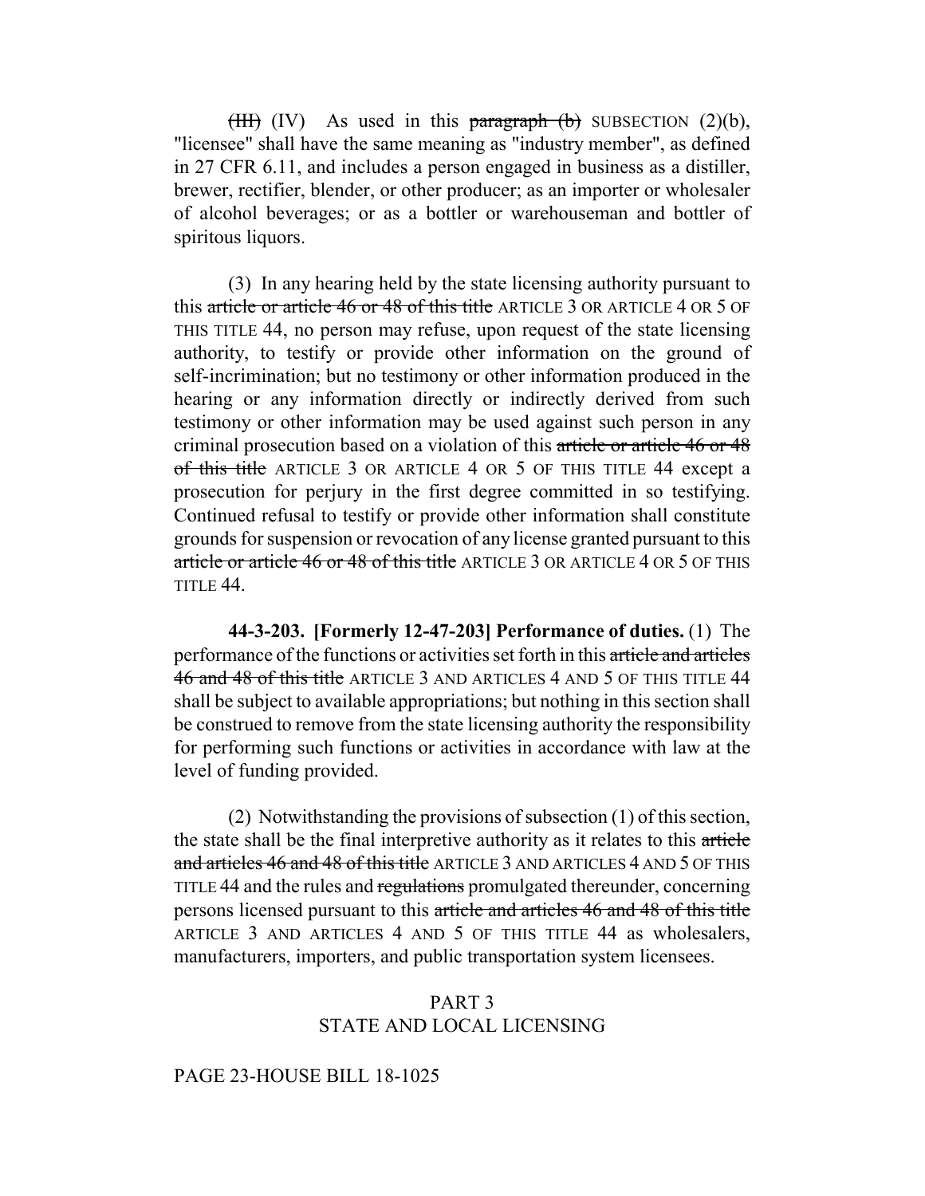~~(III)~~ (IV) As used in this ~~paragraph (b)~~ SUBSECTION (2)(b), "licensee" shall have the same meaning as "industry member", as defined in 27 CFR 6.11, and includes a person engaged in business as a distiller, brewer, rectifier, blender, or other producer; as an importer or wholesaler of alcohol beverages; or as a bottler or warehouseman and bottler of spiritous liquors.

(3) In any hearing held by the state licensing authority pursuant to this ~~article or article 46 or 48 of this title~~ ARTICLE 3 OR ARTICLE 4 OR 5 OF THIS TITLE 44, no person may refuse, upon request of the state licensing authority, to testify or provide other information on the ground of self-incrimination; but no testimony or other information produced in the hearing or any information directly or indirectly derived from such testimony or other information may be used against such person in any criminal prosecution based on a violation of this ~~article or article 46 or 48 of this title~~ ARTICLE 3 OR ARTICLE 4 OR 5 OF THIS TITLE 44 except a prosecution for perjury in the first degree committed in so testifying. Continued refusal to testify or provide other information shall constitute grounds for suspension or revocation of any license granted pursuant to this ~~article or article 46 or 48 of this title~~ ARTICLE 3 OR ARTICLE 4 OR 5 OF THIS TITLE 44.

**44-3-203. [Formerly 12-47-203] Performance of duties.** (1) The performance of the functions or activities set forth in this ~~article and articles 46 and 48 of this title~~ ARTICLE 3 AND ARTICLES 4 AND 5 OF THIS TITLE 44 shall be subject to available appropriations; but nothing in this section shall be construed to remove from the state licensing authority the responsibility for performing such functions or activities in accordance with law at the level of funding provided.

(2) Notwithstanding the provisions of subsection (1) of this section, the state shall be the final interpretive authority as it relates to this ~~article and articles 46 and 48 of this title~~ ARTICLE 3 AND ARTICLES 4 AND 5 OF THIS TITLE 44 and the rules and ~~regulations~~ promulgated thereunder, concerning persons licensed pursuant to this ~~article and articles 46 and 48 of this title~~ ARTICLE 3 AND ARTICLES 4 AND 5 OF THIS TITLE 44 as wholesalers, manufacturers, importers, and public transportation system licensees.

## PART 3
## STATE AND LOCAL LICENSING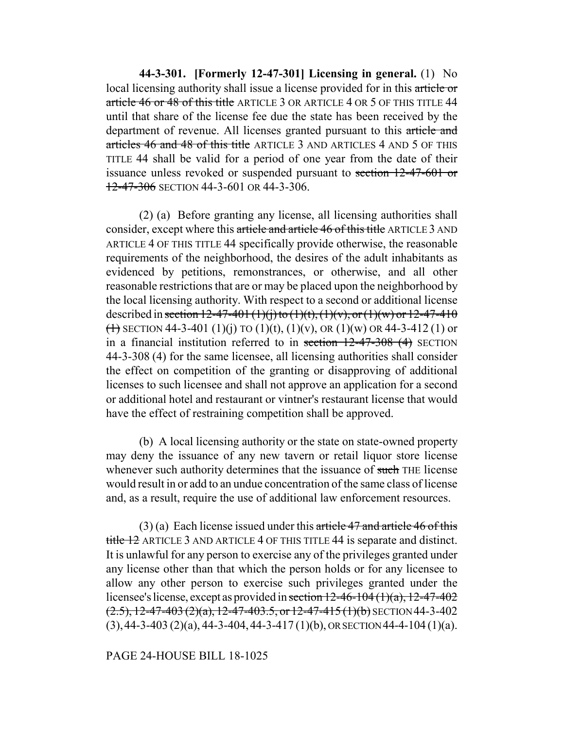**44-3-301. [Formerly 12-47-301] Licensing in general.** (1) No local licensing authority shall issue a license provided for in this ~~article or article 46 or 48 of this title~~ ARTICLE 3 OR ARTICLE 4 OR 5 OF THIS TITLE 44 until that share of the license fee due the state has been received by the department of revenue. All licenses granted pursuant to this ~~article and articles 46 and 48 of this title~~ ARTICLE 3 AND ARTICLES 4 AND 5 OF THIS TITLE 44 shall be valid for a period of one year from the date of their issuance unless revoked or suspended pursuant to ~~section 12-47-601 or 12-47-306~~ SECTION 44-3-601 OR 44-3-306.

(2) (a) Before granting any license, all licensing authorities shall consider, except where this ~~article and article 46 of this title~~ ARTICLE 3 AND ARTICLE 4 OF THIS TITLE 44 specifically provide otherwise, the reasonable requirements of the neighborhood, the desires of the adult inhabitants as evidenced by petitions, remonstrances, or otherwise, and all other reasonable restrictions that are or may be placed upon the neighborhood by the local licensing authority. With respect to a second or additional license described in ~~section 12-47-401 (1)(j) to (1)(t), (1)(v), or (1)(w) or 12-47-410 (1)~~ SECTION 44-3-401 (1)(j) TO (1)(t), (1)(v), OR (1)(w) OR 44-3-412 (1) or in a financial institution referred to in ~~section 12-47-308 (4)~~ SECTION 44-3-308 (4) for the same licensee, all licensing authorities shall consider the effect on competition of the granting or disapproving of additional licenses to such licensee and shall not approve an application for a second or additional hotel and restaurant or vintner's restaurant license that would have the effect of restraining competition shall be approved.

(b) A local licensing authority or the state on state-owned property may deny the issuance of any new tavern or retail liquor store license whenever such authority determines that the issuance of ~~such~~ THE license would result in or add to an undue concentration of the same class of license and, as a result, require the use of additional law enforcement resources.

(3) (a) Each license issued under this ~~article 47 and article 46 of this title 12~~ ARTICLE 3 AND ARTICLE 4 OF THIS TITLE 44 is separate and distinct. It is unlawful for any person to exercise any of the privileges granted under any license other than that which the person holds or for any licensee to allow any other person to exercise such privileges granted under the licensee's license, except as provided in ~~section 12-46-104 (1)(a), 12-47-402 (2.5), 12-47-403 (2)(a), 12-47-403.5, or 12-47-415 (1)(b)~~ SECTION 44-3-402 (3), 44-3-403 (2)(a), 44-3-404, 44-3-417 (1)(b), OR SECTION 44-4-104 (1)(a).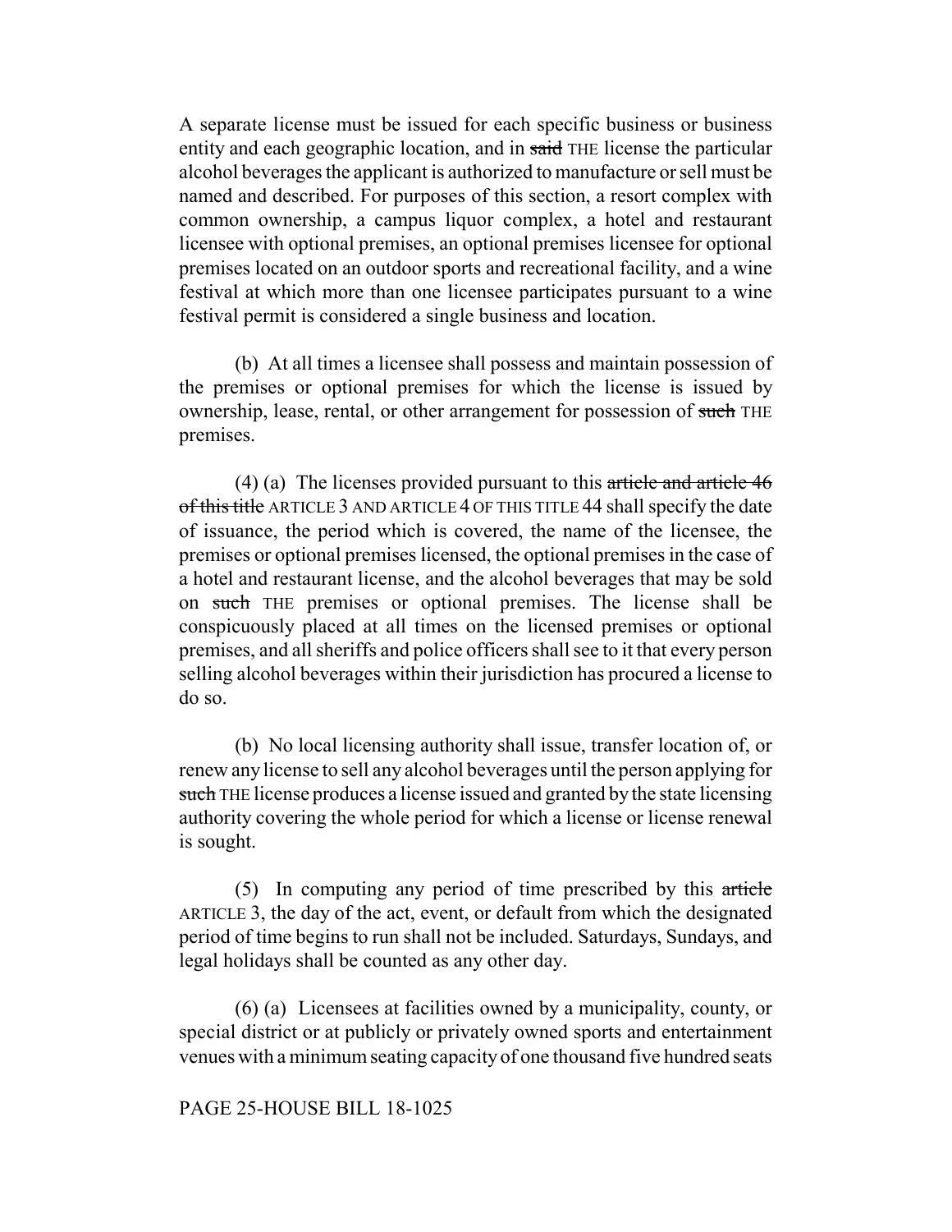A separate license must be issued for each specific business or business entity and each geographic location, and in ~~said~~ THE license the particular alcohol beverages the applicant is authorized to manufacture or sell must be named and described. For purposes of this section, a resort complex with common ownership, a campus liquor complex, a hotel and restaurant licensee with optional premises, an optional premises licensee for optional premises located on an outdoor sports and recreational facility, and a wine festival at which more than one licensee participates pursuant to a wine festival permit is considered a single business and location.

(b) At all times a licensee shall possess and maintain possession of the premises or optional premises for which the license is issued by ownership, lease, rental, or other arrangement for possession of ~~such~~ THE premises.

(4) (a) The licenses provided pursuant to this ~~article and article 46 of this title~~ ARTICLE 3 AND ARTICLE 4 OF THIS TITLE 44 shall specify the date of issuance, the period which is covered, the name of the licensee, the premises or optional premises licensed, the optional premises in the case of a hotel and restaurant license, and the alcohol beverages that may be sold on ~~such~~ THE premises or optional premises. The license shall be conspicuously placed at all times on the licensed premises or optional premises, and all sheriffs and police officers shall see to it that every person selling alcohol beverages within their jurisdiction has procured a license to do so.

(b) No local licensing authority shall issue, transfer location of, or renew any license to sell any alcohol beverages until the person applying for ~~such~~ THE license produces a license issued and granted by the state licensing authority covering the whole period for which a license or license renewal is sought.

(5) In computing any period of time prescribed by this ~~article~~ ARTICLE 3, the day of the act, event, or default from which the designated period of time begins to run shall not be included. Saturdays, Sundays, and legal holidays shall be counted as any other day.

(6) (a) Licensees at facilities owned by a municipality, county, or special district or at publicly or privately owned sports and entertainment venues with a minimum seating capacity of one thousand five hundred seats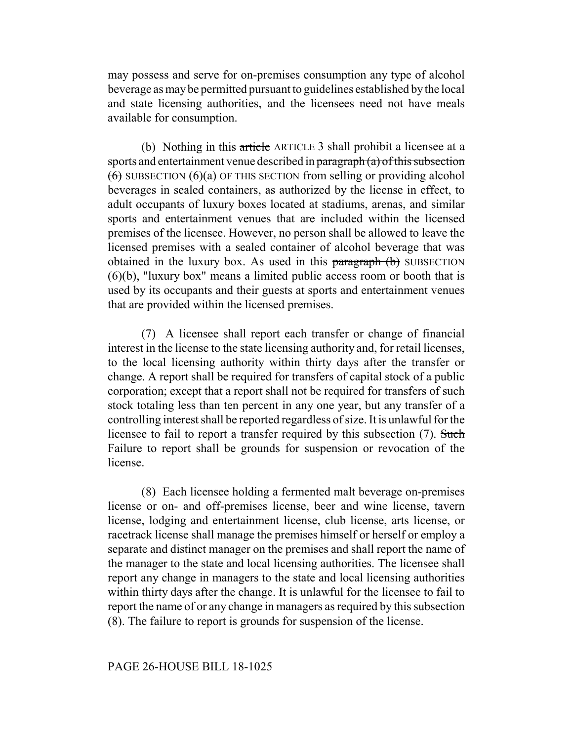may possess and serve for on-premises consumption any type of alcohol beverage as may be permitted pursuant to guidelines established by the local and state licensing authorities, and the licensees need not have meals available for consumption.

(b) Nothing in this ~~article~~ ARTICLE 3 shall prohibit a licensee at a sports and entertainment venue described in ~~paragraph (a) of this subsection (6)~~ SUBSECTION (6)(a) OF THIS SECTION from selling or providing alcohol beverages in sealed containers, as authorized by the license in effect, to adult occupants of luxury boxes located at stadiums, arenas, and similar sports and entertainment venues that are included within the licensed premises of the licensee. However, no person shall be allowed to leave the licensed premises with a sealed container of alcohol beverage that was obtained in the luxury box. As used in this ~~paragraph (b)~~ SUBSECTION (6)(b), "luxury box" means a limited public access room or booth that is used by its occupants and their guests at sports and entertainment venues that are provided within the licensed premises.

(7) A licensee shall report each transfer or change of financial interest in the license to the state licensing authority and, for retail licenses, to the local licensing authority within thirty days after the transfer or change. A report shall be required for transfers of capital stock of a public corporation; except that a report shall not be required for transfers of such stock totaling less than ten percent in any one year, but any transfer of a controlling interest shall be reported regardless of size. It is unlawful for the licensee to fail to report a transfer required by this subsection (7). ~~Such~~ Failure to report shall be grounds for suspension or revocation of the license.

(8) Each licensee holding a fermented malt beverage on-premises license or on- and off-premises license, beer and wine license, tavern license, lodging and entertainment license, club license, arts license, or racetrack license shall manage the premises himself or herself or employ a separate and distinct manager on the premises and shall report the name of the manager to the state and local licensing authorities. The licensee shall report any change in managers to the state and local licensing authorities within thirty days after the change. It is unlawful for the licensee to fail to report the name of or any change in managers as required by this subsection (8). The failure to report is grounds for suspension of the license.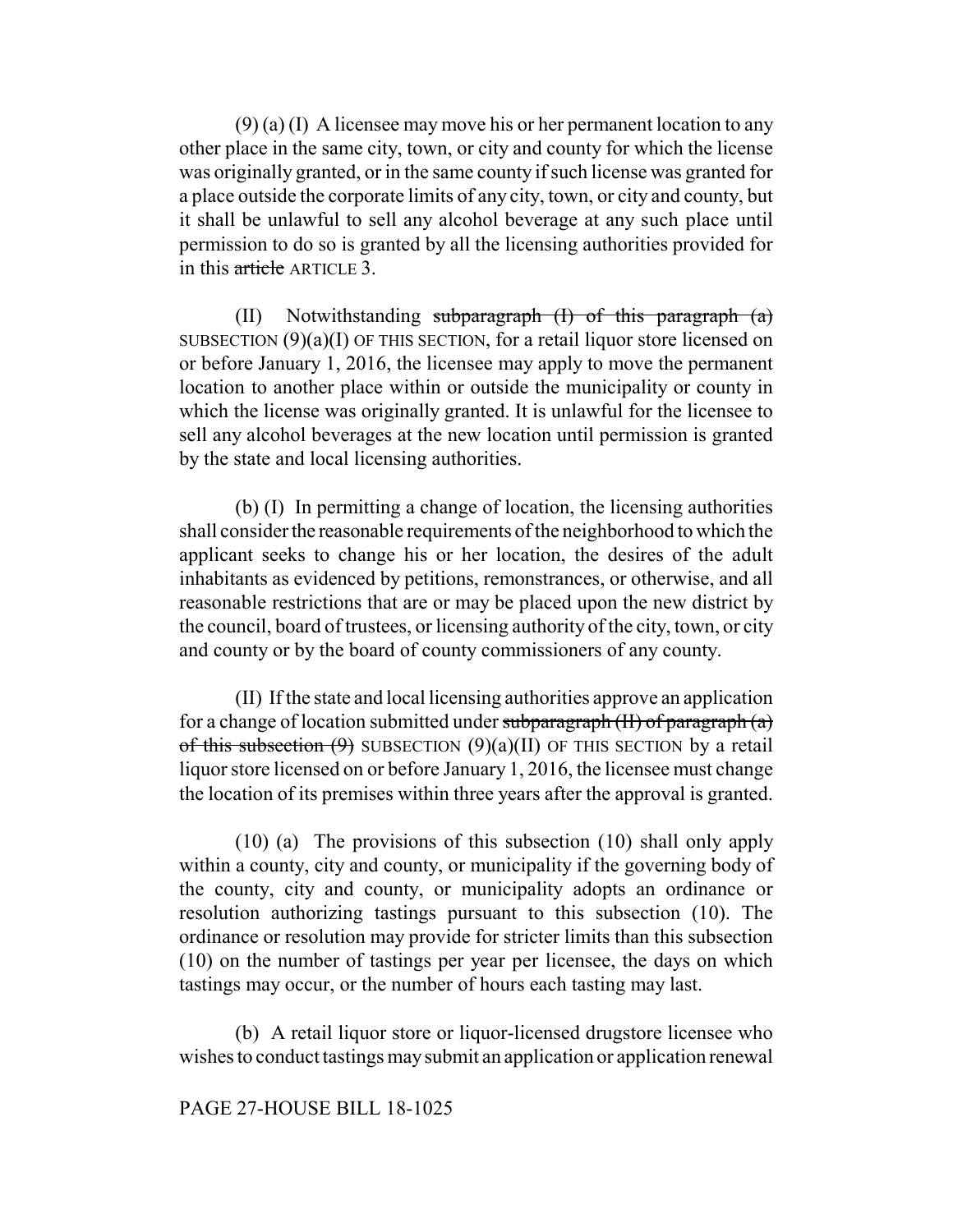(9) (a) (I) A licensee may move his or her permanent location to any other place in the same city, town, or city and county for which the license was originally granted, or in the same county if such license was granted for a place outside the corporate limits of any city, town, or city and county, but it shall be unlawful to sell any alcohol beverage at any such place until permission to do so is granted by all the licensing authorities provided for in this ~~article~~ ARTICLE 3.

(II) Notwithstanding ~~subparagraph (I) of this paragraph (a)~~ SUBSECTION (9)(a)(I) OF THIS SECTION, for a retail liquor store licensed on or before January 1, 2016, the licensee may apply to move the permanent location to another place within or outside the municipality or county in which the license was originally granted. It is unlawful for the licensee to sell any alcohol beverages at the new location until permission is granted by the state and local licensing authorities.

(b) (I) In permitting a change of location, the licensing authorities shall consider the reasonable requirements of the neighborhood to which the applicant seeks to change his or her location, the desires of the adult inhabitants as evidenced by petitions, remonstrances, or otherwise, and all reasonable restrictions that are or may be placed upon the new district by the council, board of trustees, or licensing authority of the city, town, or city and county or by the board of county commissioners of any county.

(II) If the state and local licensing authorities approve an application for a change of location submitted under ~~subparagraph (II) of paragraph (a) of this subsection (9)~~ SUBSECTION (9)(a)(II) OF THIS SECTION by a retail liquor store licensed on or before January 1, 2016, the licensee must change the location of its premises within three years after the approval is granted.

(10) (a) The provisions of this subsection (10) shall only apply within a county, city and county, or municipality if the governing body of the county, city and county, or municipality adopts an ordinance or resolution authorizing tastings pursuant to this subsection (10). The ordinance or resolution may provide for stricter limits than this subsection (10) on the number of tastings per year per licensee, the days on which tastings may occur, or the number of hours each tasting may last.

(b) A retail liquor store or liquor-licensed drugstore licensee who wishes to conduct tastings may submit an application or application renewal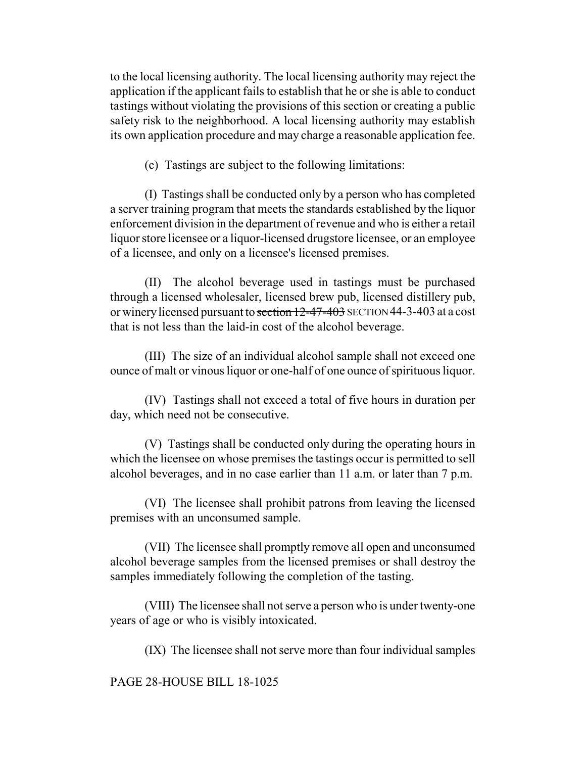to the local licensing authority. The local licensing authority may reject the application if the applicant fails to establish that he or she is able to conduct tastings without violating the provisions of this section or creating a public safety risk to the neighborhood. A local licensing authority may establish its own application procedure and may charge a reasonable application fee.

(c) Tastings are subject to the following limitations:

(I) Tastings shall be conducted only by a person who has completed a server training program that meets the standards established by the liquor enforcement division in the department of revenue and who is either a retail liquor store licensee or a liquor-licensed drugstore licensee, or an employee of a licensee, and only on a licensee's licensed premises.

(II) The alcohol beverage used in tastings must be purchased through a licensed wholesaler, licensed brew pub, licensed distillery pub, or winery licensed pursuant to ~~section 12-47-403~~ SECTION 44-3-403 at a cost that is not less than the laid-in cost of the alcohol beverage.

(III) The size of an individual alcohol sample shall not exceed one ounce of malt or vinous liquor or one-half of one ounce of spirituous liquor.

(IV) Tastings shall not exceed a total of five hours in duration per day, which need not be consecutive.

(V) Tastings shall be conducted only during the operating hours in which the licensee on whose premises the tastings occur is permitted to sell alcohol beverages, and in no case earlier than 11 a.m. or later than 7 p.m.

(VI) The licensee shall prohibit patrons from leaving the licensed premises with an unconsumed sample.

(VII) The licensee shall promptly remove all open and unconsumed alcohol beverage samples from the licensed premises or shall destroy the samples immediately following the completion of the tasting.

(VIII) The licensee shall not serve a person who is under twenty-one years of age or who is visibly intoxicated.

(IX) The licensee shall not serve more than four individual samples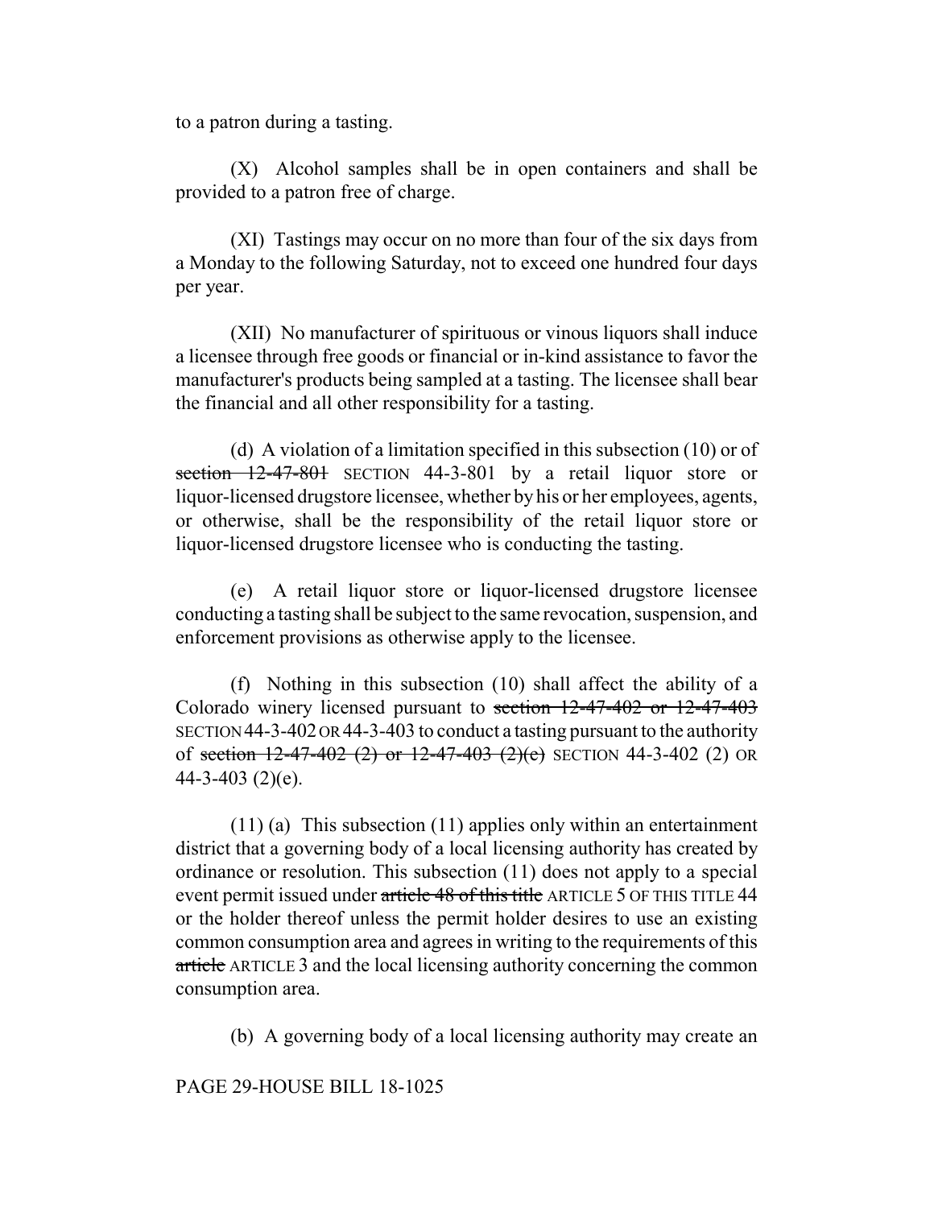to a patron during a tasting.

(X) Alcohol samples shall be in open containers and shall be provided to a patron free of charge.

(XI) Tastings may occur on no more than four of the six days from a Monday to the following Saturday, not to exceed one hundred four days per year.

(XII) No manufacturer of spirituous or vinous liquors shall induce a licensee through free goods or financial or in-kind assistance to favor the manufacturer's products being sampled at a tasting. The licensee shall bear the financial and all other responsibility for a tasting.

(d) A violation of a limitation specified in this subsection (10) or of ~~section 12-47-801~~ SECTION 44-3-801 by a retail liquor store or liquor-licensed drugstore licensee, whether by his or her employees, agents, or otherwise, shall be the responsibility of the retail liquor store or liquor-licensed drugstore licensee who is conducting the tasting.

(e) A retail liquor store or liquor-licensed drugstore licensee conducting a tasting shall be subject to the same revocation, suspension, and enforcement provisions as otherwise apply to the licensee.

(f) Nothing in this subsection (10) shall affect the ability of a Colorado winery licensed pursuant to ~~section 12-47-402 or 12-47-403~~ SECTION 44-3-402 OR 44-3-403 to conduct a tasting pursuant to the authority of ~~section 12-47-402 (2) or 12-47-403 (2)(e)~~ SECTION 44-3-402 (2) OR 44-3-403 (2)(e).

(11) (a) This subsection (11) applies only within an entertainment district that a governing body of a local licensing authority has created by ordinance or resolution. This subsection (11) does not apply to a special event permit issued under ~~article 48 of this title~~ ARTICLE 5 OF THIS TITLE 44 or the holder thereof unless the permit holder desires to use an existing common consumption area and agrees in writing to the requirements of this ~~article~~ ARTICLE 3 and the local licensing authority concerning the common consumption area.

(b) A governing body of a local licensing authority may create an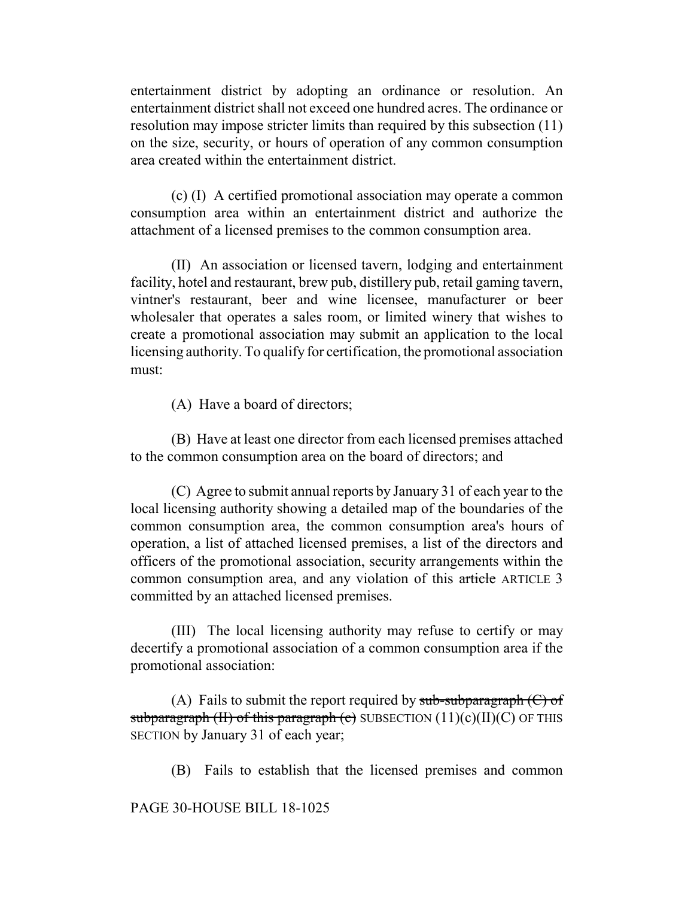entertainment district by adopting an ordinance or resolution. An entertainment district shall not exceed one hundred acres. The ordinance or resolution may impose stricter limits than required by this subsection (11) on the size, security, or hours of operation of any common consumption area created within the entertainment district.

(c) (I) A certified promotional association may operate a common consumption area within an entertainment district and authorize the attachment of a licensed premises to the common consumption area.

(II) An association or licensed tavern, lodging and entertainment facility, hotel and restaurant, brew pub, distillery pub, retail gaming tavern, vintner's restaurant, beer and wine licensee, manufacturer or beer wholesaler that operates a sales room, or limited winery that wishes to create a promotional association may submit an application to the local licensing authority. To qualify for certification, the promotional association must:

(A) Have a board of directors;

(B) Have at least one director from each licensed premises attached to the common consumption area on the board of directors; and

(C) Agree to submit annual reports by January 31 of each year to the local licensing authority showing a detailed map of the boundaries of the common consumption area, the common consumption area's hours of operation, a list of attached licensed premises, a list of the directors and officers of the promotional association, security arrangements within the common consumption area, and any violation of this ~~article~~ ARTICLE 3 committed by an attached licensed premises.

(III) The local licensing authority may refuse to certify or may decertify a promotional association of a common consumption area if the promotional association:

(A) Fails to submit the report required by ~~sub-subparagraph (C) of subparagraph (II) of this paragraph (c)~~ SUBSECTION (11)(c)(II)(C) OF THIS SECTION by January 31 of each year;

(B) Fails to establish that the licensed premises and common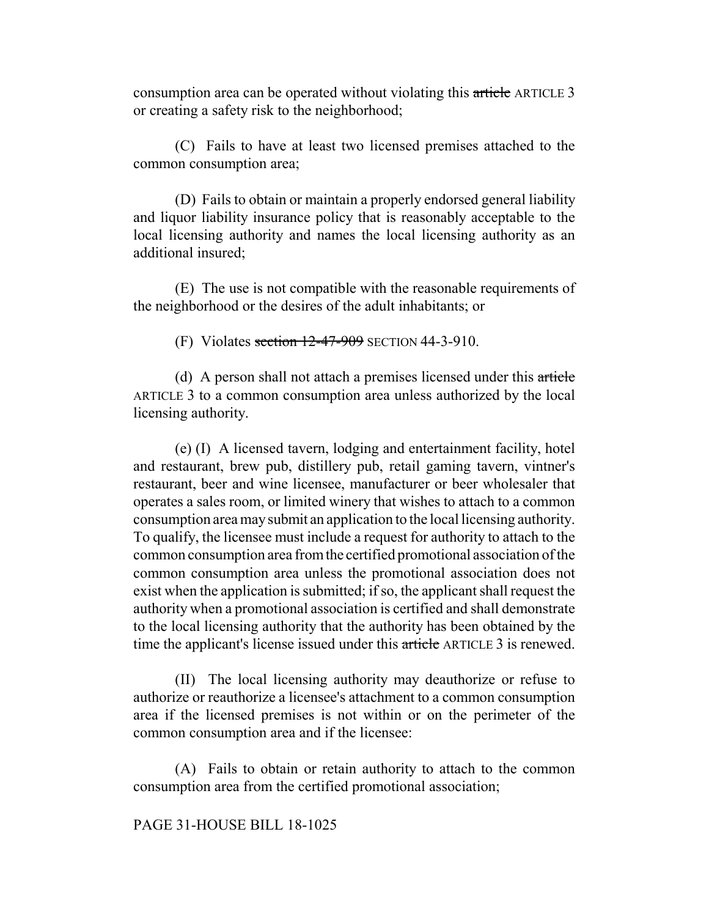consumption area can be operated without violating this ~~article~~ ARTICLE 3 or creating a safety risk to the neighborhood;

(C) Fails to have at least two licensed premises attached to the common consumption area;

(D) Fails to obtain or maintain a properly endorsed general liability and liquor liability insurance policy that is reasonably acceptable to the local licensing authority and names the local licensing authority as an additional insured;

(E) The use is not compatible with the reasonable requirements of the neighborhood or the desires of the adult inhabitants; or

(F) Violates ~~section 12-47-909~~ SECTION 44-3-910.

(d) A person shall not attach a premises licensed under this ~~article~~ ARTICLE 3 to a common consumption area unless authorized by the local licensing authority.

(e) (I) A licensed tavern, lodging and entertainment facility, hotel and restaurant, brew pub, distillery pub, retail gaming tavern, vintner's restaurant, beer and wine licensee, manufacturer or beer wholesaler that operates a sales room, or limited winery that wishes to attach to a common consumption area may submit an application to the local licensing authority. To qualify, the licensee must include a request for authority to attach to the common consumption area from the certified promotional association of the common consumption area unless the promotional association does not exist when the application is submitted; if so, the applicant shall request the authority when a promotional association is certified and shall demonstrate to the local licensing authority that the authority has been obtained by the time the applicant's license issued under this ~~article~~ ARTICLE 3 is renewed.

(II) The local licensing authority may deauthorize or refuse to authorize or reauthorize a licensee's attachment to a common consumption area if the licensed premises is not within or on the perimeter of the common consumption area and if the licensee:

(A) Fails to obtain or retain authority to attach to the common consumption area from the certified promotional association;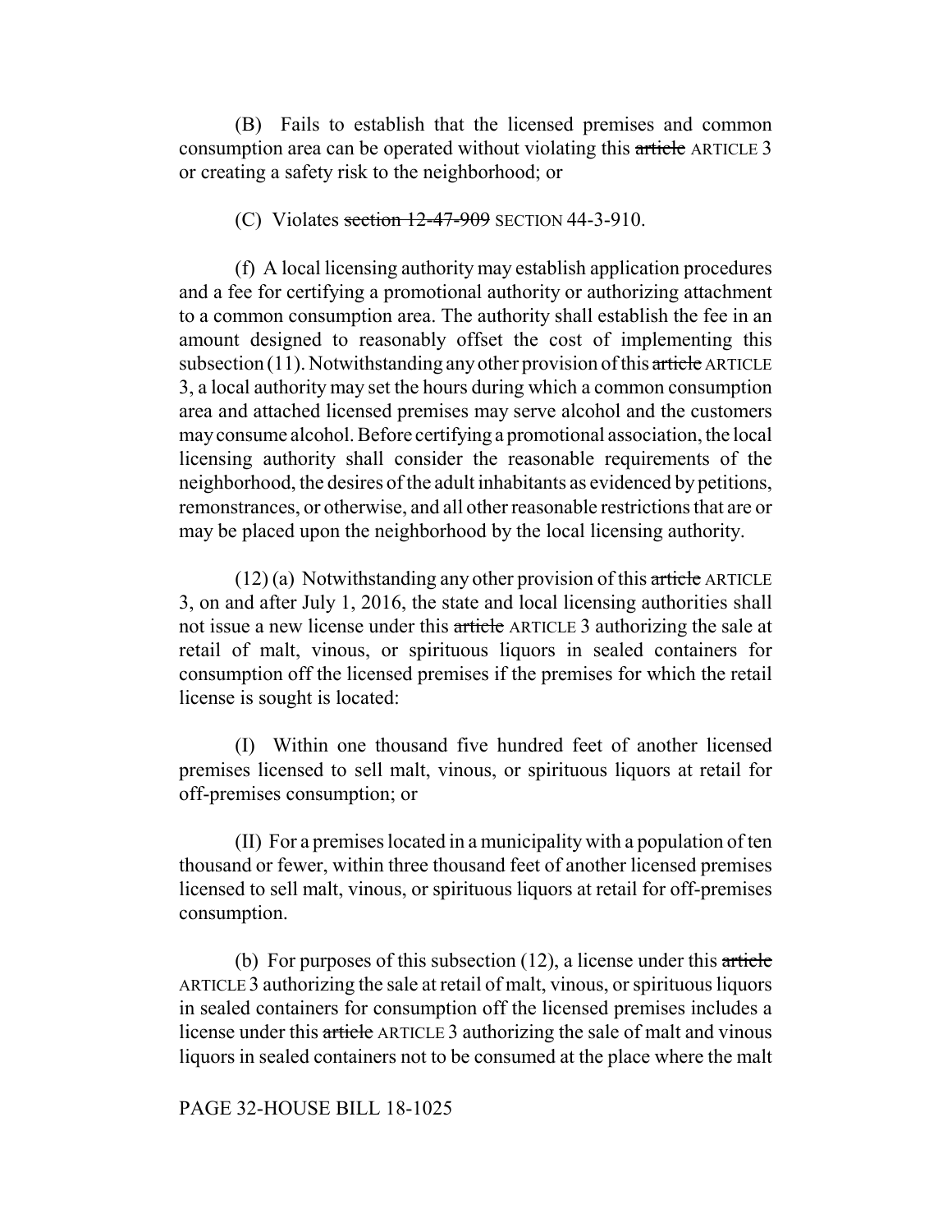(B) Fails to establish that the licensed premises and common consumption area can be operated without violating this ~~article~~ ARTICLE 3 or creating a safety risk to the neighborhood; or

(C) Violates ~~section 12-47-909~~ SECTION 44-3-910.

(f) A local licensing authority may establish application procedures and a fee for certifying a promotional authority or authorizing attachment to a common consumption area. The authority shall establish the fee in an amount designed to reasonably offset the cost of implementing this subsection (11). Notwithstanding any other provision of this ~~article~~ ARTICLE 3, a local authority may set the hours during which a common consumption area and attached licensed premises may serve alcohol and the customers may consume alcohol. Before certifying a promotional association, the local licensing authority shall consider the reasonable requirements of the neighborhood, the desires of the adult inhabitants as evidenced by petitions, remonstrances, or otherwise, and all other reasonable restrictions that are or may be placed upon the neighborhood by the local licensing authority.

(12) (a) Notwithstanding any other provision of this ~~article~~ ARTICLE 3, on and after July 1, 2016, the state and local licensing authorities shall not issue a new license under this ~~article~~ ARTICLE 3 authorizing the sale at retail of malt, vinous, or spirituous liquors in sealed containers for consumption off the licensed premises if the premises for which the retail license is sought is located:

(I) Within one thousand five hundred feet of another licensed premises licensed to sell malt, vinous, or spirituous liquors at retail for off-premises consumption; or

(II) For a premises located in a municipality with a population of ten thousand or fewer, within three thousand feet of another licensed premises licensed to sell malt, vinous, or spirituous liquors at retail for off-premises consumption.

(b) For purposes of this subsection (12), a license under this ~~article~~ ARTICLE 3 authorizing the sale at retail of malt, vinous, or spirituous liquors in sealed containers for consumption off the licensed premises includes a license under this ~~article~~ ARTICLE 3 authorizing the sale of malt and vinous liquors in sealed containers not to be consumed at the place where the malt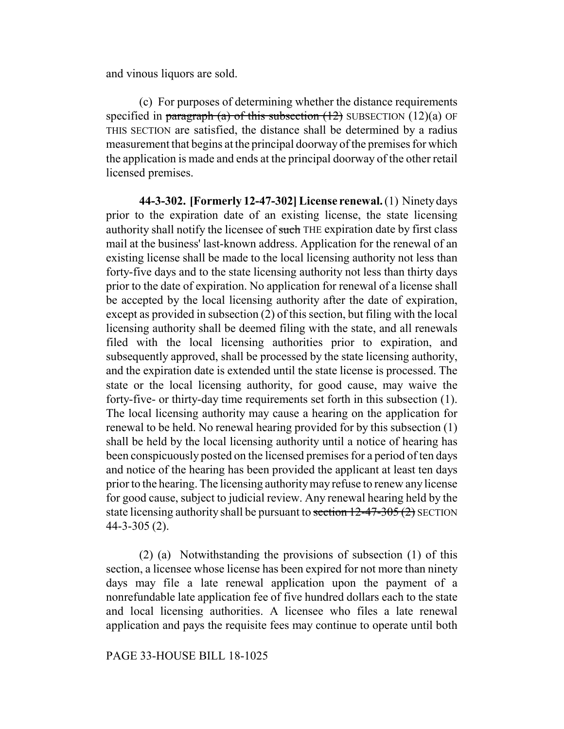and vinous liquors are sold.

(c) For purposes of determining whether the distance requirements specified in ~~paragraph (a) of this subsection (12)~~ SUBSECTION (12)(a) OF THIS SECTION are satisfied, the distance shall be determined by a radius measurement that begins at the principal doorway of the premises for which the application is made and ends at the principal doorway of the other retail licensed premises.

**44-3-302. [Formerly 12-47-302] License renewal.** (1) Ninety days prior to the expiration date of an existing license, the state licensing authority shall notify the licensee of ~~such~~ THE expiration date by first class mail at the business' last-known address. Application for the renewal of an existing license shall be made to the local licensing authority not less than forty-five days and to the state licensing authority not less than thirty days prior to the date of expiration. No application for renewal of a license shall be accepted by the local licensing authority after the date of expiration, except as provided in subsection (2) of this section, but filing with the local licensing authority shall be deemed filing with the state, and all renewals filed with the local licensing authorities prior to expiration, and subsequently approved, shall be processed by the state licensing authority, and the expiration date is extended until the state license is processed. The state or the local licensing authority, for good cause, may waive the forty-five- or thirty-day time requirements set forth in this subsection (1). The local licensing authority may cause a hearing on the application for renewal to be held. No renewal hearing provided for by this subsection (1) shall be held by the local licensing authority until a notice of hearing has been conspicuously posted on the licensed premises for a period of ten days and notice of the hearing has been provided the applicant at least ten days prior to the hearing. The licensing authority may refuse to renew any license for good cause, subject to judicial review. Any renewal hearing held by the state licensing authority shall be pursuant to ~~section 12-47-305 (2)~~ SECTION 44-3-305 (2).

(2) (a) Notwithstanding the provisions of subsection (1) of this section, a licensee whose license has been expired for not more than ninety days may file a late renewal application upon the payment of a nonrefundable late application fee of five hundred dollars each to the state and local licensing authorities. A licensee who files a late renewal application and pays the requisite fees may continue to operate until both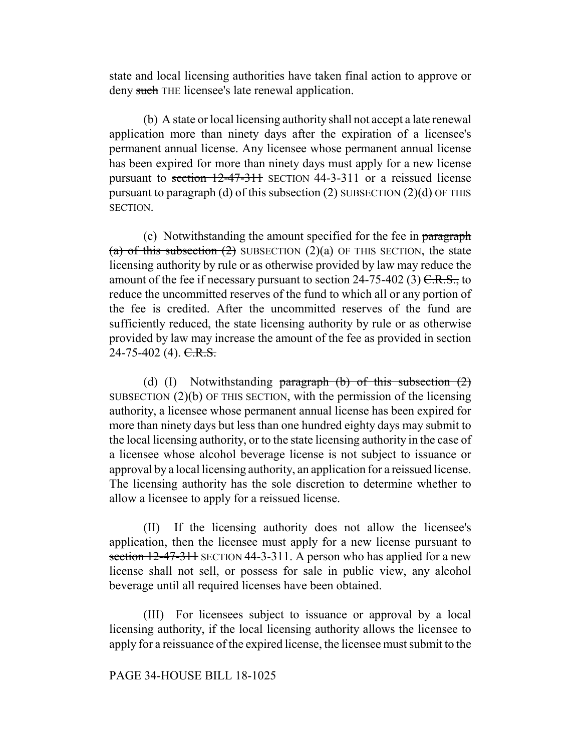state and local licensing authorities have taken final action to approve or deny ~~such~~ THE licensee's late renewal application.

(b) A state or local licensing authority shall not accept a late renewal application more than ninety days after the expiration of a licensee's permanent annual license. Any licensee whose permanent annual license has been expired for more than ninety days must apply for a new license pursuant to ~~section 12-47-311~~ SECTION 44-3-311 or a reissued license pursuant to ~~paragraph (d) of this subsection (2)~~ SUBSECTION (2)(d) OF THIS SECTION.

(c) Notwithstanding the amount specified for the fee in ~~paragraph (a) of this subsection (2)~~ SUBSECTION (2)(a) OF THIS SECTION, the state licensing authority by rule or as otherwise provided by law may reduce the amount of the fee if necessary pursuant to section 24-75-402 (3) ~~C.R.S.,~~ to reduce the uncommitted reserves of the fund to which all or any portion of the fee is credited. After the uncommitted reserves of the fund are sufficiently reduced, the state licensing authority by rule or as otherwise provided by law may increase the amount of the fee as provided in section 24-75-402 (4). ~~C.R.S.~~

(d) (I) Notwithstanding ~~paragraph (b) of this subsection (2)~~ SUBSECTION (2)(b) OF THIS SECTION, with the permission of the licensing authority, a licensee whose permanent annual license has been expired for more than ninety days but less than one hundred eighty days may submit to the local licensing authority, or to the state licensing authority in the case of a licensee whose alcohol beverage license is not subject to issuance or approval by a local licensing authority, an application for a reissued license. The licensing authority has the sole discretion to determine whether to allow a licensee to apply for a reissued license.

(II) If the licensing authority does not allow the licensee's application, then the licensee must apply for a new license pursuant to ~~section 12-47-311~~ SECTION 44-3-311. A person who has applied for a new license shall not sell, or possess for sale in public view, any alcohol beverage until all required licenses have been obtained.

(III) For licensees subject to issuance or approval by a local licensing authority, if the local licensing authority allows the licensee to apply for a reissuance of the expired license, the licensee must submit to the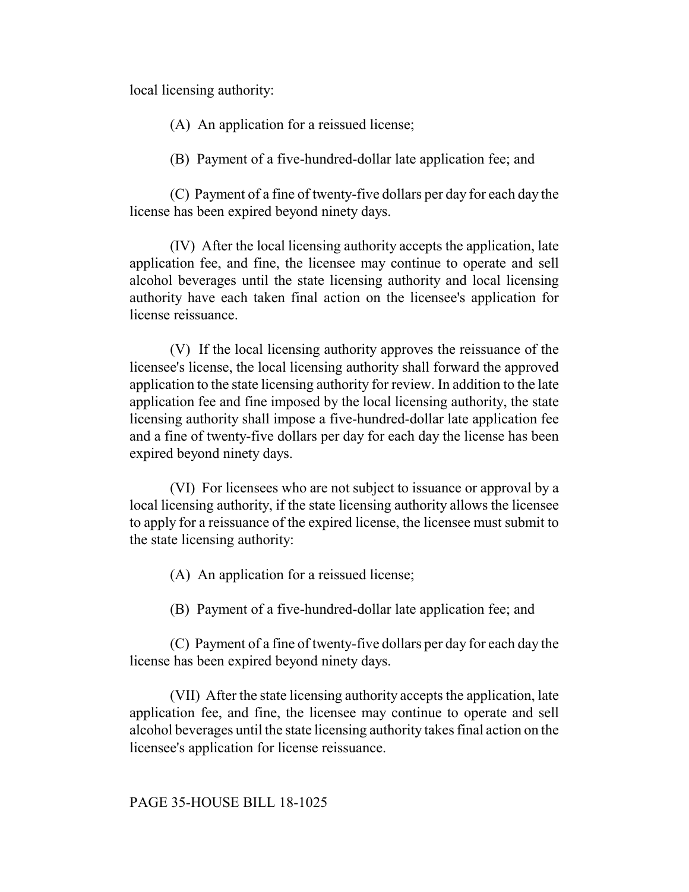local licensing authority:

(A) An application for a reissued license;

(B) Payment of a five-hundred-dollar late application fee; and

(C) Payment of a fine of twenty-five dollars per day for each day the license has been expired beyond ninety days.

(IV) After the local licensing authority accepts the application, late application fee, and fine, the licensee may continue to operate and sell alcohol beverages until the state licensing authority and local licensing authority have each taken final action on the licensee's application for license reissuance.

(V) If the local licensing authority approves the reissuance of the licensee's license, the local licensing authority shall forward the approved application to the state licensing authority for review. In addition to the late application fee and fine imposed by the local licensing authority, the state licensing authority shall impose a five-hundred-dollar late application fee and a fine of twenty-five dollars per day for each day the license has been expired beyond ninety days.

(VI) For licensees who are not subject to issuance or approval by a local licensing authority, if the state licensing authority allows the licensee to apply for a reissuance of the expired license, the licensee must submit to the state licensing authority:

(A) An application for a reissued license;

(B) Payment of a five-hundred-dollar late application fee; and

(C) Payment of a fine of twenty-five dollars per day for each day the license has been expired beyond ninety days.

(VII) After the state licensing authority accepts the application, late application fee, and fine, the licensee may continue to operate and sell alcohol beverages until the state licensing authority takes final action on the licensee's application for license reissuance.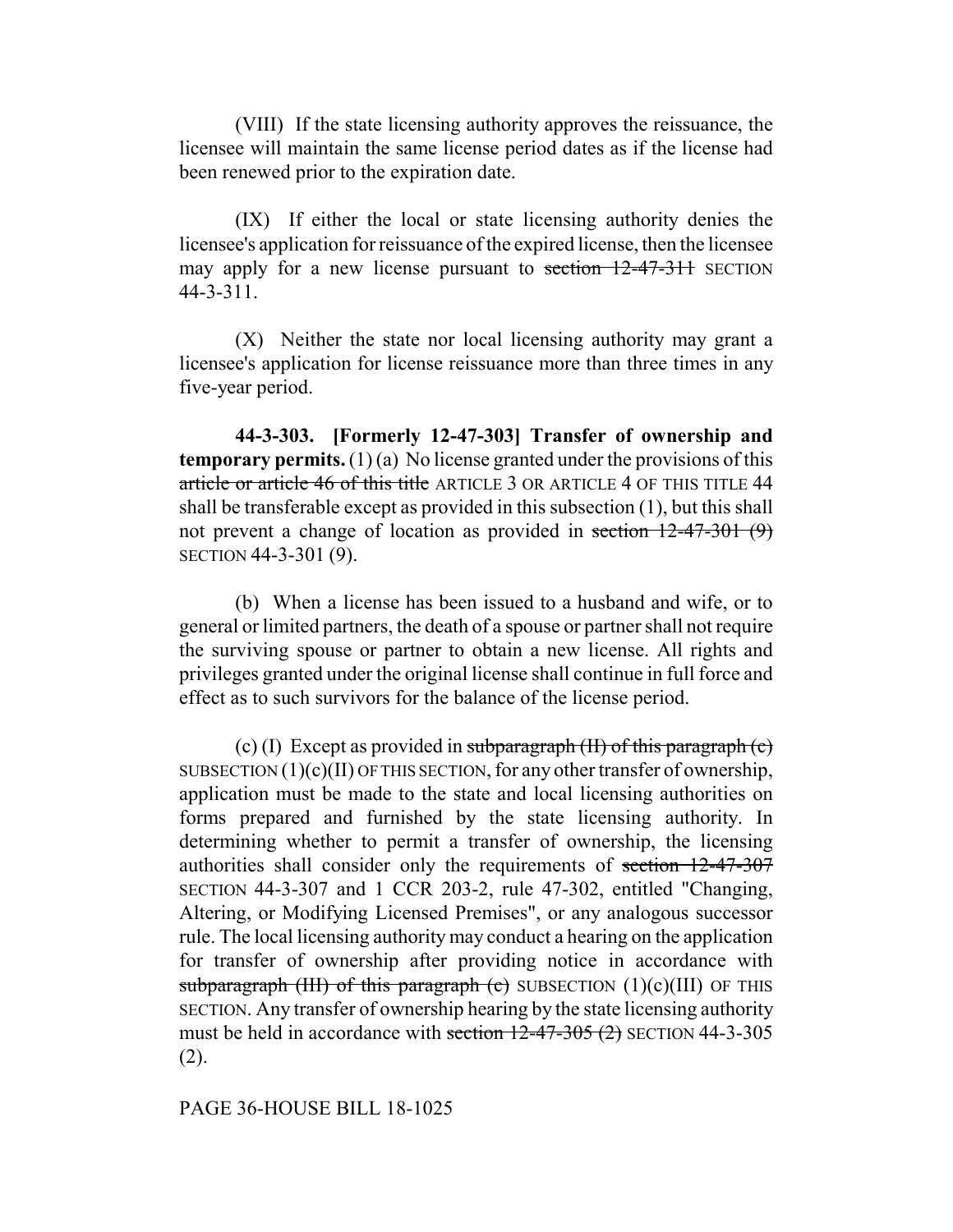(VIII) If the state licensing authority approves the reissuance, the licensee will maintain the same license period dates as if the license had been renewed prior to the expiration date.

(IX) If either the local or state licensing authority denies the licensee's application for reissuance of the expired license, then the licensee may apply for a new license pursuant to ~~section 12-47-311~~ SECTION 44-3-311.

(X) Neither the state nor local licensing authority may grant a licensee's application for license reissuance more than three times in any five-year period.

**44-3-303. [Formerly 12-47-303] Transfer of ownership and temporary permits.** (1) (a) No license granted under the provisions of this ~~article or article 46 of this title~~ ARTICLE 3 OR ARTICLE 4 OF THIS TITLE 44 shall be transferable except as provided in this subsection (1), but this shall not prevent a change of location as provided in ~~section 12-47-301 (9)~~ SECTION 44-3-301 (9).

(b) When a license has been issued to a husband and wife, or to general or limited partners, the death of a spouse or partner shall not require the surviving spouse or partner to obtain a new license. All rights and privileges granted under the original license shall continue in full force and effect as to such survivors for the balance of the license period.

(c) (I) Except as provided in ~~subparagraph (II) of this paragraph (c)~~ SUBSECTION (1)(c)(II) OF THIS SECTION, for any other transfer of ownership, application must be made to the state and local licensing authorities on forms prepared and furnished by the state licensing authority. In determining whether to permit a transfer of ownership, the licensing authorities shall consider only the requirements of ~~section 12-47-307~~ SECTION 44-3-307 and 1 CCR 203-2, rule 47-302, entitled "Changing, Altering, or Modifying Licensed Premises", or any analogous successor rule. The local licensing authority may conduct a hearing on the application for transfer of ownership after providing notice in accordance with ~~subparagraph (III) of this paragraph (c)~~ SUBSECTION (1)(c)(III) OF THIS SECTION. Any transfer of ownership hearing by the state licensing authority must be held in accordance with ~~section 12-47-305 (2)~~ SECTION 44-3-305 (2).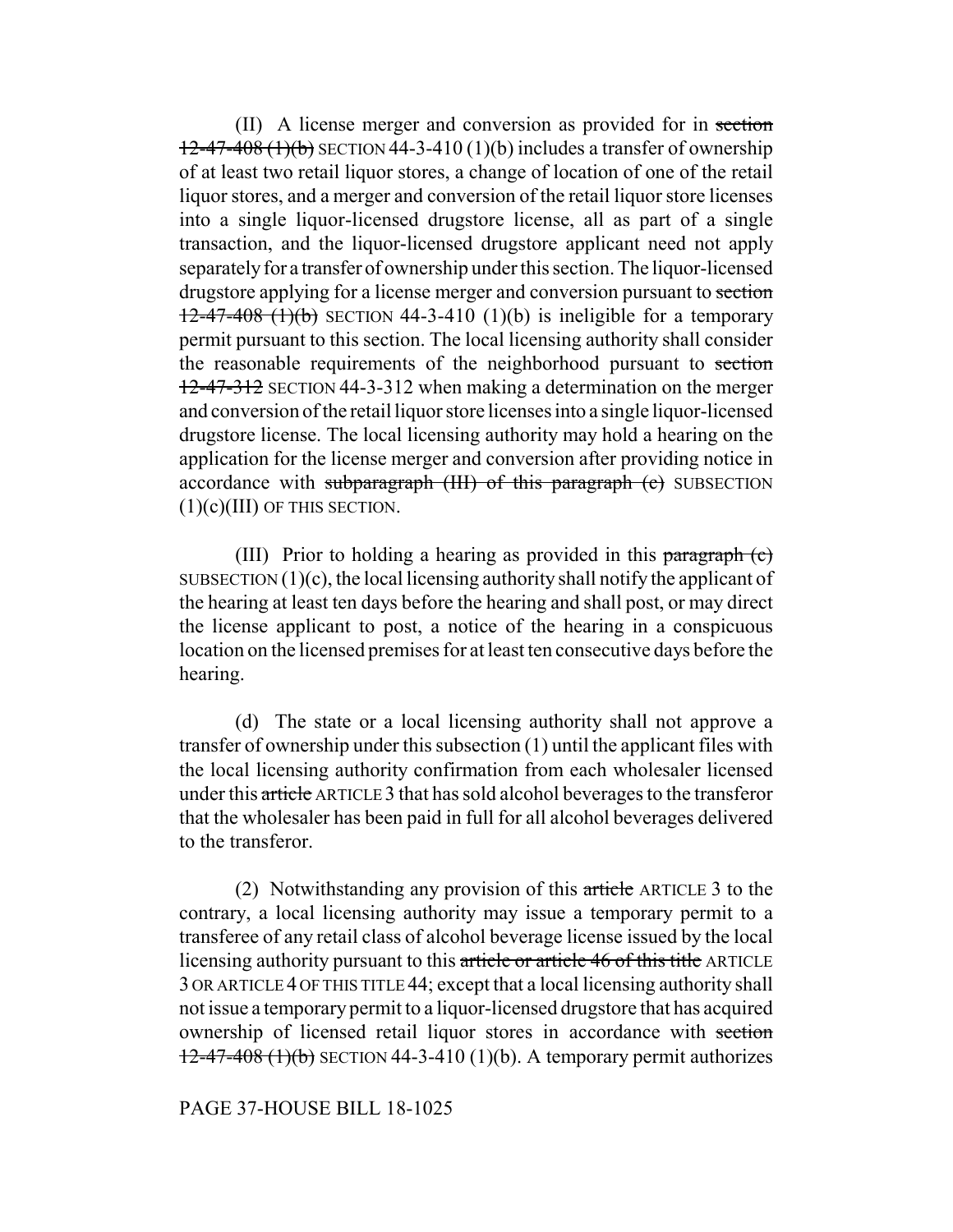(II) A license merger and conversion as provided for in ~~section 12-47-408 (1)(b)~~ SECTION 44-3-410 (1)(b) includes a transfer of ownership of at least two retail liquor stores, a change of location of one of the retail liquor stores, and a merger and conversion of the retail liquor store licenses into a single liquor-licensed drugstore license, all as part of a single transaction, and the liquor-licensed drugstore applicant need not apply separately for a transfer of ownership under this section. The liquor-licensed drugstore applying for a license merger and conversion pursuant to ~~section 12-47-408 (1)(b)~~ SECTION 44-3-410 (1)(b) is ineligible for a temporary permit pursuant to this section. The local licensing authority shall consider the reasonable requirements of the neighborhood pursuant to ~~section 12-47-312~~ SECTION 44-3-312 when making a determination on the merger and conversion of the retail liquor store licenses into a single liquor-licensed drugstore license. The local licensing authority may hold a hearing on the application for the license merger and conversion after providing notice in accordance with ~~subparagraph (III) of this paragraph (c)~~ SUBSECTION (1)(c)(III) OF THIS SECTION.

(III) Prior to holding a hearing as provided in this ~~paragraph (c)~~ SUBSECTION (1)(c), the local licensing authority shall notify the applicant of the hearing at least ten days before the hearing and shall post, or may direct the license applicant to post, a notice of the hearing in a conspicuous location on the licensed premises for at least ten consecutive days before the hearing.

(d) The state or a local licensing authority shall not approve a transfer of ownership under this subsection (1) until the applicant files with the local licensing authority confirmation from each wholesaler licensed under this ~~article~~ ARTICLE 3 that has sold alcohol beverages to the transferor that the wholesaler has been paid in full for all alcohol beverages delivered to the transferor.

(2) Notwithstanding any provision of this ~~article~~ ARTICLE 3 to the contrary, a local licensing authority may issue a temporary permit to a transferee of any retail class of alcohol beverage license issued by the local licensing authority pursuant to this ~~article or article 46 of this title~~ ARTICLE 3 OR ARTICLE 4 OF THIS TITLE 44; except that a local licensing authority shall not issue a temporary permit to a liquor-licensed drugstore that has acquired ownership of licensed retail liquor stores in accordance with ~~section 12-47-408 (1)(b)~~ SECTION 44-3-410 (1)(b). A temporary permit authorizes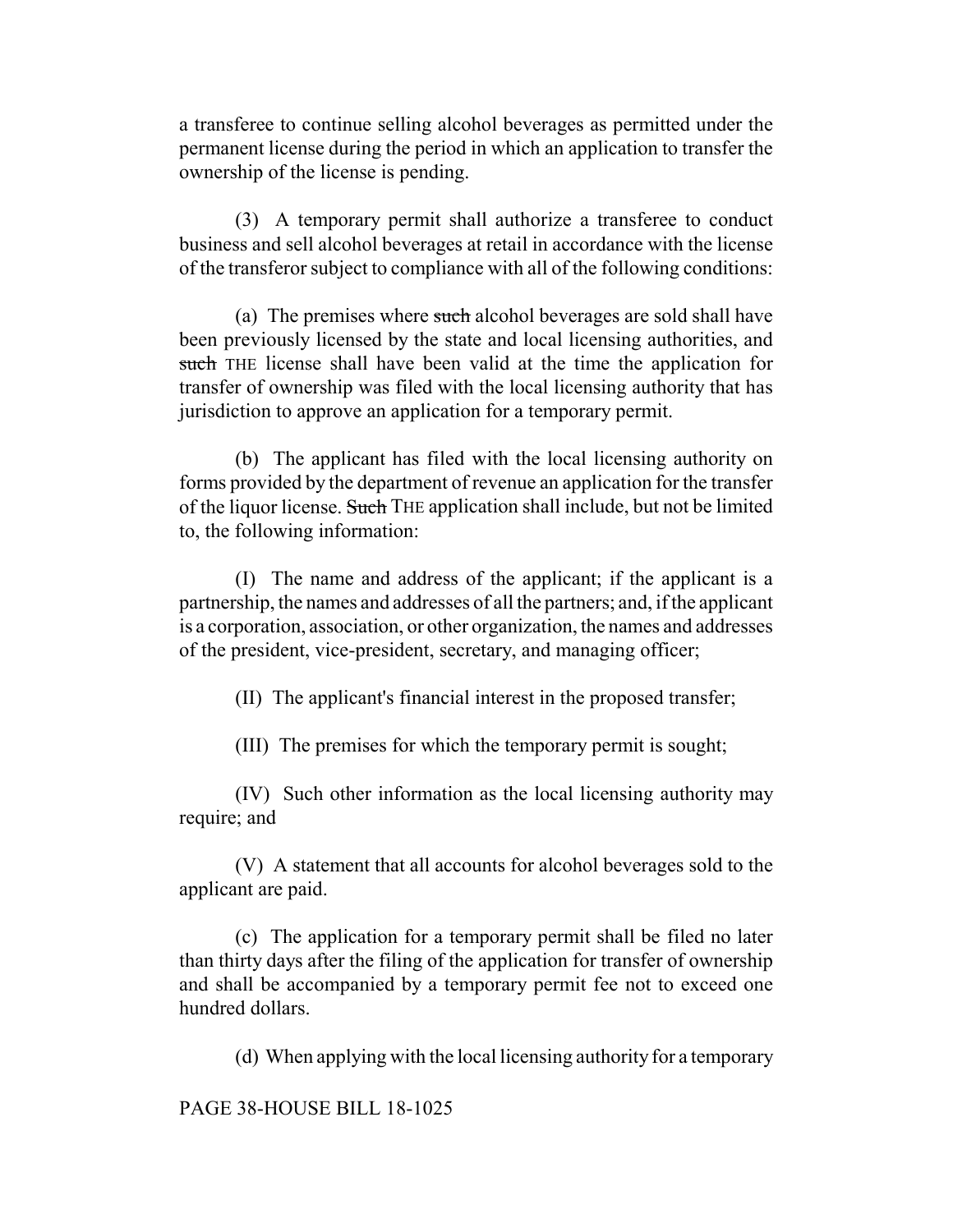a transferee to continue selling alcohol beverages as permitted under the permanent license during the period in which an application to transfer the ownership of the license is pending.

(3) A temporary permit shall authorize a transferee to conduct business and sell alcohol beverages at retail in accordance with the license of the transferor subject to compliance with all of the following conditions:

(a) The premises where ~~such~~ alcohol beverages are sold shall have been previously licensed by the state and local licensing authorities, and ~~such~~ THE license shall have been valid at the time the application for transfer of ownership was filed with the local licensing authority that has jurisdiction to approve an application for a temporary permit.

(b) The applicant has filed with the local licensing authority on forms provided by the department of revenue an application for the transfer of the liquor license. ~~Such~~ THE application shall include, but not be limited to, the following information:

(I) The name and address of the applicant; if the applicant is a partnership, the names and addresses of all the partners; and, if the applicant is a corporation, association, or other organization, the names and addresses of the president, vice-president, secretary, and managing officer;

(II) The applicant's financial interest in the proposed transfer;

(III) The premises for which the temporary permit is sought;

(IV) Such other information as the local licensing authority may require; and

(V) A statement that all accounts for alcohol beverages sold to the applicant are paid.

(c) The application for a temporary permit shall be filed no later than thirty days after the filing of the application for transfer of ownership and shall be accompanied by a temporary permit fee not to exceed one hundred dollars.

(d) When applying with the local licensing authority for a temporary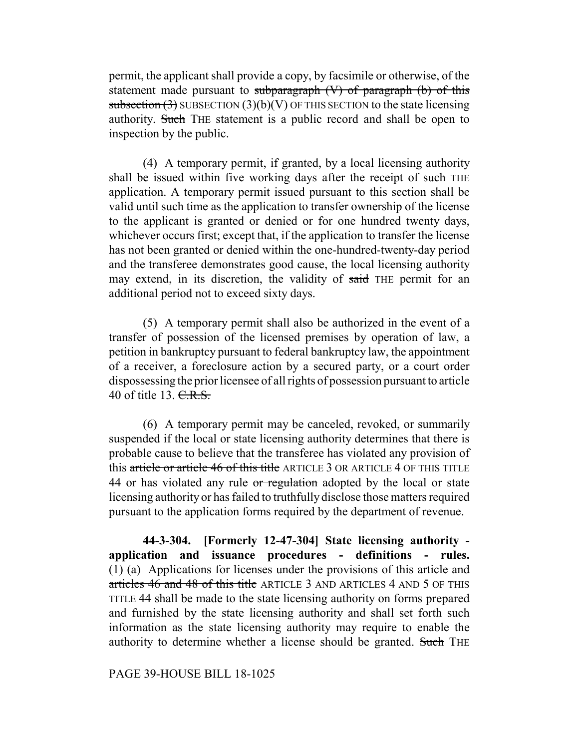permit, the applicant shall provide a copy, by facsimile or otherwise, of the statement made pursuant to ~~subparagraph (V) of paragraph (b) of this subsection (3)~~ SUBSECTION (3)(b)(V) OF THIS SECTION to the state licensing authority. ~~Such~~ THE statement is a public record and shall be open to inspection by the public.

(4) A temporary permit, if granted, by a local licensing authority shall be issued within five working days after the receipt of ~~such~~ THE application. A temporary permit issued pursuant to this section shall be valid until such time as the application to transfer ownership of the license to the applicant is granted or denied or for one hundred twenty days, whichever occurs first; except that, if the application to transfer the license has not been granted or denied within the one-hundred-twenty-day period and the transferee demonstrates good cause, the local licensing authority may extend, in its discretion, the validity of ~~said~~ THE permit for an additional period not to exceed sixty days.

(5) A temporary permit shall also be authorized in the event of a transfer of possession of the licensed premises by operation of law, a petition in bankruptcy pursuant to federal bankruptcy law, the appointment of a receiver, a foreclosure action by a secured party, or a court order dispossessing the prior licensee of all rights of possession pursuant to article 40 of title 13. ~~C.R.S.~~

(6) A temporary permit may be canceled, revoked, or summarily suspended if the local or state licensing authority determines that there is probable cause to believe that the transferee has violated any provision of this ~~article or article 46 of this title~~ ARTICLE 3 OR ARTICLE 4 OF THIS TITLE 44 or has violated any rule ~~or regulation~~ adopted by the local or state licensing authority or has failed to truthfully disclose those matters required pursuant to the application forms required by the department of revenue.

**44-3-304. [Formerly 12-47-304] State licensing authority - application and issuance procedures - definitions - rules.** (1) (a) Applications for licenses under the provisions of this ~~article and articles 46 and 48 of this title~~ ARTICLE 3 AND ARTICLES 4 AND 5 OF THIS TITLE 44 shall be made to the state licensing authority on forms prepared and furnished by the state licensing authority and shall set forth such information as the state licensing authority may require to enable the authority to determine whether a license should be granted. ~~Such~~ THE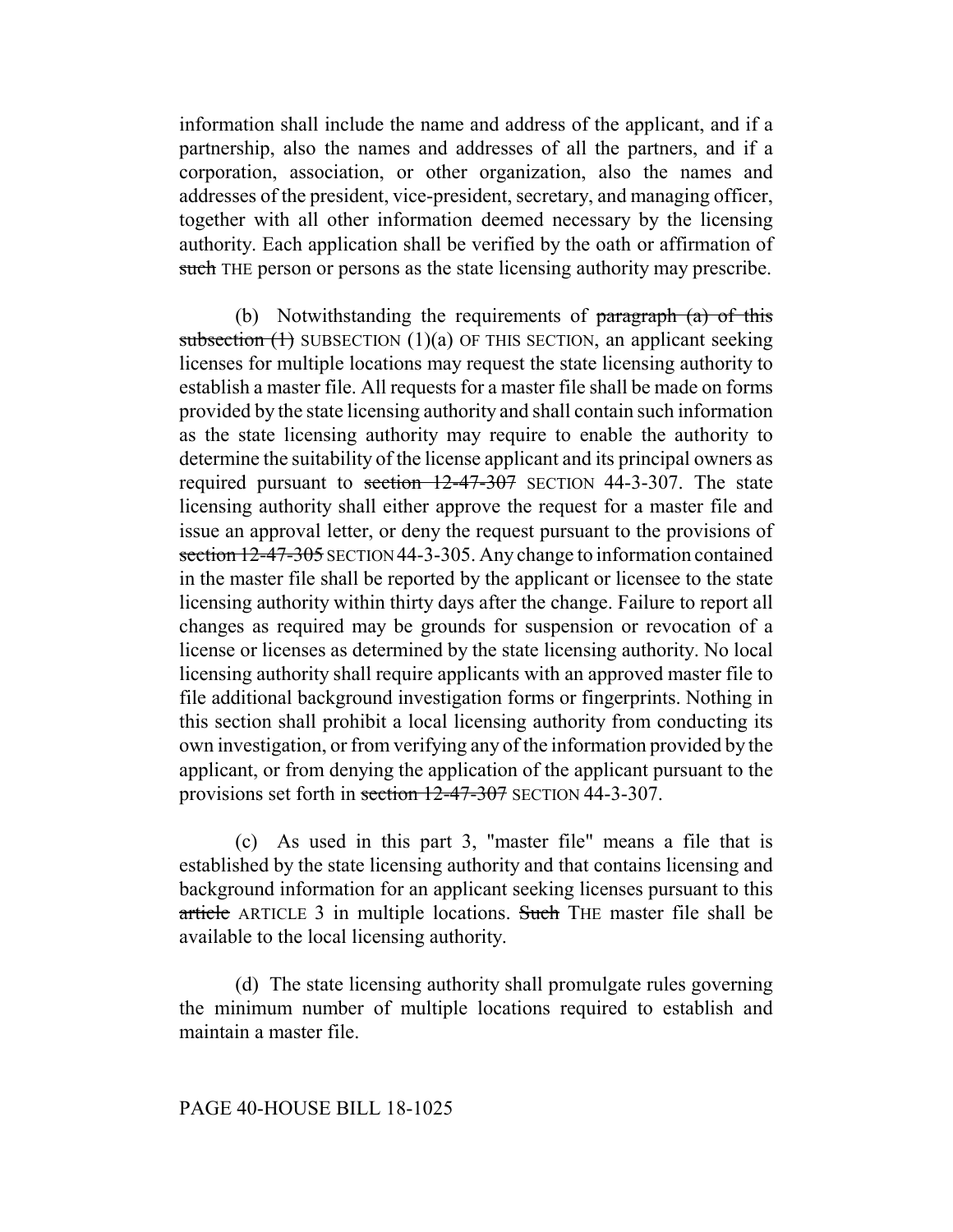information shall include the name and address of the applicant, and if a partnership, also the names and addresses of all the partners, and if a corporation, association, or other organization, also the names and addresses of the president, vice-president, secretary, and managing officer, together with all other information deemed necessary by the licensing authority. Each application shall be verified by the oath or affirmation of ~~such~~ THE person or persons as the state licensing authority may prescribe.

(b) Notwithstanding the requirements of ~~paragraph (a) of this subsection (1)~~ SUBSECTION (1)(a) OF THIS SECTION, an applicant seeking licenses for multiple locations may request the state licensing authority to establish a master file. All requests for a master file shall be made on forms provided by the state licensing authority and shall contain such information as the state licensing authority may require to enable the authority to determine the suitability of the license applicant and its principal owners as required pursuant to ~~section 12-47-307~~ SECTION 44-3-307. The state licensing authority shall either approve the request for a master file and issue an approval letter, or deny the request pursuant to the provisions of ~~section 12-47-305~~ SECTION 44-3-305. Any change to information contained in the master file shall be reported by the applicant or licensee to the state licensing authority within thirty days after the change. Failure to report all changes as required may be grounds for suspension or revocation of a license or licenses as determined by the state licensing authority. No local licensing authority shall require applicants with an approved master file to file additional background investigation forms or fingerprints. Nothing in this section shall prohibit a local licensing authority from conducting its own investigation, or from verifying any of the information provided by the applicant, or from denying the application of the applicant pursuant to the provisions set forth in ~~section 12-47-307~~ SECTION 44-3-307.

(c) As used in this part 3, "master file" means a file that is established by the state licensing authority and that contains licensing and background information for an applicant seeking licenses pursuant to this ~~article~~ ARTICLE 3 in multiple locations. ~~Such~~ THE master file shall be available to the local licensing authority.

(d) The state licensing authority shall promulgate rules governing the minimum number of multiple locations required to establish and maintain a master file.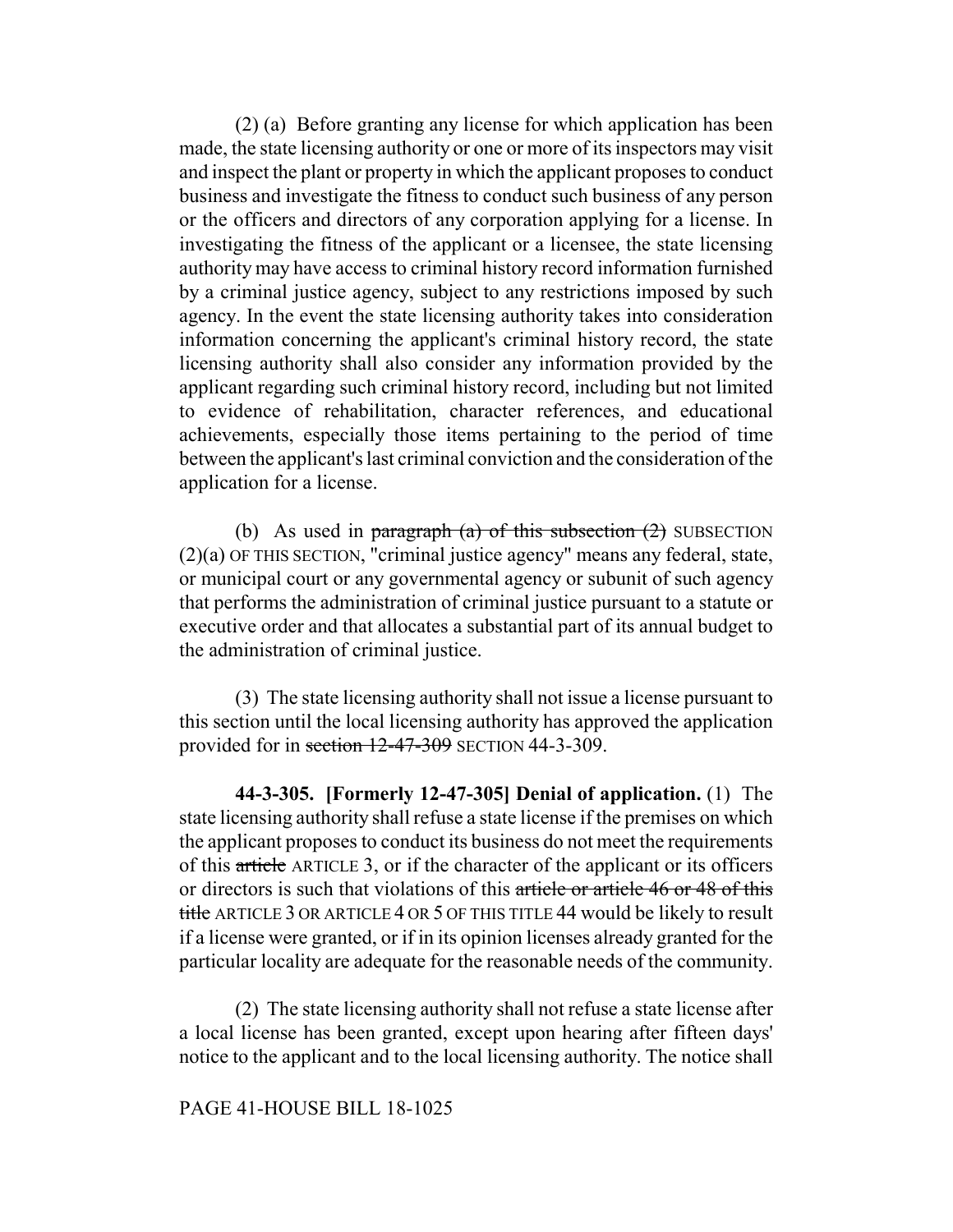(2) (a) Before granting any license for which application has been made, the state licensing authority or one or more of its inspectors may visit and inspect the plant or property in which the applicant proposes to conduct business and investigate the fitness to conduct such business of any person or the officers and directors of any corporation applying for a license. In investigating the fitness of the applicant or a licensee, the state licensing authority may have access to criminal history record information furnished by a criminal justice agency, subject to any restrictions imposed by such agency. In the event the state licensing authority takes into consideration information concerning the applicant's criminal history record, the state licensing authority shall also consider any information provided by the applicant regarding such criminal history record, including but not limited to evidence of rehabilitation, character references, and educational achievements, especially those items pertaining to the period of time between the applicant's last criminal conviction and the consideration of the application for a license.

(b) As used in ~~paragraph (a) of this subsection (2)~~ SUBSECTION (2)(a) OF THIS SECTION, "criminal justice agency" means any federal, state, or municipal court or any governmental agency or subunit of such agency that performs the administration of criminal justice pursuant to a statute or executive order and that allocates a substantial part of its annual budget to the administration of criminal justice.

(3) The state licensing authority shall not issue a license pursuant to this section until the local licensing authority has approved the application provided for in ~~section 12-47-309~~ SECTION 44-3-309.

**44-3-305. [Formerly 12-47-305] Denial of application.** (1) The state licensing authority shall refuse a state license if the premises on which the applicant proposes to conduct its business do not meet the requirements of this ~~article~~ ARTICLE 3, or if the character of the applicant or its officers or directors is such that violations of this ~~article or article 46 or 48 of this title~~ ARTICLE 3 OR ARTICLE 4 OR 5 OF THIS TITLE 44 would be likely to result if a license were granted, or if in its opinion licenses already granted for the particular locality are adequate for the reasonable needs of the community.

(2) The state licensing authority shall not refuse a state license after a local license has been granted, except upon hearing after fifteen days' notice to the applicant and to the local licensing authority. The notice shall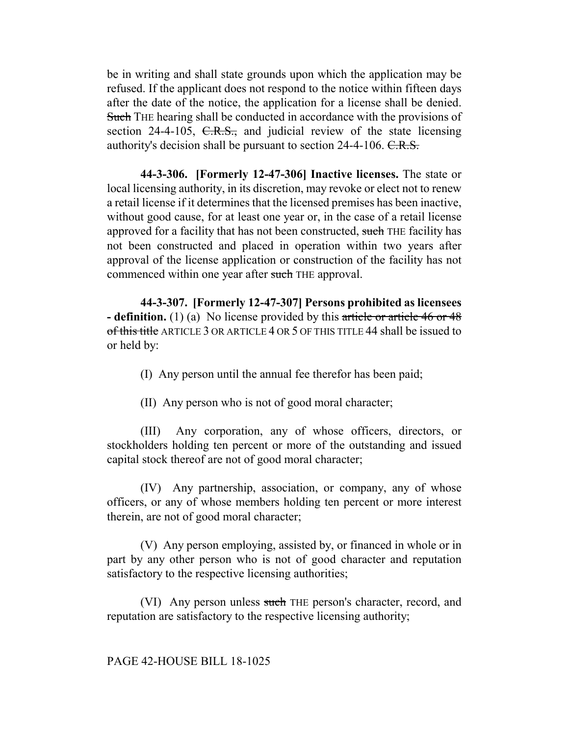be in writing and shall state grounds upon which the application may be refused. If the applicant does not respond to the notice within fifteen days after the date of the notice, the application for a license shall be denied. ~~Such~~ THE hearing shall be conducted in accordance with the provisions of section 24-4-105, ~~C.R.S.,~~ and judicial review of the state licensing authority's decision shall be pursuant to section 24-4-106. ~~C.R.S.~~

**44-3-306. [Formerly 12-47-306] Inactive licenses.** The state or local licensing authority, in its discretion, may revoke or elect not to renew a retail license if it determines that the licensed premises has been inactive, without good cause, for at least one year or, in the case of a retail license approved for a facility that has not been constructed, ~~such~~ THE facility has not been constructed and placed in operation within two years after approval of the license application or construction of the facility has not commenced within one year after ~~such~~ THE approval.

**44-3-307. [Formerly 12-47-307] Persons prohibited as licensees - definition.** (1) (a) No license provided by this ~~article or article 46 or 48 of this title~~ ARTICLE 3 OR ARTICLE 4 OR 5 OF THIS TITLE 44 shall be issued to or held by:

(I) Any person until the annual fee therefor has been paid;

(II) Any person who is not of good moral character;

(III) Any corporation, any of whose officers, directors, or stockholders holding ten percent or more of the outstanding and issued capital stock thereof are not of good moral character;

(IV) Any partnership, association, or company, any of whose officers, or any of whose members holding ten percent or more interest therein, are not of good moral character;

(V) Any person employing, assisted by, or financed in whole or in part by any other person who is not of good character and reputation satisfactory to the respective licensing authorities;

(VI) Any person unless ~~such~~ THE person's character, record, and reputation are satisfactory to the respective licensing authority;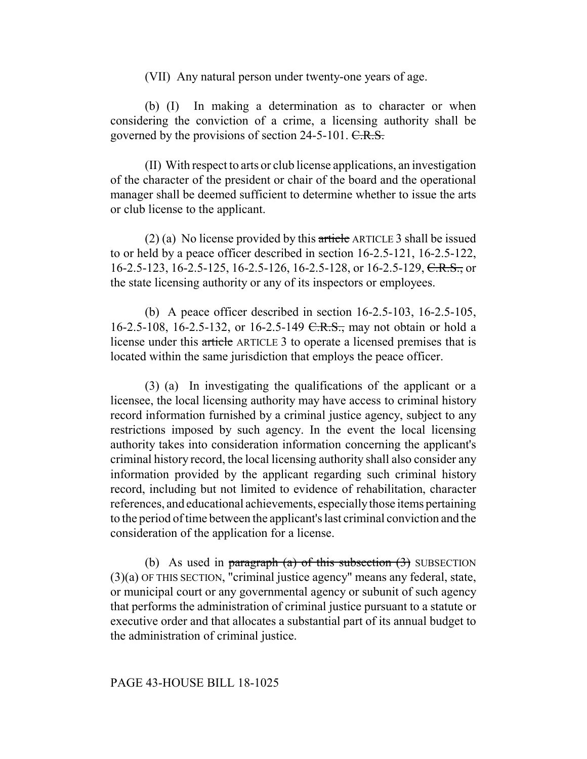(VII) Any natural person under twenty-one years of age.

(b) (I) In making a determination as to character or when considering the conviction of a crime, a licensing authority shall be governed by the provisions of section 24-5-101. ~~C.R.S.~~

(II) With respect to arts or club license applications, an investigation of the character of the president or chair of the board and the operational manager shall be deemed sufficient to determine whether to issue the arts or club license to the applicant.

(2) (a) No license provided by this ~~article~~ ARTICLE 3 shall be issued to or held by a peace officer described in section 16-2.5-121, 16-2.5-122, 16-2.5-123, 16-2.5-125, 16-2.5-126, 16-2.5-128, or 16-2.5-129, ~~C.R.S.,~~ or the state licensing authority or any of its inspectors or employees.

(b) A peace officer described in section 16-2.5-103, 16-2.5-105, 16-2.5-108, 16-2.5-132, or 16-2.5-149 ~~C.R.S.,~~ may not obtain or hold a license under this ~~article~~ ARTICLE 3 to operate a licensed premises that is located within the same jurisdiction that employs the peace officer.

(3) (a) In investigating the qualifications of the applicant or a licensee, the local licensing authority may have access to criminal history record information furnished by a criminal justice agency, subject to any restrictions imposed by such agency. In the event the local licensing authority takes into consideration information concerning the applicant's criminal history record, the local licensing authority shall also consider any information provided by the applicant regarding such criminal history record, including but not limited to evidence of rehabilitation, character references, and educational achievements, especially those items pertaining to the period of time between the applicant's last criminal conviction and the consideration of the application for a license.

(b) As used in ~~paragraph (a) of this subsection (3)~~ SUBSECTION (3)(a) OF THIS SECTION, "criminal justice agency" means any federal, state, or municipal court or any governmental agency or subunit of such agency that performs the administration of criminal justice pursuant to a statute or executive order and that allocates a substantial part of its annual budget to the administration of criminal justice.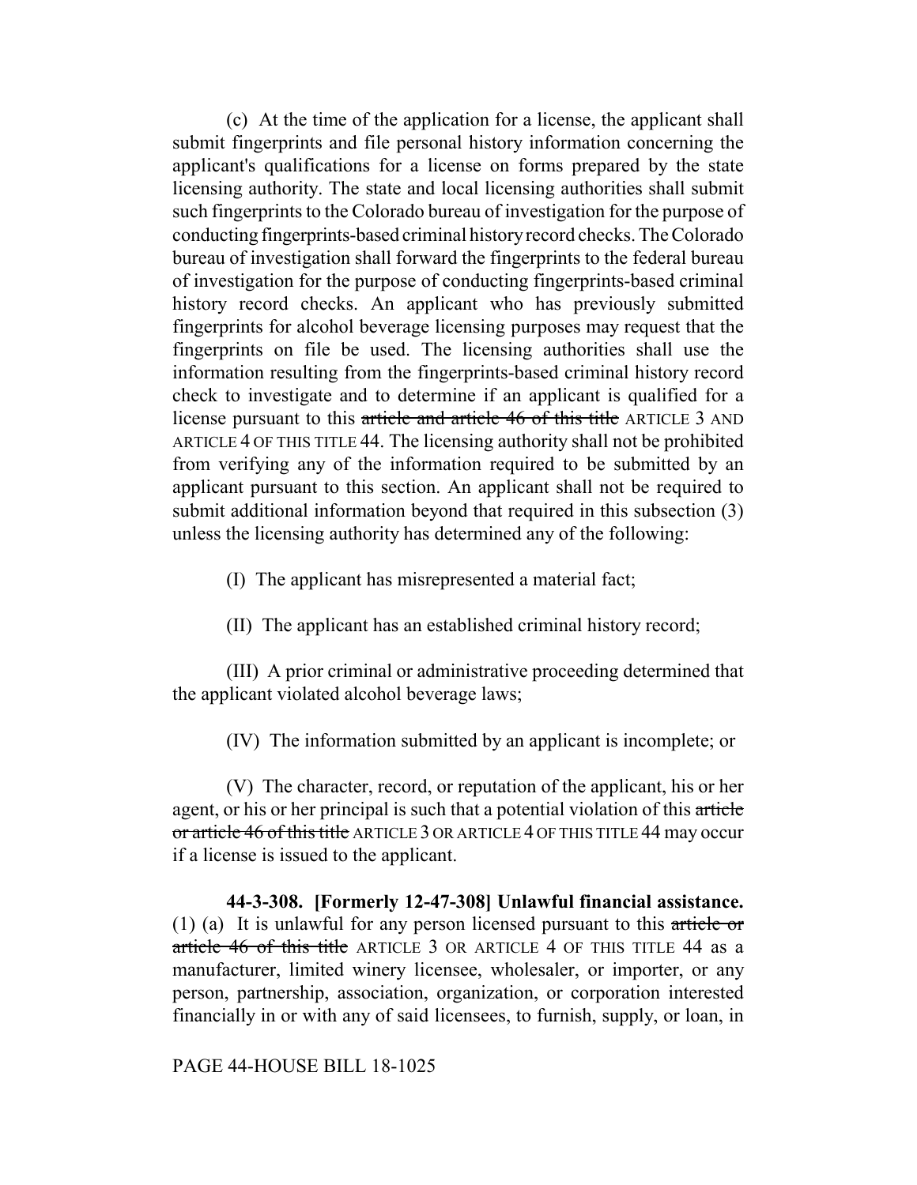(c) At the time of the application for a license, the applicant shall submit fingerprints and file personal history information concerning the applicant's qualifications for a license on forms prepared by the state licensing authority. The state and local licensing authorities shall submit such fingerprints to the Colorado bureau of investigation for the purpose of conducting fingerprints-based criminal history record checks. The Colorado bureau of investigation shall forward the fingerprints to the federal bureau of investigation for the purpose of conducting fingerprints-based criminal history record checks. An applicant who has previously submitted fingerprints for alcohol beverage licensing purposes may request that the fingerprints on file be used. The licensing authorities shall use the information resulting from the fingerprints-based criminal history record check to investigate and to determine if an applicant is qualified for a license pursuant to this ~~article and article 46 of this title~~ ARTICLE 3 AND ARTICLE 4 OF THIS TITLE 44. The licensing authority shall not be prohibited from verifying any of the information required to be submitted by an applicant pursuant to this section. An applicant shall not be required to submit additional information beyond that required in this subsection (3) unless the licensing authority has determined any of the following:

(I) The applicant has misrepresented a material fact;

(II) The applicant has an established criminal history record;

(III) A prior criminal or administrative proceeding determined that the applicant violated alcohol beverage laws;

(IV) The information submitted by an applicant is incomplete; or

(V) The character, record, or reputation of the applicant, his or her agent, or his or her principal is such that a potential violation of this ~~article or article 46 of this title~~ ARTICLE 3 OR ARTICLE 4 OF THIS TITLE 44 may occur if a license is issued to the applicant.

**44-3-308. [Formerly 12-47-308] Unlawful financial assistance.** (1) (a) It is unlawful for any person licensed pursuant to this ~~article or article 46 of this title~~ ARTICLE 3 OR ARTICLE 4 OF THIS TITLE 44 as a manufacturer, limited winery licensee, wholesaler, or importer, or any person, partnership, association, organization, or corporation interested financially in or with any of said licensees, to furnish, supply, or loan, in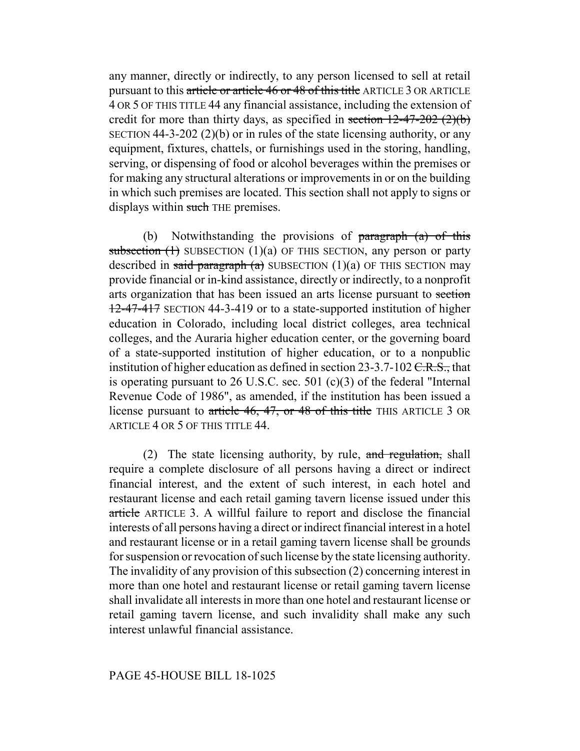any manner, directly or indirectly, to any person licensed to sell at retail pursuant to this ~~article or article 46 or 48 of this title~~ ARTICLE 3 OR ARTICLE 4 OR 5 OF THIS TITLE 44 any financial assistance, including the extension of credit for more than thirty days, as specified in ~~section 12-47-202 (2)(b)~~ SECTION 44-3-202 (2)(b) or in rules of the state licensing authority, or any equipment, fixtures, chattels, or furnishings used in the storing, handling, serving, or dispensing of food or alcohol beverages within the premises or for making any structural alterations or improvements in or on the building in which such premises are located. This section shall not apply to signs or displays within ~~such~~ THE premises.

(b) Notwithstanding the provisions of ~~paragraph (a) of this subsection (1)~~ SUBSECTION (1)(a) OF THIS SECTION, any person or party described in ~~said paragraph (a)~~ SUBSECTION (1)(a) OF THIS SECTION may provide financial or in-kind assistance, directly or indirectly, to a nonprofit arts organization that has been issued an arts license pursuant to ~~section 12-47-417~~ SECTION 44-3-419 or to a state-supported institution of higher education in Colorado, including local district colleges, area technical colleges, and the Auraria higher education center, or the governing board of a state-supported institution of higher education, or to a nonpublic institution of higher education as defined in section 23-3.7-102 ~~C.R.S.,~~ that is operating pursuant to 26 U.S.C. sec. 501 (c)(3) of the federal "Internal Revenue Code of 1986", as amended, if the institution has been issued a license pursuant to ~~article 46, 47, or 48 of this title~~ THIS ARTICLE 3 OR ARTICLE 4 OR 5 OF THIS TITLE 44.

(2) The state licensing authority, by rule, ~~and regulation,~~ shall require a complete disclosure of all persons having a direct or indirect financial interest, and the extent of such interest, in each hotel and restaurant license and each retail gaming tavern license issued under this ~~article~~ ARTICLE 3. A willful failure to report and disclose the financial interests of all persons having a direct or indirect financial interest in a hotel and restaurant license or in a retail gaming tavern license shall be grounds for suspension or revocation of such license by the state licensing authority. The invalidity of any provision of this subsection (2) concerning interest in more than one hotel and restaurant license or retail gaming tavern license shall invalidate all interests in more than one hotel and restaurant license or retail gaming tavern license, and such invalidity shall make any such interest unlawful financial assistance.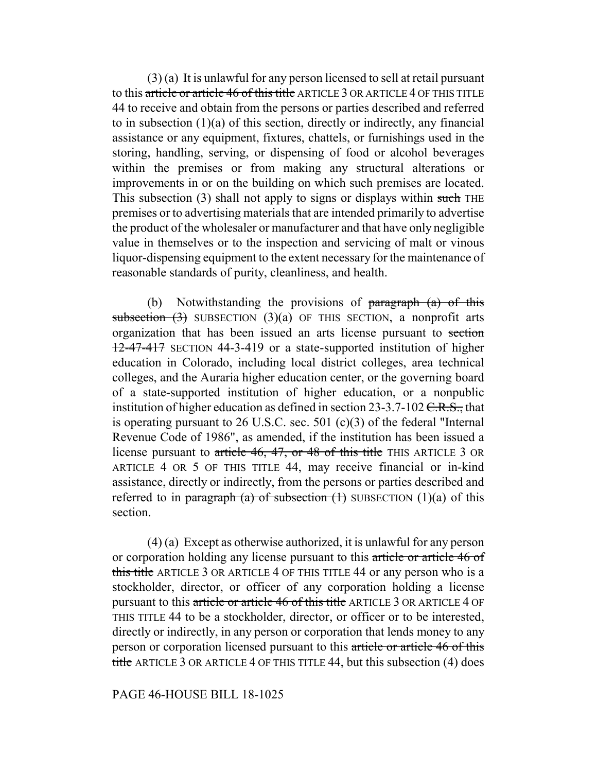(3) (a) It is unlawful for any person licensed to sell at retail pursuant to this ~~article or article 46 of this title~~ ARTICLE 3 OR ARTICLE 4 OF THIS TITLE 44 to receive and obtain from the persons or parties described and referred to in subsection (1)(a) of this section, directly or indirectly, any financial assistance or any equipment, fixtures, chattels, or furnishings used in the storing, handling, serving, or dispensing of food or alcohol beverages within the premises or from making any structural alterations or improvements in or on the building on which such premises are located. This subsection (3) shall not apply to signs or displays within ~~such~~ THE premises or to advertising materials that are intended primarily to advertise the product of the wholesaler or manufacturer and that have only negligible value in themselves or to the inspection and servicing of malt or vinous liquor-dispensing equipment to the extent necessary for the maintenance of reasonable standards of purity, cleanliness, and health.

(b) Notwithstanding the provisions of ~~paragraph (a) of this subsection (3)~~ SUBSECTION (3)(a) OF THIS SECTION, a nonprofit arts organization that has been issued an arts license pursuant to ~~section 12-47-417~~ SECTION 44-3-419 or a state-supported institution of higher education in Colorado, including local district colleges, area technical colleges, and the Auraria higher education center, or the governing board of a state-supported institution of higher education, or a nonpublic institution of higher education as defined in section 23-3.7-102 ~~C.R.S.,~~ that is operating pursuant to 26 U.S.C. sec. 501 (c)(3) of the federal "Internal Revenue Code of 1986", as amended, if the institution has been issued a license pursuant to ~~article 46, 47, or 48 of this title~~ THIS ARTICLE 3 OR ARTICLE 4 OR 5 OF THIS TITLE 44, may receive financial or in-kind assistance, directly or indirectly, from the persons or parties described and referred to in ~~paragraph (a) of subsection (1)~~ SUBSECTION (1)(a) of this section.

(4) (a) Except as otherwise authorized, it is unlawful for any person or corporation holding any license pursuant to this ~~article or article 46 of this title~~ ARTICLE 3 OR ARTICLE 4 OF THIS TITLE 44 or any person who is a stockholder, director, or officer of any corporation holding a license pursuant to this ~~article or article 46 of this title~~ ARTICLE 3 OR ARTICLE 4 OF THIS TITLE 44 to be a stockholder, director, or officer or to be interested, directly or indirectly, in any person or corporation that lends money to any person or corporation licensed pursuant to this ~~article or article 46 of this title~~ ARTICLE 3 OR ARTICLE 4 OF THIS TITLE 44, but this subsection (4) does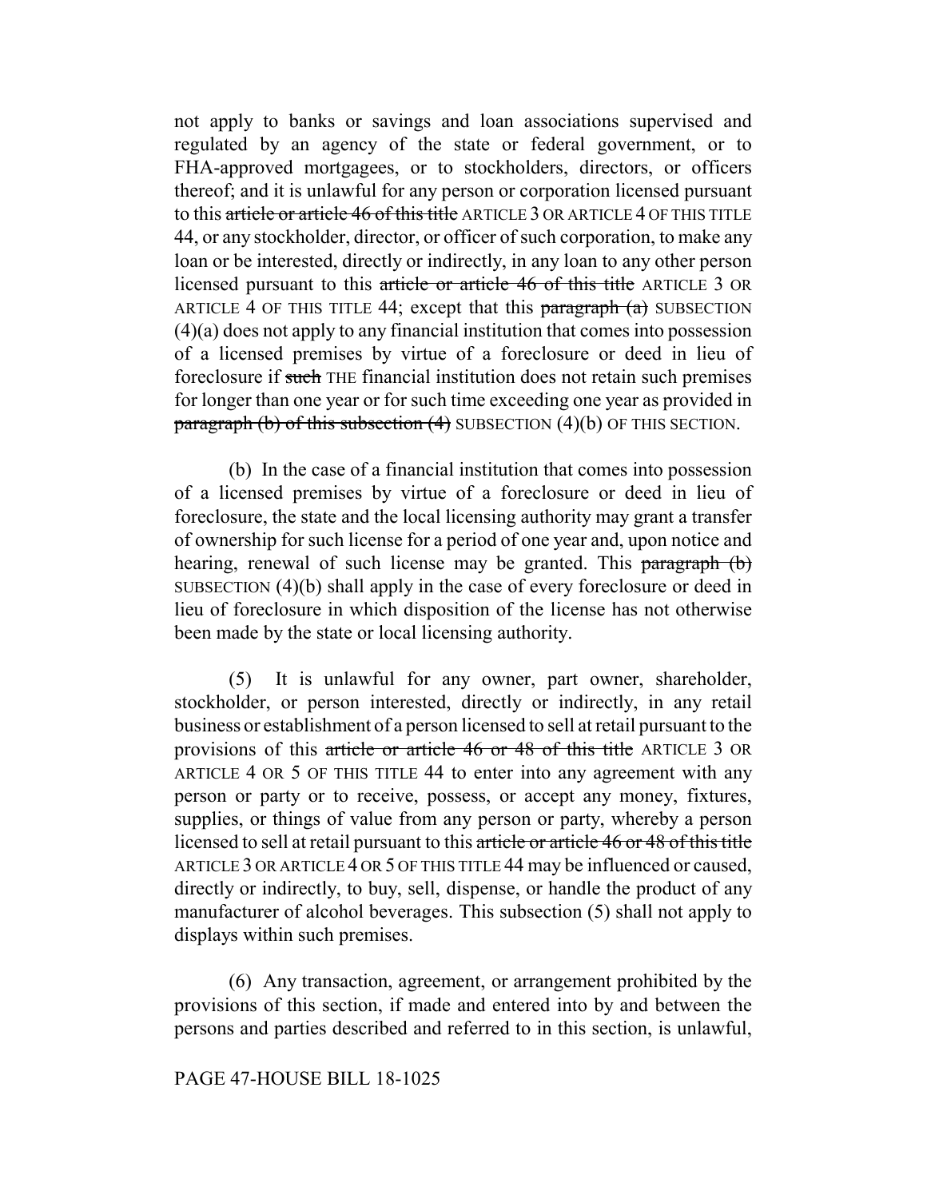not apply to banks or savings and loan associations supervised and regulated by an agency of the state or federal government, or to FHA-approved mortgagees, or to stockholders, directors, or officers thereof; and it is unlawful for any person or corporation licensed pursuant to this ~~article or article 46 of this title~~ ARTICLE 3 OR ARTICLE 4 OF THIS TITLE 44, or any stockholder, director, or officer of such corporation, to make any loan or be interested, directly or indirectly, in any loan to any other person licensed pursuant to this ~~article or article 46 of this title~~ ARTICLE 3 OR ARTICLE 4 OF THIS TITLE 44; except that this ~~paragraph (a)~~ SUBSECTION (4)(a) does not apply to any financial institution that comes into possession of a licensed premises by virtue of a foreclosure or deed in lieu of foreclosure if ~~such~~ THE financial institution does not retain such premises for longer than one year or for such time exceeding one year as provided in ~~paragraph (b) of this subsection (4)~~ SUBSECTION (4)(b) OF THIS SECTION.

(b) In the case of a financial institution that comes into possession of a licensed premises by virtue of a foreclosure or deed in lieu of foreclosure, the state and the local licensing authority may grant a transfer of ownership for such license for a period of one year and, upon notice and hearing, renewal of such license may be granted. This ~~paragraph (b)~~ SUBSECTION (4)(b) shall apply in the case of every foreclosure or deed in lieu of foreclosure in which disposition of the license has not otherwise been made by the state or local licensing authority.

(5) It is unlawful for any owner, part owner, shareholder, stockholder, or person interested, directly or indirectly, in any retail business or establishment of a person licensed to sell at retail pursuant to the provisions of this ~~article or article 46 or 48 of this title~~ ARTICLE 3 OR ARTICLE 4 OR 5 OF THIS TITLE 44 to enter into any agreement with any person or party or to receive, possess, or accept any money, fixtures, supplies, or things of value from any person or party, whereby a person licensed to sell at retail pursuant to this ~~article or article 46 or 48 of this title~~ ARTICLE 3 OR ARTICLE 4 OR 5 OF THIS TITLE 44 may be influenced or caused, directly or indirectly, to buy, sell, dispense, or handle the product of any manufacturer of alcohol beverages. This subsection (5) shall not apply to displays within such premises.

(6) Any transaction, agreement, or arrangement prohibited by the provisions of this section, if made and entered into by and between the persons and parties described and referred to in this section, is unlawful,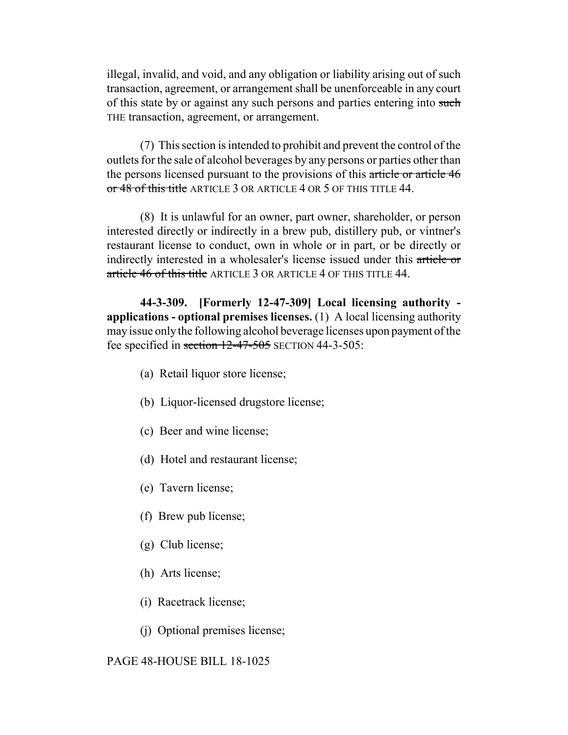illegal, invalid, and void, and any obligation or liability arising out of such transaction, agreement, or arrangement shall be unenforceable in any court of this state by or against any such persons and parties entering into ~~such~~ THE transaction, agreement, or arrangement.

(7) This section is intended to prohibit and prevent the control of the outlets for the sale of alcohol beverages by any persons or parties other than the persons licensed pursuant to the provisions of this ~~article or article 46 or 48 of this title~~ ARTICLE 3 OR ARTICLE 4 OR 5 OF THIS TITLE 44.

(8) It is unlawful for an owner, part owner, shareholder, or person interested directly or indirectly in a brew pub, distillery pub, or vintner's restaurant license to conduct, own in whole or in part, or be directly or indirectly interested in a wholesaler's license issued under this ~~article or article 46 of this title~~ ARTICLE 3 OR ARTICLE 4 OF THIS TITLE 44.

**44-3-309. [Formerly 12-47-309] Local licensing authority - applications - optional premises licenses.** (1) A local licensing authority may issue only the following alcohol beverage licenses upon payment of the fee specified in ~~section 12-47-505~~ SECTION 44-3-505:

(a) Retail liquor store license;

(b) Liquor-licensed drugstore license;

(c) Beer and wine license;

(d) Hotel and restaurant license;

(e) Tavern license;

(f) Brew pub license;

(g) Club license;

(h) Arts license;

(i) Racetrack license;

(j) Optional premises license;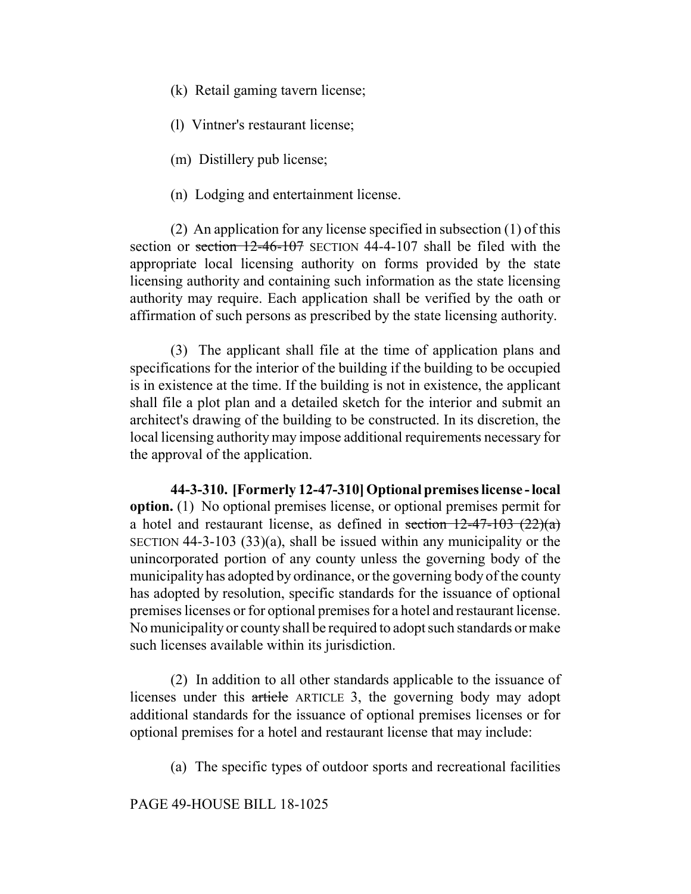(k) Retail gaming tavern license;

(l) Vintner's restaurant license;

(m) Distillery pub license;

(n) Lodging and entertainment license.

(2) An application for any license specified in subsection (1) of this section or ~~section 12-46-107~~ SECTION 44-4-107 shall be filed with the appropriate local licensing authority on forms provided by the state licensing authority and containing such information as the state licensing authority may require. Each application shall be verified by the oath or affirmation of such persons as prescribed by the state licensing authority.

(3) The applicant shall file at the time of application plans and specifications for the interior of the building if the building to be occupied is in existence at the time. If the building is not in existence, the applicant shall file a plot plan and a detailed sketch for the interior and submit an architect's drawing of the building to be constructed. In its discretion, the local licensing authority may impose additional requirements necessary for the approval of the application.

**44-3-310. [Formerly 12-47-310] Optional premises license - local option.** (1) No optional premises license, or optional premises permit for a hotel and restaurant license, as defined in ~~section 12-47-103 (22)(a)~~ SECTION 44-3-103 (33)(a), shall be issued within any municipality or the unincorporated portion of any county unless the governing body of the municipality has adopted by ordinance, or the governing body of the county has adopted by resolution, specific standards for the issuance of optional premises licenses or for optional premises for a hotel and restaurant license. No municipality or county shall be required to adopt such standards or make such licenses available within its jurisdiction.

(2) In addition to all other standards applicable to the issuance of licenses under this ~~article~~ ARTICLE 3, the governing body may adopt additional standards for the issuance of optional premises licenses or for optional premises for a hotel and restaurant license that may include:

(a) The specific types of outdoor sports and recreational facilities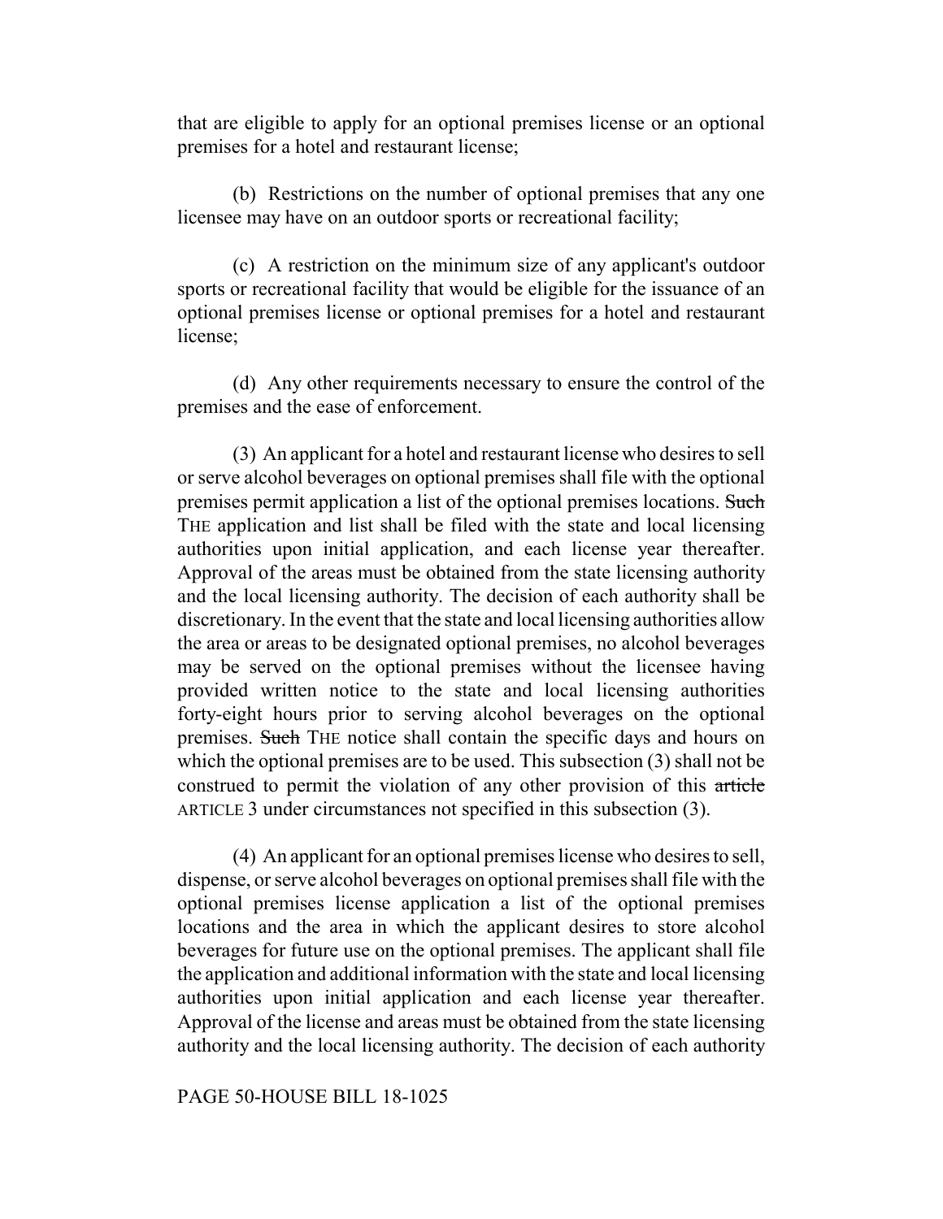that are eligible to apply for an optional premises license or an optional premises for a hotel and restaurant license;

(b) Restrictions on the number of optional premises that any one licensee may have on an outdoor sports or recreational facility;

(c) A restriction on the minimum size of any applicant's outdoor sports or recreational facility that would be eligible for the issuance of an optional premises license or optional premises for a hotel and restaurant license;

(d) Any other requirements necessary to ensure the control of the premises and the ease of enforcement.

(3) An applicant for a hotel and restaurant license who desires to sell or serve alcohol beverages on optional premises shall file with the optional premises permit application a list of the optional premises locations. ~~Such~~ THE application and list shall be filed with the state and local licensing authorities upon initial application, and each license year thereafter. Approval of the areas must be obtained from the state licensing authority and the local licensing authority. The decision of each authority shall be discretionary. In the event that the state and local licensing authorities allow the area or areas to be designated optional premises, no alcohol beverages may be served on the optional premises without the licensee having provided written notice to the state and local licensing authorities forty-eight hours prior to serving alcohol beverages on the optional premises. ~~Such~~ THE notice shall contain the specific days and hours on which the optional premises are to be used. This subsection (3) shall not be construed to permit the violation of any other provision of this ~~article~~ ARTICLE 3 under circumstances not specified in this subsection (3).

(4) An applicant for an optional premises license who desires to sell, dispense, or serve alcohol beverages on optional premises shall file with the optional premises license application a list of the optional premises locations and the area in which the applicant desires to store alcohol beverages for future use on the optional premises. The applicant shall file the application and additional information with the state and local licensing authorities upon initial application and each license year thereafter. Approval of the license and areas must be obtained from the state licensing authority and the local licensing authority. The decision of each authority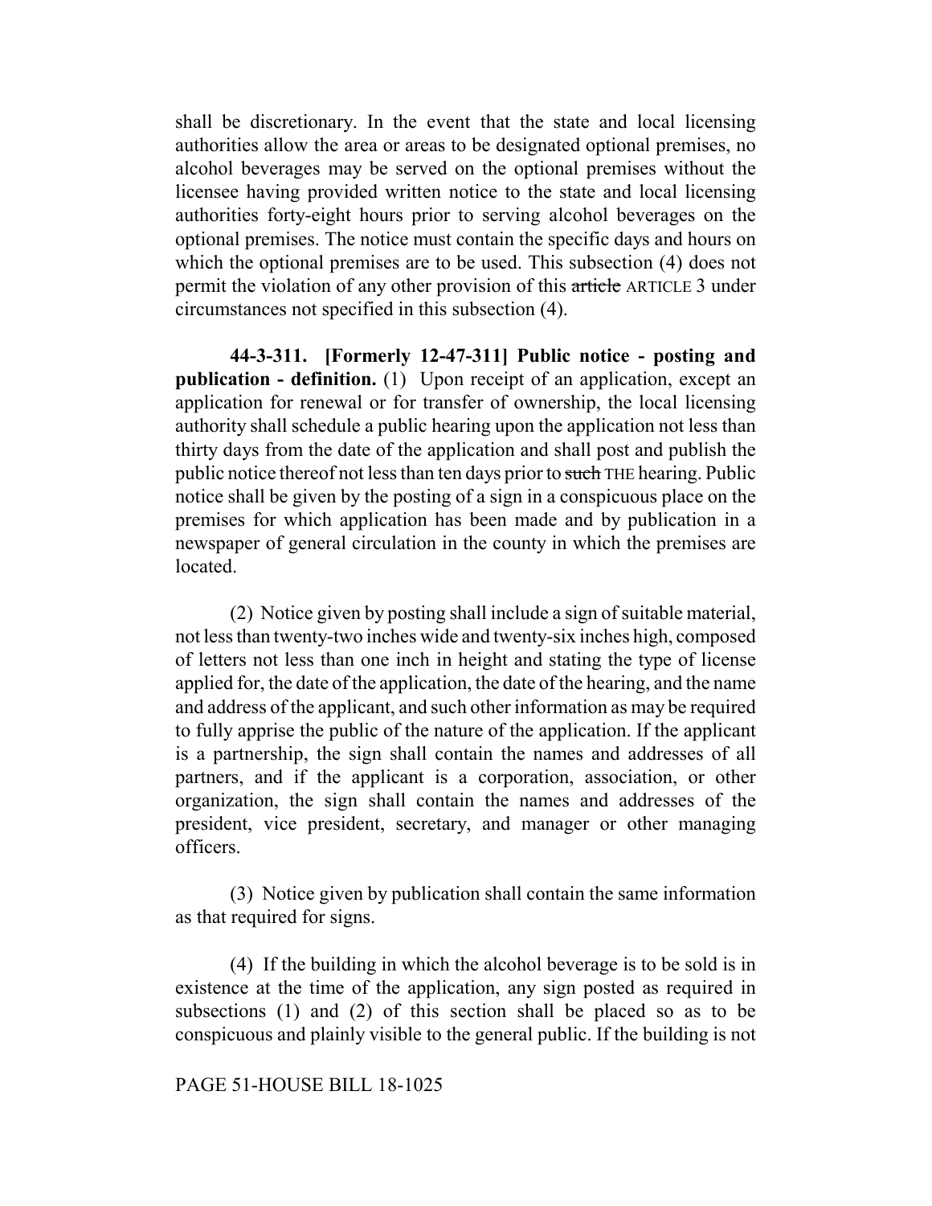shall be discretionary. In the event that the state and local licensing authorities allow the area or areas to be designated optional premises, no alcohol beverages may be served on the optional premises without the licensee having provided written notice to the state and local licensing authorities forty-eight hours prior to serving alcohol beverages on the optional premises. The notice must contain the specific days and hours on which the optional premises are to be used. This subsection (4) does not permit the violation of any other provision of this ~~article~~ ARTICLE 3 under circumstances not specified in this subsection (4).

**44-3-311. [Formerly 12-47-311] Public notice - posting and publication - definition.** (1) Upon receipt of an application, except an application for renewal or for transfer of ownership, the local licensing authority shall schedule a public hearing upon the application not less than thirty days from the date of the application and shall post and publish the public notice thereof not less than ten days prior to ~~such~~ THE hearing. Public notice shall be given by the posting of a sign in a conspicuous place on the premises for which application has been made and by publication in a newspaper of general circulation in the county in which the premises are located.

(2) Notice given by posting shall include a sign of suitable material, not less than twenty-two inches wide and twenty-six inches high, composed of letters not less than one inch in height and stating the type of license applied for, the date of the application, the date of the hearing, and the name and address of the applicant, and such other information as may be required to fully apprise the public of the nature of the application. If the applicant is a partnership, the sign shall contain the names and addresses of all partners, and if the applicant is a corporation, association, or other organization, the sign shall contain the names and addresses of the president, vice president, secretary, and manager or other managing officers.

(3) Notice given by publication shall contain the same information as that required for signs.

(4) If the building in which the alcohol beverage is to be sold is in existence at the time of the application, any sign posted as required in subsections (1) and (2) of this section shall be placed so as to be conspicuous and plainly visible to the general public. If the building is not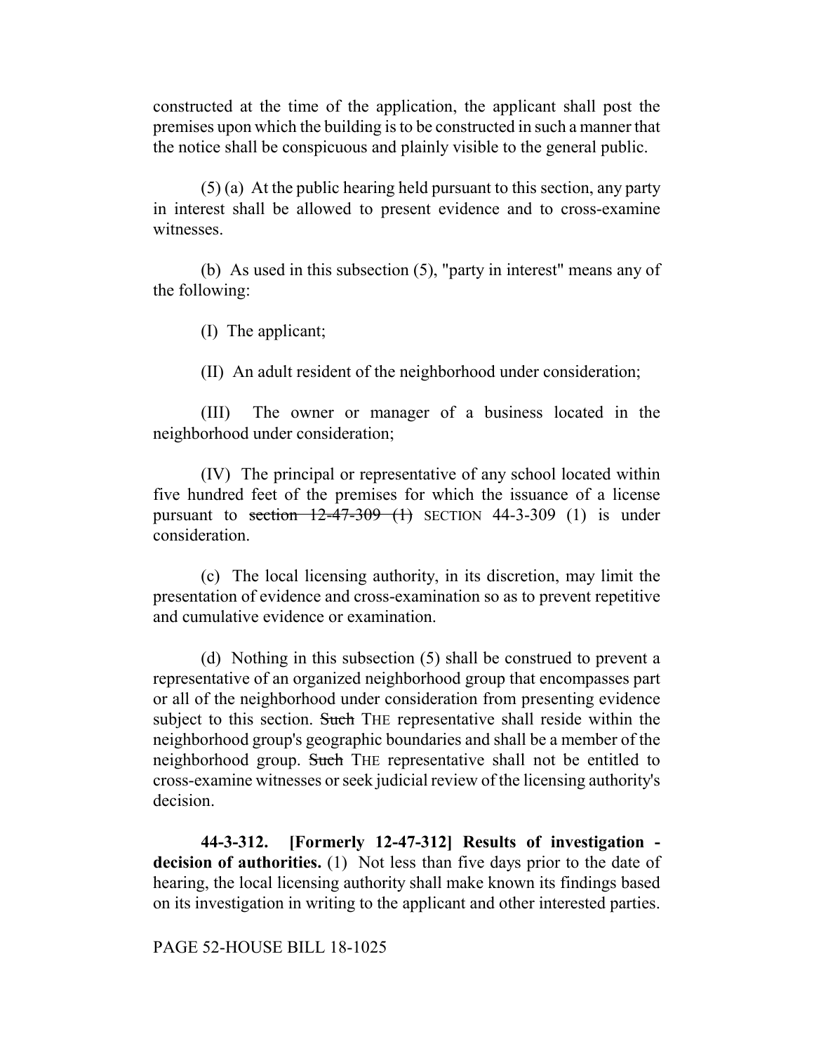constructed at the time of the application, the applicant shall post the premises upon which the building is to be constructed in such a manner that the notice shall be conspicuous and plainly visible to the general public.

(5) (a) At the public hearing held pursuant to this section, any party in interest shall be allowed to present evidence and to cross-examine witnesses.

(b) As used in this subsection (5), "party in interest" means any of the following:

(I) The applicant;

(II) An adult resident of the neighborhood under consideration;

(III) The owner or manager of a business located in the neighborhood under consideration;

(IV) The principal or representative of any school located within five hundred feet of the premises for which the issuance of a license pursuant to ~~section 12-47-309 (1)~~ SECTION 44-3-309 (1) is under consideration.

(c) The local licensing authority, in its discretion, may limit the presentation of evidence and cross-examination so as to prevent repetitive and cumulative evidence or examination.

(d) Nothing in this subsection (5) shall be construed to prevent a representative of an organized neighborhood group that encompasses part or all of the neighborhood under consideration from presenting evidence subject to this section. ~~Such~~ THE representative shall reside within the neighborhood group's geographic boundaries and shall be a member of the neighborhood group. ~~Such~~ THE representative shall not be entitled to cross-examine witnesses or seek judicial review of the licensing authority's decision.

**44-3-312. [Formerly 12-47-312] Results of investigation - decision of authorities.** (1) Not less than five days prior to the date of hearing, the local licensing authority shall make known its findings based on its investigation in writing to the applicant and other interested parties.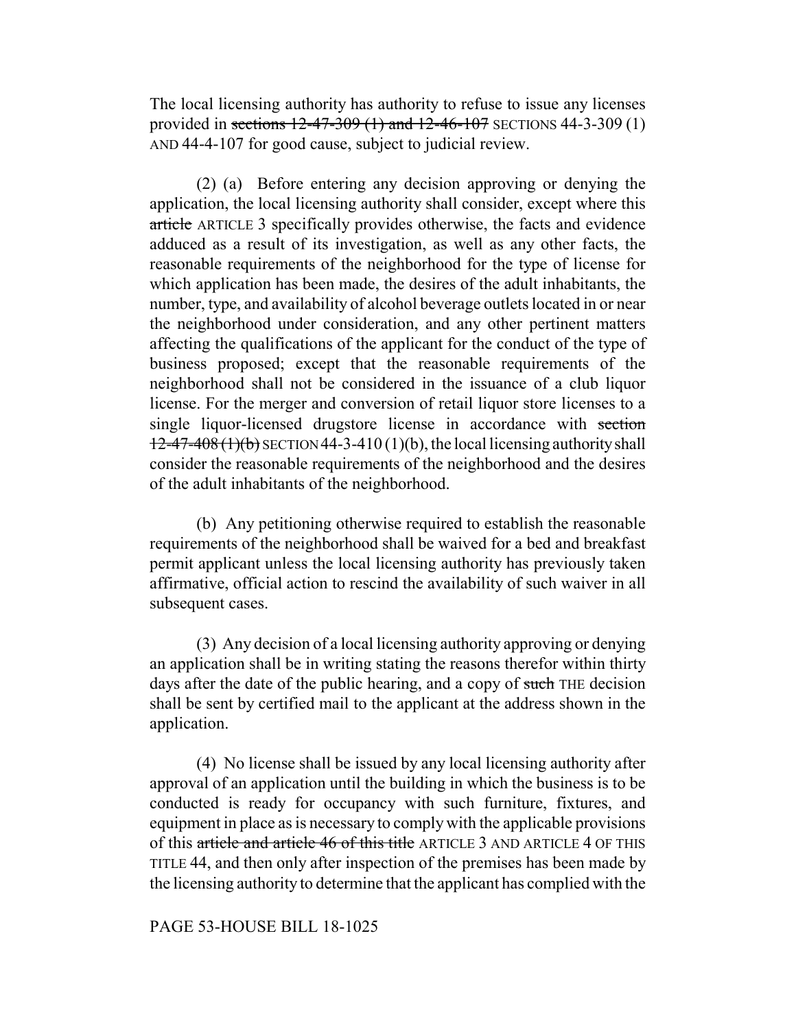The local licensing authority has authority to refuse to issue any licenses provided in ~~sections 12-47-309 (1) and 12-46-107~~ SECTIONS 44-3-309 (1) AND 44-4-107 for good cause, subject to judicial review.

(2) (a) Before entering any decision approving or denying the application, the local licensing authority shall consider, except where this ~~article~~ ARTICLE 3 specifically provides otherwise, the facts and evidence adduced as a result of its investigation, as well as any other facts, the reasonable requirements of the neighborhood for the type of license for which application has been made, the desires of the adult inhabitants, the number, type, and availability of alcohol beverage outlets located in or near the neighborhood under consideration, and any other pertinent matters affecting the qualifications of the applicant for the conduct of the type of business proposed; except that the reasonable requirements of the neighborhood shall not be considered in the issuance of a club liquor license. For the merger and conversion of retail liquor store licenses to a single liquor-licensed drugstore license in accordance with ~~section 12-47-408 (1)(b)~~ SECTION 44-3-410 (1)(b), the local licensing authority shall consider the reasonable requirements of the neighborhood and the desires of the adult inhabitants of the neighborhood.

(b) Any petitioning otherwise required to establish the reasonable requirements of the neighborhood shall be waived for a bed and breakfast permit applicant unless the local licensing authority has previously taken affirmative, official action to rescind the availability of such waiver in all subsequent cases.

(3) Any decision of a local licensing authority approving or denying an application shall be in writing stating the reasons therefor within thirty days after the date of the public hearing, and a copy of ~~such~~ THE decision shall be sent by certified mail to the applicant at the address shown in the application.

(4) No license shall be issued by any local licensing authority after approval of an application until the building in which the business is to be conducted is ready for occupancy with such furniture, fixtures, and equipment in place as is necessary to comply with the applicable provisions of this ~~article and article 46 of this title~~ ARTICLE 3 AND ARTICLE 4 OF THIS TITLE 44, and then only after inspection of the premises has been made by the licensing authority to determine that the applicant has complied with the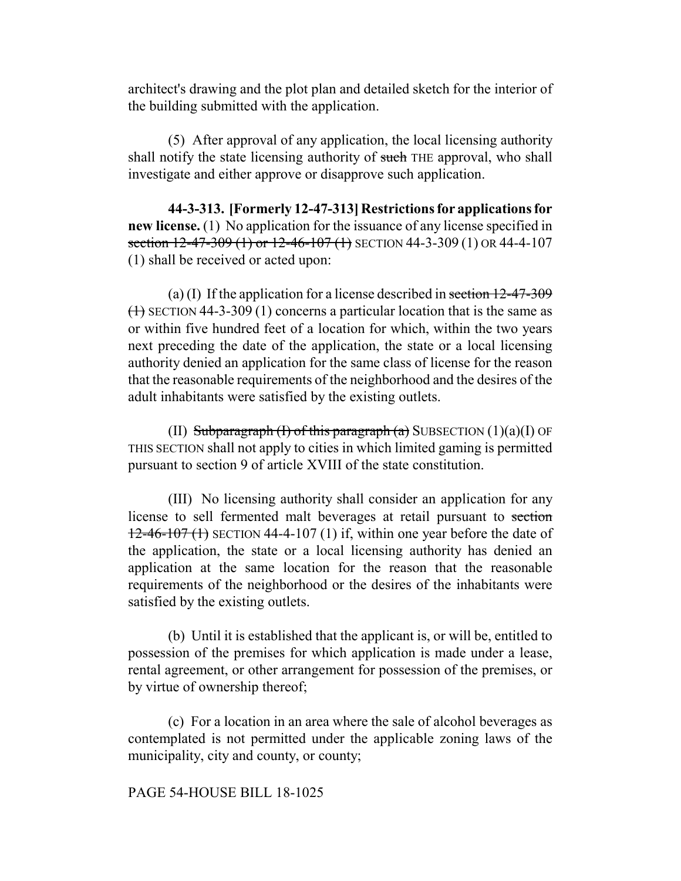architect's drawing and the plot plan and detailed sketch for the interior of the building submitted with the application.

(5) After approval of any application, the local licensing authority shall notify the state licensing authority of ~~such~~ THE approval, who shall investigate and either approve or disapprove such application.

**44-3-313. [Formerly 12-47-313] Restrictions for applications for new license.** (1) No application for the issuance of any license specified in ~~section 12-47-309 (1) or 12-46-107 (1)~~ SECTION 44-3-309 (1) OR 44-4-107 (1) shall be received or acted upon:

(a) (I) If the application for a license described in ~~section 12-47-309 (1)~~ SECTION 44-3-309 (1) concerns a particular location that is the same as or within five hundred feet of a location for which, within the two years next preceding the date of the application, the state or a local licensing authority denied an application for the same class of license for the reason that the reasonable requirements of the neighborhood and the desires of the adult inhabitants were satisfied by the existing outlets.

(II) ~~Subparagraph (I) of this paragraph (a)~~ SUBSECTION (1)(a)(I) OF THIS SECTION shall not apply to cities in which limited gaming is permitted pursuant to section 9 of article XVIII of the state constitution.

(III) No licensing authority shall consider an application for any license to sell fermented malt beverages at retail pursuant to ~~section 12-46-107 (1)~~ SECTION 44-4-107 (1) if, within one year before the date of the application, the state or a local licensing authority has denied an application at the same location for the reason that the reasonable requirements of the neighborhood or the desires of the inhabitants were satisfied by the existing outlets.

(b) Until it is established that the applicant is, or will be, entitled to possession of the premises for which application is made under a lease, rental agreement, or other arrangement for possession of the premises, or by virtue of ownership thereof;

(c) For a location in an area where the sale of alcohol beverages as contemplated is not permitted under the applicable zoning laws of the municipality, city and county, or county;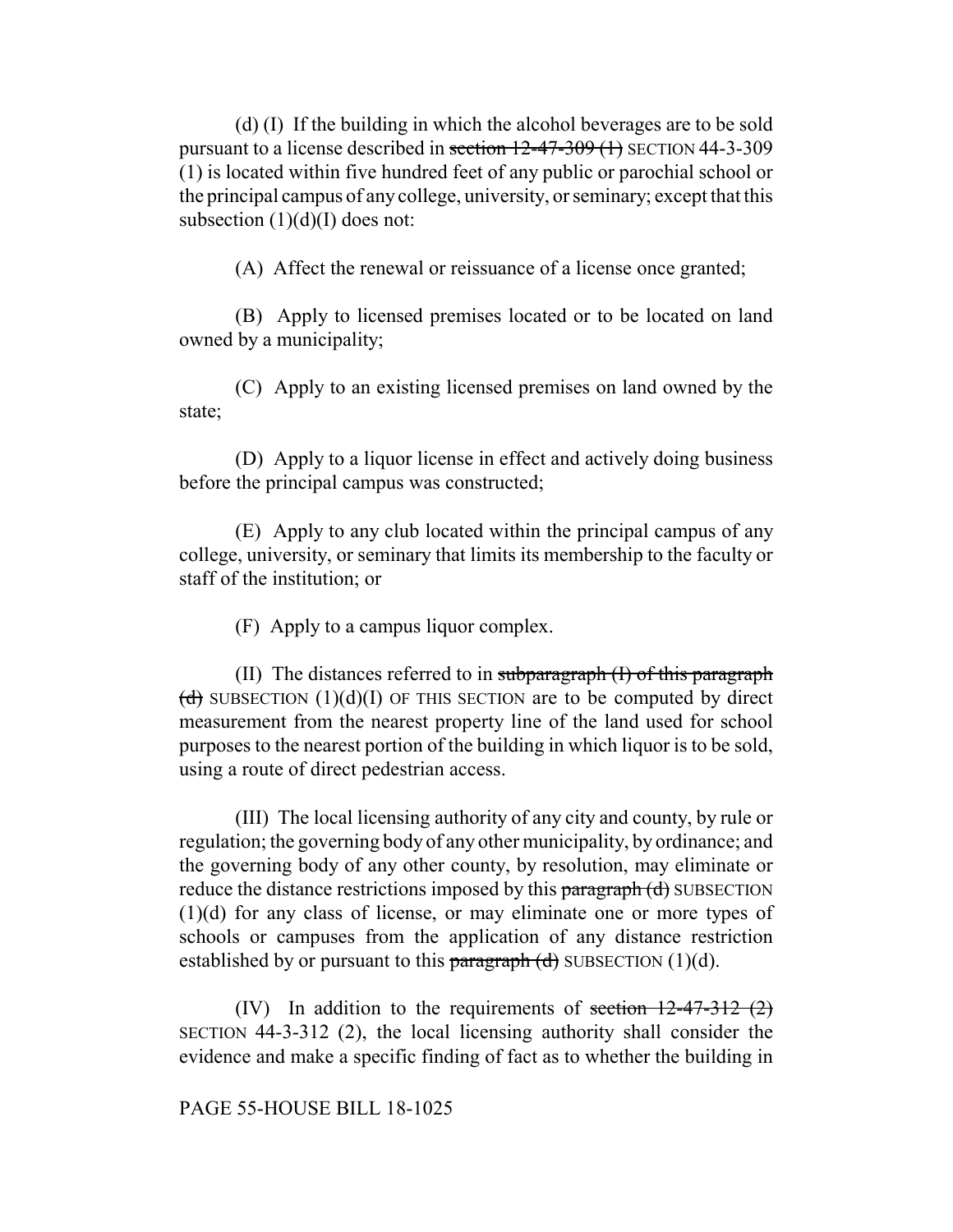(d) (I) If the building in which the alcohol beverages are to be sold pursuant to a license described in ~~section 12-47-309 (1)~~ SECTION 44-3-309 (1) is located within five hundred feet of any public or parochial school or the principal campus of any college, university, or seminary; except that this subsection (1)(d)(I) does not:

(A) Affect the renewal or reissuance of a license once granted;

(B) Apply to licensed premises located or to be located on land owned by a municipality;

(C) Apply to an existing licensed premises on land owned by the state;

(D) Apply to a liquor license in effect and actively doing business before the principal campus was constructed;

(E) Apply to any club located within the principal campus of any college, university, or seminary that limits its membership to the faculty or staff of the institution; or

(F) Apply to a campus liquor complex.

(II) The distances referred to in ~~subparagraph (I) of this paragraph (d)~~ SUBSECTION (1)(d)(I) OF THIS SECTION are to be computed by direct measurement from the nearest property line of the land used for school purposes to the nearest portion of the building in which liquor is to be sold, using a route of direct pedestrian access.

(III) The local licensing authority of any city and county, by rule or regulation; the governing body of any other municipality, by ordinance; and the governing body of any other county, by resolution, may eliminate or reduce the distance restrictions imposed by this ~~paragraph (d)~~ SUBSECTION (1)(d) for any class of license, or may eliminate one or more types of schools or campuses from the application of any distance restriction established by or pursuant to this ~~paragraph (d)~~ SUBSECTION (1)(d).

(IV) In addition to the requirements of ~~section 12-47-312 (2)~~ SECTION 44-3-312 (2), the local licensing authority shall consider the evidence and make a specific finding of fact as to whether the building in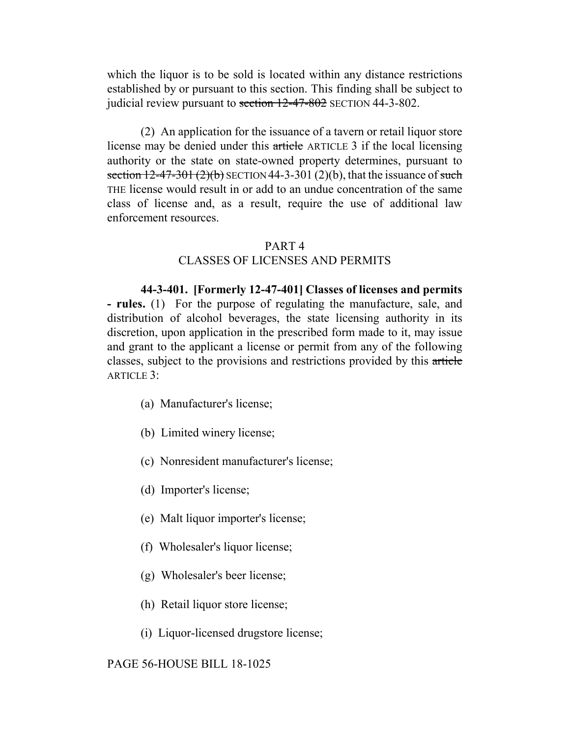which the liquor is to be sold is located within any distance restrictions established by or pursuant to this section. This finding shall be subject to judicial review pursuant to ~~section 12-47-802~~ SECTION 44-3-802.

(2) An application for the issuance of a tavern or retail liquor store license may be denied under this ~~article~~ ARTICLE 3 if the local licensing authority or the state on state-owned property determines, pursuant to ~~section 12-47-301 (2)(b)~~ SECTION 44-3-301 (2)(b), that the issuance of ~~such~~ THE license would result in or add to an undue concentration of the same class of license and, as a result, require the use of additional law enforcement resources.

## PART 4
## CLASSES OF LICENSES AND PERMITS

**44-3-401. [Formerly 12-47-401] Classes of licenses and permits - rules.** (1) For the purpose of regulating the manufacture, sale, and distribution of alcohol beverages, the state licensing authority in its discretion, upon application in the prescribed form made to it, may issue and grant to the applicant a license or permit from any of the following classes, subject to the provisions and restrictions provided by this ~~article~~ ARTICLE 3:

(a) Manufacturer's license;

(b) Limited winery license;

(c) Nonresident manufacturer's license;

(d) Importer's license;

(e) Malt liquor importer's license;

(f) Wholesaler's liquor license;

(g) Wholesaler's beer license;

(h) Retail liquor store license;

(i) Liquor-licensed drugstore license;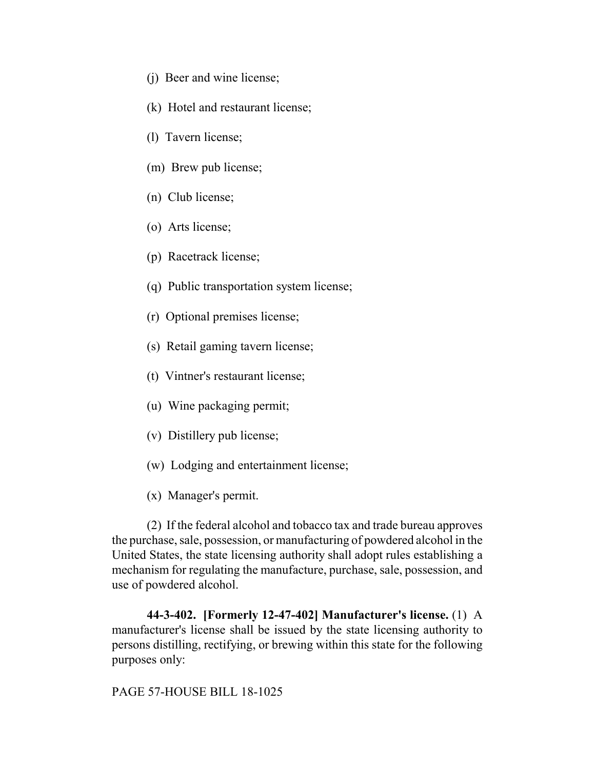(j) Beer and wine license;

(k) Hotel and restaurant license;

(l) Tavern license;

(m) Brew pub license;

(n) Club license;

(o) Arts license;

(p) Racetrack license;

(q) Public transportation system license;

(r) Optional premises license;

(s) Retail gaming tavern license;

(t) Vintner's restaurant license;

(u) Wine packaging permit;

(v) Distillery pub license;

(w) Lodging and entertainment license;

(x) Manager's permit.

(2) If the federal alcohol and tobacco tax and trade bureau approves the purchase, sale, possession, or manufacturing of powdered alcohol in the United States, the state licensing authority shall adopt rules establishing a mechanism for regulating the manufacture, purchase, sale, possession, and use of powdered alcohol.

**44-3-402. [Formerly 12-47-402] Manufacturer's license.** (1) A manufacturer's license shall be issued by the state licensing authority to persons distilling, rectifying, or brewing within this state for the following purposes only: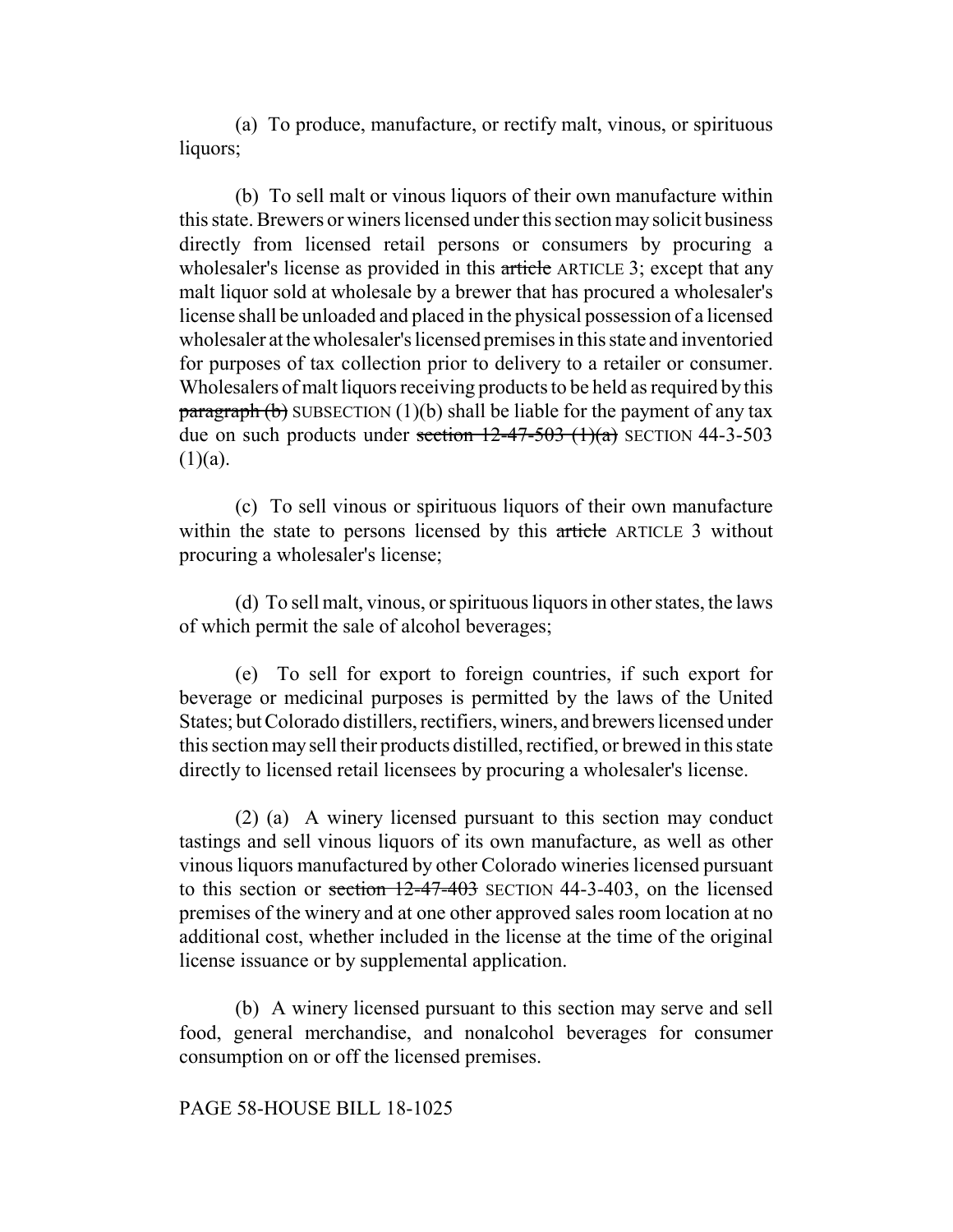(a) To produce, manufacture, or rectify malt, vinous, or spirituous liquors;

(b) To sell malt or vinous liquors of their own manufacture within this state. Brewers or winers licensed under this section may solicit business directly from licensed retail persons or consumers by procuring a wholesaler's license as provided in this ~~article~~ ARTICLE 3; except that any malt liquor sold at wholesale by a brewer that has procured a wholesaler's license shall be unloaded and placed in the physical possession of a licensed wholesaler at the wholesaler's licensed premises in this state and inventoried for purposes of tax collection prior to delivery to a retailer or consumer. Wholesalers of malt liquors receiving products to be held as required by this ~~paragraph (b)~~ SUBSECTION (1)(b) shall be liable for the payment of any tax due on such products under ~~section 12-47-503 (1)(a)~~ SECTION 44-3-503 (1)(a).

(c) To sell vinous or spirituous liquors of their own manufacture within the state to persons licensed by this ~~article~~ ARTICLE 3 without procuring a wholesaler's license;

(d) To sell malt, vinous, or spirituous liquors in other states, the laws of which permit the sale of alcohol beverages;

(e) To sell for export to foreign countries, if such export for beverage or medicinal purposes is permitted by the laws of the United States; but Colorado distillers, rectifiers, winers, and brewers licensed under this section may sell their products distilled, rectified, or brewed in this state directly to licensed retail licensees by procuring a wholesaler's license.

(2) (a) A winery licensed pursuant to this section may conduct tastings and sell vinous liquors of its own manufacture, as well as other vinous liquors manufactured by other Colorado wineries licensed pursuant to this section or ~~section 12-47-403~~ SECTION 44-3-403, on the licensed premises of the winery and at one other approved sales room location at no additional cost, whether included in the license at the time of the original license issuance or by supplemental application.

(b) A winery licensed pursuant to this section may serve and sell food, general merchandise, and nonalcohol beverages for consumer consumption on or off the licensed premises.

PAGE 58-HOUSE BILL 18-1025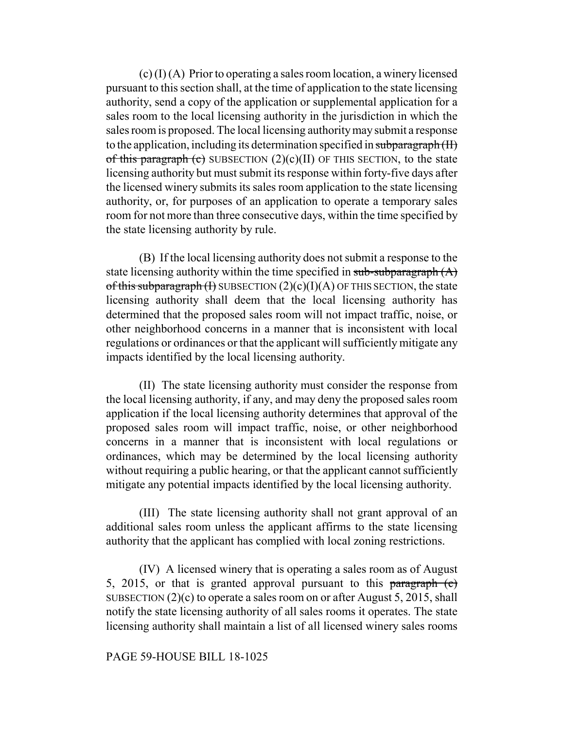(c) (I) (A) Prior to operating a sales room location, a winery licensed pursuant to this section shall, at the time of application to the state licensing authority, send a copy of the application or supplemental application for a sales room to the local licensing authority in the jurisdiction in which the sales room is proposed. The local licensing authority may submit a response to the application, including its determination specified in ~~subparagraph (II) of this paragraph (c)~~ SUBSECTION (2)(c)(II) OF THIS SECTION, to the state licensing authority but must submit its response within forty-five days after the licensed winery submits its sales room application to the state licensing authority, or, for purposes of an application to operate a temporary sales room for not more than three consecutive days, within the time specified by the state licensing authority by rule.

(B) If the local licensing authority does not submit a response to the state licensing authority within the time specified in ~~sub-subparagraph (A) of this subparagraph (I)~~ SUBSECTION (2)(c)(I)(A) OF THIS SECTION, the state licensing authority shall deem that the local licensing authority has determined that the proposed sales room will not impact traffic, noise, or other neighborhood concerns in a manner that is inconsistent with local regulations or ordinances or that the applicant will sufficiently mitigate any impacts identified by the local licensing authority.

(II) The state licensing authority must consider the response from the local licensing authority, if any, and may deny the proposed sales room application if the local licensing authority determines that approval of the proposed sales room will impact traffic, noise, or other neighborhood concerns in a manner that is inconsistent with local regulations or ordinances, which may be determined by the local licensing authority without requiring a public hearing, or that the applicant cannot sufficiently mitigate any potential impacts identified by the local licensing authority.

(III) The state licensing authority shall not grant approval of an additional sales room unless the applicant affirms to the state licensing authority that the applicant has complied with local zoning restrictions.

(IV) A licensed winery that is operating a sales room as of August 5, 2015, or that is granted approval pursuant to this ~~paragraph (c)~~ SUBSECTION (2)(c) to operate a sales room on or after August 5, 2015, shall notify the state licensing authority of all sales rooms it operates. The state licensing authority shall maintain a list of all licensed winery sales rooms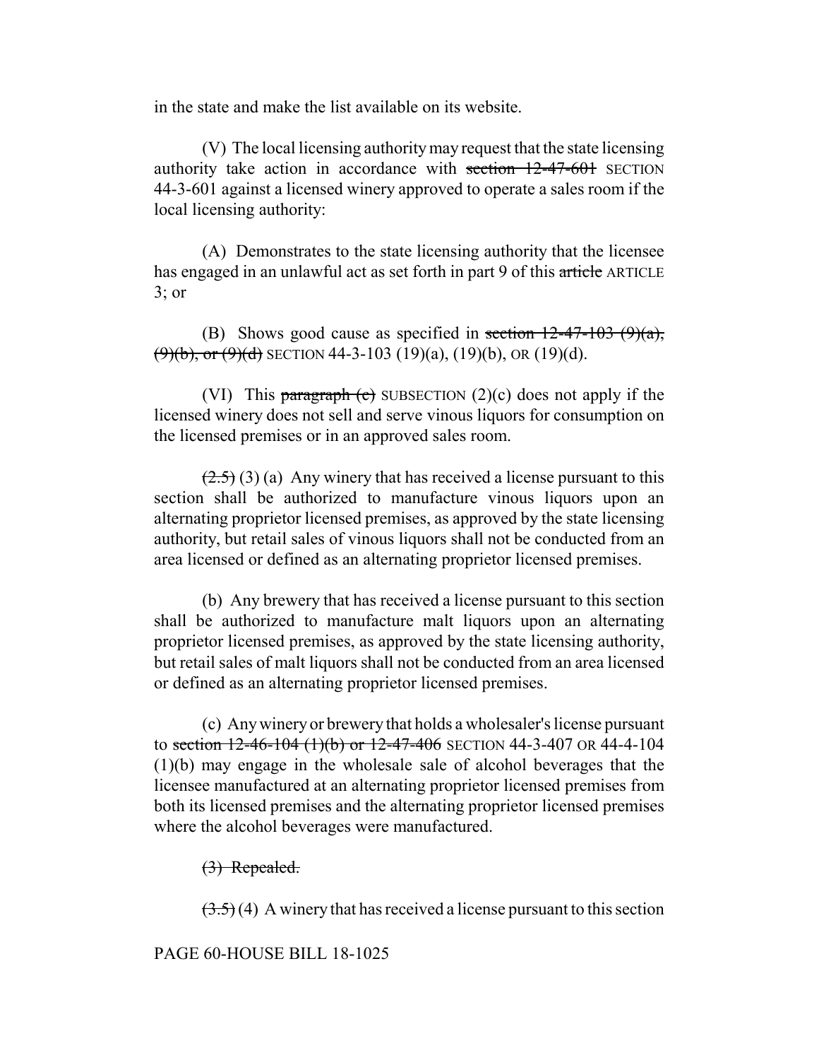in the state and make the list available on its website.

(V) The local licensing authority may request that the state licensing authority take action in accordance with ~~section 12-47-601~~ SECTION 44-3-601 against a licensed winery approved to operate a sales room if the local licensing authority:

(A) Demonstrates to the state licensing authority that the licensee has engaged in an unlawful act as set forth in part 9 of this ~~article~~ ARTICLE 3; or

(B) Shows good cause as specified in ~~section 12-47-103 (9)(a), (9)(b), or (9)(d)~~ SECTION 44-3-103 (19)(a), (19)(b), OR (19)(d).

(VI) This ~~paragraph (c)~~ SUBSECTION (2)(c) does not apply if the licensed winery does not sell and serve vinous liquors for consumption on the licensed premises or in an approved sales room.

~~(2.5)~~ (3) (a) Any winery that has received a license pursuant to this section shall be authorized to manufacture vinous liquors upon an alternating proprietor licensed premises, as approved by the state licensing authority, but retail sales of vinous liquors shall not be conducted from an area licensed or defined as an alternating proprietor licensed premises.

(b) Any brewery that has received a license pursuant to this section shall be authorized to manufacture malt liquors upon an alternating proprietor licensed premises, as approved by the state licensing authority, but retail sales of malt liquors shall not be conducted from an area licensed or defined as an alternating proprietor licensed premises.

(c) Any winery or brewery that holds a wholesaler's license pursuant to ~~section 12-46-104 (1)(b) or 12-47-406~~ SECTION 44-3-407 OR 44-4-104 (1)(b) may engage in the wholesale sale of alcohol beverages that the licensee manufactured at an alternating proprietor licensed premises from both its licensed premises and the alternating proprietor licensed premises where the alcohol beverages were manufactured.

~~(3) Repealed.~~

~~(3.5)~~ (4) A winery that has received a license pursuant to this section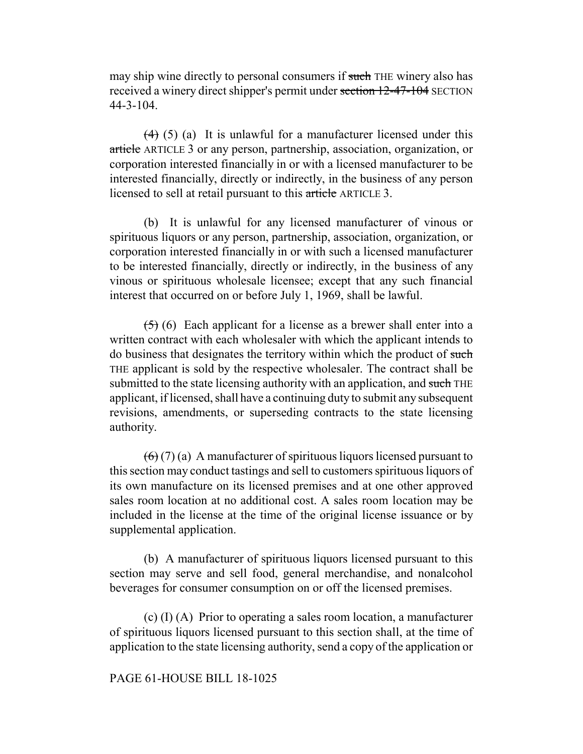may ship wine directly to personal consumers if ~~such~~ THE winery also has received a winery direct shipper's permit under ~~section 12-47-104~~ SECTION 44-3-104.

~~(4)~~ (5) (a) It is unlawful for a manufacturer licensed under this ~~article~~ ARTICLE 3 or any person, partnership, association, organization, or corporation interested financially in or with a licensed manufacturer to be interested financially, directly or indirectly, in the business of any person licensed to sell at retail pursuant to this ~~article~~ ARTICLE 3.

(b) It is unlawful for any licensed manufacturer of vinous or spirituous liquors or any person, partnership, association, organization, or corporation interested financially in or with such a licensed manufacturer to be interested financially, directly or indirectly, in the business of any vinous or spirituous wholesale licensee; except that any such financial interest that occurred on or before July 1, 1969, shall be lawful.

~~(5)~~ (6) Each applicant for a license as a brewer shall enter into a written contract with each wholesaler with which the applicant intends to do business that designates the territory within which the product of ~~such~~ THE applicant is sold by the respective wholesaler. The contract shall be submitted to the state licensing authority with an application, and ~~such~~ THE applicant, if licensed, shall have a continuing duty to submit any subsequent revisions, amendments, or superseding contracts to the state licensing authority.

~~(6)~~ (7) (a) A manufacturer of spirituous liquors licensed pursuant to this section may conduct tastings and sell to customers spirituous liquors of its own manufacture on its licensed premises and at one other approved sales room location at no additional cost. A sales room location may be included in the license at the time of the original license issuance or by supplemental application.

(b) A manufacturer of spirituous liquors licensed pursuant to this section may serve and sell food, general merchandise, and nonalcohol beverages for consumer consumption on or off the licensed premises.

(c) (I) (A) Prior to operating a sales room location, a manufacturer of spirituous liquors licensed pursuant to this section shall, at the time of application to the state licensing authority, send a copy of the application or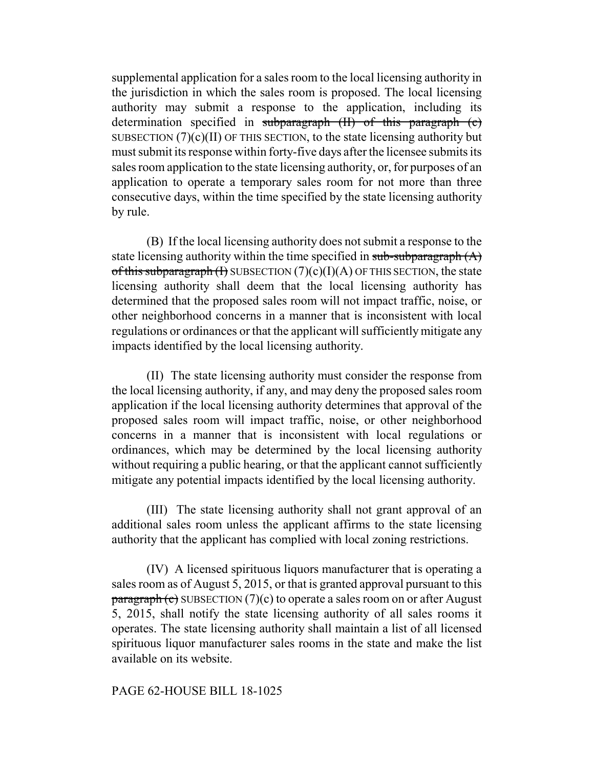supplemental application for a sales room to the local licensing authority in the jurisdiction in which the sales room is proposed. The local licensing authority may submit a response to the application, including its determination specified in ~~subparagraph (II) of this paragraph (c)~~ SUBSECTION (7)(c)(II) OF THIS SECTION, to the state licensing authority but must submit its response within forty-five days after the licensee submits its sales room application to the state licensing authority, or, for purposes of an application to operate a temporary sales room for not more than three consecutive days, within the time specified by the state licensing authority by rule.

(B) If the local licensing authority does not submit a response to the state licensing authority within the time specified in ~~sub-subparagraph (A) of this subparagraph (I)~~ SUBSECTION (7)(c)(I)(A) OF THIS SECTION, the state licensing authority shall deem that the local licensing authority has determined that the proposed sales room will not impact traffic, noise, or other neighborhood concerns in a manner that is inconsistent with local regulations or ordinances or that the applicant will sufficiently mitigate any impacts identified by the local licensing authority.

(II) The state licensing authority must consider the response from the local licensing authority, if any, and may deny the proposed sales room application if the local licensing authority determines that approval of the proposed sales room will impact traffic, noise, or other neighborhood concerns in a manner that is inconsistent with local regulations or ordinances, which may be determined by the local licensing authority without requiring a public hearing, or that the applicant cannot sufficiently mitigate any potential impacts identified by the local licensing authority.

(III) The state licensing authority shall not grant approval of an additional sales room unless the applicant affirms to the state licensing authority that the applicant has complied with local zoning restrictions.

(IV) A licensed spirituous liquors manufacturer that is operating a sales room as of August 5, 2015, or that is granted approval pursuant to this ~~paragraph (c)~~ SUBSECTION (7)(c) to operate a sales room on or after August 5, 2015, shall notify the state licensing authority of all sales rooms it operates. The state licensing authority shall maintain a list of all licensed spirituous liquor manufacturer sales rooms in the state and make the list available on its website.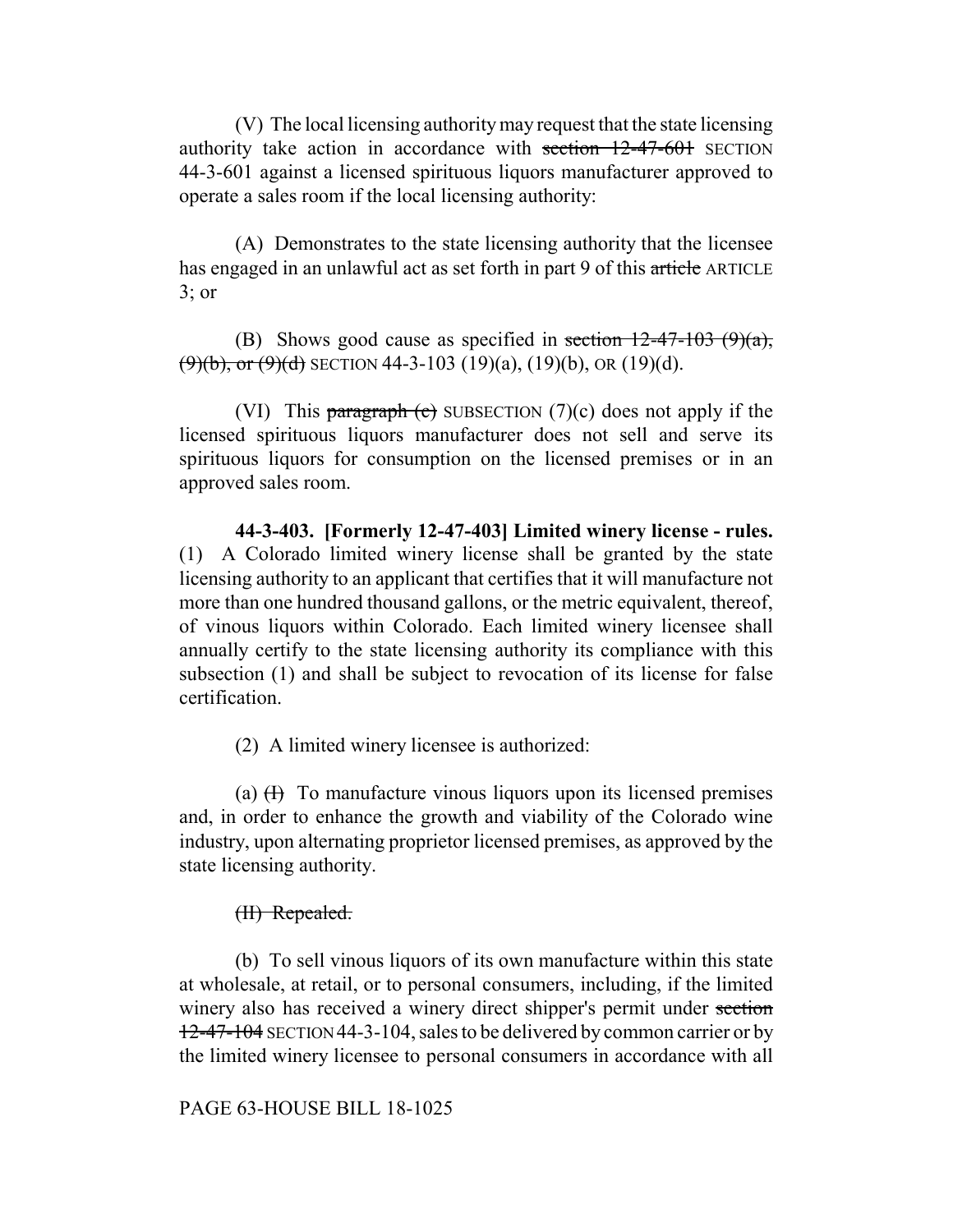(V) The local licensing authority may request that the state licensing authority take action in accordance with ~~section 12-47-601~~ SECTION 44-3-601 against a licensed spirituous liquors manufacturer approved to operate a sales room if the local licensing authority:

(A) Demonstrates to the state licensing authority that the licensee has engaged in an unlawful act as set forth in part 9 of this ~~article~~ ARTICLE 3; or

(B) Shows good cause as specified in ~~section 12-47-103 (9)(a), (9)(b), or (9)(d)~~ SECTION 44-3-103 (19)(a), (19)(b), OR (19)(d).

(VI) This ~~paragraph (c)~~ SUBSECTION (7)(c) does not apply if the licensed spirituous liquors manufacturer does not sell and serve its spirituous liquors for consumption on the licensed premises or in an approved sales room.

**44-3-403. [Formerly 12-47-403] Limited winery license - rules.** (1) A Colorado limited winery license shall be granted by the state licensing authority to an applicant that certifies that it will manufacture not more than one hundred thousand gallons, or the metric equivalent, thereof, of vinous liquors within Colorado. Each limited winery licensee shall annually certify to the state licensing authority its compliance with this subsection (1) and shall be subject to revocation of its license for false certification.

(2) A limited winery licensee is authorized:

(a) ~~(I)~~ To manufacture vinous liquors upon its licensed premises and, in order to enhance the growth and viability of the Colorado wine industry, upon alternating proprietor licensed premises, as approved by the state licensing authority.

~~(II) Repealed.~~

(b) To sell vinous liquors of its own manufacture within this state at wholesale, at retail, or to personal consumers, including, if the limited winery also has received a winery direct shipper's permit under ~~section 12-47-104~~ SECTION 44-3-104, sales to be delivered by common carrier or by the limited winery licensee to personal consumers in accordance with all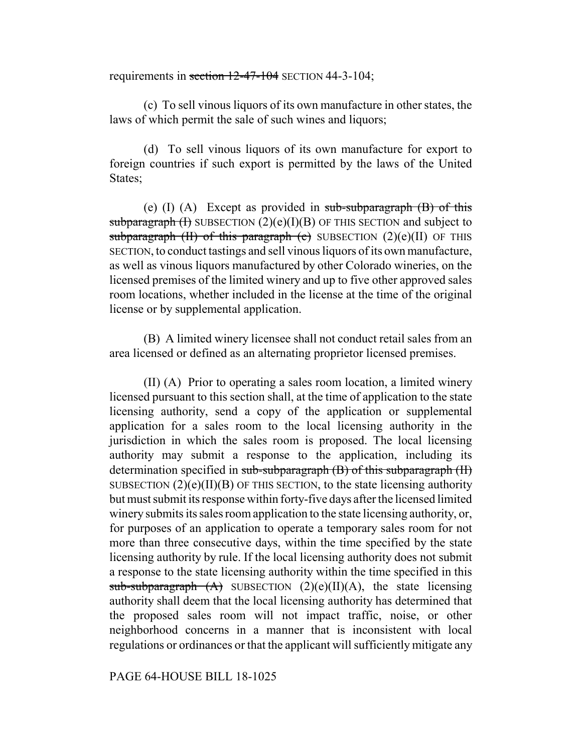requirements in ~~section 12-47-104~~ SECTION 44-3-104;

(c) To sell vinous liquors of its own manufacture in other states, the laws of which permit the sale of such wines and liquors;

(d) To sell vinous liquors of its own manufacture for export to foreign countries if such export is permitted by the laws of the United States;

(e) (I) (A) Except as provided in ~~sub-subparagraph (B) of this subparagraph (I)~~ SUBSECTION (2)(e)(I)(B) OF THIS SECTION and subject to ~~subparagraph (II) of this paragraph (e)~~ SUBSECTION (2)(e)(II) OF THIS SECTION, to conduct tastings and sell vinous liquors of its own manufacture, as well as vinous liquors manufactured by other Colorado wineries, on the licensed premises of the limited winery and up to five other approved sales room locations, whether included in the license at the time of the original license or by supplemental application.

(B) A limited winery licensee shall not conduct retail sales from an area licensed or defined as an alternating proprietor licensed premises.

(II) (A) Prior to operating a sales room location, a limited winery licensed pursuant to this section shall, at the time of application to the state licensing authority, send a copy of the application or supplemental application for a sales room to the local licensing authority in the jurisdiction in which the sales room is proposed. The local licensing authority may submit a response to the application, including its determination specified in ~~sub-subparagraph (B) of this subparagraph (II)~~ SUBSECTION (2)(e)(II)(B) OF THIS SECTION, to the state licensing authority but must submit its response within forty-five days after the licensed limited winery submits its sales room application to the state licensing authority, or, for purposes of an application to operate a temporary sales room for not more than three consecutive days, within the time specified by the state licensing authority by rule. If the local licensing authority does not submit a response to the state licensing authority within the time specified in this ~~sub-subparagraph (A)~~ SUBSECTION (2)(e)(II)(A), the state licensing authority shall deem that the local licensing authority has determined that the proposed sales room will not impact traffic, noise, or other neighborhood concerns in a manner that is inconsistent with local regulations or ordinances or that the applicant will sufficiently mitigate any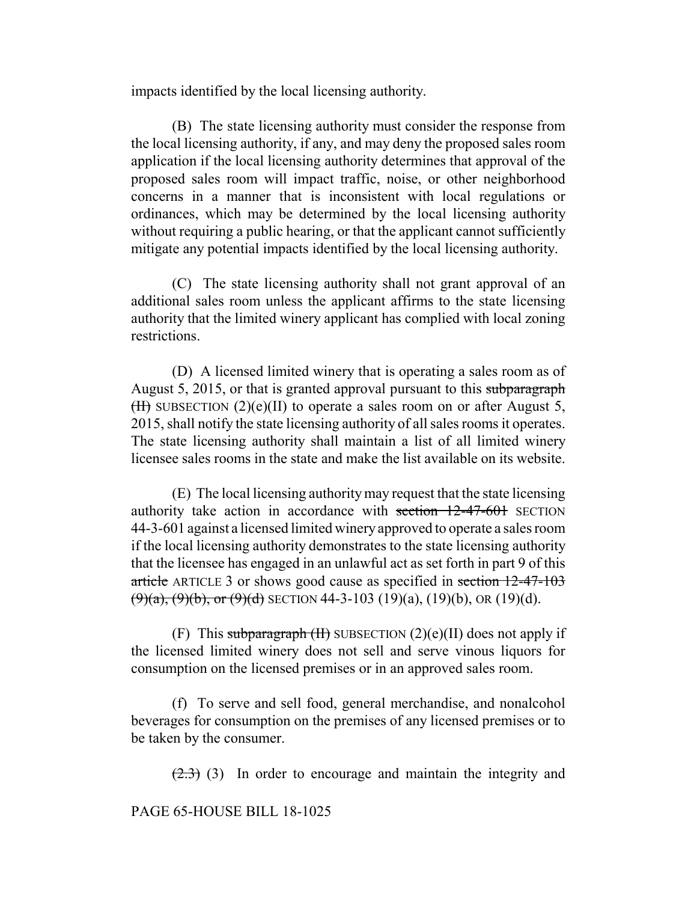impacts identified by the local licensing authority.

(B) The state licensing authority must consider the response from the local licensing authority, if any, and may deny the proposed sales room application if the local licensing authority determines that approval of the proposed sales room will impact traffic, noise, or other neighborhood concerns in a manner that is inconsistent with local regulations or ordinances, which may be determined by the local licensing authority without requiring a public hearing, or that the applicant cannot sufficiently mitigate any potential impacts identified by the local licensing authority.

(C) The state licensing authority shall not grant approval of an additional sales room unless the applicant affirms to the state licensing authority that the limited winery applicant has complied with local zoning restrictions.

(D) A licensed limited winery that is operating a sales room as of August 5, 2015, or that is granted approval pursuant to this ~~subparagraph (II)~~ SUBSECTION (2)(e)(II) to operate a sales room on or after August 5, 2015, shall notify the state licensing authority of all sales rooms it operates. The state licensing authority shall maintain a list of all limited winery licensee sales rooms in the state and make the list available on its website.

(E) The local licensing authority may request that the state licensing authority take action in accordance with ~~section 12-47-601~~ SECTION 44-3-601 against a licensed limited winery approved to operate a sales room if the local licensing authority demonstrates to the state licensing authority that the licensee has engaged in an unlawful act as set forth in part 9 of this ~~article~~ ARTICLE 3 or shows good cause as specified in ~~section 12-47-103 (9)(a), (9)(b), or (9)(d)~~ SECTION 44-3-103 (19)(a), (19)(b), OR (19)(d).

(F) This ~~subparagraph (II)~~ SUBSECTION (2)(e)(II) does not apply if the licensed limited winery does not sell and serve vinous liquors for consumption on the licensed premises or in an approved sales room.

(f) To serve and sell food, general merchandise, and nonalcohol beverages for consumption on the premises of any licensed premises or to be taken by the consumer.

~~(2.3)~~ (3) In order to encourage and maintain the integrity and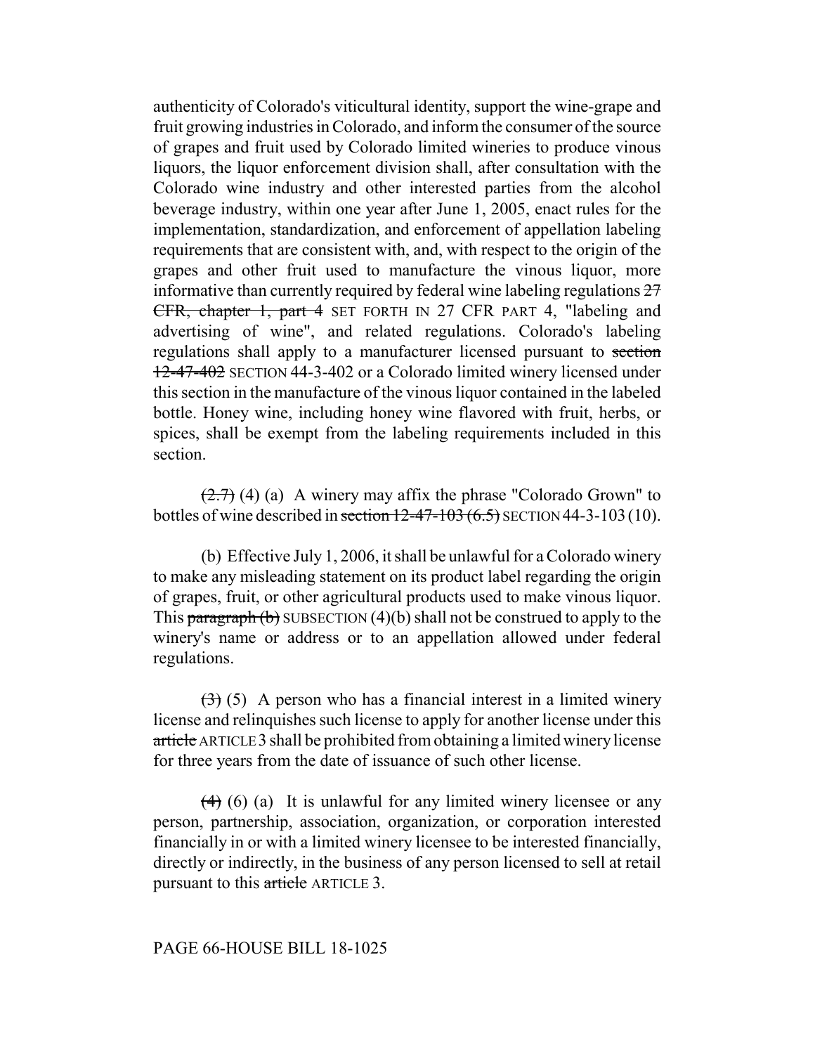authenticity of Colorado's viticultural identity, support the wine-grape and fruit growing industries in Colorado, and inform the consumer of the source of grapes and fruit used by Colorado limited wineries to produce vinous liquors, the liquor enforcement division shall, after consultation with the Colorado wine industry and other interested parties from the alcohol beverage industry, within one year after June 1, 2005, enact rules for the implementation, standardization, and enforcement of appellation labeling requirements that are consistent with, and, with respect to the origin of the grapes and other fruit used to manufacture the vinous liquor, more informative than currently required by federal wine labeling regulations ~~27 CFR, chapter 1, part 4~~ SET FORTH IN 27 CFR PART 4, "labeling and advertising of wine", and related regulations. Colorado's labeling regulations shall apply to a manufacturer licensed pursuant to ~~section 12-47-402~~ SECTION 44-3-402 or a Colorado limited winery licensed under this section in the manufacture of the vinous liquor contained in the labeled bottle. Honey wine, including honey wine flavored with fruit, herbs, or spices, shall be exempt from the labeling requirements included in this section.

~~(2.7)~~ (4) (a) A winery may affix the phrase "Colorado Grown" to bottles of wine described in ~~section 12-47-103 (6.5)~~ SECTION 44-3-103 (10).

(b) Effective July 1, 2006, it shall be unlawful for a Colorado winery to make any misleading statement on its product label regarding the origin of grapes, fruit, or other agricultural products used to make vinous liquor. This ~~paragraph (b)~~ SUBSECTION (4)(b) shall not be construed to apply to the winery's name or address or to an appellation allowed under federal regulations.

~~(3)~~ (5) A person who has a financial interest in a limited winery license and relinquishes such license to apply for another license under this ~~article~~ ARTICLE 3 shall be prohibited from obtaining a limited winery license for three years from the date of issuance of such other license.

~~(4)~~ (6) (a) It is unlawful for any limited winery licensee or any person, partnership, association, organization, or corporation interested financially in or with a limited winery licensee to be interested financially, directly or indirectly, in the business of any person licensed to sell at retail pursuant to this ~~article~~ ARTICLE 3.

PAGE 66-HOUSE BILL 18-1025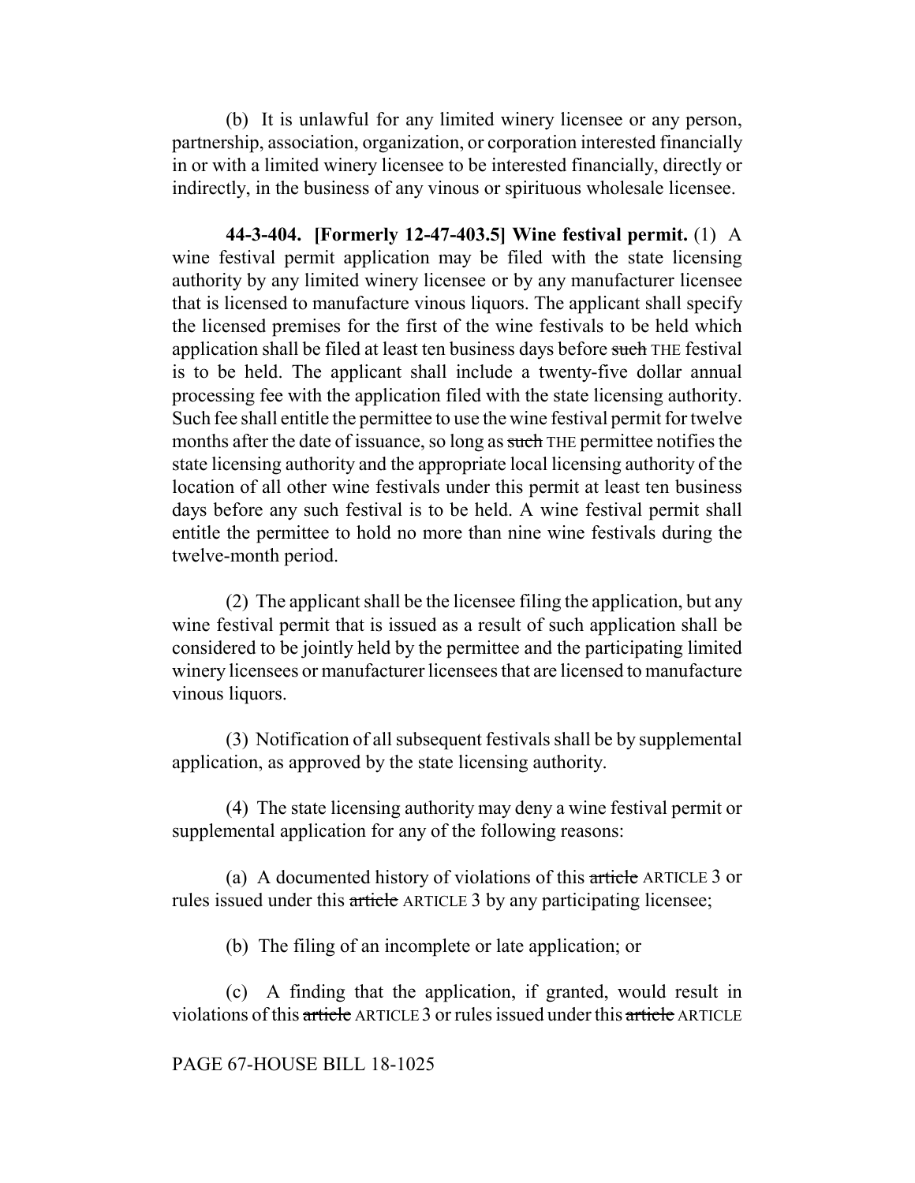(b) It is unlawful for any limited winery licensee or any person, partnership, association, organization, or corporation interested financially in or with a limited winery licensee to be interested financially, directly or indirectly, in the business of any vinous or spirituous wholesale licensee.

**44-3-404. [Formerly 12-47-403.5] Wine festival permit.** (1) A wine festival permit application may be filed with the state licensing authority by any limited winery licensee or by any manufacturer licensee that is licensed to manufacture vinous liquors. The applicant shall specify the licensed premises for the first of the wine festivals to be held which application shall be filed at least ten business days before ~~such~~ THE festival is to be held. The applicant shall include a twenty-five dollar annual processing fee with the application filed with the state licensing authority. Such fee shall entitle the permittee to use the wine festival permit for twelve months after the date of issuance, so long as ~~such~~ THE permittee notifies the state licensing authority and the appropriate local licensing authority of the location of all other wine festivals under this permit at least ten business days before any such festival is to be held. A wine festival permit shall entitle the permittee to hold no more than nine wine festivals during the twelve-month period.

(2) The applicant shall be the licensee filing the application, but any wine festival permit that is issued as a result of such application shall be considered to be jointly held by the permittee and the participating limited winery licensees or manufacturer licensees that are licensed to manufacture vinous liquors.

(3) Notification of all subsequent festivals shall be by supplemental application, as approved by the state licensing authority.

(4) The state licensing authority may deny a wine festival permit or supplemental application for any of the following reasons:

(a) A documented history of violations of this ~~article~~ ARTICLE 3 or rules issued under this ~~article~~ ARTICLE 3 by any participating licensee;

(b) The filing of an incomplete or late application; or

(c) A finding that the application, if granted, would result in violations of this ~~article~~ ARTICLE 3 or rules issued under this ~~article~~ ARTICLE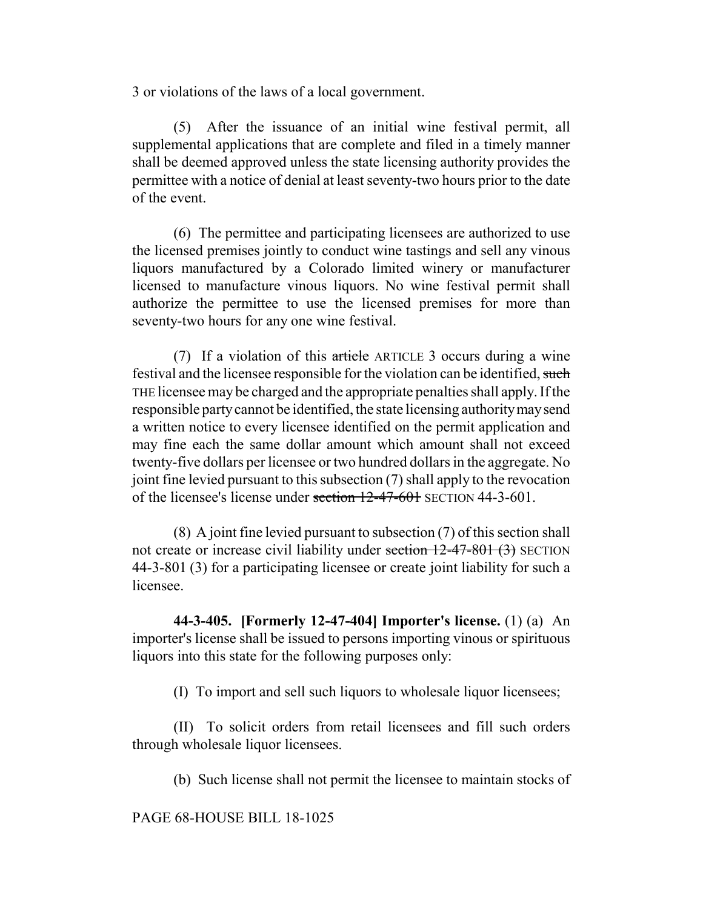3 or violations of the laws of a local government.

(5) After the issuance of an initial wine festival permit, all supplemental applications that are complete and filed in a timely manner shall be deemed approved unless the state licensing authority provides the permittee with a notice of denial at least seventy-two hours prior to the date of the event.

(6) The permittee and participating licensees are authorized to use the licensed premises jointly to conduct wine tastings and sell any vinous liquors manufactured by a Colorado limited winery or manufacturer licensed to manufacture vinous liquors. No wine festival permit shall authorize the permittee to use the licensed premises for more than seventy-two hours for any one wine festival.

(7) If a violation of this ~~article~~ ARTICLE 3 occurs during a wine festival and the licensee responsible for the violation can be identified, ~~such~~ THE licensee may be charged and the appropriate penalties shall apply. If the responsible party cannot be identified, the state licensing authority may send a written notice to every licensee identified on the permit application and may fine each the same dollar amount which amount shall not exceed twenty-five dollars per licensee or two hundred dollars in the aggregate. No joint fine levied pursuant to this subsection (7) shall apply to the revocation of the licensee's license under ~~section 12-47-601~~ SECTION 44-3-601.

(8) A joint fine levied pursuant to subsection (7) of this section shall not create or increase civil liability under ~~section 12-47-801 (3)~~ SECTION 44-3-801 (3) for a participating licensee or create joint liability for such a licensee.

**44-3-405. [Formerly 12-47-404] Importer's license.** (1) (a) An importer's license shall be issued to persons importing vinous or spirituous liquors into this state for the following purposes only:

(I) To import and sell such liquors to wholesale liquor licensees;

(II) To solicit orders from retail licensees and fill such orders through wholesale liquor licensees.

(b) Such license shall not permit the licensee to maintain stocks of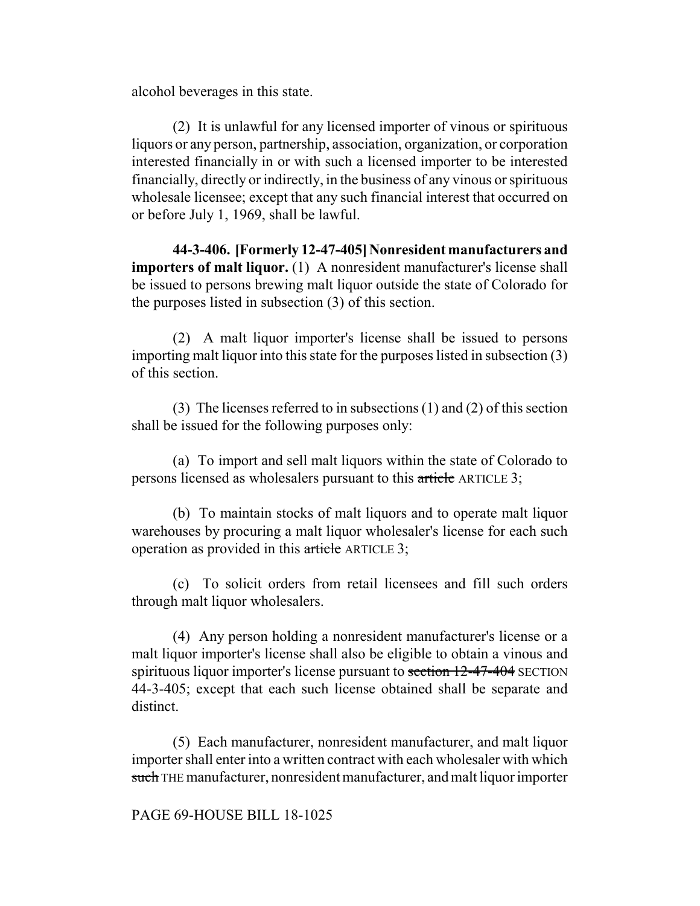alcohol beverages in this state.

(2) It is unlawful for any licensed importer of vinous or spirituous liquors or any person, partnership, association, organization, or corporation interested financially in or with such a licensed importer to be interested financially, directly or indirectly, in the business of any vinous or spirituous wholesale licensee; except that any such financial interest that occurred on or before July 1, 1969, shall be lawful.

**44-3-406. [Formerly 12-47-405] Nonresident manufacturers and importers of malt liquor.** (1) A nonresident manufacturer's license shall be issued to persons brewing malt liquor outside the state of Colorado for the purposes listed in subsection (3) of this section.

(2) A malt liquor importer's license shall be issued to persons importing malt liquor into this state for the purposes listed in subsection (3) of this section.

(3) The licenses referred to in subsections (1) and (2) of this section shall be issued for the following purposes only:

(a) To import and sell malt liquors within the state of Colorado to persons licensed as wholesalers pursuant to this ~~article~~ ARTICLE 3;

(b) To maintain stocks of malt liquors and to operate malt liquor warehouses by procuring a malt liquor wholesaler's license for each such operation as provided in this ~~article~~ ARTICLE 3;

(c) To solicit orders from retail licensees and fill such orders through malt liquor wholesalers.

(4) Any person holding a nonresident manufacturer's license or a malt liquor importer's license shall also be eligible to obtain a vinous and spirituous liquor importer's license pursuant to ~~section 12-47-404~~ SECTION 44-3-405; except that each such license obtained shall be separate and distinct.

(5) Each manufacturer, nonresident manufacturer, and malt liquor importer shall enter into a written contract with each wholesaler with which ~~such~~ THE manufacturer, nonresident manufacturer, and malt liquor importer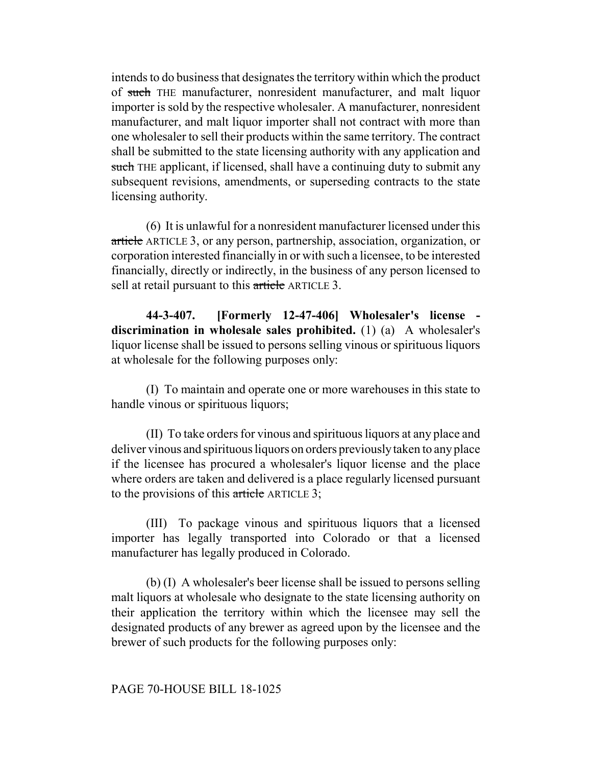intends to do business that designates the territory within which the product of ~~such~~ THE manufacturer, nonresident manufacturer, and malt liquor importer is sold by the respective wholesaler. A manufacturer, nonresident manufacturer, and malt liquor importer shall not contract with more than one wholesaler to sell their products within the same territory. The contract shall be submitted to the state licensing authority with any application and ~~such~~ THE applicant, if licensed, shall have a continuing duty to submit any subsequent revisions, amendments, or superseding contracts to the state licensing authority.

(6) It is unlawful for a nonresident manufacturer licensed under this ~~article~~ ARTICLE 3, or any person, partnership, association, organization, or corporation interested financially in or with such a licensee, to be interested financially, directly or indirectly, in the business of any person licensed to sell at retail pursuant to this ~~article~~ ARTICLE 3.

**44-3-407. [Formerly 12-47-406] Wholesaler's license - discrimination in wholesale sales prohibited.** (1) (a) A wholesaler's liquor license shall be issued to persons selling vinous or spirituous liquors at wholesale for the following purposes only:

(I) To maintain and operate one or more warehouses in this state to handle vinous or spirituous liquors;

(II) To take orders for vinous and spirituous liquors at any place and deliver vinous and spirituous liquors on orders previously taken to any place if the licensee has procured a wholesaler's liquor license and the place where orders are taken and delivered is a place regularly licensed pursuant to the provisions of this ~~article~~ ARTICLE 3;

(III) To package vinous and spirituous liquors that a licensed importer has legally transported into Colorado or that a licensed manufacturer has legally produced in Colorado.

(b) (I) A wholesaler's beer license shall be issued to persons selling malt liquors at wholesale who designate to the state licensing authority on their application the territory within which the licensee may sell the designated products of any brewer as agreed upon by the licensee and the brewer of such products for the following purposes only: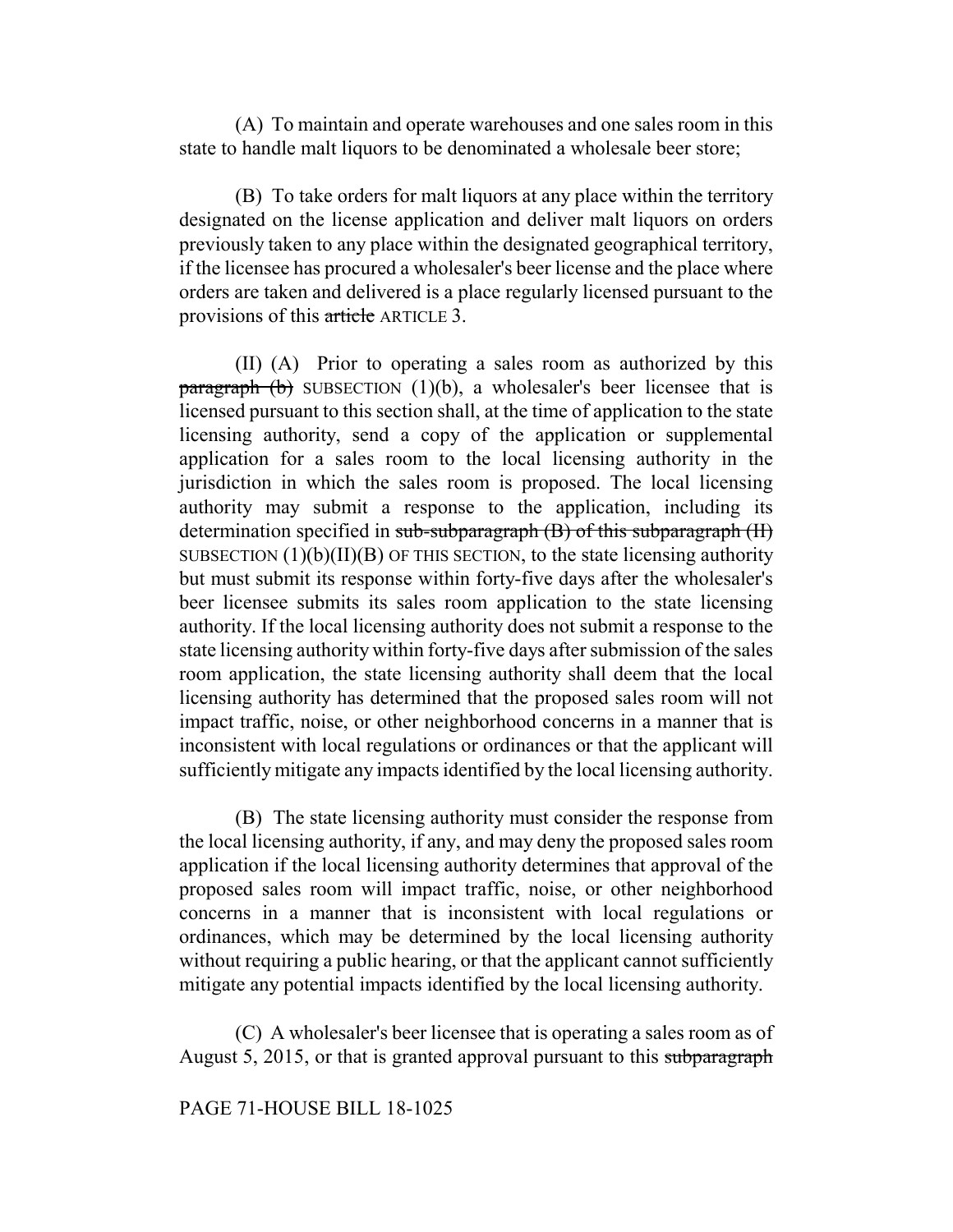(A) To maintain and operate warehouses and one sales room in this state to handle malt liquors to be denominated a wholesale beer store;

(B) To take orders for malt liquors at any place within the territory designated on the license application and deliver malt liquors on orders previously taken to any place within the designated geographical territory, if the licensee has procured a wholesaler's beer license and the place where orders are taken and delivered is a place regularly licensed pursuant to the provisions of this ~~article~~ ARTICLE 3.

(II) (A) Prior to operating a sales room as authorized by this ~~paragraph (b)~~ SUBSECTION (1)(b), a wholesaler's beer licensee that is licensed pursuant to this section shall, at the time of application to the state licensing authority, send a copy of the application or supplemental application for a sales room to the local licensing authority in the jurisdiction in which the sales room is proposed. The local licensing authority may submit a response to the application, including its determination specified in ~~sub-subparagraph (B) of this subparagraph (II)~~ SUBSECTION (1)(b)(II)(B) OF THIS SECTION, to the state licensing authority but must submit its response within forty-five days after the wholesaler's beer licensee submits its sales room application to the state licensing authority. If the local licensing authority does not submit a response to the state licensing authority within forty-five days after submission of the sales room application, the state licensing authority shall deem that the local licensing authority has determined that the proposed sales room will not impact traffic, noise, or other neighborhood concerns in a manner that is inconsistent with local regulations or ordinances or that the applicant will sufficiently mitigate any impacts identified by the local licensing authority.

(B) The state licensing authority must consider the response from the local licensing authority, if any, and may deny the proposed sales room application if the local licensing authority determines that approval of the proposed sales room will impact traffic, noise, or other neighborhood concerns in a manner that is inconsistent with local regulations or ordinances, which may be determined by the local licensing authority without requiring a public hearing, or that the applicant cannot sufficiently mitigate any potential impacts identified by the local licensing authority.

(C) A wholesaler's beer licensee that is operating a sales room as of August 5, 2015, or that is granted approval pursuant to this ~~subparagraph~~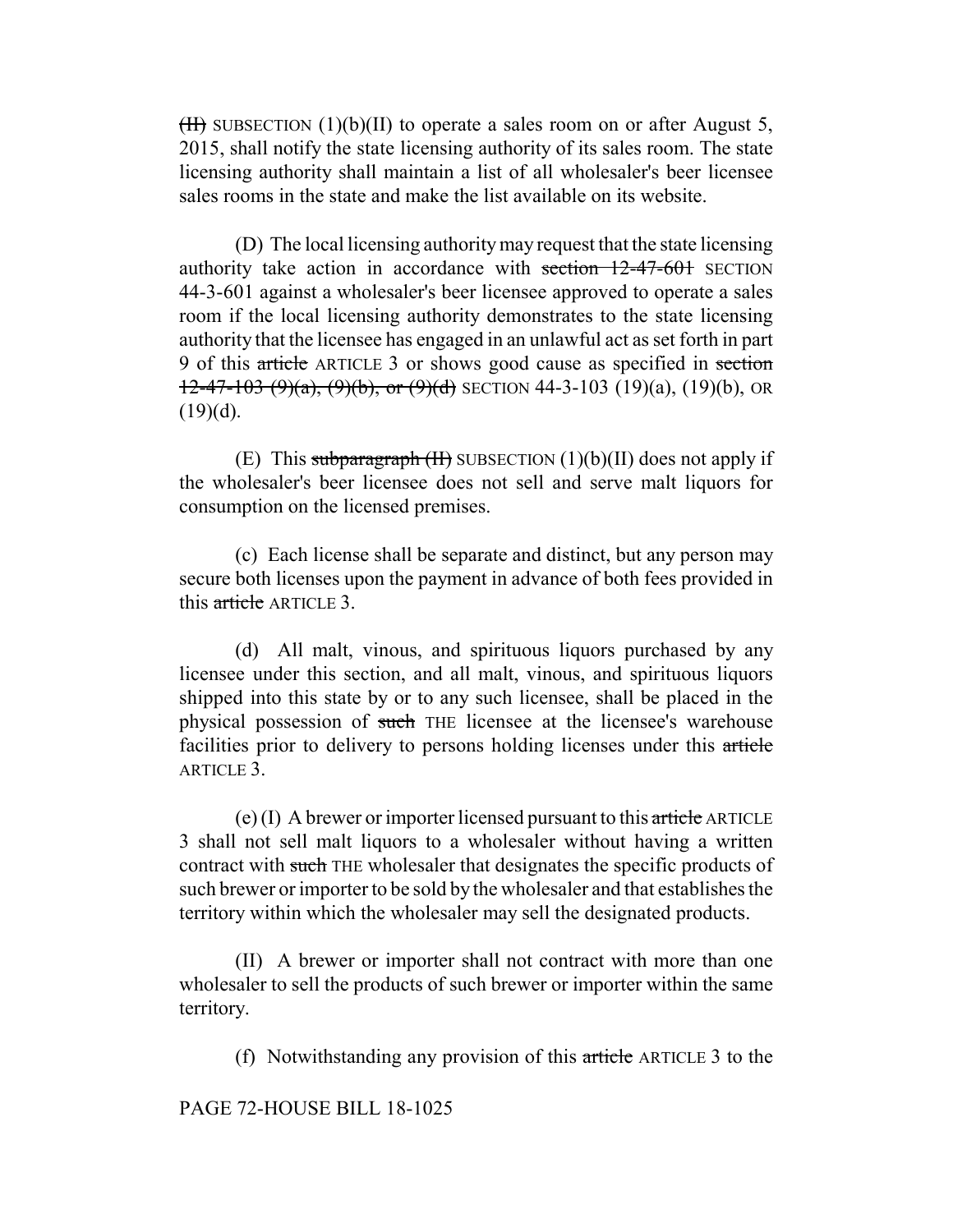~~(II)~~ SUBSECTION (1)(b)(II) to operate a sales room on or after August 5, 2015, shall notify the state licensing authority of its sales room. The state licensing authority shall maintain a list of all wholesaler's beer licensee sales rooms in the state and make the list available on its website.

(D) The local licensing authority may request that the state licensing authority take action in accordance with ~~section 12-47-601~~ SECTION 44-3-601 against a wholesaler's beer licensee approved to operate a sales room if the local licensing authority demonstrates to the state licensing authority that the licensee has engaged in an unlawful act as set forth in part 9 of this ~~article~~ ARTICLE 3 or shows good cause as specified in ~~section 12-47-103 (9)(a), (9)(b), or (9)(d)~~ SECTION 44-3-103 (19)(a), (19)(b), OR (19)(d).

(E) This ~~subparagraph (II)~~ SUBSECTION (1)(b)(II) does not apply if the wholesaler's beer licensee does not sell and serve malt liquors for consumption on the licensed premises.

(c) Each license shall be separate and distinct, but any person may secure both licenses upon the payment in advance of both fees provided in this ~~article~~ ARTICLE 3.

(d) All malt, vinous, and spirituous liquors purchased by any licensee under this section, and all malt, vinous, and spirituous liquors shipped into this state by or to any such licensee, shall be placed in the physical possession of ~~such~~ THE licensee at the licensee's warehouse facilities prior to delivery to persons holding licenses under this ~~article~~ ARTICLE 3.

(e) (I) A brewer or importer licensed pursuant to this ~~article~~ ARTICLE 3 shall not sell malt liquors to a wholesaler without having a written contract with ~~such~~ THE wholesaler that designates the specific products of such brewer or importer to be sold by the wholesaler and that establishes the territory within which the wholesaler may sell the designated products.

(II) A brewer or importer shall not contract with more than one wholesaler to sell the products of such brewer or importer within the same territory.

(f) Notwithstanding any provision of this ~~article~~ ARTICLE 3 to the

PAGE 72-HOUSE BILL 18-1025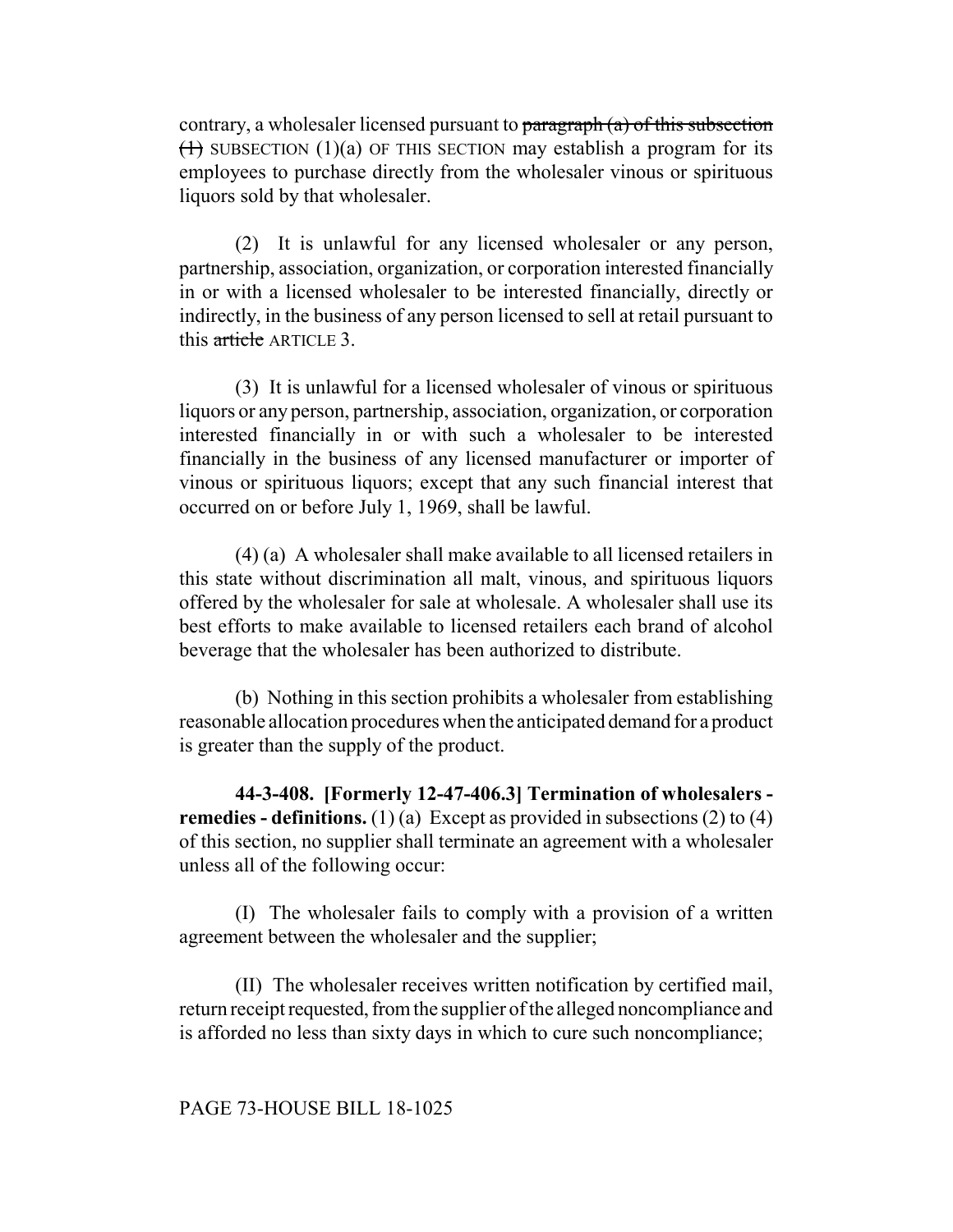contrary, a wholesaler licensed pursuant to ~~paragraph (a) of this subsection (1)~~ SUBSECTION (1)(a) OF THIS SECTION may establish a program for its employees to purchase directly from the wholesaler vinous or spirituous liquors sold by that wholesaler.

(2) It is unlawful for any licensed wholesaler or any person, partnership, association, organization, or corporation interested financially in or with a licensed wholesaler to be interested financially, directly or indirectly, in the business of any person licensed to sell at retail pursuant to this ~~article~~ ARTICLE 3.

(3) It is unlawful for a licensed wholesaler of vinous or spirituous liquors or any person, partnership, association, organization, or corporation interested financially in or with such a wholesaler to be interested financially in the business of any licensed manufacturer or importer of vinous or spirituous liquors; except that any such financial interest that occurred on or before July 1, 1969, shall be lawful.

(4) (a) A wholesaler shall make available to all licensed retailers in this state without discrimination all malt, vinous, and spirituous liquors offered by the wholesaler for sale at wholesale. A wholesaler shall use its best efforts to make available to licensed retailers each brand of alcohol beverage that the wholesaler has been authorized to distribute.

(b) Nothing in this section prohibits a wholesaler from establishing reasonable allocation procedures when the anticipated demand for a product is greater than the supply of the product.

**44-3-408. [Formerly 12-47-406.3] Termination of wholesalers - remedies - definitions.** (1) (a) Except as provided in subsections (2) to (4) of this section, no supplier shall terminate an agreement with a wholesaler unless all of the following occur:

(I) The wholesaler fails to comply with a provision of a written agreement between the wholesaler and the supplier;

(II) The wholesaler receives written notification by certified mail, return receipt requested, from the supplier of the alleged noncompliance and is afforded no less than sixty days in which to cure such noncompliance;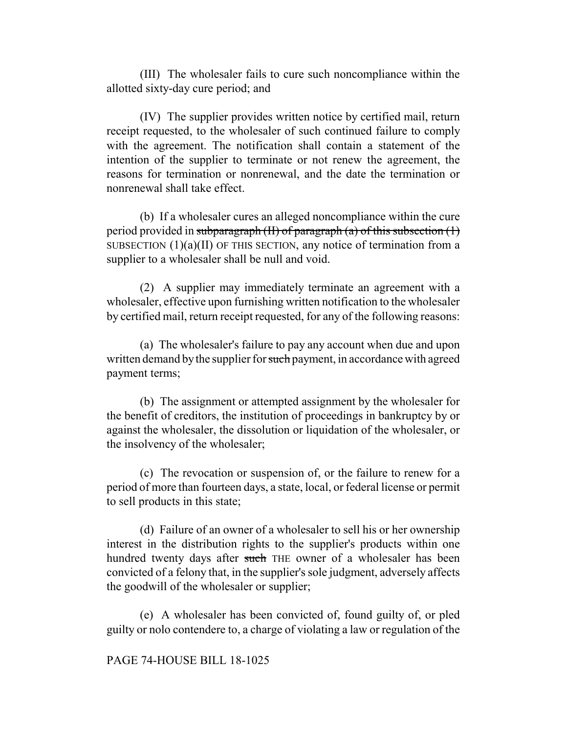(III) The wholesaler fails to cure such noncompliance within the allotted sixty-day cure period; and

(IV) The supplier provides written notice by certified mail, return receipt requested, to the wholesaler of such continued failure to comply with the agreement. The notification shall contain a statement of the intention of the supplier to terminate or not renew the agreement, the reasons for termination or nonrenewal, and the date the termination or nonrenewal shall take effect.

(b) If a wholesaler cures an alleged noncompliance within the cure period provided in ~~subparagraph (II) of paragraph (a) of this subsection (1)~~ SUBSECTION (1)(a)(II) OF THIS SECTION, any notice of termination from a supplier to a wholesaler shall be null and void.

(2) A supplier may immediately terminate an agreement with a wholesaler, effective upon furnishing written notification to the wholesaler by certified mail, return receipt requested, for any of the following reasons:

(a) The wholesaler's failure to pay any account when due and upon written demand by the supplier for ~~such~~ payment, in accordance with agreed payment terms;

(b) The assignment or attempted assignment by the wholesaler for the benefit of creditors, the institution of proceedings in bankruptcy by or against the wholesaler, the dissolution or liquidation of the wholesaler, or the insolvency of the wholesaler;

(c) The revocation or suspension of, or the failure to renew for a period of more than fourteen days, a state, local, or federal license or permit to sell products in this state;

(d) Failure of an owner of a wholesaler to sell his or her ownership interest in the distribution rights to the supplier's products within one hundred twenty days after ~~such~~ THE owner of a wholesaler has been convicted of a felony that, in the supplier's sole judgment, adversely affects the goodwill of the wholesaler or supplier;

(e) A wholesaler has been convicted of, found guilty of, or pled guilty or nolo contendere to, a charge of violating a law or regulation of the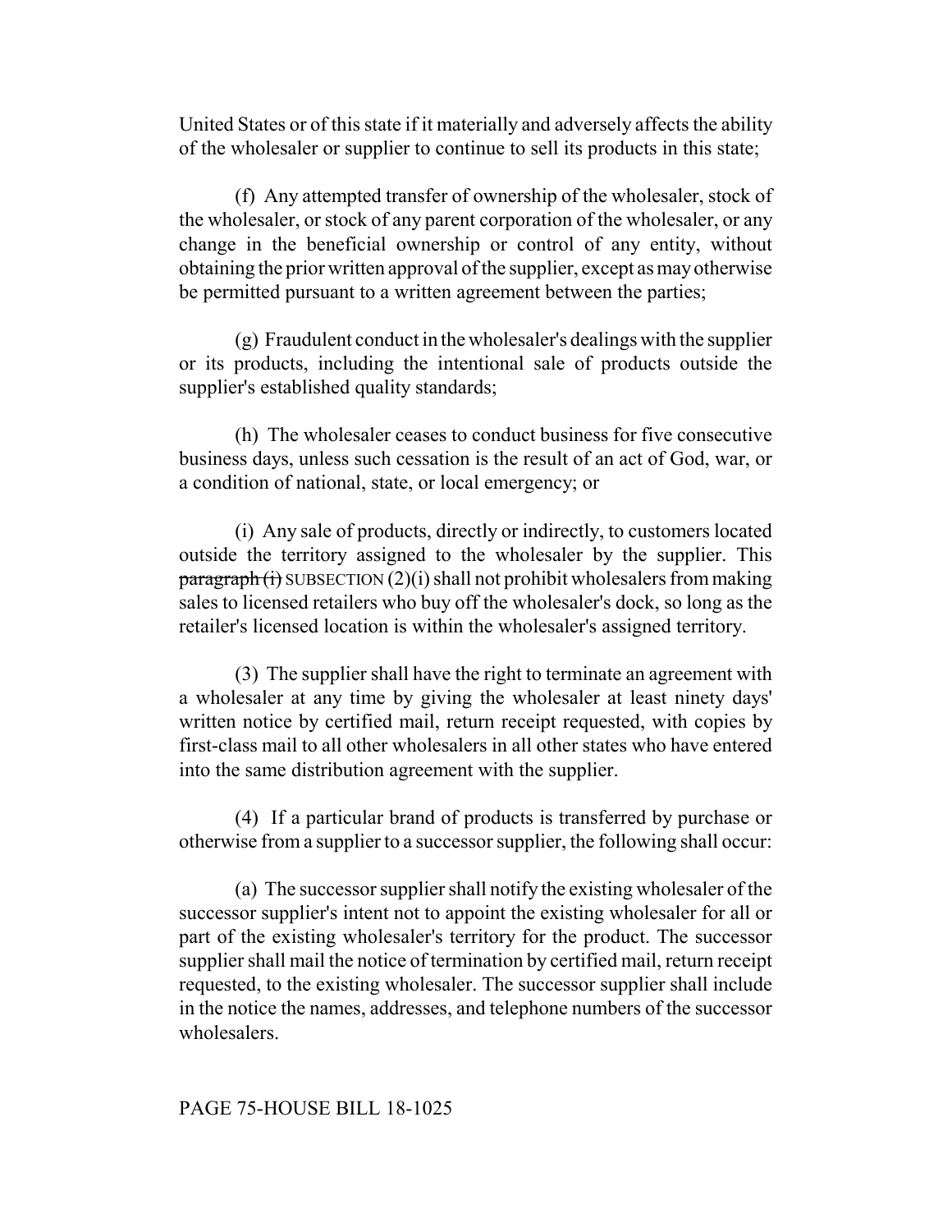United States or of this state if it materially and adversely affects the ability of the wholesaler or supplier to continue to sell its products in this state;

(f) Any attempted transfer of ownership of the wholesaler, stock of the wholesaler, or stock of any parent corporation of the wholesaler, or any change in the beneficial ownership or control of any entity, without obtaining the prior written approval of the supplier, except as may otherwise be permitted pursuant to a written agreement between the parties;

(g) Fraudulent conduct in the wholesaler's dealings with the supplier or its products, including the intentional sale of products outside the supplier's established quality standards;

(h) The wholesaler ceases to conduct business for five consecutive business days, unless such cessation is the result of an act of God, war, or a condition of national, state, or local emergency; or

(i) Any sale of products, directly or indirectly, to customers located outside the territory assigned to the wholesaler by the supplier. This ~~paragraph (i)~~ SUBSECTION (2)(i) shall not prohibit wholesalers from making sales to licensed retailers who buy off the wholesaler's dock, so long as the retailer's licensed location is within the wholesaler's assigned territory.

(3) The supplier shall have the right to terminate an agreement with a wholesaler at any time by giving the wholesaler at least ninety days' written notice by certified mail, return receipt requested, with copies by first-class mail to all other wholesalers in all other states who have entered into the same distribution agreement with the supplier.

(4) If a particular brand of products is transferred by purchase or otherwise from a supplier to a successor supplier, the following shall occur:

(a) The successor supplier shall notify the existing wholesaler of the successor supplier's intent not to appoint the existing wholesaler for all or part of the existing wholesaler's territory for the product. The successor supplier shall mail the notice of termination by certified mail, return receipt requested, to the existing wholesaler. The successor supplier shall include in the notice the names, addresses, and telephone numbers of the successor wholesalers.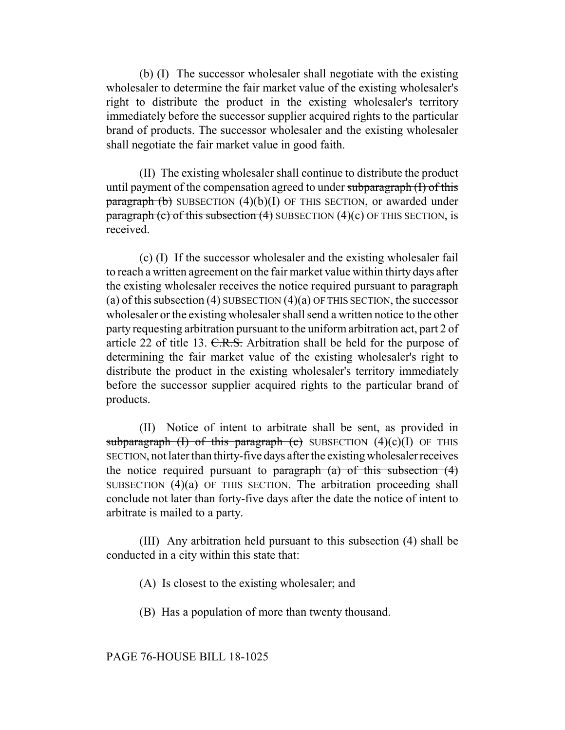(b) (I) The successor wholesaler shall negotiate with the existing wholesaler to determine the fair market value of the existing wholesaler's right to distribute the product in the existing wholesaler's territory immediately before the successor supplier acquired rights to the particular brand of products. The successor wholesaler and the existing wholesaler shall negotiate the fair market value in good faith.

(II) The existing wholesaler shall continue to distribute the product until payment of the compensation agreed to under ~~subparagraph (I) of this paragraph (b)~~ SUBSECTION (4)(b)(I) OF THIS SECTION, or awarded under ~~paragraph (c) of this subsection (4)~~ SUBSECTION (4)(c) OF THIS SECTION, is received.

(c) (I) If the successor wholesaler and the existing wholesaler fail to reach a written agreement on the fair market value within thirty days after the existing wholesaler receives the notice required pursuant to ~~paragraph (a) of this subsection (4)~~ SUBSECTION (4)(a) OF THIS SECTION, the successor wholesaler or the existing wholesaler shall send a written notice to the other party requesting arbitration pursuant to the uniform arbitration act, part 2 of article 22 of title 13. ~~C.R.S.~~ Arbitration shall be held for the purpose of determining the fair market value of the existing wholesaler's right to distribute the product in the existing wholesaler's territory immediately before the successor supplier acquired rights to the particular brand of products.

(II) Notice of intent to arbitrate shall be sent, as provided in ~~subparagraph (I) of this paragraph (c)~~ SUBSECTION (4)(c)(I) OF THIS SECTION, not later than thirty-five days after the existing wholesaler receives the notice required pursuant to ~~paragraph (a) of this subsection (4)~~ SUBSECTION (4)(a) OF THIS SECTION. The arbitration proceeding shall conclude not later than forty-five days after the date the notice of intent to arbitrate is mailed to a party.

(III) Any arbitration held pursuant to this subsection (4) shall be conducted in a city within this state that:

(A) Is closest to the existing wholesaler; and

(B) Has a population of more than twenty thousand.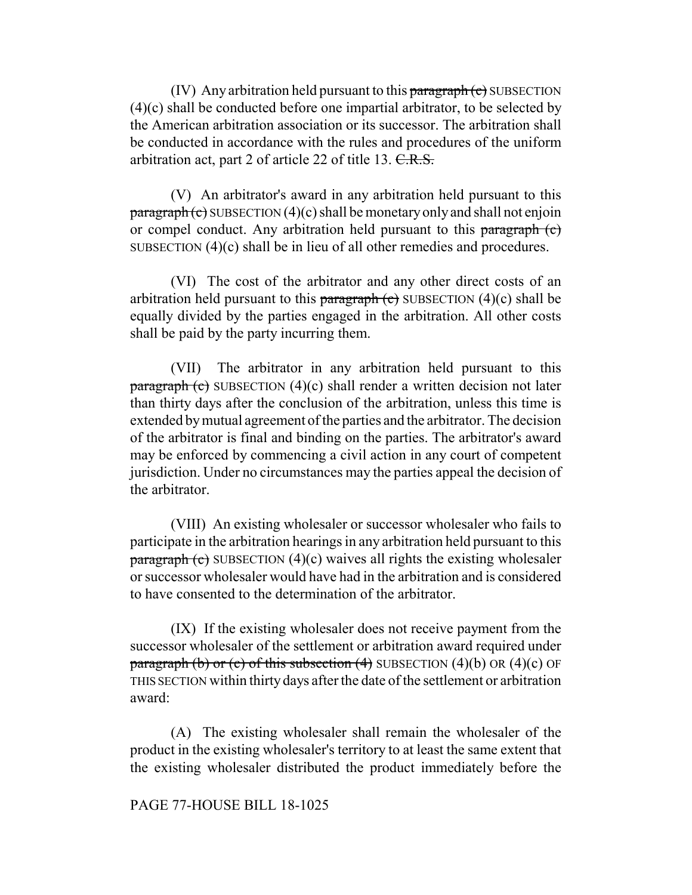(IV) Any arbitration held pursuant to this ~~paragraph (c)~~ SUBSECTION (4)(c) shall be conducted before one impartial arbitrator, to be selected by the American arbitration association or its successor. The arbitration shall be conducted in accordance with the rules and procedures of the uniform arbitration act, part 2 of article 22 of title 13. ~~C.R.S.~~

(V) An arbitrator's award in any arbitration held pursuant to this ~~paragraph (c)~~ SUBSECTION (4)(c) shall be monetary only and shall not enjoin or compel conduct. Any arbitration held pursuant to this ~~paragraph (c)~~ SUBSECTION (4)(c) shall be in lieu of all other remedies and procedures.

(VI) The cost of the arbitrator and any other direct costs of an arbitration held pursuant to this ~~paragraph (c)~~ SUBSECTION (4)(c) shall be equally divided by the parties engaged in the arbitration. All other costs shall be paid by the party incurring them.

(VII) The arbitrator in any arbitration held pursuant to this ~~paragraph (c)~~ SUBSECTION (4)(c) shall render a written decision not later than thirty days after the conclusion of the arbitration, unless this time is extended by mutual agreement of the parties and the arbitrator. The decision of the arbitrator is final and binding on the parties. The arbitrator's award may be enforced by commencing a civil action in any court of competent jurisdiction. Under no circumstances may the parties appeal the decision of the arbitrator.

(VIII) An existing wholesaler or successor wholesaler who fails to participate in the arbitration hearings in any arbitration held pursuant to this ~~paragraph (c)~~ SUBSECTION (4)(c) waives all rights the existing wholesaler or successor wholesaler would have had in the arbitration and is considered to have consented to the determination of the arbitrator.

(IX) If the existing wholesaler does not receive payment from the successor wholesaler of the settlement or arbitration award required under ~~paragraph (b) or (c) of this subsection (4)~~ SUBSECTION (4)(b) OR (4)(c) OF THIS SECTION within thirty days after the date of the settlement or arbitration award:

(A) The existing wholesaler shall remain the wholesaler of the product in the existing wholesaler's territory to at least the same extent that the existing wholesaler distributed the product immediately before the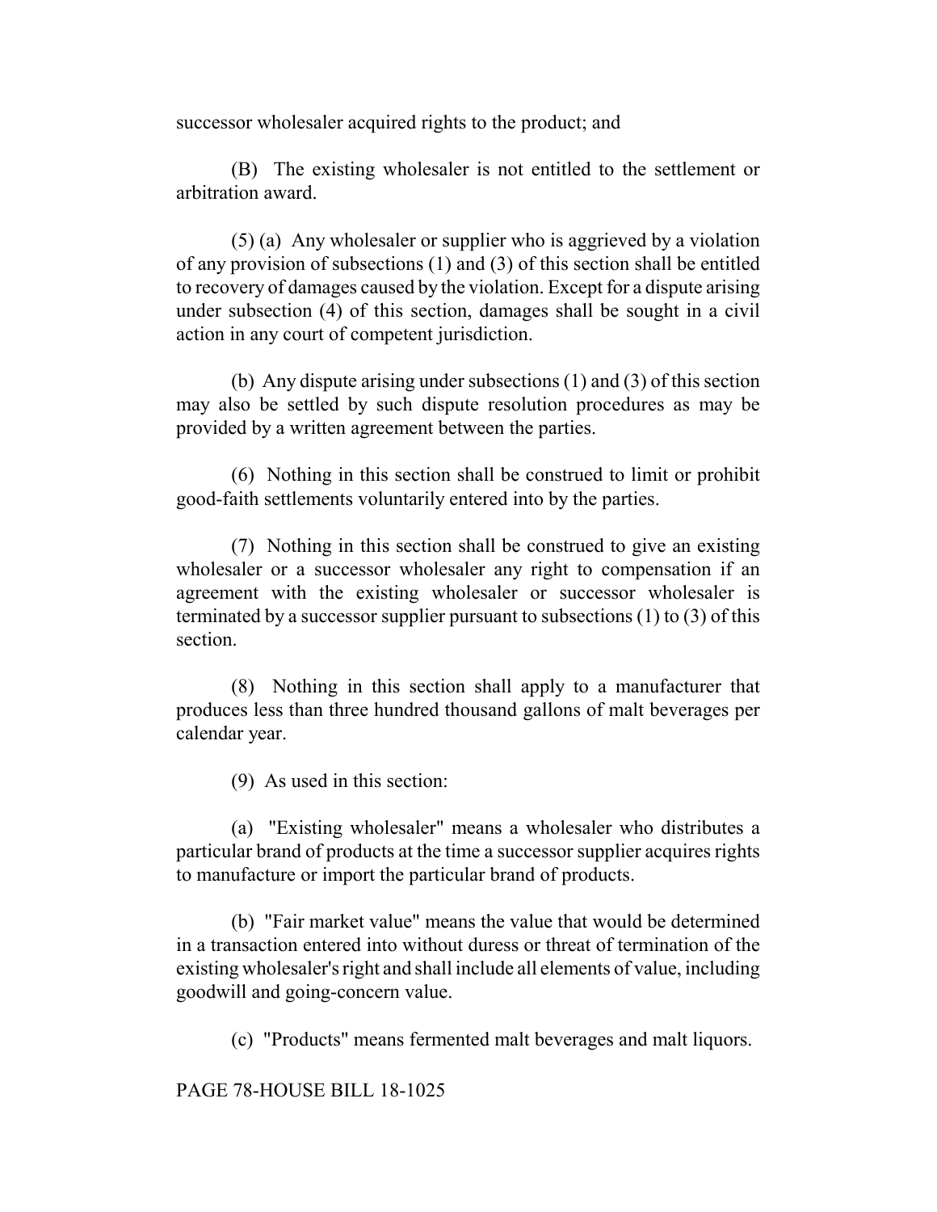successor wholesaler acquired rights to the product; and

(B) The existing wholesaler is not entitled to the settlement or arbitration award.

(5) (a) Any wholesaler or supplier who is aggrieved by a violation of any provision of subsections (1) and (3) of this section shall be entitled to recovery of damages caused by the violation. Except for a dispute arising under subsection (4) of this section, damages shall be sought in a civil action in any court of competent jurisdiction.

(b) Any dispute arising under subsections (1) and (3) of this section may also be settled by such dispute resolution procedures as may be provided by a written agreement between the parties.

(6) Nothing in this section shall be construed to limit or prohibit good-faith settlements voluntarily entered into by the parties.

(7) Nothing in this section shall be construed to give an existing wholesaler or a successor wholesaler any right to compensation if an agreement with the existing wholesaler or successor wholesaler is terminated by a successor supplier pursuant to subsections (1) to (3) of this section.

(8) Nothing in this section shall apply to a manufacturer that produces less than three hundred thousand gallons of malt beverages per calendar year.

(9) As used in this section:

(a) "Existing wholesaler" means a wholesaler who distributes a particular brand of products at the time a successor supplier acquires rights to manufacture or import the particular brand of products.

(b) "Fair market value" means the value that would be determined in a transaction entered into without duress or threat of termination of the existing wholesaler's right and shall include all elements of value, including goodwill and going-concern value.

(c) "Products" means fermented malt beverages and malt liquors.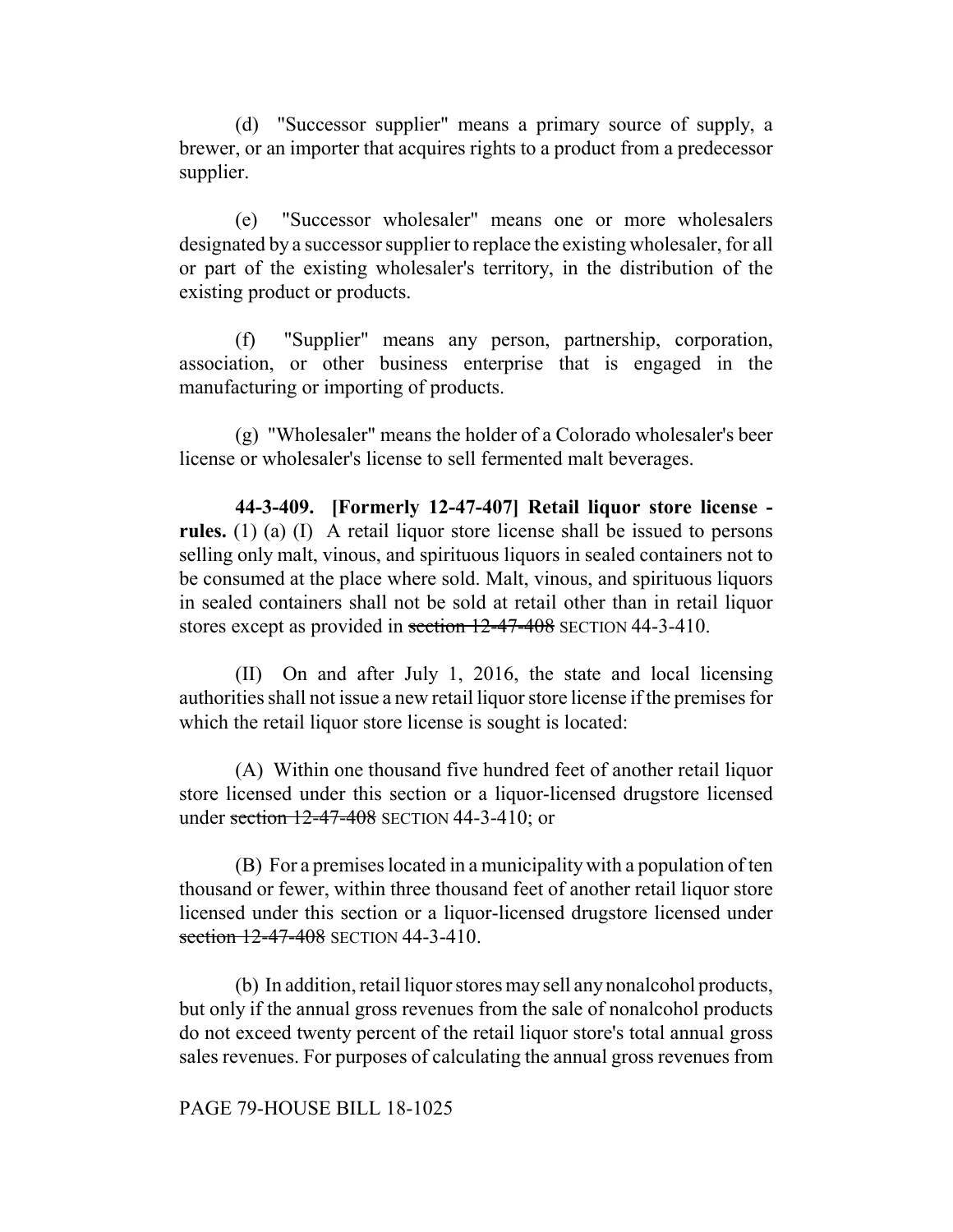(d) "Successor supplier" means a primary source of supply, a brewer, or an importer that acquires rights to a product from a predecessor supplier.

(e) "Successor wholesaler" means one or more wholesalers designated by a successor supplier to replace the existing wholesaler, for all or part of the existing wholesaler's territory, in the distribution of the existing product or products.

(f) "Supplier" means any person, partnership, corporation, association, or other business enterprise that is engaged in the manufacturing or importing of products.

(g) "Wholesaler" means the holder of a Colorado wholesaler's beer license or wholesaler's license to sell fermented malt beverages.

**44-3-409. [Formerly 12-47-407] Retail liquor store license - rules.** (1) (a) (I) A retail liquor store license shall be issued to persons selling only malt, vinous, and spirituous liquors in sealed containers not to be consumed at the place where sold. Malt, vinous, and spirituous liquors in sealed containers shall not be sold at retail other than in retail liquor stores except as provided in ~~section 12-47-408~~ SECTION 44-3-410.

(II) On and after July 1, 2016, the state and local licensing authorities shall not issue a new retail liquor store license if the premises for which the retail liquor store license is sought is located:

(A) Within one thousand five hundred feet of another retail liquor store licensed under this section or a liquor-licensed drugstore licensed under ~~section 12-47-408~~ SECTION 44-3-410; or

(B) For a premises located in a municipality with a population of ten thousand or fewer, within three thousand feet of another retail liquor store licensed under this section or a liquor-licensed drugstore licensed under ~~section 12-47-408~~ SECTION 44-3-410.

(b) In addition, retail liquor stores may sell any nonalcohol products, but only if the annual gross revenues from the sale of nonalcohol products do not exceed twenty percent of the retail liquor store's total annual gross sales revenues. For purposes of calculating the annual gross revenues from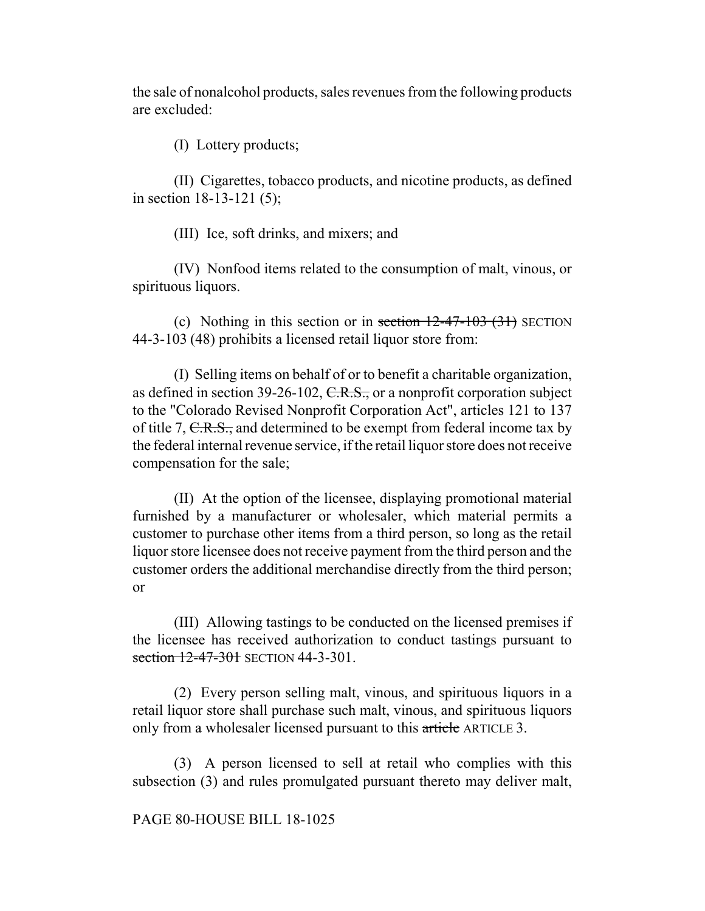the sale of nonalcohol products, sales revenues from the following products are excluded:

(I) Lottery products;

(II) Cigarettes, tobacco products, and nicotine products, as defined in section 18-13-121 (5);

(III) Ice, soft drinks, and mixers; and

(IV) Nonfood items related to the consumption of malt, vinous, or spirituous liquors.

(c) Nothing in this section or in ~~section 12-47-103 (31)~~ SECTION 44-3-103 (48) prohibits a licensed retail liquor store from:

(I) Selling items on behalf of or to benefit a charitable organization, as defined in section 39-26-102, ~~C.R.S.,~~ or a nonprofit corporation subject to the "Colorado Revised Nonprofit Corporation Act", articles 121 to 137 of title 7, ~~C.R.S.,~~ and determined to be exempt from federal income tax by the federal internal revenue service, if the retail liquor store does not receive compensation for the sale;

(II) At the option of the licensee, displaying promotional material furnished by a manufacturer or wholesaler, which material permits a customer to purchase other items from a third person, so long as the retail liquor store licensee does not receive payment from the third person and the customer orders the additional merchandise directly from the third person; or

(III) Allowing tastings to be conducted on the licensed premises if the licensee has received authorization to conduct tastings pursuant to ~~section 12-47-301~~ SECTION 44-3-301.

(2) Every person selling malt, vinous, and spirituous liquors in a retail liquor store shall purchase such malt, vinous, and spirituous liquors only from a wholesaler licensed pursuant to this ~~article~~ ARTICLE 3.

(3) A person licensed to sell at retail who complies with this subsection (3) and rules promulgated pursuant thereto may deliver malt,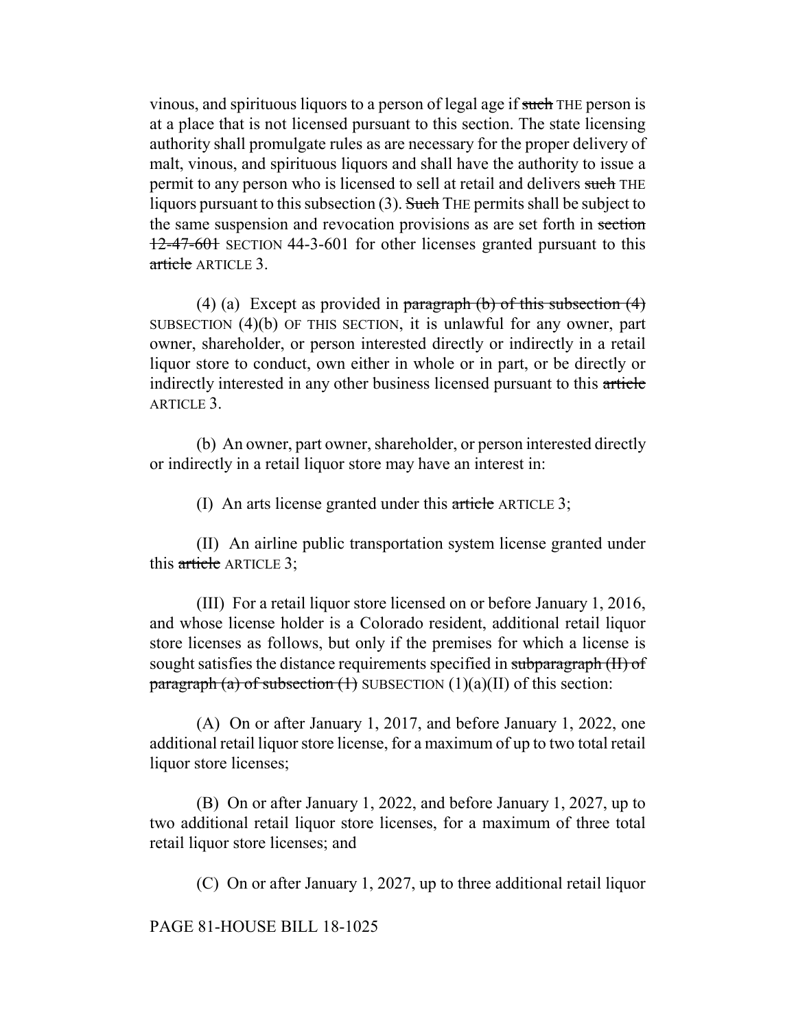vinous, and spirituous liquors to a person of legal age if ~~such~~ THE person is at a place that is not licensed pursuant to this section. The state licensing authority shall promulgate rules as are necessary for the proper delivery of malt, vinous, and spirituous liquors and shall have the authority to issue a permit to any person who is licensed to sell at retail and delivers ~~such~~ THE liquors pursuant to this subsection (3). ~~Such~~ THE permits shall be subject to the same suspension and revocation provisions as are set forth in ~~section 12-47-601~~ SECTION 44-3-601 for other licenses granted pursuant to this ~~article~~ ARTICLE 3.

(4) (a) Except as provided in ~~paragraph (b) of this subsection (4)~~ SUBSECTION (4)(b) OF THIS SECTION, it is unlawful for any owner, part owner, shareholder, or person interested directly or indirectly in a retail liquor store to conduct, own either in whole or in part, or be directly or indirectly interested in any other business licensed pursuant to this ~~article~~ ARTICLE 3.

(b) An owner, part owner, shareholder, or person interested directly or indirectly in a retail liquor store may have an interest in:

(I) An arts license granted under this ~~article~~ ARTICLE 3;

(II) An airline public transportation system license granted under this ~~article~~ ARTICLE 3;

(III) For a retail liquor store licensed on or before January 1, 2016, and whose license holder is a Colorado resident, additional retail liquor store licenses as follows, but only if the premises for which a license is sought satisfies the distance requirements specified in ~~subparagraph (II) of paragraph (a) of subsection (1)~~ SUBSECTION (1)(a)(II) of this section:

(A) On or after January 1, 2017, and before January 1, 2022, one additional retail liquor store license, for a maximum of up to two total retail liquor store licenses;

(B) On or after January 1, 2022, and before January 1, 2027, up to two additional retail liquor store licenses, for a maximum of three total retail liquor store licenses; and

(C) On or after January 1, 2027, up to three additional retail liquor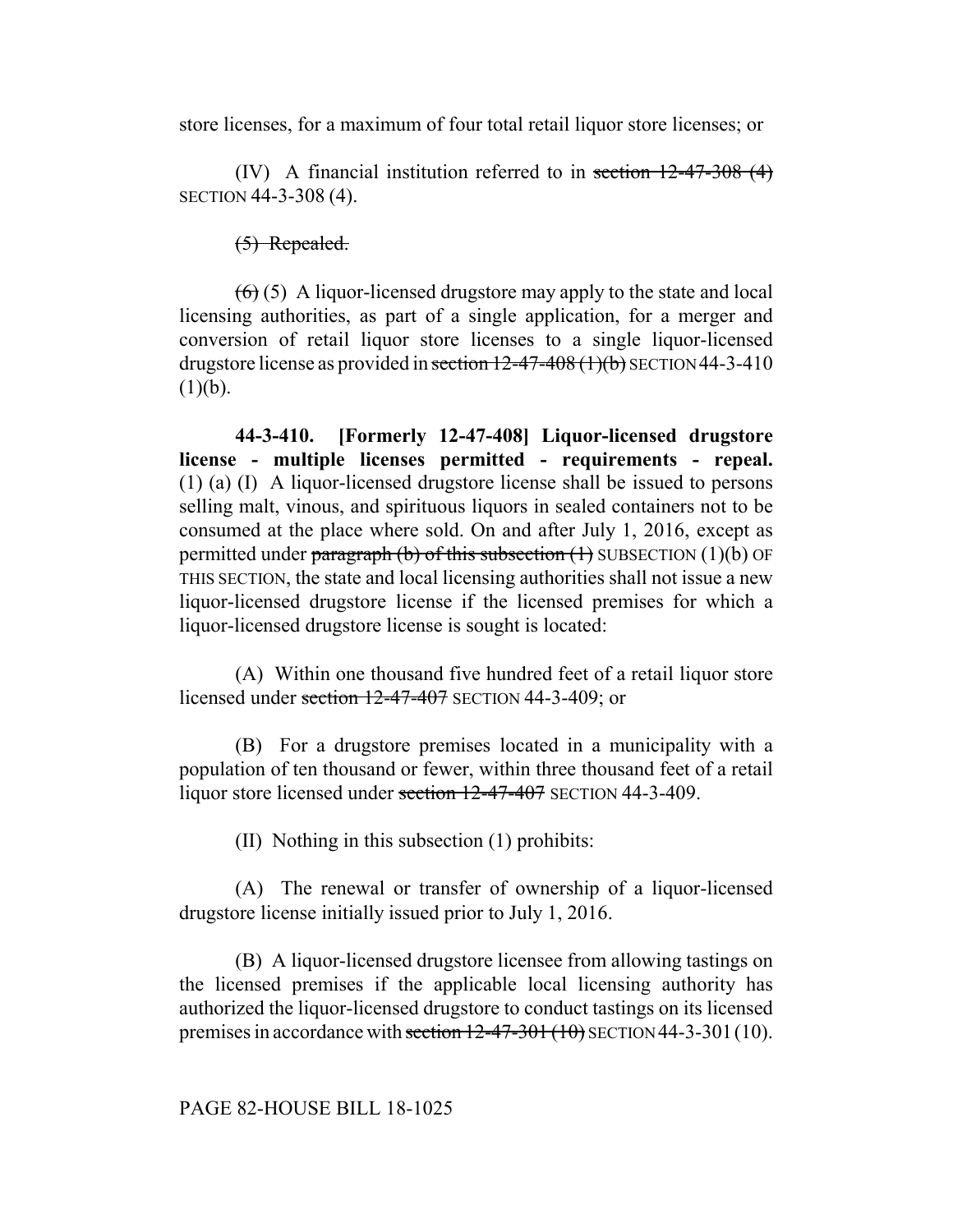store licenses, for a maximum of four total retail liquor store licenses; or

(IV) A financial institution referred to in ~~section 12-47-308 (4)~~ SECTION 44-3-308 (4).

~~(5) Repealed.~~

~~(6)~~ (5) A liquor-licensed drugstore may apply to the state and local licensing authorities, as part of a single application, for a merger and conversion of retail liquor store licenses to a single liquor-licensed drugstore license as provided in ~~section 12-47-408 (1)(b)~~ SECTION 44-3-410 (1)(b).

**44-3-410. [Formerly 12-47-408] Liquor-licensed drugstore license - multiple licenses permitted - requirements - repeal.** (1) (a) (I) A liquor-licensed drugstore license shall be issued to persons selling malt, vinous, and spirituous liquors in sealed containers not to be consumed at the place where sold. On and after July 1, 2016, except as permitted under ~~paragraph (b) of this subsection (1)~~ SUBSECTION (1)(b) OF THIS SECTION, the state and local licensing authorities shall not issue a new liquor-licensed drugstore license if the licensed premises for which a liquor-licensed drugstore license is sought is located:

(A) Within one thousand five hundred feet of a retail liquor store licensed under ~~section 12-47-407~~ SECTION 44-3-409; or

(B) For a drugstore premises located in a municipality with a population of ten thousand or fewer, within three thousand feet of a retail liquor store licensed under ~~section 12-47-407~~ SECTION 44-3-409.

(II) Nothing in this subsection (1) prohibits:

(A) The renewal or transfer of ownership of a liquor-licensed drugstore license initially issued prior to July 1, 2016.

(B) A liquor-licensed drugstore licensee from allowing tastings on the licensed premises if the applicable local licensing authority has authorized the liquor-licensed drugstore to conduct tastings on its licensed premises in accordance with ~~section 12-47-301 (10)~~ SECTION 44-3-301 (10).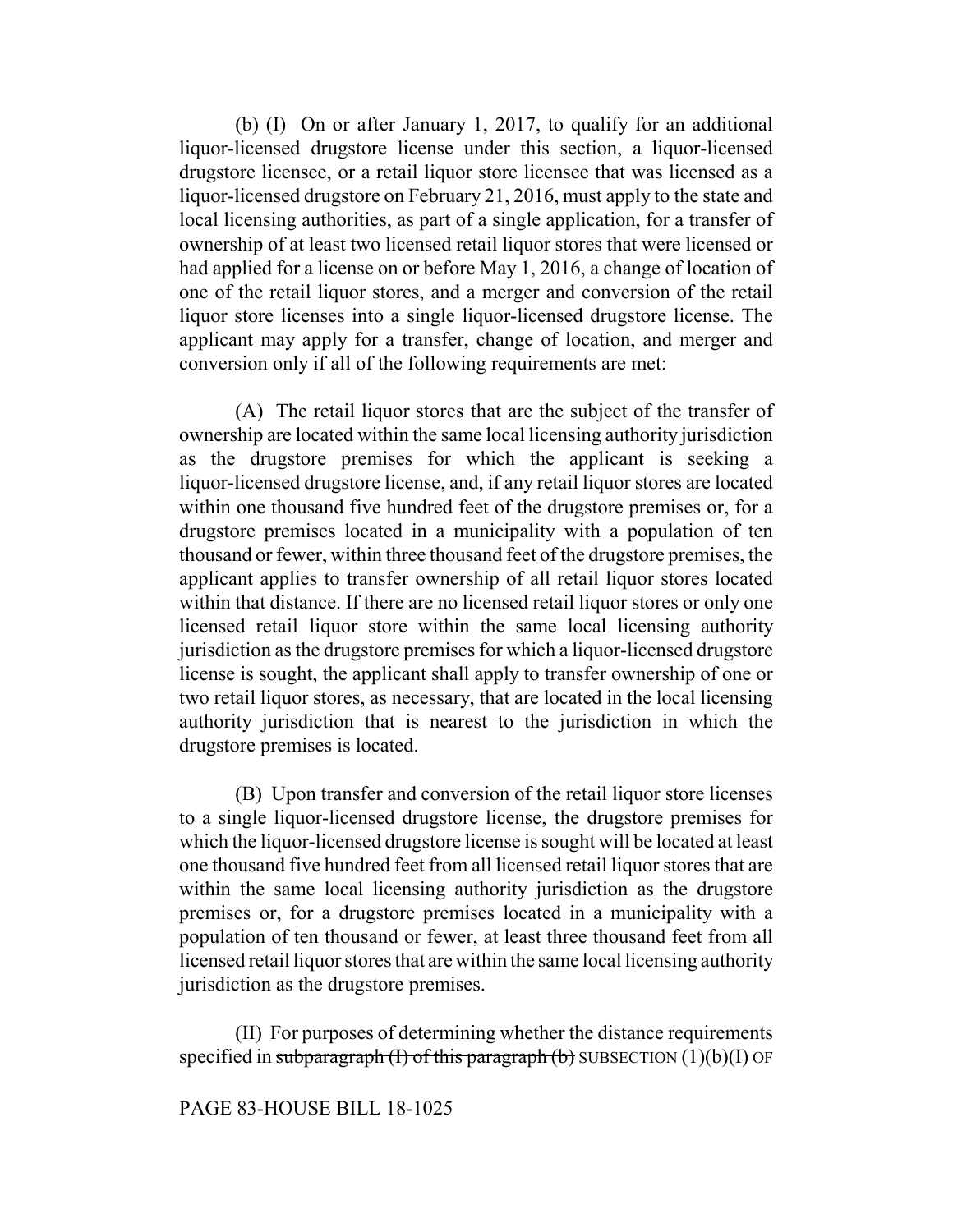(b) (I) On or after January 1, 2017, to qualify for an additional liquor-licensed drugstore license under this section, a liquor-licensed drugstore licensee, or a retail liquor store licensee that was licensed as a liquor-licensed drugstore on February 21, 2016, must apply to the state and local licensing authorities, as part of a single application, for a transfer of ownership of at least two licensed retail liquor stores that were licensed or had applied for a license on or before May 1, 2016, a change of location of one of the retail liquor stores, and a merger and conversion of the retail liquor store licenses into a single liquor-licensed drugstore license. The applicant may apply for a transfer, change of location, and merger and conversion only if all of the following requirements are met:

(A) The retail liquor stores that are the subject of the transfer of ownership are located within the same local licensing authority jurisdiction as the drugstore premises for which the applicant is seeking a liquor-licensed drugstore license, and, if any retail liquor stores are located within one thousand five hundred feet of the drugstore premises or, for a drugstore premises located in a municipality with a population of ten thousand or fewer, within three thousand feet of the drugstore premises, the applicant applies to transfer ownership of all retail liquor stores located within that distance. If there are no licensed retail liquor stores or only one licensed retail liquor store within the same local licensing authority jurisdiction as the drugstore premises for which a liquor-licensed drugstore license is sought, the applicant shall apply to transfer ownership of one or two retail liquor stores, as necessary, that are located in the local licensing authority jurisdiction that is nearest to the jurisdiction in which the drugstore premises is located.

(B) Upon transfer and conversion of the retail liquor store licenses to a single liquor-licensed drugstore license, the drugstore premises for which the liquor-licensed drugstore license is sought will be located at least one thousand five hundred feet from all licensed retail liquor stores that are within the same local licensing authority jurisdiction as the drugstore premises or, for a drugstore premises located in a municipality with a population of ten thousand or fewer, at least three thousand feet from all licensed retail liquor stores that are within the same local licensing authority jurisdiction as the drugstore premises.

(II) For purposes of determining whether the distance requirements specified in ~~subparagraph (I) of this paragraph (b)~~ SUBSECTION (1)(b)(I) OF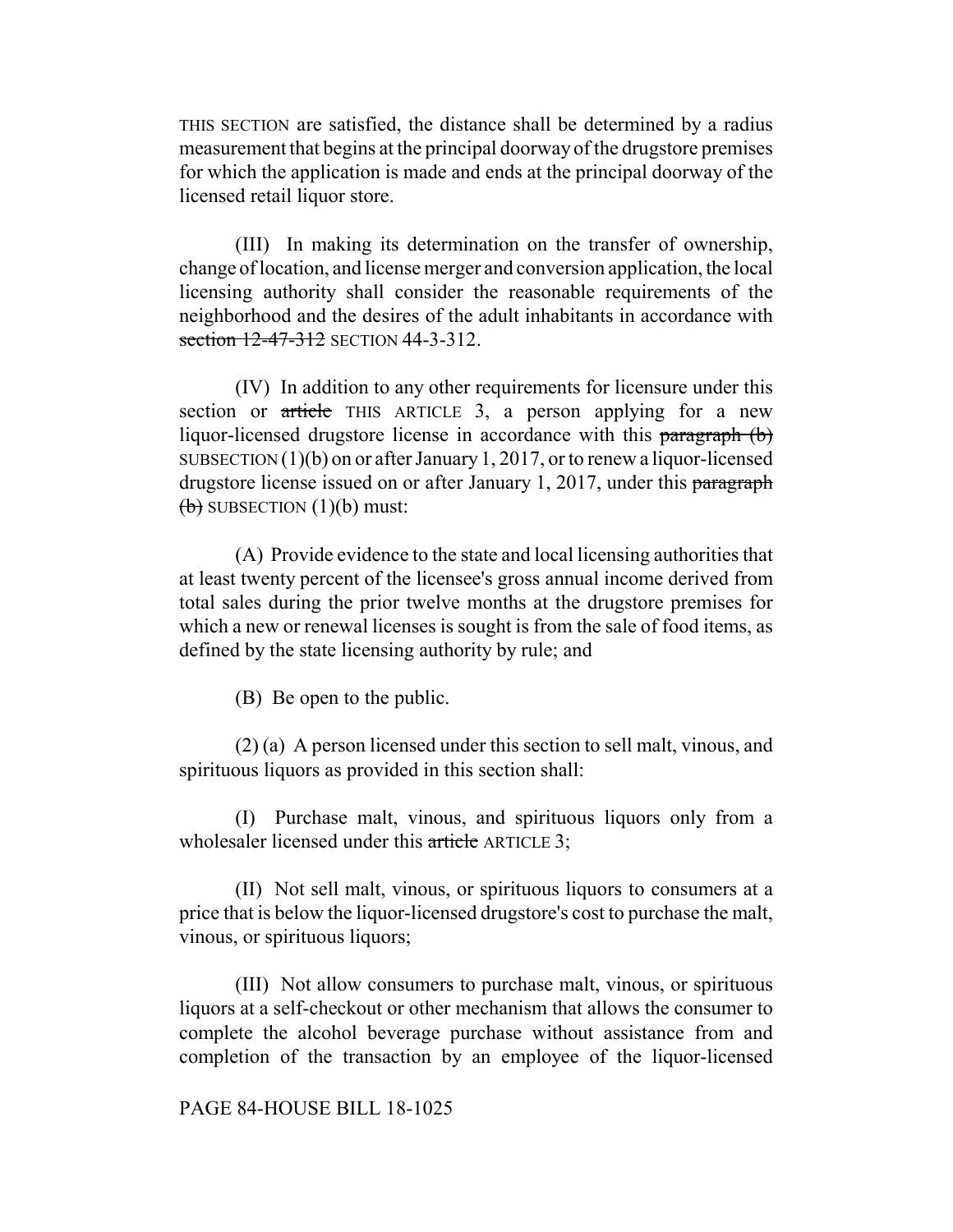THIS SECTION are satisfied, the distance shall be determined by a radius measurement that begins at the principal doorway of the drugstore premises for which the application is made and ends at the principal doorway of the licensed retail liquor store.

(III) In making its determination on the transfer of ownership, change of location, and license merger and conversion application, the local licensing authority shall consider the reasonable requirements of the neighborhood and the desires of the adult inhabitants in accordance with ~~section 12-47-312~~ SECTION 44-3-312.

(IV) In addition to any other requirements for licensure under this section or ~~article~~ THIS ARTICLE 3, a person applying for a new liquor-licensed drugstore license in accordance with this ~~paragraph (b)~~ SUBSECTION (1)(b) on or after January 1, 2017, or to renew a liquor-licensed drugstore license issued on or after January 1, 2017, under this ~~paragraph (b)~~ SUBSECTION (1)(b) must:

(A) Provide evidence to the state and local licensing authorities that at least twenty percent of the licensee's gross annual income derived from total sales during the prior twelve months at the drugstore premises for which a new or renewal licenses is sought is from the sale of food items, as defined by the state licensing authority by rule; and

(B) Be open to the public.

(2) (a) A person licensed under this section to sell malt, vinous, and spirituous liquors as provided in this section shall:

(I) Purchase malt, vinous, and spirituous liquors only from a wholesaler licensed under this ~~article~~ ARTICLE 3;

(II) Not sell malt, vinous, or spirituous liquors to consumers at a price that is below the liquor-licensed drugstore's cost to purchase the malt, vinous, or spirituous liquors;

(III) Not allow consumers to purchase malt, vinous, or spirituous liquors at a self-checkout or other mechanism that allows the consumer to complete the alcohol beverage purchase without assistance from and completion of the transaction by an employee of the liquor-licensed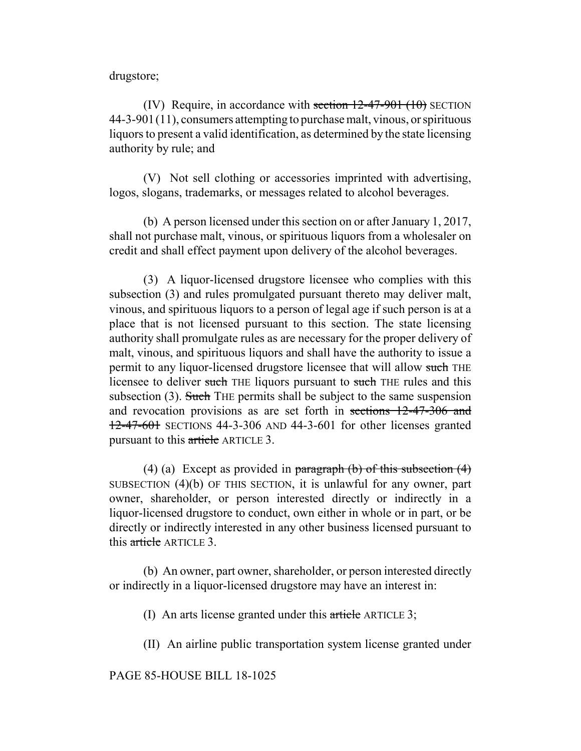drugstore;

(IV) Require, in accordance with ~~section 12-47-901 (10)~~ SECTION 44-3-901 (11), consumers attempting to purchase malt, vinous, or spirituous liquors to present a valid identification, as determined by the state licensing authority by rule; and

(V) Not sell clothing or accessories imprinted with advertising, logos, slogans, trademarks, or messages related to alcohol beverages.

(b) A person licensed under this section on or after January 1, 2017, shall not purchase malt, vinous, or spirituous liquors from a wholesaler on credit and shall effect payment upon delivery of the alcohol beverages.

(3) A liquor-licensed drugstore licensee who complies with this subsection (3) and rules promulgated pursuant thereto may deliver malt, vinous, and spirituous liquors to a person of legal age if such person is at a place that is not licensed pursuant to this section. The state licensing authority shall promulgate rules as are necessary for the proper delivery of malt, vinous, and spirituous liquors and shall have the authority to issue a permit to any liquor-licensed drugstore licensee that will allow ~~such~~ THE licensee to deliver ~~such~~ THE liquors pursuant to ~~such~~ THE rules and this subsection (3). ~~Such~~ THE permits shall be subject to the same suspension and revocation provisions as are set forth in ~~sections 12-47-306 and 12-47-601~~ SECTIONS 44-3-306 AND 44-3-601 for other licenses granted pursuant to this ~~article~~ ARTICLE 3.

(4) (a) Except as provided in ~~paragraph (b) of this subsection (4)~~ SUBSECTION (4)(b) OF THIS SECTION, it is unlawful for any owner, part owner, shareholder, or person interested directly or indirectly in a liquor-licensed drugstore to conduct, own either in whole or in part, or be directly or indirectly interested in any other business licensed pursuant to this ~~article~~ ARTICLE 3.

(b) An owner, part owner, shareholder, or person interested directly or indirectly in a liquor-licensed drugstore may have an interest in:

(I) An arts license granted under this ~~article~~ ARTICLE 3;

(II) An airline public transportation system license granted under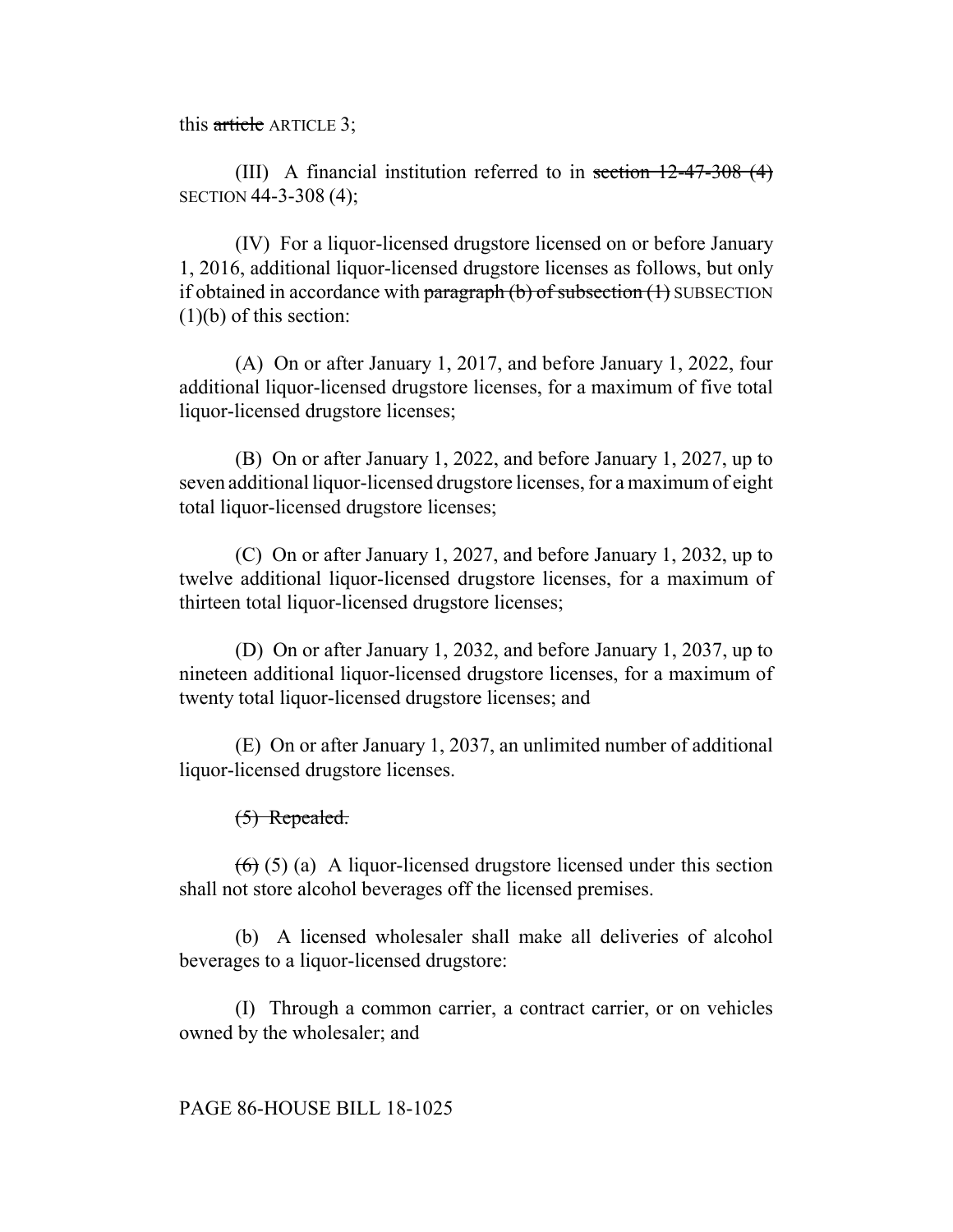this ~~article~~ ARTICLE 3;

(III) A financial institution referred to in ~~section 12-47-308 (4)~~ SECTION 44-3-308 (4);

(IV) For a liquor-licensed drugstore licensed on or before January 1, 2016, additional liquor-licensed drugstore licenses as follows, but only if obtained in accordance with ~~paragraph (b) of subsection (1)~~ SUBSECTION (1)(b) of this section:

(A) On or after January 1, 2017, and before January 1, 2022, four additional liquor-licensed drugstore licenses, for a maximum of five total liquor-licensed drugstore licenses;

(B) On or after January 1, 2022, and before January 1, 2027, up to seven additional liquor-licensed drugstore licenses, for a maximum of eight total liquor-licensed drugstore licenses;

(C) On or after January 1, 2027, and before January 1, 2032, up to twelve additional liquor-licensed drugstore licenses, for a maximum of thirteen total liquor-licensed drugstore licenses;

(D) On or after January 1, 2032, and before January 1, 2037, up to nineteen additional liquor-licensed drugstore licenses, for a maximum of twenty total liquor-licensed drugstore licenses; and

(E) On or after January 1, 2037, an unlimited number of additional liquor-licensed drugstore licenses.

~~(5) Repealed.~~

~~(6)~~ (5) (a) A liquor-licensed drugstore licensed under this section shall not store alcohol beverages off the licensed premises.

(b) A licensed wholesaler shall make all deliveries of alcohol beverages to a liquor-licensed drugstore:

(I) Through a common carrier, a contract carrier, or on vehicles owned by the wholesaler; and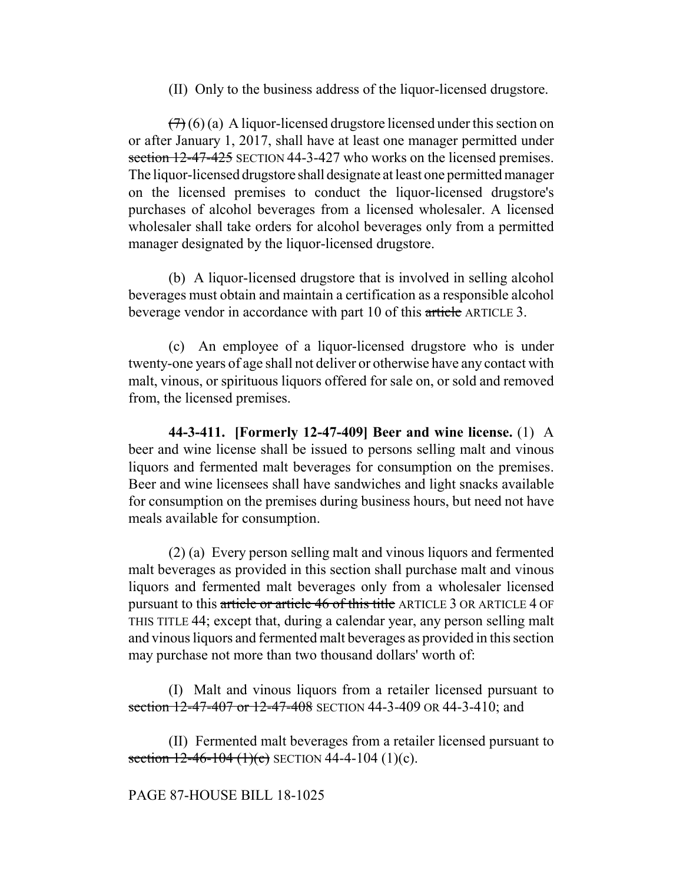(II) Only to the business address of the liquor-licensed drugstore.

~~(7)~~ (6) (a) A liquor-licensed drugstore licensed under this section on or after January 1, 2017, shall have at least one manager permitted under ~~section 12-47-425~~ SECTION 44-3-427 who works on the licensed premises. The liquor-licensed drugstore shall designate at least one permitted manager on the licensed premises to conduct the liquor-licensed drugstore's purchases of alcohol beverages from a licensed wholesaler. A licensed wholesaler shall take orders for alcohol beverages only from a permitted manager designated by the liquor-licensed drugstore.

(b) A liquor-licensed drugstore that is involved in selling alcohol beverages must obtain and maintain a certification as a responsible alcohol beverage vendor in accordance with part 10 of this ~~article~~ ARTICLE 3.

(c) An employee of a liquor-licensed drugstore who is under twenty-one years of age shall not deliver or otherwise have any contact with malt, vinous, or spirituous liquors offered for sale on, or sold and removed from, the licensed premises.

**44-3-411. [Formerly 12-47-409] Beer and wine license.** (1) A beer and wine license shall be issued to persons selling malt and vinous liquors and fermented malt beverages for consumption on the premises. Beer and wine licensees shall have sandwiches and light snacks available for consumption on the premises during business hours, but need not have meals available for consumption.

(2) (a) Every person selling malt and vinous liquors and fermented malt beverages as provided in this section shall purchase malt and vinous liquors and fermented malt beverages only from a wholesaler licensed pursuant to this ~~article or article 46 of this title~~ ARTICLE 3 OR ARTICLE 4 OF THIS TITLE 44; except that, during a calendar year, any person selling malt and vinous liquors and fermented malt beverages as provided in this section may purchase not more than two thousand dollars' worth of:

(I) Malt and vinous liquors from a retailer licensed pursuant to ~~section 12-47-407 or 12-47-408~~ SECTION 44-3-409 OR 44-3-410; and

(II) Fermented malt beverages from a retailer licensed pursuant to ~~section 12-46-104 (1)(c)~~ SECTION 44-4-104 (1)(c).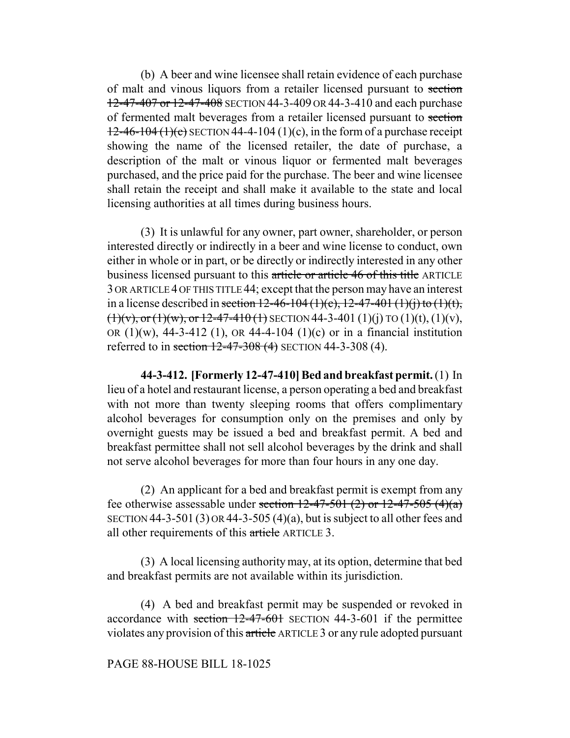(b) A beer and wine licensee shall retain evidence of each purchase of malt and vinous liquors from a retailer licensed pursuant to ~~section 12-47-407 or 12-47-408~~ SECTION 44-3-409 OR 44-3-410 and each purchase of fermented malt beverages from a retailer licensed pursuant to ~~section 12-46-104 (1)(c)~~ SECTION 44-4-104 (1)(c), in the form of a purchase receipt showing the name of the licensed retailer, the date of purchase, a description of the malt or vinous liquor or fermented malt beverages purchased, and the price paid for the purchase. The beer and wine licensee shall retain the receipt and shall make it available to the state and local licensing authorities at all times during business hours.

(3) It is unlawful for any owner, part owner, shareholder, or person interested directly or indirectly in a beer and wine license to conduct, own either in whole or in part, or be directly or indirectly interested in any other business licensed pursuant to this ~~article or article 46 of this title~~ ARTICLE 3 OR ARTICLE 4 OF THIS TITLE 44; except that the person may have an interest in a license described in ~~section 12-46-104 (1)(c), 12-47-401 (1)(j) to (1)(t), (1)(v), or (1)(w), or 12-47-410 (1)~~ SECTION 44-3-401 (1)(j) TO (1)(t), (1)(v), OR (1)(w), 44-3-412 (1), OR 44-4-104 (1)(c) or in a financial institution referred to in ~~section 12-47-308 (4)~~ SECTION 44-3-308 (4).

**44-3-412. [Formerly 12-47-410] Bed and breakfast permit.** (1) In lieu of a hotel and restaurant license, a person operating a bed and breakfast with not more than twenty sleeping rooms that offers complimentary alcohol beverages for consumption only on the premises and only by overnight guests may be issued a bed and breakfast permit. A bed and breakfast permittee shall not sell alcohol beverages by the drink and shall not serve alcohol beverages for more than four hours in any one day.

(2) An applicant for a bed and breakfast permit is exempt from any fee otherwise assessable under ~~section 12-47-501 (2) or 12-47-505 (4)(a)~~ SECTION 44-3-501 (3) OR 44-3-505 (4)(a), but is subject to all other fees and all other requirements of this ~~article~~ ARTICLE 3.

(3) A local licensing authority may, at its option, determine that bed and breakfast permits are not available within its jurisdiction.

(4) A bed and breakfast permit may be suspended or revoked in accordance with ~~section 12-47-601~~ SECTION 44-3-601 if the permittee violates any provision of this ~~article~~ ARTICLE 3 or any rule adopted pursuant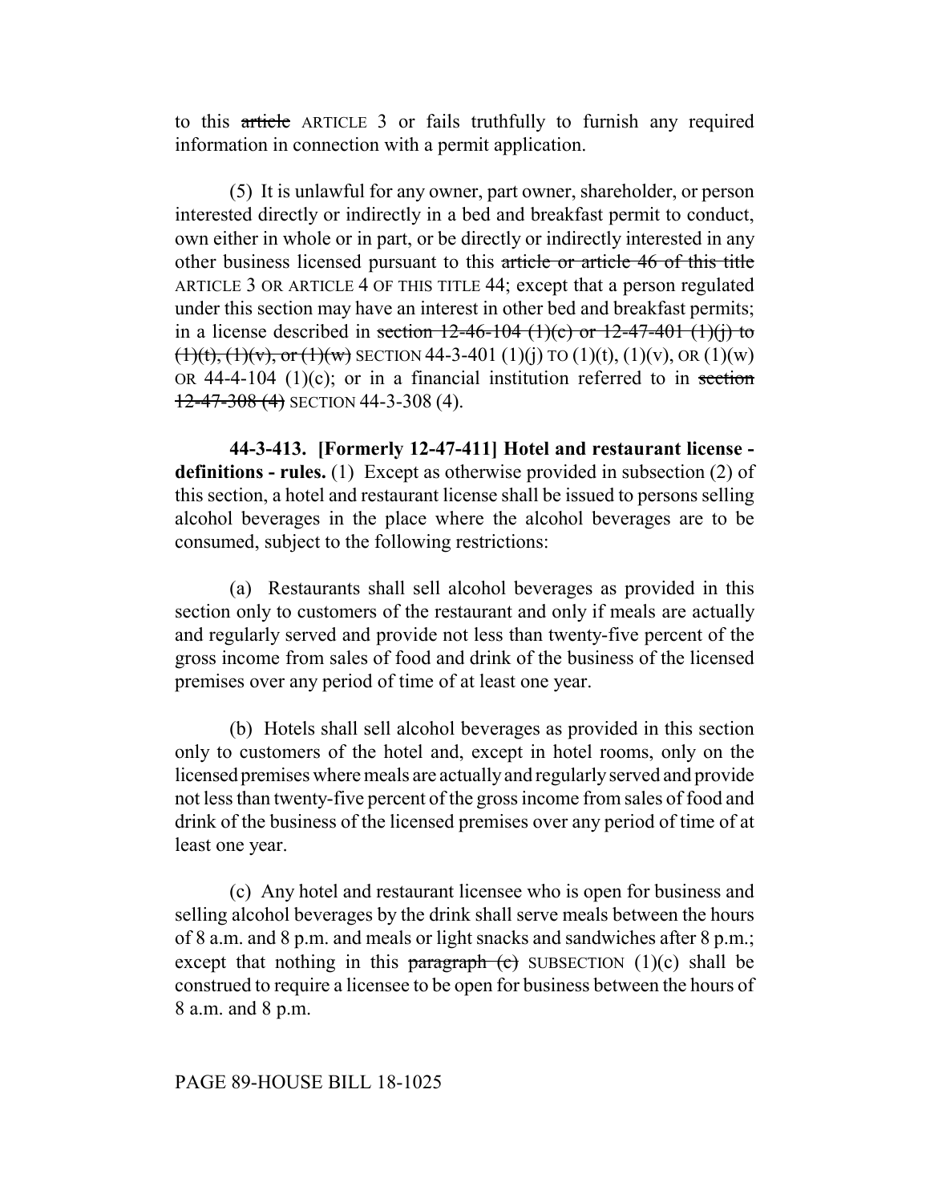to this ~~article~~ ARTICLE 3 or fails truthfully to furnish any required information in connection with a permit application.

(5) It is unlawful for any owner, part owner, shareholder, or person interested directly or indirectly in a bed and breakfast permit to conduct, own either in whole or in part, or be directly or indirectly interested in any other business licensed pursuant to this ~~article or article 46 of this title~~ ARTICLE 3 OR ARTICLE 4 OF THIS TITLE 44; except that a person regulated under this section may have an interest in other bed and breakfast permits; in a license described in ~~section 12-46-104 (1)(c) or 12-47-401 (1)(j) to (1)(t), (1)(v), or (1)(w)~~ SECTION 44-3-401 (1)(j) TO (1)(t), (1)(v), OR (1)(w) OR 44-4-104 (1)(c); or in a financial institution referred to in ~~section 12-47-308 (4)~~ SECTION 44-3-308 (4).

**44-3-413. [Formerly 12-47-411] Hotel and restaurant license - definitions - rules.** (1) Except as otherwise provided in subsection (2) of this section, a hotel and restaurant license shall be issued to persons selling alcohol beverages in the place where the alcohol beverages are to be consumed, subject to the following restrictions:

(a) Restaurants shall sell alcohol beverages as provided in this section only to customers of the restaurant and only if meals are actually and regularly served and provide not less than twenty-five percent of the gross income from sales of food and drink of the business of the licensed premises over any period of time of at least one year.

(b) Hotels shall sell alcohol beverages as provided in this section only to customers of the hotel and, except in hotel rooms, only on the licensed premises where meals are actually and regularly served and provide not less than twenty-five percent of the gross income from sales of food and drink of the business of the licensed premises over any period of time of at least one year.

(c) Any hotel and restaurant licensee who is open for business and selling alcohol beverages by the drink shall serve meals between the hours of 8 a.m. and 8 p.m. and meals or light snacks and sandwiches after 8 p.m.; except that nothing in this ~~paragraph (c)~~ SUBSECTION (1)(c) shall be construed to require a licensee to be open for business between the hours of 8 a.m. and 8 p.m.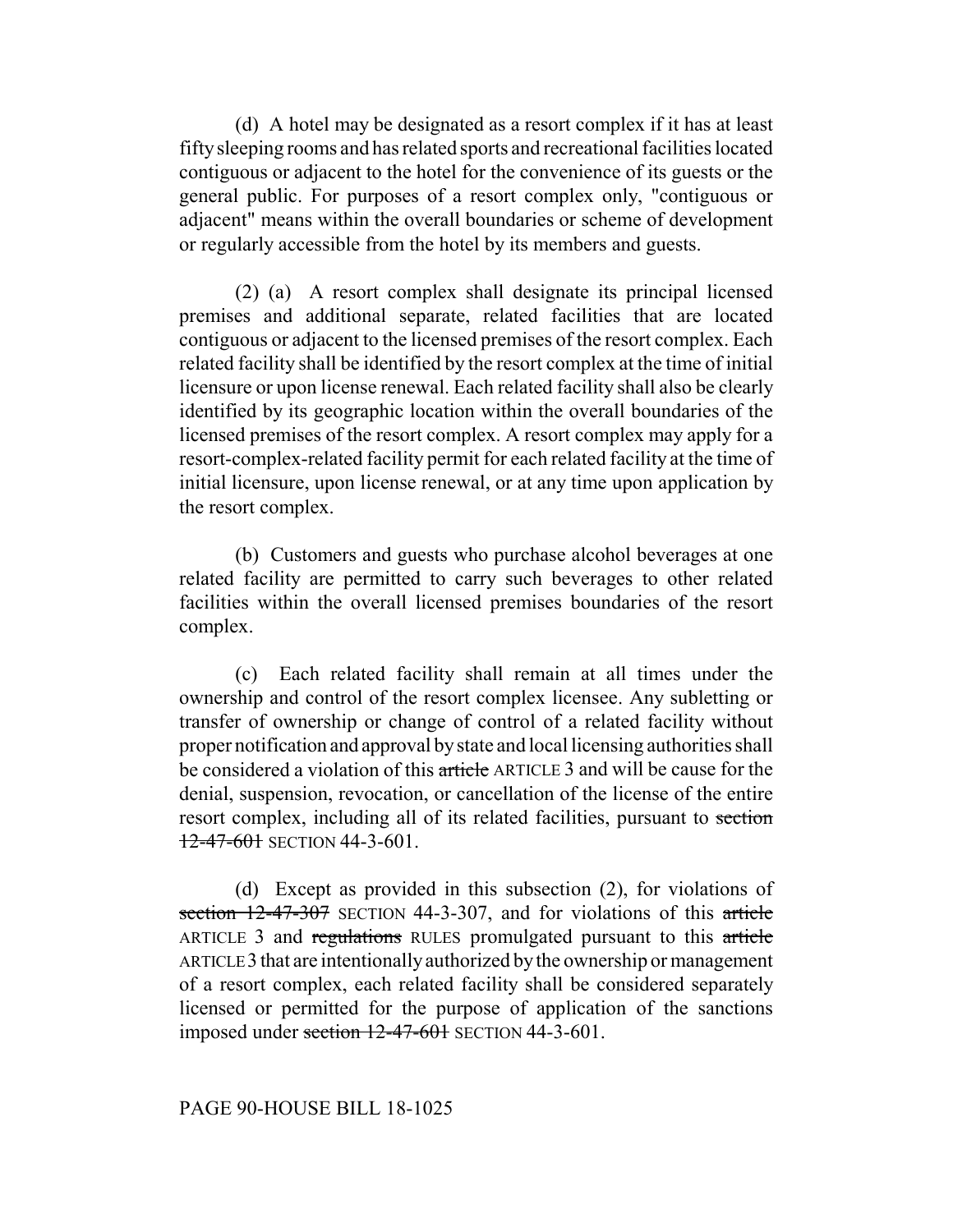(d) A hotel may be designated as a resort complex if it has at least fifty sleeping rooms and has related sports and recreational facilities located contiguous or adjacent to the hotel for the convenience of its guests or the general public. For purposes of a resort complex only, "contiguous or adjacent" means within the overall boundaries or scheme of development or regularly accessible from the hotel by its members and guests.

(2) (a) A resort complex shall designate its principal licensed premises and additional separate, related facilities that are located contiguous or adjacent to the licensed premises of the resort complex. Each related facility shall be identified by the resort complex at the time of initial licensure or upon license renewal. Each related facility shall also be clearly identified by its geographic location within the overall boundaries of the licensed premises of the resort complex. A resort complex may apply for a resort-complex-related facility permit for each related facility at the time of initial licensure, upon license renewal, or at any time upon application by the resort complex.

(b) Customers and guests who purchase alcohol beverages at one related facility are permitted to carry such beverages to other related facilities within the overall licensed premises boundaries of the resort complex.

(c) Each related facility shall remain at all times under the ownership and control of the resort complex licensee. Any subletting or transfer of ownership or change of control of a related facility without proper notification and approval by state and local licensing authorities shall be considered a violation of this ~~article~~ ARTICLE 3 and will be cause for the denial, suspension, revocation, or cancellation of the license of the entire resort complex, including all of its related facilities, pursuant to ~~section 12-47-601~~ SECTION 44-3-601.

(d) Except as provided in this subsection (2), for violations of ~~section 12-47-307~~ SECTION 44-3-307, and for violations of this ~~article~~ ARTICLE 3 and ~~regulations~~ RULES promulgated pursuant to this ~~article~~ ARTICLE 3 that are intentionally authorized by the ownership or management of a resort complex, each related facility shall be considered separately licensed or permitted for the purpose of application of the sanctions imposed under ~~section 12-47-601~~ SECTION 44-3-601.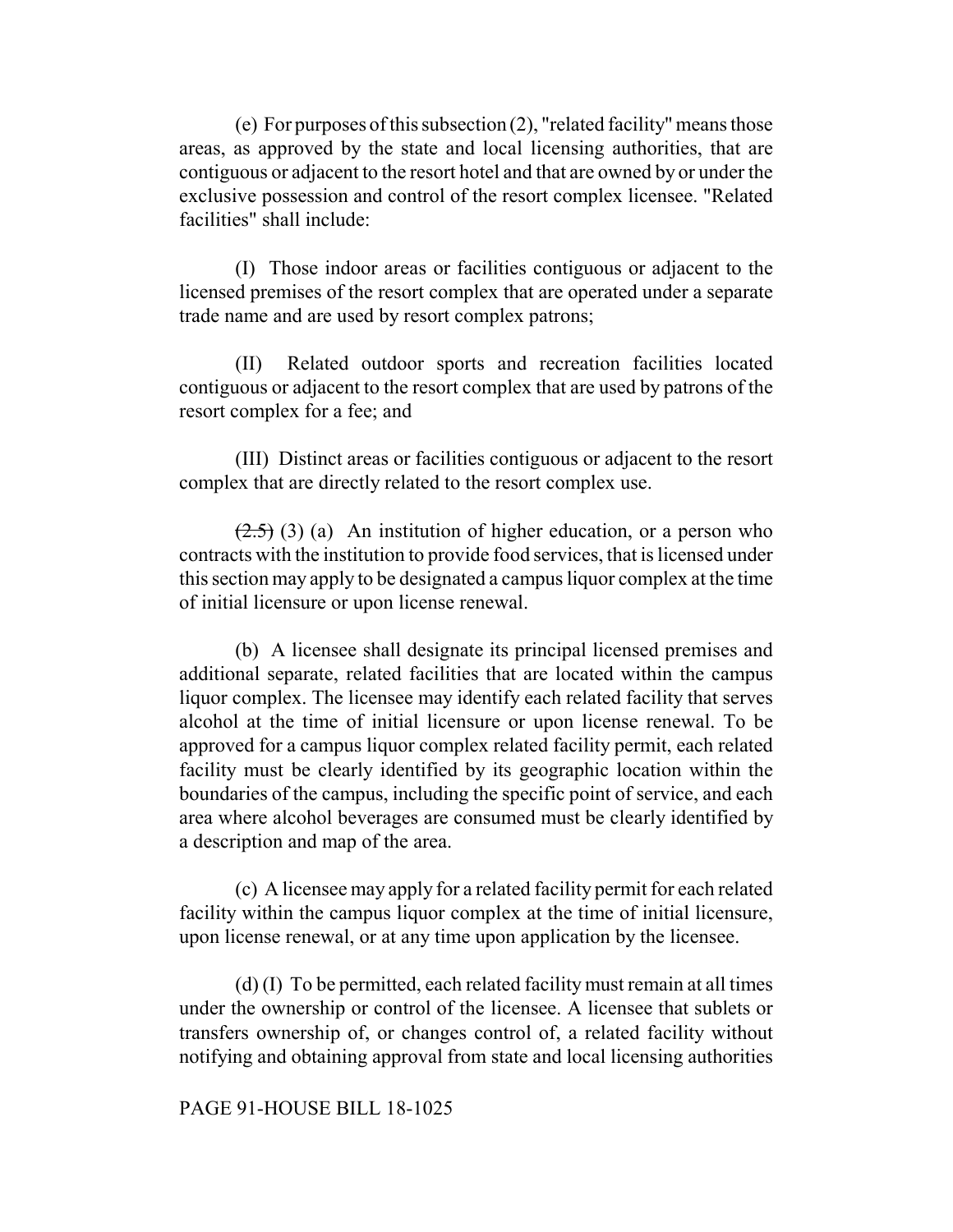(e) For purposes of this subsection (2), "related facility" means those areas, as approved by the state and local licensing authorities, that are contiguous or adjacent to the resort hotel and that are owned by or under the exclusive possession and control of the resort complex licensee. "Related facilities" shall include:

(I) Those indoor areas or facilities contiguous or adjacent to the licensed premises of the resort complex that are operated under a separate trade name and are used by resort complex patrons;

(II) Related outdoor sports and recreation facilities located contiguous or adjacent to the resort complex that are used by patrons of the resort complex for a fee; and

(III) Distinct areas or facilities contiguous or adjacent to the resort complex that are directly related to the resort complex use.

~~(2.5)~~ (3) (a) An institution of higher education, or a person who contracts with the institution to provide food services, that is licensed under this section may apply to be designated a campus liquor complex at the time of initial licensure or upon license renewal.

(b) A licensee shall designate its principal licensed premises and additional separate, related facilities that are located within the campus liquor complex. The licensee may identify each related facility that serves alcohol at the time of initial licensure or upon license renewal. To be approved for a campus liquor complex related facility permit, each related facility must be clearly identified by its geographic location within the boundaries of the campus, including the specific point of service, and each area where alcohol beverages are consumed must be clearly identified by a description and map of the area.

(c) A licensee may apply for a related facility permit for each related facility within the campus liquor complex at the time of initial licensure, upon license renewal, or at any time upon application by the licensee.

(d) (I) To be permitted, each related facility must remain at all times under the ownership or control of the licensee. A licensee that sublets or transfers ownership of, or changes control of, a related facility without notifying and obtaining approval from state and local licensing authorities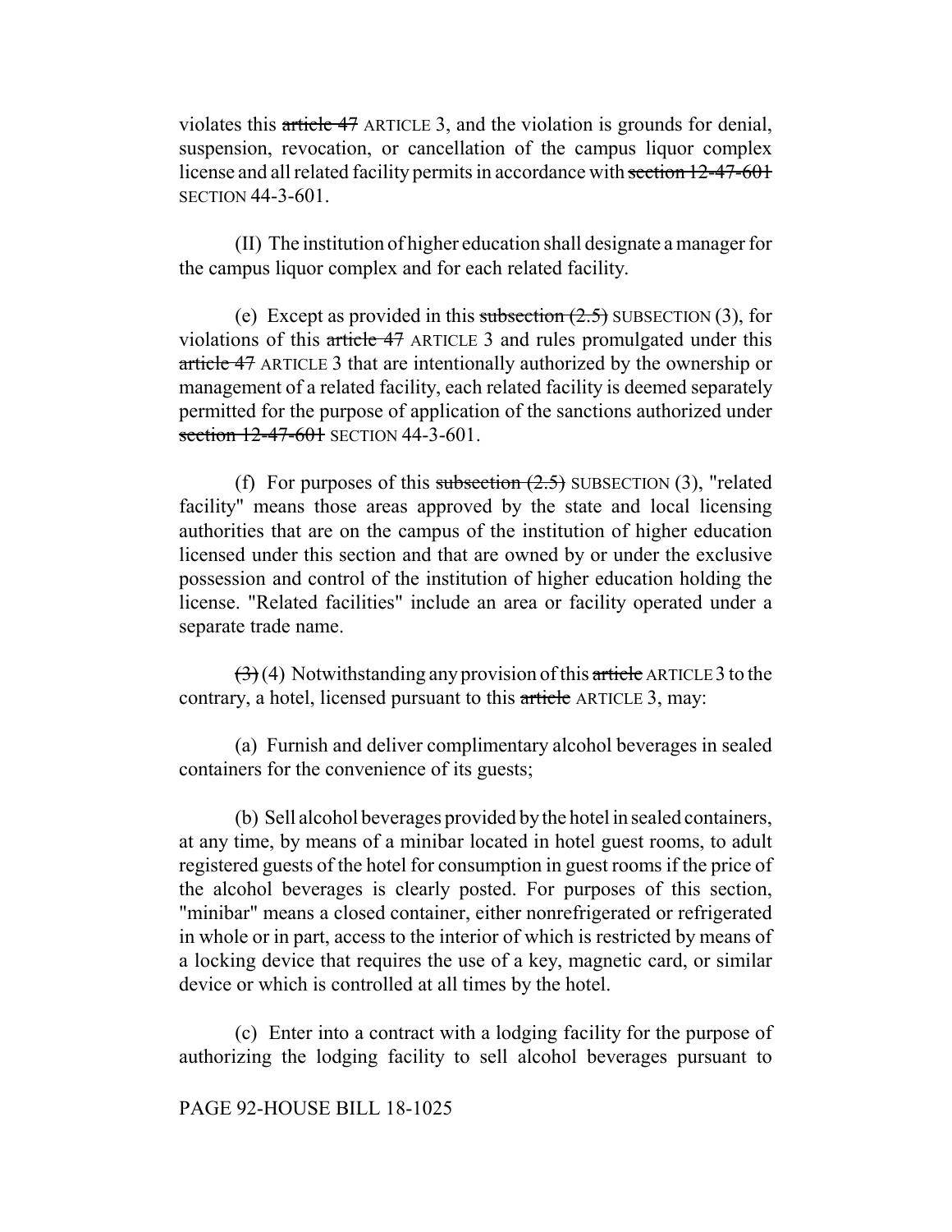violates this ~~article 47~~ ARTICLE 3, and the violation is grounds for denial, suspension, revocation, or cancellation of the campus liquor complex license and all related facility permits in accordance with ~~section 12-47-601~~ SECTION 44-3-601.

(II) The institution of higher education shall designate a manager for the campus liquor complex and for each related facility.

(e) Except as provided in this ~~subsection (2.5)~~ SUBSECTION (3), for violations of this ~~article 47~~ ARTICLE 3 and rules promulgated under this ~~article 47~~ ARTICLE 3 that are intentionally authorized by the ownership or management of a related facility, each related facility is deemed separately permitted for the purpose of application of the sanctions authorized under ~~section 12-47-601~~ SECTION 44-3-601.

(f) For purposes of this ~~subsection (2.5)~~ SUBSECTION (3), "related facility" means those areas approved by the state and local licensing authorities that are on the campus of the institution of higher education licensed under this section and that are owned by or under the exclusive possession and control of the institution of higher education holding the license. "Related facilities" include an area or facility operated under a separate trade name.

~~(3)~~ (4) Notwithstanding any provision of this ~~article~~ ARTICLE 3 to the contrary, a hotel, licensed pursuant to this ~~article~~ ARTICLE 3, may:

(a) Furnish and deliver complimentary alcohol beverages in sealed containers for the convenience of its guests;

(b) Sell alcohol beverages provided by the hotel in sealed containers, at any time, by means of a minibar located in hotel guest rooms, to adult registered guests of the hotel for consumption in guest rooms if the price of the alcohol beverages is clearly posted. For purposes of this section, "minibar" means a closed container, either nonrefrigerated or refrigerated in whole or in part, access to the interior of which is restricted by means of a locking device that requires the use of a key, magnetic card, or similar device or which is controlled at all times by the hotel.

(c) Enter into a contract with a lodging facility for the purpose of authorizing the lodging facility to sell alcohol beverages pursuant to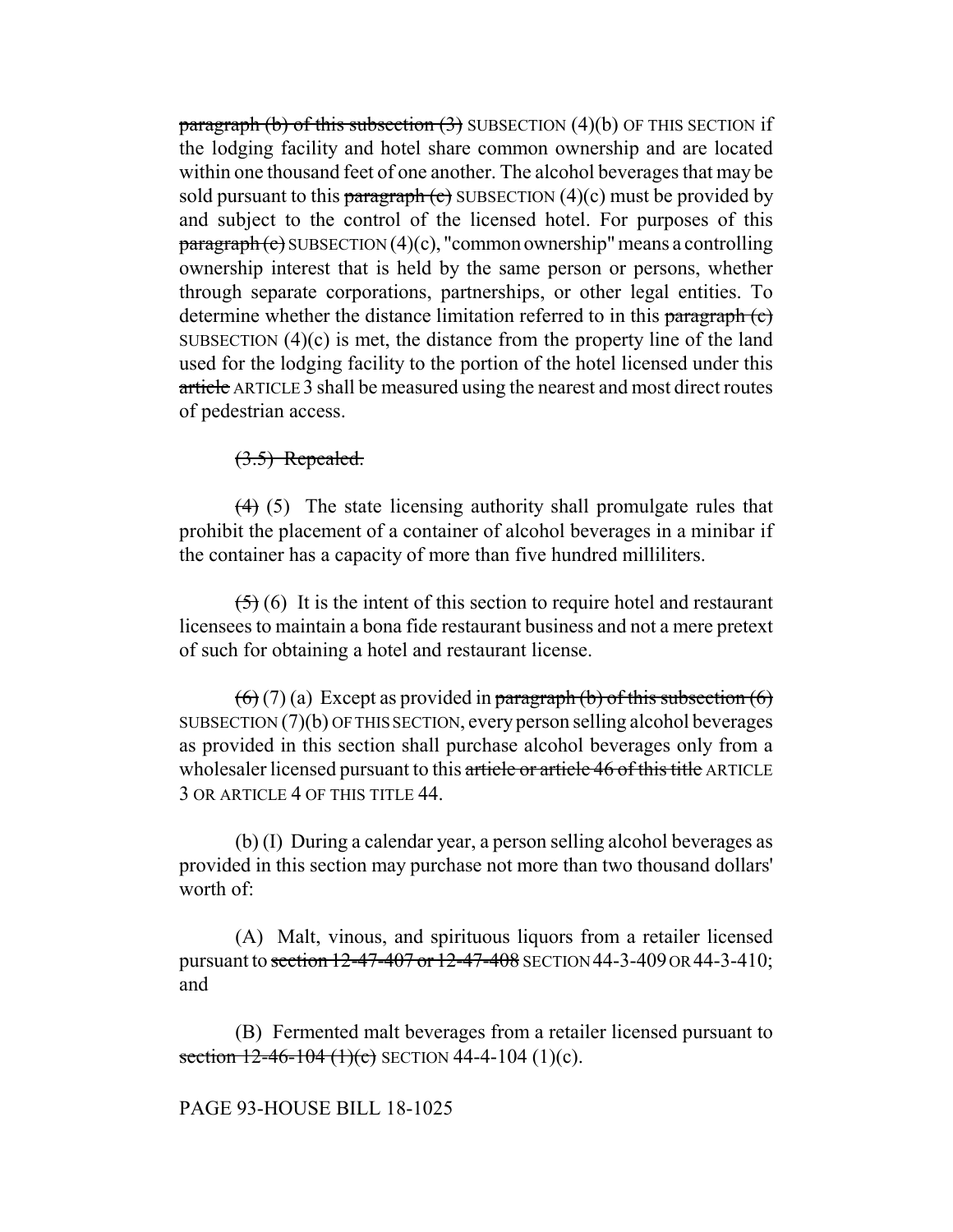~~paragraph (b) of this subsection (3)~~ SUBSECTION (4)(b) OF THIS SECTION if the lodging facility and hotel share common ownership and are located within one thousand feet of one another. The alcohol beverages that may be sold pursuant to this ~~paragraph (c)~~ SUBSECTION (4)(c) must be provided by and subject to the control of the licensed hotel. For purposes of this ~~paragraph (c)~~ SUBSECTION (4)(c), "common ownership" means a controlling ownership interest that is held by the same person or persons, whether through separate corporations, partnerships, or other legal entities. To determine whether the distance limitation referred to in this ~~paragraph (c)~~ SUBSECTION (4)(c) is met, the distance from the property line of the land used for the lodging facility to the portion of the hotel licensed under this ~~article~~ ARTICLE 3 shall be measured using the nearest and most direct routes of pedestrian access.

~~(3.5) Repealed.~~

~~(4)~~ (5) The state licensing authority shall promulgate rules that prohibit the placement of a container of alcohol beverages in a minibar if the container has a capacity of more than five hundred milliliters.

~~(5)~~ (6) It is the intent of this section to require hotel and restaurant licensees to maintain a bona fide restaurant business and not a mere pretext of such for obtaining a hotel and restaurant license.

~~(6)~~ (7) (a) Except as provided in ~~paragraph (b) of this subsection (6)~~ SUBSECTION (7)(b) OF THIS SECTION, every person selling alcohol beverages as provided in this section shall purchase alcohol beverages only from a wholesaler licensed pursuant to this ~~article or article 46 of this title~~ ARTICLE 3 OR ARTICLE 4 OF THIS TITLE 44.

(b) (I) During a calendar year, a person selling alcohol beverages as provided in this section may purchase not more than two thousand dollars' worth of:

(A) Malt, vinous, and spirituous liquors from a retailer licensed pursuant to ~~section 12-47-407 or 12-47-408~~ SECTION 44-3-409 OR 44-3-410; and

(B) Fermented malt beverages from a retailer licensed pursuant to ~~section 12-46-104 (1)(c)~~ SECTION 44-4-104 (1)(c).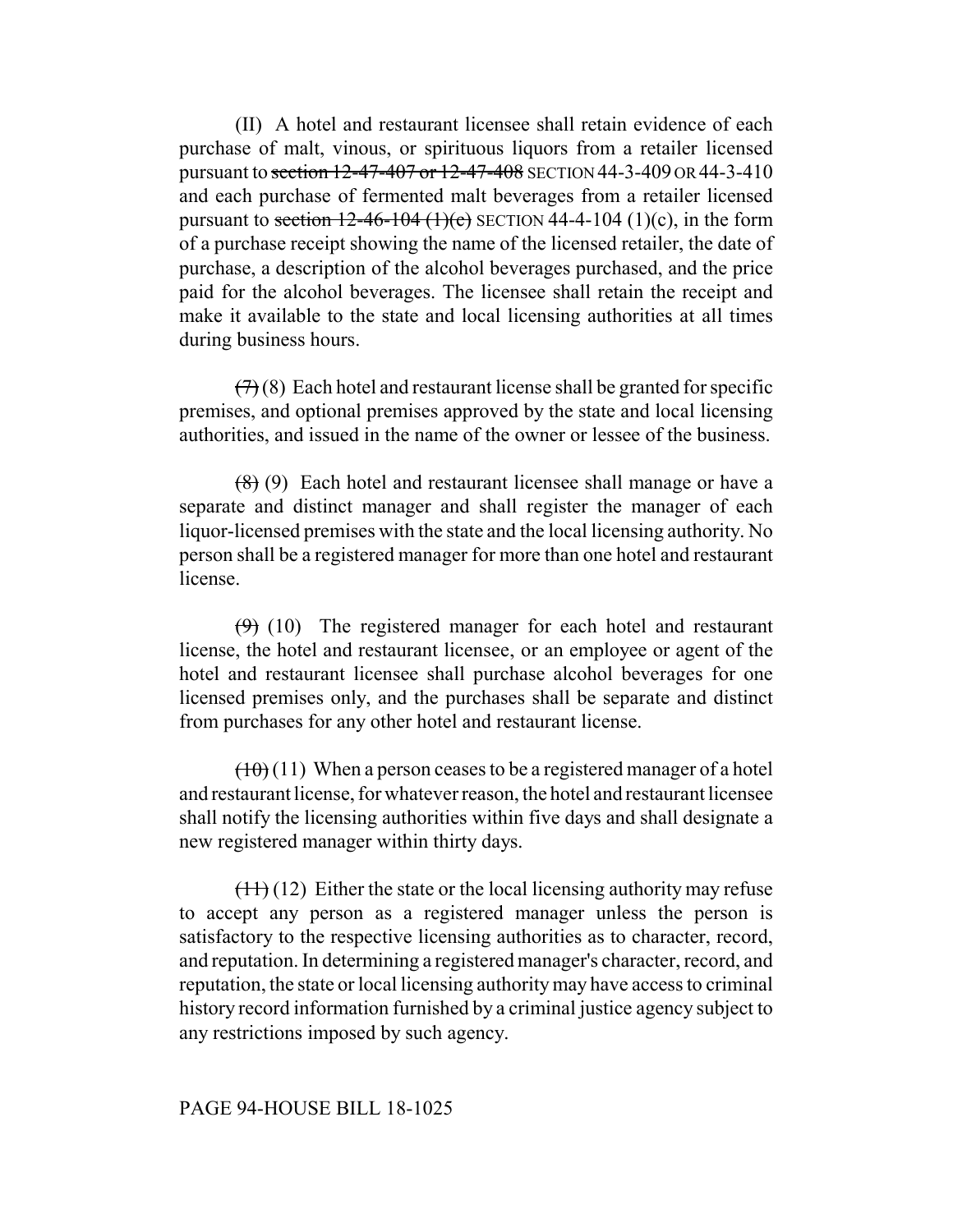(II) A hotel and restaurant licensee shall retain evidence of each purchase of malt, vinous, or spirituous liquors from a retailer licensed pursuant to ~~section 12-47-407 or 12-47-408~~ SECTION 44-3-409 OR 44-3-410 and each purchase of fermented malt beverages from a retailer licensed pursuant to ~~section 12-46-104 (1)(c)~~ SECTION 44-4-104 (1)(c), in the form of a purchase receipt showing the name of the licensed retailer, the date of purchase, a description of the alcohol beverages purchased, and the price paid for the alcohol beverages. The licensee shall retain the receipt and make it available to the state and local licensing authorities at all times during business hours.

~~(7)~~ (8) Each hotel and restaurant license shall be granted for specific premises, and optional premises approved by the state and local licensing authorities, and issued in the name of the owner or lessee of the business.

~~(8)~~ (9) Each hotel and restaurant licensee shall manage or have a separate and distinct manager and shall register the manager of each liquor-licensed premises with the state and the local licensing authority. No person shall be a registered manager for more than one hotel and restaurant license.

~~(9)~~ (10) The registered manager for each hotel and restaurant license, the hotel and restaurant licensee, or an employee or agent of the hotel and restaurant licensee shall purchase alcohol beverages for one licensed premises only, and the purchases shall be separate and distinct from purchases for any other hotel and restaurant license.

~~(10)~~ (11) When a person ceases to be a registered manager of a hotel and restaurant license, for whatever reason, the hotel and restaurant licensee shall notify the licensing authorities within five days and shall designate a new registered manager within thirty days.

~~(11)~~ (12) Either the state or the local licensing authority may refuse to accept any person as a registered manager unless the person is satisfactory to the respective licensing authorities as to character, record, and reputation. In determining a registered manager's character, record, and reputation, the state or local licensing authority may have access to criminal history record information furnished by a criminal justice agency subject to any restrictions imposed by such agency.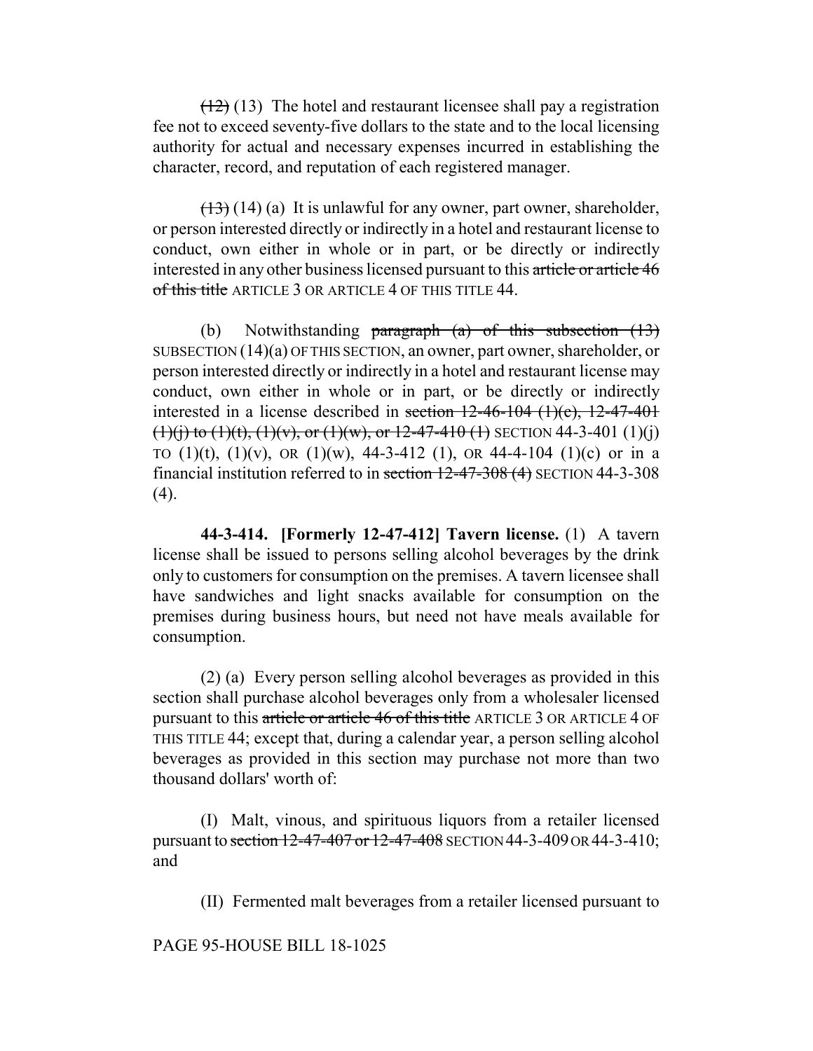~~(12)~~ (13) The hotel and restaurant licensee shall pay a registration fee not to exceed seventy-five dollars to the state and to the local licensing authority for actual and necessary expenses incurred in establishing the character, record, and reputation of each registered manager.

~~(13)~~ (14) (a) It is unlawful for any owner, part owner, shareholder, or person interested directly or indirectly in a hotel and restaurant license to conduct, own either in whole or in part, or be directly or indirectly interested in any other business licensed pursuant to this ~~article or article 46 of this title~~ ARTICLE 3 OR ARTICLE 4 OF THIS TITLE 44.

(b) Notwithstanding ~~paragraph (a) of this subsection (13)~~ SUBSECTION (14)(a) OF THIS SECTION, an owner, part owner, shareholder, or person interested directly or indirectly in a hotel and restaurant license may conduct, own either in whole or in part, or be directly or indirectly interested in a license described in ~~section 12-46-104 (1)(c), 12-47-401 (1)(j) to (1)(t), (1)(v), or (1)(w), or 12-47-410 (1)~~ SECTION 44-3-401 (1)(j) TO (1)(t), (1)(v), OR (1)(w), 44-3-412 (1), OR 44-4-104 (1)(c) or in a financial institution referred to in ~~section 12-47-308 (4)~~ SECTION 44-3-308 (4).

**44-3-414. [Formerly 12-47-412] Tavern license.** (1) A tavern license shall be issued to persons selling alcohol beverages by the drink only to customers for consumption on the premises. A tavern licensee shall have sandwiches and light snacks available for consumption on the premises during business hours, but need not have meals available for consumption.

(2) (a) Every person selling alcohol beverages as provided in this section shall purchase alcohol beverages only from a wholesaler licensed pursuant to this ~~article or article 46 of this title~~ ARTICLE 3 OR ARTICLE 4 OF THIS TITLE 44; except that, during a calendar year, a person selling alcohol beverages as provided in this section may purchase not more than two thousand dollars' worth of:

(I) Malt, vinous, and spirituous liquors from a retailer licensed pursuant to ~~section 12-47-407 or 12-47-408~~ SECTION 44-3-409 OR 44-3-410; and

(II) Fermented malt beverages from a retailer licensed pursuant to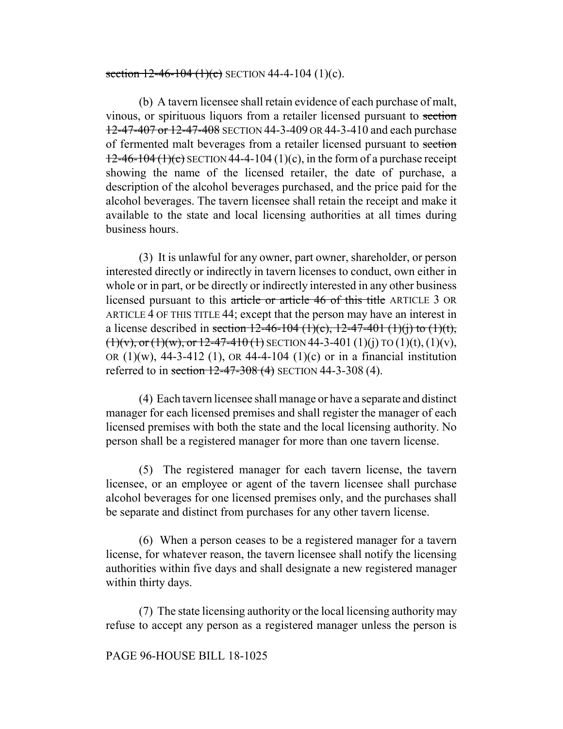~~section 12-46-104 (1)(c)~~ SECTION 44-4-104 (1)(c).

(b) A tavern licensee shall retain evidence of each purchase of malt, vinous, or spirituous liquors from a retailer licensed pursuant to ~~section 12-47-407 or 12-47-408~~ SECTION 44-3-409 OR 44-3-410 and each purchase of fermented malt beverages from a retailer licensed pursuant to ~~section 12-46-104 (1)(c)~~ SECTION 44-4-104 (1)(c), in the form of a purchase receipt showing the name of the licensed retailer, the date of purchase, a description of the alcohol beverages purchased, and the price paid for the alcohol beverages. The tavern licensee shall retain the receipt and make it available to the state and local licensing authorities at all times during business hours.

(3) It is unlawful for any owner, part owner, shareholder, or person interested directly or indirectly in tavern licenses to conduct, own either in whole or in part, or be directly or indirectly interested in any other business licensed pursuant to this ~~article or article 46 of this title~~ ARTICLE 3 OR ARTICLE 4 OF THIS TITLE 44; except that the person may have an interest in a license described in ~~section 12-46-104 (1)(c), 12-47-401 (1)(j) to (1)(t), (1)(v), or (1)(w), or 12-47-410 (1)~~ SECTION 44-3-401 (1)(j) TO (1)(t), (1)(v), OR (1)(w), 44-3-412 (1), OR 44-4-104 (1)(c) or in a financial institution referred to in ~~section 12-47-308 (4)~~ SECTION 44-3-308 (4).

(4) Each tavern licensee shall manage or have a separate and distinct manager for each licensed premises and shall register the manager of each licensed premises with both the state and the local licensing authority. No person shall be a registered manager for more than one tavern license.

(5) The registered manager for each tavern license, the tavern licensee, or an employee or agent of the tavern licensee shall purchase alcohol beverages for one licensed premises only, and the purchases shall be separate and distinct from purchases for any other tavern license.

(6) When a person ceases to be a registered manager for a tavern license, for whatever reason, the tavern licensee shall notify the licensing authorities within five days and shall designate a new registered manager within thirty days.

(7) The state licensing authority or the local licensing authority may refuse to accept any person as a registered manager unless the person is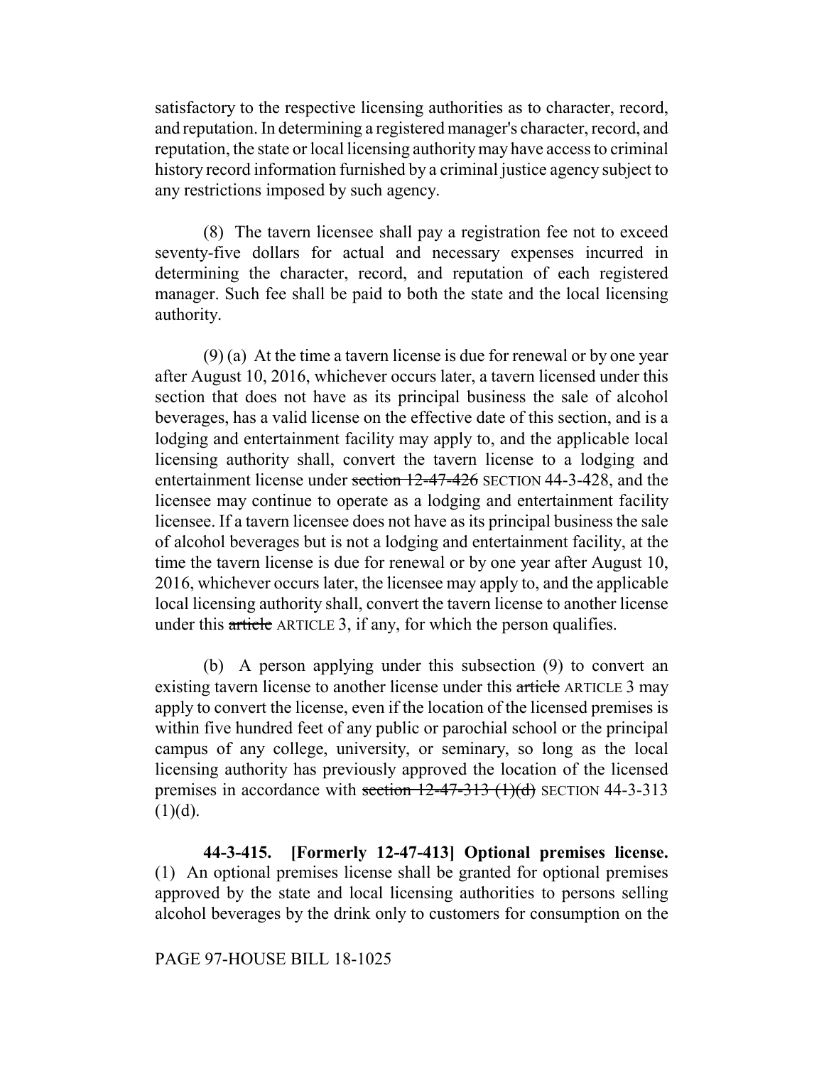satisfactory to the respective licensing authorities as to character, record, and reputation. In determining a registered manager's character, record, and reputation, the state or local licensing authority may have access to criminal history record information furnished by a criminal justice agency subject to any restrictions imposed by such agency.

(8) The tavern licensee shall pay a registration fee not to exceed seventy-five dollars for actual and necessary expenses incurred in determining the character, record, and reputation of each registered manager. Such fee shall be paid to both the state and the local licensing authority.

(9) (a) At the time a tavern license is due for renewal or by one year after August 10, 2016, whichever occurs later, a tavern licensed under this section that does not have as its principal business the sale of alcohol beverages, has a valid license on the effective date of this section, and is a lodging and entertainment facility may apply to, and the applicable local licensing authority shall, convert the tavern license to a lodging and entertainment license under ~~section 12-47-426~~ SECTION 44-3-428, and the licensee may continue to operate as a lodging and entertainment facility licensee. If a tavern licensee does not have as its principal business the sale of alcohol beverages but is not a lodging and entertainment facility, at the time the tavern license is due for renewal or by one year after August 10, 2016, whichever occurs later, the licensee may apply to, and the applicable local licensing authority shall, convert the tavern license to another license under this ~~article~~ ARTICLE 3, if any, for which the person qualifies.

(b) A person applying under this subsection (9) to convert an existing tavern license to another license under this ~~article~~ ARTICLE 3 may apply to convert the license, even if the location of the licensed premises is within five hundred feet of any public or parochial school or the principal campus of any college, university, or seminary, so long as the local licensing authority has previously approved the location of the licensed premises in accordance with ~~section 12-47-313 (1)(d)~~ SECTION 44-3-313 (1)(d).

**44-3-415. [Formerly 12-47-413] Optional premises license.** (1) An optional premises license shall be granted for optional premises approved by the state and local licensing authorities to persons selling alcohol beverages by the drink only to customers for consumption on the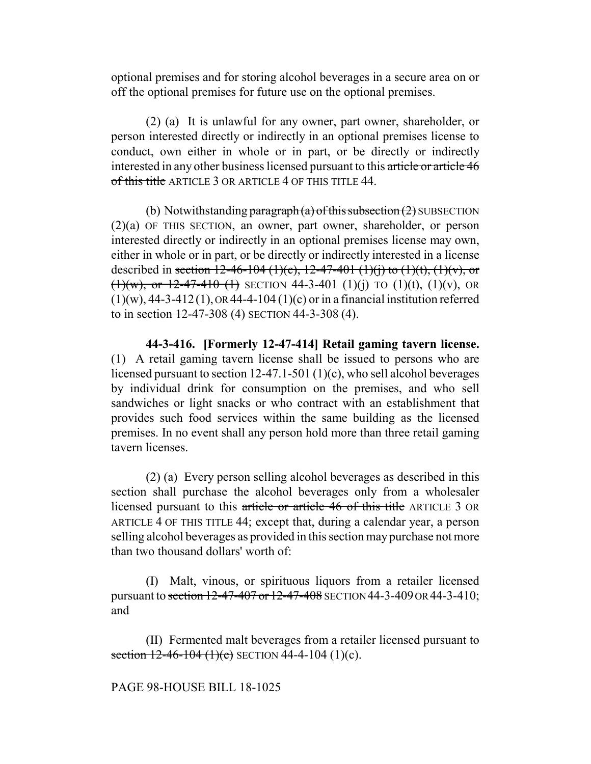optional premises and for storing alcohol beverages in a secure area on or off the optional premises for future use on the optional premises.

(2) (a) It is unlawful for any owner, part owner, shareholder, or person interested directly or indirectly in an optional premises license to conduct, own either in whole or in part, or be directly or indirectly interested in any other business licensed pursuant to this ~~article or article 46 of this title~~ ARTICLE 3 OR ARTICLE 4 OF THIS TITLE 44.

(b) Notwithstanding ~~paragraph (a) of this subsection (2)~~ SUBSECTION (2)(a) OF THIS SECTION, an owner, part owner, shareholder, or person interested directly or indirectly in an optional premises license may own, either in whole or in part, or be directly or indirectly interested in a license described in ~~section 12-46-104 (1)(c), 12-47-401 (1)(j) to (1)(t), (1)(v), or (1)(w), or 12-47-410 (1)~~ SECTION 44-3-401 (1)(j) TO (1)(t), (1)(v), OR (1)(w), 44-3-412 (1), OR 44-4-104 (1)(c) or in a financial institution referred to in ~~section 12-47-308 (4)~~ SECTION 44-3-308 (4).

**44-3-416. [Formerly 12-47-414] Retail gaming tavern license.** (1) A retail gaming tavern license shall be issued to persons who are licensed pursuant to section 12-47.1-501 (1)(c), who sell alcohol beverages by individual drink for consumption on the premises, and who sell sandwiches or light snacks or who contract with an establishment that provides such food services within the same building as the licensed premises. In no event shall any person hold more than three retail gaming tavern licenses.

(2) (a) Every person selling alcohol beverages as described in this section shall purchase the alcohol beverages only from a wholesaler licensed pursuant to this ~~article or article 46 of this title~~ ARTICLE 3 OR ARTICLE 4 OF THIS TITLE 44; except that, during a calendar year, a person selling alcohol beverages as provided in this section may purchase not more than two thousand dollars' worth of:

(I) Malt, vinous, or spirituous liquors from a retailer licensed pursuant to ~~section 12-47-407 or 12-47-408~~ SECTION 44-3-409 OR 44-3-410; and

(II) Fermented malt beverages from a retailer licensed pursuant to ~~section 12-46-104 (1)(c)~~ SECTION 44-4-104 (1)(c).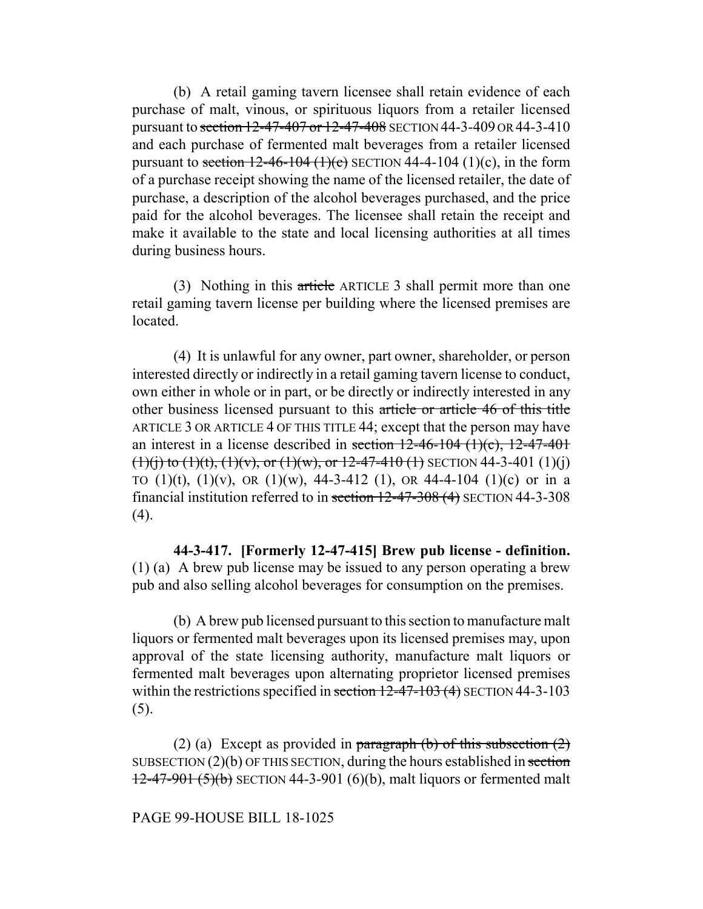(b) A retail gaming tavern licensee shall retain evidence of each purchase of malt, vinous, or spirituous liquors from a retailer licensed pursuant to ~~section 12-47-407 or 12-47-408~~ SECTION 44-3-409 OR 44-3-410 and each purchase of fermented malt beverages from a retailer licensed pursuant to ~~section 12-46-104 (1)(c)~~ SECTION 44-4-104 (1)(c), in the form of a purchase receipt showing the name of the licensed retailer, the date of purchase, a description of the alcohol beverages purchased, and the price paid for the alcohol beverages. The licensee shall retain the receipt and make it available to the state and local licensing authorities at all times during business hours.

(3) Nothing in this ~~article~~ ARTICLE 3 shall permit more than one retail gaming tavern license per building where the licensed premises are located.

(4) It is unlawful for any owner, part owner, shareholder, or person interested directly or indirectly in a retail gaming tavern license to conduct, own either in whole or in part, or be directly or indirectly interested in any other business licensed pursuant to this ~~article or article 46 of this title~~ ARTICLE 3 OR ARTICLE 4 OF THIS TITLE 44; except that the person may have an interest in a license described in ~~section 12-46-104 (1)(c), 12-47-401 (1)(j) to (1)(t), (1)(v), or (1)(w), or 12-47-410 (1)~~ SECTION 44-3-401 (1)(j) TO (1)(t), (1)(v), OR (1)(w), 44-3-412 (1), OR 44-4-104 (1)(c) or in a financial institution referred to in ~~section 12-47-308 (4)~~ SECTION 44-3-308 (4).

**44-3-417. [Formerly 12-47-415] Brew pub license - definition.** (1) (a) A brew pub license may be issued to any person operating a brew pub and also selling alcohol beverages for consumption on the premises.

(b) A brew pub licensed pursuant to this section to manufacture malt liquors or fermented malt beverages upon its licensed premises may, upon approval of the state licensing authority, manufacture malt liquors or fermented malt beverages upon alternating proprietor licensed premises within the restrictions specified in ~~section 12-47-103 (4)~~ SECTION 44-3-103 (5).

(2) (a) Except as provided in ~~paragraph (b) of this subsection (2)~~ SUBSECTION (2)(b) OF THIS SECTION, during the hours established in ~~section 12-47-901 (5)(b)~~ SECTION 44-3-901 (6)(b), malt liquors or fermented malt

PAGE 99-HOUSE BILL 18-1025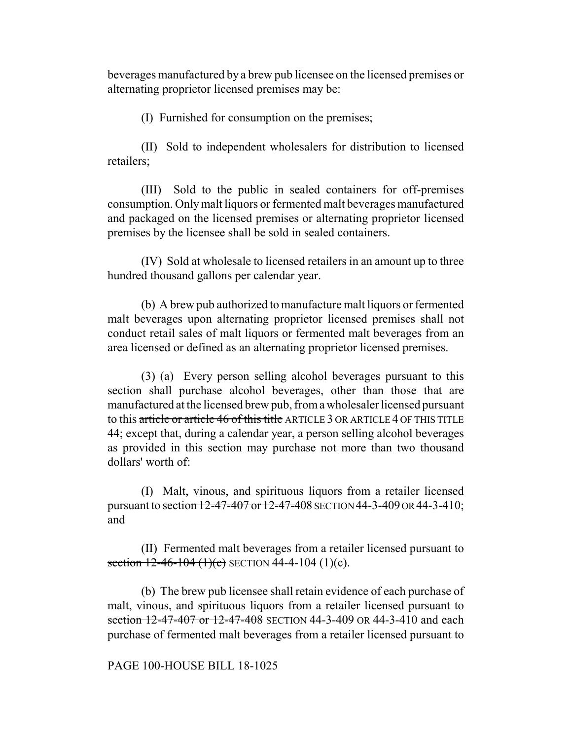beverages manufactured by a brew pub licensee on the licensed premises or alternating proprietor licensed premises may be:

(I) Furnished for consumption on the premises;

(II) Sold to independent wholesalers for distribution to licensed retailers;

(III) Sold to the public in sealed containers for off-premises consumption. Only malt liquors or fermented malt beverages manufactured and packaged on the licensed premises or alternating proprietor licensed premises by the licensee shall be sold in sealed containers.

(IV) Sold at wholesale to licensed retailers in an amount up to three hundred thousand gallons per calendar year.

(b) A brew pub authorized to manufacture malt liquors or fermented malt beverages upon alternating proprietor licensed premises shall not conduct retail sales of malt liquors or fermented malt beverages from an area licensed or defined as an alternating proprietor licensed premises.

(3) (a) Every person selling alcohol beverages pursuant to this section shall purchase alcohol beverages, other than those that are manufactured at the licensed brew pub, from a wholesaler licensed pursuant to this ~~article or article 46 of this title~~ ARTICLE 3 OR ARTICLE 4 OF THIS TITLE 44; except that, during a calendar year, a person selling alcohol beverages as provided in this section may purchase not more than two thousand dollars' worth of:

(I) Malt, vinous, and spirituous liquors from a retailer licensed pursuant to ~~section 12-47-407 or 12-47-408~~ SECTION 44-3-409 OR 44-3-410; and

(II) Fermented malt beverages from a retailer licensed pursuant to ~~section 12-46-104 (1)(c)~~ SECTION 44-4-104 (1)(c).

(b) The brew pub licensee shall retain evidence of each purchase of malt, vinous, and spirituous liquors from a retailer licensed pursuant to ~~section 12-47-407 or 12-47-408~~ SECTION 44-3-409 OR 44-3-410 and each purchase of fermented malt beverages from a retailer licensed pursuant to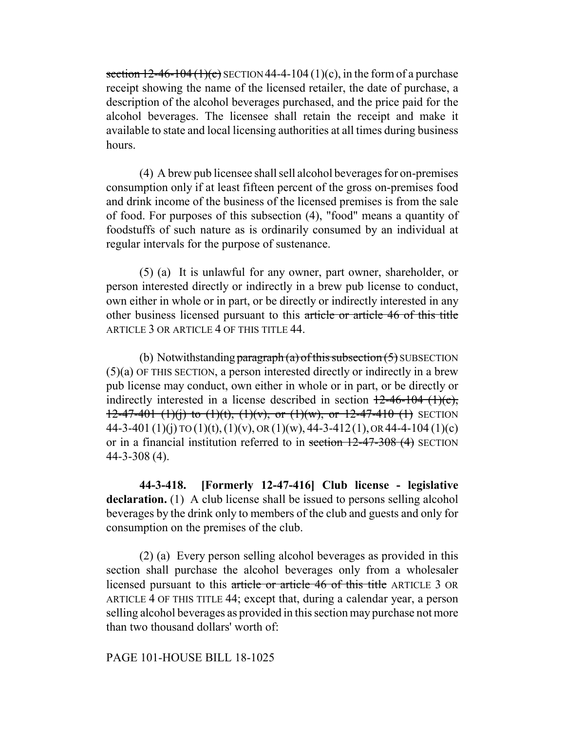~~section 12-46-104 (1)(c)~~ SECTION 44-4-104 (1)(c), in the form of a purchase receipt showing the name of the licensed retailer, the date of purchase, a description of the alcohol beverages purchased, and the price paid for the alcohol beverages. The licensee shall retain the receipt and make it available to state and local licensing authorities at all times during business hours.

(4) A brew pub licensee shall sell alcohol beverages for on-premises consumption only if at least fifteen percent of the gross on-premises food and drink income of the business of the licensed premises is from the sale of food. For purposes of this subsection (4), "food" means a quantity of foodstuffs of such nature as is ordinarily consumed by an individual at regular intervals for the purpose of sustenance.

(5) (a) It is unlawful for any owner, part owner, shareholder, or person interested directly or indirectly in a brew pub license to conduct, own either in whole or in part, or be directly or indirectly interested in any other business licensed pursuant to this ~~article or article 46 of this title~~ ARTICLE 3 OR ARTICLE 4 OF THIS TITLE 44.

(b) Notwithstanding ~~paragraph (a) of this subsection (5)~~ SUBSECTION (5)(a) OF THIS SECTION, a person interested directly or indirectly in a brew pub license may conduct, own either in whole or in part, or be directly or indirectly interested in a license described in section ~~12-46-104 (1)(c), 12-47-401 (1)(j) to (1)(t), (1)(v), or (1)(w), or 12-47-410 (1)~~ SECTION 44-3-401 (1)(j) TO (1)(t), (1)(v), OR (1)(w), 44-3-412 (1), OR 44-4-104 (1)(c) or in a financial institution referred to in ~~section 12-47-308 (4)~~ SECTION 44-3-308 (4).

**44-3-418. [Formerly 12-47-416] Club license - legislative declaration.** (1) A club license shall be issued to persons selling alcohol beverages by the drink only to members of the club and guests and only for consumption on the premises of the club.

(2) (a) Every person selling alcohol beverages as provided in this section shall purchase the alcohol beverages only from a wholesaler licensed pursuant to this ~~article or article 46 of this title~~ ARTICLE 3 OR ARTICLE 4 OF THIS TITLE 44; except that, during a calendar year, a person selling alcohol beverages as provided in this section may purchase not more than two thousand dollars' worth of: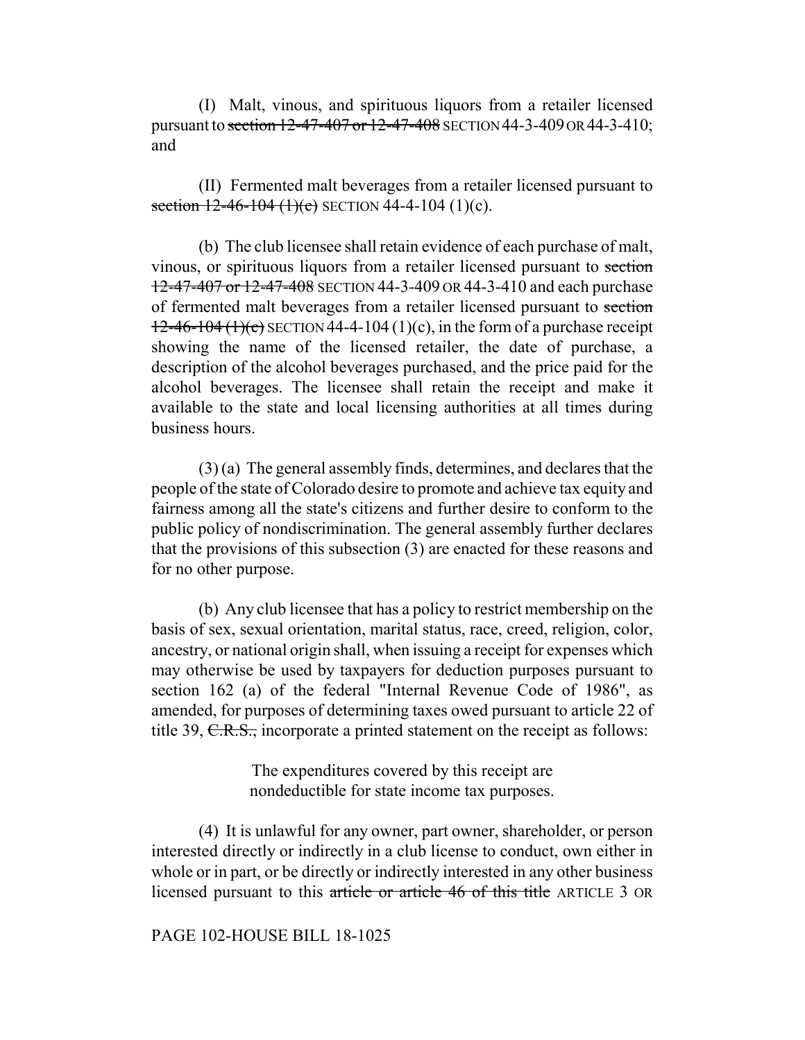(I) Malt, vinous, and spirituous liquors from a retailer licensed pursuant to ~~section 12-47-407 or 12-47-408~~ SECTION 44-3-409 OR 44-3-410; and

(II) Fermented malt beverages from a retailer licensed pursuant to ~~section 12-46-104 (1)(c)~~ SECTION 44-4-104 (1)(c).

(b) The club licensee shall retain evidence of each purchase of malt, vinous, or spirituous liquors from a retailer licensed pursuant to ~~section 12-47-407 or 12-47-408~~ SECTION 44-3-409 OR 44-3-410 and each purchase of fermented malt beverages from a retailer licensed pursuant to ~~section 12-46-104 (1)(c)~~ SECTION 44-4-104 (1)(c), in the form of a purchase receipt showing the name of the licensed retailer, the date of purchase, a description of the alcohol beverages purchased, and the price paid for the alcohol beverages. The licensee shall retain the receipt and make it available to the state and local licensing authorities at all times during business hours.

(3) (a) The general assembly finds, determines, and declares that the people of the state of Colorado desire to promote and achieve tax equity and fairness among all the state's citizens and further desire to conform to the public policy of nondiscrimination. The general assembly further declares that the provisions of this subsection (3) are enacted for these reasons and for no other purpose.

(b) Any club licensee that has a policy to restrict membership on the basis of sex, sexual orientation, marital status, race, creed, religion, color, ancestry, or national origin shall, when issuing a receipt for expenses which may otherwise be used by taxpayers for deduction purposes pursuant to section 162 (a) of the federal "Internal Revenue Code of 1986", as amended, for purposes of determining taxes owed pursuant to article 22 of title 39, ~~C.R.S.,~~ incorporate a printed statement on the receipt as follows:

> The expenditures covered by this receipt are nondeductible for state income tax purposes.

(4) It is unlawful for any owner, part owner, shareholder, or person interested directly or indirectly in a club license to conduct, own either in whole or in part, or be directly or indirectly interested in any other business licensed pursuant to this ~~article or article 46 of this title~~ ARTICLE 3 OR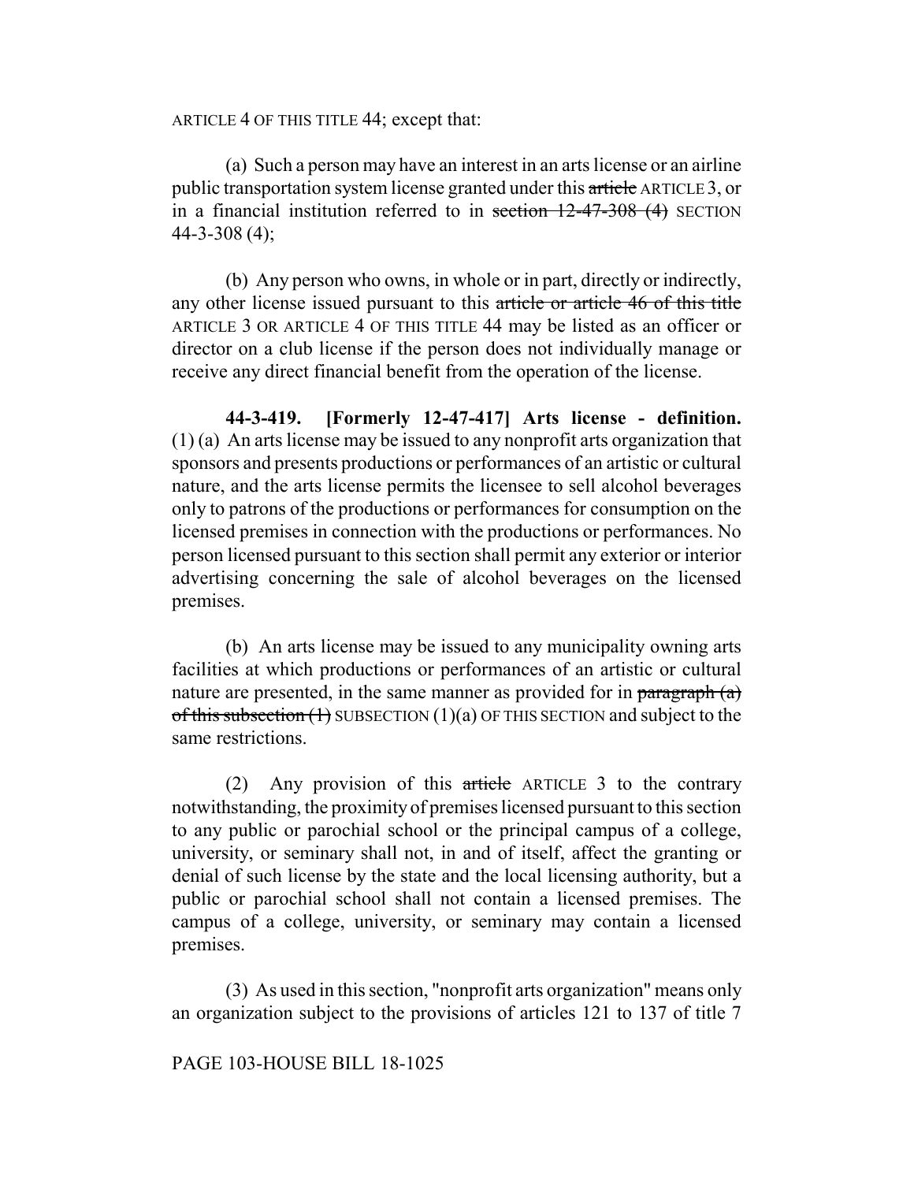ARTICLE 4 OF THIS TITLE 44; except that:

(a) Such a person may have an interest in an arts license or an airline public transportation system license granted under this ~~article~~ ARTICLE 3, or in a financial institution referred to in ~~section 12-47-308 (4)~~ SECTION 44-3-308 (4);

(b) Any person who owns, in whole or in part, directly or indirectly, any other license issued pursuant to this ~~article or article 46 of this title~~ ARTICLE 3 OR ARTICLE 4 OF THIS TITLE 44 may be listed as an officer or director on a club license if the person does not individually manage or receive any direct financial benefit from the operation of the license.

**44-3-419. [Formerly 12-47-417] Arts license - definition.** (1) (a) An arts license may be issued to any nonprofit arts organization that sponsors and presents productions or performances of an artistic or cultural nature, and the arts license permits the licensee to sell alcohol beverages only to patrons of the productions or performances for consumption on the licensed premises in connection with the productions or performances. No person licensed pursuant to this section shall permit any exterior or interior advertising concerning the sale of alcohol beverages on the licensed premises.

(b) An arts license may be issued to any municipality owning arts facilities at which productions or performances of an artistic or cultural nature are presented, in the same manner as provided for in ~~paragraph (a) of this subsection (1)~~ SUBSECTION (1)(a) OF THIS SECTION and subject to the same restrictions.

(2) Any provision of this ~~article~~ ARTICLE 3 to the contrary notwithstanding, the proximity of premises licensed pursuant to this section to any public or parochial school or the principal campus of a college, university, or seminary shall not, in and of itself, affect the granting or denial of such license by the state and the local licensing authority, but a public or parochial school shall not contain a licensed premises. The campus of a college, university, or seminary may contain a licensed premises.

(3) As used in this section, "nonprofit arts organization" means only an organization subject to the provisions of articles 121 to 137 of title 7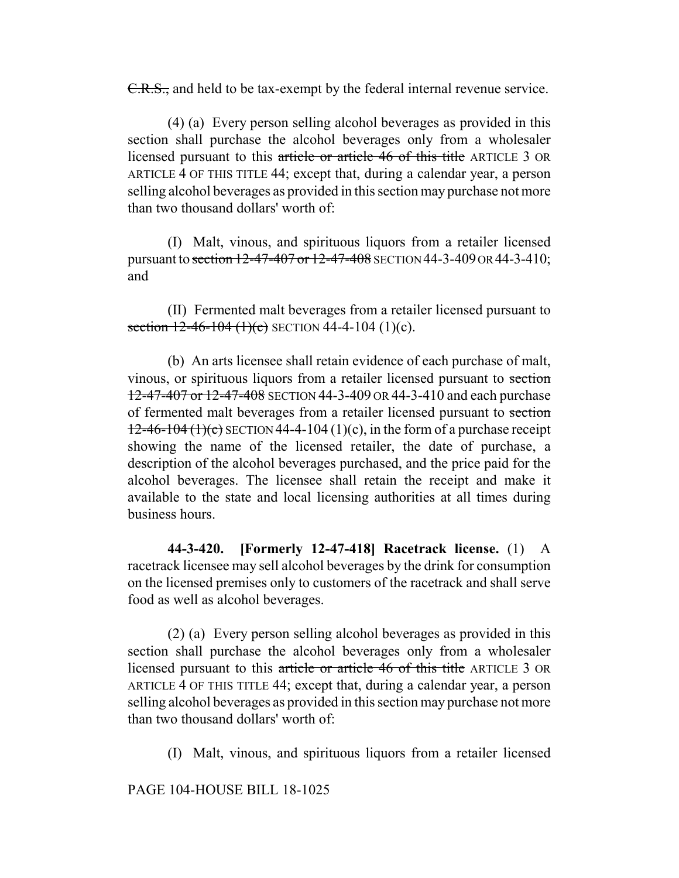~~C.R.S.,~~ and held to be tax-exempt by the federal internal revenue service.

(4) (a) Every person selling alcohol beverages as provided in this section shall purchase the alcohol beverages only from a wholesaler licensed pursuant to this ~~article or article 46 of this title~~ ARTICLE 3 OR ARTICLE 4 OF THIS TITLE 44; except that, during a calendar year, a person selling alcohol beverages as provided in this section may purchase not more than two thousand dollars' worth of:

(I) Malt, vinous, and spirituous liquors from a retailer licensed pursuant to ~~section 12-47-407 or 12-47-408~~ SECTION 44-3-409 OR 44-3-410; and

(II) Fermented malt beverages from a retailer licensed pursuant to ~~section 12-46-104 (1)(c)~~ SECTION 44-4-104 (1)(c).

(b) An arts licensee shall retain evidence of each purchase of malt, vinous, or spirituous liquors from a retailer licensed pursuant to ~~section 12-47-407 or 12-47-408~~ SECTION 44-3-409 OR 44-3-410 and each purchase of fermented malt beverages from a retailer licensed pursuant to ~~section 12-46-104 (1)(c)~~ SECTION 44-4-104 (1)(c), in the form of a purchase receipt showing the name of the licensed retailer, the date of purchase, a description of the alcohol beverages purchased, and the price paid for the alcohol beverages. The licensee shall retain the receipt and make it available to the state and local licensing authorities at all times during business hours.

**44-3-420. [Formerly 12-47-418] Racetrack license.** (1) A racetrack licensee may sell alcohol beverages by the drink for consumption on the licensed premises only to customers of the racetrack and shall serve food as well as alcohol beverages.

(2) (a) Every person selling alcohol beverages as provided in this section shall purchase the alcohol beverages only from a wholesaler licensed pursuant to this ~~article or article 46 of this title~~ ARTICLE 3 OR ARTICLE 4 OF THIS TITLE 44; except that, during a calendar year, a person selling alcohol beverages as provided in this section may purchase not more than two thousand dollars' worth of:

(I) Malt, vinous, and spirituous liquors from a retailer licensed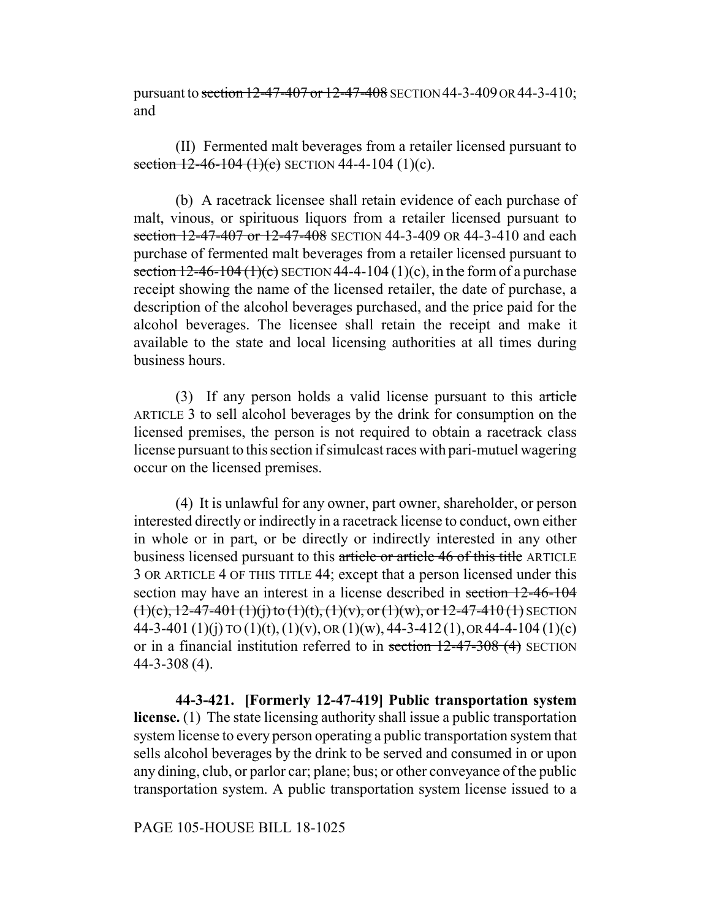pursuant to ~~section 12-47-407 or 12-47-408~~ SECTION 44-3-409 OR 44-3-410; and

(II) Fermented malt beverages from a retailer licensed pursuant to ~~section 12-46-104 (1)(c)~~ SECTION 44-4-104 (1)(c).

(b) A racetrack licensee shall retain evidence of each purchase of malt, vinous, or spirituous liquors from a retailer licensed pursuant to ~~section 12-47-407 or 12-47-408~~ SECTION 44-3-409 OR 44-3-410 and each purchase of fermented malt beverages from a retailer licensed pursuant to ~~section 12-46-104 (1)(c)~~ SECTION 44-4-104 (1)(c), in the form of a purchase receipt showing the name of the licensed retailer, the date of purchase, a description of the alcohol beverages purchased, and the price paid for the alcohol beverages. The licensee shall retain the receipt and make it available to the state and local licensing authorities at all times during business hours.

(3) If any person holds a valid license pursuant to this ~~article~~ ARTICLE 3 to sell alcohol beverages by the drink for consumption on the licensed premises, the person is not required to obtain a racetrack class license pursuant to this section if simulcast races with pari-mutuel wagering occur on the licensed premises.

(4) It is unlawful for any owner, part owner, shareholder, or person interested directly or indirectly in a racetrack license to conduct, own either in whole or in part, or be directly or indirectly interested in any other business licensed pursuant to this ~~article or article 46 of this title~~ ARTICLE 3 OR ARTICLE 4 OF THIS TITLE 44; except that a person licensed under this section may have an interest in a license described in ~~section 12-46-104 (1)(c), 12-47-401 (1)(j) to (1)(t), (1)(v), or (1)(w), or 12-47-410 (1)~~ SECTION 44-3-401 (1)(j) TO (1)(t), (1)(v), OR (1)(w), 44-3-412 (1), OR 44-4-104 (1)(c) or in a financial institution referred to in ~~section 12-47-308 (4)~~ SECTION 44-3-308 (4).

**44-3-421. [Formerly 12-47-419] Public transportation system license.** (1) The state licensing authority shall issue a public transportation system license to every person operating a public transportation system that sells alcohol beverages by the drink to be served and consumed in or upon any dining, club, or parlor car; plane; bus; or other conveyance of the public transportation system. A public transportation system license issued to a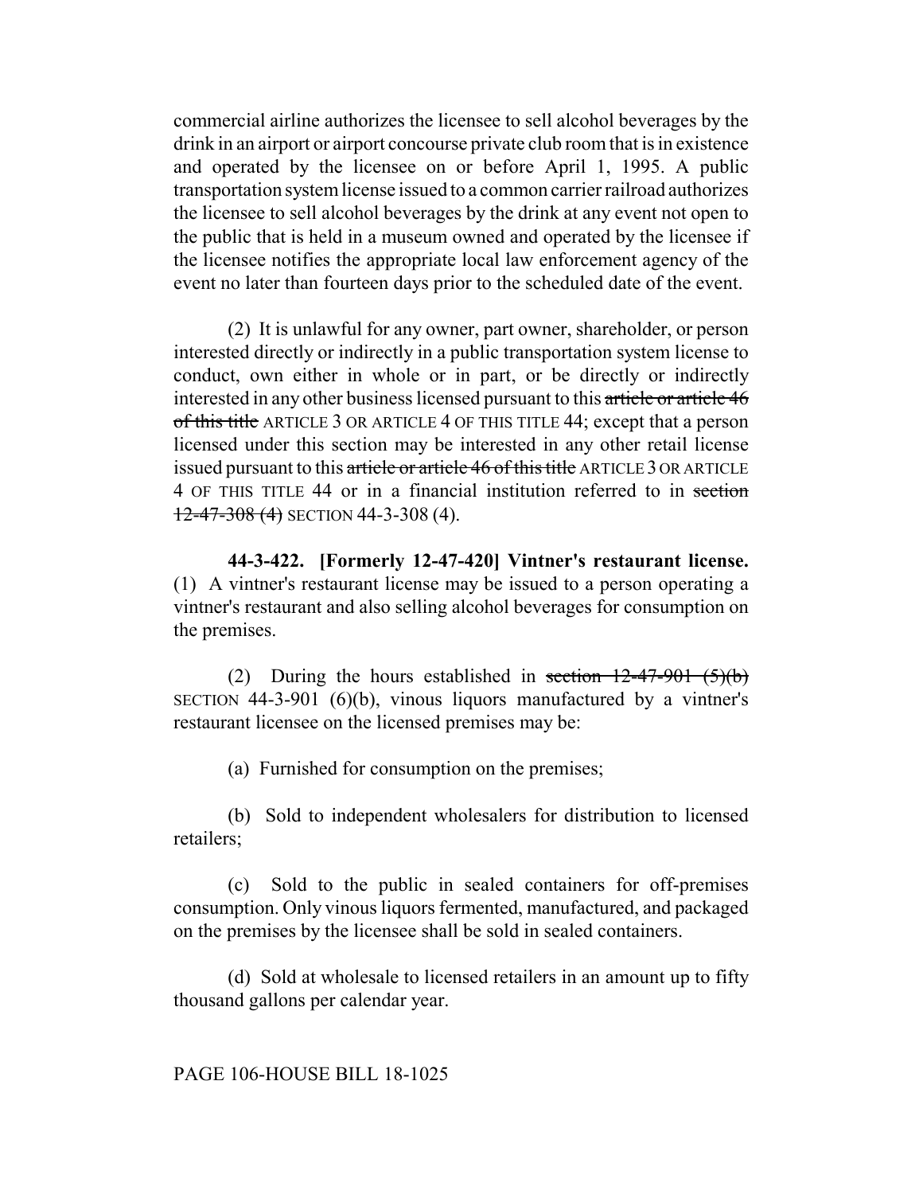commercial airline authorizes the licensee to sell alcohol beverages by the drink in an airport or airport concourse private club room that is in existence and operated by the licensee on or before April 1, 1995. A public transportation system license issued to a common carrier railroad authorizes the licensee to sell alcohol beverages by the drink at any event not open to the public that is held in a museum owned and operated by the licensee if the licensee notifies the appropriate local law enforcement agency of the event no later than fourteen days prior to the scheduled date of the event.

(2) It is unlawful for any owner, part owner, shareholder, or person interested directly or indirectly in a public transportation system license to conduct, own either in whole or in part, or be directly or indirectly interested in any other business licensed pursuant to this ~~article or article 46 of this title~~ ARTICLE 3 OR ARTICLE 4 OF THIS TITLE 44; except that a person licensed under this section may be interested in any other retail license issued pursuant to this ~~article or article 46 of this title~~ ARTICLE 3 OR ARTICLE 4 OF THIS TITLE 44 or in a financial institution referred to in ~~section 12-47-308 (4)~~ SECTION 44-3-308 (4).

**44-3-422. [Formerly 12-47-420] Vintner's restaurant license.** (1) A vintner's restaurant license may be issued to a person operating a vintner's restaurant and also selling alcohol beverages for consumption on the premises.

(2) During the hours established in ~~section 12-47-901 (5)(b)~~ SECTION 44-3-901 (6)(b), vinous liquors manufactured by a vintner's restaurant licensee on the licensed premises may be:

(a) Furnished for consumption on the premises;

(b) Sold to independent wholesalers for distribution to licensed retailers;

(c) Sold to the public in sealed containers for off-premises consumption. Only vinous liquors fermented, manufactured, and packaged on the premises by the licensee shall be sold in sealed containers.

(d) Sold at wholesale to licensed retailers in an amount up to fifty thousand gallons per calendar year.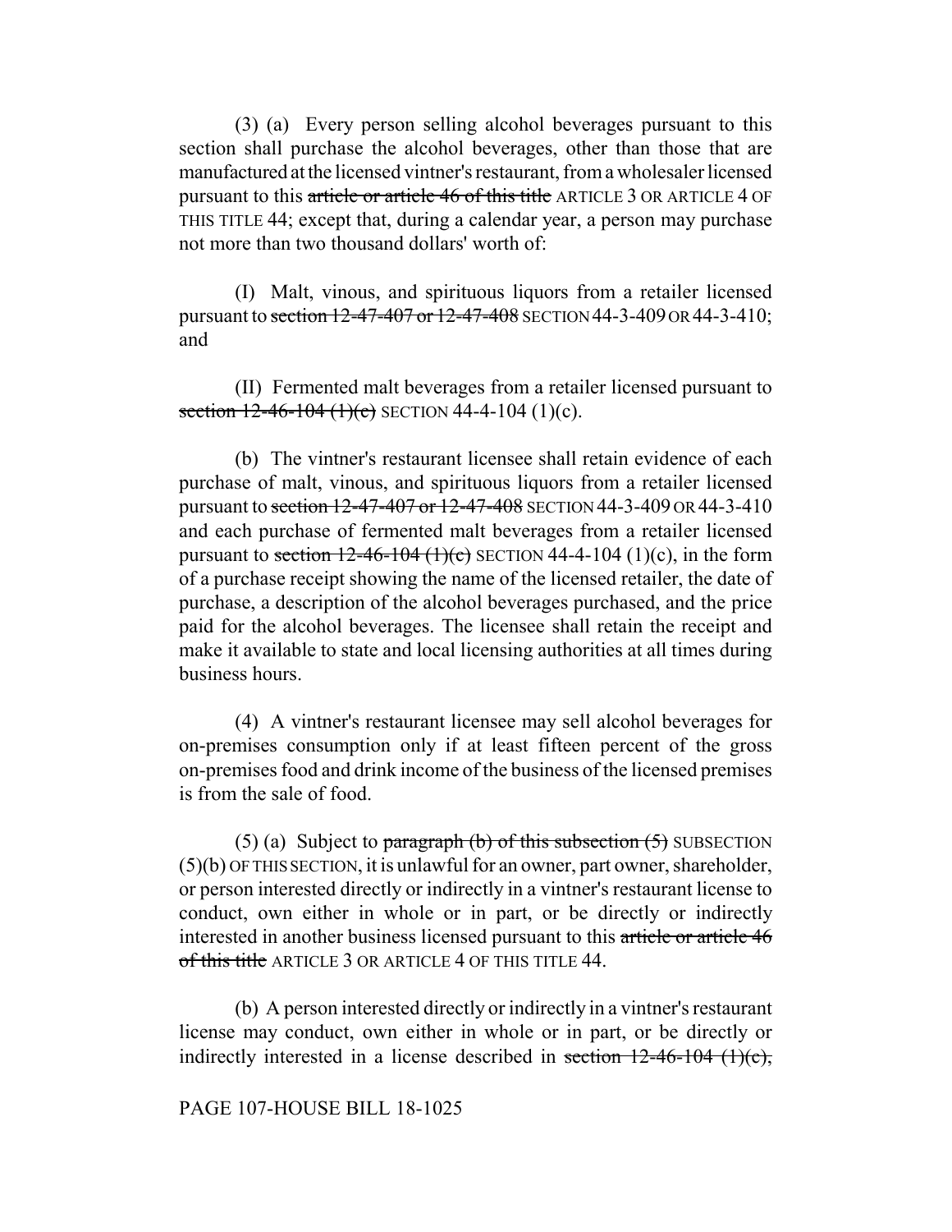(3) (a) Every person selling alcohol beverages pursuant to this section shall purchase the alcohol beverages, other than those that are manufactured at the licensed vintner's restaurant, from a wholesaler licensed pursuant to this ~~article or article 46 of this title~~ ARTICLE 3 OR ARTICLE 4 OF THIS TITLE 44; except that, during a calendar year, a person may purchase not more than two thousand dollars' worth of:

(I) Malt, vinous, and spirituous liquors from a retailer licensed pursuant to ~~section 12-47-407 or 12-47-408~~ SECTION 44-3-409 OR 44-3-410; and

(II) Fermented malt beverages from a retailer licensed pursuant to ~~section 12-46-104 (1)(c)~~ SECTION 44-4-104 (1)(c).

(b) The vintner's restaurant licensee shall retain evidence of each purchase of malt, vinous, and spirituous liquors from a retailer licensed pursuant to ~~section 12-47-407 or 12-47-408~~ SECTION 44-3-409 OR 44-3-410 and each purchase of fermented malt beverages from a retailer licensed pursuant to ~~section 12-46-104 (1)(c)~~ SECTION 44-4-104 (1)(c), in the form of a purchase receipt showing the name of the licensed retailer, the date of purchase, a description of the alcohol beverages purchased, and the price paid for the alcohol beverages. The licensee shall retain the receipt and make it available to state and local licensing authorities at all times during business hours.

(4) A vintner's restaurant licensee may sell alcohol beverages for on-premises consumption only if at least fifteen percent of the gross on-premises food and drink income of the business of the licensed premises is from the sale of food.

(5) (a) Subject to ~~paragraph (b) of this subsection (5)~~ SUBSECTION (5)(b) OF THIS SECTION, it is unlawful for an owner, part owner, shareholder, or person interested directly or indirectly in a vintner's restaurant license to conduct, own either in whole or in part, or be directly or indirectly interested in another business licensed pursuant to this ~~article or article 46 of this title~~ ARTICLE 3 OR ARTICLE 4 OF THIS TITLE 44.

(b) A person interested directly or indirectly in a vintner's restaurant license may conduct, own either in whole or in part, or be directly or indirectly interested in a license described in ~~section 12-46-104 (1)(c),~~

PAGE 107-HOUSE BILL 18-1025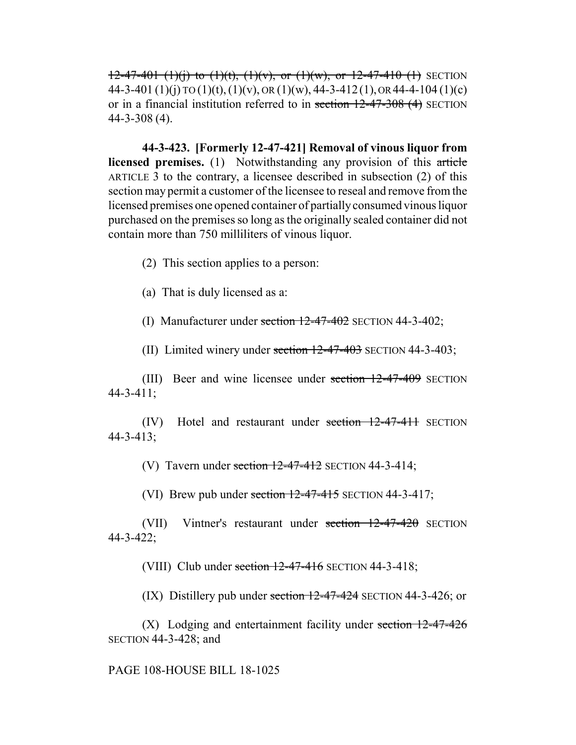~~12-47-401 (1)(j) to (1)(t), (1)(v), or (1)(w), or 12-47-410 (1)~~ SECTION 44-3-401 (1)(j) TO (1)(t), (1)(v), OR (1)(w), 44-3-412 (1), OR 44-4-104 (1)(c) or in a financial institution referred to in ~~section 12-47-308 (4)~~ SECTION 44-3-308 (4).

**44-3-423. [Formerly 12-47-421] Removal of vinous liquor from licensed premises.** (1) Notwithstanding any provision of this ~~article~~ ARTICLE 3 to the contrary, a licensee described in subsection (2) of this section may permit a customer of the licensee to reseal and remove from the licensed premises one opened container of partially consumed vinous liquor purchased on the premises so long as the originally sealed container did not contain more than 750 milliliters of vinous liquor.

(2) This section applies to a person:

(a) That is duly licensed as a:

(I) Manufacturer under ~~section 12-47-402~~ SECTION 44-3-402;

(II) Limited winery under ~~section 12-47-403~~ SECTION 44-3-403;

(III) Beer and wine licensee under ~~section 12-47-409~~ SECTION 44-3-411;

(IV) Hotel and restaurant under ~~section 12-47-411~~ SECTION 44-3-413;

(V) Tavern under ~~section 12-47-412~~ SECTION 44-3-414;

(VI) Brew pub under ~~section 12-47-415~~ SECTION 44-3-417;

(VII) Vintner's restaurant under ~~section 12-47-420~~ SECTION 44-3-422;

(VIII) Club under ~~section 12-47-416~~ SECTION 44-3-418;

(IX) Distillery pub under ~~section 12-47-424~~ SECTION 44-3-426; or

(X) Lodging and entertainment facility under ~~section 12-47-426~~ SECTION 44-3-428; and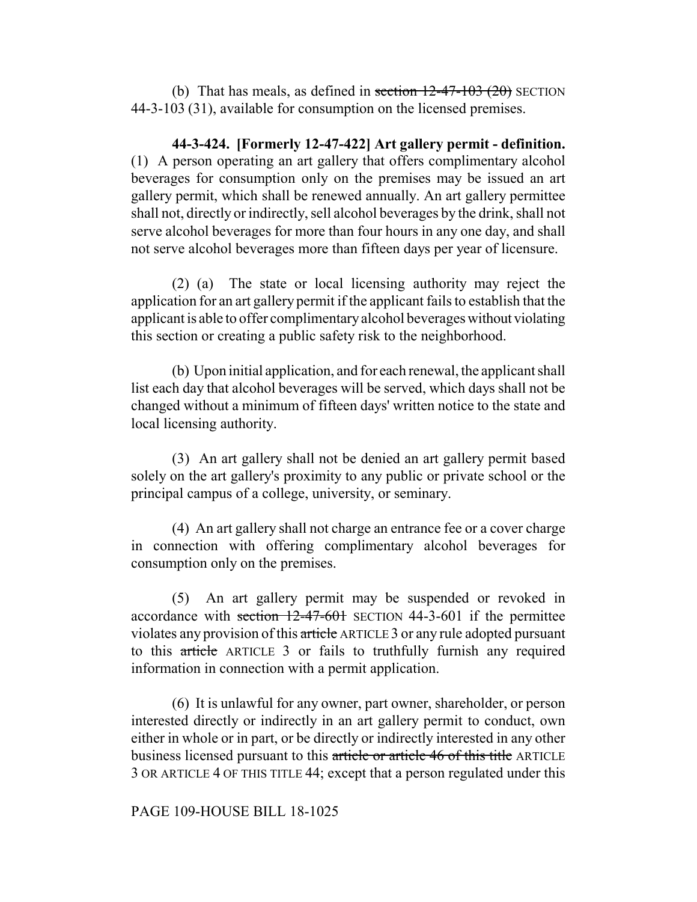(b) That has meals, as defined in ~~section 12-47-103 (20)~~ SECTION 44-3-103 (31), available for consumption on the licensed premises.

**44-3-424. [Formerly 12-47-422] Art gallery permit - definition.** (1) A person operating an art gallery that offers complimentary alcohol beverages for consumption only on the premises may be issued an art gallery permit, which shall be renewed annually. An art gallery permittee shall not, directly or indirectly, sell alcohol beverages by the drink, shall not serve alcohol beverages for more than four hours in any one day, and shall not serve alcohol beverages more than fifteen days per year of licensure.

(2) (a) The state or local licensing authority may reject the application for an art gallery permit if the applicant fails to establish that the applicant is able to offer complimentary alcohol beverages without violating this section or creating a public safety risk to the neighborhood.

(b) Upon initial application, and for each renewal, the applicant shall list each day that alcohol beverages will be served, which days shall not be changed without a minimum of fifteen days' written notice to the state and local licensing authority.

(3) An art gallery shall not be denied an art gallery permit based solely on the art gallery's proximity to any public or private school or the principal campus of a college, university, or seminary.

(4) An art gallery shall not charge an entrance fee or a cover charge in connection with offering complimentary alcohol beverages for consumption only on the premises.

(5) An art gallery permit may be suspended or revoked in accordance with ~~section 12-47-601~~ SECTION 44-3-601 if the permittee violates any provision of this ~~article~~ ARTICLE 3 or any rule adopted pursuant to this ~~article~~ ARTICLE 3 or fails to truthfully furnish any required information in connection with a permit application.

(6) It is unlawful for any owner, part owner, shareholder, or person interested directly or indirectly in an art gallery permit to conduct, own either in whole or in part, or be directly or indirectly interested in any other business licensed pursuant to this ~~article or article 46 of this title~~ ARTICLE 3 OR ARTICLE 4 OF THIS TITLE 44; except that a person regulated under this

PAGE 109-HOUSE BILL 18-1025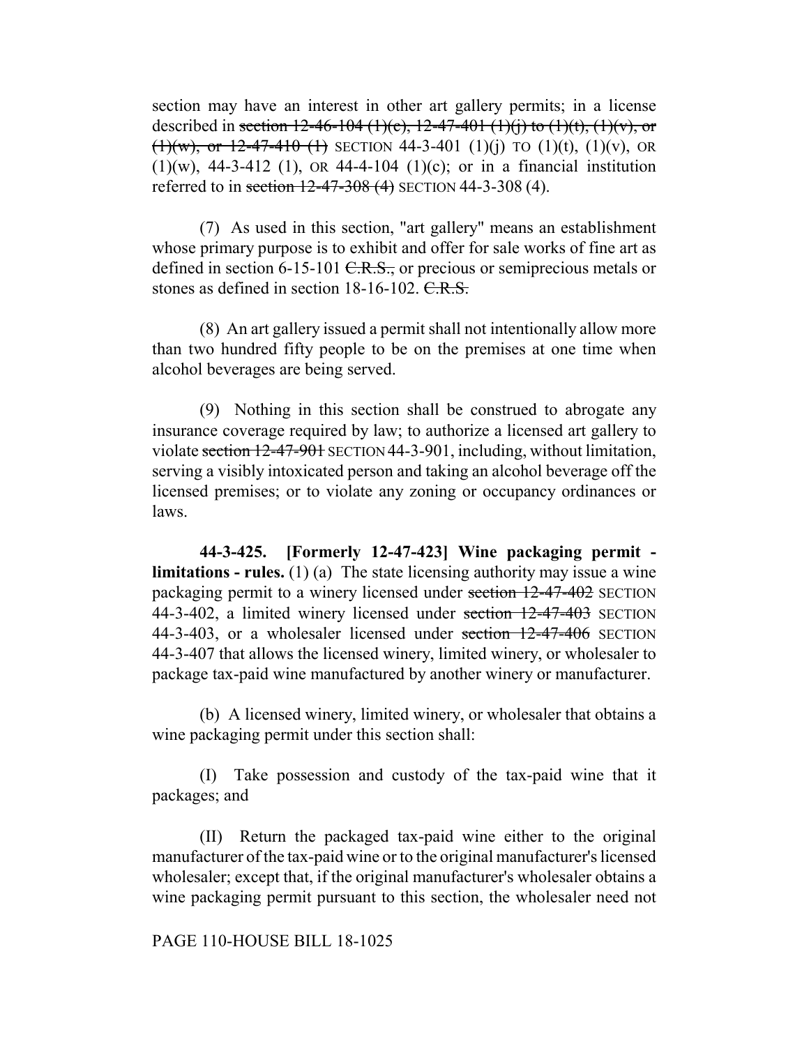section may have an interest in other art gallery permits; in a license described in ~~section 12-46-104 (1)(c), 12-47-401 (1)(j) to (1)(t), (1)(v), or (1)(w), or 12-47-410 (1)~~ SECTION 44-3-401 (1)(j) TO (1)(t), (1)(v), OR (1)(w), 44-3-412 (1), OR 44-4-104 (1)(c); or in a financial institution referred to in ~~section 12-47-308 (4)~~ SECTION 44-3-308 (4).

(7) As used in this section, "art gallery" means an establishment whose primary purpose is to exhibit and offer for sale works of fine art as defined in section 6-15-101 ~~C.R.S.,~~ or precious or semiprecious metals or stones as defined in section 18-16-102. ~~C.R.S.~~

(8) An art gallery issued a permit shall not intentionally allow more than two hundred fifty people to be on the premises at one time when alcohol beverages are being served.

(9) Nothing in this section shall be construed to abrogate any insurance coverage required by law; to authorize a licensed art gallery to violate ~~section 12-47-901~~ SECTION 44-3-901, including, without limitation, serving a visibly intoxicated person and taking an alcohol beverage off the licensed premises; or to violate any zoning or occupancy ordinances or laws.

**44-3-425. [Formerly 12-47-423] Wine packaging permit - limitations - rules.** (1) (a) The state licensing authority may issue a wine packaging permit to a winery licensed under ~~section 12-47-402~~ SECTION 44-3-402, a limited winery licensed under ~~section 12-47-403~~ SECTION 44-3-403, or a wholesaler licensed under ~~section 12-47-406~~ SECTION 44-3-407 that allows the licensed winery, limited winery, or wholesaler to package tax-paid wine manufactured by another winery or manufacturer.

(b) A licensed winery, limited winery, or wholesaler that obtains a wine packaging permit under this section shall:

(I) Take possession and custody of the tax-paid wine that it packages; and

(II) Return the packaged tax-paid wine either to the original manufacturer of the tax-paid wine or to the original manufacturer's licensed wholesaler; except that, if the original manufacturer's wholesaler obtains a wine packaging permit pursuant to this section, the wholesaler need not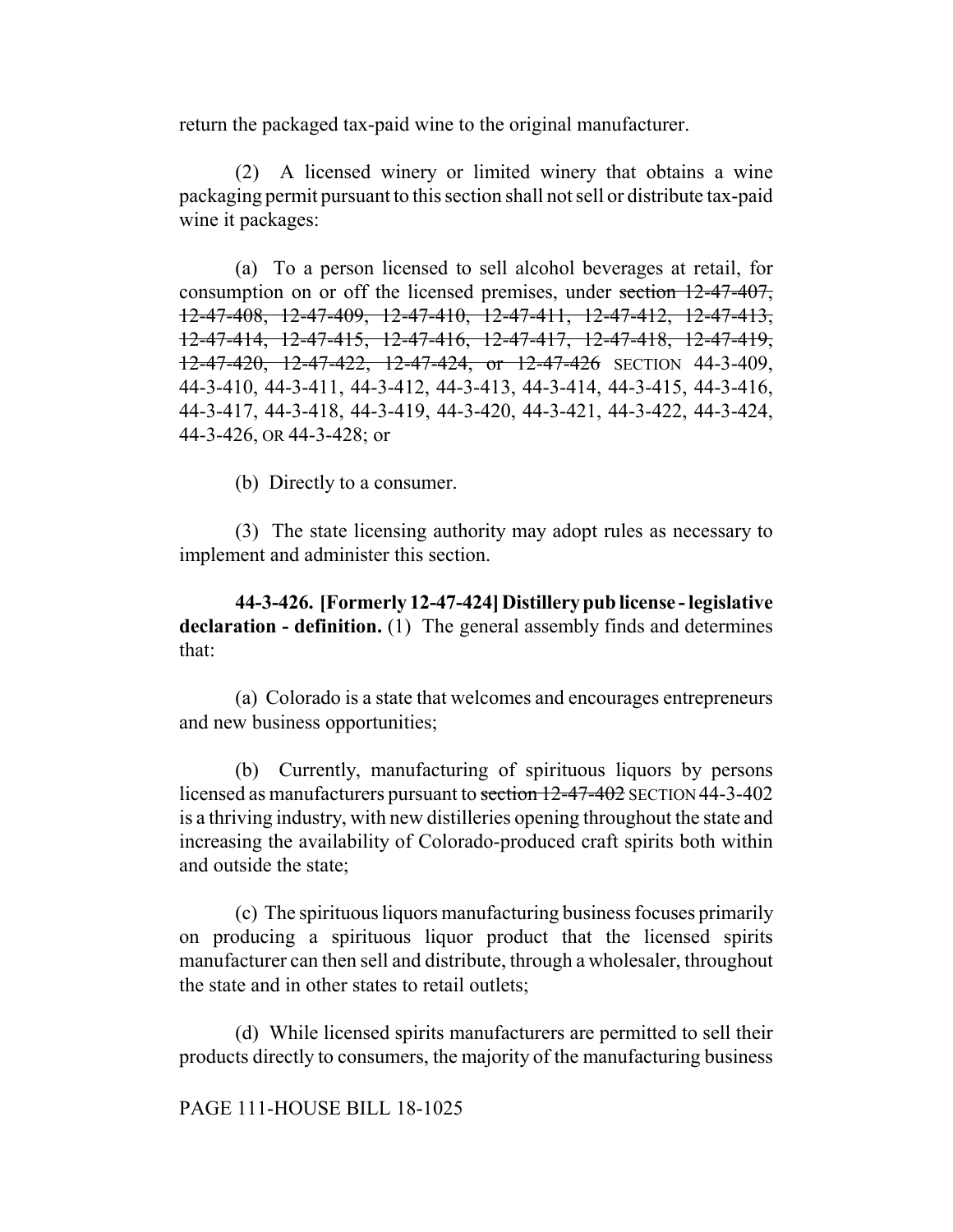return the packaged tax-paid wine to the original manufacturer.

(2) A licensed winery or limited winery that obtains a wine packaging permit pursuant to this section shall not sell or distribute tax-paid wine it packages:

(a) To a person licensed to sell alcohol beverages at retail, for consumption on or off the licensed premises, under ~~section 12-47-407, 12-47-408, 12-47-409, 12-47-410, 12-47-411, 12-47-412, 12-47-413, 12-47-414, 12-47-415, 12-47-416, 12-47-417, 12-47-418, 12-47-419, 12-47-420, 12-47-422, 12-47-424, or 12-47-426~~ SECTION 44-3-409, 44-3-410, 44-3-411, 44-3-412, 44-3-413, 44-3-414, 44-3-415, 44-3-416, 44-3-417, 44-3-418, 44-3-419, 44-3-420, 44-3-421, 44-3-422, 44-3-424, 44-3-426, OR 44-3-428; or

(b) Directly to a consumer.

(3) The state licensing authority may adopt rules as necessary to implement and administer this section.

**44-3-426. [Formerly 12-47-424] Distillery pub license - legislative declaration - definition.** (1) The general assembly finds and determines that:

(a) Colorado is a state that welcomes and encourages entrepreneurs and new business opportunities;

(b) Currently, manufacturing of spirituous liquors by persons licensed as manufacturers pursuant to ~~section 12-47-402~~ SECTION 44-3-402 is a thriving industry, with new distilleries opening throughout the state and increasing the availability of Colorado-produced craft spirits both within and outside the state;

(c) The spirituous liquors manufacturing business focuses primarily on producing a spirituous liquor product that the licensed spirits manufacturer can then sell and distribute, through a wholesaler, throughout the state and in other states to retail outlets;

(d) While licensed spirits manufacturers are permitted to sell their products directly to consumers, the majority of the manufacturing business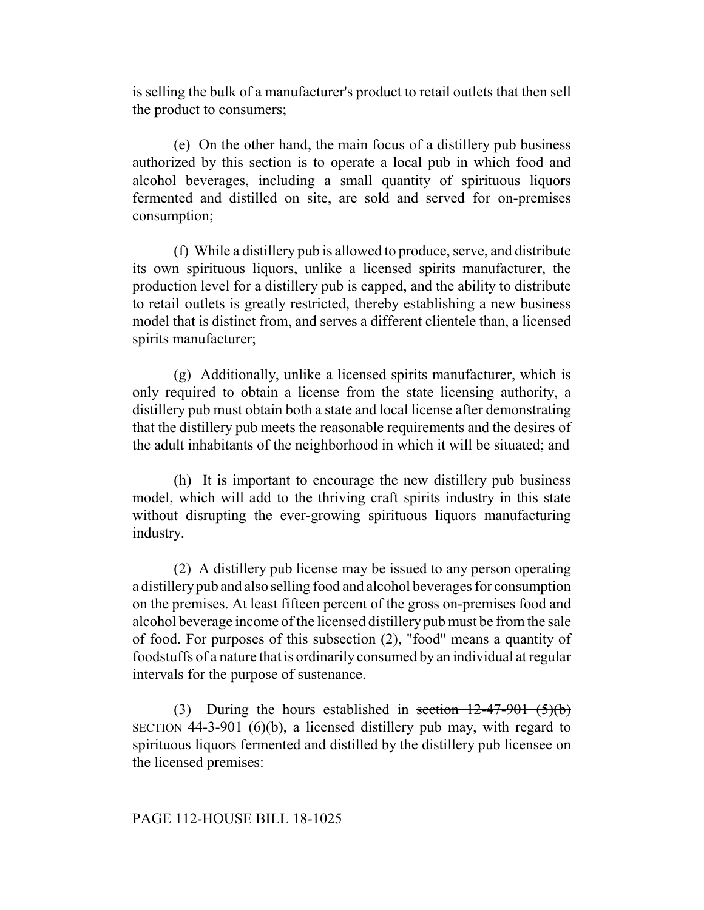is selling the bulk of a manufacturer's product to retail outlets that then sell the product to consumers;

(e) On the other hand, the main focus of a distillery pub business authorized by this section is to operate a local pub in which food and alcohol beverages, including a small quantity of spirituous liquors fermented and distilled on site, are sold and served for on-premises consumption;

(f) While a distillery pub is allowed to produce, serve, and distribute its own spirituous liquors, unlike a licensed spirits manufacturer, the production level for a distillery pub is capped, and the ability to distribute to retail outlets is greatly restricted, thereby establishing a new business model that is distinct from, and serves a different clientele than, a licensed spirits manufacturer;

(g) Additionally, unlike a licensed spirits manufacturer, which is only required to obtain a license from the state licensing authority, a distillery pub must obtain both a state and local license after demonstrating that the distillery pub meets the reasonable requirements and the desires of the adult inhabitants of the neighborhood in which it will be situated; and

(h) It is important to encourage the new distillery pub business model, which will add to the thriving craft spirits industry in this state without disrupting the ever-growing spirituous liquors manufacturing industry.

(2) A distillery pub license may be issued to any person operating a distillery pub and also selling food and alcohol beverages for consumption on the premises. At least fifteen percent of the gross on-premises food and alcohol beverage income of the licensed distillery pub must be from the sale of food. For purposes of this subsection (2), "food" means a quantity of foodstuffs of a nature that is ordinarily consumed by an individual at regular intervals for the purpose of sustenance.

(3) During the hours established in ~~section 12-47-901 (5)(b)~~ SECTION 44-3-901 (6)(b), a licensed distillery pub may, with regard to spirituous liquors fermented and distilled by the distillery pub licensee on the licensed premises: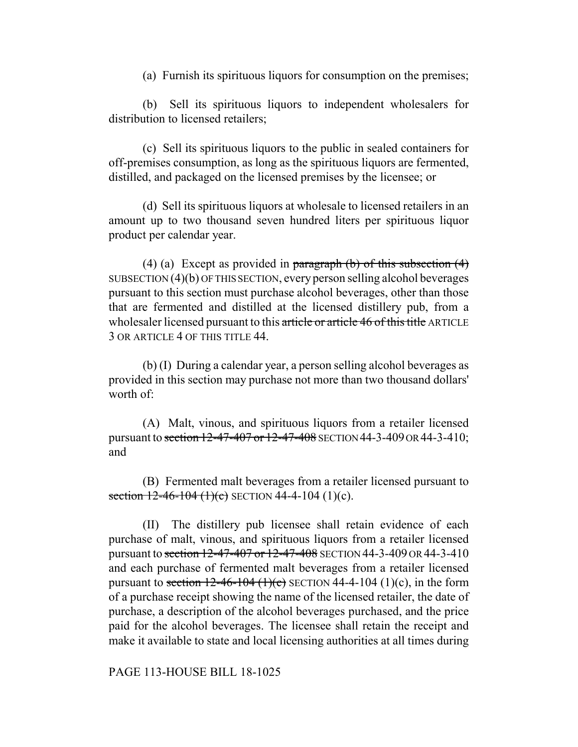(a) Furnish its spirituous liquors for consumption on the premises;

(b) Sell its spirituous liquors to independent wholesalers for distribution to licensed retailers;

(c) Sell its spirituous liquors to the public in sealed containers for off-premises consumption, as long as the spirituous liquors are fermented, distilled, and packaged on the licensed premises by the licensee; or

(d) Sell its spirituous liquors at wholesale to licensed retailers in an amount up to two thousand seven hundred liters per spirituous liquor product per calendar year.

(4) (a) Except as provided in ~~paragraph (b) of this subsection (4)~~ SUBSECTION (4)(b) OF THIS SECTION, every person selling alcohol beverages pursuant to this section must purchase alcohol beverages, other than those that are fermented and distilled at the licensed distillery pub, from a wholesaler licensed pursuant to this ~~article or article 46 of this title~~ ARTICLE 3 OR ARTICLE 4 OF THIS TITLE 44.

(b) (I) During a calendar year, a person selling alcohol beverages as provided in this section may purchase not more than two thousand dollars' worth of:

(A) Malt, vinous, and spirituous liquors from a retailer licensed pursuant to ~~section 12-47-407 or 12-47-408~~ SECTION 44-3-409 OR 44-3-410; and

(B) Fermented malt beverages from a retailer licensed pursuant to ~~section 12-46-104 (1)(c)~~ SECTION 44-4-104 (1)(c).

(II) The distillery pub licensee shall retain evidence of each purchase of malt, vinous, and spirituous liquors from a retailer licensed pursuant to ~~section 12-47-407 or 12-47-408~~ SECTION 44-3-409 OR 44-3-410 and each purchase of fermented malt beverages from a retailer licensed pursuant to ~~section 12-46-104 (1)(c)~~ SECTION 44-4-104 (1)(c), in the form of a purchase receipt showing the name of the licensed retailer, the date of purchase, a description of the alcohol beverages purchased, and the price paid for the alcohol beverages. The licensee shall retain the receipt and make it available to state and local licensing authorities at all times during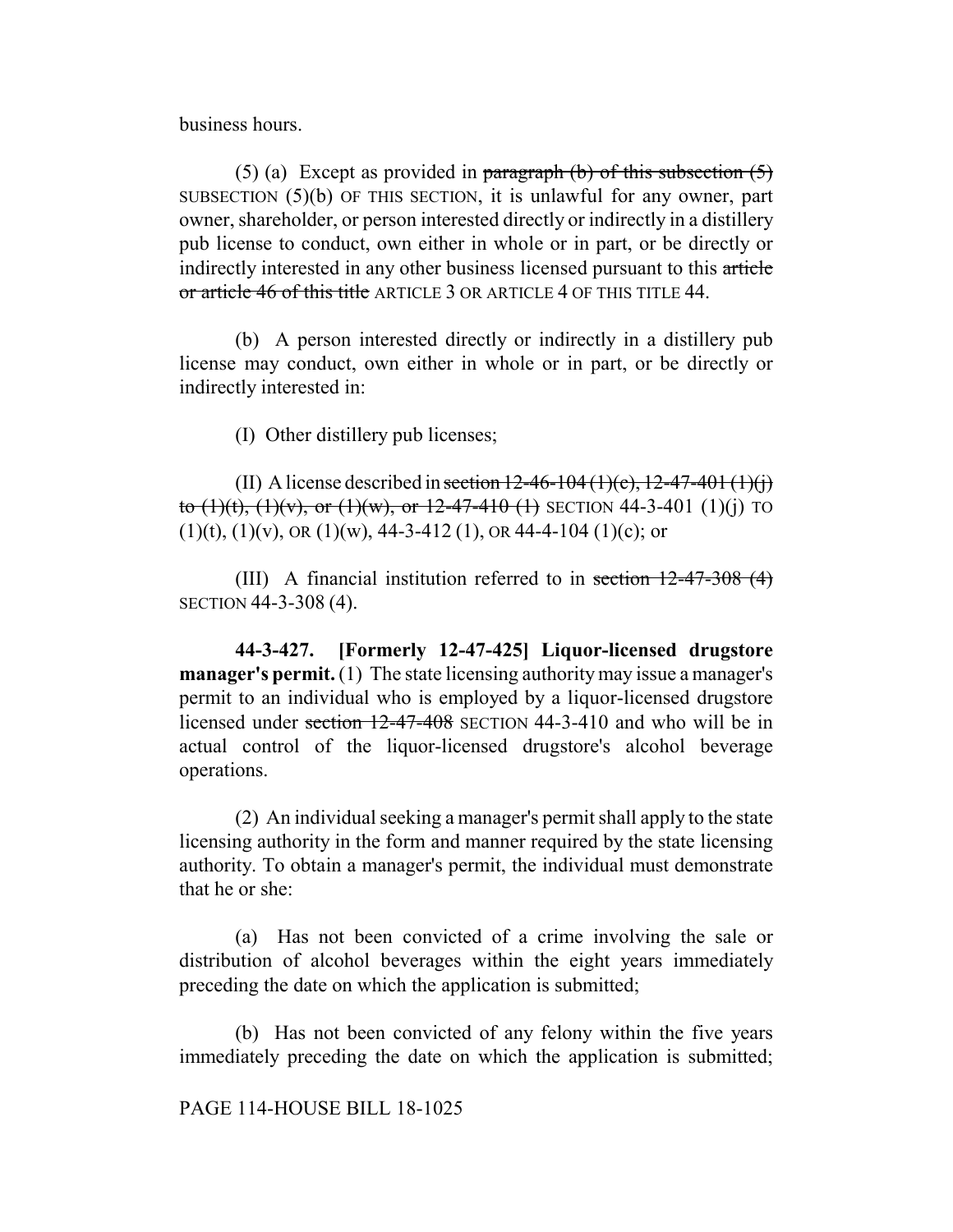business hours.

(5) (a) Except as provided in ~~paragraph (b) of this subsection (5)~~ SUBSECTION (5)(b) OF THIS SECTION, it is unlawful for any owner, part owner, shareholder, or person interested directly or indirectly in a distillery pub license to conduct, own either in whole or in part, or be directly or indirectly interested in any other business licensed pursuant to this ~~article or article 46 of this title~~ ARTICLE 3 OR ARTICLE 4 OF THIS TITLE 44.

(b) A person interested directly or indirectly in a distillery pub license may conduct, own either in whole or in part, or be directly or indirectly interested in:

(I) Other distillery pub licenses;

(II) A license described in ~~section 12-46-104 (1)(c), 12-47-401 (1)(j) to (1)(t), (1)(v), or (1)(w), or 12-47-410 (1)~~ SECTION 44-3-401 (1)(j) TO (1)(t), (1)(v), OR (1)(w), 44-3-412 (1), OR 44-4-104 (1)(c); or

(III) A financial institution referred to in ~~section 12-47-308 (4)~~ SECTION 44-3-308 (4).

**44-3-427. [Formerly 12-47-425] Liquor-licensed drugstore manager's permit.** (1) The state licensing authority may issue a manager's permit to an individual who is employed by a liquor-licensed drugstore licensed under ~~section 12-47-408~~ SECTION 44-3-410 and who will be in actual control of the liquor-licensed drugstore's alcohol beverage operations.

(2) An individual seeking a manager's permit shall apply to the state licensing authority in the form and manner required by the state licensing authority. To obtain a manager's permit, the individual must demonstrate that he or she:

(a) Has not been convicted of a crime involving the sale or distribution of alcohol beverages within the eight years immediately preceding the date on which the application is submitted;

(b) Has not been convicted of any felony within the five years immediately preceding the date on which the application is submitted;

PAGE 114-HOUSE BILL 18-1025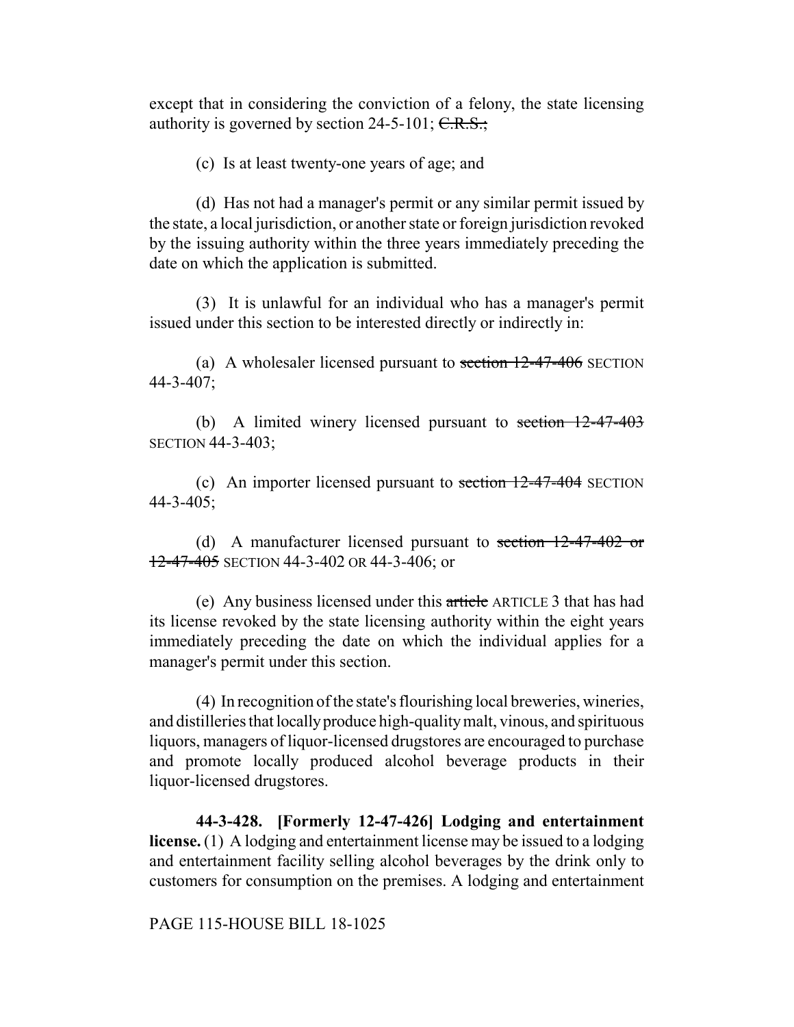except that in considering the conviction of a felony, the state licensing authority is governed by section 24-5-101; ~~C.R.S.;~~

(c) Is at least twenty-one years of age; and

(d) Has not had a manager's permit or any similar permit issued by the state, a local jurisdiction, or another state or foreign jurisdiction revoked by the issuing authority within the three years immediately preceding the date on which the application is submitted.

(3) It is unlawful for an individual who has a manager's permit issued under this section to be interested directly or indirectly in:

(a) A wholesaler licensed pursuant to ~~section 12-47-406~~ SECTION 44-3-407;

(b) A limited winery licensed pursuant to ~~section 12-47-403~~ SECTION 44-3-403;

(c) An importer licensed pursuant to ~~section 12-47-404~~ SECTION 44-3-405;

(d) A manufacturer licensed pursuant to ~~section 12-47-402 or 12-47-405~~ SECTION 44-3-402 OR 44-3-406; or

(e) Any business licensed under this ~~article~~ ARTICLE 3 that has had its license revoked by the state licensing authority within the eight years immediately preceding the date on which the individual applies for a manager's permit under this section.

(4) In recognition of the state's flourishing local breweries, wineries, and distilleries that locally produce high-quality malt, vinous, and spirituous liquors, managers of liquor-licensed drugstores are encouraged to purchase and promote locally produced alcohol beverage products in their liquor-licensed drugstores.

**44-3-428. [Formerly 12-47-426] Lodging and entertainment license.** (1) A lodging and entertainment license may be issued to a lodging and entertainment facility selling alcohol beverages by the drink only to customers for consumption on the premises. A lodging and entertainment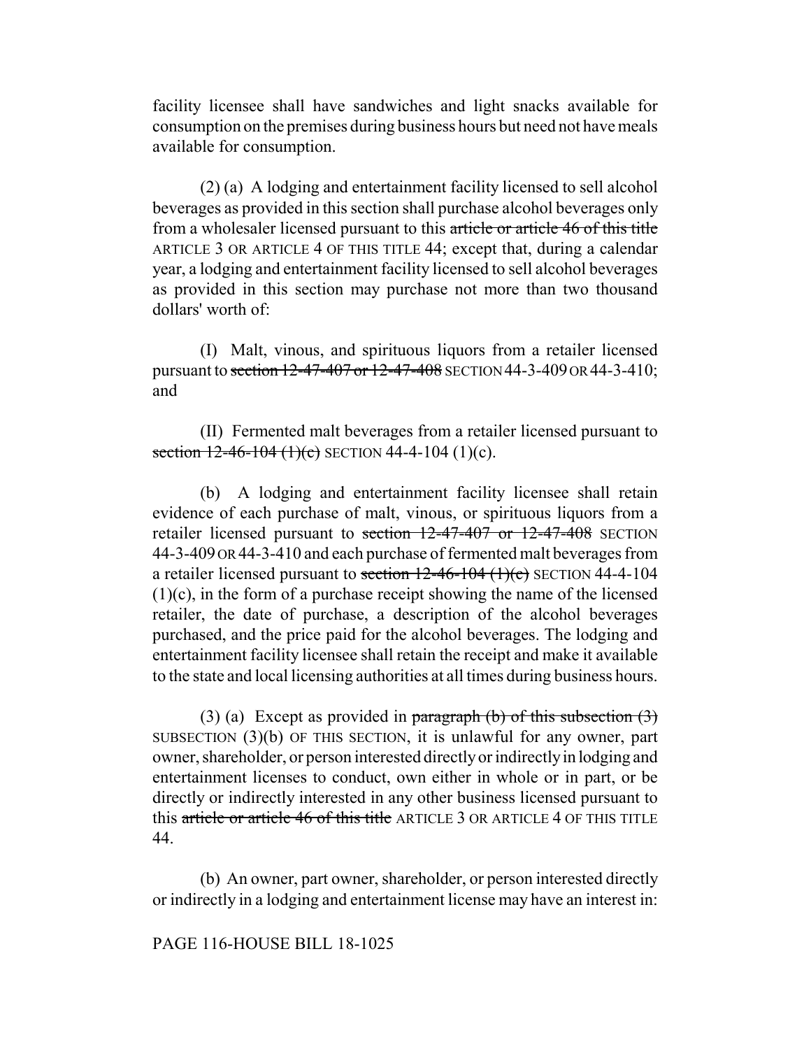facility licensee shall have sandwiches and light snacks available for consumption on the premises during business hours but need not have meals available for consumption.

(2) (a) A lodging and entertainment facility licensed to sell alcohol beverages as provided in this section shall purchase alcohol beverages only from a wholesaler licensed pursuant to this ~~article or article 46 of this title~~ ARTICLE 3 OR ARTICLE 4 OF THIS TITLE 44; except that, during a calendar year, a lodging and entertainment facility licensed to sell alcohol beverages as provided in this section may purchase not more than two thousand dollars' worth of:

(I) Malt, vinous, and spirituous liquors from a retailer licensed pursuant to ~~section 12-47-407 or 12-47-408~~ SECTION 44-3-409 OR 44-3-410; and

(II) Fermented malt beverages from a retailer licensed pursuant to ~~section 12-46-104 (1)(c)~~ SECTION 44-4-104 (1)(c).

(b) A lodging and entertainment facility licensee shall retain evidence of each purchase of malt, vinous, or spirituous liquors from a retailer licensed pursuant to ~~section 12-47-407 or 12-47-408~~ SECTION 44-3-409 OR 44-3-410 and each purchase of fermented malt beverages from a retailer licensed pursuant to ~~section 12-46-104 (1)(c)~~ SECTION 44-4-104 (1)(c), in the form of a purchase receipt showing the name of the licensed retailer, the date of purchase, a description of the alcohol beverages purchased, and the price paid for the alcohol beverages. The lodging and entertainment facility licensee shall retain the receipt and make it available to the state and local licensing authorities at all times during business hours.

(3) (a) Except as provided in ~~paragraph (b) of this subsection (3)~~ SUBSECTION (3)(b) OF THIS SECTION, it is unlawful for any owner, part owner, shareholder, or person interested directly or indirectly in lodging and entertainment licenses to conduct, own either in whole or in part, or be directly or indirectly interested in any other business licensed pursuant to this ~~article or article 46 of this title~~ ARTICLE 3 OR ARTICLE 4 OF THIS TITLE 44.

(b) An owner, part owner, shareholder, or person interested directly or indirectly in a lodging and entertainment license may have an interest in:

PAGE 116-HOUSE BILL 18-1025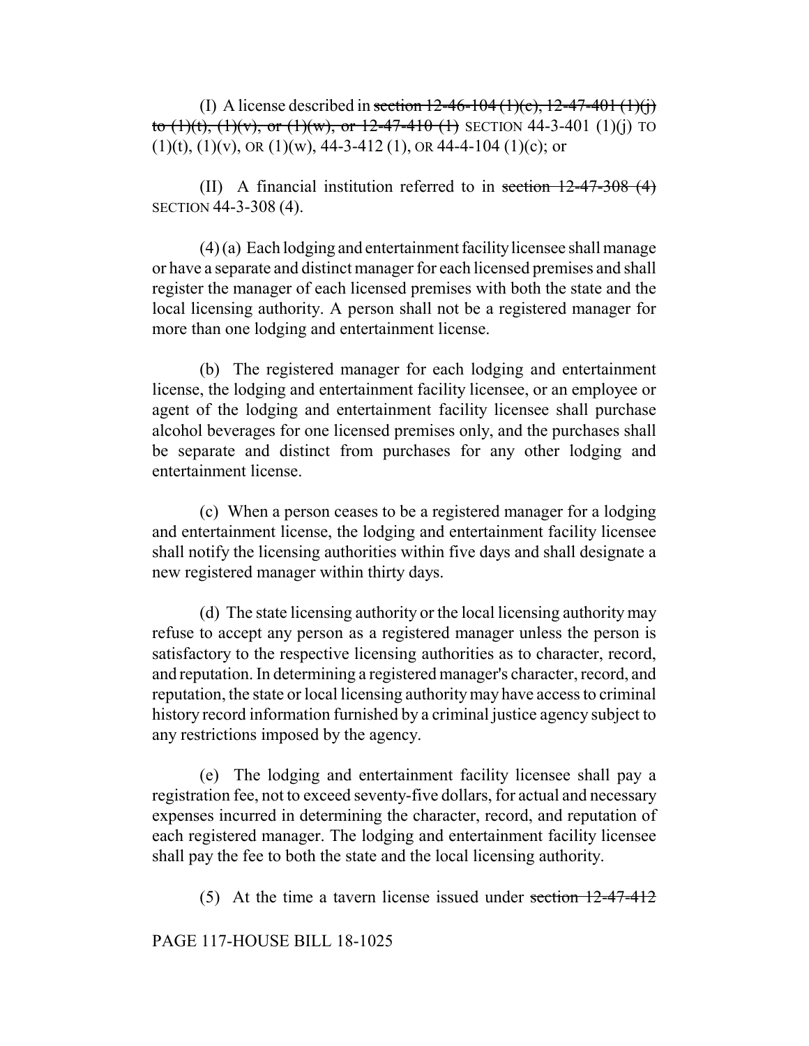(I) A license described in ~~section 12-46-104 (1)(c), 12-47-401 (1)(j) to (1)(t), (1)(v), or (1)(w), or 12-47-410 (1)~~ SECTION 44-3-401 (1)(j) TO (1)(t), (1)(v), OR (1)(w), 44-3-412 (1), OR 44-4-104 (1)(c); or

(II) A financial institution referred to in ~~section 12-47-308 (4)~~ SECTION 44-3-308 (4).

(4) (a) Each lodging and entertainment facility licensee shall manage or have a separate and distinct manager for each licensed premises and shall register the manager of each licensed premises with both the state and the local licensing authority. A person shall not be a registered manager for more than one lodging and entertainment license.

(b) The registered manager for each lodging and entertainment license, the lodging and entertainment facility licensee, or an employee or agent of the lodging and entertainment facility licensee shall purchase alcohol beverages for one licensed premises only, and the purchases shall be separate and distinct from purchases for any other lodging and entertainment license.

(c) When a person ceases to be a registered manager for a lodging and entertainment license, the lodging and entertainment facility licensee shall notify the licensing authorities within five days and shall designate a new registered manager within thirty days.

(d) The state licensing authority or the local licensing authority may refuse to accept any person as a registered manager unless the person is satisfactory to the respective licensing authorities as to character, record, and reputation. In determining a registered manager's character, record, and reputation, the state or local licensing authority may have access to criminal history record information furnished by a criminal justice agency subject to any restrictions imposed by the agency.

(e) The lodging and entertainment facility licensee shall pay a registration fee, not to exceed seventy-five dollars, for actual and necessary expenses incurred in determining the character, record, and reputation of each registered manager. The lodging and entertainment facility licensee shall pay the fee to both the state and the local licensing authority.

(5) At the time a tavern license issued under ~~section 12-47-412~~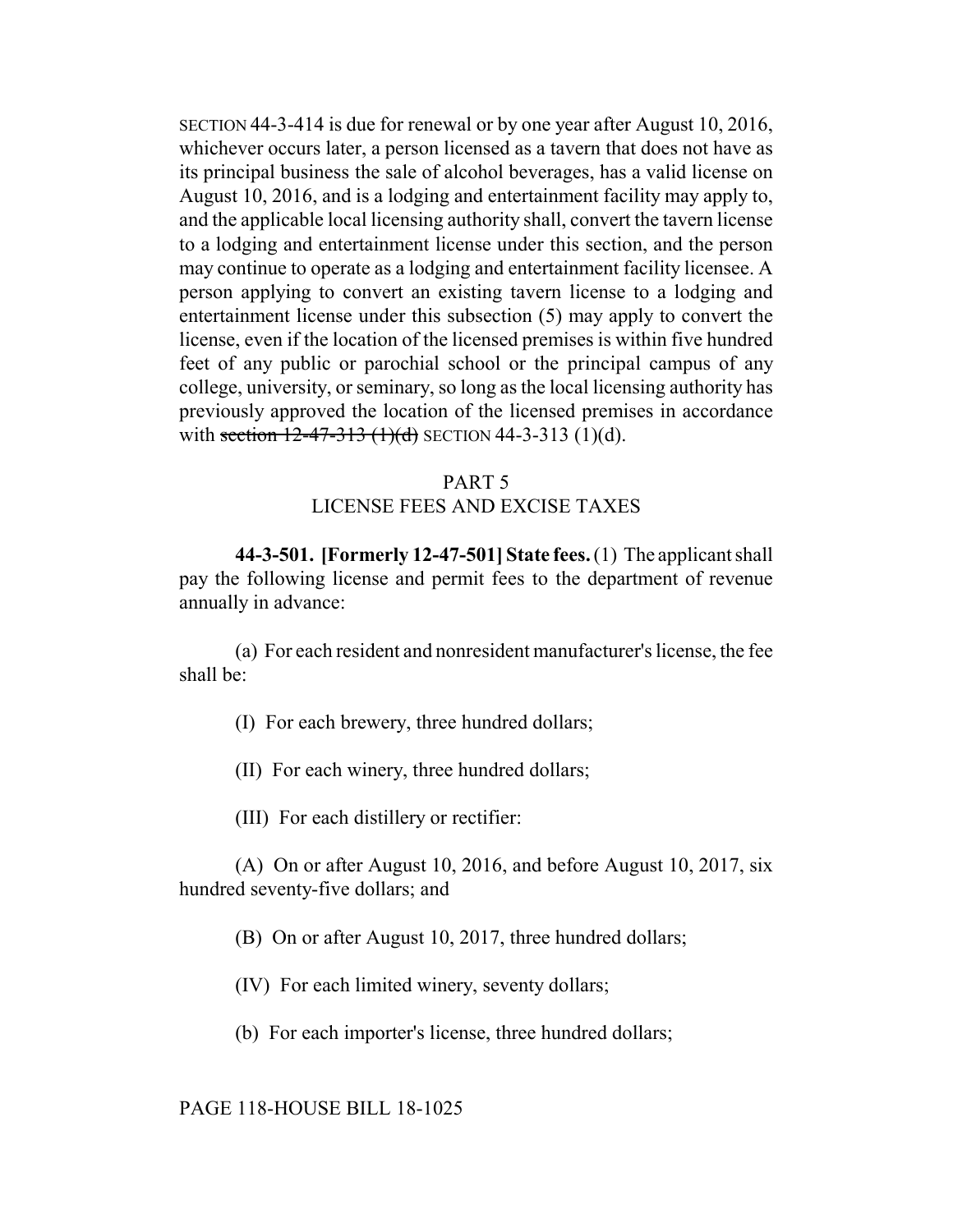SECTION 44-3-414 is due for renewal or by one year after August 10, 2016, whichever occurs later, a person licensed as a tavern that does not have as its principal business the sale of alcohol beverages, has a valid license on August 10, 2016, and is a lodging and entertainment facility may apply to, and the applicable local licensing authority shall, convert the tavern license to a lodging and entertainment license under this section, and the person may continue to operate as a lodging and entertainment facility licensee. A person applying to convert an existing tavern license to a lodging and entertainment license under this subsection (5) may apply to convert the license, even if the location of the licensed premises is within five hundred feet of any public or parochial school or the principal campus of any college, university, or seminary, so long as the local licensing authority has previously approved the location of the licensed premises in accordance with ~~section 12-47-313 (1)(d)~~ SECTION 44-3-313 (1)(d).

## PART 5
## LICENSE FEES AND EXCISE TAXES

**44-3-501. [Formerly 12-47-501] State fees.** (1) The applicant shall pay the following license and permit fees to the department of revenue annually in advance:

(a) For each resident and nonresident manufacturer's license, the fee shall be:

(I) For each brewery, three hundred dollars;

(II) For each winery, three hundred dollars;

(III) For each distillery or rectifier:

(A) On or after August 10, 2016, and before August 10, 2017, six hundred seventy-five dollars; and

(B) On or after August 10, 2017, three hundred dollars;

(IV) For each limited winery, seventy dollars;

(b) For each importer's license, three hundred dollars;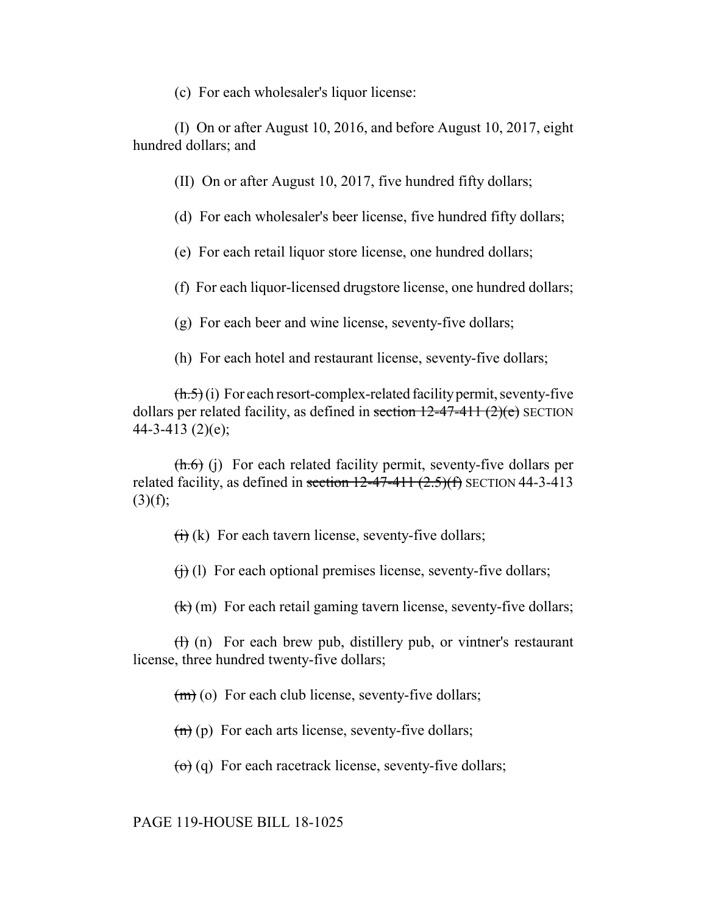(c) For each wholesaler's liquor license:

(I) On or after August 10, 2016, and before August 10, 2017, eight hundred dollars; and

(II) On or after August 10, 2017, five hundred fifty dollars;

(d) For each wholesaler's beer license, five hundred fifty dollars;

(e) For each retail liquor store license, one hundred dollars;

(f) For each liquor-licensed drugstore license, one hundred dollars;

(g) For each beer and wine license, seventy-five dollars;

(h) For each hotel and restaurant license, seventy-five dollars;

~~(h.5)~~ (i) For each resort-complex-related facility permit, seventy-five dollars per related facility, as defined in ~~section 12-47-411 (2)(e)~~ SECTION 44-3-413 (2)(e);

~~(h.6)~~ (j) For each related facility permit, seventy-five dollars per related facility, as defined in ~~section 12-47-411 (2.5)(f)~~ SECTION 44-3-413 (3)(f);

~~(i)~~ (k) For each tavern license, seventy-five dollars;

~~(j)~~ (l) For each optional premises license, seventy-five dollars;

~~(k)~~ (m) For each retail gaming tavern license, seventy-five dollars;

~~(l)~~ (n) For each brew pub, distillery pub, or vintner's restaurant license, three hundred twenty-five dollars;

~~(m)~~ (o) For each club license, seventy-five dollars;

~~(n)~~ (p) For each arts license, seventy-five dollars;

~~(o)~~ (q) For each racetrack license, seventy-five dollars;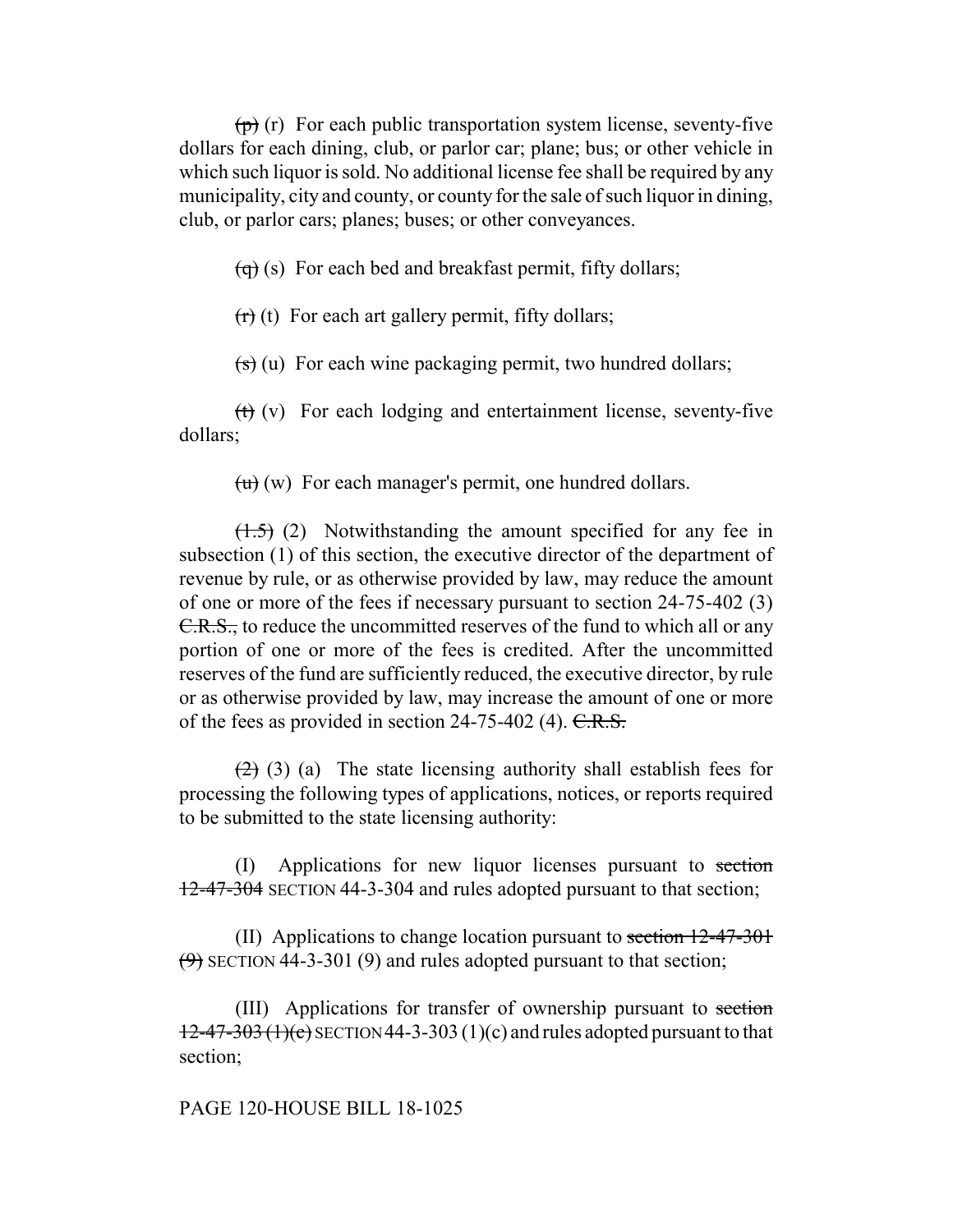~~(p)~~ (r) For each public transportation system license, seventy-five dollars for each dining, club, or parlor car; plane; bus; or other vehicle in which such liquor is sold. No additional license fee shall be required by any municipality, city and county, or county for the sale of such liquor in dining, club, or parlor cars; planes; buses; or other conveyances.

~~(q)~~ (s) For each bed and breakfast permit, fifty dollars;

~~(r)~~ (t) For each art gallery permit, fifty dollars;

~~(s)~~ (u) For each wine packaging permit, two hundred dollars;

~~(t)~~ (v) For each lodging and entertainment license, seventy-five dollars;

~~(u)~~ (w) For each manager's permit, one hundred dollars.

~~(1.5)~~ (2) Notwithstanding the amount specified for any fee in subsection (1) of this section, the executive director of the department of revenue by rule, or as otherwise provided by law, may reduce the amount of one or more of the fees if necessary pursuant to section 24-75-402 (3) ~~C.R.S.,~~ to reduce the uncommitted reserves of the fund to which all or any portion of one or more of the fees is credited. After the uncommitted reserves of the fund are sufficiently reduced, the executive director, by rule or as otherwise provided by law, may increase the amount of one or more of the fees as provided in section 24-75-402 (4). ~~C.R.S.~~

~~(2)~~ (3) (a) The state licensing authority shall establish fees for processing the following types of applications, notices, or reports required to be submitted to the state licensing authority:

(I) Applications for new liquor licenses pursuant to ~~section 12-47-304~~ SECTION 44-3-304 and rules adopted pursuant to that section;

(II) Applications to change location pursuant to ~~section 12-47-301 (9)~~ SECTION 44-3-301 (9) and rules adopted pursuant to that section;

(III) Applications for transfer of ownership pursuant to ~~section 12-47-303 (1)(c)~~ SECTION 44-3-303 (1)(c) and rules adopted pursuant to that section;

PAGE 120-HOUSE BILL 18-1025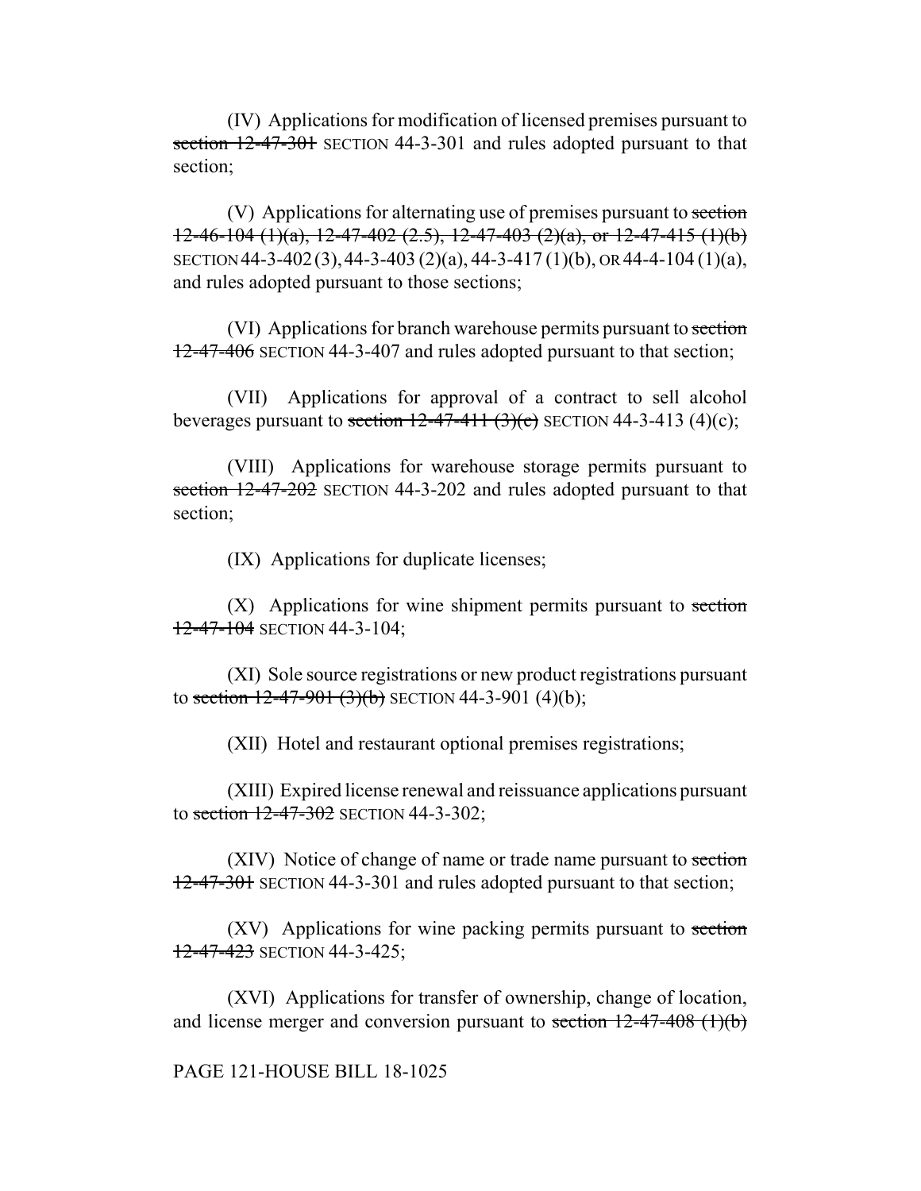(IV) Applications for modification of licensed premises pursuant to ~~section 12-47-301~~ SECTION 44-3-301 and rules adopted pursuant to that section;

(V) Applications for alternating use of premises pursuant to ~~section 12-46-104 (1)(a), 12-47-402 (2.5), 12-47-403 (2)(a), or 12-47-415 (1)(b)~~ SECTION 44-3-402 (3), 44-3-403 (2)(a), 44-3-417 (1)(b), OR 44-4-104 (1)(a), and rules adopted pursuant to those sections;

(VI) Applications for branch warehouse permits pursuant to ~~section 12-47-406~~ SECTION 44-3-407 and rules adopted pursuant to that section;

(VII) Applications for approval of a contract to sell alcohol beverages pursuant to ~~section 12-47-411 (3)(c)~~ SECTION 44-3-413 (4)(c);

(VIII) Applications for warehouse storage permits pursuant to ~~section 12-47-202~~ SECTION 44-3-202 and rules adopted pursuant to that section;

(IX) Applications for duplicate licenses;

(X) Applications for wine shipment permits pursuant to ~~section 12-47-104~~ SECTION 44-3-104;

(XI) Sole source registrations or new product registrations pursuant to ~~section 12-47-901 (3)(b)~~ SECTION 44-3-901 (4)(b);

(XII) Hotel and restaurant optional premises registrations;

(XIII) Expired license renewal and reissuance applications pursuant to ~~section 12-47-302~~ SECTION 44-3-302;

(XIV) Notice of change of name or trade name pursuant to ~~section 12-47-301~~ SECTION 44-3-301 and rules adopted pursuant to that section;

(XV) Applications for wine packing permits pursuant to ~~section 12-47-423~~ SECTION 44-3-425;

(XVI) Applications for transfer of ownership, change of location, and license merger and conversion pursuant to ~~section 12-47-408 (1)(b)~~

PAGE 121-HOUSE BILL 18-1025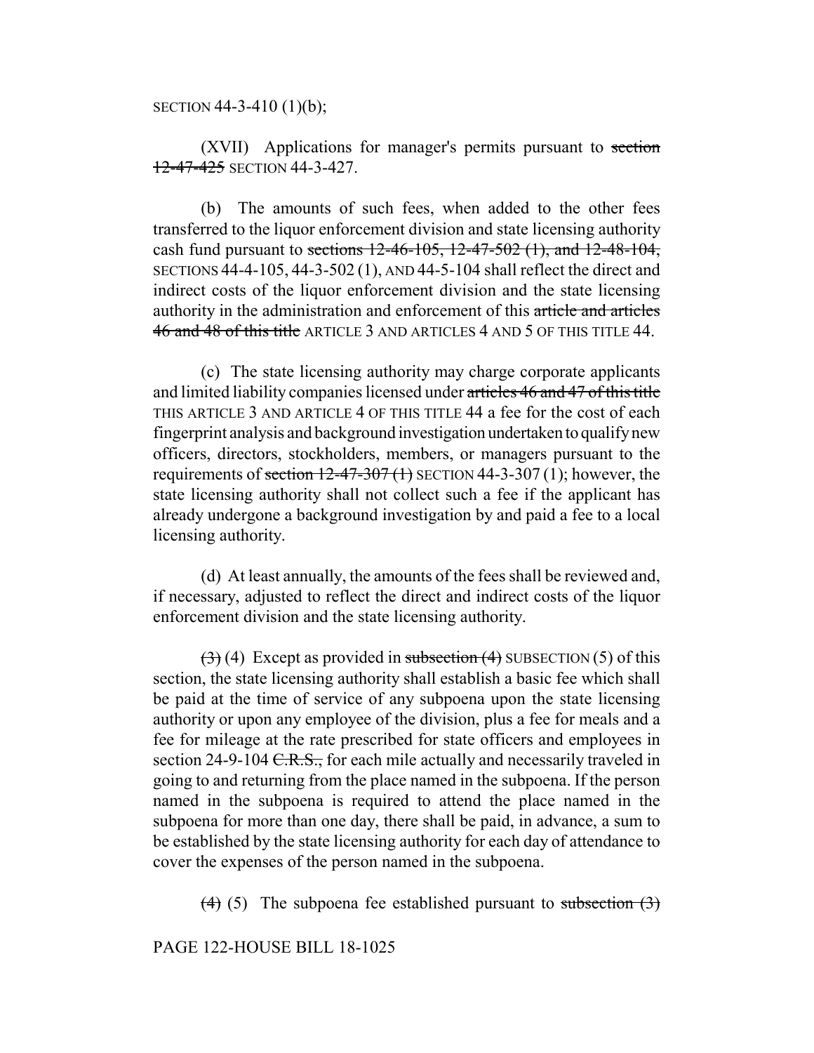SECTION 44-3-410 (1)(b);

(XVII) Applications for manager's permits pursuant to ~~section 12-47-425~~ SECTION 44-3-427.

(b) The amounts of such fees, when added to the other fees transferred to the liquor enforcement division and state licensing authority cash fund pursuant to ~~sections 12-46-105, 12-47-502 (1), and 12-48-104,~~ SECTIONS 44-4-105, 44-3-502 (1), AND 44-5-104 shall reflect the direct and indirect costs of the liquor enforcement division and the state licensing authority in the administration and enforcement of this ~~article and articles 46 and 48 of this title~~ ARTICLE 3 AND ARTICLES 4 AND 5 OF THIS TITLE 44.

(c) The state licensing authority may charge corporate applicants and limited liability companies licensed under ~~articles 46 and 47 of this title~~ THIS ARTICLE 3 AND ARTICLE 4 OF THIS TITLE 44 a fee for the cost of each fingerprint analysis and background investigation undertaken to qualify new officers, directors, stockholders, members, or managers pursuant to the requirements of ~~section 12-47-307 (1)~~ SECTION 44-3-307 (1); however, the state licensing authority shall not collect such a fee if the applicant has already undergone a background investigation by and paid a fee to a local licensing authority.

(d) At least annually, the amounts of the fees shall be reviewed and, if necessary, adjusted to reflect the direct and indirect costs of the liquor enforcement division and the state licensing authority.

~~(3)~~ (4) Except as provided in ~~subsection (4)~~ SUBSECTION (5) of this section, the state licensing authority shall establish a basic fee which shall be paid at the time of service of any subpoena upon the state licensing authority or upon any employee of the division, plus a fee for meals and a fee for mileage at the rate prescribed for state officers and employees in section 24-9-104 ~~C.R.S.,~~ for each mile actually and necessarily traveled in going to and returning from the place named in the subpoena. If the person named in the subpoena is required to attend the place named in the subpoena for more than one day, there shall be paid, in advance, a sum to be established by the state licensing authority for each day of attendance to cover the expenses of the person named in the subpoena.

~~(4)~~ (5) The subpoena fee established pursuant to ~~subsection (3)~~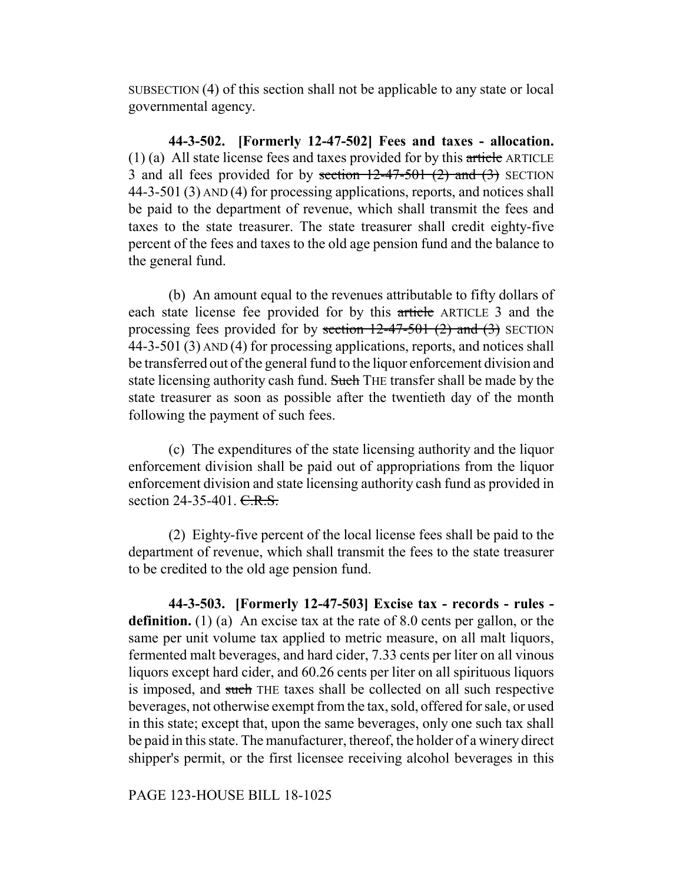SUBSECTION (4) of this section shall not be applicable to any state or local governmental agency.

**44-3-502. [Formerly 12-47-502] Fees and taxes - allocation.** (1) (a) All state license fees and taxes provided for by this ~~article~~ ARTICLE 3 and all fees provided for by ~~section 12-47-501 (2) and (3)~~ SECTION 44-3-501 (3) AND (4) for processing applications, reports, and notices shall be paid to the department of revenue, which shall transmit the fees and taxes to the state treasurer. The state treasurer shall credit eighty-five percent of the fees and taxes to the old age pension fund and the balance to the general fund.

(b) An amount equal to the revenues attributable to fifty dollars of each state license fee provided for by this ~~article~~ ARTICLE 3 and the processing fees provided for by ~~section 12-47-501 (2) and (3)~~ SECTION 44-3-501 (3) AND (4) for processing applications, reports, and notices shall be transferred out of the general fund to the liquor enforcement division and state licensing authority cash fund. ~~Such~~ THE transfer shall be made by the state treasurer as soon as possible after the twentieth day of the month following the payment of such fees.

(c) The expenditures of the state licensing authority and the liquor enforcement division shall be paid out of appropriations from the liquor enforcement division and state licensing authority cash fund as provided in section 24-35-401. ~~C.R.S.~~

(2) Eighty-five percent of the local license fees shall be paid to the department of revenue, which shall transmit the fees to the state treasurer to be credited to the old age pension fund.

**44-3-503. [Formerly 12-47-503] Excise tax - records - rules - definition.** (1) (a) An excise tax at the rate of 8.0 cents per gallon, or the same per unit volume tax applied to metric measure, on all malt liquors, fermented malt beverages, and hard cider, 7.33 cents per liter on all vinous liquors except hard cider, and 60.26 cents per liter on all spirituous liquors is imposed, and ~~such~~ THE taxes shall be collected on all such respective beverages, not otherwise exempt from the tax, sold, offered for sale, or used in this state; except that, upon the same beverages, only one such tax shall be paid in this state. The manufacturer, thereof, the holder of a winery direct shipper's permit, or the first licensee receiving alcohol beverages in this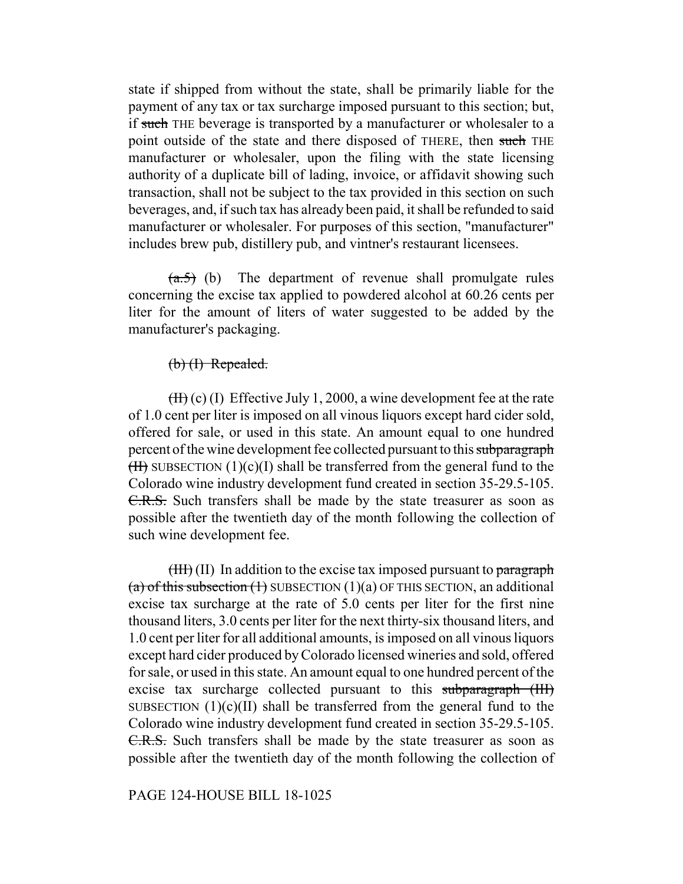state if shipped from without the state, shall be primarily liable for the payment of any tax or tax surcharge imposed pursuant to this section; but, if ~~such~~ THE beverage is transported by a manufacturer or wholesaler to a point outside of the state and there disposed of THERE, then ~~such~~ THE manufacturer or wholesaler, upon the filing with the state licensing authority of a duplicate bill of lading, invoice, or affidavit showing such transaction, shall not be subject to the tax provided in this section on such beverages, and, if such tax has already been paid, it shall be refunded to said manufacturer or wholesaler. For purposes of this section, "manufacturer" includes brew pub, distillery pub, and vintner's restaurant licensees.

~~(a.5)~~ (b) The department of revenue shall promulgate rules concerning the excise tax applied to powdered alcohol at 60.26 cents per liter for the amount of liters of water suggested to be added by the manufacturer's packaging.

~~(b) (I) Repealed.~~

~~(II)~~ (c) (I) Effective July 1, 2000, a wine development fee at the rate of 1.0 cent per liter is imposed on all vinous liquors except hard cider sold, offered for sale, or used in this state. An amount equal to one hundred percent of the wine development fee collected pursuant to this ~~subparagraph (II)~~ SUBSECTION (1)(c)(I) shall be transferred from the general fund to the Colorado wine industry development fund created in section 35-29.5-105. ~~C.R.S.~~ Such transfers shall be made by the state treasurer as soon as possible after the twentieth day of the month following the collection of such wine development fee.

~~(III)~~ (II) In addition to the excise tax imposed pursuant to ~~paragraph (a) of this subsection (1)~~ SUBSECTION (1)(a) OF THIS SECTION, an additional excise tax surcharge at the rate of 5.0 cents per liter for the first nine thousand liters, 3.0 cents per liter for the next thirty-six thousand liters, and 1.0 cent per liter for all additional amounts, is imposed on all vinous liquors except hard cider produced by Colorado licensed wineries and sold, offered for sale, or used in this state. An amount equal to one hundred percent of the excise tax surcharge collected pursuant to this ~~subparagraph (III)~~ SUBSECTION (1)(c)(II) shall be transferred from the general fund to the Colorado wine industry development fund created in section 35-29.5-105. ~~C.R.S.~~ Such transfers shall be made by the state treasurer as soon as possible after the twentieth day of the month following the collection of

PAGE 124-HOUSE BILL 18-1025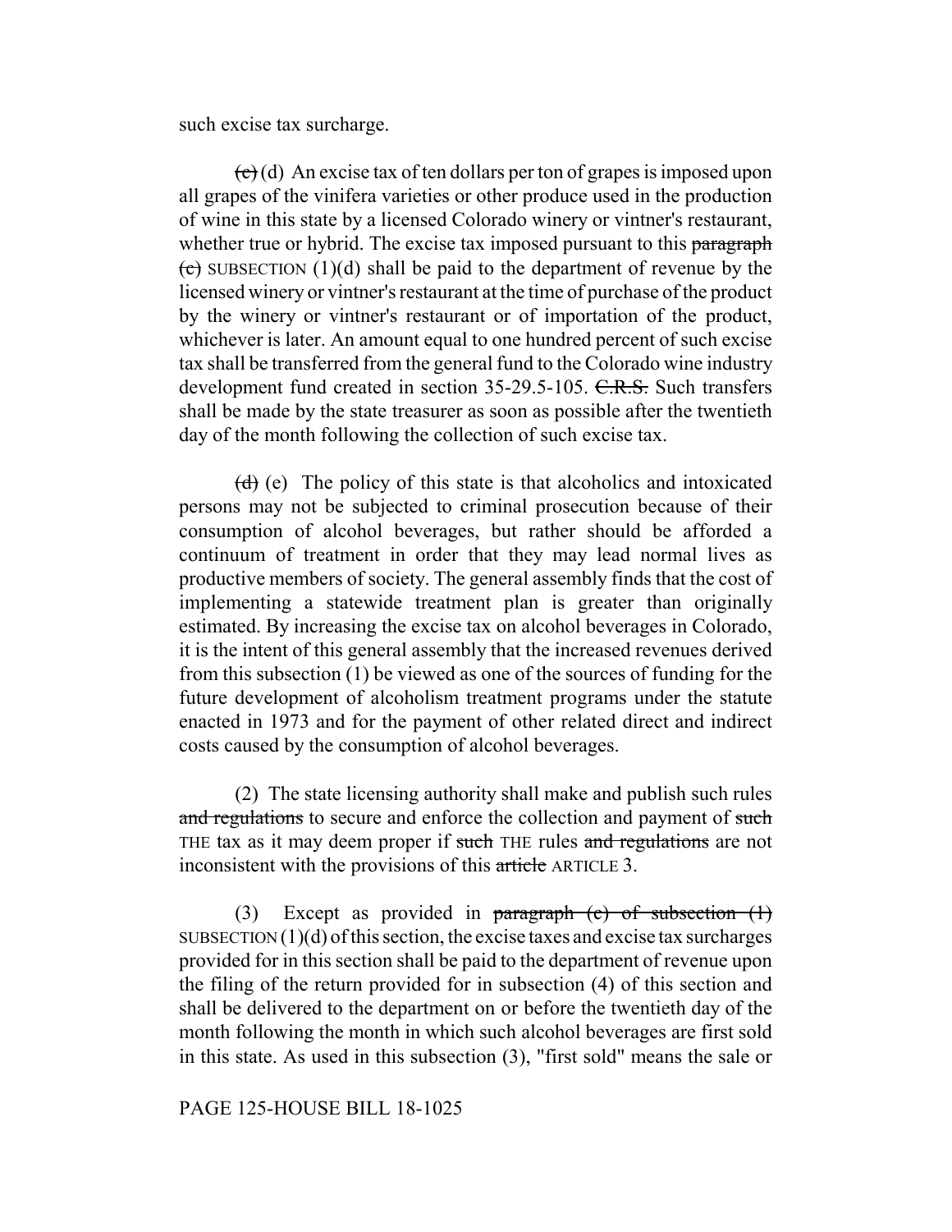such excise tax surcharge.

~~(c)~~ (d) An excise tax of ten dollars per ton of grapes is imposed upon all grapes of the vinifera varieties or other produce used in the production of wine in this state by a licensed Colorado winery or vintner's restaurant, whether true or hybrid. The excise tax imposed pursuant to this ~~paragraph (c)~~ SUBSECTION (1)(d) shall be paid to the department of revenue by the licensed winery or vintner's restaurant at the time of purchase of the product by the winery or vintner's restaurant or of importation of the product, whichever is later. An amount equal to one hundred percent of such excise tax shall be transferred from the general fund to the Colorado wine industry development fund created in section 35-29.5-105. ~~C.R.S.~~ Such transfers shall be made by the state treasurer as soon as possible after the twentieth day of the month following the collection of such excise tax.

~~(d)~~ (e) The policy of this state is that alcoholics and intoxicated persons may not be subjected to criminal prosecution because of their consumption of alcohol beverages, but rather should be afforded a continuum of treatment in order that they may lead normal lives as productive members of society. The general assembly finds that the cost of implementing a statewide treatment plan is greater than originally estimated. By increasing the excise tax on alcohol beverages in Colorado, it is the intent of this general assembly that the increased revenues derived from this subsection (1) be viewed as one of the sources of funding for the future development of alcoholism treatment programs under the statute enacted in 1973 and for the payment of other related direct and indirect costs caused by the consumption of alcohol beverages.

(2) The state licensing authority shall make and publish such rules ~~and regulations~~ to secure and enforce the collection and payment of ~~such~~ THE tax as it may deem proper if ~~such~~ THE rules ~~and regulations~~ are not inconsistent with the provisions of this ~~article~~ ARTICLE 3.

(3) Except as provided in ~~paragraph (c) of subsection (1)~~ SUBSECTION (1)(d) of this section, the excise taxes and excise tax surcharges provided for in this section shall be paid to the department of revenue upon the filing of the return provided for in subsection (4) of this section and shall be delivered to the department on or before the twentieth day of the month following the month in which such alcohol beverages are first sold in this state. As used in this subsection (3), "first sold" means the sale or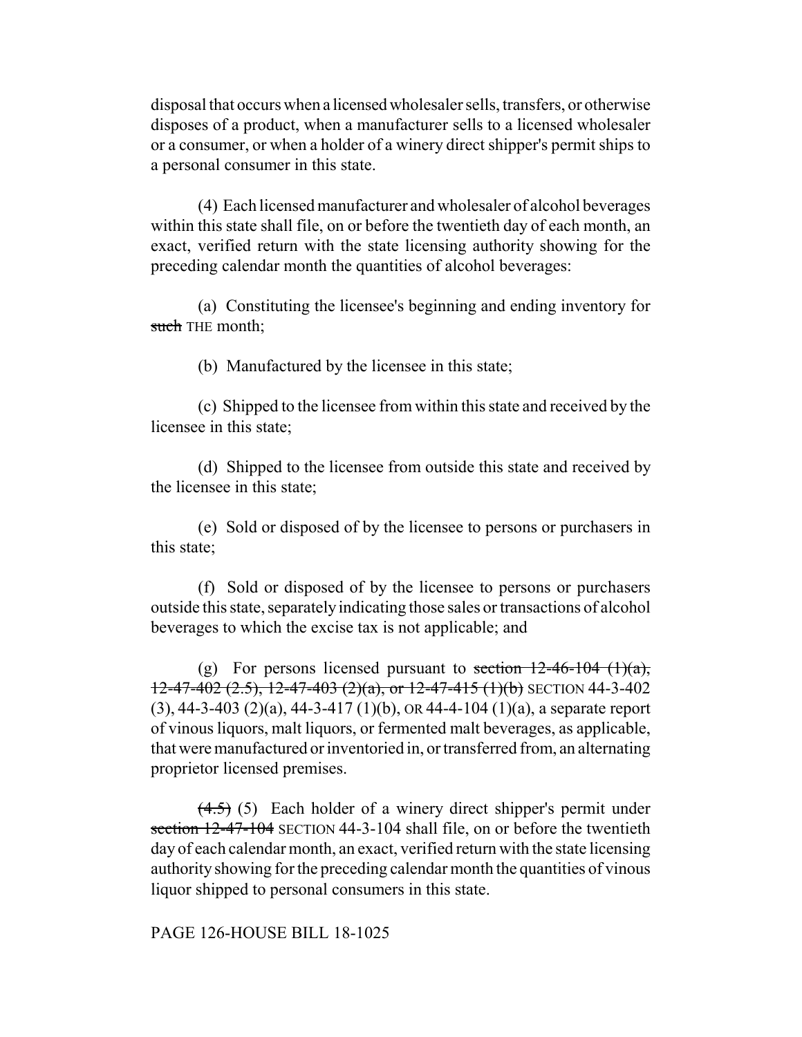disposal that occurs when a licensed wholesaler sells, transfers, or otherwise disposes of a product, when a manufacturer sells to a licensed wholesaler or a consumer, or when a holder of a winery direct shipper's permit ships to a personal consumer in this state.

(4) Each licensed manufacturer and wholesaler of alcohol beverages within this state shall file, on or before the twentieth day of each month, an exact, verified return with the state licensing authority showing for the preceding calendar month the quantities of alcohol beverages:

(a) Constituting the licensee's beginning and ending inventory for ~~such~~ THE month;

(b) Manufactured by the licensee in this state;

(c) Shipped to the licensee from within this state and received by the licensee in this state;

(d) Shipped to the licensee from outside this state and received by the licensee in this state;

(e) Sold or disposed of by the licensee to persons or purchasers in this state;

(f) Sold or disposed of by the licensee to persons or purchasers outside this state, separately indicating those sales or transactions of alcohol beverages to which the excise tax is not applicable; and

(g) For persons licensed pursuant to ~~section 12-46-104 (1)(a), 12-47-402 (2.5), 12-47-403 (2)(a), or 12-47-415 (1)(b)~~ SECTION 44-3-402 (3), 44-3-403 (2)(a), 44-3-417 (1)(b), OR 44-4-104 (1)(a), a separate report of vinous liquors, malt liquors, or fermented malt beverages, as applicable, that were manufactured or inventoried in, or transferred from, an alternating proprietor licensed premises.

~~(4.5)~~ (5) Each holder of a winery direct shipper's permit under ~~section 12-47-104~~ SECTION 44-3-104 shall file, on or before the twentieth day of each calendar month, an exact, verified return with the state licensing authority showing for the preceding calendar month the quantities of vinous liquor shipped to personal consumers in this state.

PAGE 126-HOUSE BILL 18-1025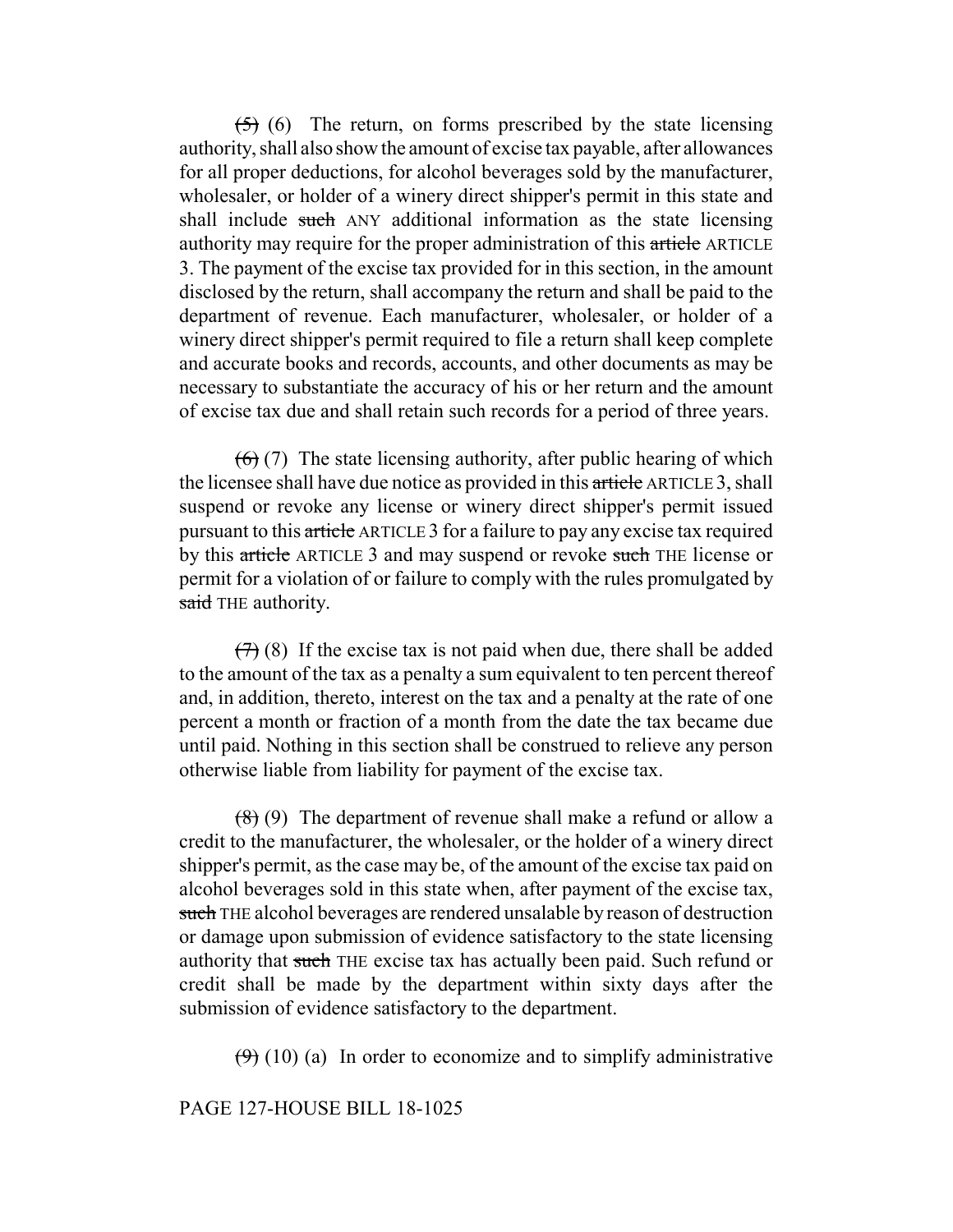~~(5)~~ (6) The return, on forms prescribed by the state licensing authority, shall also show the amount of excise tax payable, after allowances for all proper deductions, for alcohol beverages sold by the manufacturer, wholesaler, or holder of a winery direct shipper's permit in this state and shall include ~~such~~ ANY additional information as the state licensing authority may require for the proper administration of this ~~article~~ ARTICLE 3. The payment of the excise tax provided for in this section, in the amount disclosed by the return, shall accompany the return and shall be paid to the department of revenue. Each manufacturer, wholesaler, or holder of a winery direct shipper's permit required to file a return shall keep complete and accurate books and records, accounts, and other documents as may be necessary to substantiate the accuracy of his or her return and the amount of excise tax due and shall retain such records for a period of three years.

~~(6)~~ (7) The state licensing authority, after public hearing of which the licensee shall have due notice as provided in this ~~article~~ ARTICLE 3, shall suspend or revoke any license or winery direct shipper's permit issued pursuant to this ~~article~~ ARTICLE 3 for a failure to pay any excise tax required by this ~~article~~ ARTICLE 3 and may suspend or revoke ~~such~~ THE license or permit for a violation of or failure to comply with the rules promulgated by ~~said~~ THE authority.

~~(7)~~ (8) If the excise tax is not paid when due, there shall be added to the amount of the tax as a penalty a sum equivalent to ten percent thereof and, in addition, thereto, interest on the tax and a penalty at the rate of one percent a month or fraction of a month from the date the tax became due until paid. Nothing in this section shall be construed to relieve any person otherwise liable from liability for payment of the excise tax.

~~(8)~~ (9) The department of revenue shall make a refund or allow a credit to the manufacturer, the wholesaler, or the holder of a winery direct shipper's permit, as the case may be, of the amount of the excise tax paid on alcohol beverages sold in this state when, after payment of the excise tax, ~~such~~ THE alcohol beverages are rendered unsalable by reason of destruction or damage upon submission of evidence satisfactory to the state licensing authority that ~~such~~ THE excise tax has actually been paid. Such refund or credit shall be made by the department within sixty days after the submission of evidence satisfactory to the department.

~~(9)~~ (10) (a) In order to economize and to simplify administrative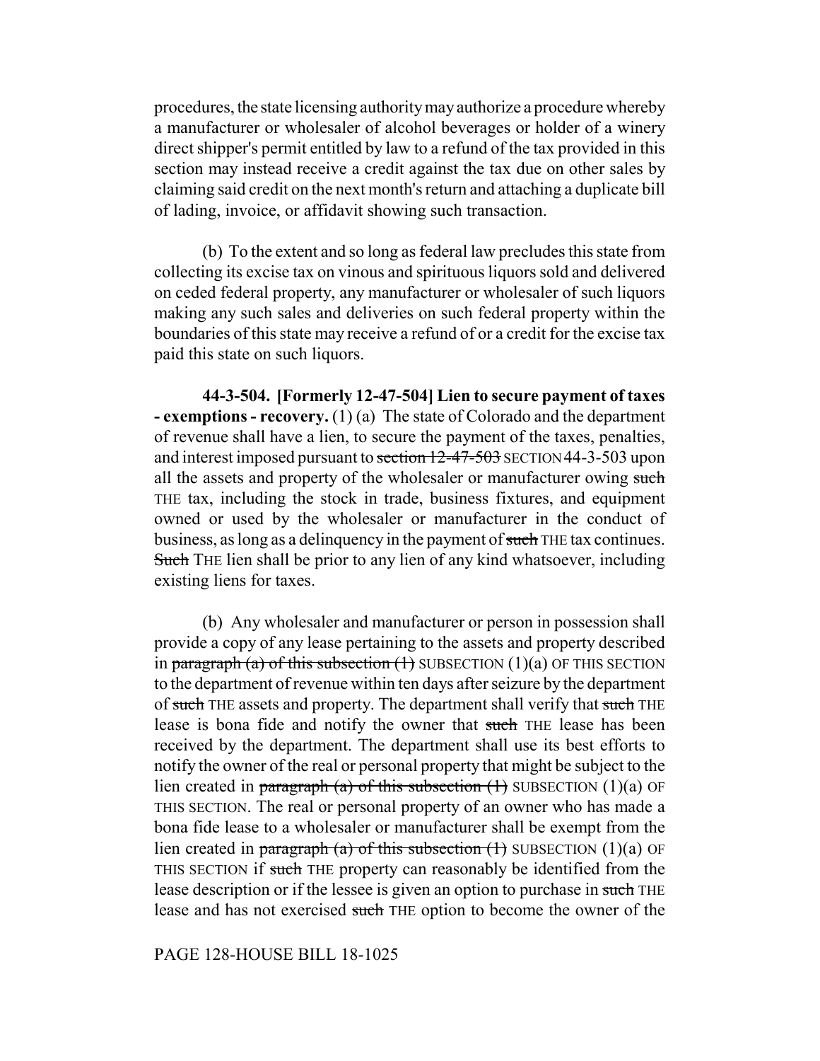procedures, the state licensing authority may authorize a procedure whereby a manufacturer or wholesaler of alcohol beverages or holder of a winery direct shipper's permit entitled by law to a refund of the tax provided in this section may instead receive a credit against the tax due on other sales by claiming said credit on the next month's return and attaching a duplicate bill of lading, invoice, or affidavit showing such transaction.

(b) To the extent and so long as federal law precludes this state from collecting its excise tax on vinous and spirituous liquors sold and delivered on ceded federal property, any manufacturer or wholesaler of such liquors making any such sales and deliveries on such federal property within the boundaries of this state may receive a refund of or a credit for the excise tax paid this state on such liquors.

**44-3-504. [Formerly 12-47-504] Lien to secure payment of taxes - exemptions - recovery.** (1) (a) The state of Colorado and the department of revenue shall have a lien, to secure the payment of the taxes, penalties, and interest imposed pursuant to ~~section 12-47-503~~ SECTION 44-3-503 upon all the assets and property of the wholesaler or manufacturer owing ~~such~~ THE tax, including the stock in trade, business fixtures, and equipment owned or used by the wholesaler or manufacturer in the conduct of business, as long as a delinquency in the payment of ~~such~~ THE tax continues. ~~Such~~ THE lien shall be prior to any lien of any kind whatsoever, including existing liens for taxes.

(b) Any wholesaler and manufacturer or person in possession shall provide a copy of any lease pertaining to the assets and property described in ~~paragraph (a) of this subsection (1)~~ SUBSECTION (1)(a) OF THIS SECTION to the department of revenue within ten days after seizure by the department of ~~such~~ THE assets and property. The department shall verify that ~~such~~ THE lease is bona fide and notify the owner that ~~such~~ THE lease has been received by the department. The department shall use its best efforts to notify the owner of the real or personal property that might be subject to the lien created in ~~paragraph (a) of this subsection (1)~~ SUBSECTION (1)(a) OF THIS SECTION. The real or personal property of an owner who has made a bona fide lease to a wholesaler or manufacturer shall be exempt from the lien created in ~~paragraph (a) of this subsection (1)~~ SUBSECTION (1)(a) OF THIS SECTION if ~~such~~ THE property can reasonably be identified from the lease description or if the lessee is given an option to purchase in ~~such~~ THE lease and has not exercised ~~such~~ THE option to become the owner of the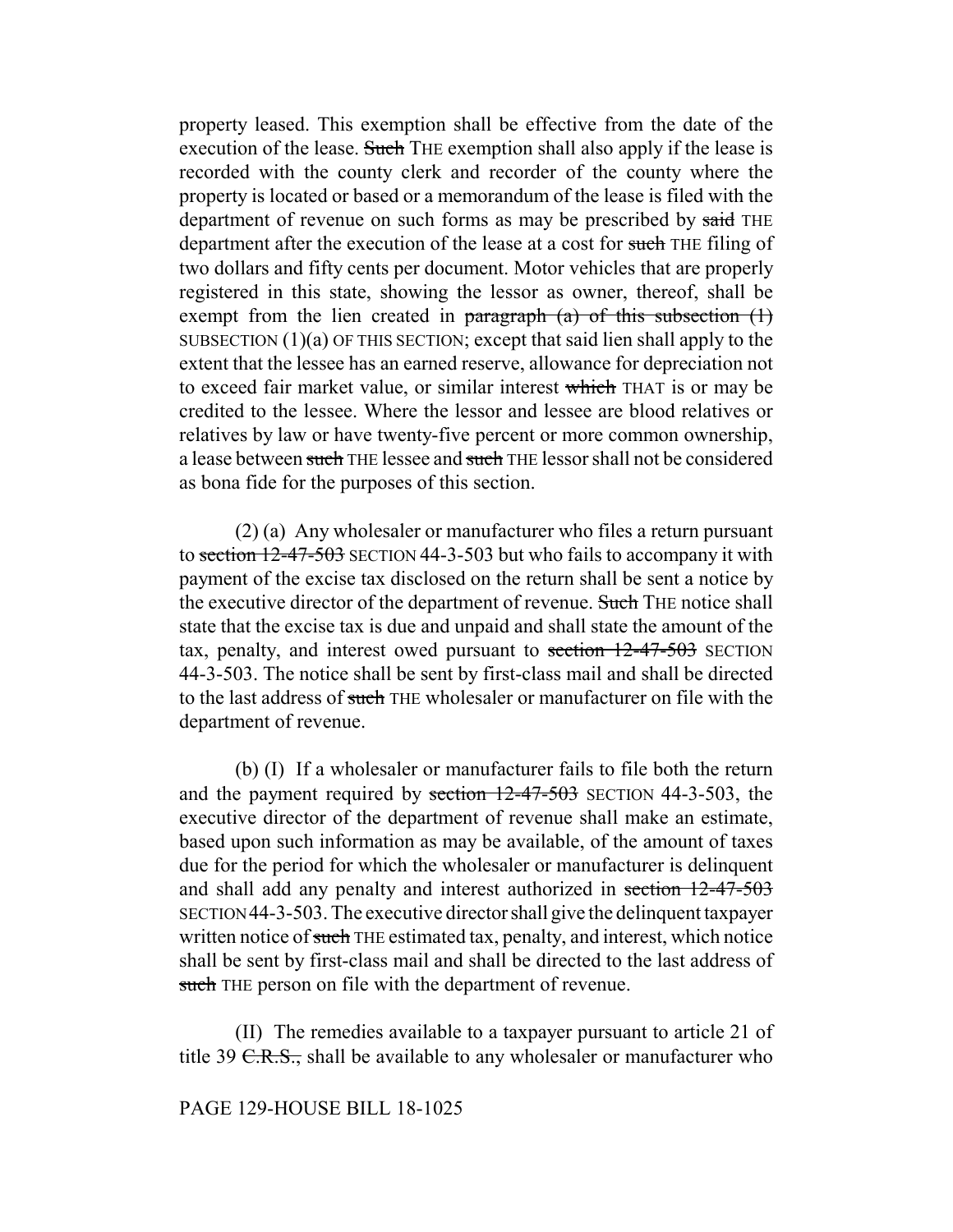property leased. This exemption shall be effective from the date of the execution of the lease. ~~Such~~ THE exemption shall also apply if the lease is recorded with the county clerk and recorder of the county where the property is located or based or a memorandum of the lease is filed with the department of revenue on such forms as may be prescribed by ~~said~~ THE department after the execution of the lease at a cost for ~~such~~ THE filing of two dollars and fifty cents per document. Motor vehicles that are properly registered in this state, showing the lessor as owner, thereof, shall be exempt from the lien created in ~~paragraph (a) of this subsection (1)~~ SUBSECTION (1)(a) OF THIS SECTION; except that said lien shall apply to the extent that the lessee has an earned reserve, allowance for depreciation not to exceed fair market value, or similar interest ~~which~~ THAT is or may be credited to the lessee. Where the lessor and lessee are blood relatives or relatives by law or have twenty-five percent or more common ownership, a lease between ~~such~~ THE lessee and ~~such~~ THE lessor shall not be considered as bona fide for the purposes of this section.

(2) (a) Any wholesaler or manufacturer who files a return pursuant to ~~section 12-47-503~~ SECTION 44-3-503 but who fails to accompany it with payment of the excise tax disclosed on the return shall be sent a notice by the executive director of the department of revenue. ~~Such~~ THE notice shall state that the excise tax is due and unpaid and shall state the amount of the tax, penalty, and interest owed pursuant to ~~section 12-47-503~~ SECTION 44-3-503. The notice shall be sent by first-class mail and shall be directed to the last address of ~~such~~ THE wholesaler or manufacturer on file with the department of revenue.

(b) (I) If a wholesaler or manufacturer fails to file both the return and the payment required by ~~section 12-47-503~~ SECTION 44-3-503, the executive director of the department of revenue shall make an estimate, based upon such information as may be available, of the amount of taxes due for the period for which the wholesaler or manufacturer is delinquent and shall add any penalty and interest authorized in ~~section 12-47-503~~ SECTION 44-3-503. The executive director shall give the delinquent taxpayer written notice of ~~such~~ THE estimated tax, penalty, and interest, which notice shall be sent by first-class mail and shall be directed to the last address of ~~such~~ THE person on file with the department of revenue.

(II) The remedies available to a taxpayer pursuant to article 21 of title 39 ~~C.R.S.,~~ shall be available to any wholesaler or manufacturer who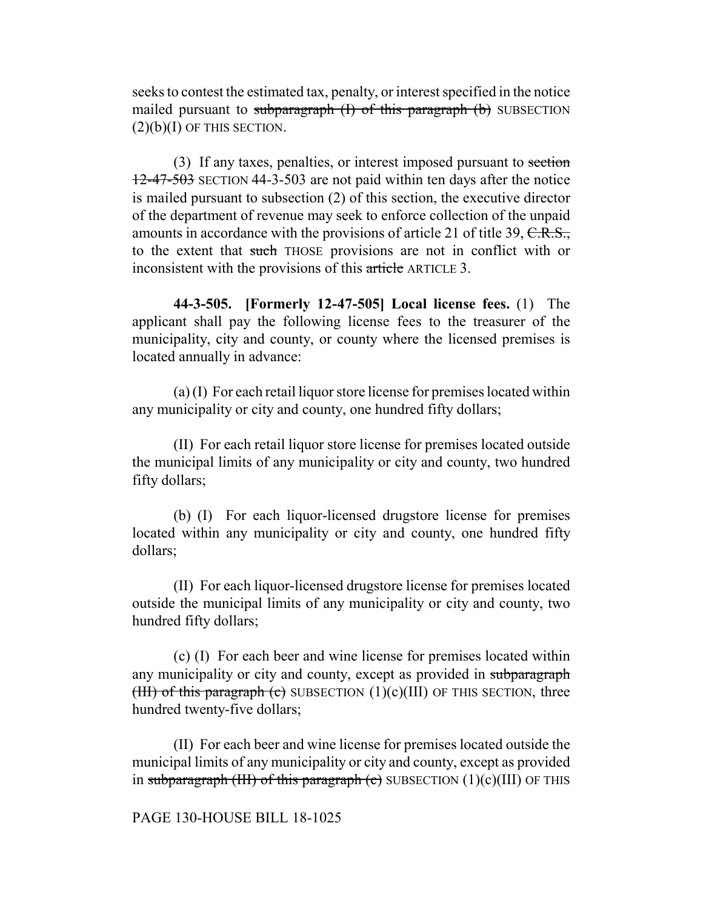seeks to contest the estimated tax, penalty, or interest specified in the notice mailed pursuant to ~~subparagraph (I) of this paragraph (b)~~ SUBSECTION (2)(b)(I) OF THIS SECTION.

(3) If any taxes, penalties, or interest imposed pursuant to ~~section 12-47-503~~ SECTION 44-3-503 are not paid within ten days after the notice is mailed pursuant to subsection (2) of this section, the executive director of the department of revenue may seek to enforce collection of the unpaid amounts in accordance with the provisions of article 21 of title 39, ~~C.R.S.,~~ to the extent that ~~such~~ THOSE provisions are not in conflict with or inconsistent with the provisions of this ~~article~~ ARTICLE 3.

**44-3-505. [Formerly 12-47-505] Local license fees.** (1) The applicant shall pay the following license fees to the treasurer of the municipality, city and county, or county where the licensed premises is located annually in advance:

(a) (I) For each retail liquor store license for premises located within any municipality or city and county, one hundred fifty dollars;

(II) For each retail liquor store license for premises located outside the municipal limits of any municipality or city and county, two hundred fifty dollars;

(b) (I) For each liquor-licensed drugstore license for premises located within any municipality or city and county, one hundred fifty dollars;

(II) For each liquor-licensed drugstore license for premises located outside the municipal limits of any municipality or city and county, two hundred fifty dollars;

(c) (I) For each beer and wine license for premises located within any municipality or city and county, except as provided in ~~subparagraph (III) of this paragraph (c)~~ SUBSECTION (1)(c)(III) OF THIS SECTION, three hundred twenty-five dollars;

(II) For each beer and wine license for premises located outside the municipal limits of any municipality or city and county, except as provided in ~~subparagraph (III) of this paragraph (c)~~ SUBSECTION (1)(c)(III) OF THIS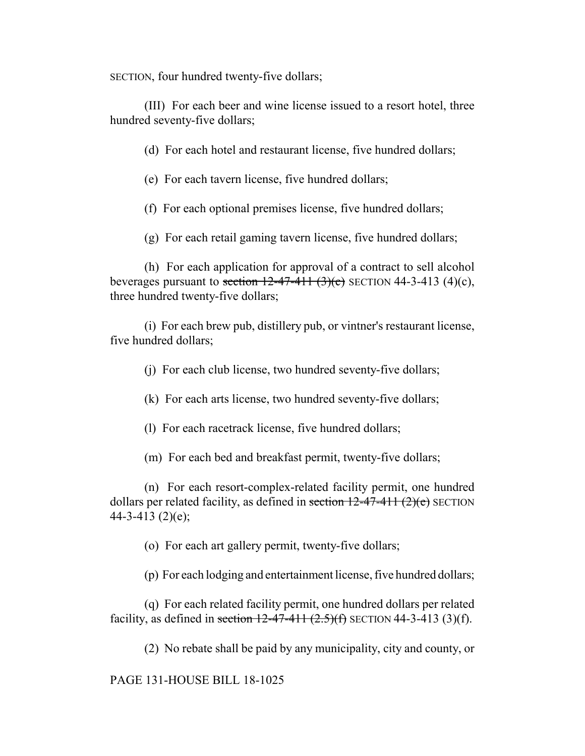SECTION, four hundred twenty-five dollars;

(III) For each beer and wine license issued to a resort hotel, three hundred seventy-five dollars;

(d) For each hotel and restaurant license, five hundred dollars;

(e) For each tavern license, five hundred dollars;

(f) For each optional premises license, five hundred dollars;

(g) For each retail gaming tavern license, five hundred dollars;

(h) For each application for approval of a contract to sell alcohol beverages pursuant to ~~section 12-47-411 (3)(c)~~ SECTION 44-3-413 (4)(c), three hundred twenty-five dollars;

(i) For each brew pub, distillery pub, or vintner's restaurant license, five hundred dollars;

(j) For each club license, two hundred seventy-five dollars;

(k) For each arts license, two hundred seventy-five dollars;

(l) For each racetrack license, five hundred dollars;

(m) For each bed and breakfast permit, twenty-five dollars;

(n) For each resort-complex-related facility permit, one hundred dollars per related facility, as defined in ~~section 12-47-411 (2)(e)~~ SECTION 44-3-413 (2)(e);

(o) For each art gallery permit, twenty-five dollars;

(p) For each lodging and entertainment license, five hundred dollars;

(q) For each related facility permit, one hundred dollars per related facility, as defined in ~~section 12-47-411 (2.5)(f)~~ SECTION 44-3-413 (3)(f).

(2) No rebate shall be paid by any municipality, city and county, or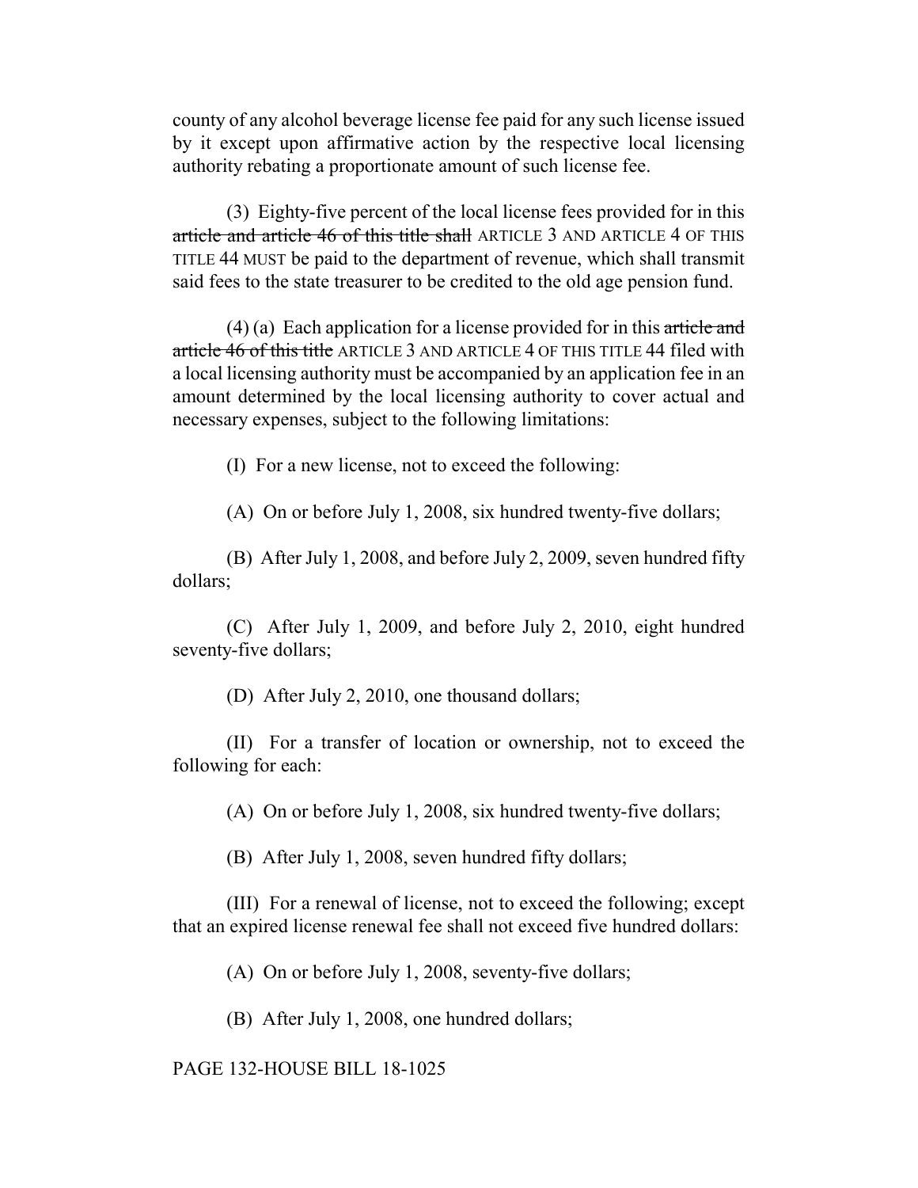county of any alcohol beverage license fee paid for any such license issued by it except upon affirmative action by the respective local licensing authority rebating a proportionate amount of such license fee.

(3) Eighty-five percent of the local license fees provided for in this ~~article and article 46 of this title shall~~ ARTICLE 3 AND ARTICLE 4 OF THIS TITLE 44 MUST be paid to the department of revenue, which shall transmit said fees to the state treasurer to be credited to the old age pension fund.

(4) (a) Each application for a license provided for in this ~~article and article 46 of this title~~ ARTICLE 3 AND ARTICLE 4 OF THIS TITLE 44 filed with a local licensing authority must be accompanied by an application fee in an amount determined by the local licensing authority to cover actual and necessary expenses, subject to the following limitations:

(I) For a new license, not to exceed the following:

(A) On or before July 1, 2008, six hundred twenty-five dollars;

(B) After July 1, 2008, and before July 2, 2009, seven hundred fifty dollars;

(C) After July 1, 2009, and before July 2, 2010, eight hundred seventy-five dollars;

(D) After July 2, 2010, one thousand dollars;

(II) For a transfer of location or ownership, not to exceed the following for each:

(A) On or before July 1, 2008, six hundred twenty-five dollars;

(B) After July 1, 2008, seven hundred fifty dollars;

(III) For a renewal of license, not to exceed the following; except that an expired license renewal fee shall not exceed five hundred dollars:

(A) On or before July 1, 2008, seventy-five dollars;

(B) After July 1, 2008, one hundred dollars;

PAGE 132-HOUSE BILL 18-1025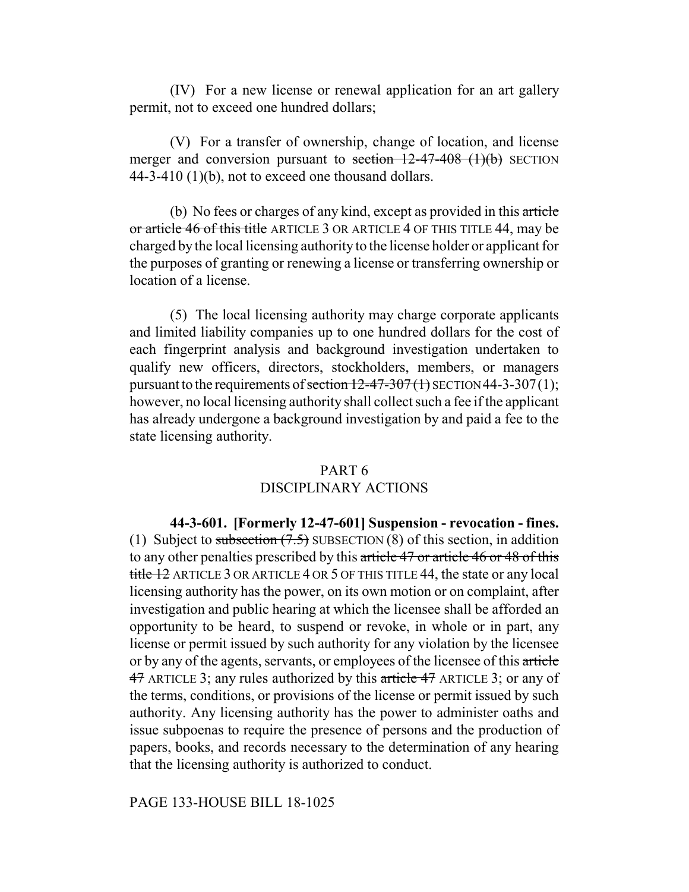(IV) For a new license or renewal application for an art gallery permit, not to exceed one hundred dollars;

(V) For a transfer of ownership, change of location, and license merger and conversion pursuant to ~~section 12-47-408 (1)(b)~~ SECTION 44-3-410 (1)(b), not to exceed one thousand dollars.

(b) No fees or charges of any kind, except as provided in this ~~article or article 46 of this title~~ ARTICLE 3 OR ARTICLE 4 OF THIS TITLE 44, may be charged by the local licensing authority to the license holder or applicant for the purposes of granting or renewing a license or transferring ownership or location of a license.

(5) The local licensing authority may charge corporate applicants and limited liability companies up to one hundred dollars for the cost of each fingerprint analysis and background investigation undertaken to qualify new officers, directors, stockholders, members, or managers pursuant to the requirements of ~~section 12-47-307 (1)~~ SECTION 44-3-307 (1); however, no local licensing authority shall collect such a fee if the applicant has already undergone a background investigation by and paid a fee to the state licensing authority.

## PART 6
## DISCIPLINARY ACTIONS

**44-3-601. [Formerly 12-47-601] Suspension - revocation - fines.** (1) Subject to ~~subsection (7.5)~~ SUBSECTION (8) of this section, in addition to any other penalties prescribed by this ~~article 47 or article 46 or 48 of this title 12~~ ARTICLE 3 OR ARTICLE 4 OR 5 OF THIS TITLE 44, the state or any local licensing authority has the power, on its own motion or on complaint, after investigation and public hearing at which the licensee shall be afforded an opportunity to be heard, to suspend or revoke, in whole or in part, any license or permit issued by such authority for any violation by the licensee or by any of the agents, servants, or employees of the licensee of this ~~article 47~~ ARTICLE 3; any rules authorized by this ~~article 47~~ ARTICLE 3; or any of the terms, conditions, or provisions of the license or permit issued by such authority. Any licensing authority has the power to administer oaths and issue subpoenas to require the presence of persons and the production of papers, books, and records necessary to the determination of any hearing that the licensing authority is authorized to conduct.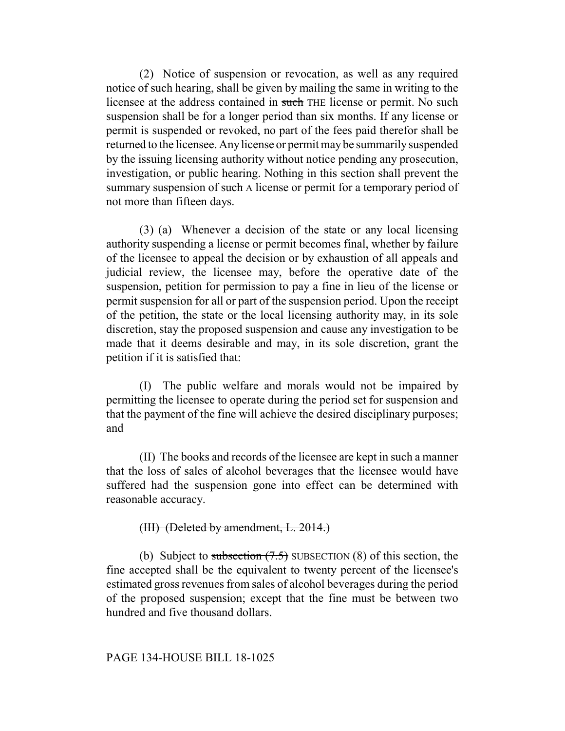(2) Notice of suspension or revocation, as well as any required notice of such hearing, shall be given by mailing the same in writing to the licensee at the address contained in ~~such~~ THE license or permit. No such suspension shall be for a longer period than six months. If any license or permit is suspended or revoked, no part of the fees paid therefor shall be returned to the licensee. Any license or permit may be summarily suspended by the issuing licensing authority without notice pending any prosecution, investigation, or public hearing. Nothing in this section shall prevent the summary suspension of ~~such~~ A license or permit for a temporary period of not more than fifteen days.

(3) (a) Whenever a decision of the state or any local licensing authority suspending a license or permit becomes final, whether by failure of the licensee to appeal the decision or by exhaustion of all appeals and judicial review, the licensee may, before the operative date of the suspension, petition for permission to pay a fine in lieu of the license or permit suspension for all or part of the suspension period. Upon the receipt of the petition, the state or the local licensing authority may, in its sole discretion, stay the proposed suspension and cause any investigation to be made that it deems desirable and may, in its sole discretion, grant the petition if it is satisfied that:

(I) The public welfare and morals would not be impaired by permitting the licensee to operate during the period set for suspension and that the payment of the fine will achieve the desired disciplinary purposes; and

(II) The books and records of the licensee are kept in such a manner that the loss of sales of alcohol beverages that the licensee would have suffered had the suspension gone into effect can be determined with reasonable accuracy.

~~(III) (Deleted by amendment, L. 2014.)~~

(b) Subject to ~~subsection (7.5)~~ SUBSECTION (8) of this section, the fine accepted shall be the equivalent to twenty percent of the licensee's estimated gross revenues from sales of alcohol beverages during the period of the proposed suspension; except that the fine must be between two hundred and five thousand dollars.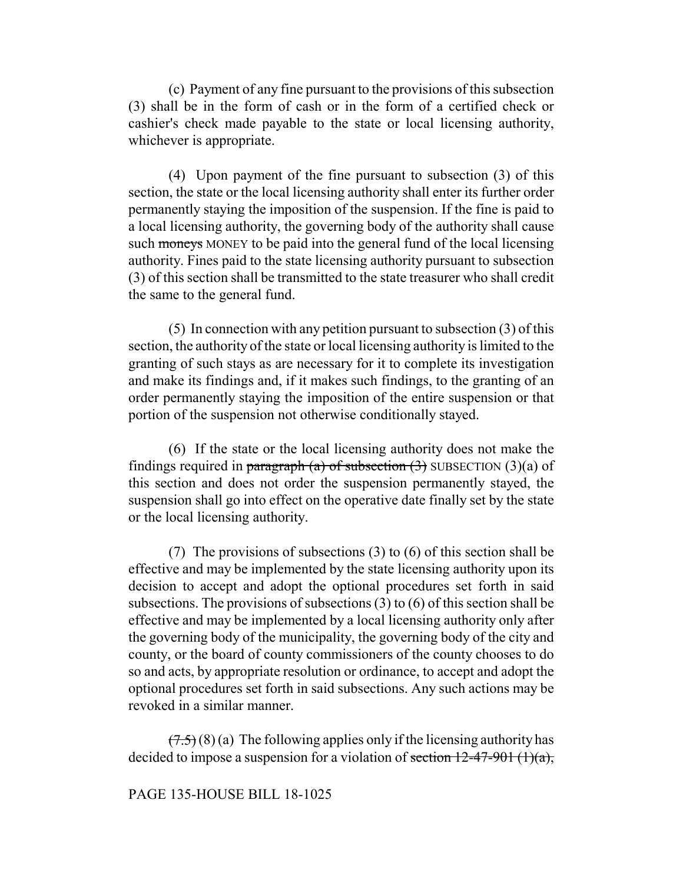(c) Payment of any fine pursuant to the provisions of this subsection (3) shall be in the form of cash or in the form of a certified check or cashier's check made payable to the state or local licensing authority, whichever is appropriate.

(4) Upon payment of the fine pursuant to subsection (3) of this section, the state or the local licensing authority shall enter its further order permanently staying the imposition of the suspension. If the fine is paid to a local licensing authority, the governing body of the authority shall cause such ~~moneys~~ MONEY to be paid into the general fund of the local licensing authority. Fines paid to the state licensing authority pursuant to subsection (3) of this section shall be transmitted to the state treasurer who shall credit the same to the general fund.

(5) In connection with any petition pursuant to subsection (3) of this section, the authority of the state or local licensing authority is limited to the granting of such stays as are necessary for it to complete its investigation and make its findings and, if it makes such findings, to the granting of an order permanently staying the imposition of the entire suspension or that portion of the suspension not otherwise conditionally stayed.

(6) If the state or the local licensing authority does not make the findings required in ~~paragraph (a) of subsection (3)~~ SUBSECTION (3)(a) of this section and does not order the suspension permanently stayed, the suspension shall go into effect on the operative date finally set by the state or the local licensing authority.

(7) The provisions of subsections (3) to (6) of this section shall be effective and may be implemented by the state licensing authority upon its decision to accept and adopt the optional procedures set forth in said subsections. The provisions of subsections (3) to (6) of this section shall be effective and may be implemented by a local licensing authority only after the governing body of the municipality, the governing body of the city and county, or the board of county commissioners of the county chooses to do so and acts, by appropriate resolution or ordinance, to accept and adopt the optional procedures set forth in said subsections. Any such actions may be revoked in a similar manner.

~~(7.5)~~ (8) (a) The following applies only if the licensing authority has decided to impose a suspension for a violation of ~~section 12-47-901 (1)(a),~~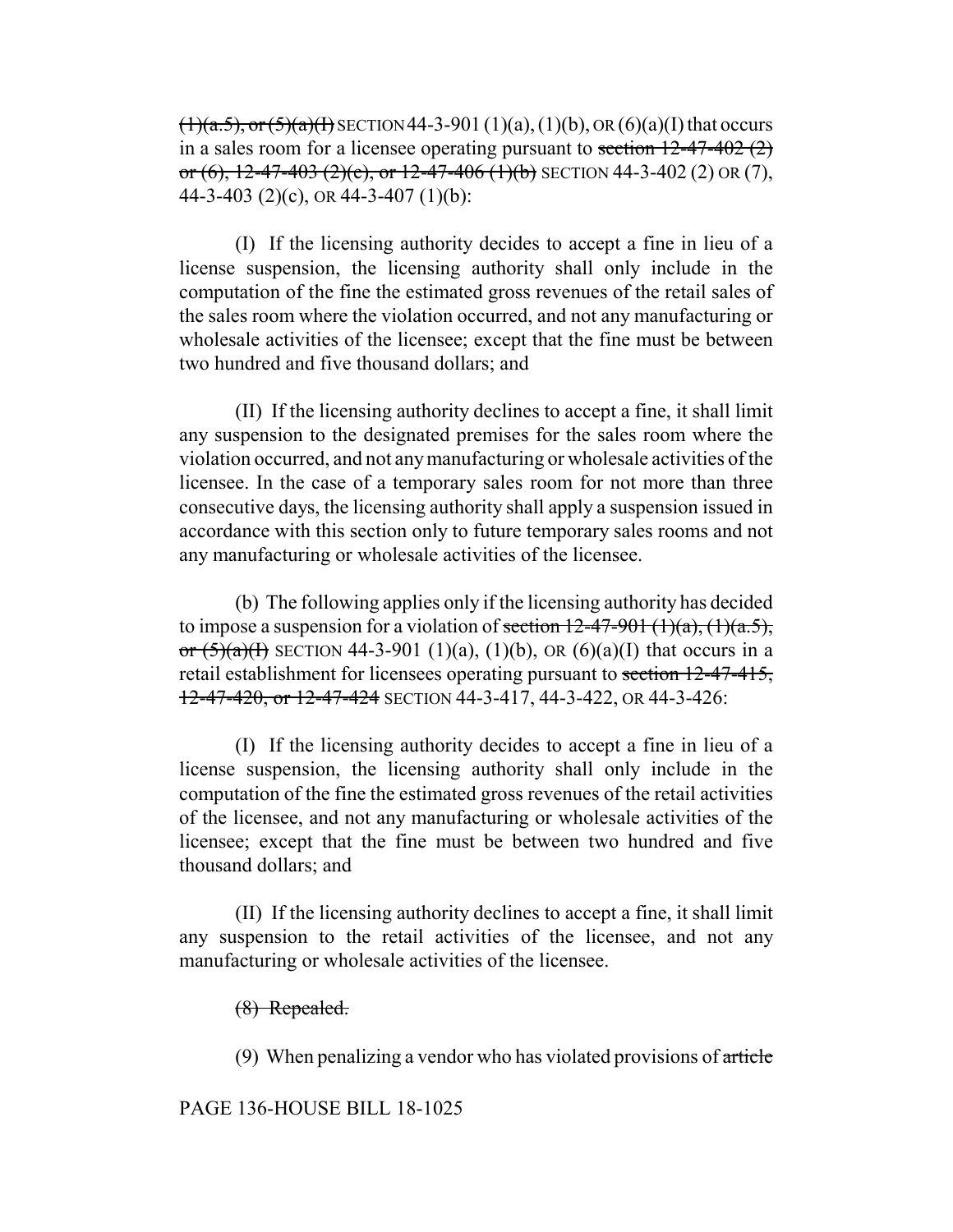~~(1)(a.5), or (5)(a)(I)~~ SECTION 44-3-901 (1)(a), (1)(b), OR (6)(a)(I) that occurs in a sales room for a licensee operating pursuant to ~~section 12-47-402 (2) or (6), 12-47-403 (2)(e), or 12-47-406 (1)(b)~~ SECTION 44-3-402 (2) OR (7), 44-3-403 (2)(c), OR 44-3-407 (1)(b):

(I) If the licensing authority decides to accept a fine in lieu of a license suspension, the licensing authority shall only include in the computation of the fine the estimated gross revenues of the retail sales of the sales room where the violation occurred, and not any manufacturing or wholesale activities of the licensee; except that the fine must be between two hundred and five thousand dollars; and

(II) If the licensing authority declines to accept a fine, it shall limit any suspension to the designated premises for the sales room where the violation occurred, and not any manufacturing or wholesale activities of the licensee. In the case of a temporary sales room for not more than three consecutive days, the licensing authority shall apply a suspension issued in accordance with this section only to future temporary sales rooms and not any manufacturing or wholesale activities of the licensee.

(b) The following applies only if the licensing authority has decided to impose a suspension for a violation of ~~section 12-47-901 (1)(a), (1)(a.5), or (5)(a)(I)~~ SECTION 44-3-901 (1)(a), (1)(b), OR (6)(a)(I) that occurs in a retail establishment for licensees operating pursuant to ~~section 12-47-415, 12-47-420, or 12-47-424~~ SECTION 44-3-417, 44-3-422, OR 44-3-426:

(I) If the licensing authority decides to accept a fine in lieu of a license suspension, the licensing authority shall only include in the computation of the fine the estimated gross revenues of the retail activities of the licensee, and not any manufacturing or wholesale activities of the licensee; except that the fine must be between two hundred and five thousand dollars; and

(II) If the licensing authority declines to accept a fine, it shall limit any suspension to the retail activities of the licensee, and not any manufacturing or wholesale activities of the licensee.

~~(8) Repealed.~~

(9) When penalizing a vendor who has violated provisions of ~~article~~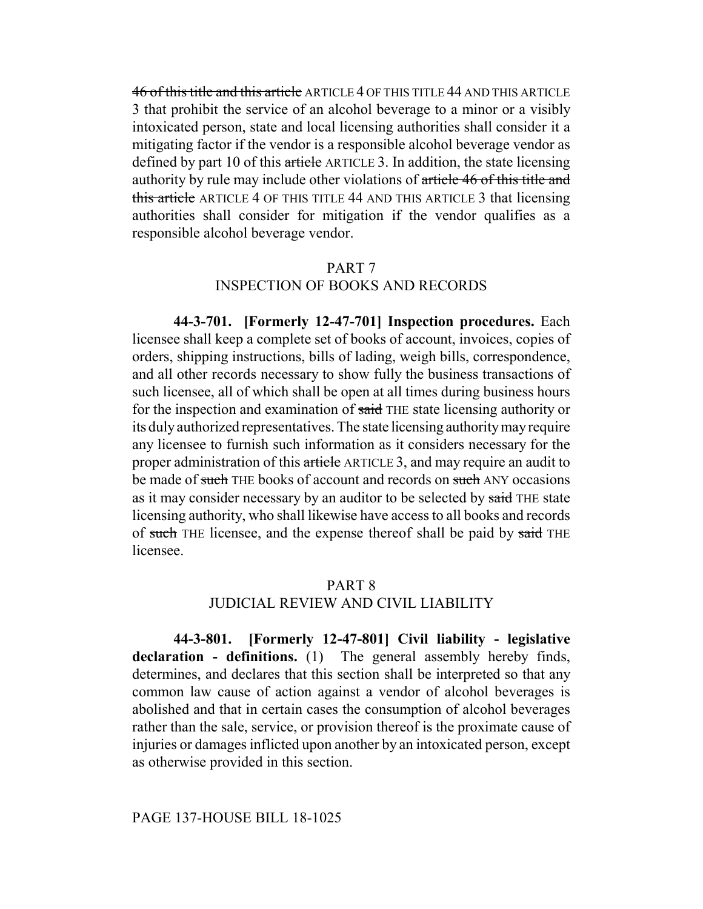~~46 of this title and this article~~ ARTICLE 4 OF THIS TITLE 44 AND THIS ARTICLE 3 that prohibit the service of an alcohol beverage to a minor or a visibly intoxicated person, state and local licensing authorities shall consider it a mitigating factor if the vendor is a responsible alcohol beverage vendor as defined by part 10 of this ~~article~~ ARTICLE 3. In addition, the state licensing authority by rule may include other violations of ~~article 46 of this title and this article~~ ARTICLE 4 OF THIS TITLE 44 AND THIS ARTICLE 3 that licensing authorities shall consider for mitigation if the vendor qualifies as a responsible alcohol beverage vendor.

## PART 7
## INSPECTION OF BOOKS AND RECORDS

**44-3-701. [Formerly 12-47-701] Inspection procedures.** Each licensee shall keep a complete set of books of account, invoices, copies of orders, shipping instructions, bills of lading, weigh bills, correspondence, and all other records necessary to show fully the business transactions of such licensee, all of which shall be open at all times during business hours for the inspection and examination of ~~said~~ THE state licensing authority or its duly authorized representatives. The state licensing authority may require any licensee to furnish such information as it considers necessary for the proper administration of this ~~article~~ ARTICLE 3, and may require an audit to be made of ~~such~~ THE books of account and records on ~~such~~ ANY occasions as it may consider necessary by an auditor to be selected by ~~said~~ THE state licensing authority, who shall likewise have access to all books and records of ~~such~~ THE licensee, and the expense thereof shall be paid by ~~said~~ THE licensee.

## PART 8
## JUDICIAL REVIEW AND CIVIL LIABILITY

**44-3-801. [Formerly 12-47-801] Civil liability - legislative declaration - definitions.** (1) The general assembly hereby finds, determines, and declares that this section shall be interpreted so that any common law cause of action against a vendor of alcohol beverages is abolished and that in certain cases the consumption of alcohol beverages rather than the sale, service, or provision thereof is the proximate cause of injuries or damages inflicted upon another by an intoxicated person, except as otherwise provided in this section.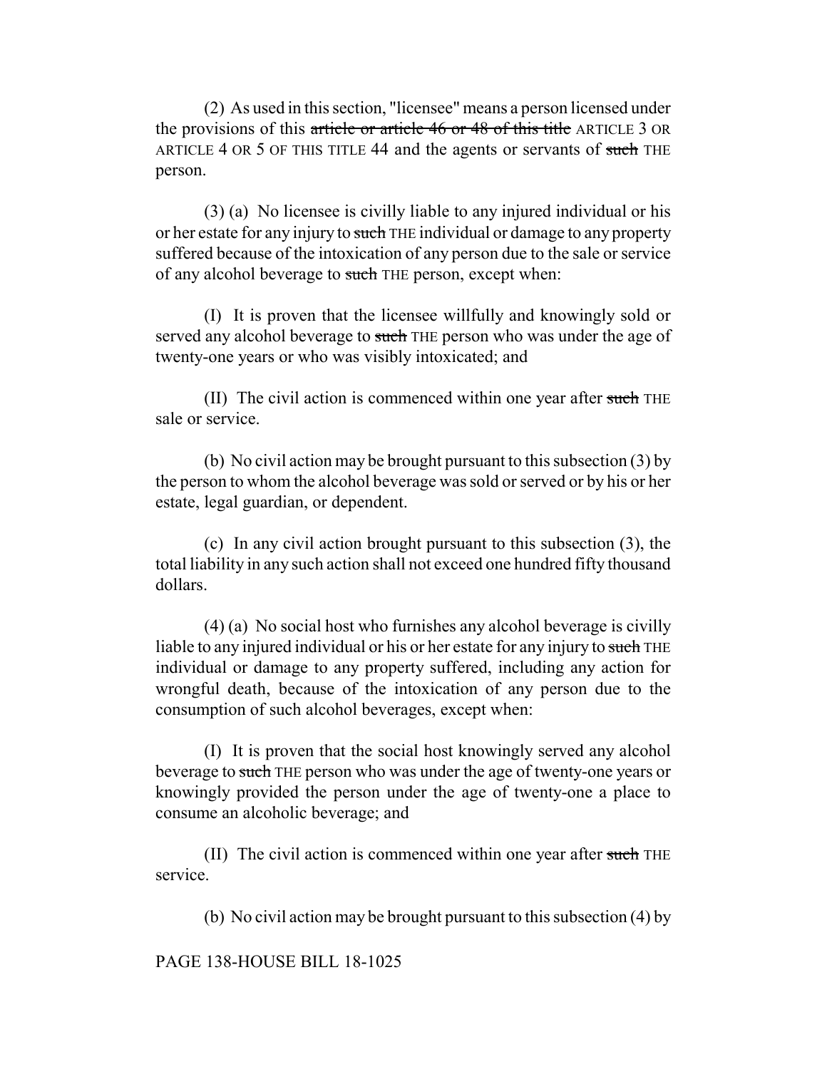(2) As used in this section, "licensee" means a person licensed under the provisions of this ~~article or article 46 or 48 of this title~~ ARTICLE 3 OR ARTICLE 4 OR 5 OF THIS TITLE 44 and the agents or servants of ~~such~~ THE person.

(3) (a) No licensee is civilly liable to any injured individual or his or her estate for any injury to ~~such~~ THE individual or damage to any property suffered because of the intoxication of any person due to the sale or service of any alcohol beverage to ~~such~~ THE person, except when:

(I) It is proven that the licensee willfully and knowingly sold or served any alcohol beverage to ~~such~~ THE person who was under the age of twenty-one years or who was visibly intoxicated; and

(II) The civil action is commenced within one year after ~~such~~ THE sale or service.

(b) No civil action may be brought pursuant to this subsection (3) by the person to whom the alcohol beverage was sold or served or by his or her estate, legal guardian, or dependent.

(c) In any civil action brought pursuant to this subsection (3), the total liability in any such action shall not exceed one hundred fifty thousand dollars.

(4) (a) No social host who furnishes any alcohol beverage is civilly liable to any injured individual or his or her estate for any injury to ~~such~~ THE individual or damage to any property suffered, including any action for wrongful death, because of the intoxication of any person due to the consumption of such alcohol beverages, except when:

(I) It is proven that the social host knowingly served any alcohol beverage to ~~such~~ THE person who was under the age of twenty-one years or knowingly provided the person under the age of twenty-one a place to consume an alcoholic beverage; and

(II) The civil action is commenced within one year after ~~such~~ THE service.

(b) No civil action may be brought pursuant to this subsection (4) by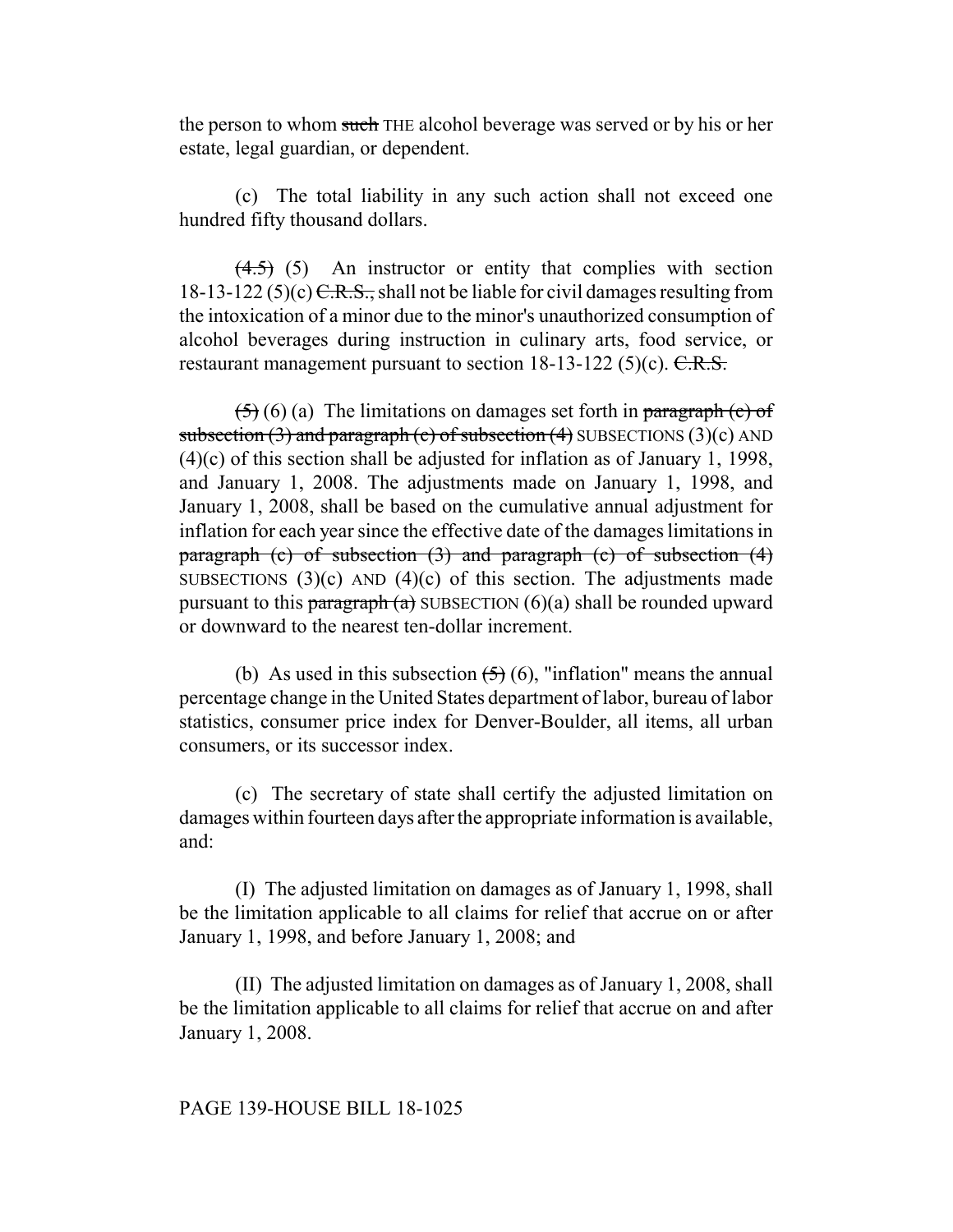the person to whom ~~such~~ THE alcohol beverage was served or by his or her estate, legal guardian, or dependent.

(c) The total liability in any such action shall not exceed one hundred fifty thousand dollars.

~~(4.5)~~ (5) An instructor or entity that complies with section 18-13-122 (5)(c) ~~C.R.S.,~~ shall not be liable for civil damages resulting from the intoxication of a minor due to the minor's unauthorized consumption of alcohol beverages during instruction in culinary arts, food service, or restaurant management pursuant to section 18-13-122 (5)(c). ~~C.R.S.~~

~~(5)~~ (6) (a) The limitations on damages set forth in ~~paragraph (c) of subsection (3) and paragraph (c) of subsection (4)~~ SUBSECTIONS (3)(c) AND (4)(c) of this section shall be adjusted for inflation as of January 1, 1998, and January 1, 2008. The adjustments made on January 1, 1998, and January 1, 2008, shall be based on the cumulative annual adjustment for inflation for each year since the effective date of the damages limitations in ~~paragraph (c) of subsection (3) and paragraph (c) of subsection (4)~~ SUBSECTIONS (3)(c) AND (4)(c) of this section. The adjustments made pursuant to this ~~paragraph (a)~~ SUBSECTION (6)(a) shall be rounded upward or downward to the nearest ten-dollar increment.

(b) As used in this subsection ~~(5)~~ (6), "inflation" means the annual percentage change in the United States department of labor, bureau of labor statistics, consumer price index for Denver-Boulder, all items, all urban consumers, or its successor index.

(c) The secretary of state shall certify the adjusted limitation on damages within fourteen days after the appropriate information is available, and:

(I) The adjusted limitation on damages as of January 1, 1998, shall be the limitation applicable to all claims for relief that accrue on or after January 1, 1998, and before January 1, 2008; and

(II) The adjusted limitation on damages as of January 1, 2008, shall be the limitation applicable to all claims for relief that accrue on and after January 1, 2008.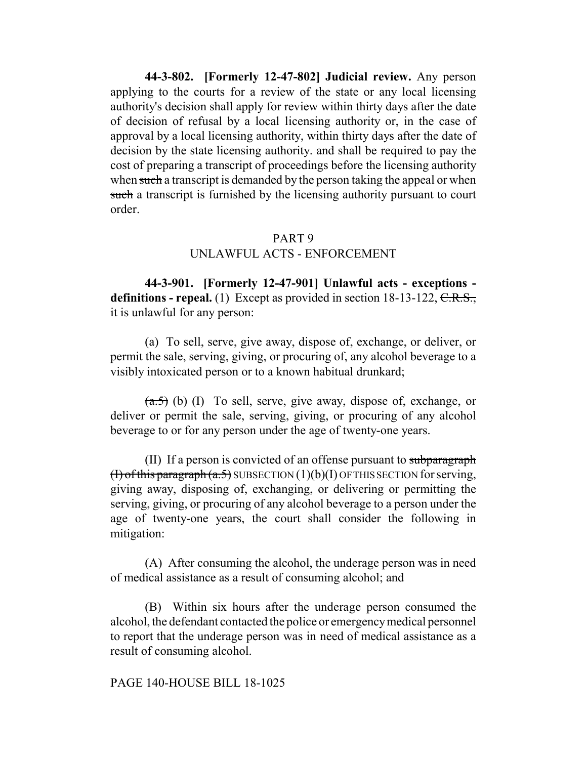**44-3-802. [Formerly 12-47-802] Judicial review.** Any person applying to the courts for a review of the state or any local licensing authority's decision shall apply for review within thirty days after the date of decision of refusal by a local licensing authority or, in the case of approval by a local licensing authority, within thirty days after the date of decision by the state licensing authority. and shall be required to pay the cost of preparing a transcript of proceedings before the licensing authority when ~~such~~ a transcript is demanded by the person taking the appeal or when ~~such~~ a transcript is furnished by the licensing authority pursuant to court order.

PART 9
UNLAWFUL ACTS - ENFORCEMENT

**44-3-901. [Formerly 12-47-901] Unlawful acts - exceptions - definitions - repeal.** (1) Except as provided in section 18-13-122, ~~C.R.S.,~~ it is unlawful for any person:

(a) To sell, serve, give away, dispose of, exchange, or deliver, or permit the sale, serving, giving, or procuring of, any alcohol beverage to a visibly intoxicated person or to a known habitual drunkard;

~~(a.5)~~ (b) (I) To sell, serve, give away, dispose of, exchange, or deliver or permit the sale, serving, giving, or procuring of any alcohol beverage to or for any person under the age of twenty-one years.

(II) If a person is convicted of an offense pursuant to ~~subparagraph (I) of this paragraph (a.5)~~ SUBSECTION (1)(b)(I) OF THIS SECTION for serving, giving away, disposing of, exchanging, or delivering or permitting the serving, giving, or procuring of any alcohol beverage to a person under the age of twenty-one years, the court shall consider the following in mitigation:

(A) After consuming the alcohol, the underage person was in need of medical assistance as a result of consuming alcohol; and

(B) Within six hours after the underage person consumed the alcohol, the defendant contacted the police or emergency medical personnel to report that the underage person was in need of medical assistance as a result of consuming alcohol.

PAGE 140-HOUSE BILL 18-1025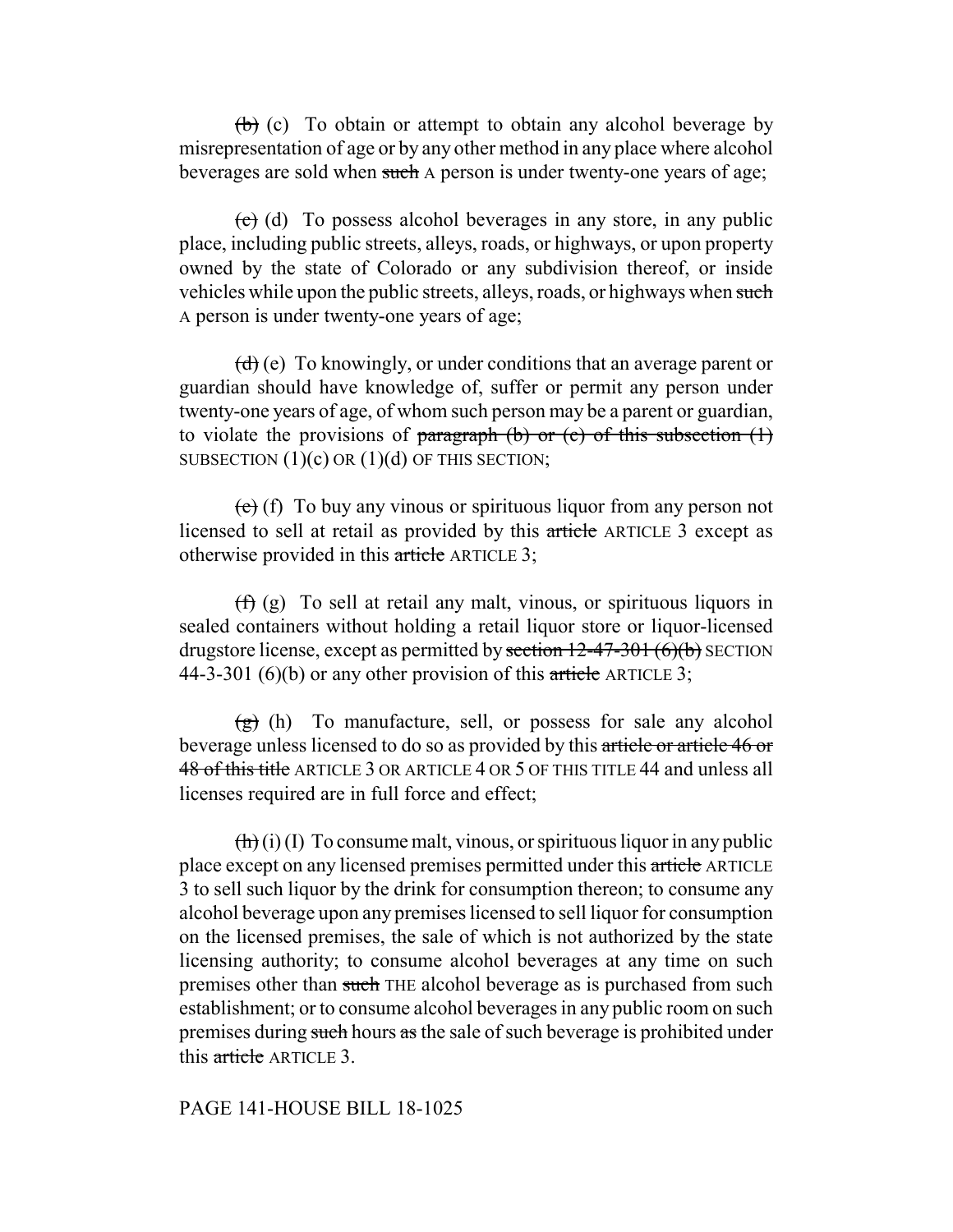~~(b)~~ (c) To obtain or attempt to obtain any alcohol beverage by misrepresentation of age or by any other method in any place where alcohol beverages are sold when ~~such~~ A person is under twenty-one years of age;

~~(c)~~ (d) To possess alcohol beverages in any store, in any public place, including public streets, alleys, roads, or highways, or upon property owned by the state of Colorado or any subdivision thereof, or inside vehicles while upon the public streets, alleys, roads, or highways when ~~such~~ A person is under twenty-one years of age;

~~(d)~~ (e) To knowingly, or under conditions that an average parent or guardian should have knowledge of, suffer or permit any person under twenty-one years of age, of whom such person may be a parent or guardian, to violate the provisions of ~~paragraph (b) or (c) of this subsection (1)~~ SUBSECTION (1)(c) OR (1)(d) OF THIS SECTION;

~~(e)~~ (f) To buy any vinous or spirituous liquor from any person not licensed to sell at retail as provided by this ~~article~~ ARTICLE 3 except as otherwise provided in this ~~article~~ ARTICLE 3;

~~(f)~~ (g) To sell at retail any malt, vinous, or spirituous liquors in sealed containers without holding a retail liquor store or liquor-licensed drugstore license, except as permitted by ~~section 12-47-301 (6)(b)~~ SECTION 44-3-301 (6)(b) or any other provision of this ~~article~~ ARTICLE 3;

~~(g)~~ (h) To manufacture, sell, or possess for sale any alcohol beverage unless licensed to do so as provided by this ~~article or article 46 or 48 of this title~~ ARTICLE 3 OR ARTICLE 4 OR 5 OF THIS TITLE 44 and unless all licenses required are in full force and effect;

~~(h)~~ (i) (I) To consume malt, vinous, or spirituous liquor in any public place except on any licensed premises permitted under this ~~article~~ ARTICLE 3 to sell such liquor by the drink for consumption thereon; to consume any alcohol beverage upon any premises licensed to sell liquor for consumption on the licensed premises, the sale of which is not authorized by the state licensing authority; to consume alcohol beverages at any time on such premises other than ~~such~~ THE alcohol beverage as is purchased from such establishment; or to consume alcohol beverages in any public room on such premises during ~~such~~ hours ~~as~~ the sale of such beverage is prohibited under this ~~article~~ ARTICLE 3.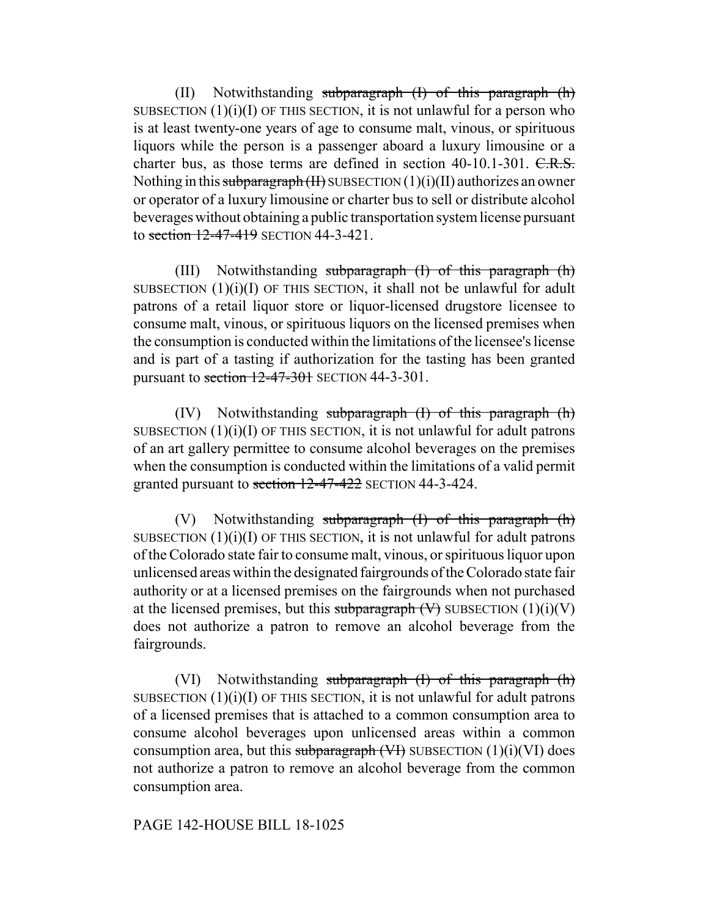(II) Notwithstanding ~~subparagraph (I) of this paragraph (h)~~ SUBSECTION (1)(i)(I) OF THIS SECTION, it is not unlawful for a person who is at least twenty-one years of age to consume malt, vinous, or spirituous liquors while the person is a passenger aboard a luxury limousine or a charter bus, as those terms are defined in section 40-10.1-301. ~~C.R.S.~~ Nothing in this ~~subparagraph (II)~~ SUBSECTION (1)(i)(II) authorizes an owner or operator of a luxury limousine or charter bus to sell or distribute alcohol beverages without obtaining a public transportation system license pursuant to ~~section 12-47-419~~ SECTION 44-3-421.

(III) Notwithstanding ~~subparagraph (I) of this paragraph (h)~~ SUBSECTION (1)(i)(I) OF THIS SECTION, it shall not be unlawful for adult patrons of a retail liquor store or liquor-licensed drugstore licensee to consume malt, vinous, or spirituous liquors on the licensed premises when the consumption is conducted within the limitations of the licensee's license and is part of a tasting if authorization for the tasting has been granted pursuant to ~~section 12-47-301~~ SECTION 44-3-301.

(IV) Notwithstanding ~~subparagraph (I) of this paragraph (h)~~ SUBSECTION (1)(i)(I) OF THIS SECTION, it is not unlawful for adult patrons of an art gallery permittee to consume alcohol beverages on the premises when the consumption is conducted within the limitations of a valid permit granted pursuant to ~~section 12-47-422~~ SECTION 44-3-424.

(V) Notwithstanding ~~subparagraph (I) of this paragraph (h)~~ SUBSECTION (1)(i)(I) OF THIS SECTION, it is not unlawful for adult patrons of the Colorado state fair to consume malt, vinous, or spirituous liquor upon unlicensed areas within the designated fairgrounds of the Colorado state fair authority or at a licensed premises on the fairgrounds when not purchased at the licensed premises, but this ~~subparagraph (V)~~ SUBSECTION (1)(i)(V) does not authorize a patron to remove an alcohol beverage from the fairgrounds.

(VI) Notwithstanding ~~subparagraph (I) of this paragraph (h)~~ SUBSECTION (1)(i)(I) OF THIS SECTION, it is not unlawful for adult patrons of a licensed premises that is attached to a common consumption area to consume alcohol beverages upon unlicensed areas within a common consumption area, but this ~~subparagraph (VI)~~ SUBSECTION (1)(i)(VI) does not authorize a patron to remove an alcohol beverage from the common consumption area.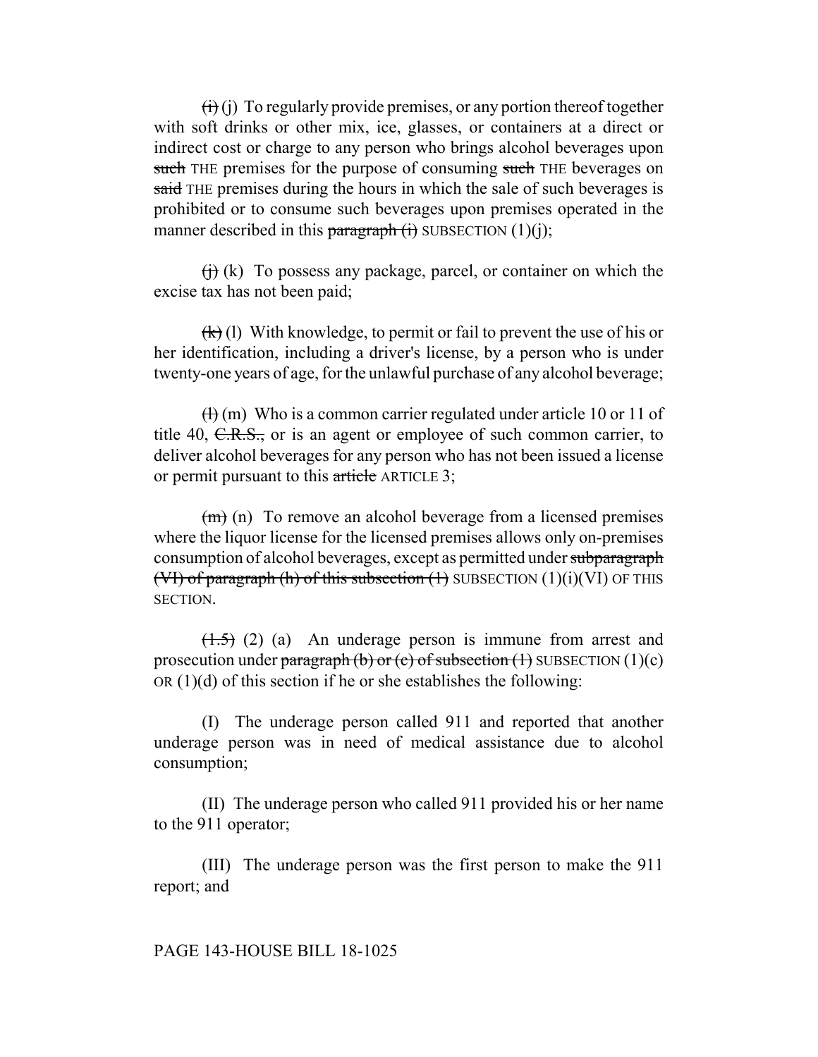~~(i)~~ (j) To regularly provide premises, or any portion thereof together with soft drinks or other mix, ice, glasses, or containers at a direct or indirect cost or charge to any person who brings alcohol beverages upon ~~such~~ THE premises for the purpose of consuming ~~such~~ THE beverages on ~~said~~ THE premises during the hours in which the sale of such beverages is prohibited or to consume such beverages upon premises operated in the manner described in this ~~paragraph (i)~~ SUBSECTION (1)(j);

~~(j)~~ (k) To possess any package, parcel, or container on which the excise tax has not been paid;

~~(k)~~ (l) With knowledge, to permit or fail to prevent the use of his or her identification, including a driver's license, by a person who is under twenty-one years of age, for the unlawful purchase of any alcohol beverage;

~~(l)~~ (m) Who is a common carrier regulated under article 10 or 11 of title 40, ~~C.R.S.,~~ or is an agent or employee of such common carrier, to deliver alcohol beverages for any person who has not been issued a license or permit pursuant to this ~~article~~ ARTICLE 3;

~~(m)~~ (n) To remove an alcohol beverage from a licensed premises where the liquor license for the licensed premises allows only on-premises consumption of alcohol beverages, except as permitted under ~~subparagraph (VI) of paragraph (h) of this subsection (1)~~ SUBSECTION (1)(i)(VI) OF THIS SECTION.

~~(1.5)~~ (2) (a) An underage person is immune from arrest and prosecution under ~~paragraph (b) or (c) of subsection (1)~~ SUBSECTION (1)(c) OR (1)(d) of this section if he or she establishes the following:

(I) The underage person called 911 and reported that another underage person was in need of medical assistance due to alcohol consumption;

(II) The underage person who called 911 provided his or her name to the 911 operator;

(III) The underage person was the first person to make the 911 report; and

PAGE 143-HOUSE BILL 18-1025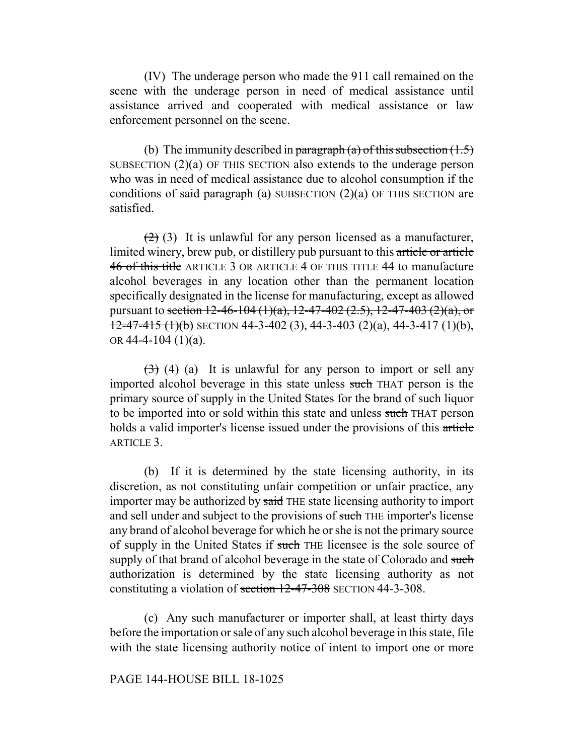(IV) The underage person who made the 911 call remained on the scene with the underage person in need of medical assistance until assistance arrived and cooperated with medical assistance or law enforcement personnel on the scene.

(b) The immunity described in ~~paragraph (a) of this subsection (1.5)~~ SUBSECTION (2)(a) OF THIS SECTION also extends to the underage person who was in need of medical assistance due to alcohol consumption if the conditions of ~~said paragraph (a)~~ SUBSECTION (2)(a) OF THIS SECTION are satisfied.

~~(2)~~ (3) It is unlawful for any person licensed as a manufacturer, limited winery, brew pub, or distillery pub pursuant to this ~~article or article 46 of this title~~ ARTICLE 3 OR ARTICLE 4 OF THIS TITLE 44 to manufacture alcohol beverages in any location other than the permanent location specifically designated in the license for manufacturing, except as allowed pursuant to ~~section 12-46-104 (1)(a), 12-47-402 (2.5), 12-47-403 (2)(a), or 12-47-415 (1)(b)~~ SECTION 44-3-402 (3), 44-3-403 (2)(a), 44-3-417 (1)(b), OR 44-4-104 (1)(a).

~~(3)~~ (4) (a) It is unlawful for any person to import or sell any imported alcohol beverage in this state unless ~~such~~ THAT person is the primary source of supply in the United States for the brand of such liquor to be imported into or sold within this state and unless ~~such~~ THAT person holds a valid importer's license issued under the provisions of this ~~article~~ ARTICLE 3.

(b) If it is determined by the state licensing authority, in its discretion, as not constituting unfair competition or unfair practice, any importer may be authorized by ~~said~~ THE state licensing authority to import and sell under and subject to the provisions of ~~such~~ THE importer's license any brand of alcohol beverage for which he or she is not the primary source of supply in the United States if ~~such~~ THE licensee is the sole source of supply of that brand of alcohol beverage in the state of Colorado and ~~such~~ authorization is determined by the state licensing authority as not constituting a violation of ~~section 12-47-308~~ SECTION 44-3-308.

(c) Any such manufacturer or importer shall, at least thirty days before the importation or sale of any such alcohol beverage in this state, file with the state licensing authority notice of intent to import one or more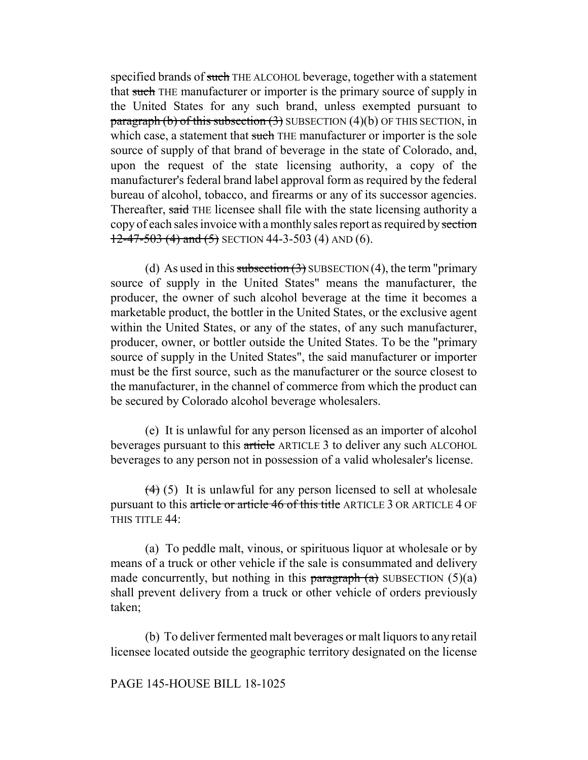specified brands of ~~such~~ THE ALCOHOL beverage, together with a statement that ~~such~~ THE manufacturer or importer is the primary source of supply in the United States for any such brand, unless exempted pursuant to ~~paragraph (b) of this subsection (3)~~ SUBSECTION (4)(b) OF THIS SECTION, in which case, a statement that ~~such~~ THE manufacturer or importer is the sole source of supply of that brand of beverage in the state of Colorado, and, upon the request of the state licensing authority, a copy of the manufacturer's federal brand label approval form as required by the federal bureau of alcohol, tobacco, and firearms or any of its successor agencies. Thereafter, ~~said~~ THE licensee shall file with the state licensing authority a copy of each sales invoice with a monthly sales report as required by ~~section 12-47-503 (4) and (5)~~ SECTION 44-3-503 (4) AND (6).

(d) As used in this ~~subsection (3)~~ SUBSECTION (4), the term "primary source of supply in the United States" means the manufacturer, the producer, the owner of such alcohol beverage at the time it becomes a marketable product, the bottler in the United States, or the exclusive agent within the United States, or any of the states, of any such manufacturer, producer, owner, or bottler outside the United States. To be the "primary source of supply in the United States", the said manufacturer or importer must be the first source, such as the manufacturer or the source closest to the manufacturer, in the channel of commerce from which the product can be secured by Colorado alcohol beverage wholesalers.

(e) It is unlawful for any person licensed as an importer of alcohol beverages pursuant to this ~~article~~ ARTICLE 3 to deliver any such ALCOHOL beverages to any person not in possession of a valid wholesaler's license.

~~(4)~~ (5) It is unlawful for any person licensed to sell at wholesale pursuant to this ~~article or article 46 of this title~~ ARTICLE 3 OR ARTICLE 4 OF THIS TITLE 44:

(a) To peddle malt, vinous, or spirituous liquor at wholesale or by means of a truck or other vehicle if the sale is consummated and delivery made concurrently, but nothing in this ~~paragraph (a)~~ SUBSECTION (5)(a) shall prevent delivery from a truck or other vehicle of orders previously taken;

(b) To deliver fermented malt beverages or malt liquors to any retail licensee located outside the geographic territory designated on the license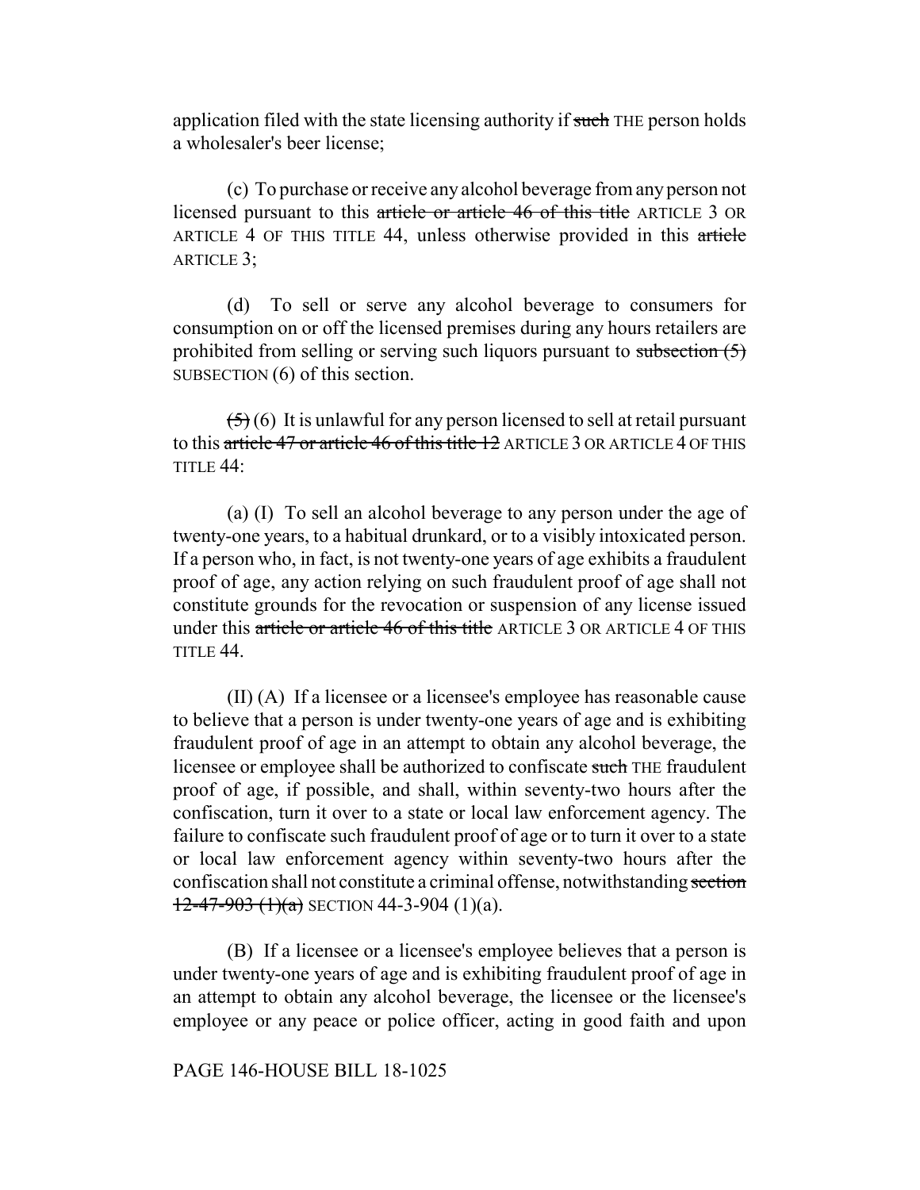application filed with the state licensing authority if ~~such~~ THE person holds a wholesaler's beer license;

(c) To purchase or receive any alcohol beverage from any person not licensed pursuant to this ~~article or article 46 of this title~~ ARTICLE 3 OR ARTICLE 4 OF THIS TITLE 44, unless otherwise provided in this ~~article~~ ARTICLE 3;

(d) To sell or serve any alcohol beverage to consumers for consumption on or off the licensed premises during any hours retailers are prohibited from selling or serving such liquors pursuant to ~~subsection (5)~~ SUBSECTION (6) of this section.

~~(5)~~ (6) It is unlawful for any person licensed to sell at retail pursuant to this ~~article 47 or article 46 of this title 12~~ ARTICLE 3 OR ARTICLE 4 OF THIS TITLE 44:

(a) (I) To sell an alcohol beverage to any person under the age of twenty-one years, to a habitual drunkard, or to a visibly intoxicated person. If a person who, in fact, is not twenty-one years of age exhibits a fraudulent proof of age, any action relying on such fraudulent proof of age shall not constitute grounds for the revocation or suspension of any license issued under this ~~article or article 46 of this title~~ ARTICLE 3 OR ARTICLE 4 OF THIS TITLE 44.

(II) (A) If a licensee or a licensee's employee has reasonable cause to believe that a person is under twenty-one years of age and is exhibiting fraudulent proof of age in an attempt to obtain any alcohol beverage, the licensee or employee shall be authorized to confiscate ~~such~~ THE fraudulent proof of age, if possible, and shall, within seventy-two hours after the confiscation, turn it over to a state or local law enforcement agency. The failure to confiscate such fraudulent proof of age or to turn it over to a state or local law enforcement agency within seventy-two hours after the confiscation shall not constitute a criminal offense, notwithstanding ~~section 12-47-903 (1)(a)~~ SECTION 44-3-904 (1)(a).

(B) If a licensee or a licensee's employee believes that a person is under twenty-one years of age and is exhibiting fraudulent proof of age in an attempt to obtain any alcohol beverage, the licensee or the licensee's employee or any peace or police officer, acting in good faith and upon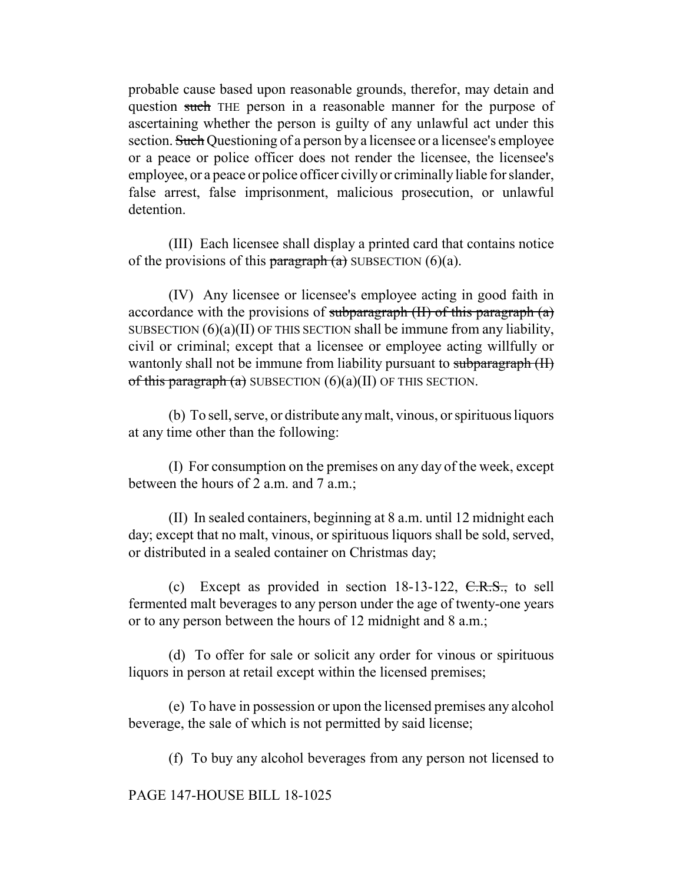probable cause based upon reasonable grounds, therefor, may detain and question ~~such~~ THE person in a reasonable manner for the purpose of ascertaining whether the person is guilty of any unlawful act under this section. ~~Such~~ Questioning of a person by a licensee or a licensee's employee or a peace or police officer does not render the licensee, the licensee's employee, or a peace or police officer civilly or criminally liable for slander, false arrest, false imprisonment, malicious prosecution, or unlawful detention.

(III) Each licensee shall display a printed card that contains notice of the provisions of this ~~paragraph (a)~~ SUBSECTION (6)(a).

(IV) Any licensee or licensee's employee acting in good faith in accordance with the provisions of ~~subparagraph (II) of this paragraph (a)~~ SUBSECTION (6)(a)(II) OF THIS SECTION shall be immune from any liability, civil or criminal; except that a licensee or employee acting willfully or wantonly shall not be immune from liability pursuant to ~~subparagraph (II) of this paragraph (a)~~ SUBSECTION (6)(a)(II) OF THIS SECTION.

(b) To sell, serve, or distribute any malt, vinous, or spirituous liquors at any time other than the following:

(I) For consumption on the premises on any day of the week, except between the hours of 2 a.m. and 7 a.m.;

(II) In sealed containers, beginning at 8 a.m. until 12 midnight each day; except that no malt, vinous, or spirituous liquors shall be sold, served, or distributed in a sealed container on Christmas day;

(c) Except as provided in section 18-13-122, ~~C.R.S.,~~ to sell fermented malt beverages to any person under the age of twenty-one years or to any person between the hours of 12 midnight and 8 a.m.;

(d) To offer for sale or solicit any order for vinous or spirituous liquors in person at retail except within the licensed premises;

(e) To have in possession or upon the licensed premises any alcohol beverage, the sale of which is not permitted by said license;

(f) To buy any alcohol beverages from any person not licensed to

PAGE 147-HOUSE BILL 18-1025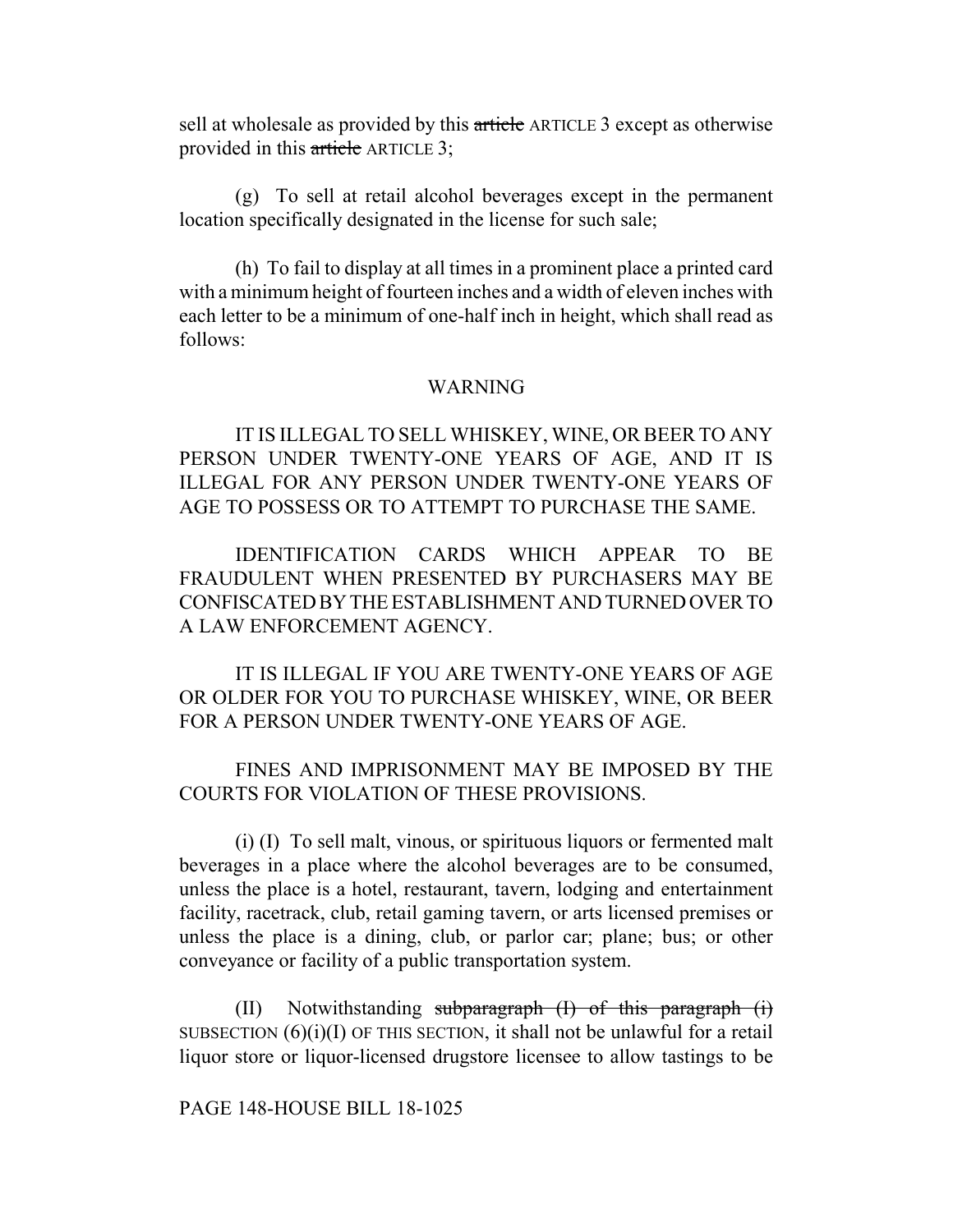sell at wholesale as provided by this ~~article~~ ARTICLE 3 except as otherwise provided in this ~~article~~ ARTICLE 3;

(g) To sell at retail alcohol beverages except in the permanent location specifically designated in the license for such sale;

(h) To fail to display at all times in a prominent place a printed card with a minimum height of fourteen inches and a width of eleven inches with each letter to be a minimum of one-half inch in height, which shall read as follows:

WARNING

IT IS ILLEGAL TO SELL WHISKEY, WINE, OR BEER TO ANY PERSON UNDER TWENTY-ONE YEARS OF AGE, AND IT IS ILLEGAL FOR ANY PERSON UNDER TWENTY-ONE YEARS OF AGE TO POSSESS OR TO ATTEMPT TO PURCHASE THE SAME.

IDENTIFICATION CARDS WHICH APPEAR TO BE FRAUDULENT WHEN PRESENTED BY PURCHASERS MAY BE CONFISCATED BY THE ESTABLISHMENT AND TURNED OVER TO A LAW ENFORCEMENT AGENCY.

IT IS ILLEGAL IF YOU ARE TWENTY-ONE YEARS OF AGE OR OLDER FOR YOU TO PURCHASE WHISKEY, WINE, OR BEER FOR A PERSON UNDER TWENTY-ONE YEARS OF AGE.

FINES AND IMPRISONMENT MAY BE IMPOSED BY THE COURTS FOR VIOLATION OF THESE PROVISIONS.

(i) (I) To sell malt, vinous, or spirituous liquors or fermented malt beverages in a place where the alcohol beverages are to be consumed, unless the place is a hotel, restaurant, tavern, lodging and entertainment facility, racetrack, club, retail gaming tavern, or arts licensed premises or unless the place is a dining, club, or parlor car; plane; bus; or other conveyance or facility of a public transportation system.

(II) Notwithstanding ~~subparagraph (I) of this paragraph (i)~~ SUBSECTION (6)(i)(I) OF THIS SECTION, it shall not be unlawful for a retail liquor store or liquor-licensed drugstore licensee to allow tastings to be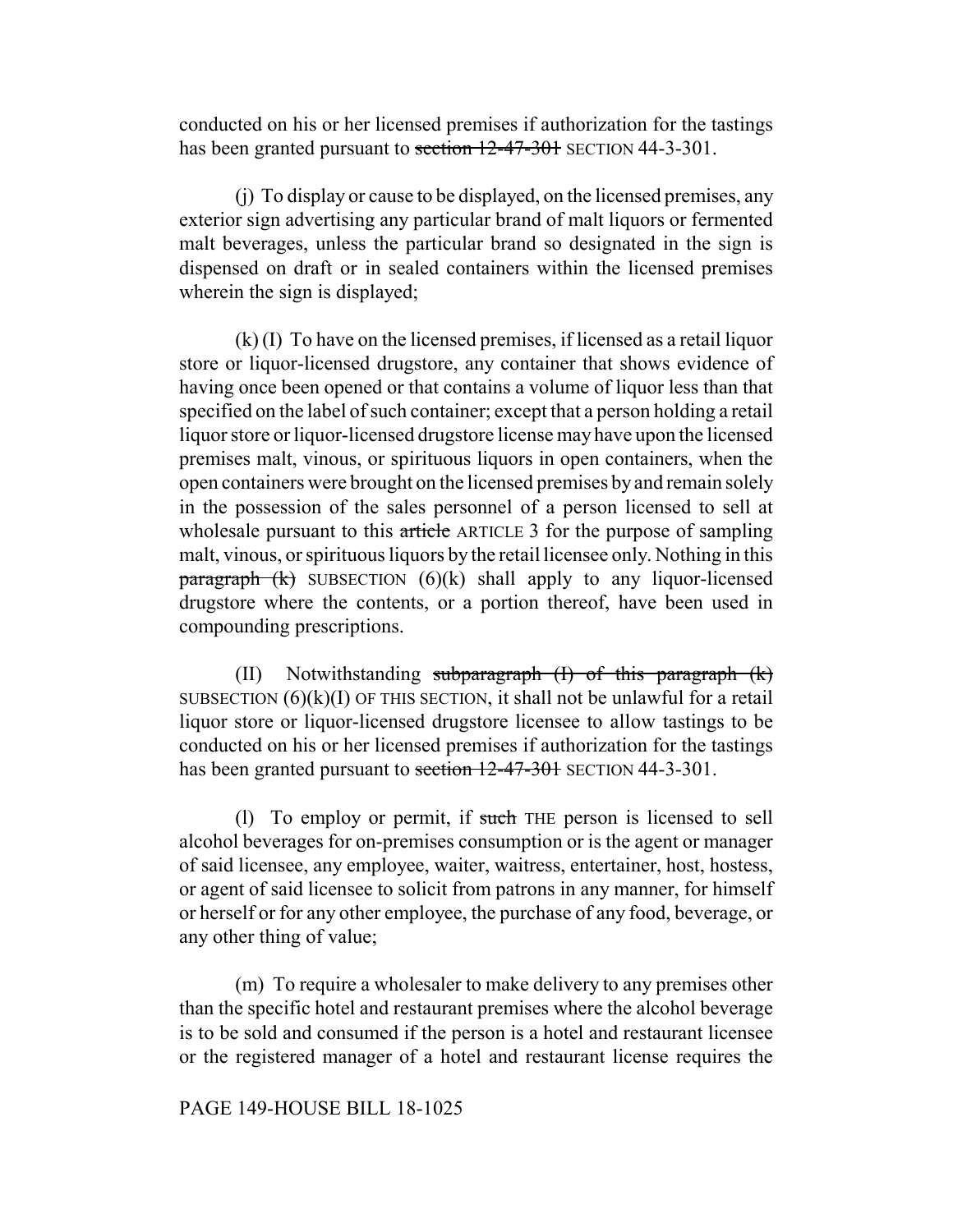conducted on his or her licensed premises if authorization for the tastings has been granted pursuant to ~~section 12-47-301~~ SECTION 44-3-301.

(j) To display or cause to be displayed, on the licensed premises, any exterior sign advertising any particular brand of malt liquors or fermented malt beverages, unless the particular brand so designated in the sign is dispensed on draft or in sealed containers within the licensed premises wherein the sign is displayed;

(k) (I) To have on the licensed premises, if licensed as a retail liquor store or liquor-licensed drugstore, any container that shows evidence of having once been opened or that contains a volume of liquor less than that specified on the label of such container; except that a person holding a retail liquor store or liquor-licensed drugstore license may have upon the licensed premises malt, vinous, or spirituous liquors in open containers, when the open containers were brought on the licensed premises by and remain solely in the possession of the sales personnel of a person licensed to sell at wholesale pursuant to this ~~article~~ ARTICLE 3 for the purpose of sampling malt, vinous, or spirituous liquors by the retail licensee only. Nothing in this ~~paragraph (k)~~ SUBSECTION (6)(k) shall apply to any liquor-licensed drugstore where the contents, or a portion thereof, have been used in compounding prescriptions.

(II) Notwithstanding ~~subparagraph (I) of this paragraph (k)~~ SUBSECTION (6)(k)(I) OF THIS SECTION, it shall not be unlawful for a retail liquor store or liquor-licensed drugstore licensee to allow tastings to be conducted on his or her licensed premises if authorization for the tastings has been granted pursuant to ~~section 12-47-301~~ SECTION 44-3-301.

(l) To employ or permit, if ~~such~~ THE person is licensed to sell alcohol beverages for on-premises consumption or is the agent or manager of said licensee, any employee, waiter, waitress, entertainer, host, hostess, or agent of said licensee to solicit from patrons in any manner, for himself or herself or for any other employee, the purchase of any food, beverage, or any other thing of value;

(m) To require a wholesaler to make delivery to any premises other than the specific hotel and restaurant premises where the alcohol beverage is to be sold and consumed if the person is a hotel and restaurant licensee or the registered manager of a hotel and restaurant license requires the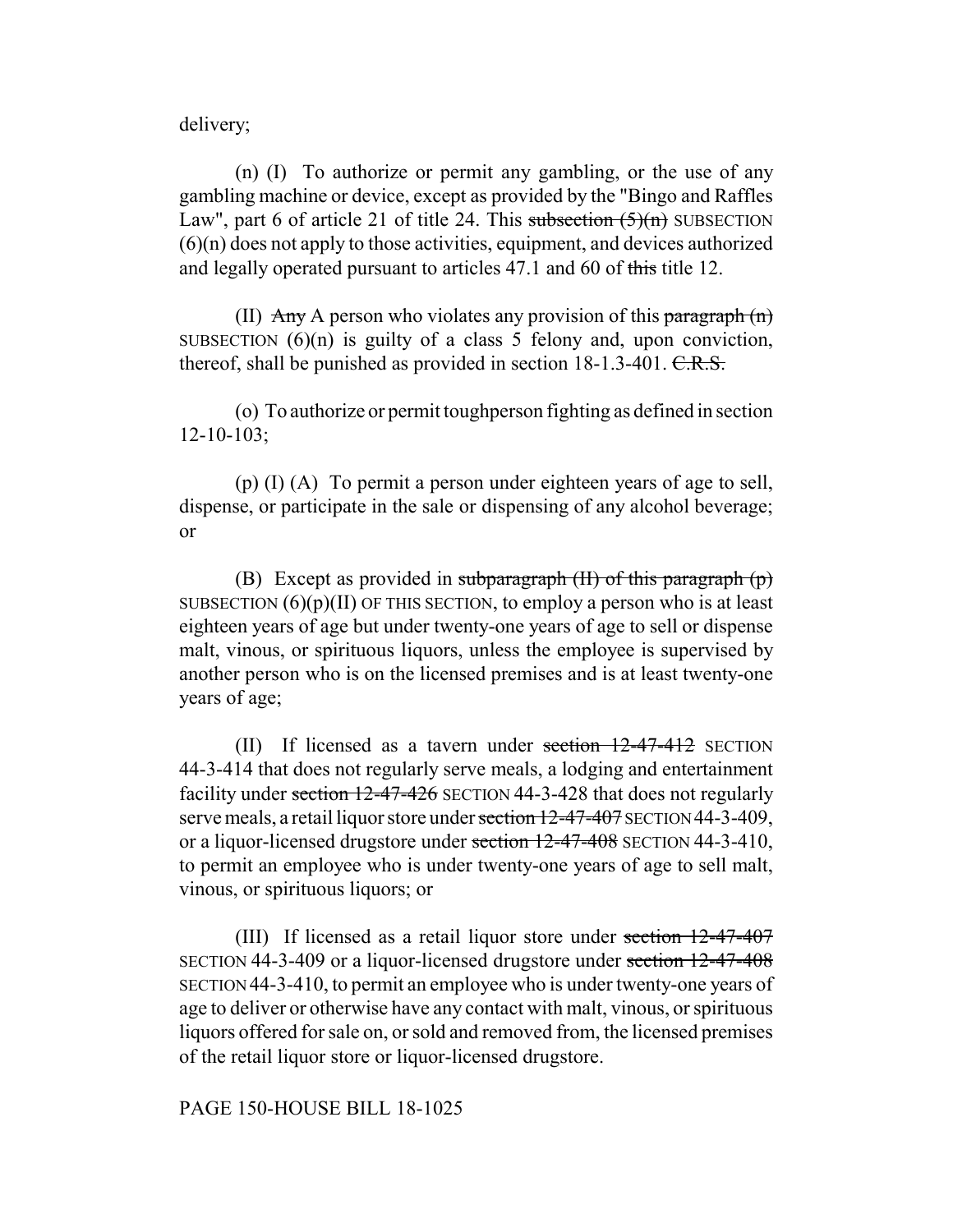delivery;

(n) (I) To authorize or permit any gambling, or the use of any gambling machine or device, except as provided by the "Bingo and Raffles Law", part 6 of article 21 of title 24. This ~~subsection (5)(n)~~ SUBSECTION (6)(n) does not apply to those activities, equipment, and devices authorized and legally operated pursuant to articles 47.1 and 60 of ~~this~~ title 12.

(II) ~~Any~~ A person who violates any provision of this ~~paragraph (n)~~ SUBSECTION (6)(n) is guilty of a class 5 felony and, upon conviction, thereof, shall be punished as provided in section 18-1.3-401. ~~C.R.S.~~

(o) To authorize or permit toughperson fighting as defined in section 12-10-103;

(p) (I) (A) To permit a person under eighteen years of age to sell, dispense, or participate in the sale or dispensing of any alcohol beverage; or

(B) Except as provided in ~~subparagraph (II) of this paragraph (p)~~ SUBSECTION (6)(p)(II) OF THIS SECTION, to employ a person who is at least eighteen years of age but under twenty-one years of age to sell or dispense malt, vinous, or spirituous liquors, unless the employee is supervised by another person who is on the licensed premises and is at least twenty-one years of age;

(II) If licensed as a tavern under ~~section 12-47-412~~ SECTION 44-3-414 that does not regularly serve meals, a lodging and entertainment facility under ~~section 12-47-426~~ SECTION 44-3-428 that does not regularly serve meals, a retail liquor store under ~~section 12-47-407~~ SECTION 44-3-409, or a liquor-licensed drugstore under ~~section 12-47-408~~ SECTION 44-3-410, to permit an employee who is under twenty-one years of age to sell malt, vinous, or spirituous liquors; or

(III) If licensed as a retail liquor store under ~~section 12-47-407~~ SECTION 44-3-409 or a liquor-licensed drugstore under ~~section 12-47-408~~ SECTION 44-3-410, to permit an employee who is under twenty-one years of age to deliver or otherwise have any contact with malt, vinous, or spirituous liquors offered for sale on, or sold and removed from, the licensed premises of the retail liquor store or liquor-licensed drugstore.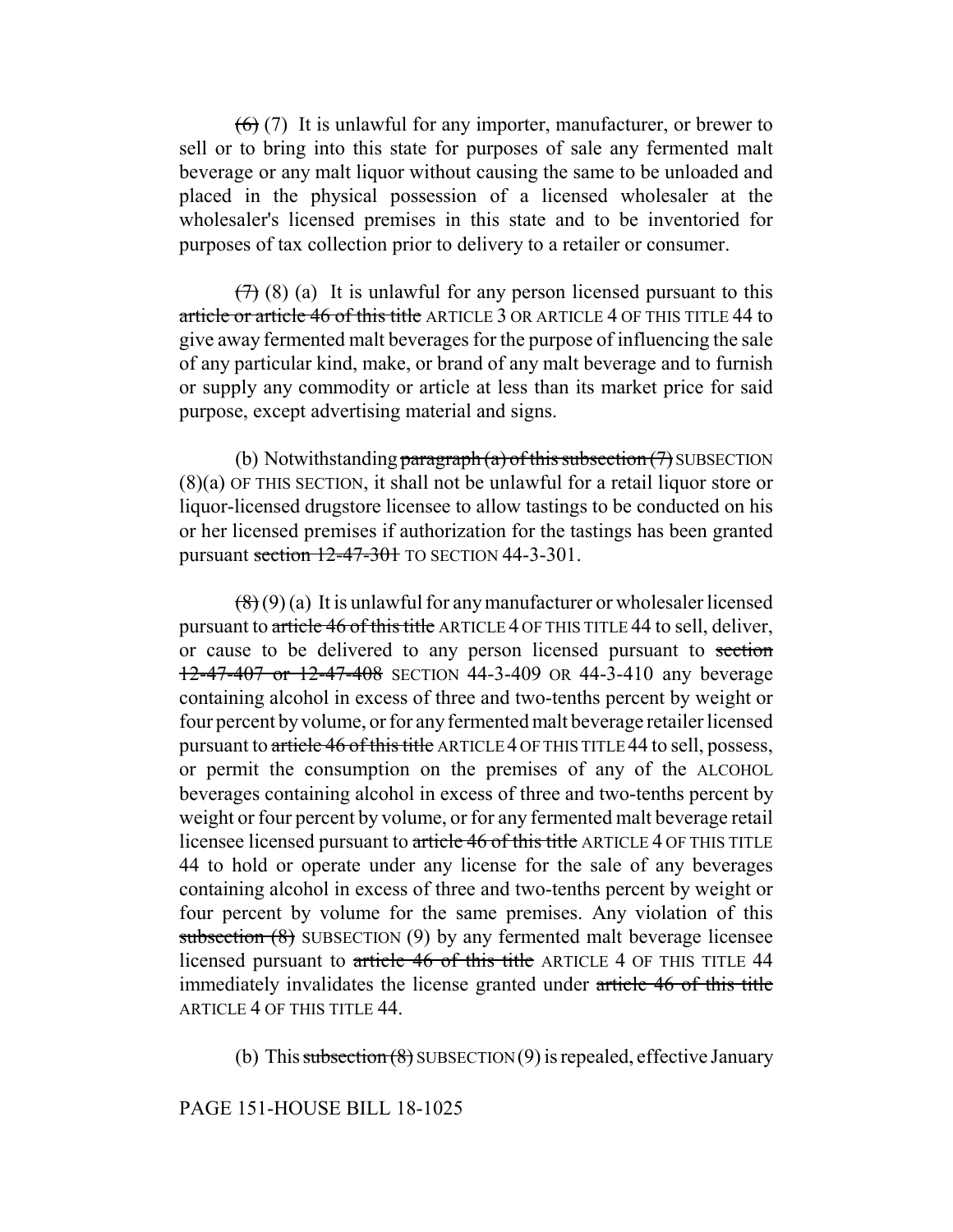~~(6)~~ (7) It is unlawful for any importer, manufacturer, or brewer to sell or to bring into this state for purposes of sale any fermented malt beverage or any malt liquor without causing the same to be unloaded and placed in the physical possession of a licensed wholesaler at the wholesaler's licensed premises in this state and to be inventoried for purposes of tax collection prior to delivery to a retailer or consumer.

~~(7)~~ (8) (a) It is unlawful for any person licensed pursuant to this ~~article or article 46 of this title~~ ARTICLE 3 OR ARTICLE 4 OF THIS TITLE 44 to give away fermented malt beverages for the purpose of influencing the sale of any particular kind, make, or brand of any malt beverage and to furnish or supply any commodity or article at less than its market price for said purpose, except advertising material and signs.

(b) Notwithstanding ~~paragraph (a) of this subsection (7)~~ SUBSECTION (8)(a) OF THIS SECTION, it shall not be unlawful for a retail liquor store or liquor-licensed drugstore licensee to allow tastings to be conducted on his or her licensed premises if authorization for the tastings has been granted pursuant ~~section 12-47-301~~ TO SECTION 44-3-301.

~~(8)~~ (9) (a) It is unlawful for any manufacturer or wholesaler licensed pursuant to ~~article 46 of this title~~ ARTICLE 4 OF THIS TITLE 44 to sell, deliver, or cause to be delivered to any person licensed pursuant to ~~section 12-47-407 or 12-47-408~~ SECTION 44-3-409 OR 44-3-410 any beverage containing alcohol in excess of three and two-tenths percent by weight or four percent by volume, or for any fermented malt beverage retailer licensed pursuant to ~~article 46 of this title~~ ARTICLE 4 OF THIS TITLE 44 to sell, possess, or permit the consumption on the premises of any of the ALCOHOL beverages containing alcohol in excess of three and two-tenths percent by weight or four percent by volume, or for any fermented malt beverage retail licensee licensed pursuant to ~~article 46 of this title~~ ARTICLE 4 OF THIS TITLE 44 to hold or operate under any license for the sale of any beverages containing alcohol in excess of three and two-tenths percent by weight or four percent by volume for the same premises. Any violation of this ~~subsection (8)~~ SUBSECTION (9) by any fermented malt beverage licensee licensed pursuant to ~~article 46 of this title~~ ARTICLE 4 OF THIS TITLE 44 immediately invalidates the license granted under ~~article 46 of this title~~ ARTICLE 4 OF THIS TITLE 44.

(b) This ~~subsection (8)~~ SUBSECTION (9) is repealed, effective January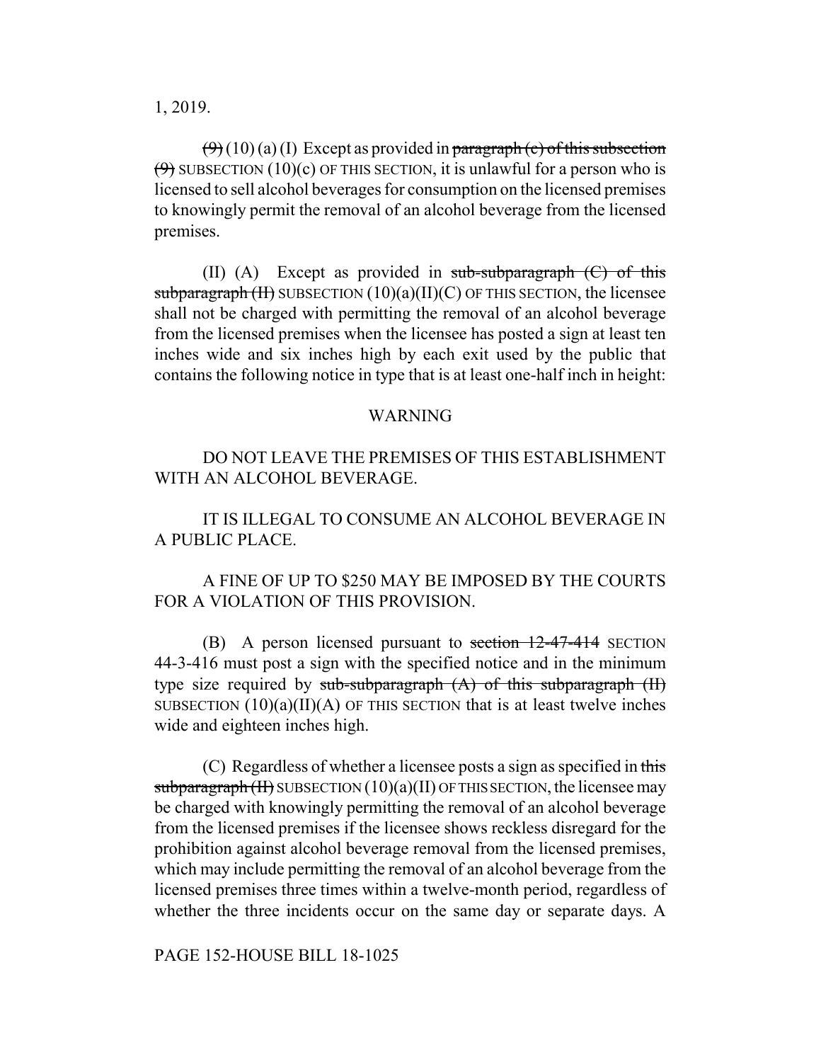1, 2019.

~~(9)~~ (10) (a) (I) Except as provided in ~~paragraph (c) of this subsection (9)~~ SUBSECTION (10)(c) OF THIS SECTION, it is unlawful for a person who is licensed to sell alcohol beverages for consumption on the licensed premises to knowingly permit the removal of an alcohol beverage from the licensed premises.

(II) (A) Except as provided in ~~sub-subparagraph (C) of this subparagraph (II)~~ SUBSECTION (10)(a)(II)(C) OF THIS SECTION, the licensee shall not be charged with permitting the removal of an alcohol beverage from the licensed premises when the licensee has posted a sign at least ten inches wide and six inches high by each exit used by the public that contains the following notice in type that is at least one-half inch in height:

WARNING

DO NOT LEAVE THE PREMISES OF THIS ESTABLISHMENT WITH AN ALCOHOL BEVERAGE.

IT IS ILLEGAL TO CONSUME AN ALCOHOL BEVERAGE IN A PUBLIC PLACE.

A FINE OF UP TO $250 MAY BE IMPOSED BY THE COURTS FOR A VIOLATION OF THIS PROVISION.

(B) A person licensed pursuant to ~~section 12-47-414~~ SECTION 44-3-416 must post a sign with the specified notice and in the minimum type size required by ~~sub-subparagraph (A) of this subparagraph (II)~~ SUBSECTION (10)(a)(II)(A) OF THIS SECTION that is at least twelve inches wide and eighteen inches high.

(C) Regardless of whether a licensee posts a sign as specified in ~~this subparagraph (II)~~ SUBSECTION (10)(a)(II) OF THIS SECTION, the licensee may be charged with knowingly permitting the removal of an alcohol beverage from the licensed premises if the licensee shows reckless disregard for the prohibition against alcohol beverage removal from the licensed premises, which may include permitting the removal of an alcohol beverage from the licensed premises three times within a twelve-month period, regardless of whether the three incidents occur on the same day or separate days. A

PAGE 152-HOUSE BILL 18-1025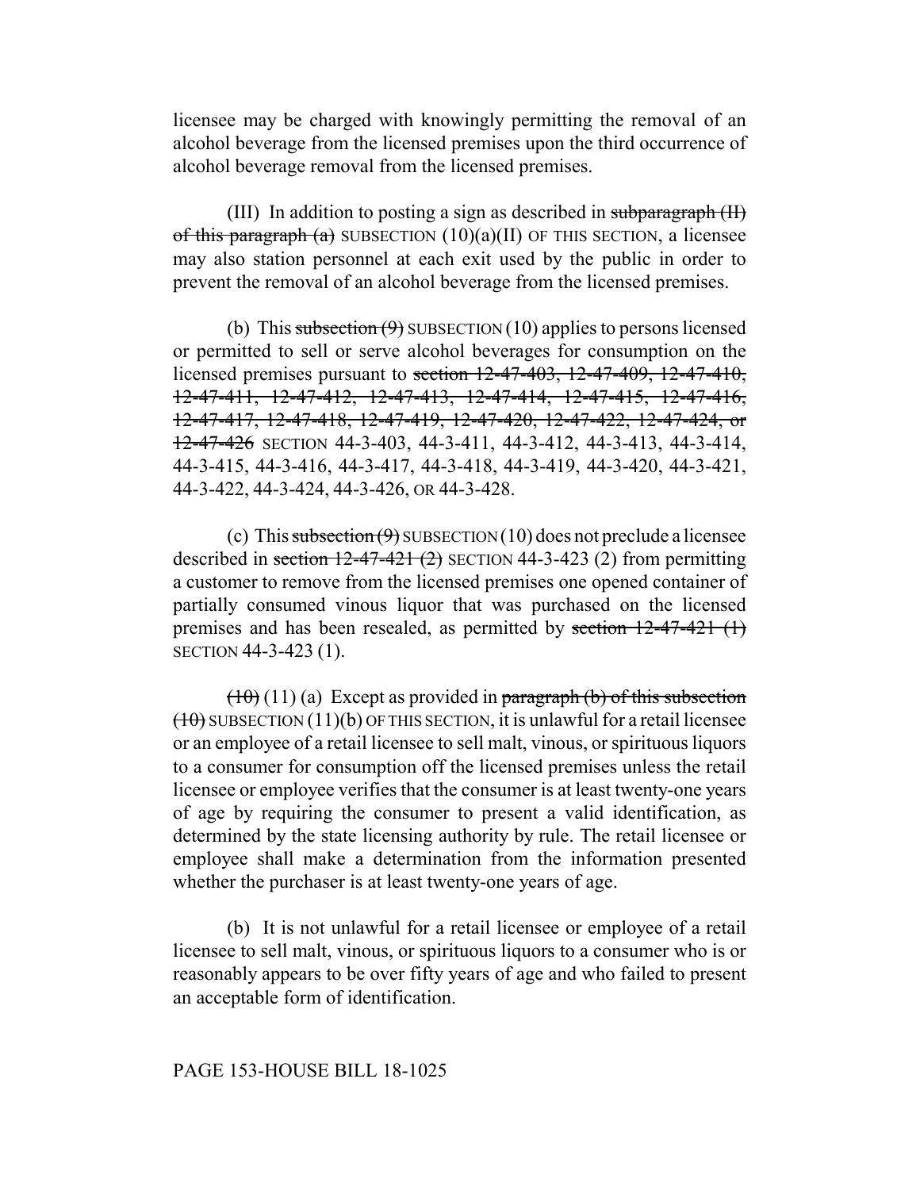licensee may be charged with knowingly permitting the removal of an alcohol beverage from the licensed premises upon the third occurrence of alcohol beverage removal from the licensed premises.

(III) In addition to posting a sign as described in ~~subparagraph (II) of this paragraph (a)~~ SUBSECTION (10)(a)(II) OF THIS SECTION, a licensee may also station personnel at each exit used by the public in order to prevent the removal of an alcohol beverage from the licensed premises.

(b) This ~~subsection (9)~~ SUBSECTION (10) applies to persons licensed or permitted to sell or serve alcohol beverages for consumption on the licensed premises pursuant to ~~section 12-47-403, 12-47-409, 12-47-410, 12-47-411, 12-47-412, 12-47-413, 12-47-414, 12-47-415, 12-47-416, 12-47-417, 12-47-418, 12-47-419, 12-47-420, 12-47-422, 12-47-424, or 12-47-426~~ SECTION 44-3-403, 44-3-411, 44-3-412, 44-3-413, 44-3-414, 44-3-415, 44-3-416, 44-3-417, 44-3-418, 44-3-419, 44-3-420, 44-3-421, 44-3-422, 44-3-424, 44-3-426, OR 44-3-428.

(c) This ~~subsection (9)~~ SUBSECTION (10) does not preclude a licensee described in ~~section 12-47-421 (2)~~ SECTION 44-3-423 (2) from permitting a customer to remove from the licensed premises one opened container of partially consumed vinous liquor that was purchased on the licensed premises and has been resealed, as permitted by ~~section 12-47-421 (1)~~ SECTION 44-3-423 (1).

~~(10)~~ (11) (a) Except as provided in ~~paragraph (b) of this subsection (10)~~ SUBSECTION (11)(b) OF THIS SECTION, it is unlawful for a retail licensee or an employee of a retail licensee to sell malt, vinous, or spirituous liquors to a consumer for consumption off the licensed premises unless the retail licensee or employee verifies that the consumer is at least twenty-one years of age by requiring the consumer to present a valid identification, as determined by the state licensing authority by rule. The retail licensee or employee shall make a determination from the information presented whether the purchaser is at least twenty-one years of age.

(b) It is not unlawful for a retail licensee or employee of a retail licensee to sell malt, vinous, or spirituous liquors to a consumer who is or reasonably appears to be over fifty years of age and who failed to present an acceptable form of identification.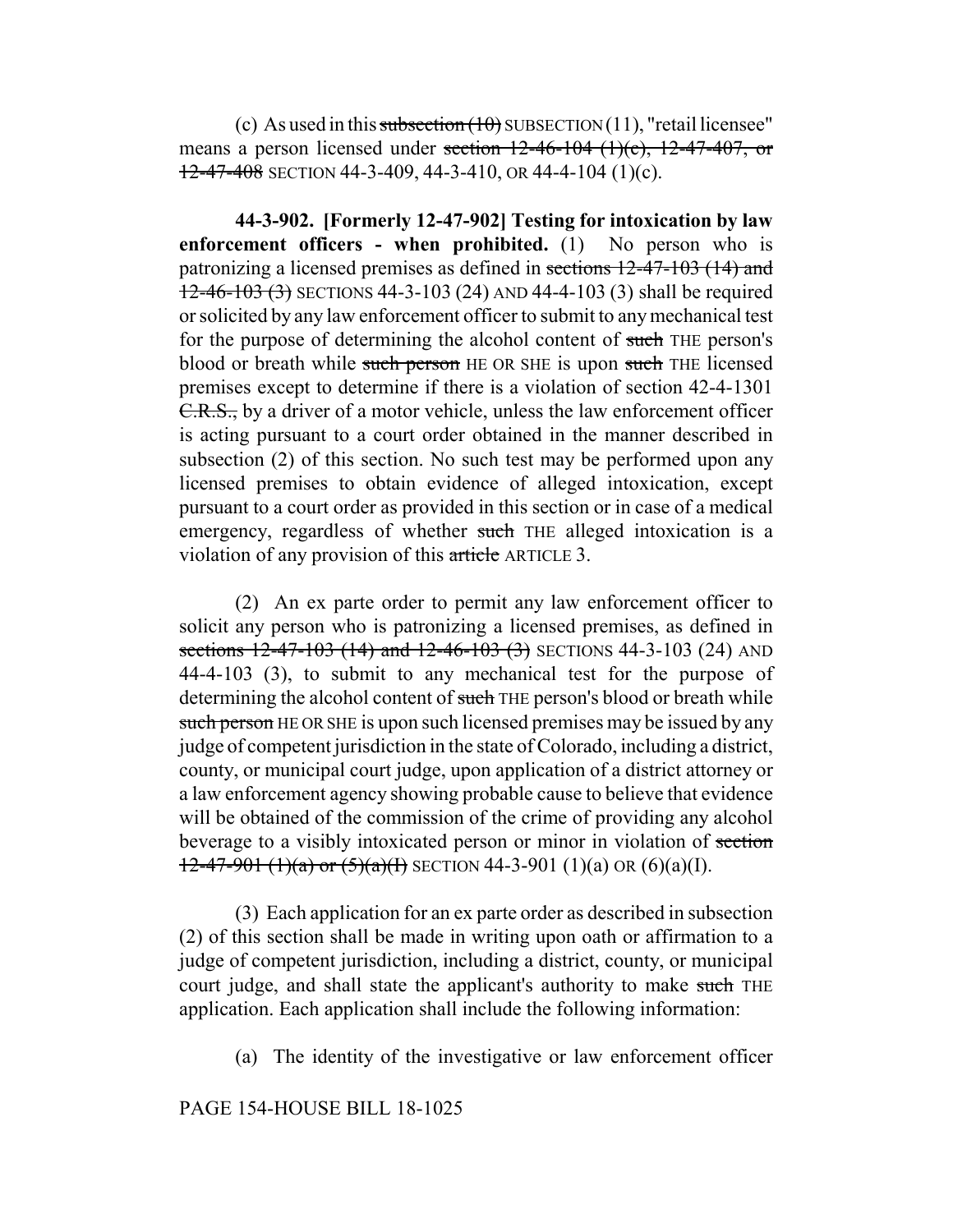(c) As used in this ~~subsection (10)~~ SUBSECTION (11), "retail licensee" means a person licensed under ~~section 12-46-104 (1)(c), 12-47-407, or 12-47-408~~ SECTION 44-3-409, 44-3-410, OR 44-4-104 (1)(c).

**44-3-902. [Formerly 12-47-902] Testing for intoxication by law enforcement officers - when prohibited.** (1) No person who is patronizing a licensed premises as defined in ~~sections 12-47-103 (14) and 12-46-103 (3)~~ SECTIONS 44-3-103 (24) AND 44-4-103 (3) shall be required or solicited by any law enforcement officer to submit to any mechanical test for the purpose of determining the alcohol content of ~~such~~ THE person's blood or breath while ~~such person~~ HE OR SHE is upon ~~such~~ THE licensed premises except to determine if there is a violation of section 42-4-1301 ~~C.R.S.,~~ by a driver of a motor vehicle, unless the law enforcement officer is acting pursuant to a court order obtained in the manner described in subsection (2) of this section. No such test may be performed upon any licensed premises to obtain evidence of alleged intoxication, except pursuant to a court order as provided in this section or in case of a medical emergency, regardless of whether ~~such~~ THE alleged intoxication is a violation of any provision of this ~~article~~ ARTICLE 3.

(2) An ex parte order to permit any law enforcement officer to solicit any person who is patronizing a licensed premises, as defined in ~~sections 12-47-103 (14) and 12-46-103 (3)~~ SECTIONS 44-3-103 (24) AND 44-4-103 (3), to submit to any mechanical test for the purpose of determining the alcohol content of ~~such~~ THE person's blood or breath while ~~such person~~ HE OR SHE is upon such licensed premises may be issued by any judge of competent jurisdiction in the state of Colorado, including a district, county, or municipal court judge, upon application of a district attorney or a law enforcement agency showing probable cause to believe that evidence will be obtained of the commission of the crime of providing any alcohol beverage to a visibly intoxicated person or minor in violation of ~~section 12-47-901 (1)(a) or (5)(a)(I)~~ SECTION 44-3-901 (1)(a) OR (6)(a)(I).

(3) Each application for an ex parte order as described in subsection (2) of this section shall be made in writing upon oath or affirmation to a judge of competent jurisdiction, including a district, county, or municipal court judge, and shall state the applicant's authority to make ~~such~~ THE application. Each application shall include the following information:

(a) The identity of the investigative or law enforcement officer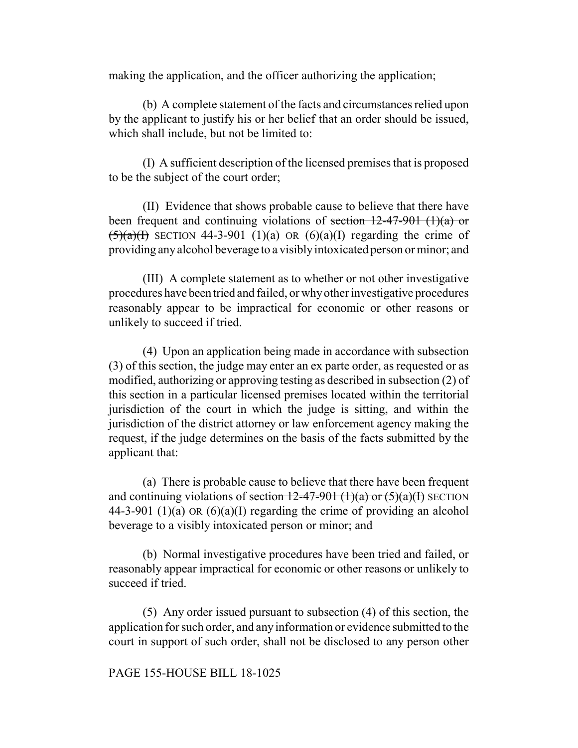making the application, and the officer authorizing the application;

(b) A complete statement of the facts and circumstances relied upon by the applicant to justify his or her belief that an order should be issued, which shall include, but not be limited to:

(I) A sufficient description of the licensed premises that is proposed to be the subject of the court order;

(II) Evidence that shows probable cause to believe that there have been frequent and continuing violations of ~~section 12-47-901 (1)(a) or (5)(a)(I)~~ SECTION 44-3-901 (1)(a) OR (6)(a)(I) regarding the crime of providing any alcohol beverage to a visibly intoxicated person or minor; and

(III) A complete statement as to whether or not other investigative procedures have been tried and failed, or why other investigative procedures reasonably appear to be impractical for economic or other reasons or unlikely to succeed if tried.

(4) Upon an application being made in accordance with subsection (3) of this section, the judge may enter an ex parte order, as requested or as modified, authorizing or approving testing as described in subsection (2) of this section in a particular licensed premises located within the territorial jurisdiction of the court in which the judge is sitting, and within the jurisdiction of the district attorney or law enforcement agency making the request, if the judge determines on the basis of the facts submitted by the applicant that:

(a) There is probable cause to believe that there have been frequent and continuing violations of ~~section 12-47-901 (1)(a) or (5)(a)(I)~~ SECTION 44-3-901 (1)(a) OR (6)(a)(I) regarding the crime of providing an alcohol beverage to a visibly intoxicated person or minor; and

(b) Normal investigative procedures have been tried and failed, or reasonably appear impractical for economic or other reasons or unlikely to succeed if tried.

(5) Any order issued pursuant to subsection (4) of this section, the application for such order, and any information or evidence submitted to the court in support of such order, shall not be disclosed to any person other

PAGE 155-HOUSE BILL 18-1025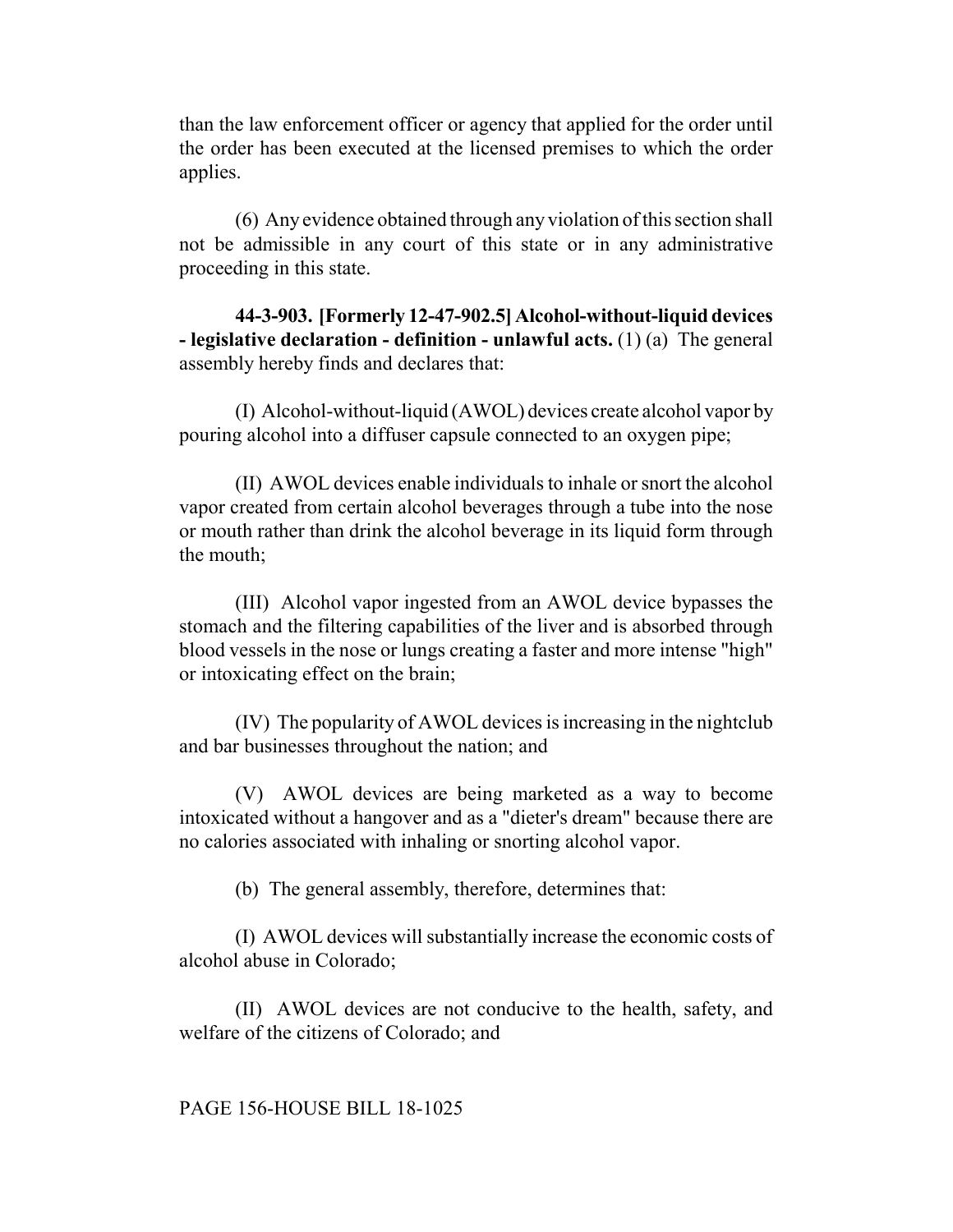than the law enforcement officer or agency that applied for the order until the order has been executed at the licensed premises to which the order applies.

(6) Any evidence obtained through any violation of this section shall not be admissible in any court of this state or in any administrative proceeding in this state.

**44-3-903. [Formerly 12-47-902.5] Alcohol-without-liquid devices - legislative declaration - definition - unlawful acts.** (1) (a) The general assembly hereby finds and declares that:

(I) Alcohol-without-liquid (AWOL) devices create alcohol vapor by pouring alcohol into a diffuser capsule connected to an oxygen pipe;

(II) AWOL devices enable individuals to inhale or snort the alcohol vapor created from certain alcohol beverages through a tube into the nose or mouth rather than drink the alcohol beverage in its liquid form through the mouth;

(III) Alcohol vapor ingested from an AWOL device bypasses the stomach and the filtering capabilities of the liver and is absorbed through blood vessels in the nose or lungs creating a faster and more intense "high" or intoxicating effect on the brain;

(IV) The popularity of AWOL devices is increasing in the nightclub and bar businesses throughout the nation; and

(V) AWOL devices are being marketed as a way to become intoxicated without a hangover and as a "dieter's dream" because there are no calories associated with inhaling or snorting alcohol vapor.

(b) The general assembly, therefore, determines that:

(I) AWOL devices will substantially increase the economic costs of alcohol abuse in Colorado;

(II) AWOL devices are not conducive to the health, safety, and welfare of the citizens of Colorado; and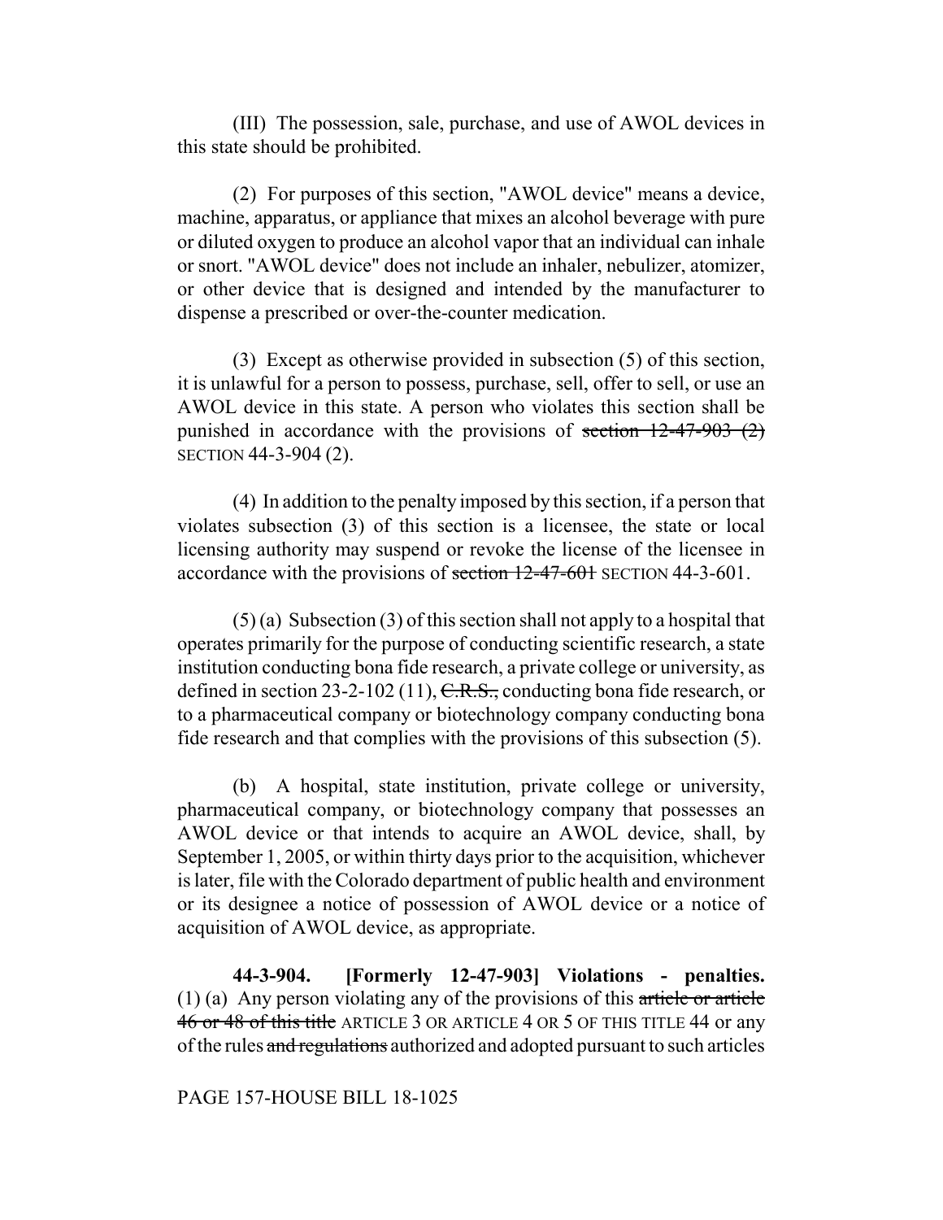(III) The possession, sale, purchase, and use of AWOL devices in this state should be prohibited.

(2) For purposes of this section, "AWOL device" means a device, machine, apparatus, or appliance that mixes an alcohol beverage with pure or diluted oxygen to produce an alcohol vapor that an individual can inhale or snort. "AWOL device" does not include an inhaler, nebulizer, atomizer, or other device that is designed and intended by the manufacturer to dispense a prescribed or over-the-counter medication.

(3) Except as otherwise provided in subsection (5) of this section, it is unlawful for a person to possess, purchase, sell, offer to sell, or use an AWOL device in this state. A person who violates this section shall be punished in accordance with the provisions of ~~section 12-47-903 (2)~~ SECTION 44-3-904 (2).

(4) In addition to the penalty imposed by this section, if a person that violates subsection (3) of this section is a licensee, the state or local licensing authority may suspend or revoke the license of the licensee in accordance with the provisions of ~~section 12-47-601~~ SECTION 44-3-601.

(5) (a) Subsection (3) of this section shall not apply to a hospital that operates primarily for the purpose of conducting scientific research, a state institution conducting bona fide research, a private college or university, as defined in section 23-2-102 (11), ~~C.R.S.,~~ conducting bona fide research, or to a pharmaceutical company or biotechnology company conducting bona fide research and that complies with the provisions of this subsection (5).

(b) A hospital, state institution, private college or university, pharmaceutical company, or biotechnology company that possesses an AWOL device or that intends to acquire an AWOL device, shall, by September 1, 2005, or within thirty days prior to the acquisition, whichever is later, file with the Colorado department of public health and environment or its designee a notice of possession of AWOL device or a notice of acquisition of AWOL device, as appropriate.

**44-3-904. [Formerly 12-47-903] Violations - penalties.** (1) (a) Any person violating any of the provisions of this ~~article or article 46 or 48 of this title~~ ARTICLE 3 OR ARTICLE 4 OR 5 OF THIS TITLE 44 or any of the rules ~~and regulations~~ authorized and adopted pursuant to such articles

PAGE 157-HOUSE BILL 18-1025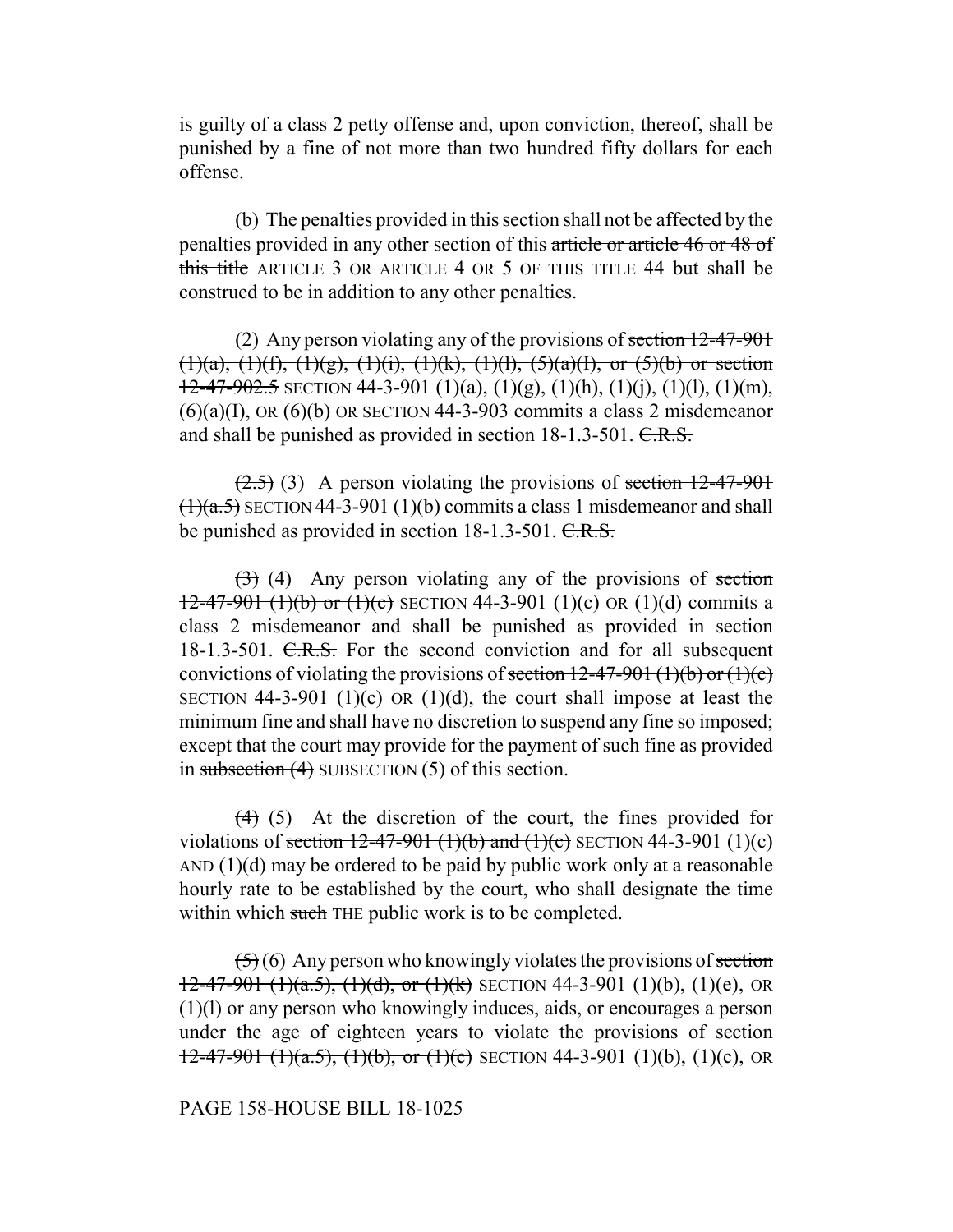is guilty of a class 2 petty offense and, upon conviction, thereof, shall be punished by a fine of not more than two hundred fifty dollars for each offense.

(b) The penalties provided in this section shall not be affected by the penalties provided in any other section of this ~~article or article 46 or 48 of this title~~ ARTICLE 3 OR ARTICLE 4 OR 5 OF THIS TITLE 44 but shall be construed to be in addition to any other penalties.

(2) Any person violating any of the provisions of ~~section 12-47-901 (1)(a), (1)(f), (1)(g), (1)(i), (1)(k), (1)(l), (5)(a)(I), or (5)(b) or section 12-47-902.5~~ SECTION 44-3-901 (1)(a), (1)(g), (1)(h), (1)(j), (1)(l), (1)(m), (6)(a)(I), OR (6)(b) OR SECTION 44-3-903 commits a class 2 misdemeanor and shall be punished as provided in section 18-1.3-501. ~~C.R.S.~~

~~(2.5)~~ (3) A person violating the provisions of ~~section 12-47-901 (1)(a.5)~~ SECTION 44-3-901 (1)(b) commits a class 1 misdemeanor and shall be punished as provided in section 18-1.3-501. ~~C.R.S.~~

~~(3)~~ (4) Any person violating any of the provisions of ~~section 12-47-901 (1)(b) or (1)(c)~~ SECTION 44-3-901 (1)(c) OR (1)(d) commits a class 2 misdemeanor and shall be punished as provided in section 18-1.3-501. ~~C.R.S.~~ For the second conviction and for all subsequent convictions of violating the provisions of ~~section 12-47-901 (1)(b) or (1)(c)~~ SECTION 44-3-901 (1)(c) OR (1)(d), the court shall impose at least the minimum fine and shall have no discretion to suspend any fine so imposed; except that the court may provide for the payment of such fine as provided in ~~subsection (4)~~ SUBSECTION (5) of this section.

~~(4)~~ (5) At the discretion of the court, the fines provided for violations of ~~section 12-47-901 (1)(b) and (1)(c)~~ SECTION 44-3-901 (1)(c) AND (1)(d) may be ordered to be paid by public work only at a reasonable hourly rate to be established by the court, who shall designate the time within which ~~such~~ THE public work is to be completed.

~~(5)~~ (6) Any person who knowingly violates the provisions of ~~section 12-47-901 (1)(a.5), (1)(d), or (1)(k)~~ SECTION 44-3-901 (1)(b), (1)(e), OR (1)(l) or any person who knowingly induces, aids, or encourages a person under the age of eighteen years to violate the provisions of ~~section 12-47-901 (1)(a.5), (1)(b), or (1)(c)~~ SECTION 44-3-901 (1)(b), (1)(c), OR

PAGE 158-HOUSE BILL 18-1025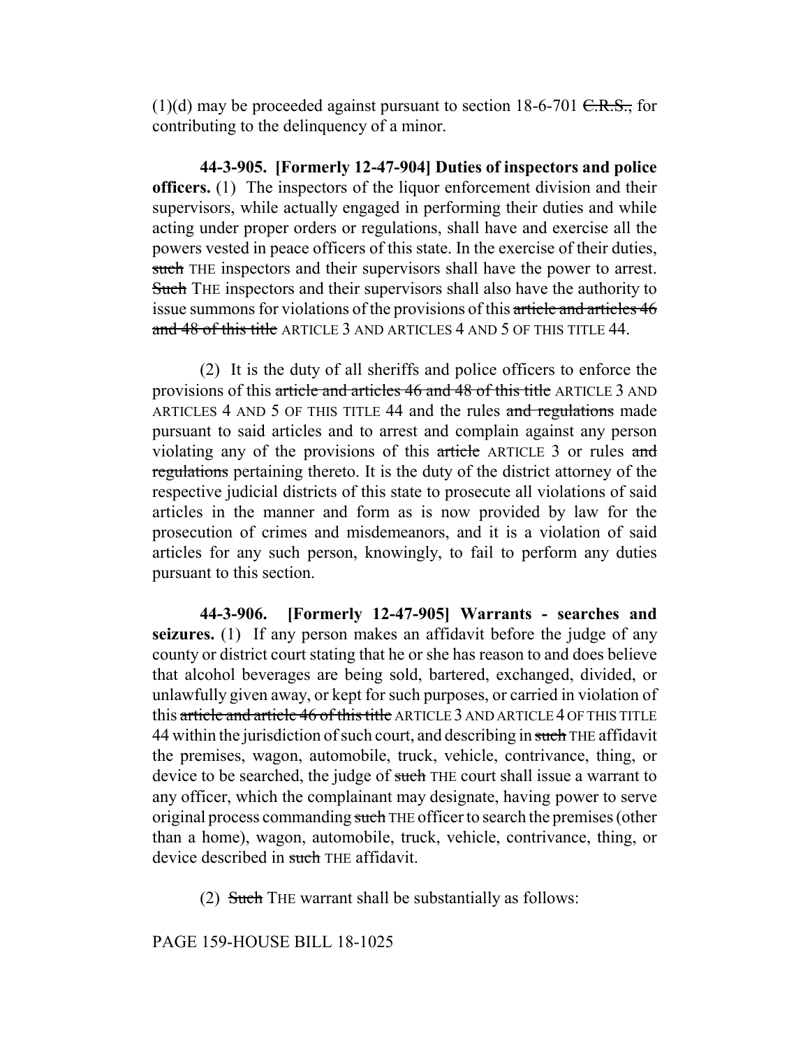(1)(d) may be proceeded against pursuant to section 18-6-701 ~~C.R.S.,~~ for contributing to the delinquency of a minor.

**44-3-905. [Formerly 12-47-904] Duties of inspectors and police officers.** (1) The inspectors of the liquor enforcement division and their supervisors, while actually engaged in performing their duties and while acting under proper orders or regulations, shall have and exercise all the powers vested in peace officers of this state. In the exercise of their duties, ~~such~~ THE inspectors and their supervisors shall have the power to arrest. ~~Such~~ THE inspectors and their supervisors shall also have the authority to issue summons for violations of the provisions of this ~~article and articles 46 and 48 of this title~~ ARTICLE 3 AND ARTICLES 4 AND 5 OF THIS TITLE 44.

(2) It is the duty of all sheriffs and police officers to enforce the provisions of this ~~article and articles 46 and 48 of this title~~ ARTICLE 3 AND ARTICLES 4 AND 5 OF THIS TITLE 44 and the rules ~~and regulations~~ made pursuant to said articles and to arrest and complain against any person violating any of the provisions of this ~~article~~ ARTICLE 3 or rules ~~and regulations~~ pertaining thereto. It is the duty of the district attorney of the respective judicial districts of this state to prosecute all violations of said articles in the manner and form as is now provided by law for the prosecution of crimes and misdemeanors, and it is a violation of said articles for any such person, knowingly, to fail to perform any duties pursuant to this section.

**44-3-906. [Formerly 12-47-905] Warrants - searches and seizures.** (1) If any person makes an affidavit before the judge of any county or district court stating that he or she has reason to and does believe that alcohol beverages are being sold, bartered, exchanged, divided, or unlawfully given away, or kept for such purposes, or carried in violation of this ~~article and article 46 of this title~~ ARTICLE 3 AND ARTICLE 4 OF THIS TITLE 44 within the jurisdiction of such court, and describing in ~~such~~ THE affidavit the premises, wagon, automobile, truck, vehicle, contrivance, thing, or device to be searched, the judge of ~~such~~ THE court shall issue a warrant to any officer, which the complainant may designate, having power to serve original process commanding ~~such~~ THE officer to search the premises (other than a home), wagon, automobile, truck, vehicle, contrivance, thing, or device described in ~~such~~ THE affidavit.

(2) ~~Such~~ THE warrant shall be substantially as follows: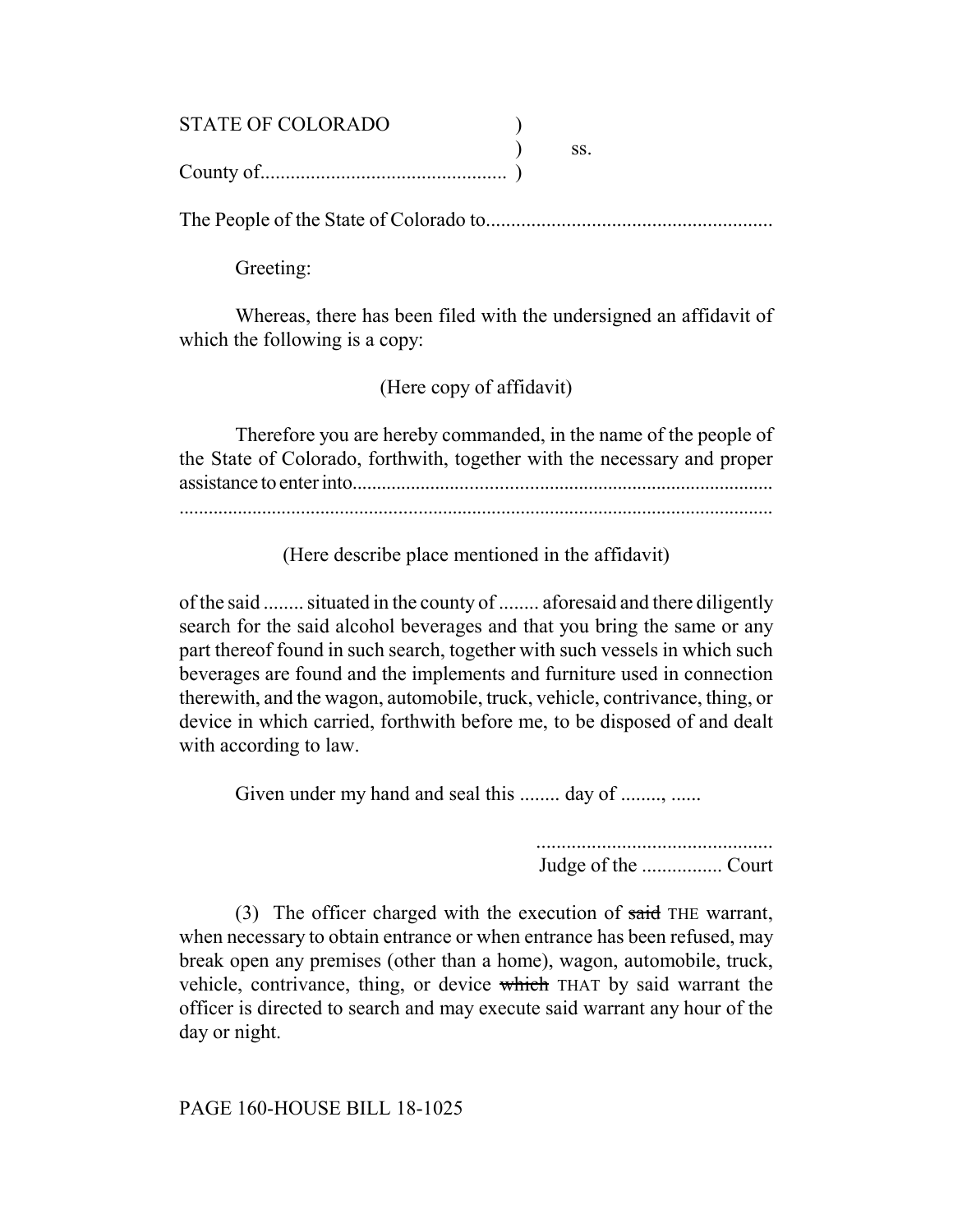STATE OF COLORADO )
) ss.
County of................................................ )

The People of the State of Colorado to........................................................

Greeting:

Whereas, there has been filed with the undersigned an affidavit of which the following is a copy:

(Here copy of affidavit)

Therefore you are hereby commanded, in the name of the people of the State of Colorado, forthwith, together with the necessary and proper assistance to enter into.....................................................................................
..........................................................................................................................

(Here describe place mentioned in the affidavit)

of the said ........ situated in the county of ........ aforesaid and there diligently search for the said alcohol beverages and that you bring the same or any part thereof found in such search, together with such vessels in which such beverages are found and the implements and furniture used in connection therewith, and the wagon, automobile, truck, vehicle, contrivance, thing, or device in which carried, forthwith before me, to be disposed of and dealt with according to law.

Given under my hand and seal this ........ day of ........, ......

..............................................
Judge of the ................ Court

(3) The officer charged with the execution of ~~said~~ THE warrant, when necessary to obtain entrance or when entrance has been refused, may break open any premises (other than a home), wagon, automobile, truck, vehicle, contrivance, thing, or device ~~which~~ THAT by said warrant the officer is directed to search and may execute said warrant any hour of the day or night.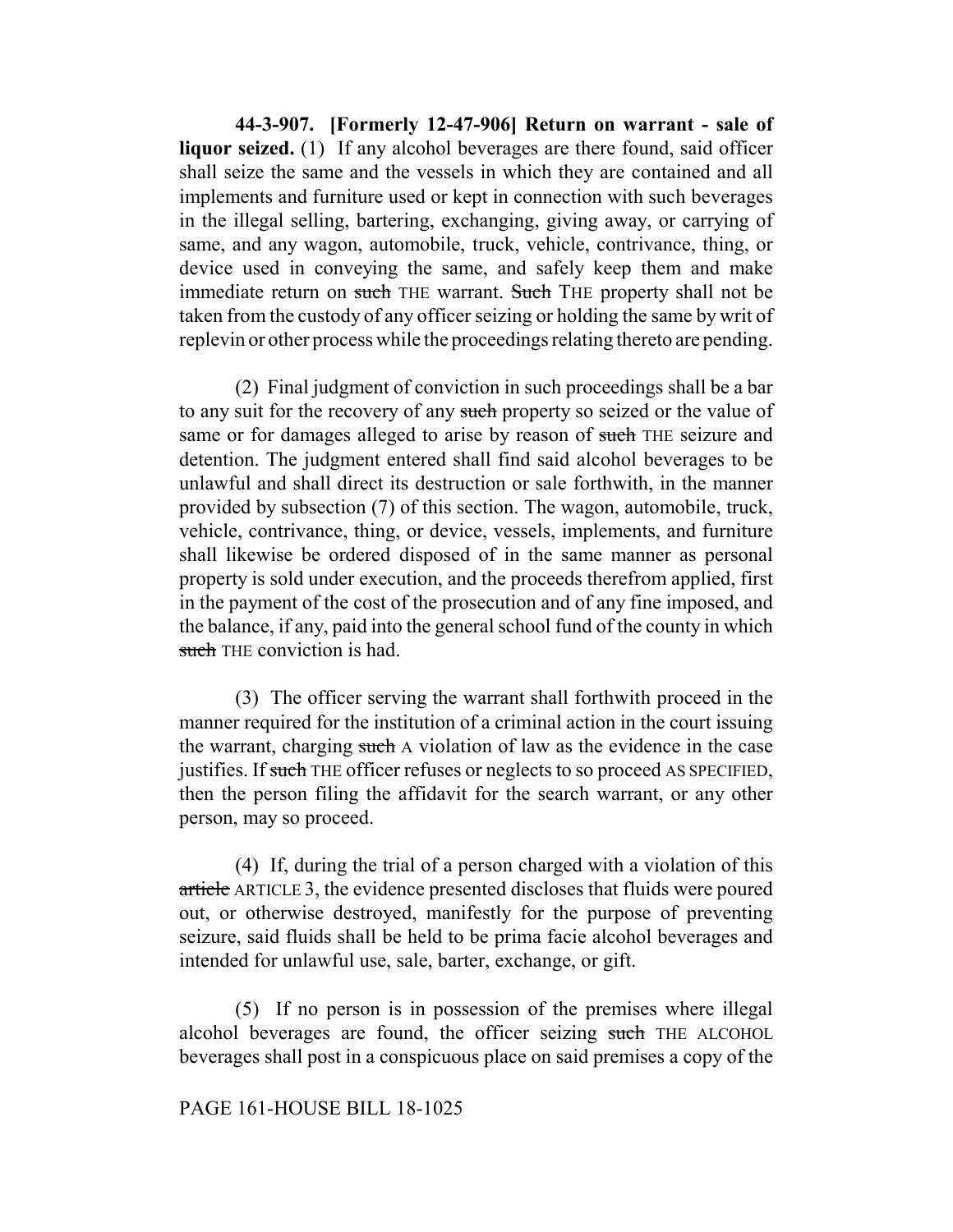**44-3-907. [Formerly 12-47-906] Return on warrant - sale of liquor seized.** (1) If any alcohol beverages are there found, said officer shall seize the same and the vessels in which they are contained and all implements and furniture used or kept in connection with such beverages in the illegal selling, bartering, exchanging, giving away, or carrying of same, and any wagon, automobile, truck, vehicle, contrivance, thing, or device used in conveying the same, and safely keep them and make immediate return on ~~such~~ THE warrant. ~~Such~~ THE property shall not be taken from the custody of any officer seizing or holding the same by writ of replevin or other process while the proceedings relating thereto are pending.

(2) Final judgment of conviction in such proceedings shall be a bar to any suit for the recovery of any ~~such~~ property so seized or the value of same or for damages alleged to arise by reason of ~~such~~ THE seizure and detention. The judgment entered shall find said alcohol beverages to be unlawful and shall direct its destruction or sale forthwith, in the manner provided by subsection (7) of this section. The wagon, automobile, truck, vehicle, contrivance, thing, or device, vessels, implements, and furniture shall likewise be ordered disposed of in the same manner as personal property is sold under execution, and the proceeds therefrom applied, first in the payment of the cost of the prosecution and of any fine imposed, and the balance, if any, paid into the general school fund of the county in which ~~such~~ THE conviction is had.

(3) The officer serving the warrant shall forthwith proceed in the manner required for the institution of a criminal action in the court issuing the warrant, charging ~~such~~ A violation of law as the evidence in the case justifies. If ~~such~~ THE officer refuses or neglects to so proceed AS SPECIFIED, then the person filing the affidavit for the search warrant, or any other person, may so proceed.

(4) If, during the trial of a person charged with a violation of this ~~article~~ ARTICLE 3, the evidence presented discloses that fluids were poured out, or otherwise destroyed, manifestly for the purpose of preventing seizure, said fluids shall be held to be prima facie alcohol beverages and intended for unlawful use, sale, barter, exchange, or gift.

(5) If no person is in possession of the premises where illegal alcohol beverages are found, the officer seizing ~~such~~ THE ALCOHOL beverages shall post in a conspicuous place on said premises a copy of the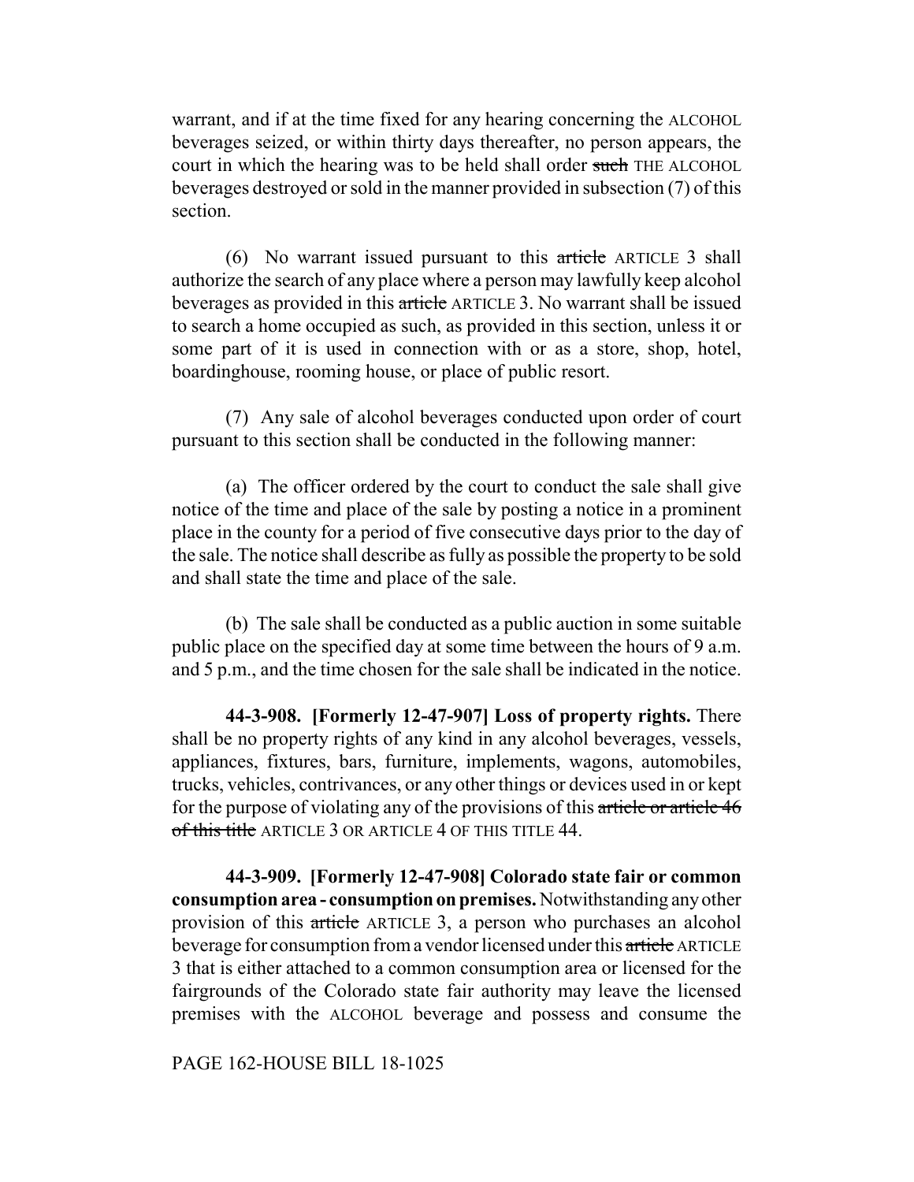warrant, and if at the time fixed for any hearing concerning the ALCOHOL beverages seized, or within thirty days thereafter, no person appears, the court in which the hearing was to be held shall order ~~such~~ THE ALCOHOL beverages destroyed or sold in the manner provided in subsection (7) of this section.

(6) No warrant issued pursuant to this ~~article~~ ARTICLE 3 shall authorize the search of any place where a person may lawfully keep alcohol beverages as provided in this ~~article~~ ARTICLE 3. No warrant shall be issued to search a home occupied as such, as provided in this section, unless it or some part of it is used in connection with or as a store, shop, hotel, boardinghouse, rooming house, or place of public resort.

(7) Any sale of alcohol beverages conducted upon order of court pursuant to this section shall be conducted in the following manner:

(a) The officer ordered by the court to conduct the sale shall give notice of the time and place of the sale by posting a notice in a prominent place in the county for a period of five consecutive days prior to the day of the sale. The notice shall describe as fully as possible the property to be sold and shall state the time and place of the sale.

(b) The sale shall be conducted as a public auction in some suitable public place on the specified day at some time between the hours of 9 a.m. and 5 p.m., and the time chosen for the sale shall be indicated in the notice.

**44-3-908. [Formerly 12-47-907] Loss of property rights.** There shall be no property rights of any kind in any alcohol beverages, vessels, appliances, fixtures, bars, furniture, implements, wagons, automobiles, trucks, vehicles, contrivances, or any other things or devices used in or kept for the purpose of violating any of the provisions of this ~~article or article 46 of this title~~ ARTICLE 3 OR ARTICLE 4 OF THIS TITLE 44.

**44-3-909. [Formerly 12-47-908] Colorado state fair or common consumption area - consumption on premises.** Notwithstanding any other provision of this ~~article~~ ARTICLE 3, a person who purchases an alcohol beverage for consumption from a vendor licensed under this ~~article~~ ARTICLE 3 that is either attached to a common consumption area or licensed for the fairgrounds of the Colorado state fair authority may leave the licensed premises with the ALCOHOL beverage and possess and consume the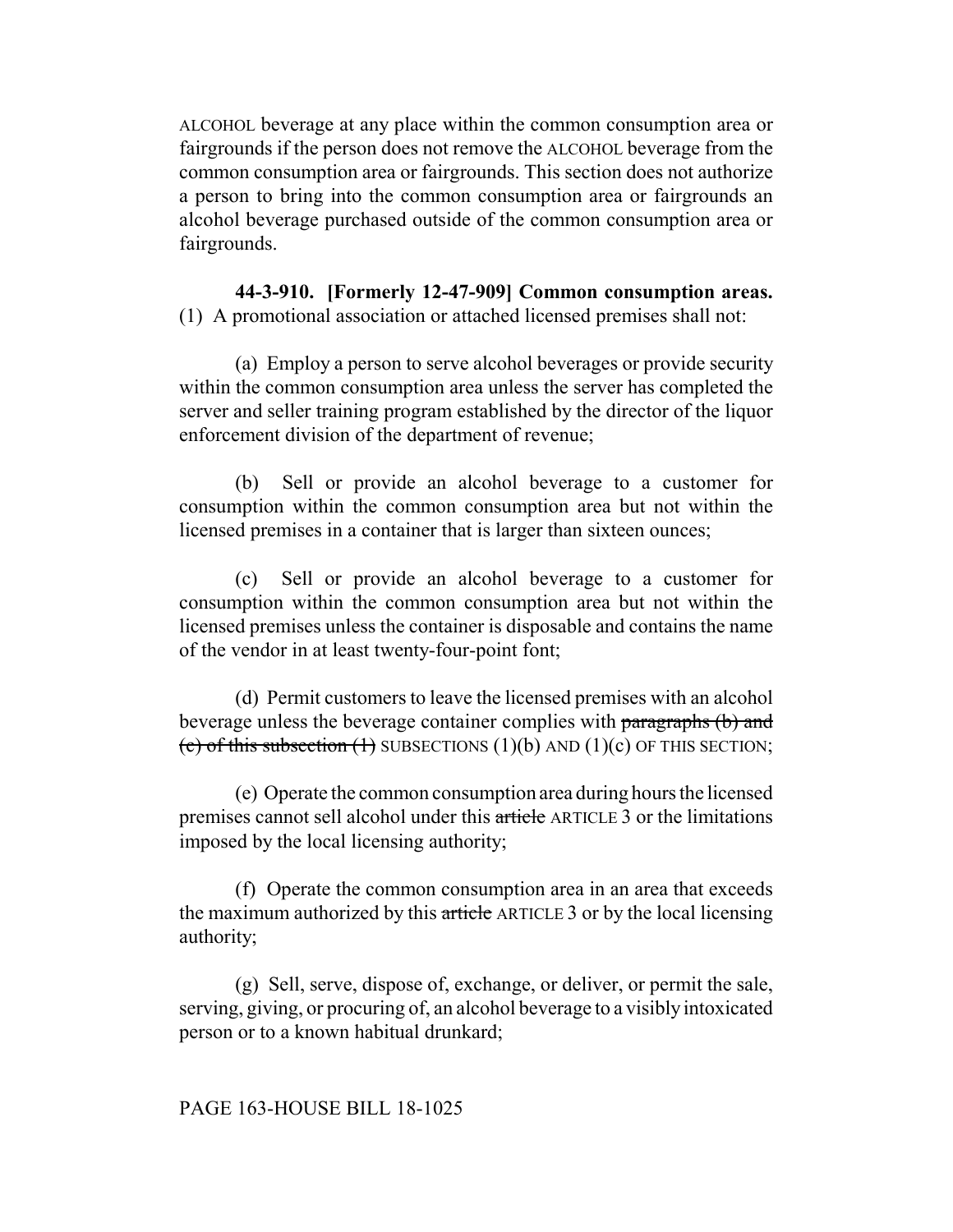ALCOHOL beverage at any place within the common consumption area or fairgrounds if the person does not remove the ALCOHOL beverage from the common consumption area or fairgrounds. This section does not authorize a person to bring into the common consumption area or fairgrounds an alcohol beverage purchased outside of the common consumption area or fairgrounds.

**44-3-910. [Formerly 12-47-909] Common consumption areas.** (1) A promotional association or attached licensed premises shall not:

(a) Employ a person to serve alcohol beverages or provide security within the common consumption area unless the server has completed the server and seller training program established by the director of the liquor enforcement division of the department of revenue;

(b) Sell or provide an alcohol beverage to a customer for consumption within the common consumption area but not within the licensed premises in a container that is larger than sixteen ounces;

(c) Sell or provide an alcohol beverage to a customer for consumption within the common consumption area but not within the licensed premises unless the container is disposable and contains the name of the vendor in at least twenty-four-point font;

(d) Permit customers to leave the licensed premises with an alcohol beverage unless the beverage container complies with ~~paragraphs (b) and (c) of this subsection (1)~~ SUBSECTIONS (1)(b) AND (1)(c) OF THIS SECTION;

(e) Operate the common consumption area during hours the licensed premises cannot sell alcohol under this ~~article~~ ARTICLE 3 or the limitations imposed by the local licensing authority;

(f) Operate the common consumption area in an area that exceeds the maximum authorized by this ~~article~~ ARTICLE 3 or by the local licensing authority;

(g) Sell, serve, dispose of, exchange, or deliver, or permit the sale, serving, giving, or procuring of, an alcohol beverage to a visibly intoxicated person or to a known habitual drunkard;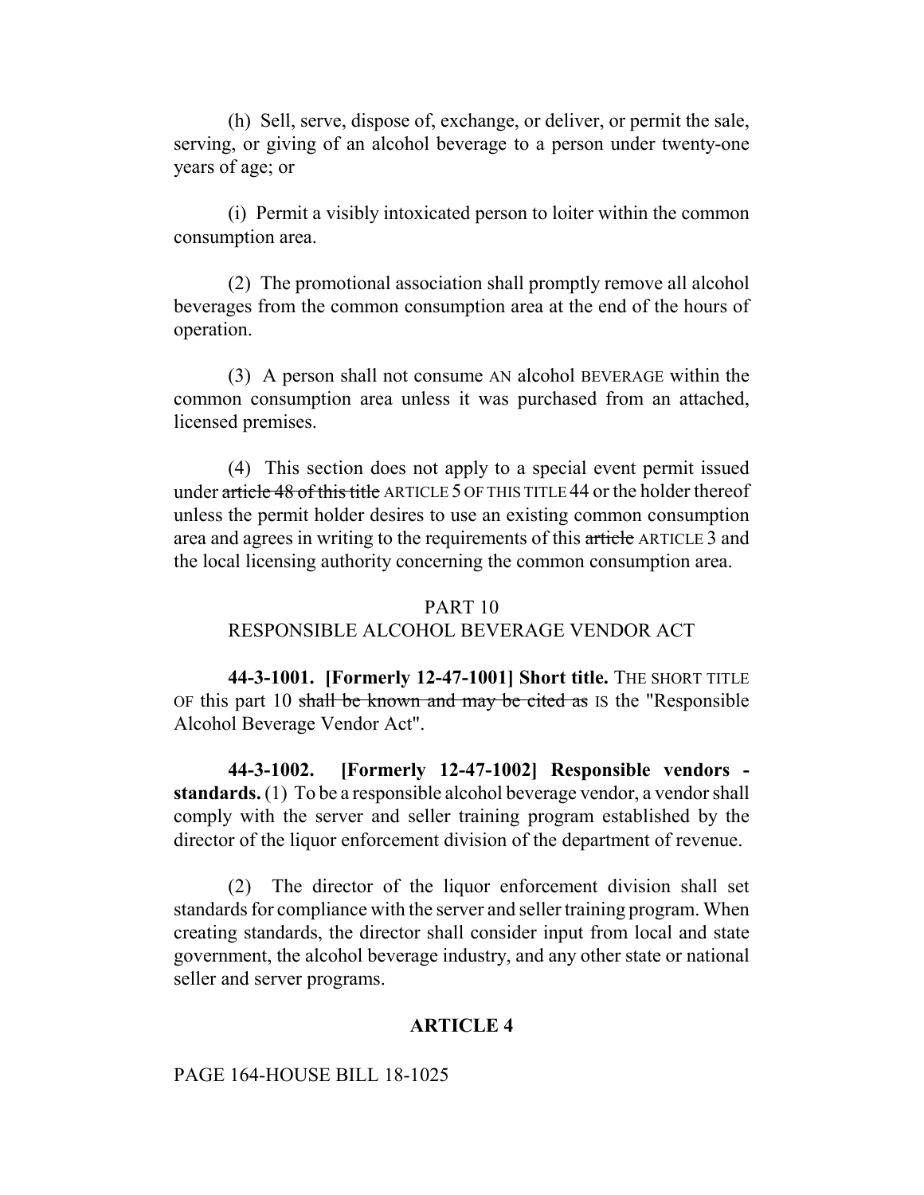(h) Sell, serve, dispose of, exchange, or deliver, or permit the sale, serving, or giving of an alcohol beverage to a person under twenty-one years of age; or

(i) Permit a visibly intoxicated person to loiter within the common consumption area.

(2) The promotional association shall promptly remove all alcohol beverages from the common consumption area at the end of the hours of operation.

(3) A person shall not consume AN alcohol BEVERAGE within the common consumption area unless it was purchased from an attached, licensed premises.

(4) This section does not apply to a special event permit issued under ~~article 48 of this title~~ ARTICLE 5 OF THIS TITLE 44 or the holder thereof unless the permit holder desires to use an existing common consumption area and agrees in writing to the requirements of this ~~article~~ ARTICLE 3 and the local licensing authority concerning the common consumption area.

PART 10
RESPONSIBLE ALCOHOL BEVERAGE VENDOR ACT

**44-3-1001. [Formerly 12-47-1001] Short title.** THE SHORT TITLE OF this part 10 ~~shall be known and may be cited as~~ IS the "Responsible Alcohol Beverage Vendor Act".

**44-3-1002. [Formerly 12-47-1002] Responsible vendors - standards.** (1) To be a responsible alcohol beverage vendor, a vendor shall comply with the server and seller training program established by the director of the liquor enforcement division of the department of revenue.

(2) The director of the liquor enforcement division shall set standards for compliance with the server and seller training program. When creating standards, the director shall consider input from local and state government, the alcohol beverage industry, and any other state or national seller and server programs.

**ARTICLE 4**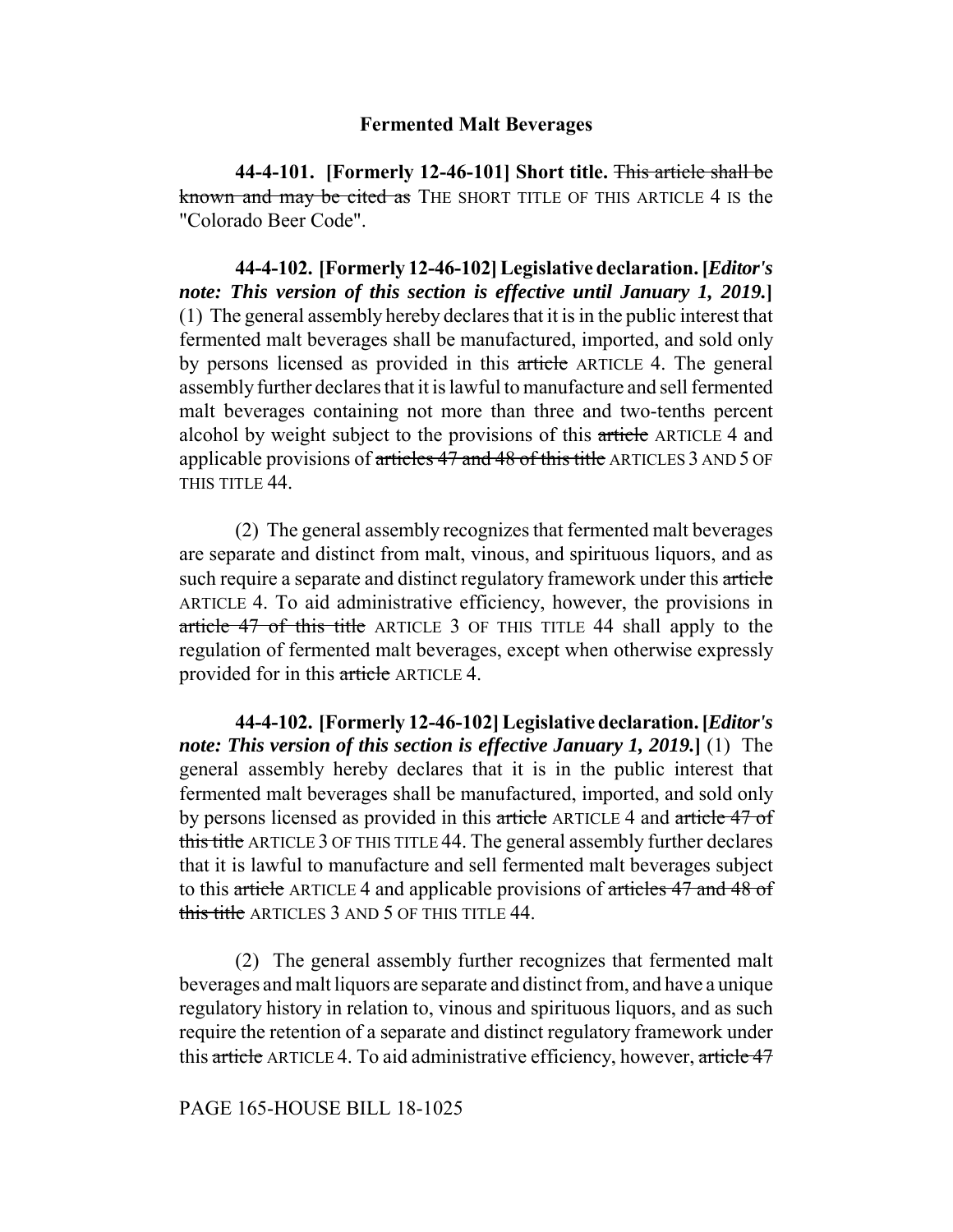**Fermented Malt Beverages**

**44-4-101. [Formerly 12-46-101] Short title.** ~~This article shall be known and may be cited as~~ THE SHORT TITLE OF THIS ARTICLE 4 IS the "Colorado Beer Code".

**44-4-102. [Formerly 12-46-102] Legislative declaration. [*Editor's note: This version of this section is effective until January 1, 2019.*]** (1) The general assembly hereby declares that it is in the public interest that fermented malt beverages shall be manufactured, imported, and sold only by persons licensed as provided in this ~~article~~ ARTICLE 4. The general assembly further declares that it is lawful to manufacture and sell fermented malt beverages containing not more than three and two-tenths percent alcohol by weight subject to the provisions of this ~~article~~ ARTICLE 4 and applicable provisions of ~~articles 47 and 48 of this title~~ ARTICLES 3 AND 5 OF THIS TITLE 44.

(2) The general assembly recognizes that fermented malt beverages are separate and distinct from malt, vinous, and spirituous liquors, and as such require a separate and distinct regulatory framework under this ~~article~~ ARTICLE 4. To aid administrative efficiency, however, the provisions in ~~article 47 of this title~~ ARTICLE 3 OF THIS TITLE 44 shall apply to the regulation of fermented malt beverages, except when otherwise expressly provided for in this ~~article~~ ARTICLE 4.

**44-4-102. [Formerly 12-46-102] Legislative declaration. [*Editor's note: This version of this section is effective January 1, 2019.*]** (1) The general assembly hereby declares that it is in the public interest that fermented malt beverages shall be manufactured, imported, and sold only by persons licensed as provided in this ~~article~~ ARTICLE 4 and ~~article 47 of this title~~ ARTICLE 3 OF THIS TITLE 44. The general assembly further declares that it is lawful to manufacture and sell fermented malt beverages subject to this ~~article~~ ARTICLE 4 and applicable provisions of ~~articles 47 and 48 of this title~~ ARTICLES 3 AND 5 OF THIS TITLE 44.

(2) The general assembly further recognizes that fermented malt beverages and malt liquors are separate and distinct from, and have a unique regulatory history in relation to, vinous and spirituous liquors, and as such require the retention of a separate and distinct regulatory framework under this ~~article~~ ARTICLE 4. To aid administrative efficiency, however, ~~article 47~~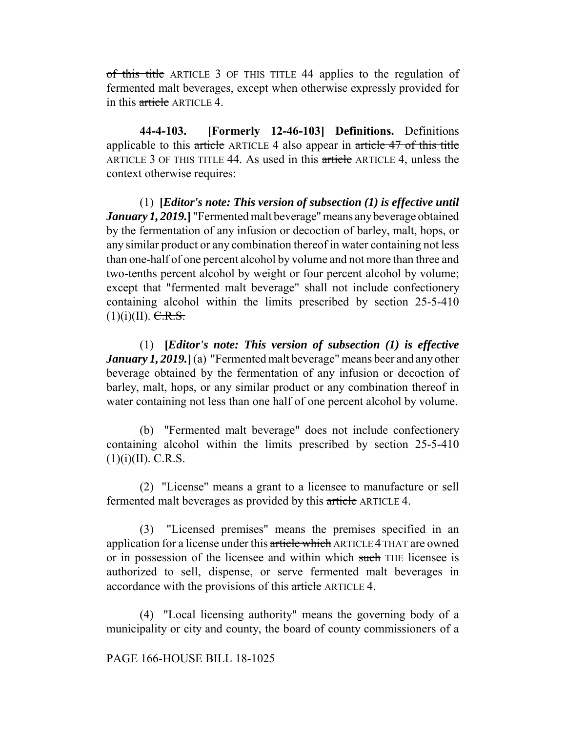~~of this title~~ ARTICLE 3 OF THIS TITLE 44 applies to the regulation of fermented malt beverages, except when otherwise expressly provided for in this ~~article~~ ARTICLE 4.

**44-4-103. [Formerly 12-46-103] Definitions.** Definitions applicable to this ~~article~~ ARTICLE 4 also appear in ~~article 47 of this title~~ ARTICLE 3 OF THIS TITLE 44. As used in this ~~article~~ ARTICLE 4, unless the context otherwise requires:

(1) **[*Editor's note: This version of subsection (1) is effective until January 1, 2019.*]** "Fermented malt beverage" means any beverage obtained by the fermentation of any infusion or decoction of barley, malt, hops, or any similar product or any combination thereof in water containing not less than one-half of one percent alcohol by volume and not more than three and two-tenths percent alcohol by weight or four percent alcohol by volume; except that "fermented malt beverage" shall not include confectionery containing alcohol within the limits prescribed by section 25-5-410 (1)(i)(II). ~~C.R.S.~~

(1) **[*Editor's note: This version of subsection (1) is effective January 1, 2019.*]** (a) "Fermented malt beverage" means beer and any other beverage obtained by the fermentation of any infusion or decoction of barley, malt, hops, or any similar product or any combination thereof in water containing not less than one half of one percent alcohol by volume.

(b) "Fermented malt beverage" does not include confectionery containing alcohol within the limits prescribed by section 25-5-410 (1)(i)(II). ~~C.R.S.~~

(2) "License" means a grant to a licensee to manufacture or sell fermented malt beverages as provided by this ~~article~~ ARTICLE 4.

(3) "Licensed premises" means the premises specified in an application for a license under this ~~article which~~ ARTICLE 4 THAT are owned or in possession of the licensee and within which ~~such~~ THE licensee is authorized to sell, dispense, or serve fermented malt beverages in accordance with the provisions of this ~~article~~ ARTICLE 4.

(4) "Local licensing authority" means the governing body of a municipality or city and county, the board of county commissioners of a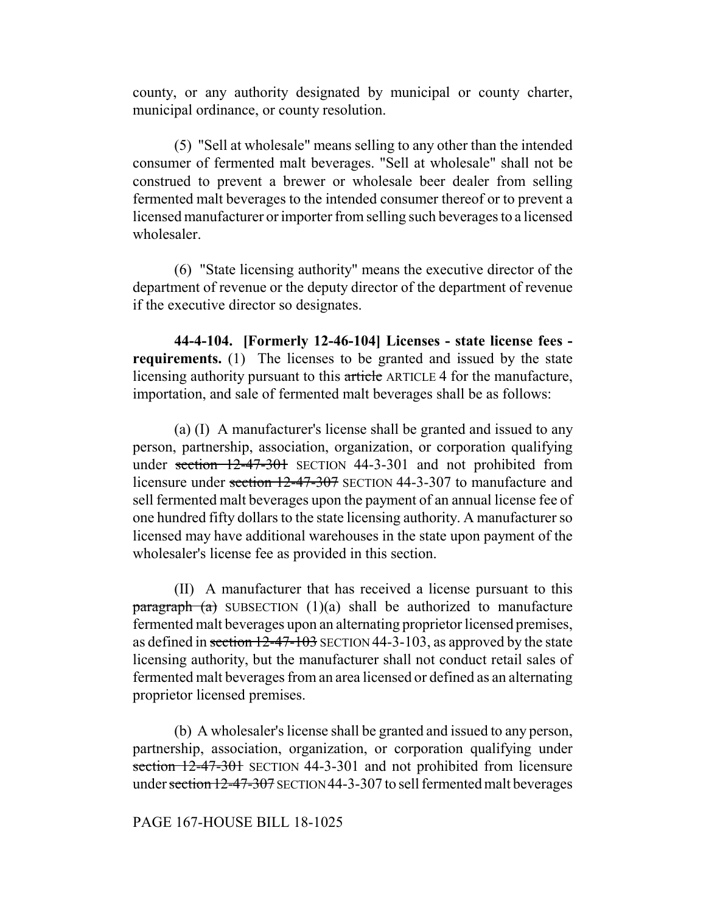county, or any authority designated by municipal or county charter, municipal ordinance, or county resolution.

(5) "Sell at wholesale" means selling to any other than the intended consumer of fermented malt beverages. "Sell at wholesale" shall not be construed to prevent a brewer or wholesale beer dealer from selling fermented malt beverages to the intended consumer thereof or to prevent a licensed manufacturer or importer from selling such beverages to a licensed wholesaler.

(6) "State licensing authority" means the executive director of the department of revenue or the deputy director of the department of revenue if the executive director so designates.

**44-4-104. [Formerly 12-46-104] Licenses - state license fees - requirements.** (1) The licenses to be granted and issued by the state licensing authority pursuant to this ~~article~~ ARTICLE 4 for the manufacture, importation, and sale of fermented malt beverages shall be as follows:

(a) (I) A manufacturer's license shall be granted and issued to any person, partnership, association, organization, or corporation qualifying under ~~section 12-47-301~~ SECTION 44-3-301 and not prohibited from licensure under ~~section 12-47-307~~ SECTION 44-3-307 to manufacture and sell fermented malt beverages upon the payment of an annual license fee of one hundred fifty dollars to the state licensing authority. A manufacturer so licensed may have additional warehouses in the state upon payment of the wholesaler's license fee as provided in this section.

(II) A manufacturer that has received a license pursuant to this ~~paragraph (a)~~ SUBSECTION (1)(a) shall be authorized to manufacture fermented malt beverages upon an alternating proprietor licensed premises, as defined in ~~section 12-47-103~~ SECTION 44-3-103, as approved by the state licensing authority, but the manufacturer shall not conduct retail sales of fermented malt beverages from an area licensed or defined as an alternating proprietor licensed premises.

(b) A wholesaler's license shall be granted and issued to any person, partnership, association, organization, or corporation qualifying under ~~section 12-47-301~~ SECTION 44-3-301 and not prohibited from licensure under ~~section 12-47-307~~ SECTION 44-3-307 to sell fermented malt beverages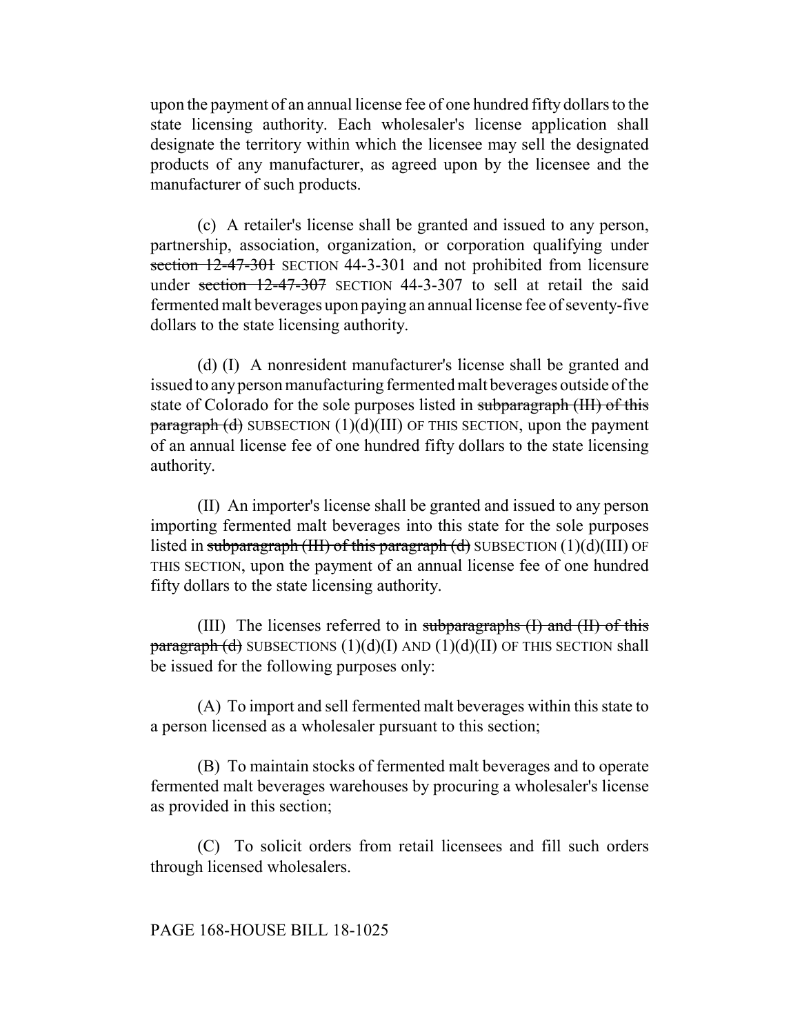upon the payment of an annual license fee of one hundred fifty dollars to the state licensing authority. Each wholesaler's license application shall designate the territory within which the licensee may sell the designated products of any manufacturer, as agreed upon by the licensee and the manufacturer of such products.

(c) A retailer's license shall be granted and issued to any person, partnership, association, organization, or corporation qualifying under ~~section 12-47-301~~ SECTION 44-3-301 and not prohibited from licensure under ~~section 12-47-307~~ SECTION 44-3-307 to sell at retail the said fermented malt beverages upon paying an annual license fee of seventy-five dollars to the state licensing authority.

(d) (I) A nonresident manufacturer's license shall be granted and issued to any person manufacturing fermented malt beverages outside of the state of Colorado for the sole purposes listed in ~~subparagraph (III) of this paragraph (d)~~ SUBSECTION (1)(d)(III) OF THIS SECTION, upon the payment of an annual license fee of one hundred fifty dollars to the state licensing authority.

(II) An importer's license shall be granted and issued to any person importing fermented malt beverages into this state for the sole purposes listed in ~~subparagraph (III) of this paragraph (d)~~ SUBSECTION (1)(d)(III) OF THIS SECTION, upon the payment of an annual license fee of one hundred fifty dollars to the state licensing authority.

(III) The licenses referred to in ~~subparagraphs (I) and (II) of this paragraph (d)~~ SUBSECTIONS (1)(d)(I) AND (1)(d)(II) OF THIS SECTION shall be issued for the following purposes only:

(A) To import and sell fermented malt beverages within this state to a person licensed as a wholesaler pursuant to this section;

(B) To maintain stocks of fermented malt beverages and to operate fermented malt beverages warehouses by procuring a wholesaler's license as provided in this section;

(C) To solicit orders from retail licensees and fill such orders through licensed wholesalers.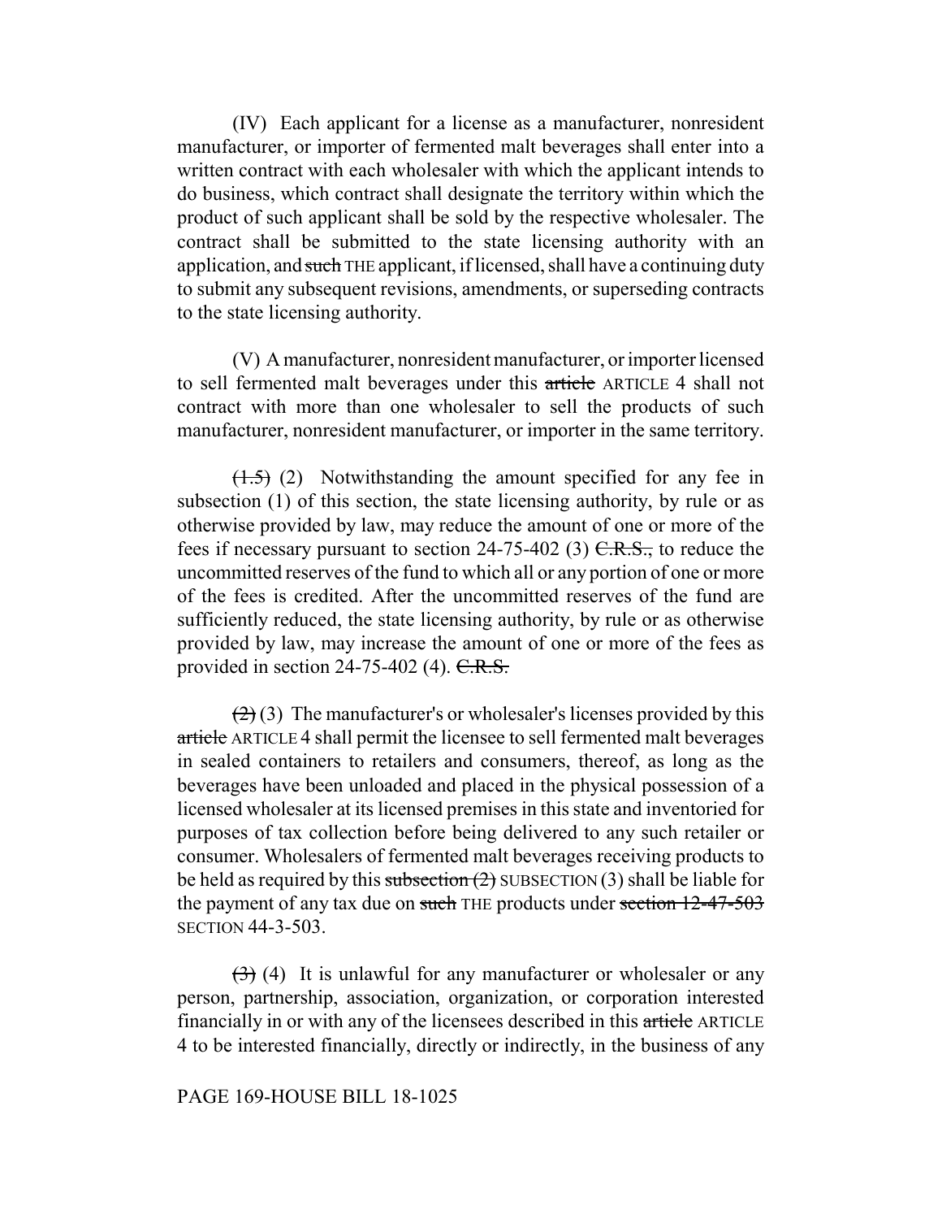(IV) Each applicant for a license as a manufacturer, nonresident manufacturer, or importer of fermented malt beverages shall enter into a written contract with each wholesaler with which the applicant intends to do business, which contract shall designate the territory within which the product of such applicant shall be sold by the respective wholesaler. The contract shall be submitted to the state licensing authority with an application, and ~~such~~ THE applicant, if licensed, shall have a continuing duty to submit any subsequent revisions, amendments, or superseding contracts to the state licensing authority.

(V) A manufacturer, nonresident manufacturer, or importer licensed to sell fermented malt beverages under this ~~article~~ ARTICLE 4 shall not contract with more than one wholesaler to sell the products of such manufacturer, nonresident manufacturer, or importer in the same territory.

~~(1.5)~~ (2) Notwithstanding the amount specified for any fee in subsection (1) of this section, the state licensing authority, by rule or as otherwise provided by law, may reduce the amount of one or more of the fees if necessary pursuant to section 24-75-402 (3) ~~C.R.S.,~~ to reduce the uncommitted reserves of the fund to which all or any portion of one or more of the fees is credited. After the uncommitted reserves of the fund are sufficiently reduced, the state licensing authority, by rule or as otherwise provided by law, may increase the amount of one or more of the fees as provided in section 24-75-402 (4). ~~C.R.S.~~

~~(2)~~ (3) The manufacturer's or wholesaler's licenses provided by this ~~article~~ ARTICLE 4 shall permit the licensee to sell fermented malt beverages in sealed containers to retailers and consumers, thereof, as long as the beverages have been unloaded and placed in the physical possession of a licensed wholesaler at its licensed premises in this state and inventoried for purposes of tax collection before being delivered to any such retailer or consumer. Wholesalers of fermented malt beverages receiving products to be held as required by this ~~subsection (2)~~ SUBSECTION (3) shall be liable for the payment of any tax due on ~~such~~ THE products under ~~section 12-47-503~~ SECTION 44-3-503.

~~(3)~~ (4) It is unlawful for any manufacturer or wholesaler or any person, partnership, association, organization, or corporation interested financially in or with any of the licensees described in this ~~article~~ ARTICLE 4 to be interested financially, directly or indirectly, in the business of any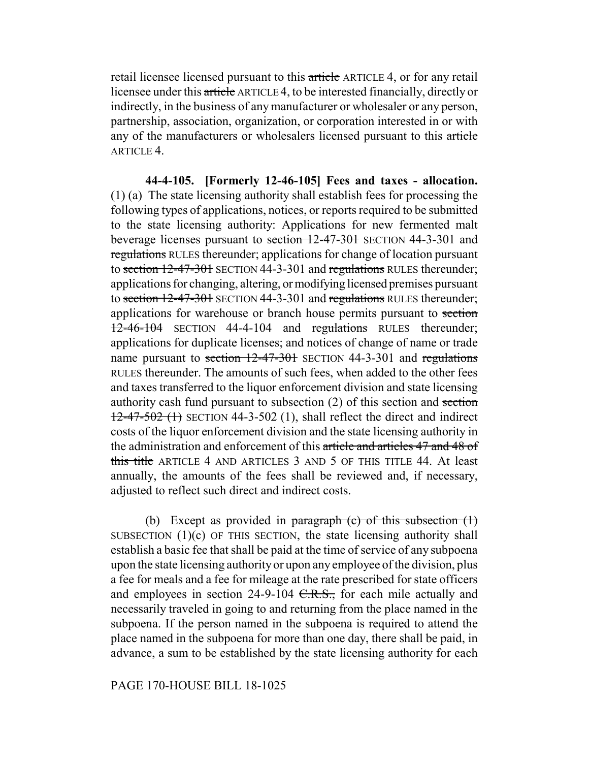retail licensee licensed pursuant to this ~~article~~ ARTICLE 4, or for any retail licensee under this ~~article~~ ARTICLE 4, to be interested financially, directly or indirectly, in the business of any manufacturer or wholesaler or any person, partnership, association, organization, or corporation interested in or with any of the manufacturers or wholesalers licensed pursuant to this ~~article~~ ARTICLE 4.

**44-4-105. [Formerly 12-46-105] Fees and taxes - allocation.** (1) (a) The state licensing authority shall establish fees for processing the following types of applications, notices, or reports required to be submitted to the state licensing authority: Applications for new fermented malt beverage licenses pursuant to ~~section 12-47-301~~ SECTION 44-3-301 and ~~regulations~~ RULES thereunder; applications for change of location pursuant to ~~section 12-47-301~~ SECTION 44-3-301 and ~~regulations~~ RULES thereunder; applications for changing, altering, or modifying licensed premises pursuant to ~~section 12-47-301~~ SECTION 44-3-301 and ~~regulations~~ RULES thereunder; applications for warehouse or branch house permits pursuant to ~~section 12-46-104~~ SECTION 44-4-104 and ~~regulations~~ RULES thereunder; applications for duplicate licenses; and notices of change of name or trade name pursuant to ~~section 12-47-301~~ SECTION 44-3-301 and ~~regulations~~ RULES thereunder. The amounts of such fees, when added to the other fees and taxes transferred to the liquor enforcement division and state licensing authority cash fund pursuant to subsection (2) of this section and ~~section 12-47-502 (1)~~ SECTION 44-3-502 (1), shall reflect the direct and indirect costs of the liquor enforcement division and the state licensing authority in the administration and enforcement of this ~~article and articles 47 and 48 of this title~~ ARTICLE 4 AND ARTICLES 3 AND 5 OF THIS TITLE 44. At least annually, the amounts of the fees shall be reviewed and, if necessary, adjusted to reflect such direct and indirect costs.

(b) Except as provided in ~~paragraph (c) of this subsection (1)~~ SUBSECTION (1)(c) OF THIS SECTION, the state licensing authority shall establish a basic fee that shall be paid at the time of service of any subpoena upon the state licensing authority or upon any employee of the division, plus a fee for meals and a fee for mileage at the rate prescribed for state officers and employees in section 24-9-104 ~~C.R.S.,~~ for each mile actually and necessarily traveled in going to and returning from the place named in the subpoena. If the person named in the subpoena is required to attend the place named in the subpoena for more than one day, there shall be paid, in advance, a sum to be established by the state licensing authority for each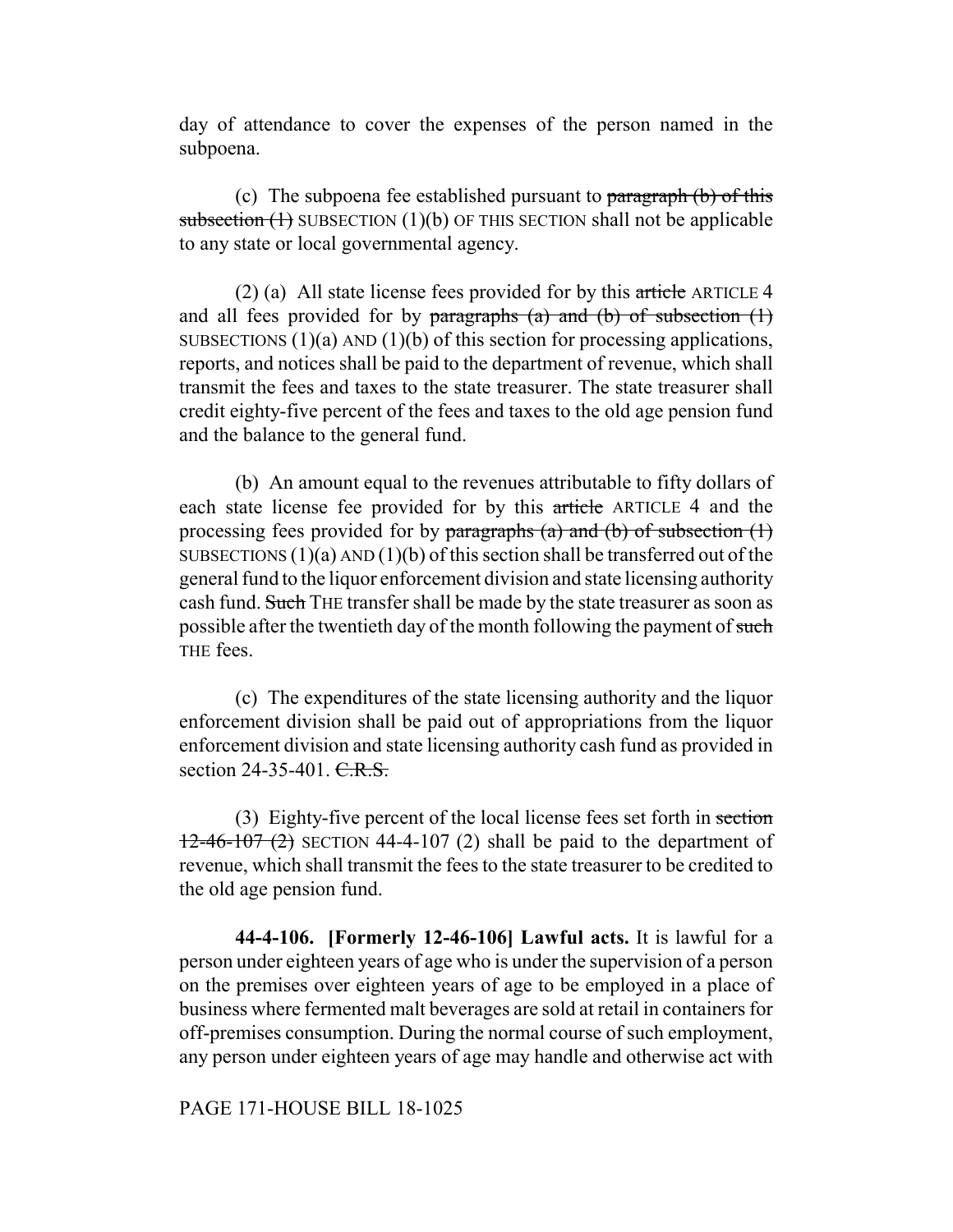day of attendance to cover the expenses of the person named in the subpoena.

(c) The subpoena fee established pursuant to ~~paragraph (b) of this subsection (1)~~ SUBSECTION (1)(b) OF THIS SECTION shall not be applicable to any state or local governmental agency.

(2) (a) All state license fees provided for by this ~~article~~ ARTICLE 4 and all fees provided for by ~~paragraphs (a) and (b) of subsection (1)~~ SUBSECTIONS (1)(a) AND (1)(b) of this section for processing applications, reports, and notices shall be paid to the department of revenue, which shall transmit the fees and taxes to the state treasurer. The state treasurer shall credit eighty-five percent of the fees and taxes to the old age pension fund and the balance to the general fund.

(b) An amount equal to the revenues attributable to fifty dollars of each state license fee provided for by this ~~article~~ ARTICLE 4 and the processing fees provided for by ~~paragraphs (a) and (b) of subsection (1)~~ SUBSECTIONS (1)(a) AND (1)(b) of this section shall be transferred out of the general fund to the liquor enforcement division and state licensing authority cash fund. ~~Such~~ THE transfer shall be made by the state treasurer as soon as possible after the twentieth day of the month following the payment of ~~such~~ THE fees.

(c) The expenditures of the state licensing authority and the liquor enforcement division shall be paid out of appropriations from the liquor enforcement division and state licensing authority cash fund as provided in section 24-35-401. ~~C.R.S.~~

(3) Eighty-five percent of the local license fees set forth in ~~section 12-46-107 (2)~~ SECTION 44-4-107 (2) shall be paid to the department of revenue, which shall transmit the fees to the state treasurer to be credited to the old age pension fund.

**44-4-106. [Formerly 12-46-106] Lawful acts.** It is lawful for a person under eighteen years of age who is under the supervision of a person on the premises over eighteen years of age to be employed in a place of business where fermented malt beverages are sold at retail in containers for off-premises consumption. During the normal course of such employment, any person under eighteen years of age may handle and otherwise act with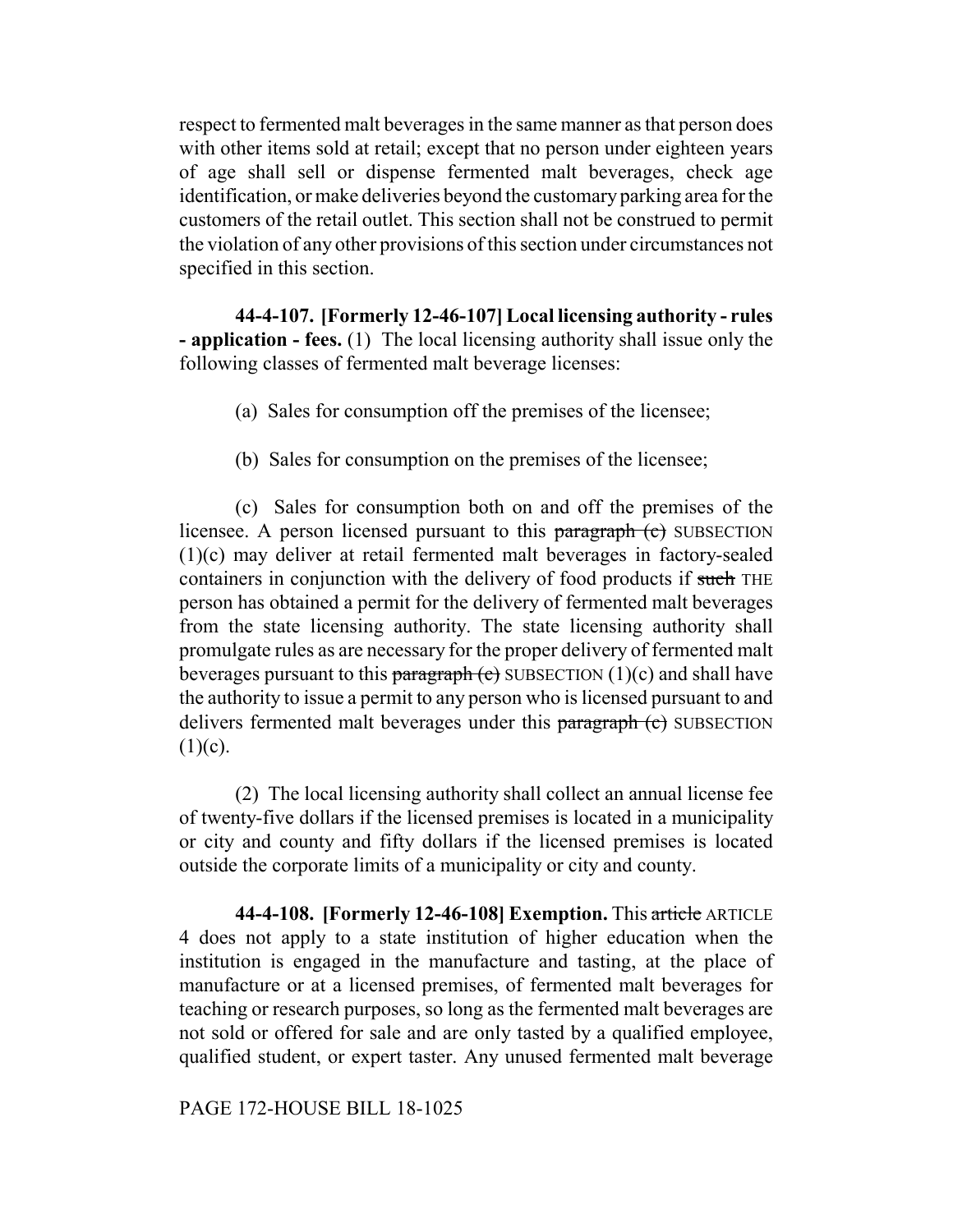respect to fermented malt beverages in the same manner as that person does with other items sold at retail; except that no person under eighteen years of age shall sell or dispense fermented malt beverages, check age identification, or make deliveries beyond the customary parking area for the customers of the retail outlet. This section shall not be construed to permit the violation of any other provisions of this section under circumstances not specified in this section.

**44-4-107. [Formerly 12-46-107] Local licensing authority - rules - application - fees.** (1) The local licensing authority shall issue only the following classes of fermented malt beverage licenses:

(a) Sales for consumption off the premises of the licensee;

(b) Sales for consumption on the premises of the licensee;

(c) Sales for consumption both on and off the premises of the licensee. A person licensed pursuant to this ~~paragraph (c)~~ SUBSECTION (1)(c) may deliver at retail fermented malt beverages in factory-sealed containers in conjunction with the delivery of food products if ~~such~~ THE person has obtained a permit for the delivery of fermented malt beverages from the state licensing authority. The state licensing authority shall promulgate rules as are necessary for the proper delivery of fermented malt beverages pursuant to this ~~paragraph (c)~~ SUBSECTION (1)(c) and shall have the authority to issue a permit to any person who is licensed pursuant to and delivers fermented malt beverages under this ~~paragraph (c)~~ SUBSECTION (1)(c).

(2) The local licensing authority shall collect an annual license fee of twenty-five dollars if the licensed premises is located in a municipality or city and county and fifty dollars if the licensed premises is located outside the corporate limits of a municipality or city and county.

**44-4-108. [Formerly 12-46-108] Exemption.** This ~~article~~ ARTICLE 4 does not apply to a state institution of higher education when the institution is engaged in the manufacture and tasting, at the place of manufacture or at a licensed premises, of fermented malt beverages for teaching or research purposes, so long as the fermented malt beverages are not sold or offered for sale and are only tasted by a qualified employee, qualified student, or expert taster. Any unused fermented malt beverage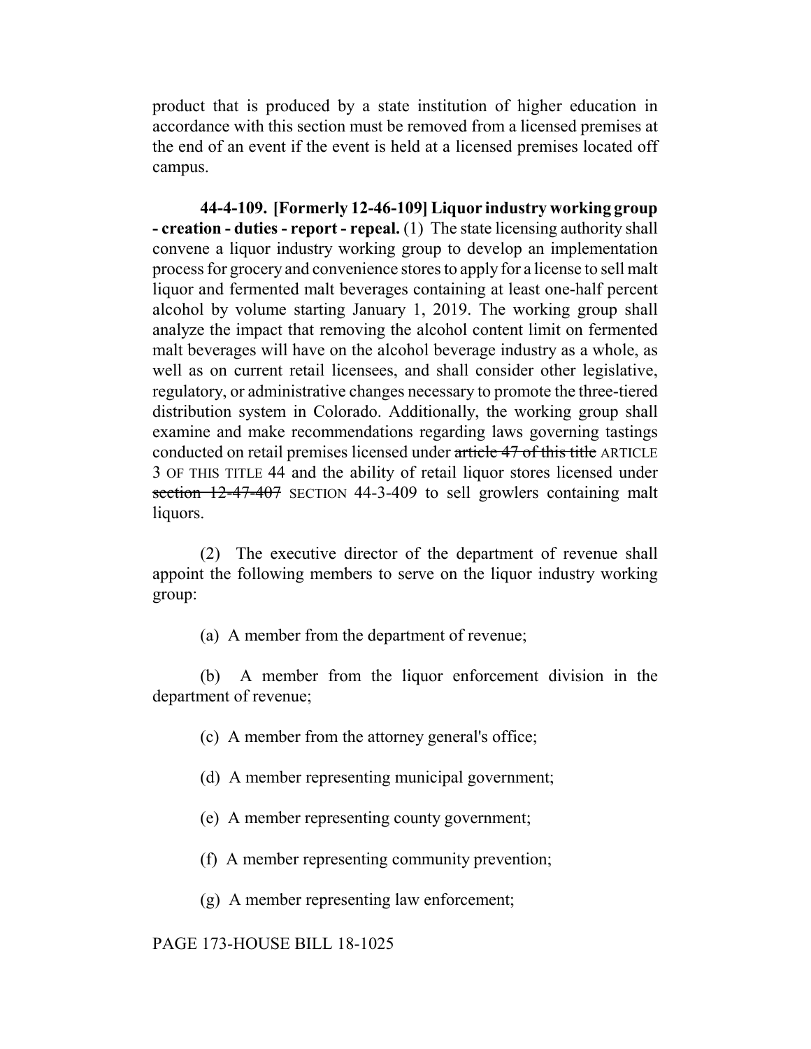product that is produced by a state institution of higher education in accordance with this section must be removed from a licensed premises at the end of an event if the event is held at a licensed premises located off campus.

**44-4-109. [Formerly 12-46-109] Liquor industry working group - creation - duties - report - repeal.** (1) The state licensing authority shall convene a liquor industry working group to develop an implementation process for grocery and convenience stores to apply for a license to sell malt liquor and fermented malt beverages containing at least one-half percent alcohol by volume starting January 1, 2019. The working group shall analyze the impact that removing the alcohol content limit on fermented malt beverages will have on the alcohol beverage industry as a whole, as well as on current retail licensees, and shall consider other legislative, regulatory, or administrative changes necessary to promote the three-tiered distribution system in Colorado. Additionally, the working group shall examine and make recommendations regarding laws governing tastings conducted on retail premises licensed under ~~article 47 of this title~~ ARTICLE 3 OF THIS TITLE 44 and the ability of retail liquor stores licensed under ~~section 12-47-407~~ SECTION 44-3-409 to sell growlers containing malt liquors.

(2) The executive director of the department of revenue shall appoint the following members to serve on the liquor industry working group:

(a) A member from the department of revenue;

(b) A member from the liquor enforcement division in the department of revenue;

(c) A member from the attorney general's office;

(d) A member representing municipal government;

(e) A member representing county government;

(f) A member representing community prevention;

(g) A member representing law enforcement;

PAGE 173-HOUSE BILL 18-1025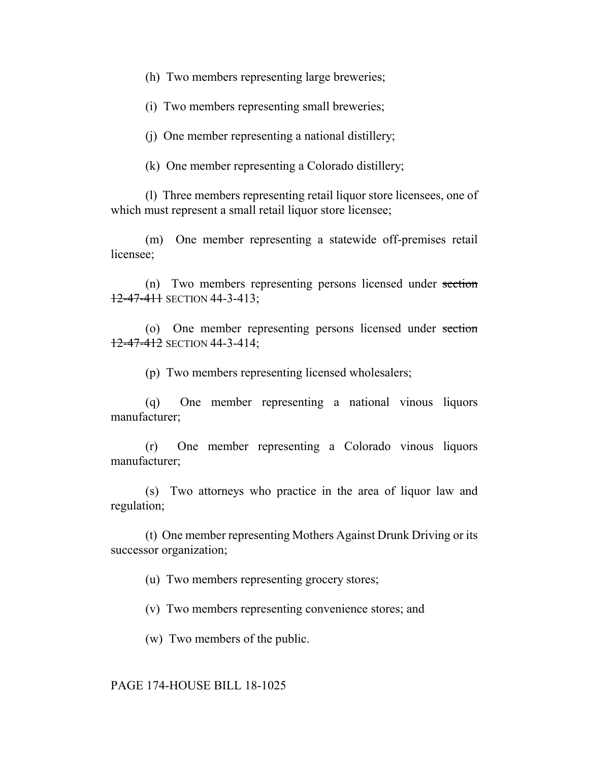(h) Two members representing large breweries;

(i) Two members representing small breweries;

(j) One member representing a national distillery;

(k) One member representing a Colorado distillery;

(l) Three members representing retail liquor store licensees, one of which must represent a small retail liquor store licensee;

(m) One member representing a statewide off-premises retail licensee;

(n) Two members representing persons licensed under ~~section 12-47-411~~ SECTION 44-3-413;

(o) One member representing persons licensed under ~~section 12-47-412~~ SECTION 44-3-414;

(p) Two members representing licensed wholesalers;

(q) One member representing a national vinous liquors manufacturer;

(r) One member representing a Colorado vinous liquors manufacturer;

(s) Two attorneys who practice in the area of liquor law and regulation;

(t) One member representing Mothers Against Drunk Driving or its successor organization;

(u) Two members representing grocery stores;

(v) Two members representing convenience stores; and

(w) Two members of the public.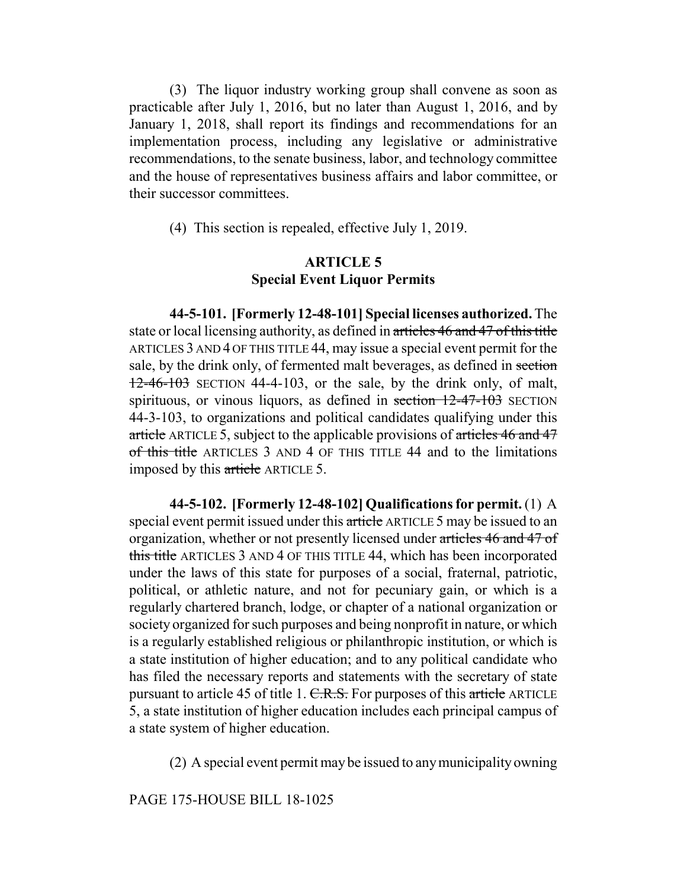(3) The liquor industry working group shall convene as soon as practicable after July 1, 2016, but no later than August 1, 2016, and by January 1, 2018, shall report its findings and recommendations for an implementation process, including any legislative or administrative recommendations, to the senate business, labor, and technology committee and the house of representatives business affairs and labor committee, or their successor committees.

(4) This section is repealed, effective July 1, 2019.

## ARTICLE 5
## Special Event Liquor Permits

**44-5-101. [Formerly 12-48-101] Special licenses authorized.** The state or local licensing authority, as defined in ~~articles 46 and 47 of this title~~ ARTICLES 3 AND 4 OF THIS TITLE 44, may issue a special event permit for the sale, by the drink only, of fermented malt beverages, as defined in ~~section 12-46-103~~ SECTION 44-4-103, or the sale, by the drink only, of malt, spirituous, or vinous liquors, as defined in ~~section 12-47-103~~ SECTION 44-3-103, to organizations and political candidates qualifying under this ~~article~~ ARTICLE 5, subject to the applicable provisions of ~~articles 46 and 47 of this title~~ ARTICLES 3 AND 4 OF THIS TITLE 44 and to the limitations imposed by this ~~article~~ ARTICLE 5.

**44-5-102. [Formerly 12-48-102] Qualifications for permit.** (1) A special event permit issued under this ~~article~~ ARTICLE 5 may be issued to an organization, whether or not presently licensed under ~~articles 46 and 47 of this title~~ ARTICLES 3 AND 4 OF THIS TITLE 44, which has been incorporated under the laws of this state for purposes of a social, fraternal, patriotic, political, or athletic nature, and not for pecuniary gain, or which is a regularly chartered branch, lodge, or chapter of a national organization or society organized for such purposes and being nonprofit in nature, or which is a regularly established religious or philanthropic institution, or which is a state institution of higher education; and to any political candidate who has filed the necessary reports and statements with the secretary of state pursuant to article 45 of title 1. ~~C.R.S.~~ For purposes of this ~~article~~ ARTICLE 5, a state institution of higher education includes each principal campus of a state system of higher education.

(2) A special event permit may be issued to any municipality owning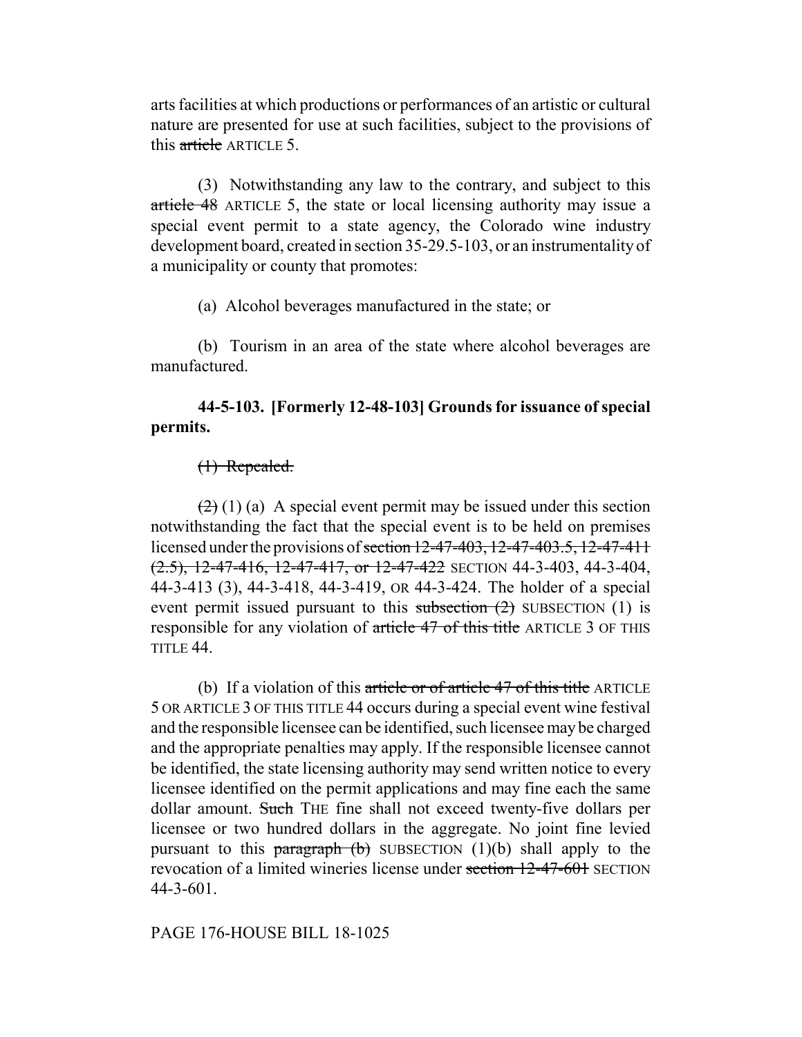arts facilities at which productions or performances of an artistic or cultural nature are presented for use at such facilities, subject to the provisions of this ~~article~~ ARTICLE 5.

(3) Notwithstanding any law to the contrary, and subject to this ~~article 48~~ ARTICLE 5, the state or local licensing authority may issue a special event permit to a state agency, the Colorado wine industry development board, created in section 35-29.5-103, or an instrumentality of a municipality or county that promotes:

(a) Alcohol beverages manufactured in the state; or

(b) Tourism in an area of the state where alcohol beverages are manufactured.

**44-5-103. [Formerly 12-48-103] Grounds for issuance of special permits.**

~~(1) Repealed.~~

~~(2)~~ (1) (a) A special event permit may be issued under this section notwithstanding the fact that the special event is to be held on premises licensed under the provisions of ~~section 12-47-403, 12-47-403.5, 12-47-411 (2.5), 12-47-416, 12-47-417, or 12-47-422~~ SECTION 44-3-403, 44-3-404, 44-3-413 (3), 44-3-418, 44-3-419, OR 44-3-424. The holder of a special event permit issued pursuant to this ~~subsection (2)~~ SUBSECTION (1) is responsible for any violation of ~~article 47 of this title~~ ARTICLE 3 OF THIS TITLE 44.

(b) If a violation of this ~~article or of article 47 of this title~~ ARTICLE 5 OR ARTICLE 3 OF THIS TITLE 44 occurs during a special event wine festival and the responsible licensee can be identified, such licensee may be charged and the appropriate penalties may apply. If the responsible licensee cannot be identified, the state licensing authority may send written notice to every licensee identified on the permit applications and may fine each the same dollar amount. ~~Such~~ THE fine shall not exceed twenty-five dollars per licensee or two hundred dollars in the aggregate. No joint fine levied pursuant to this ~~paragraph (b)~~ SUBSECTION (1)(b) shall apply to the revocation of a limited wineries license under ~~section 12-47-601~~ SECTION 44-3-601.

PAGE 176-HOUSE BILL 18-1025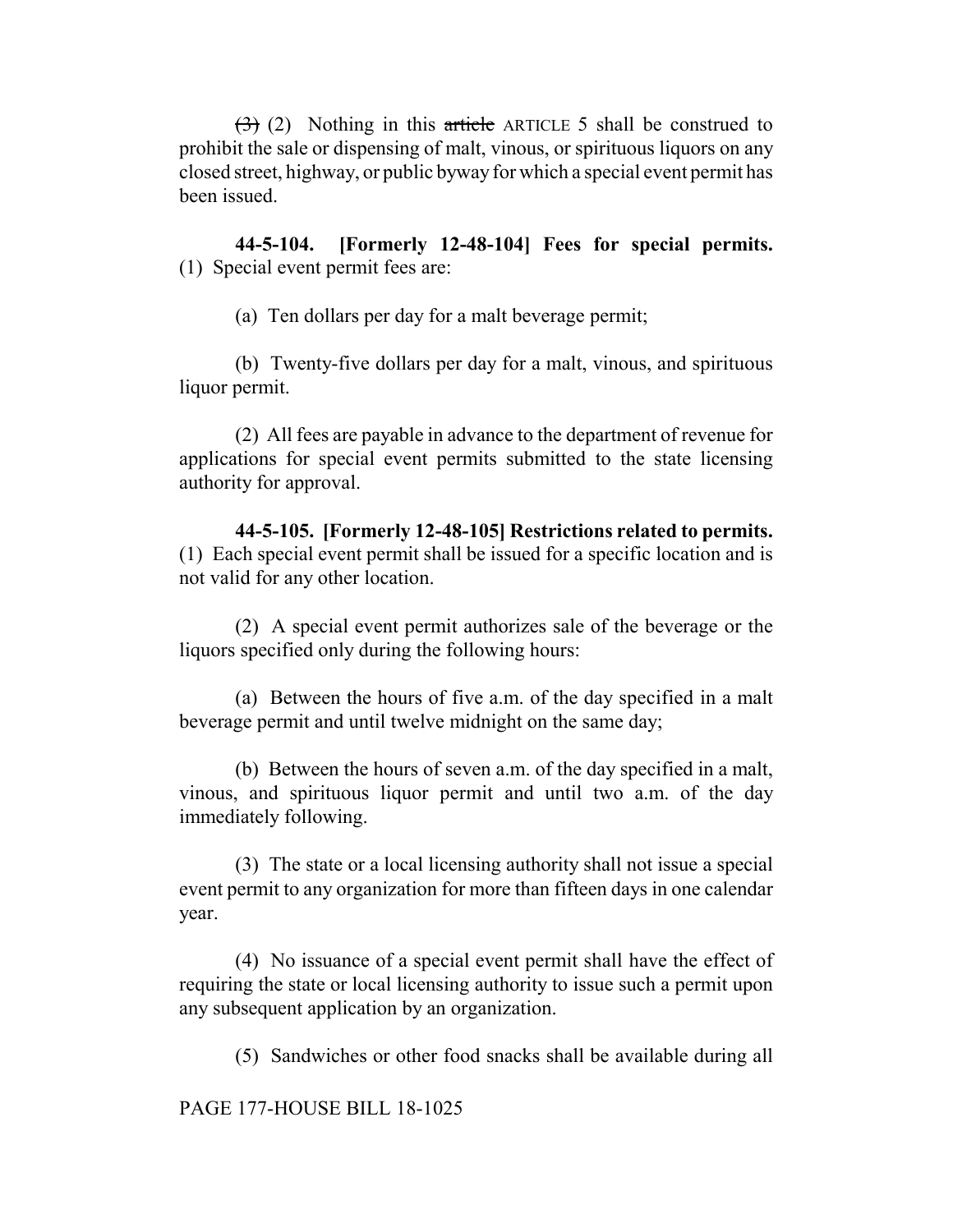~~(3)~~ (2) Nothing in this ~~article~~ ARTICLE 5 shall be construed to prohibit the sale or dispensing of malt, vinous, or spirituous liquors on any closed street, highway, or public byway for which a special event permit has been issued.

**44-5-104. [Formerly 12-48-104] Fees for special permits.** (1) Special event permit fees are:

(a) Ten dollars per day for a malt beverage permit;

(b) Twenty-five dollars per day for a malt, vinous, and spirituous liquor permit.

(2) All fees are payable in advance to the department of revenue for applications for special event permits submitted to the state licensing authority for approval.

**44-5-105. [Formerly 12-48-105] Restrictions related to permits.** (1) Each special event permit shall be issued for a specific location and is not valid for any other location.

(2) A special event permit authorizes sale of the beverage or the liquors specified only during the following hours:

(a) Between the hours of five a.m. of the day specified in a malt beverage permit and until twelve midnight on the same day;

(b) Between the hours of seven a.m. of the day specified in a malt, vinous, and spirituous liquor permit and until two a.m. of the day immediately following.

(3) The state or a local licensing authority shall not issue a special event permit to any organization for more than fifteen days in one calendar year.

(4) No issuance of a special event permit shall have the effect of requiring the state or local licensing authority to issue such a permit upon any subsequent application by an organization.

(5) Sandwiches or other food snacks shall be available during all

PAGE 177-HOUSE BILL 18-1025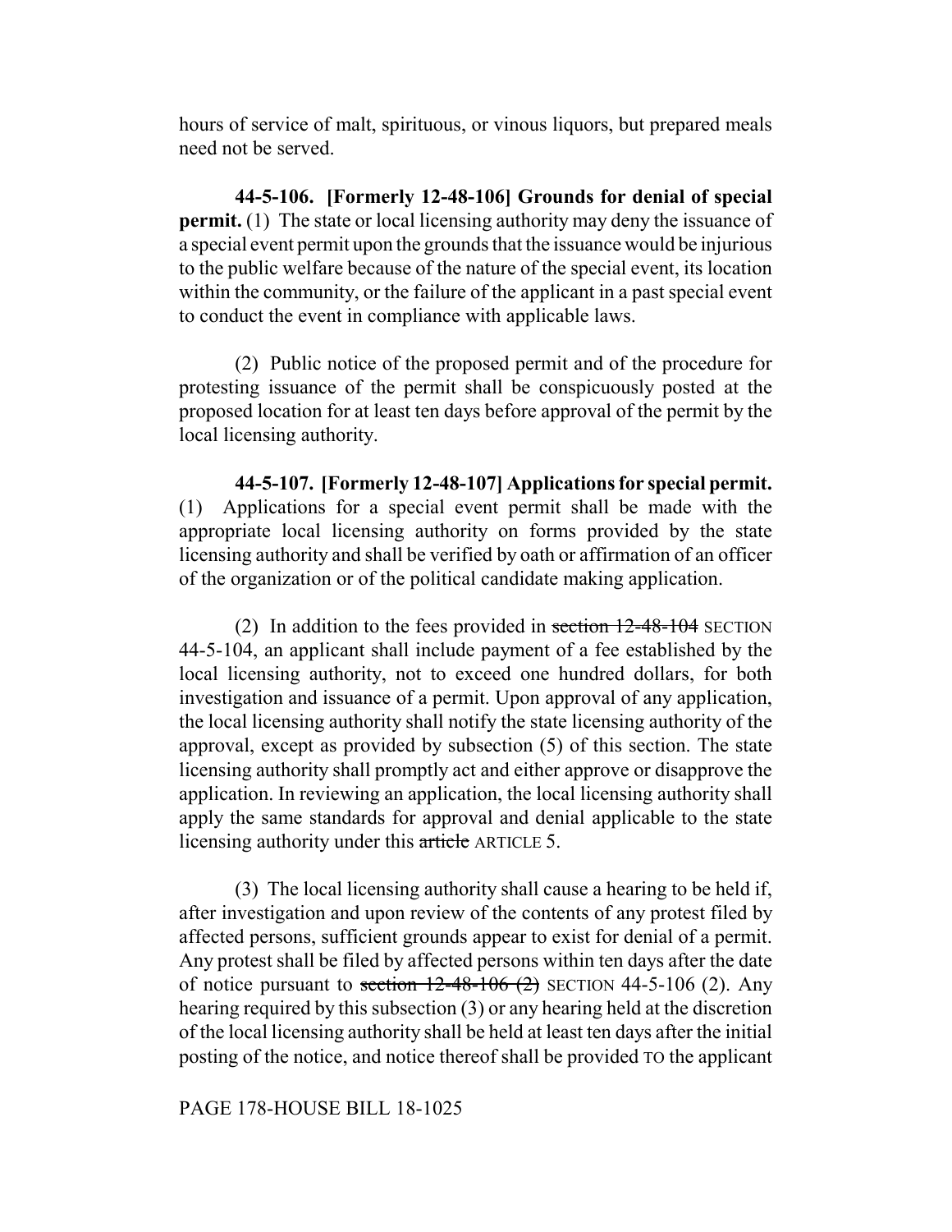hours of service of malt, spirituous, or vinous liquors, but prepared meals need not be served.

**44-5-106. [Formerly 12-48-106] Grounds for denial of special permit.** (1) The state or local licensing authority may deny the issuance of a special event permit upon the grounds that the issuance would be injurious to the public welfare because of the nature of the special event, its location within the community, or the failure of the applicant in a past special event to conduct the event in compliance with applicable laws.

(2) Public notice of the proposed permit and of the procedure for protesting issuance of the permit shall be conspicuously posted at the proposed location for at least ten days before approval of the permit by the local licensing authority.

**44-5-107. [Formerly 12-48-107] Applications for special permit.** (1) Applications for a special event permit shall be made with the appropriate local licensing authority on forms provided by the state licensing authority and shall be verified by oath or affirmation of an officer of the organization or of the political candidate making application.

(2) In addition to the fees provided in ~~section 12-48-104~~ SECTION 44-5-104, an applicant shall include payment of a fee established by the local licensing authority, not to exceed one hundred dollars, for both investigation and issuance of a permit. Upon approval of any application, the local licensing authority shall notify the state licensing authority of the approval, except as provided by subsection (5) of this section. The state licensing authority shall promptly act and either approve or disapprove the application. In reviewing an application, the local licensing authority shall apply the same standards for approval and denial applicable to the state licensing authority under this ~~article~~ ARTICLE 5.

(3) The local licensing authority shall cause a hearing to be held if, after investigation and upon review of the contents of any protest filed by affected persons, sufficient grounds appear to exist for denial of a permit. Any protest shall be filed by affected persons within ten days after the date of notice pursuant to ~~section 12-48-106 (2)~~ SECTION 44-5-106 (2). Any hearing required by this subsection (3) or any hearing held at the discretion of the local licensing authority shall be held at least ten days after the initial posting of the notice, and notice thereof shall be provided TO the applicant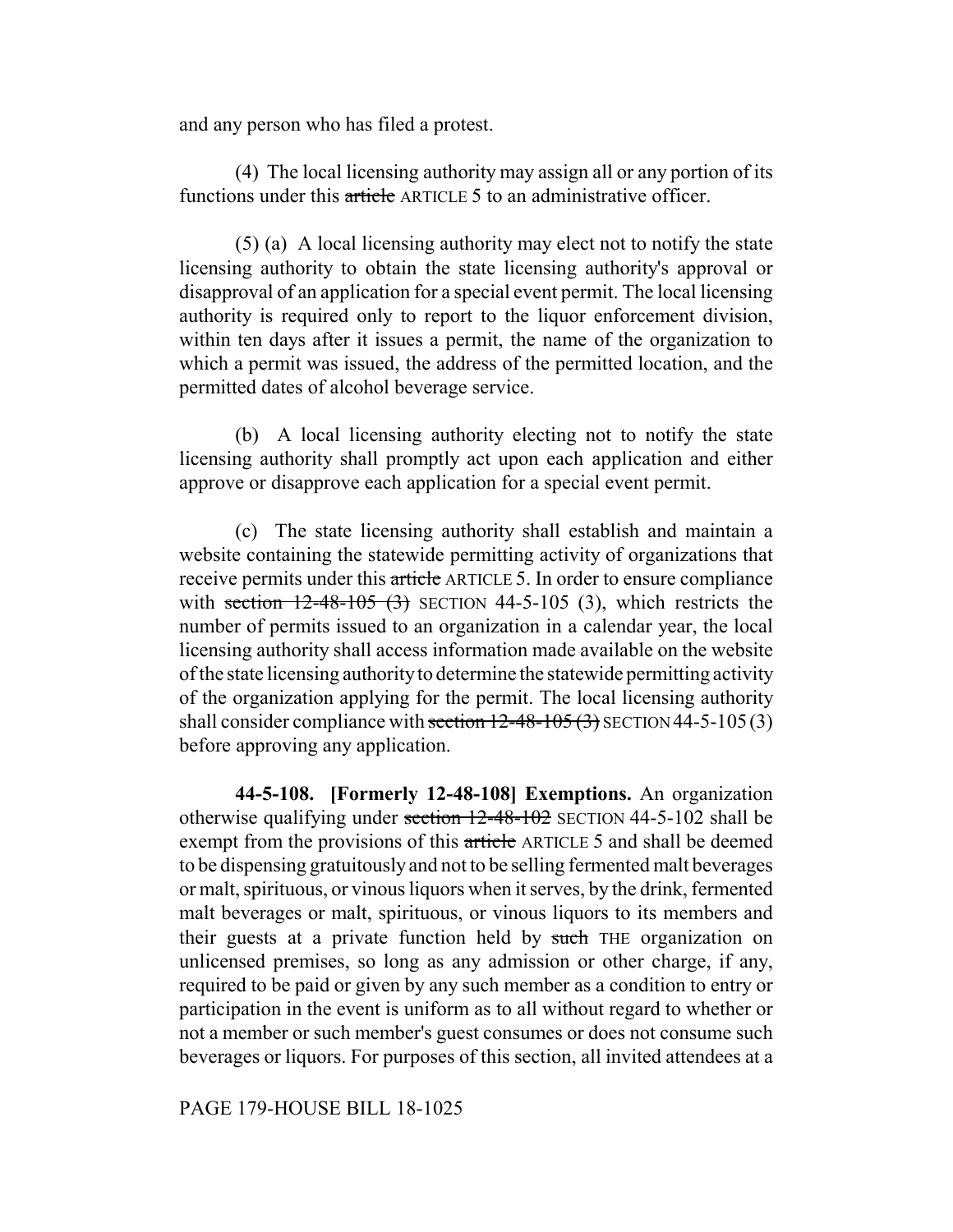and any person who has filed a protest.

(4) The local licensing authority may assign all or any portion of its functions under this ~~article~~ ARTICLE 5 to an administrative officer.

(5) (a) A local licensing authority may elect not to notify the state licensing authority to obtain the state licensing authority's approval or disapproval of an application for a special event permit. The local licensing authority is required only to report to the liquor enforcement division, within ten days after it issues a permit, the name of the organization to which a permit was issued, the address of the permitted location, and the permitted dates of alcohol beverage service.

(b) A local licensing authority electing not to notify the state licensing authority shall promptly act upon each application and either approve or disapprove each application for a special event permit.

(c) The state licensing authority shall establish and maintain a website containing the statewide permitting activity of organizations that receive permits under this ~~article~~ ARTICLE 5. In order to ensure compliance with ~~section 12-48-105 (3)~~ SECTION 44-5-105 (3), which restricts the number of permits issued to an organization in a calendar year, the local licensing authority shall access information made available on the website of the state licensing authority to determine the statewide permitting activity of the organization applying for the permit. The local licensing authority shall consider compliance with ~~section 12-48-105 (3)~~ SECTION 44-5-105 (3) before approving any application.

**44-5-108. [Formerly 12-48-108] Exemptions.** An organization otherwise qualifying under ~~section 12-48-102~~ SECTION 44-5-102 shall be exempt from the provisions of this ~~article~~ ARTICLE 5 and shall be deemed to be dispensing gratuitously and not to be selling fermented malt beverages or malt, spirituous, or vinous liquors when it serves, by the drink, fermented malt beverages or malt, spirituous, or vinous liquors to its members and their guests at a private function held by ~~such~~ THE organization on unlicensed premises, so long as any admission or other charge, if any, required to be paid or given by any such member as a condition to entry or participation in the event is uniform as to all without regard to whether or not a member or such member's guest consumes or does not consume such beverages or liquors. For purposes of this section, all invited attendees at a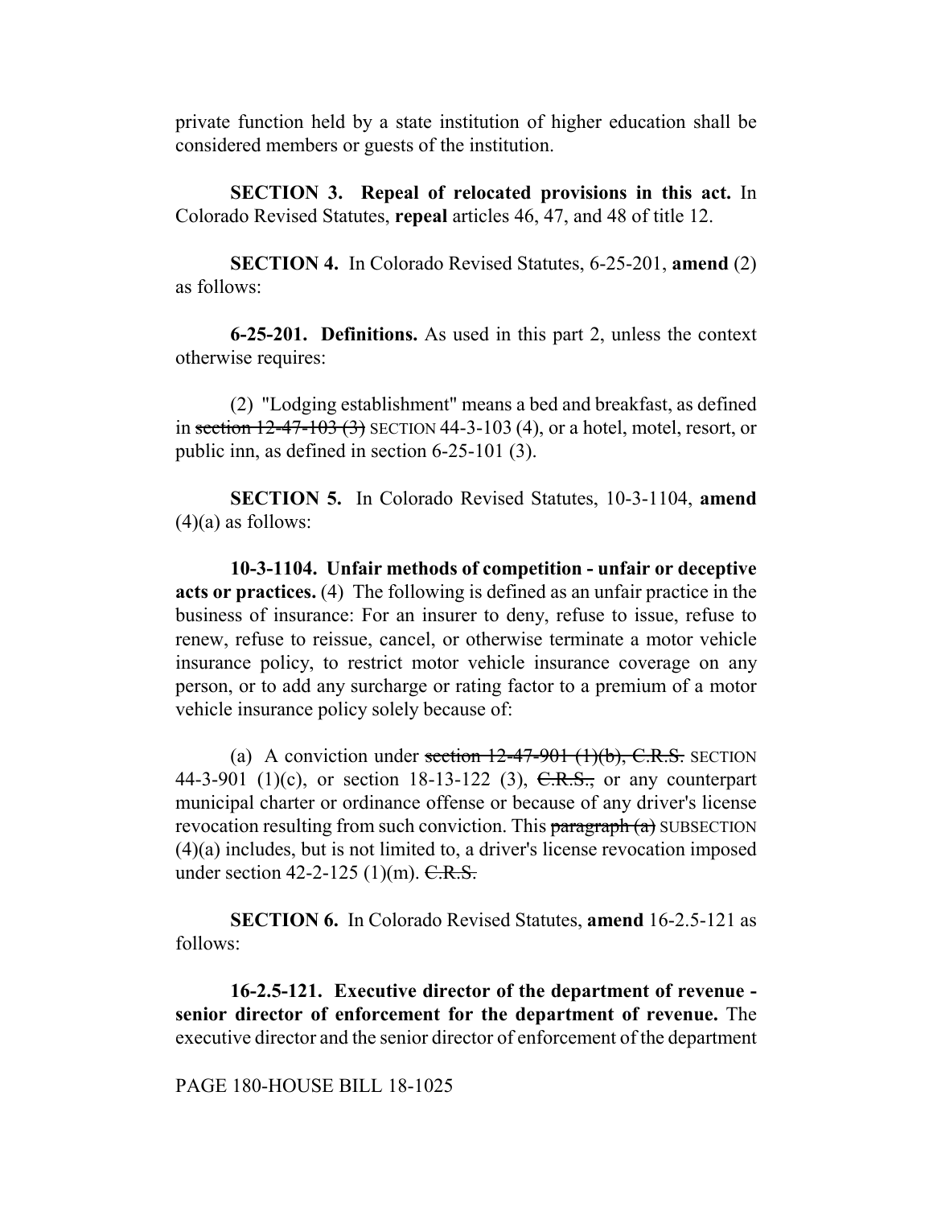private function held by a state institution of higher education shall be considered members or guests of the institution.

**SECTION 3. Repeal of relocated provisions in this act.** In Colorado Revised Statutes, **repeal** articles 46, 47, and 48 of title 12.

**SECTION 4.** In Colorado Revised Statutes, 6-25-201, **amend** (2) as follows:

**6-25-201. Definitions.** As used in this part 2, unless the context otherwise requires:

(2) "Lodging establishment" means a bed and breakfast, as defined in ~~section 12-47-103 (3)~~ SECTION 44-3-103 (4), or a hotel, motel, resort, or public inn, as defined in section 6-25-101 (3).

**SECTION 5.** In Colorado Revised Statutes, 10-3-1104, **amend** (4)(a) as follows:

**10-3-1104. Unfair methods of competition - unfair or deceptive acts or practices.** (4) The following is defined as an unfair practice in the business of insurance: For an insurer to deny, refuse to issue, refuse to renew, refuse to reissue, cancel, or otherwise terminate a motor vehicle insurance policy, to restrict motor vehicle insurance coverage on any person, or to add any surcharge or rating factor to a premium of a motor vehicle insurance policy solely because of:

(a) A conviction under ~~section 12-47-901 (1)(b), C.R.S.~~ SECTION 44-3-901 (1)(c), or section 18-13-122 (3), ~~C.R.S.,~~ or any counterpart municipal charter or ordinance offense or because of any driver's license revocation resulting from such conviction. This ~~paragraph (a)~~ SUBSECTION (4)(a) includes, but is not limited to, a driver's license revocation imposed under section 42-2-125 (1)(m). ~~C.R.S.~~

**SECTION 6.** In Colorado Revised Statutes, **amend** 16-2.5-121 as follows:

**16-2.5-121. Executive director of the department of revenue - senior director of enforcement for the department of revenue.** The executive director and the senior director of enforcement of the department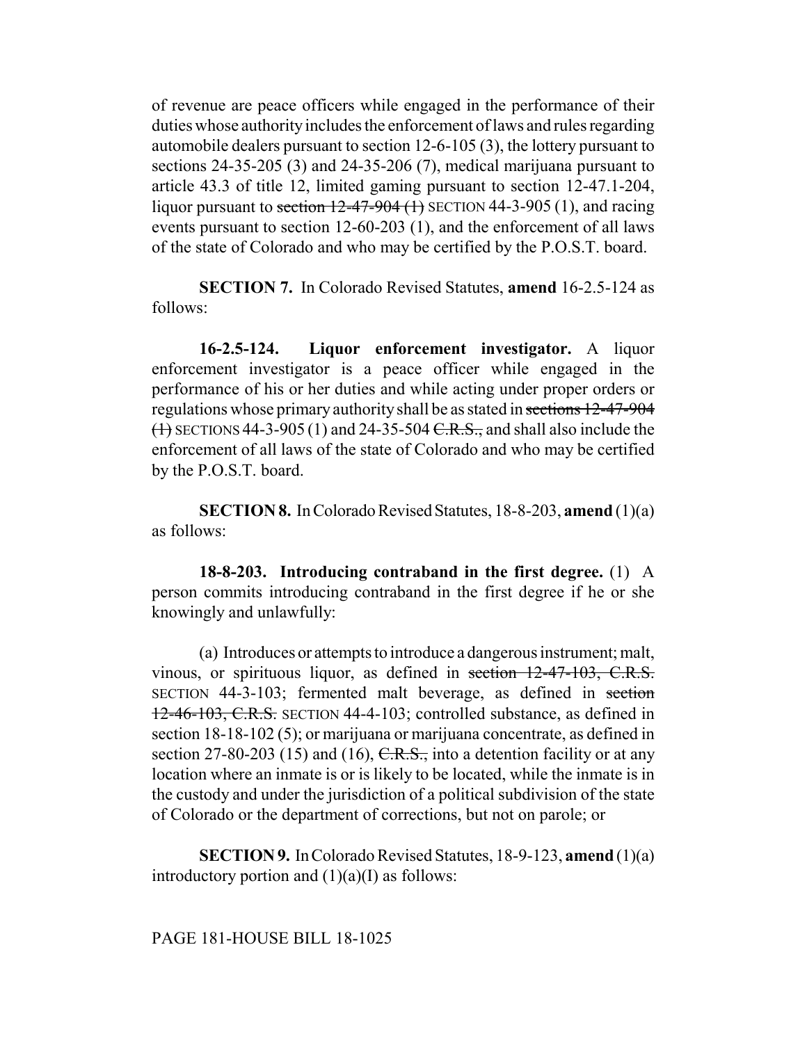of revenue are peace officers while engaged in the performance of their duties whose authority includes the enforcement of laws and rules regarding automobile dealers pursuant to section 12-6-105 (3), the lottery pursuant to sections 24-35-205 (3) and 24-35-206 (7), medical marijuana pursuant to article 43.3 of title 12, limited gaming pursuant to section 12-47.1-204, liquor pursuant to ~~section 12-47-904 (1)~~ SECTION 44-3-905 (1), and racing events pursuant to section 12-60-203 (1), and the enforcement of all laws of the state of Colorado and who may be certified by the P.O.S.T. board.

**SECTION 7.** In Colorado Revised Statutes, **amend** 16-2.5-124 as follows:

**16-2.5-124. Liquor enforcement investigator.** A liquor enforcement investigator is a peace officer while engaged in the performance of his or her duties and while acting under proper orders or regulations whose primary authority shall be as stated in ~~sections 12-47-904 (1)~~ SECTIONS 44-3-905 (1) and 24-35-504 ~~C.R.S.,~~ and shall also include the enforcement of all laws of the state of Colorado and who may be certified by the P.O.S.T. board.

**SECTION 8.** In Colorado Revised Statutes, 18-8-203, **amend** (1)(a) as follows:

**18-8-203. Introducing contraband in the first degree.** (1) A person commits introducing contraband in the first degree if he or she knowingly and unlawfully:

(a) Introduces or attempts to introduce a dangerous instrument; malt, vinous, or spirituous liquor, as defined in ~~section 12-47-103, C.R.S.~~ SECTION 44-3-103; fermented malt beverage, as defined in ~~section 12-46-103, C.R.S.~~ SECTION 44-4-103; controlled substance, as defined in section 18-18-102 (5); or marijuana or marijuana concentrate, as defined in section 27-80-203 (15) and (16), ~~C.R.S.,~~ into a detention facility or at any location where an inmate is or is likely to be located, while the inmate is in the custody and under the jurisdiction of a political subdivision of the state of Colorado or the department of corrections, but not on parole; or

**SECTION 9.** In Colorado Revised Statutes, 18-9-123, **amend** (1)(a) introductory portion and (1)(a)(I) as follows: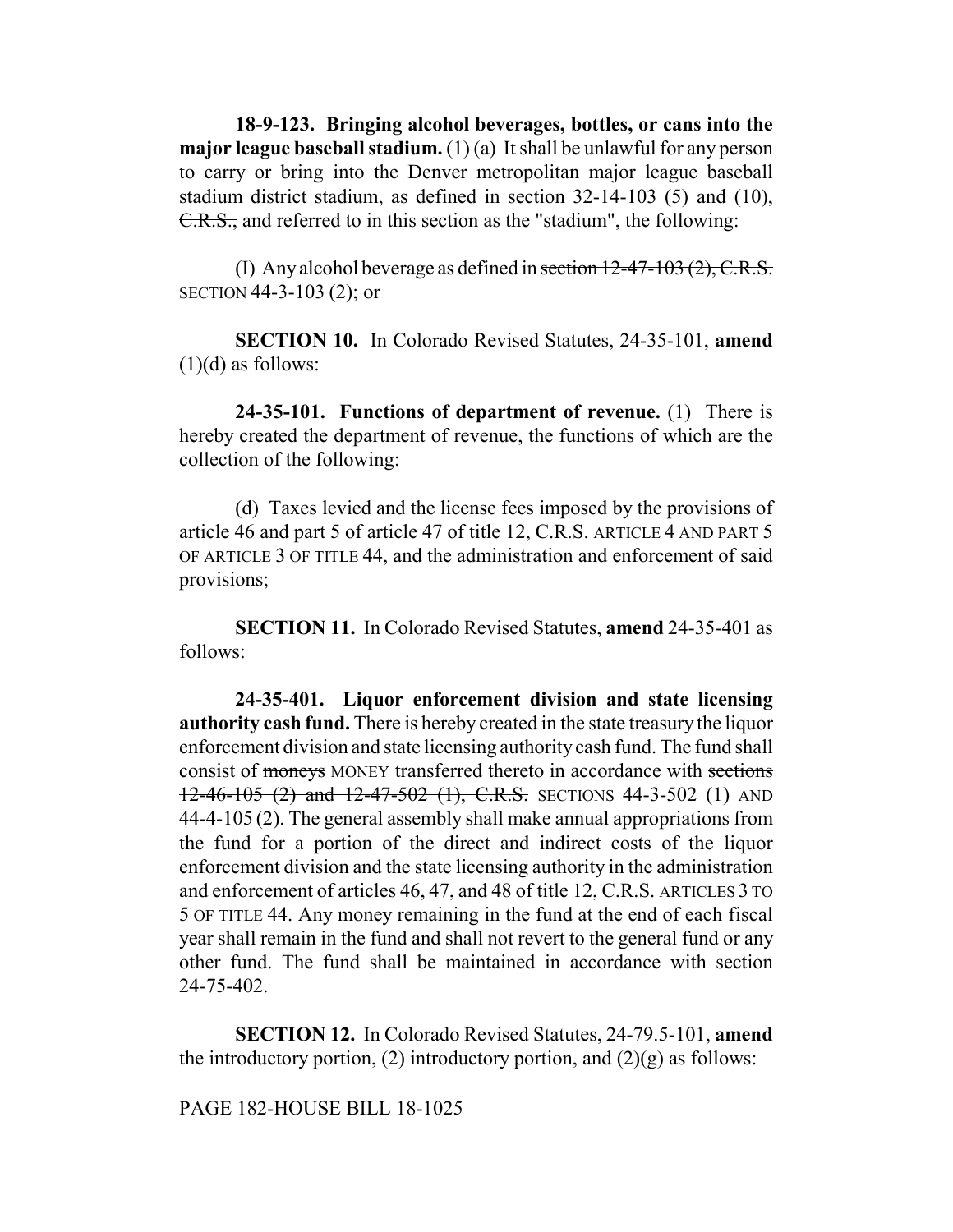**18-9-123. Bringing alcohol beverages, bottles, or cans into the major league baseball stadium.** (1) (a) It shall be unlawful for any person to carry or bring into the Denver metropolitan major league baseball stadium district stadium, as defined in section 32-14-103 (5) and (10), ~~C.R.S.,~~ and referred to in this section as the "stadium", the following:

(I) Any alcohol beverage as defined in ~~section 12-47-103 (2), C.R.S.~~ SECTION 44-3-103 (2); or

**SECTION 10.** In Colorado Revised Statutes, 24-35-101, **amend** (1)(d) as follows:

**24-35-101. Functions of department of revenue.** (1) There is hereby created the department of revenue, the functions of which are the collection of the following:

(d) Taxes levied and the license fees imposed by the provisions of ~~article 46 and part 5 of article 47 of title 12, C.R.S.~~ ARTICLE 4 AND PART 5 OF ARTICLE 3 OF TITLE 44, and the administration and enforcement of said provisions;

**SECTION 11.** In Colorado Revised Statutes, **amend** 24-35-401 as follows:

**24-35-401. Liquor enforcement division and state licensing authority cash fund.** There is hereby created in the state treasury the liquor enforcement division and state licensing authority cash fund. The fund shall consist of ~~moneys~~ MONEY transferred thereto in accordance with ~~sections 12-46-105 (2) and 12-47-502 (1), C.R.S.~~ SECTIONS 44-3-502 (1) AND 44-4-105 (2). The general assembly shall make annual appropriations from the fund for a portion of the direct and indirect costs of the liquor enforcement division and the state licensing authority in the administration and enforcement of ~~articles 46, 47, and 48 of title 12, C.R.S.~~ ARTICLES 3 TO 5 OF TITLE 44. Any money remaining in the fund at the end of each fiscal year shall remain in the fund and shall not revert to the general fund or any other fund. The fund shall be maintained in accordance with section 24-75-402.

**SECTION 12.** In Colorado Revised Statutes, 24-79.5-101, **amend** the introductory portion, (2) introductory portion, and (2)(g) as follows:

PAGE 182-HOUSE BILL 18-1025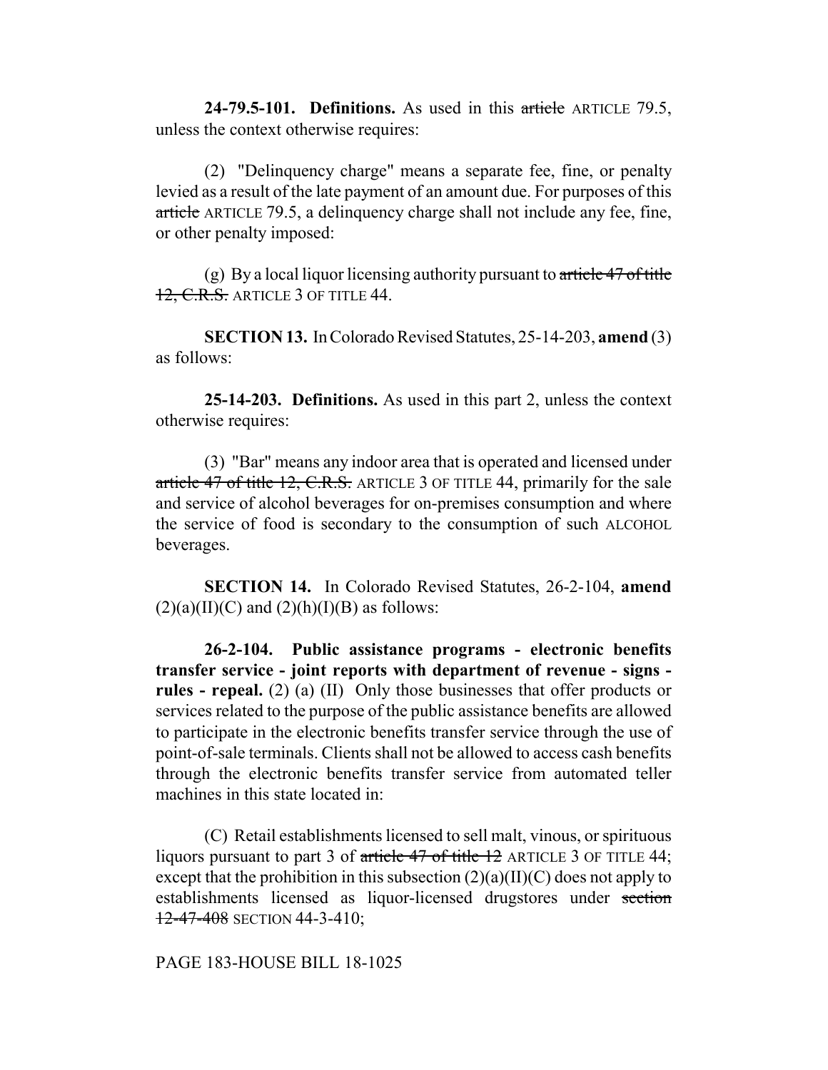**24-79.5-101. Definitions.** As used in this ~~article~~ ARTICLE 79.5, unless the context otherwise requires:

(2) "Delinquency charge" means a separate fee, fine, or penalty levied as a result of the late payment of an amount due. For purposes of this ~~article~~ ARTICLE 79.5, a delinquency charge shall not include any fee, fine, or other penalty imposed:

(g) By a local liquor licensing authority pursuant to ~~article 47 of title 12, C.R.S.~~ ARTICLE 3 OF TITLE 44.

**SECTION 13.** In Colorado Revised Statutes, 25-14-203, **amend** (3) as follows:

**25-14-203. Definitions.** As used in this part 2, unless the context otherwise requires:

(3) "Bar" means any indoor area that is operated and licensed under ~~article 47 of title 12, C.R.S.~~ ARTICLE 3 OF TITLE 44, primarily for the sale and service of alcohol beverages for on-premises consumption and where the service of food is secondary to the consumption of such ALCOHOL beverages.

**SECTION 14.** In Colorado Revised Statutes, 26-2-104, **amend** (2)(a)(II)(C) and (2)(h)(I)(B) as follows:

**26-2-104. Public assistance programs - electronic benefits transfer service - joint reports with department of revenue - signs - rules - repeal.** (2) (a) (II) Only those businesses that offer products or services related to the purpose of the public assistance benefits are allowed to participate in the electronic benefits transfer service through the use of point-of-sale terminals. Clients shall not be allowed to access cash benefits through the electronic benefits transfer service from automated teller machines in this state located in:

(C) Retail establishments licensed to sell malt, vinous, or spirituous liquors pursuant to part 3 of ~~article 47 of title 12~~ ARTICLE 3 OF TITLE 44; except that the prohibition in this subsection (2)(a)(II)(C) does not apply to establishments licensed as liquor-licensed drugstores under ~~section 12-47-408~~ SECTION 44-3-410;

PAGE 183-HOUSE BILL 18-1025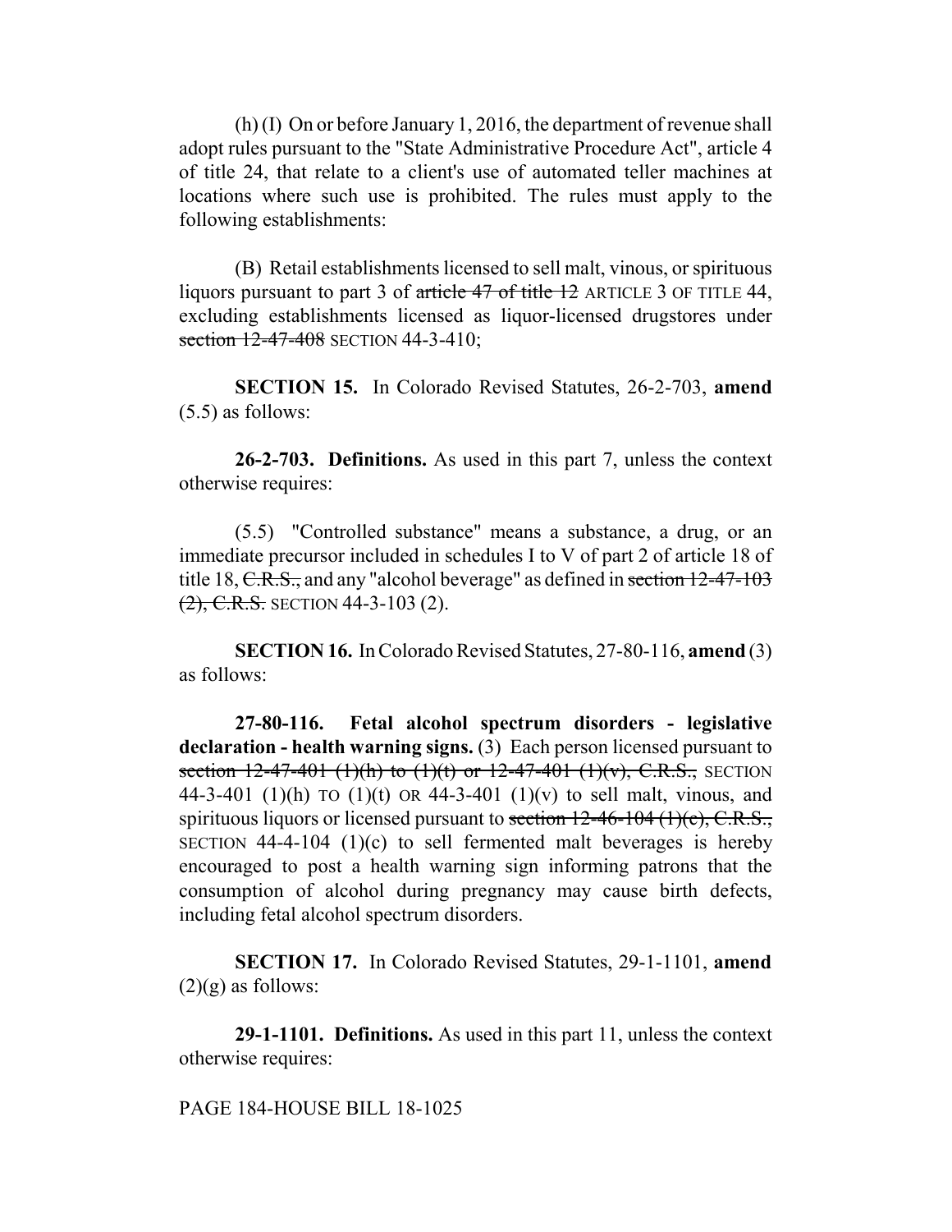(h) (I) On or before January 1, 2016, the department of revenue shall adopt rules pursuant to the "State Administrative Procedure Act", article 4 of title 24, that relate to a client's use of automated teller machines at locations where such use is prohibited. The rules must apply to the following establishments:

(B) Retail establishments licensed to sell malt, vinous, or spirituous liquors pursuant to part 3 of ~~article 47 of title 12~~ ARTICLE 3 OF TITLE 44, excluding establishments licensed as liquor-licensed drugstores under ~~section 12-47-408~~ SECTION 44-3-410;

**SECTION 15.** In Colorado Revised Statutes, 26-2-703, **amend** (5.5) as follows:

**26-2-703. Definitions.** As used in this part 7, unless the context otherwise requires:

(5.5) "Controlled substance" means a substance, a drug, or an immediate precursor included in schedules I to V of part 2 of article 18 of title 18, ~~C.R.S.,~~ and any "alcohol beverage" as defined in ~~section 12-47-103 (2), C.R.S.~~ SECTION 44-3-103 (2).

**SECTION 16.** In Colorado Revised Statutes, 27-80-116, **amend** (3) as follows:

**27-80-116. Fetal alcohol spectrum disorders - legislative declaration - health warning signs.** (3) Each person licensed pursuant to ~~section 12-47-401 (1)(h) to (1)(t) or 12-47-401 (1)(v), C.R.S.,~~ SECTION 44-3-401 (1)(h) TO (1)(t) OR 44-3-401 (1)(v) to sell malt, vinous, and spirituous liquors or licensed pursuant to ~~section 12-46-104 (1)(c), C.R.S.,~~ SECTION 44-4-104 (1)(c) to sell fermented malt beverages is hereby encouraged to post a health warning sign informing patrons that the consumption of alcohol during pregnancy may cause birth defects, including fetal alcohol spectrum disorders.

**SECTION 17.** In Colorado Revised Statutes, 29-1-1101, **amend** (2)(g) as follows:

**29-1-1101. Definitions.** As used in this part 11, unless the context otherwise requires: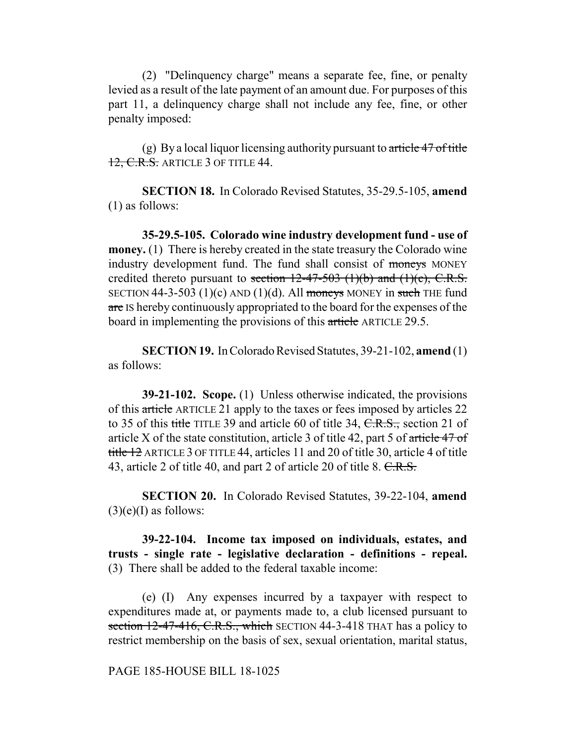(2) "Delinquency charge" means a separate fee, fine, or penalty levied as a result of the late payment of an amount due. For purposes of this part 11, a delinquency charge shall not include any fee, fine, or other penalty imposed:

(g) By a local liquor licensing authority pursuant to ~~article 47 of title 12, C.R.S.~~ ARTICLE 3 OF TITLE 44.

**SECTION 18.** In Colorado Revised Statutes, 35-29.5-105, **amend** (1) as follows:

**35-29.5-105. Colorado wine industry development fund - use of money.** (1) There is hereby created in the state treasury the Colorado wine industry development fund. The fund shall consist of ~~moneys~~ MONEY credited thereto pursuant to ~~section 12-47-503 (1)(b) and (1)(c), C.R.S.~~ SECTION 44-3-503 (1)(c) AND (1)(d). All ~~moneys~~ MONEY in ~~such~~ THE fund ~~are~~ IS hereby continuously appropriated to the board for the expenses of the board in implementing the provisions of this ~~article~~ ARTICLE 29.5.

**SECTION 19.** In Colorado Revised Statutes, 39-21-102, **amend** (1) as follows:

**39-21-102. Scope.** (1) Unless otherwise indicated, the provisions of this ~~article~~ ARTICLE 21 apply to the taxes or fees imposed by articles 22 to 35 of this ~~title~~ TITLE 39 and article 60 of title 34, ~~C.R.S.,~~ section 21 of article X of the state constitution, article 3 of title 42, part 5 of ~~article 47 of title 12~~ ARTICLE 3 OF TITLE 44, articles 11 and 20 of title 30, article 4 of title 43, article 2 of title 40, and part 2 of article 20 of title 8. ~~C.R.S.~~

**SECTION 20.** In Colorado Revised Statutes, 39-22-104, **amend** (3)(e)(I) as follows:

**39-22-104. Income tax imposed on individuals, estates, and trusts - single rate - legislative declaration - definitions - repeal.** (3) There shall be added to the federal taxable income:

(e) (I) Any expenses incurred by a taxpayer with respect to expenditures made at, or payments made to, a club licensed pursuant to ~~section 12-47-416, C.R.S., which~~ SECTION 44-3-418 THAT has a policy to restrict membership on the basis of sex, sexual orientation, marital status,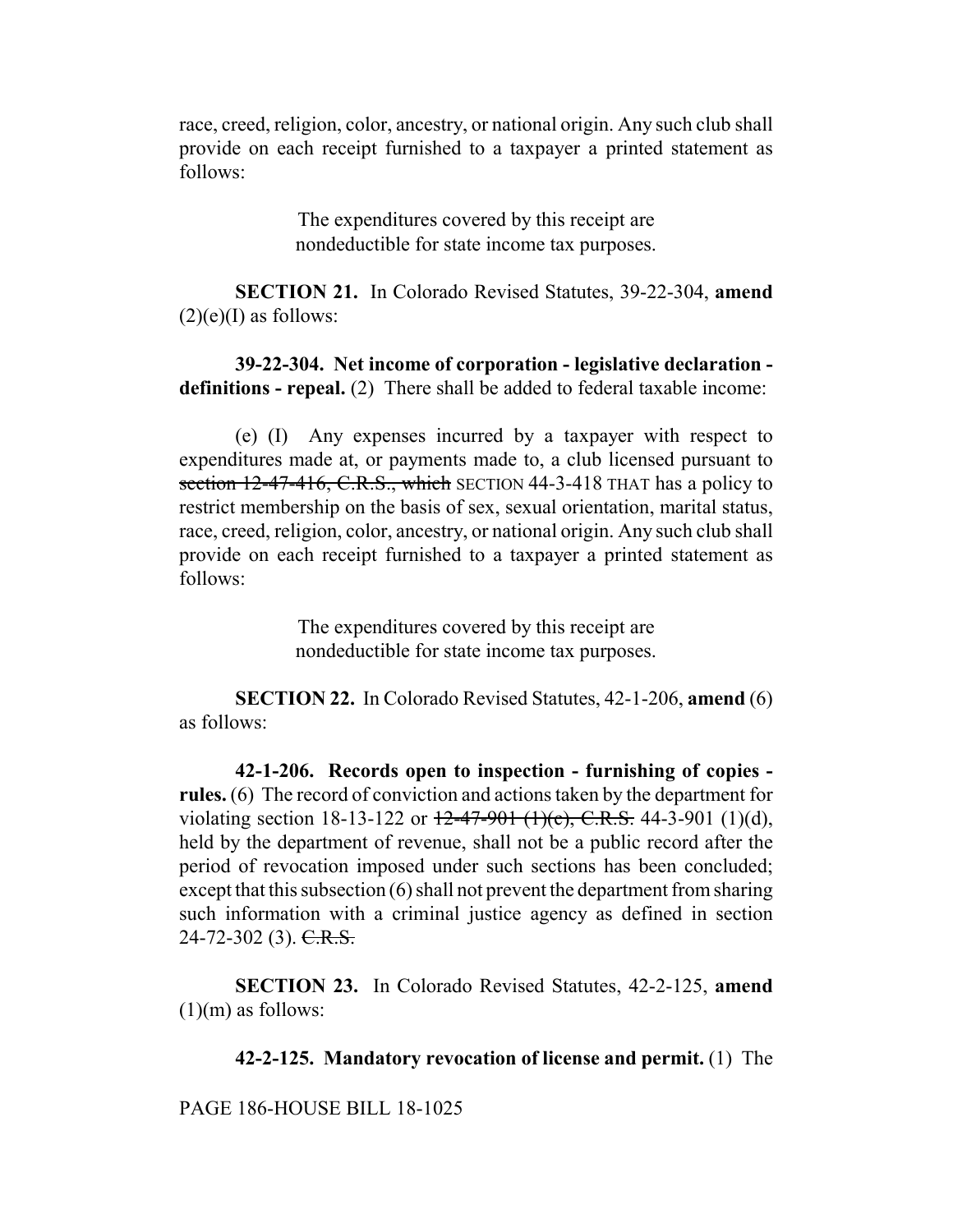race, creed, religion, color, ancestry, or national origin. Any such club shall provide on each receipt furnished to a taxpayer a printed statement as follows:

> The expenditures covered by this receipt are nondeductible for state income tax purposes.

**SECTION 21.** In Colorado Revised Statutes, 39-22-304, **amend** (2)(e)(I) as follows:

**39-22-304. Net income of corporation - legislative declaration - definitions - repeal.** (2) There shall be added to federal taxable income:

(e) (I) Any expenses incurred by a taxpayer with respect to expenditures made at, or payments made to, a club licensed pursuant to ~~section 12-47-416, C.R.S., which~~ SECTION 44-3-418 THAT has a policy to restrict membership on the basis of sex, sexual orientation, marital status, race, creed, religion, color, ancestry, or national origin. Any such club shall provide on each receipt furnished to a taxpayer a printed statement as follows:

> The expenditures covered by this receipt are nondeductible for state income tax purposes.

**SECTION 22.** In Colorado Revised Statutes, 42-1-206, **amend** (6) as follows:

**42-1-206. Records open to inspection - furnishing of copies - rules.** (6) The record of conviction and actions taken by the department for violating section 18-13-122 or ~~12-47-901 (1)(c), C.R.S.~~ 44-3-901 (1)(d), held by the department of revenue, shall not be a public record after the period of revocation imposed under such sections has been concluded; except that this subsection (6) shall not prevent the department from sharing such information with a criminal justice agency as defined in section 24-72-302 (3). ~~C.R.S.~~

**SECTION 23.** In Colorado Revised Statutes, 42-2-125, **amend** (1)(m) as follows:

**42-2-125. Mandatory revocation of license and permit.** (1) The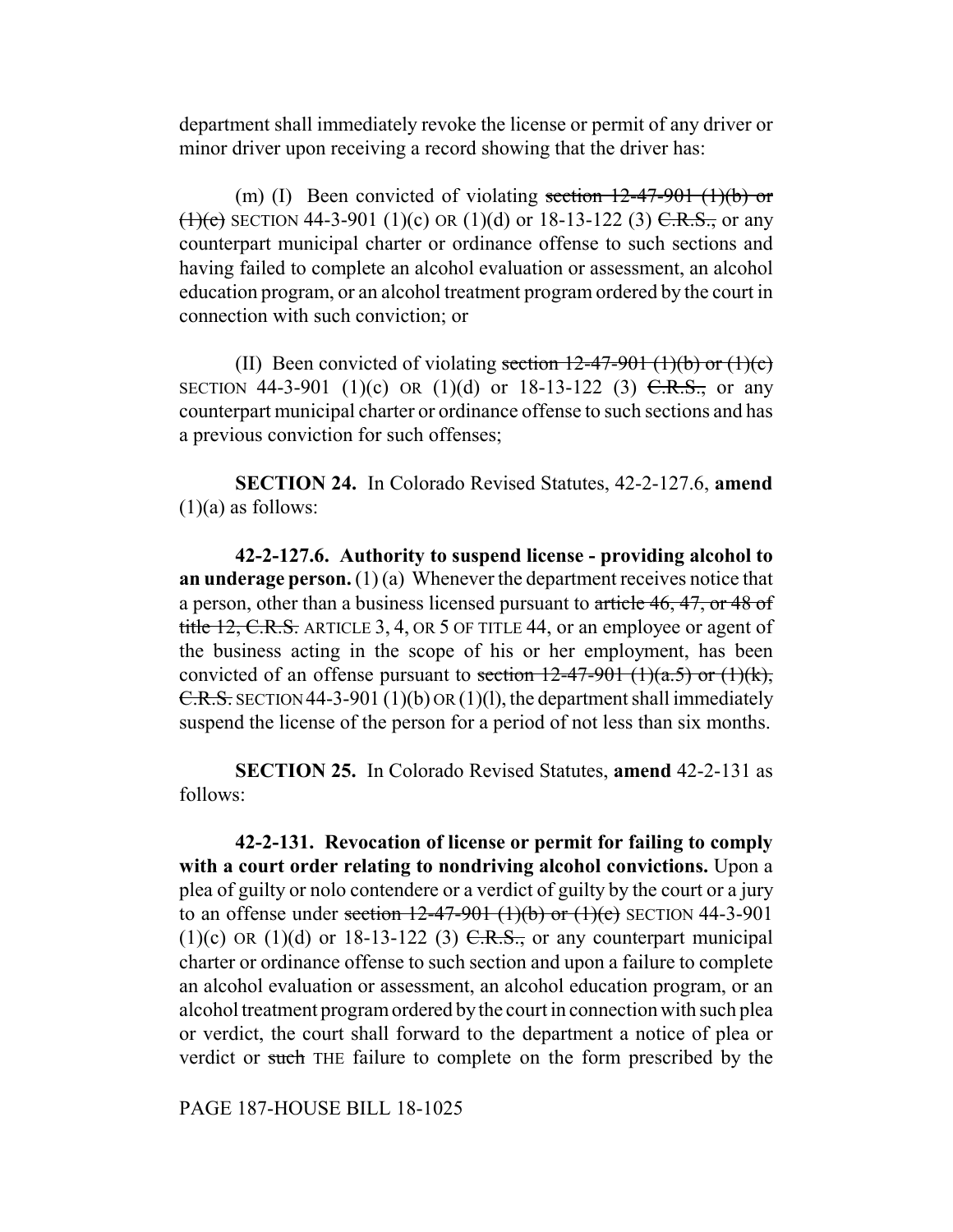department shall immediately revoke the license or permit of any driver or minor driver upon receiving a record showing that the driver has:

(m) (I) Been convicted of violating ~~section 12-47-901 (1)(b) or (1)(c)~~ SECTION 44-3-901 (1)(c) OR (1)(d) or 18-13-122 (3) ~~C.R.S.,~~ or any counterpart municipal charter or ordinance offense to such sections and having failed to complete an alcohol evaluation or assessment, an alcohol education program, or an alcohol treatment program ordered by the court in connection with such conviction; or

(II) Been convicted of violating ~~section 12-47-901 (1)(b) or (1)(c)~~ SECTION 44-3-901 (1)(c) OR (1)(d) or 18-13-122 (3) ~~C.R.S.,~~ or any counterpart municipal charter or ordinance offense to such sections and has a previous conviction for such offenses;

**SECTION 24.** In Colorado Revised Statutes, 42-2-127.6, **amend** (1)(a) as follows:

**42-2-127.6. Authority to suspend license - providing alcohol to an underage person.** (1) (a) Whenever the department receives notice that a person, other than a business licensed pursuant to ~~article 46, 47, or 48 of title 12, C.R.S.~~ ARTICLE 3, 4, OR 5 OF TITLE 44, or an employee or agent of the business acting in the scope of his or her employment, has been convicted of an offense pursuant to ~~section 12-47-901 (1)(a.5) or (1)(k), C.R.S.~~ SECTION 44-3-901 (1)(b) OR (1)(l), the department shall immediately suspend the license of the person for a period of not less than six months.

**SECTION 25.** In Colorado Revised Statutes, **amend** 42-2-131 as follows:

**42-2-131. Revocation of license or permit for failing to comply with a court order relating to nondriving alcohol convictions.** Upon a plea of guilty or nolo contendere or a verdict of guilty by the court or a jury to an offense under ~~section 12-47-901 (1)(b) or (1)(c)~~ SECTION 44-3-901 (1)(c) OR (1)(d) or 18-13-122 (3) ~~C.R.S.,~~ or any counterpart municipal charter or ordinance offense to such section and upon a failure to complete an alcohol evaluation or assessment, an alcohol education program, or an alcohol treatment program ordered by the court in connection with such plea or verdict, the court shall forward to the department a notice of plea or verdict or ~~such~~ THE failure to complete on the form prescribed by the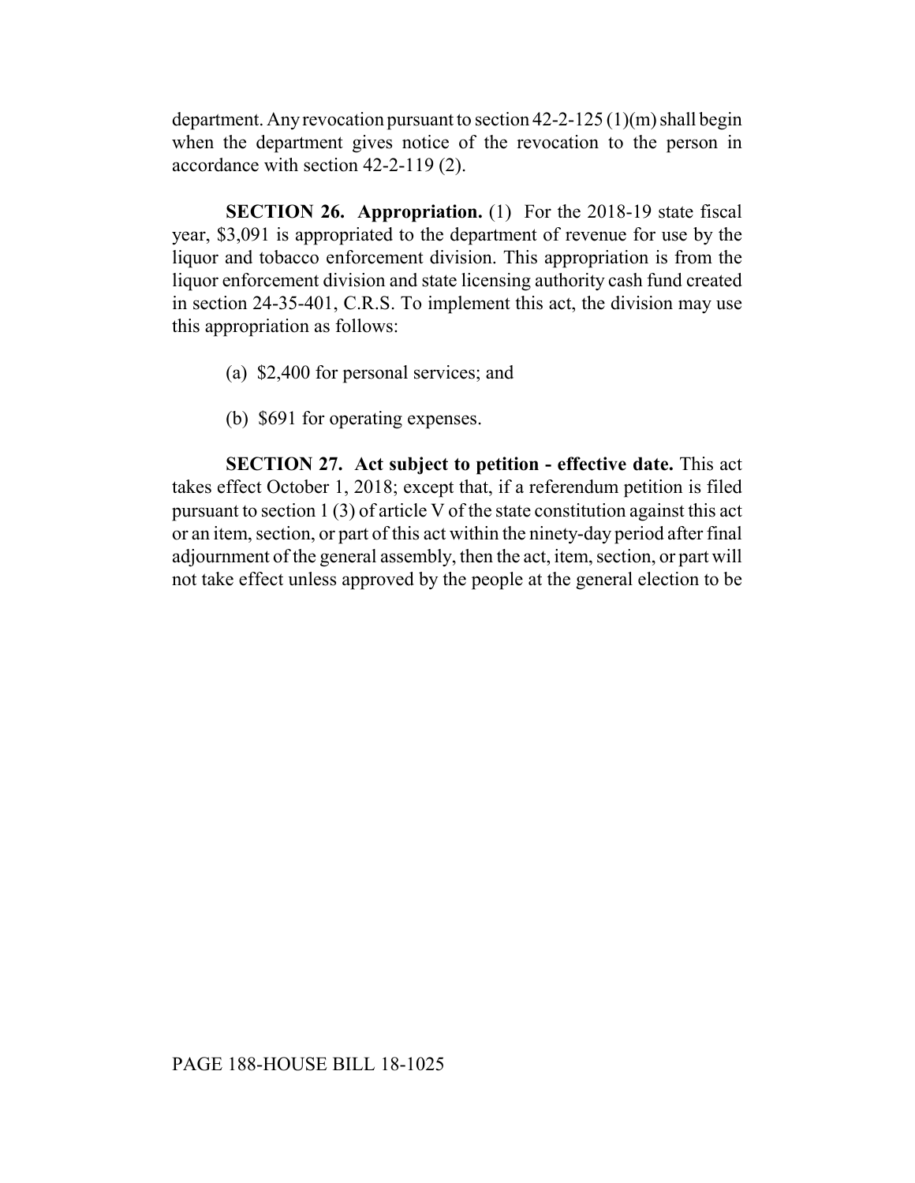department. Any revocation pursuant to section 42-2-125 (1)(m) shall begin when the department gives notice of the revocation to the person in accordance with section 42-2-119 (2).

**SECTION 26. Appropriation.** (1) For the 2018-19 state fiscal year, $3,091 is appropriated to the department of revenue for use by the liquor and tobacco enforcement division. This appropriation is from the liquor enforcement division and state licensing authority cash fund created in section 24-35-401, C.R.S. To implement this act, the division may use this appropriation as follows:

(a) $2,400 for personal services; and

(b) $691 for operating expenses.

**SECTION 27. Act subject to petition - effective date.** This act takes effect October 1, 2018; except that, if a referendum petition is filed pursuant to section 1 (3) of article V of the state constitution against this act or an item, section, or part of this act within the ninety-day period after final adjournment of the general assembly, then the act, item, section, or part will not take effect unless approved by the people at the general election to be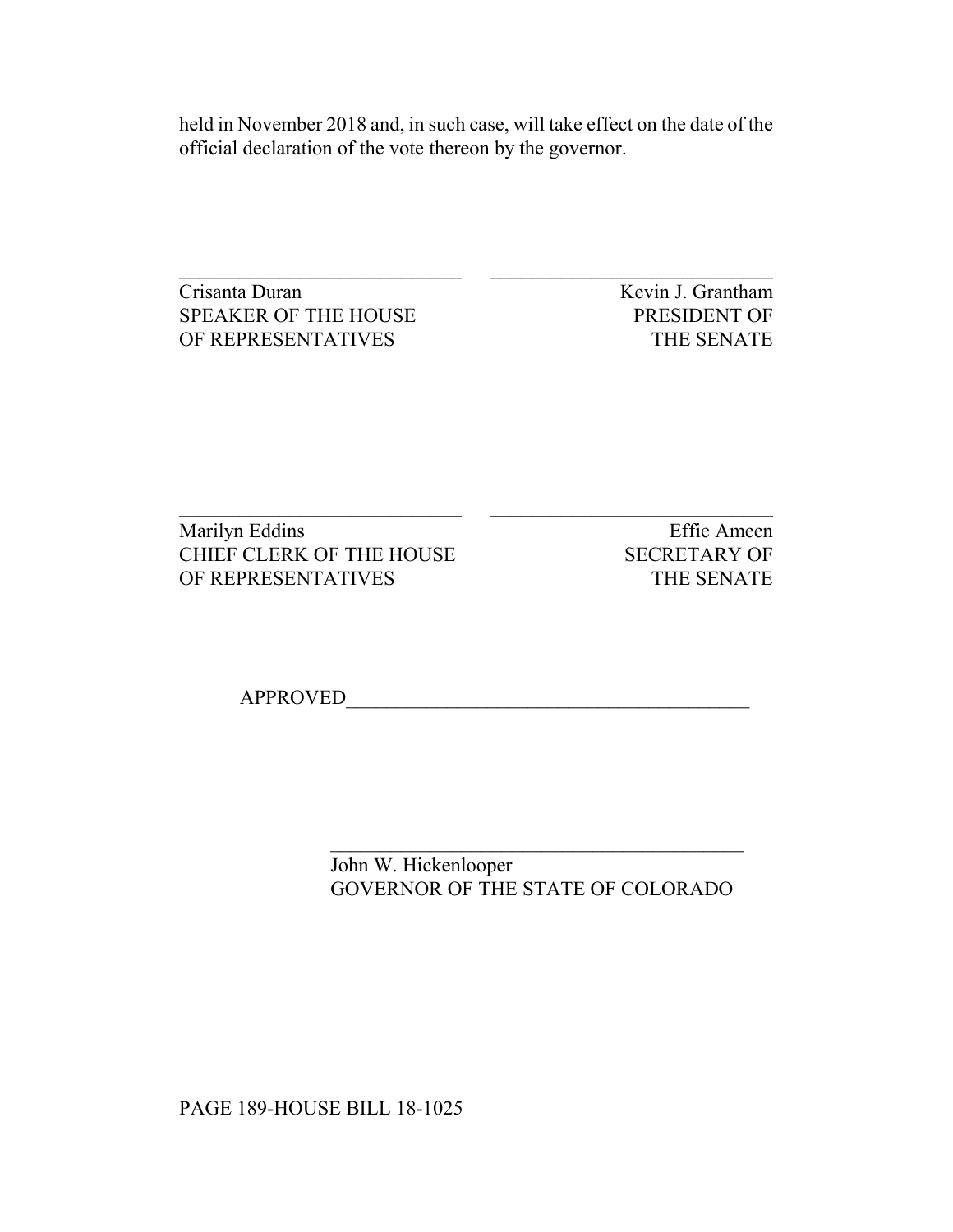held in November 2018 and, in such case, will take effect on the date of the official declaration of the vote thereon by the governor.

\_\_\_\_\_\_\_\_\_\_\_\_\_\_\_\_\_\_\_\_\_\_\_\_\_\_\_\_
Crisanta Duran
SPEAKER OF THE HOUSE
OF REPRESENTATIVES

\_\_\_\_\_\_\_\_\_\_\_\_\_\_\_\_\_\_\_\_\_\_\_\_\_\_\_\_
Kevin J. Grantham
PRESIDENT OF
THE SENATE

\_\_\_\_\_\_\_\_\_\_\_\_\_\_\_\_\_\_\_\_\_\_\_\_\_\_\_\_
Marilyn Eddins
CHIEF CLERK OF THE HOUSE
OF REPRESENTATIVES

\_\_\_\_\_\_\_\_\_\_\_\_\_\_\_\_\_\_\_\_\_\_\_\_\_\_\_\_
Effie Ameen
SECRETARY OF
THE SENATE

APPROVED\_\_\_\_\_\_\_\_\_\_\_\_\_\_\_\_\_\_\_\_\_\_\_\_\_\_\_\_\_\_\_\_\_\_\_\_\_\_\_\_

\_\_\_\_\_\_\_\_\_\_\_\_\_\_\_\_\_\_\_\_\_\_\_\_\_\_\_\_\_\_\_\_\_\_\_\_\_\_\_\_
John W. Hickenlooper
GOVERNOR OF THE STATE OF COLORADO

PAGE 189-HOUSE BILL 18-1025